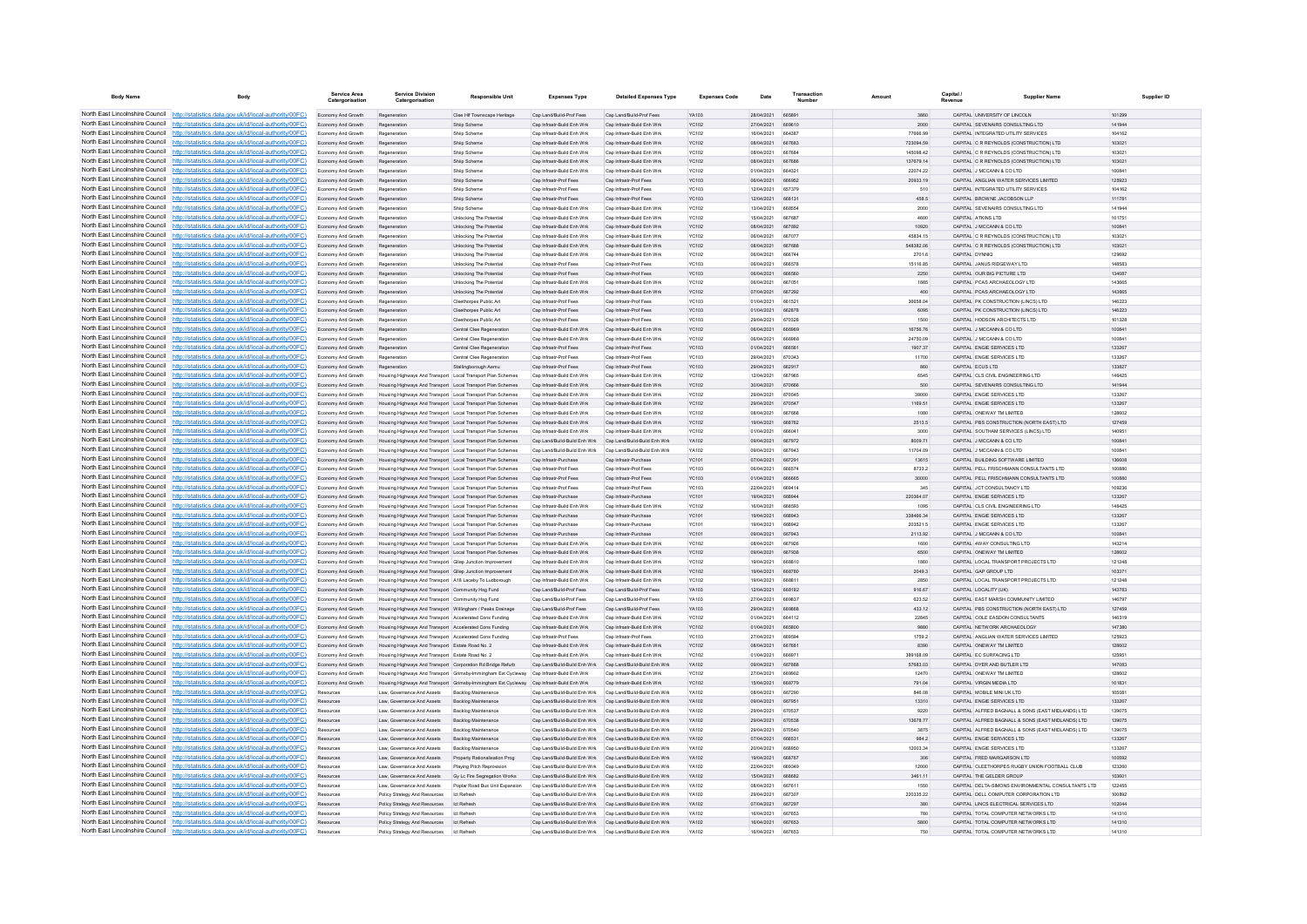| Body Name | Body | Service Area Catergorisation | Service Division Catergorisation | Responsible Unit | Expenses Type | Detailed Expenses Type | Expenses Code | Date | Transaction Number | Amount | Capital / Revenue | Supplier Name | Supplier ID |
|---|---|---|---|---|---|---|---|---|---|---|---|---|---|
| North East Lincolnshire Council | http://statistics.data.gov.uk/id/local-authority/00FC) | Economy And Growth | Regeneration | Clee Hlf Townscape Heritage | Cap Land/Build-Prof Fees | Cap Land/Build-Prof Fees | YA103 | 28/04/2021 | 665891 | 3860 | CAPITAL | UNIVERSITY OF LINCOLN | 101299 |
| North East Lincolnshire Council | http://statistics.data.gov.uk/id/local-authority/00FC) | Economy And Growth | Regeneration | Ship Scheme | Cap Infrastr-Build Enh Wrk | Cap Infrastr-Build Enh Wrk | YC102 | 27/04/2021 | 669610 | 2000 | CAPITAL | SEVENAIRS CONSULTING LTD | 141944 |
| North East Lincolnshire Council | http://statistics.data.gov.uk/id/local-authority/00FC) | Economy And Growth | Regeneration | Ship Scheme | Cap Infrastr-Build Enh Wrk | Cap Infrastr-Build Enh Wrk | YC102 | 16/04/2021 | 664387 | 77666.99 | CAPITAL | INTEGRATED UTILITY SERVICES | 104162 |
| North East Lincolnshire Council | http://statistics.data.gov.uk/id/local-authority/00FC) | Economy And Growth | Regeneration | Ship Scheme | Cap Infrastr-Build Enh Wrk | Cap Infrastr-Build Enh Wrk | YC102 | 08/04/2021 | 667683 | 723094.59 | CAPITAL | C R REYNOLDS (CONSTRUCTION) LTD | 103021 |
| North East Lincolnshire Council | http://statistics.data.gov.uk/id/local-authority/00FC) | Economy And Growth | Regeneration | Ship Scheme | Cap Infrastr-Build Enh Wrk | Cap Infrastr-Build Enh Wrk | YC102 | 08/04/2021 | 667684 | 145098.42 | CAPITAL | C R REYNOLDS (CONSTRUCTION) LTD | 103021 |
| North East Lincolnshire Council | http://statistics.data.gov.uk/id/local-authority/00FC) | Economy And Growth | Regeneration | Ship Scheme | Cap Infrastr-Build Enh Wrk | Cap Infrastr-Build Enh Wrk | YC102 | 08/04/2021 | 667686 | 137679.14 | CAPITAL | C R REYNOLDS (CONSTRUCTION) LTD | 103021 |
| North East Lincolnshire Council | http://statistics.data.gov.uk/id/local-authority/00FC) | Economy And Growth | Regeneration | Ship Scheme | Cap Infrastr-Build Enh Wrk | Cap Infrastr-Build Enh Wrk | YC102 | 01/04/2021 | 664321 | 22074.22 | CAPITAL | J MCCANN & CO LTD | 100841 |
| North East Lincolnshire Council | http://statistics.data.gov.uk/id/local-authority/00FC) | Economy And Growth | Regeneration | Ship Scheme | Cap Infrastr-Prof Fees | Cap Infrastr-Prof Fees | YC103 | 06/04/2021 | 666952 | 20933.19 | CAPITAL | ANGLIAN WATER SERVICES LIMITED | 125923 |
| North East Lincolnshire Council | http://statistics.data.gov.uk/id/local-authority/00FC) | Economy And Growth | Regeneration | Ship Scheme | Cap Infrastr-Prof Fees | Cap Infrastr-Prof Fees | YC103 | 12/04/2021 | 657379 | 510 | CAPITAL | INTEGRATED UTILITY SERVICES | 104162 |
| North East Lincolnshire Council | http://statistics.data.gov.uk/id/local-authority/00FC) | Economy And Growth | Regeneration | Ship Scheme | Cap Infrastr-Prof Fees | Cap Infrastr-Prof Fees | YC103 | 12/04/2021 | 668131 | 458.5 | CAPITAL | BROWNE JACOBSON LLP | 111781 |
| North East Lincolnshire Council | http://statistics.data.gov.uk/id/local-authority/00FC) | Economy And Growth | Regeneration | Ship Scheme | Cap Infrastr-Build Enh Wrk | Cap Infrastr-Build Enh Wrk | YC102 | 13/04/2021 | 668554 | 2000 | CAPITAL | SEVENAIRS CONSULTING LTD | 141944 |
| North East Lincolnshire Council | http://statistics.data.gov.uk/id/local-authority/00FC) | Economy And Growth | Regeneration | Unlocking The Potential | Cap Infrastr-Build Enh Wrk | Cap Infrastr-Build Enh Wrk | YC102 | 15/04/2021 | 667687 | 4600 | CAPITAL | ATKINS LTD | 101751 |
| North East Lincolnshire Council | http://statistics.data.gov.uk/id/local-authority/00FC) | Economy And Growth | Regeneration | Unlocking The Potential | Cap Infrastr-Build Enh Wrk | Cap Infrastr-Build Enh Wrk | YC102 | 08/04/2021 | 667892 | 10920 | CAPITAL | J MCCANN & CO LTD | 100841 |
| North East Lincolnshire Council | http://statistics.data.gov.uk/id/local-authority/00FC) | Economy And Growth | Regeneration | Unlocking The Potential | Cap Infrastr-Build Enh Wrk | Cap Infrastr-Build Enh Wrk | YC102 | 06/04/2021 | 667077 | 45834.15 | CAPITAL | C R REYNOLDS (CONSTRUCTION) LTD | 103021 |
| North East Lincolnshire Council | http://statistics.data.gov.uk/id/local-authority/00FC) | Economy And Growth | Regeneration | Unlocking The Potential | Cap Infrastr-Build Enh Wrk | Cap Infrastr-Build Enh Wrk | YC102 | 08/04/2021 | 667688 | 548382.06 | CAPITAL | C R REYNOLDS (CONSTRUCTION) LTD | 103021 |
| North East Lincolnshire Council | http://statistics.data.gov.uk/id/local-authority/00FC) | Economy And Growth | Regeneration | Unlocking The Potential | Cap Infrastr-Build Enh Wrk | Cap Infrastr-Build Enh Wrk | YC102 | 06/04/2021 | 666744 | 2701.6 | CAPITAL | DYNNIQ | 129692 |
| North East Lincolnshire Council | http://statistics.data.gov.uk/id/local-authority/00FC) | Economy And Growth | Regeneration | Unlocking The Potential | Cap Infrastr-Prof Fees | Cap Infrastr-Prof Fees | YC103 | 06/04/2021 | 666578 | 15116.85 | CAPITAL | JANUS RIDGEWAY LTD | 148583 |
| North East Lincolnshire Council | http://statistics.data.gov.uk/id/local-authority/00FC) | Economy And Growth | Regeneration | Unlocking The Potential | Cap Infrastr-Prof Fees | Cap Infrastr-Prof Fees | YC103 | 06/04/2021 | 666560 | 2250 | CAPITAL | OUR BIG PICTURE LTD | 134087 |
| North East Lincolnshire Council | http://statistics.data.gov.uk/id/local-authority/00FC) | Economy And Growth | Regeneration | Unlocking The Potential | Cap Infrastr-Build Enh Wrk | Cap Infrastr-Build Enh Wrk | YC102 | 06/04/2021 | 667051 | 1885 | CAPITAL | PCAS ARCHAEOLOGY LTD | 143665 |
| North East Lincolnshire Council | http://statistics.data.gov.uk/id/local-authority/00FC) | Economy And Growth | Regeneration | Unlocking The Potential | Cap Infrastr-Build Enh Wrk | Cap Infrastr-Build Enh Wrk | YC102 | 07/04/2021 | 667292 | 400 | CAPITAL | PCAS ARCHAEOLOGY LTD | 143665 |
| North East Lincolnshire Council | http://statistics.data.gov.uk/id/local-authority/00FC) | Economy And Growth | Regeneration | Cleethorpes Public Art | Cap Infrastr-Prof Fees | Cap Infrastr-Prof Fees | YC103 | 01/04/2021 | 661521 | 36658.04 | CAPITAL | PK CONSTRUCTION (LINCS) LTD | 146223 |
| North East Lincolnshire Council | http://statistics.data.gov.uk/id/local-authority/00FC) | Economy And Growth | Regeneration | Cleethorpes Public Art | Cap Infrastr-Prof Fees | Cap Infrastr-Prof Fees | YC103 | 01/04/2021 | 662878 | 6095 | CAPITAL | PK CONSTRUCTION (LINCS) LTD | 146223 |
| North East Lincolnshire Council | http://statistics.data.gov.uk/id/local-authority/00FC) | Economy And Growth | Regeneration | Cleethorpes Public Art | Cap Infrastr-Prof Fees | Cap Infrastr-Prof Fees | YC103 | 29/04/2021 | 670328 | 1500 | CAPITAL | HODSON ARCHITECTS LTD | 101328 |
| North East Lincolnshire Council | http://statistics.data.gov.uk/id/local-authority/00FC) | Economy And Growth | Regeneration | Central Clee Regeneration | Cap Infrastr-Build Enh Wrk | Cap Infrastr-Build Enh Wrk | YC102 | 06/04/2021 | 666969 | 16756.76 | CAPITAL | J MCCANN & CO LTD | 100841 |
| North East Lincolnshire Council | http://statistics.data.gov.uk/id/local-authority/00FC) | Economy And Growth | Regeneration | Central Clee Regeneration | Cap Infrastr-Build Enh Wrk | Cap Infrastr-Build Enh Wrk | YC102 | 06/04/2021 | 666968 | 24750.09 | CAPITAL | J MCCANN & CO LTD | 100841 |
| North East Lincolnshire Council | http://statistics.data.gov.uk/id/local-authority/00FC) | Economy And Growth | Regeneration | Central Clee Regeneration | Cap Infrastr-Prof Fees | Cap Infrastr-Prof Fees | YC103 | 01/04/2021 | 666561 | 1907.37 | CAPITAL | ENGIE SERVICES LTD | 133267 |
| North East Lincolnshire Council | http://statistics.data.gov.uk/id/local-authority/00FC) | Economy And Growth | Regeneration | Central Clee Regeneration | Cap Infrastr-Prof Fees | Cap Infrastr-Prof Fees | YC103 | 29/04/2021 | 670343 | 11700 | CAPITAL | ENGIE SERVICES LTD | 133267 |
| North East Lincolnshire Council | http://statistics.data.gov.uk/id/local-authority/00FC) | Economy And Growth | Regeneration | Stallingborough Aemu | Cap Infrastr-Prof Fees | Cap Infrastr-Prof Fees | YC103 | 29/04/2021 | 662917 | 860 | CAPITAL | ECUS LTD | 133827 |
| North East Lincolnshire Council | http://statistics.data.gov.uk/id/local-authority/00FC) | Economy And Growth | Housing Highways And Transport | Local Transport Plan Schemes | Cap Infrastr-Build Enh Wrk | Cap Infrastr-Build Enh Wrk | YC102 | 12/04/2021 | 667065 | 6545 | CAPITAL | CLS CIVIL ENGINEERING LTD | 146425 |
| North East Lincolnshire Council | http://statistics.data.gov.uk/id/local-authority/00FC) | Economy And Growth | Housing Highways And Transport | Local Transport Plan Schemes | Cap Infrastr-Build Enh Wrk | Cap Infrastr-Build Enh Wrk | YC102 | 30/04/2021 | 670666 | 500 | CAPITAL | SEVENAIRS CONSULTING LTD | 141944 |
| North East Lincolnshire Council | http://statistics.data.gov.uk/id/local-authority/00FC) | Economy And Growth | Housing Highways And Transport | Local Transport Plan Schemes | Cap Infrastr-Build Enh Wrk | Cap Infrastr-Build Enh Wrk | YC102 | 29/04/2021 | 670545 | 39000 | CAPITAL | ENGIE SERVICES LTD | 133267 |
| North East Lincolnshire Council | http://statistics.data.gov.uk/id/local-authority/00FC) | Economy And Growth | Housing Highways And Transport | Local Transport Plan Schemes | Cap Infrastr-Build Enh Wrk | Cap Infrastr-Build Enh Wrk | YC102 | 29/04/2021 | 670547 | 1169.51 | CAPITAL | ENGIE SERVICES LTD | 133267 |
| North East Lincolnshire Council | http://statistics.data.gov.uk/id/local-authority/00FC) | Economy And Growth | Housing Highways And Transport | Local Transport Plan Schemes | Cap Infrastr-Build Enh Wrk | Cap Infrastr-Build Enh Wrk | YC102 | 08/04/2021 | 667668 | 1080 | CAPITAL | ONEWAY TM LIMITED | 128602 |
| North East Lincolnshire Council | http://statistics.data.gov.uk/id/local-authority/00FC) | Economy And Growth | Housing Highways And Transport | Local Transport Plan Schemes | Cap Infrastr-Build Enh Wrk | Cap Infrastr-Build Enh Wrk | YC102 | 19/04/2021 | 668762 | 2513.5 | CAPITAL | PBS CONSTRUCTION (NORTH EAST) LTD | 127459 |
| North East Lincolnshire Council | http://statistics.data.gov.uk/id/local-authority/00FC) | Economy And Growth | Housing Highways And Transport | Local Transport Plan Schemes | Cap Infrastr-Build Enh Wrk | Cap Infrastr-Build Enh Wrk | YC102 | 01/04/2021 | 666041 | 3000 | CAPITAL | SOUTHAM SERVICES (LINCS) LTD | 140951 |
| North East Lincolnshire Council | http://statistics.data.gov.uk/id/local-authority/00FC) | Economy And Growth | Housing Highways And Transport | Local Transport Plan Schemes | Cap Land/Build-Build Enh Wrk | Cap Land/Build-Build Enh Wrk | YA102 | 09/04/2021 | 667972 | 8009.71 | CAPITAL | J MCCANN & CO LTD | 100841 |
| North East Lincolnshire Council | http://statistics.data.gov.uk/id/local-authority/00FC) | Economy And Growth | Housing Highways And Transport | Local Transport Plan Schemes | Cap Land/Build-Build Enh Wrk | Cap Land/Build-Build Enh Wrk | YA102 | 09/04/2021 | 667943 | 11704.09 | CAPITAL | J MCCANN & CO LTD | 100841 |
| North East Lincolnshire Council | http://statistics.data.gov.uk/id/local-authority/00FC) | Economy And Growth | Housing Highways And Transport | Local Transport Plan Schemes | Cap Infrastr-Purchase | Cap Infrastr-Purchase | YC101 | 07/04/2021 | 667291 | 13615 | CAPITAL | BUILDING SOFTWARE LIMITED | 136608 |
| North East Lincolnshire Council | http://statistics.data.gov.uk/id/local-authority/00FC) | Economy And Growth | Housing Highways And Transport | Local Transport Plan Schemes | Cap Infrastr-Prof Fees | Cap Infrastr-Prof Fees | YC103 | 06/04/2021 | 666574 | 8733.2 | CAPITAL | PELL FRISCHMANN CONSULTANTS LTD | 100880 |
| North East Lincolnshire Council | http://statistics.data.gov.uk/id/local-authority/00FC) | Economy And Growth | Housing Highways And Transport | Local Transport Plan Schemes | Cap Infrastr-Prof Fees | Cap Infrastr-Prof Fees | YC103 | 01/04/2021 | 666665 | 30000 | CAPITAL | PELL FRISCHMANN CONSULTANTS LTD | 100880 |
| North East Lincolnshire Council | http://statistics.data.gov.uk/id/local-authority/00FC) | Economy And Growth | Housing Highways And Transport | Local Transport Plan Schemes | Cap Infrastr-Prof Fees | Cap Infrastr-Prof Fees | YC103 | 22/04/2021 | 669414 | 345 | CAPITAL | JCT CONSULTANCY LTD | 109236 |
| North East Lincolnshire Council | http://statistics.data.gov.uk/id/local-authority/00FC) | Economy And Growth | Housing Highways And Transport | Local Transport Plan Schemes | Cap Infrastr-Purchase | Cap Infrastr-Purchase | YC101 | 19/04/2021 | 668944 | 220384.07 | CAPITAL | ENGIE SERVICES LTD | 133267 |
| North East Lincolnshire Council | http://statistics.data.gov.uk/id/local-authority/00FC) | Economy And Growth | Housing Highways And Transport | Local Transport Plan Schemes | Cap Infrastr-Build Enh Wrk | Cap Infrastr-Build Enh Wrk | YC102 | 16/04/2021 | 668593 | 1095 | CAPITAL | CLS CIVIL ENGINEERING LTD | 146425 |
| North East Lincolnshire Council | http://statistics.data.gov.uk/id/local-authority/00FC) | Economy And Growth | Housing Highways And Transport | Local Transport Plan Schemes | Cap Infrastr-Purchase | Cap Infrastr-Purchase | YC101 | 19/04/2021 | 668943 | 338466.34 | CAPITAL | ENGIE SERVICES LTD | 133267 |
| North East Lincolnshire Council | http://statistics.data.gov.uk/id/local-authority/00FC) | Economy And Growth | Housing Highways And Transport | Local Transport Plan Schemes | Cap Infrastr-Purchase | Cap Infrastr-Purchase | YC101 | 19/04/2021 | 668942 | 203521.5 | CAPITAL | ENGIE SERVICES LTD | 133267 |
| North East Lincolnshire Council | http://statistics.data.gov.uk/id/local-authority/00FC) | Economy And Growth | Housing Highways And Transport | Local Transport Plan Schemes | Cap Infrastr-Purchase | Cap Infrastr-Purchase | YC101 | 09/04/2021 | 667943 | 2113.92 | CAPITAL | J MCCANN & CO LTD | 100841 |
| North East Lincolnshire Council | http://statistics.data.gov.uk/id/local-authority/00FC) | Economy And Growth | Housing Highways And Transport | Local Transport Plan Schemes | Cap Infrastr-Build Enh Wrk | Cap Infrastr-Build Enh Wrk | YC102 | 08/04/2021 | 667926 | 1600 | CAPITAL | 4WAY CONSULTING LTD | 143214 |
| North East Lincolnshire Council | http://statistics.data.gov.uk/id/local-authority/00FC) | Economy And Growth | Housing Highways And Transport | Local Transport Plan Schemes | Cap Infrastr-Build Enh Wrk | Cap Infrastr-Build Enh Wrk | YC102 | 09/04/2021 | 667938 | 6500 | CAPITAL | ONEWAY TM LIMITED | 128602 |
| North East Lincolnshire Council | http://statistics.data.gov.uk/id/local-authority/00FC) | Economy And Growth | Housing Highways And Transport | Gllep Junction Improvement | Cap Infrastr-Build Enh Wrk | Cap Infrastr-Build Enh Wrk | YC102 | 19/04/2021 | 668810 | 1860 | CAPITAL | LOCAL TRANSPORT PROJECTS LTD | 121248 |
| North East Lincolnshire Council | http://statistics.data.gov.uk/id/local-authority/00FC) | Economy And Growth | Housing Highways And Transport | Gllep Junction Improvement | Cap Infrastr-Build Enh Wrk | Cap Infrastr-Build Enh Wrk | YC102 | 19/04/2021 | 668780 | 2049.3 | CAPITAL | GAP GROUP LTD | 103271 |
| North East Lincolnshire Council | http://statistics.data.gov.uk/id/local-authority/00FC) | Economy And Growth | Housing Highways And Transport | A18 Laceby To Ludborough | Cap Infrastr-Build Enh Wrk | Cap Infrastr-Build Enh Wrk | YC102 | 19/04/2021 | 668811 | 2850 | CAPITAL | LOCAL TRANSPORT PROJECTS LTD | 121248 |
| North East Lincolnshire Council | http://statistics.data.gov.uk/id/local-authority/00FC) | Economy And Growth | Housing Highways And Transport | Community Hug Fund | Cap Land/Build-Prof Fees | Cap Land/Build-Prof Fees | YA103 | 12/04/2021 | 668182 | 916.67 | CAPITAL | LOCALITY (UK) | 143783 |
| North East Lincolnshire Council | http://statistics.data.gov.uk/id/local-authority/00FC) | Economy And Growth | Housing Highways And Transport | Community Hug Fund | Cap Land/Build-Prof Fees | Cap Land/Build-Prof Fees | YA103 | 27/04/2021 | 669837 | 623.52 | CAPITAL | EAST MARSH COMMUNITY LIMITED | 146797 |
| North East Lincolnshire Council | http://statistics.data.gov.uk/id/local-authority/00FC) | Economy And Growth | Housing Highways And Transport | Willingham / Peaks Drainage | Cap Land/Build-Prof Fees | Cap Land/Build-Prof Fees | YA103 | 29/04/2021 | 669868 | 433.12 | CAPITAL | PBS CONSTRUCTION (NORTH EAST) LTD | 127459 |
| North East Lincolnshire Council | http://statistics.data.gov.uk/id/local-authority/00FC) | Economy And Growth | Housing Highways And Transport | Accelerated Cons Funding | Cap Infrastr-Build Enh Wrk | Cap Infrastr-Build Enh Wrk | YC102 | 01/04/2021 | 664112 | 22845 | CAPITAL | COLE EASDON CONSULTANTS | 146319 |
| North East Lincolnshire Council | http://statistics.data.gov.uk/id/local-authority/00FC) | Economy And Growth | Housing Highways And Transport | Accelerated Cons Funding | Cap Infrastr-Build Enh Wrk | Cap Infrastr-Build Enh Wrk | YC102 | 01/04/2021 | 665800 | 9880 | CAPITAL | NETWORK ARCHAEOLOGY | 147380 |
| North East Lincolnshire Council | http://statistics.data.gov.uk/id/local-authority/00FC) | Economy And Growth | Housing Highways And Transport | Accelerated Cons Funding | Cap Infrastr-Prof Fees | Cap Infrastr-Prof Fees | YC103 | 27/04/2021 | 669594 | 1759.2 | CAPITAL | ANGLIAN WATER SERVICES LIMITED | 125923 |
| North East Lincolnshire Council | http://statistics.data.gov.uk/id/local-authority/00FC) | Economy And Growth | Housing Highways And Transport | Estate Road No. 2 | Cap Infrastr-Build Enh Wrk | Cap Infrastr-Build Enh Wrk | YC102 | 08/04/2021 | 667661 | 8300 | CAPITAL | ONEWAY TM LIMITED | 128602 |
| North East Lincolnshire Council | http://statistics.data.gov.uk/id/local-authority/00FC) | Economy And Growth | Housing Highways And Transport | Estate Road No. 2 | Cap Infrastr-Build Enh Wrk | Cap Infrastr-Build Enh Wrk | YC102 | 01/04/2021 | 666671 | 386168.09 | CAPITAL | EC SURFACING LTD | 125951 |
| North East Lincolnshire Council | http://statistics.data.gov.uk/id/local-authority/00FC) | Economy And Growth | Housing Highways And Transport | Corporation Rd Bridge Refurb | Cap Land/Build-Build Enh Wrk | Cap Land/Build-Build Enh Wrk | YA102 | 09/04/2021 | 667888 | 57683.03 | CAPITAL | DYER AND BUTLER LTD | 147083 |
| North East Lincolnshire Council | http://statistics.data.gov.uk/id/local-authority/00FC) | Economy And Growth | Housing Highways And Transport | Grimsby-Immingham Ext Cycleway | Cap Infrastr-Build Enh Wrk | Cap Infrastr-Build Enh Wrk | YC102 | 27/04/2021 | 669902 | 12470 | CAPITAL | ONEWAY TM LIMITED | 128602 |
| North East Lincolnshire Council | http://statistics.data.gov.uk/id/local-authority/00FC) | Economy And Growth | Housing Highways And Transport | Grimsby-Immingham Ext Cycleway | Cap Infrastr-Build Enh Wrk | Cap Infrastr-Build Enh Wrk | YC102 | 15/04/2021 | 668779 | 791.04 | CAPITAL | VIRGIN MEDIA LTD | 101831 |
| North East Lincolnshire Council | http://statistics.data.gov.uk/id/local-authority/00FC) | Resources | Law, Governance And Assets | Backlog Maintenance | Cap Land/Build-Build Enh Wrk | Cap Land/Build-Build Enh Wrk | YA102 | 08/04/2021 | 667290 | 846.08 | CAPITAL | MOBILE MINI UK LTD | 105081 |
| North East Lincolnshire Council | http://statistics.data.gov.uk/id/local-authority/00FC) | Resources | Law, Governance And Assets | Backlog Maintenance | Cap Land/Build-Build Enh Wrk | Cap Land/Build-Build Enh Wrk | YA102 | 09/04/2021 | 667951 | 13310 | CAPITAL | ENGIE SERVICES LTD | 133267 |
| North East Lincolnshire Council | http://statistics.data.gov.uk/id/local-authority/00FC) | Resources | Law, Governance And Assets | Backlog Maintenance | Cap Land/Build-Build Enh Wrk | Cap Land/Build-Build Enh Wrk | YA102 | 29/04/2021 | 670537 | 9220 | CAPITAL | ALFRED BAGNALL & SONS (EAST MIDLANDS) LTD | 139075 |
| North East Lincolnshire Council | http://statistics.data.gov.uk/id/local-authority/00FC) | Resources | Law, Governance And Assets | Backlog Maintenance | Cap Land/Build-Build Enh Wrk | Cap Land/Build-Build Enh Wrk | YA102 | 29/04/2021 | 670538 | 13678.77 | CAPITAL | ALFRED BAGNALL & SONS (EAST MIDLANDS) LTD | 139075 |
| North East Lincolnshire Council | http://statistics.data.gov.uk/id/local-authority/00FC) | Resources | Law, Governance And Assets | Backlog Maintenance | Cap Land/Build-Build Enh Wrk | Cap Land/Build-Build Enh Wrk | YA102 | 29/04/2021 | 670540 | 3875 | CAPITAL | ALFRED BAGNALL & SONS (EAST MIDLANDS) LTD | 139075 |
| North East Lincolnshire Council | http://statistics.data.gov.uk/id/local-authority/00FC) | Resources | Law, Governance And Assets | Backlog Maintenance | Cap Land/Build-Build Enh Wrk | Cap Land/Build-Build Enh Wrk | YA102 | 07/04/2021 | 668531 | 984.2 | CAPITAL | ENGIE SERVICES LTD | 133267 |
| North East Lincolnshire Council | http://statistics.data.gov.uk/id/local-authority/00FC) | Resources | Law, Governance And Assets | Backlog Maintenance | Cap Land/Build-Build Enh Wrk | Cap Land/Build-Build Enh Wrk | YA102 | 20/04/2021 | 668950 | 12003.34 | CAPITAL | ENGIE SERVICES LTD | 133267 |
| North East Lincolnshire Council | http://statistics.data.gov.uk/id/local-authority/00FC) | Resources | Law, Governance And Assets | Property Rationalisation Prog | Cap Land/Build-Build Enh Wrk | Cap Land/Build-Build Enh Wrk | YA102 | 19/04/2021 | 668767 | 306 | CAPITAL | FRED MARGARSON LTD | 100592 |
| North East Lincolnshire Council | http://statistics.data.gov.uk/id/local-authority/00FC) | Resources | Law, Governance And Assets | Playing Pitch Reprovision | Cap Land/Build-Build Enh Wrk | Cap Land/Build-Build Enh Wrk | YA102 | 22/04/2021 | 669349 | 12000 | CAPITAL | CLEETHORPES RUGBY UNION FOOTBALL CLUB | 123260 |
| North East Lincolnshire Council | http://statistics.data.gov.uk/id/local-authority/00FC) | Resources | Law, Governance And Assets | Gy Lc Fire Segregation Works | Cap Land/Build-Build Enh Wrk | Cap Land/Build-Build Enh Wrk | YA102 | 15/04/2021 | 668682 | 3461.11 | CAPITAL | THE GELDER GROUP | 103601 |
| North East Lincolnshire Council | http://statistics.data.gov.uk/id/local-authority/00FC) | Resources | Law, Governance And Assets | Poplar Road Bus Unit Expansion | Cap Land/Build-Build Enh Wrk | Cap Land/Build-Build Enh Wrk | YA102 | 08/04/2021 | 667611 | 1550 | CAPITAL | DELTA-SIMONS ENVIRONMENTAL CONSULTANTS LTD | 122455 |
| North East Lincolnshire Council | http://statistics.data.gov.uk/id/local-authority/00FC) | Resources | Policy Strategy And Resources | Ict Refresh | Cap Land/Build-Build Enh Wrk | Cap Land/Build-Build Enh Wrk | YA102 | 29/04/2021 | 667307 | 220335.22 | CAPITAL | DELL COMPUTER CORPORATION LTD | 100892 |
| North East Lincolnshire Council | http://statistics.data.gov.uk/id/local-authority/00FC) | Resources | Policy Strategy And Resources | Ict Refresh | Cap Land/Build-Build Enh Wrk | Cap Land/Build-Build Enh Wrk | YA102 | 07/04/2021 | 667297 | 380 | CAPITAL | LINCS ELECTRICAL SERVICES LTD | 102644 |
| North East Lincolnshire Council | http://statistics.data.gov.uk/id/local-authority/00FC) | Resources | Policy Strategy And Resources | Ict Refresh | Cap Land/Build-Build Enh Wrk | Cap Land/Build-Build Enh Wrk | YA102 | 16/04/2021 | 667653 | 780 | CAPITAL | TOTAL COMPUTER NETWORKS LTD | 141310 |
| North East Lincolnshire Council | http://statistics.data.gov.uk/id/local-authority/00FC) | Resources | Policy Strategy And Resources | Ict Refresh | Cap Land/Build-Build Enh Wrk | Cap Land/Build-Build Enh Wrk | YA102 | 16/04/2021 | 667653 | 5800 | CAPITAL | TOTAL COMPUTER NETWORKS LTD | 141310 |
| North East Lincolnshire Council | http://statistics.data.gov.uk/id/local-authority/00FC) | Resources | Policy Strategy And Resources | Ict Refresh | Cap Land/Build-Build Enh Wrk | Cap Land/Build-Build Enh Wrk | YA102 | 16/04/2021 | 667653 | 750 | CAPITAL | TOTAL COMPUTER NETWORKS LTD | 141310 |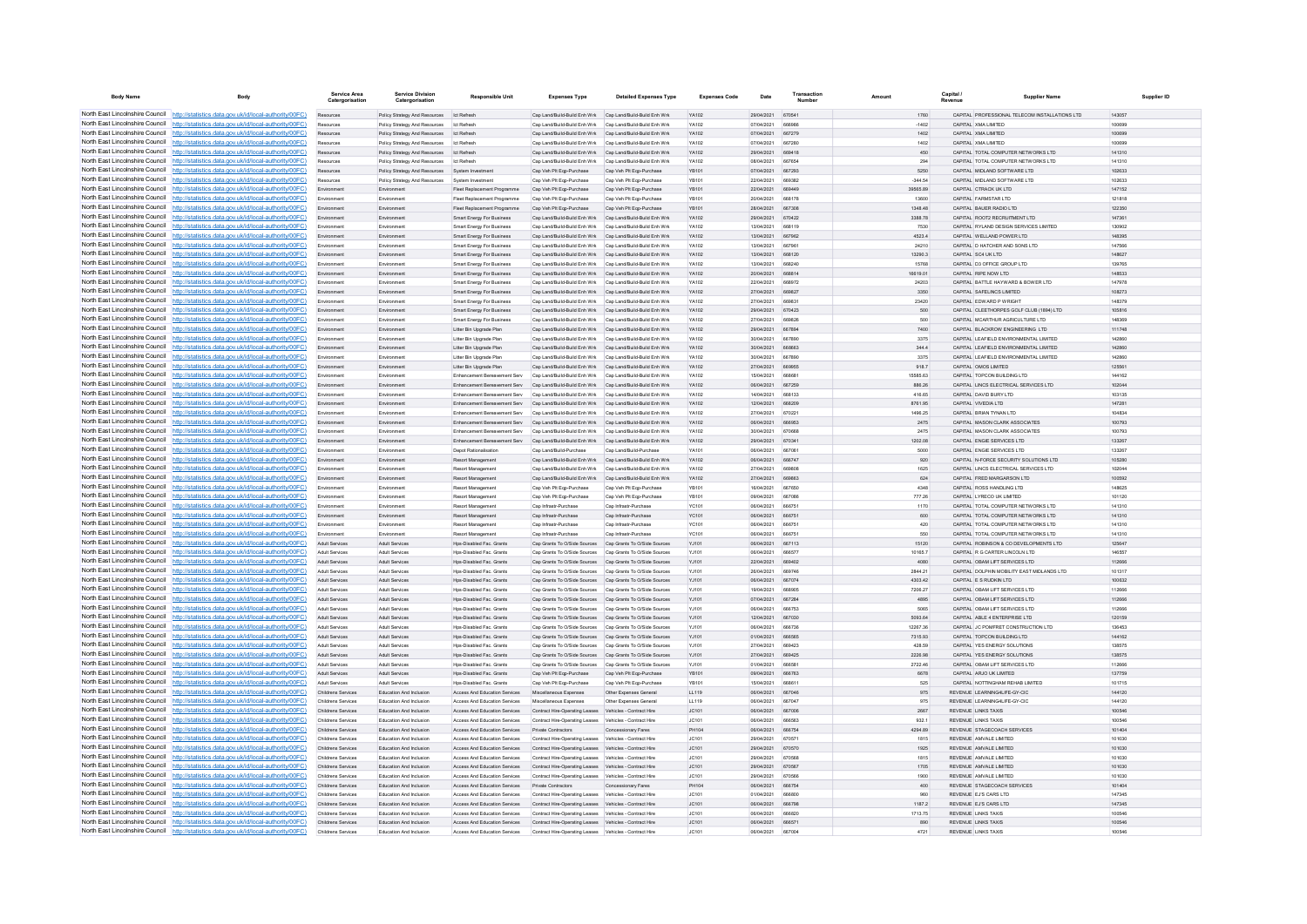| Body Name | Body | Service Area Catergorisation | Service Division Catergorisation | Responsible Unit | Expenses Type | Detailed Expenses Type | Expenses Code | Date | Transaction Number | Amount | Capital / Revenue | Supplier Name | Supplier ID |
|---|---|---|---|---|---|---|---|---|---|---|---|---|---|
| North East Lincolnshire Council | http://statistics.data.gov.uk/id/local-authority/00FC) | Resources | Policy Strategy And Resources | Ict Refresh | Cap Land/Build-Build Enh Wrk | Cap Land/Build-Build Enh Wrk | YA102 | 29/04/2021 | 670541 | 1760 | CAPITAL | PROFESSIONAL TELECOM INSTALLATIONS LTD | 143057 |
| North East Lincolnshire Council | http://statistics.data.gov.uk/id/local-authority/00FC) | Resources | Policy Strategy And Resources | Ict Refresh | Cap Land/Build-Build Enh Wrk | Cap Land/Build-Build Enh Wrk | YA102 | 07/04/2021 | 666988 | -1402 | CAPITAL | XMA LIMITED | 100699 |
| North East Lincolnshire Council | http://statistics.data.gov.uk/id/local-authority/00FC) | Resources | Policy Strategy And Resources | Ict Refresh | Cap Land/Build-Build Enh Wrk | Cap Land/Build-Build Enh Wrk | YA102 | 07/04/2021 | 667279 | 1402 | CAPITAL | XMA LIMITED | 100699 |
| North East Lincolnshire Council | http://statistics.data.gov.uk/id/local-authority/00FC) | Resources | Policy Strategy And Resources | Ict Refresh | Cap Land/Build-Build Enh Wrk | Cap Land/Build-Build Enh Wrk | YA102 | 07/04/2021 | 667280 | 1402 | CAPITAL | XMA LIMITED | 100699 |
| North East Lincolnshire Council | http://statistics.data.gov.uk/id/local-authority/00FC) | Resources | Policy Strategy And Resources | Ict Refresh | Cap Land/Build-Build Enh Wrk | Cap Land/Build-Build Enh Wrk | YA102 | 29/04/2021 | 669418 | 450 | CAPITAL | TOTAL COMPUTER NETWORKS LTD | 141310 |
| North East Lincolnshire Council | http://statistics.data.gov.uk/id/local-authority/00FC) | Resources | Policy Strategy And Resources | Ict Refresh | Cap Land/Build-Build Enh Wrk | Cap Land/Build-Build Enh Wrk | YA102 | 08/04/2021 | 667654 | 294 | CAPITAL | TOTAL COMPUTER NETWORKS LTD | 141310 |
| North East Lincolnshire Council | http://statistics.data.gov.uk/id/local-authority/00FC) | Resources | Policy Strategy And Resources | System Investment | Cap Veh Plt Eqp-Purchase | Cap Veh Plt Eqp-Purchase | YB101 | 07/04/2021 | 667293 | 5250 | CAPITAL | MIDLAND SOFTWARE LTD | 102633 |
| North East Lincolnshire Council | http://statistics.data.gov.uk/id/local-authority/00FC) | Resources | Policy Strategy And Resources | System Investment | Cap Veh Plt Eqp-Purchase | Cap Veh Plt Eqp-Purchase | YB101 | 22/04/2021 | 668082 | -344.54 | CAPITAL | MIDLAND SOFTWARE LTD | 102633 |
| North East Lincolnshire Council | http://statistics.data.gov.uk/id/local-authority/00FC) | Environment | Environment | Fleet Replacement Programme | Cap Veh Plt Eqp-Purchase | Cap Veh Plt Eqp-Purchase | YB101 | 22/04/2021 | 669449 | 39565.89 | CAPITAL | CTRACK UK LTD | 147152 |
| North East Lincolnshire Council | http://statistics.data.gov.uk/id/local-authority/00FC) | Environment | Environment | Fleet Replacement Programme | Cap Veh Plt Eqp-Purchase | Cap Veh Plt Eqp-Purchase | YB101 | 20/04/2021 | 668178 | 13600 | CAPITAL | FARMSTAR LTD | 121818 |
| North East Lincolnshire Council | http://statistics.data.gov.uk/id/local-authority/00FC) | Environment | Environment | Fleet Replacement Programme | Cap Veh Plt Eqp-Purchase | Cap Veh Plt Eqp-Purchase | YB101 | 28/04/2021 | 667308 | 1348.48 | CAPITAL | BAUER RADIO LTD | 122350 |
| North East Lincolnshire Council | http://statistics.data.gov.uk/id/local-authority/00FC) | Environment | Environment | Smart Energy For Business | Cap Land/Build-Build Enh Wrk | Cap Land/Build-Build Enh Wrk | YA102 | 29/04/2021 | 670422 | 3388.78 | CAPITAL | ROOTZ RECRUITMENT LTD | 147361 |
| North East Lincolnshire Council | http://statistics.data.gov.uk/id/local-authority/00FC) | Environment | Environment | Smart Energy For Business | Cap Land/Build-Build Enh Wrk | Cap Land/Build-Build Enh Wrk | YA102 | 13/04/2021 | 668119 | 7530 | CAPITAL | RYLAND DESIGN SERVICES LIMITED | 130902 |
| North East Lincolnshire Council | http://statistics.data.gov.uk/id/local-authority/00FC) | Environment | Environment | Smart Energy For Business | Cap Land/Build-Build Enh Wrk | Cap Land/Build-Build Enh Wrk | YA102 | 13/04/2021 | 667962 | 4523.4 | CAPITAL | WELLAND POWER LTD | 148398 |
| North East Lincolnshire Council | http://statistics.data.gov.uk/id/local-authority/00FC) | Environment | Environment | Smart Energy For Business | Cap Land/Build-Build Enh Wrk | Cap Land/Build-Build Enh Wrk | YA102 | 13/04/2021 | 667961 | 24210 | CAPITAL | D HATCHER AND SONS LTD | 147566 |
| North East Lincolnshire Council | http://statistics.data.gov.uk/id/local-authority/00FC) | Environment | Environment | Smart Energy For Business | Cap Land/Build-Build Enh Wrk | Cap Land/Build-Build Enh Wrk | YA102 | 13/04/2021 | 668120 | 13290.3 | CAPITAL | SC4 UK LTD | 148627 |
| North East Lincolnshire Council | http://statistics.data.gov.uk/id/local-authority/00FC) | Environment | Environment | Smart Energy For Business | Cap Land/Build-Build Enh Wrk | Cap Land/Build-Build Enh Wrk | YA102 | 13/04/2021 | 668240 | 15768 | CAPITAL | D3 OFFICE GROUP LTD | 139765 |
| North East Lincolnshire Council | http://statistics.data.gov.uk/id/local-authority/00FC) | Environment | Environment | Smart Energy For Business | Cap Land/Build-Build Enh Wrk | Cap Land/Build-Build Enh Wrk | YA102 | 20/04/2021 | 668814 | 16619.01 | CAPITAL | RIPE NOW LTD | 148533 |
| North East Lincolnshire Council | http://statistics.data.gov.uk/id/local-authority/00FC) | Environment | Environment | Smart Energy For Business | Cap Land/Build-Build Enh Wrk | Cap Land/Build-Build Enh Wrk | YA102 | 22/04/2021 | 668972 | 24203 | CAPITAL | BATTLE HAYWARD & BOWER LTD | 147978 |
| North East Lincolnshire Council | http://statistics.data.gov.uk/id/local-authority/00FC) | Environment | Environment | Smart Energy For Business | Cap Land/Build-Build Enh Wrk | Cap Land/Build-Build Enh Wrk | YA102 | 27/04/2021 | 669827 | 3350 | CAPITAL | SAFELINCS LIMITED | 108273 |
| North East Lincolnshire Council | http://statistics.data.gov.uk/id/local-authority/00FC) | Environment | Environment | Smart Energy For Business | Cap Land/Build-Build Enh Wrk | Cap Land/Build-Build Enh Wrk | YA102 | 27/04/2021 | 669831 | 23420 | CAPITAL | EDWARD P WRIGHT | 148379 |
| North East Lincolnshire Council | http://statistics.data.gov.uk/id/local-authority/00FC) | Environment | Environment | Smart Energy For Business | Cap Land/Build-Build Enh Wrk | Cap Land/Build-Build Enh Wrk | YA102 | 29/04/2021 | 670423 | 500 | CAPITAL | CLEETHORPES GOLF CLUB (1894) LTD | 105816 |
| North East Lincolnshire Council | http://statistics.data.gov.uk/id/local-authority/00FC) | Environment | Environment | Smart Energy For Business | Cap Land/Build-Build Enh Wrk | Cap Land/Build-Build Enh Wrk | YA102 | 27/04/2021 | 669826 | 500 | CAPITAL | MCARTHUR AGRICULTURE LTD | 148369 |
| North East Lincolnshire Council | http://statistics.data.gov.uk/id/local-authority/00FC) | Environment | Environment | Litter Bin Upgrade Plan | Cap Land/Build-Build Enh Wrk | Cap Land/Build-Build Enh Wrk | YA102 | 29/04/2021 | 667894 | 7400 | CAPITAL | BLACKROW ENGINEERING LTD | 111748 |
| North East Lincolnshire Council | http://statistics.data.gov.uk/id/local-authority/00FC) | Environment | Environment | Litter Bin Upgrade Plan | Cap Land/Build-Build Enh Wrk | Cap Land/Build-Build Enh Wrk | YA102 | 30/04/2021 | 667890 | 3375 | CAPITAL | LEAFIELD ENVIRONMENTAL LIMITED | 142860 |
| North East Lincolnshire Council | http://statistics.data.gov.uk/id/local-authority/00FC) | Environment | Environment | Litter Bin Upgrade Plan | Cap Land/Build-Build Enh Wrk | Cap Land/Build-Build Enh Wrk | YA102 | 30/04/2021 | 669863 | 344.4 | CAPITAL | LEAFIELD ENVIRONMENTAL LIMITED | 142860 |
| North East Lincolnshire Council | http://statistics.data.gov.uk/id/local-authority/00FC) | Environment | Environment | Litter Bin Upgrade Plan | Cap Land/Build-Build Enh Wrk | Cap Land/Build-Build Enh Wrk | YA102 | 30/04/2021 | 667890 | 3375 | CAPITAL | LEAFIELD ENVIRONMENTAL LIMITED | 142860 |
| North East Lincolnshire Council | http://statistics.data.gov.uk/id/local-authority/00FC) | Environment | Environment | Litter Bin Upgrade Plan | Cap Land/Build-Build Enh Wrk | Cap Land/Build-Build Enh Wrk | YA102 | 27/04/2021 | 669655 | 918.7 | CAPITAL | OMOS LIMITED | 125561 |
| North East Lincolnshire Council | http://statistics.data.gov.uk/id/local-authority/00FC) | Environment | Environment | Enhancement Bereavement Serv | Cap Land/Build-Build Enh Wrk | Cap Land/Build-Build Enh Wrk | YA102 | 15/04/2021 | 668081 | 15585.63 | CAPITAL | TOPCON BUILDING LTD | 144162 |
| North East Lincolnshire Council | http://statistics.data.gov.uk/id/local-authority/00FC) | Environment | Environment | Enhancement Bereavement Serv | Cap Land/Build-Build Enh Wrk | Cap Land/Build-Build Enh Wrk | YA102 | 06/04/2021 | 667259 | 886.26 | CAPITAL | LINCS ELECTRICAL SERVICES LTD | 102044 |
| North East Lincolnshire Council | http://statistics.data.gov.uk/id/local-authority/00FC) | Environment | Environment | Enhancement Bereavement Serv | Cap Land/Build-Build Enh Wrk | Cap Land/Build-Build Enh Wrk | YA102 | 14/04/2021 | 668133 | 416.65 | CAPITAL | DAVID BURY LTD | 103135 |
| North East Lincolnshire Council | http://statistics.data.gov.uk/id/local-authority/00FC) | Environment | Environment | Enhancement Bereavement Serv | Cap Land/Build-Build Enh Wrk | Cap Land/Build-Build Enh Wrk | YA102 | 12/04/2021 | 668209 | 8761.95 | CAPITAL | VIVEDIA LTD | 147281 |
| North East Lincolnshire Council | http://statistics.data.gov.uk/id/local-authority/00FC) | Environment | Environment | Enhancement Bereavement Serv | Cap Land/Build-Build Enh Wrk | Cap Land/Build-Build Enh Wrk | YA102 | 27/04/2021 | 670221 | 1496.25 | CAPITAL | BRIAN TYNAN LTD | 104834 |
| North East Lincolnshire Council | http://statistics.data.gov.uk/id/local-authority/00FC) | Environment | Environment | Enhancement Bereavement Serv | Cap Land/Build-Build Enh Wrk | Cap Land/Build-Build Enh Wrk | YA102 | 06/04/2021 | 666953 | 2475 | CAPITAL | MASON CLARK ASSOCIATES | 100793 |
| North East Lincolnshire Council | http://statistics.data.gov.uk/id/local-authority/00FC) | Environment | Environment | Enhancement Bereavement Serv | Cap Land/Build-Build Enh Wrk | Cap Land/Build-Build Enh Wrk | YA102 | 30/04/2021 | 670668 | 2475 | CAPITAL | MASON CLARK ASSOCIATES | 100793 |
| North East Lincolnshire Council | http://statistics.data.gov.uk/id/local-authority/00FC) | Environment | Environment | Enhancement Bereavement Serv | Cap Land/Build-Build Enh Wrk | Cap Land/Build-Build Enh Wrk | YA102 | 29/04/2021 | 670341 | 1202.08 | CAPITAL | ENGIE SERVICES LTD | 133267 |
| North East Lincolnshire Council | http://statistics.data.gov.uk/id/local-authority/00FC) | Environment | Environment | Depot Rationalisation | Cap Land/Build-Purchase | Cap Land/Build-Purchase | YA101 | 06/04/2021 | 667061 | 5000 | CAPITAL | ENGIE SERVICES LTD | 133267 |
| North East Lincolnshire Council | http://statistics.data.gov.uk/id/local-authority/00FC) | Environment | Environment | Resort Management | Cap Land/Build-Build Enh Wrk | Cap Land/Build-Build Enh Wrk | YA102 | 06/04/2021 | 666747 | 920 | CAPITAL | N-FORCE SECURITY SOLUTIONS LTD | 105280 |
| North East Lincolnshire Council | http://statistics.data.gov.uk/id/local-authority/00FC) | Environment | Environment | Resort Management | Cap Land/Build-Build Enh Wrk | Cap Land/Build-Build Enh Wrk | YA102 | 27/04/2021 | 669808 | 1625 | CAPITAL | LINCS ELECTRICAL SERVICES LTD | 102044 |
| North East Lincolnshire Council | http://statistics.data.gov.uk/id/local-authority/00FC) | Environment | Environment | Resort Management | Cap Land/Build-Build Enh Wrk | Cap Land/Build-Build Enh Wrk | YA102 | 27/04/2021 | 669863 | 624 | CAPITAL | FRED MARGARSON LTD | 100592 |
| North East Lincolnshire Council | http://statistics.data.gov.uk/id/local-authority/00FC) | Environment | Environment | Resort Management | Cap Veh Plt Eqp-Purchase | Cap Veh Plt Eqp-Purchase | YB101 | 16/04/2021 | 667650 | 4348 | CAPITAL | ROSS HANDLING LTD | 148625 |
| North East Lincolnshire Council | http://statistics.data.gov.uk/id/local-authority/00FC) | Environment | Environment | Resort Management | Cap Veh Plt Eqp-Purchase | Cap Veh Plt Eqp-Purchase | YB101 | 09/04/2021 | 667066 | 777.26 | CAPITAL | LYRECO UK LIMITED | 101120 |
| North East Lincolnshire Council | http://statistics.data.gov.uk/id/local-authority/00FC) | Environment | Environment | Resort Management | Cap Infrastr-Purchase | Cap Infrastr-Purchase | YC101 | 06/04/2021 | 666751 | 1170 | CAPITAL | TOTAL COMPUTER NETWORKS LTD | 141310 |
| North East Lincolnshire Council | http://statistics.data.gov.uk/id/local-authority/00FC) | Environment | Environment | Resort Management | Cap Infrastr-Purchase | Cap Infrastr-Purchase | YC101 | 06/04/2021 | 666751 | 600 | CAPITAL | TOTAL COMPUTER NETWORKS LTD | 141310 |
| North East Lincolnshire Council | http://statistics.data.gov.uk/id/local-authority/00FC) | Environment | Environment | Resort Management | Cap Infrastr-Purchase | Cap Infrastr-Purchase | YC101 | 06/04/2021 | 666751 | 420 | CAPITAL | TOTAL COMPUTER NETWORKS LTD | 141310 |
| North East Lincolnshire Council | http://statistics.data.gov.uk/id/local-authority/00FC) | Environment | Environment | Resort Management | Cap Infrastr-Purchase | Cap Infrastr-Purchase | YC101 | 06/04/2021 | 666751 | 550 | CAPITAL | TOTAL COMPUTER NETWORKS LTD | 141310 |
| North East Lincolnshire Council | http://statistics.data.gov.uk/id/local-authority/00FC) | Adult Services | Adult Services | Hps-Disabled Fac. Grants | Cap Grants To O/Side Sources | Cap Grants To O/Side Sources | YJ101 | 06/04/2021 | 667113 | 15120 | CAPITAL | ROBINSON & CO DEVELOPMENTS LTD | 125647 |
| North East Lincolnshire Council | http://statistics.data.gov.uk/id/local-authority/00FC) | Adult Services | Adult Services | Hps-Disabled Fac. Grants | Cap Grants To O/Side Sources | Cap Grants To O/Side Sources | YJ101 | 06/04/2021 | 666577 | 10165.7 | CAPITAL | R G CARTER LINCOLN LTD | 146557 |
| North East Lincolnshire Council | http://statistics.data.gov.uk/id/local-authority/00FC) | Adult Services | Adult Services | Hps-Disabled Fac. Grants | Cap Grants To O/Side Sources | Cap Grants To O/Side Sources | YJ101 | 22/04/2021 | 669402 | 4080 | CAPITAL | OBAM LIFT SERVICES LTD | 112666 |
| North East Lincolnshire Council | http://statistics.data.gov.uk/id/local-authority/00FC) | Adult Services | Adult Services | Hps-Disabled Fac. Grants | Cap Grants To O/Side Sources | Cap Grants To O/Side Sources | YJ101 | 28/04/2021 | 669746 | 2844.21 | CAPITAL | DOLPHIN MOBILITY EAST MIDLANDS LTD | 101317 |
| North East Lincolnshire Council | http://statistics.data.gov.uk/id/local-authority/00FC) | Adult Services | Adult Services | Hps-Disabled Fac. Grants | Cap Grants To O/Side Sources | Cap Grants To O/Side Sources | YJ101 | 06/04/2021 | 667074 | 4303.42 | CAPITAL | E S RUDKIN LTD | 100632 |
| North East Lincolnshire Council | http://statistics.data.gov.uk/id/local-authority/00FC) | Adult Services | Adult Services | Hps-Disabled Fac. Grants | Cap Grants To O/Side Sources | Cap Grants To O/Side Sources | YJ101 | 19/04/2021 | 668905 | 7206.27 | CAPITAL | OBAM LIFT SERVICES LTD | 112666 |
| North East Lincolnshire Council | http://statistics.data.gov.uk/id/local-authority/00FC) | Adult Services | Adult Services | Hps-Disabled Fac. Grants | Cap Grants To O/Side Sources | Cap Grants To O/Side Sources | YJ101 | 07/04/2021 | 667284 | 4895 | CAPITAL | OBAM LIFT SERVICES LTD | 112666 |
| North East Lincolnshire Council | http://statistics.data.gov.uk/id/local-authority/00FC) | Adult Services | Adult Services | Hps-Disabled Fac. Grants | Cap Grants To O/Side Sources | Cap Grants To O/Side Sources | YJ101 | 06/04/2021 | 666753 | 5065 | CAPITAL | OBAM LIFT SERVICES LTD | 112666 |
| North East Lincolnshire Council | http://statistics.data.gov.uk/id/local-authority/00FC) | Adult Services | Adult Services | Hps-Disabled Fac. Grants | Cap Grants To O/Side Sources | Cap Grants To O/Side Sources | YJ101 | 12/04/2021 | 667030 | 5093.64 | CAPITAL | ABLE 4 ENTERPRISE LTD | 120159 |
| North East Lincolnshire Council | http://statistics.data.gov.uk/id/local-authority/00FC) | Adult Services | Adult Services | Hps-Disabled Fac. Grants | Cap Grants To O/Side Sources | Cap Grants To O/Side Sources | YJ101 | 06/04/2021 | 666736 | 12267.36 | CAPITAL | JC POMFRET CONSTRUCTION LTD | 136453 |
| North East Lincolnshire Council | http://statistics.data.gov.uk/id/local-authority/00FC) | Adult Services | Adult Services | Hps-Disabled Fac. Grants | Cap Grants To O/Side Sources | Cap Grants To O/Side Sources | YJ101 | 01/04/2021 | 666565 | 7315.93 | CAPITAL | TOPCON BUILDING LTD | 144162 |
| North East Lincolnshire Council | http://statistics.data.gov.uk/id/local-authority/00FC) | Adult Services | Adult Services | Hps-Disabled Fac. Grants | Cap Grants To O/Side Sources | Cap Grants To O/Side Sources | YJ101 | 27/04/2021 | 669423 | 428.59 | CAPITAL | YES ENERGY SOLUTIONS | 138575 |
| North East Lincolnshire Council | http://statistics.data.gov.uk/id/local-authority/00FC) | Adult Services | Adult Services | Hps-Disabled Fac. Grants | Cap Grants To O/Side Sources | Cap Grants To O/Side Sources | YJ101 | 27/04/2021 | 669425 | 2226.98 | CAPITAL | YES ENERGY SOLUTIONS | 138575 |
| North East Lincolnshire Council | http://statistics.data.gov.uk/id/local-authority/00FC) | Adult Services | Adult Services | Hps-Disabled Fac. Grants | Cap Grants To O/Side Sources | Cap Grants To O/Side Sources | YJ101 | 01/04/2021 | 666581 | 2722.46 | CAPITAL | OBAM LIFT SERVICES LTD | 112666 |
| North East Lincolnshire Council | http://statistics.data.gov.uk/id/local-authority/00FC) | Adult Services | Adult Services | Hps-Disabled Fac. Grants | Cap Veh Plt Eqp-Purchase | Cap Veh Plt Eqp-Purchase | YB101 | 09/04/2021 | 666763 | 6678 | CAPITAL | ARJO UK LIMITED | 137759 |
| North East Lincolnshire Council | http://statistics.data.gov.uk/id/local-authority/00FC) | Adult Services | Adult Services | Hps-Disabled Fac. Grants | Cap Veh Plt Eqp-Purchase | Cap Veh Plt Eqp-Purchase | YB101 | 15/04/2021 | 668611 | 525 | CAPITAL | NOTTINGHAM REHAB LIMITED | 101715 |
| North East Lincolnshire Council | http://statistics.data.gov.uk/id/local-authority/00FC) | Childrens Services | Education And Inclusion | Access And Education Services | Miscellaneous Expenses | Other Expenses General | LL119 | 06/04/2021 | 667046 | 975 | REVENUE | LEARNING4LIFE-GY-CIC | 144120 |
| North East Lincolnshire Council | http://statistics.data.gov.uk/id/local-authority/00FC) | Childrens Services | Education And Inclusion | Access And Education Services | Miscellaneous Expenses | Other Expenses General | LL119 | 06/04/2021 | 667047 | 975 | REVENUE | LEARNING4LIFE-GY-CIC | 144120 |
| North East Lincolnshire Council | http://statistics.data.gov.uk/id/local-authority/00FC) | Childrens Services | Education And Inclusion | Access And Education Services | Contract Hire-Operating Leases | Vehicles - Contract Hire | JC101 | 06/04/2021 | 667006 | 2667 | REVENUE | LINKS TAXIS | 100546 |
| North East Lincolnshire Council | http://statistics.data.gov.uk/id/local-authority/00FC) | Childrens Services | Education And Inclusion | Access And Education Services | Contract Hire-Operating Leases | Vehicles - Contract Hire | JC101 | 06/04/2021 | 666583 | 932.1 | REVENUE | LINKS TAXIS | 100546 |
| North East Lincolnshire Council | http://statistics.data.gov.uk/id/local-authority/00FC) | Childrens Services | Education And Inclusion | Access And Education Services | Private Contractors | Concessionary Fares | PH104 | 06/04/2021 | 666754 | 4294.89 | REVENUE | STAGECOACH SERVICES | 101404 |
| North East Lincolnshire Council | http://statistics.data.gov.uk/id/local-authority/00FC) | Childrens Services | Education And Inclusion | Access And Education Services | Contract Hire-Operating Leases | Vehicles - Contract Hire | JC101 | 29/04/2021 | 670571 | 1815 | REVENUE | AMVALE LIMITED | 101030 |
| North East Lincolnshire Council | http://statistics.data.gov.uk/id/local-authority/00FC) | Childrens Services | Education And Inclusion | Access And Education Services | Contract Hire-Operating Leases | Vehicles - Contract Hire | JC101 | 29/04/2021 | 670570 | 1925 | REVENUE | AMVALE LIMITED | 101030 |
| North East Lincolnshire Council | http://statistics.data.gov.uk/id/local-authority/00FC) | Childrens Services | Education And Inclusion | Access And Education Services | Contract Hire-Operating Leases | Vehicles - Contract Hire | JC101 | 29/04/2021 | 670568 | 1815 | REVENUE | AMVALE LIMITED | 101030 |
| North East Lincolnshire Council | http://statistics.data.gov.uk/id/local-authority/00FC) | Childrens Services | Education And Inclusion | Access And Education Services | Contract Hire-Operating Leases | Vehicles - Contract Hire | JC101 | 29/04/2021 | 670567 | 1705 | REVENUE | AMVALE LIMITED | 101030 |
| North East Lincolnshire Council | http://statistics.data.gov.uk/id/local-authority/00FC) | Childrens Services | Education And Inclusion | Access And Education Services | Contract Hire-Operating Leases | Vehicles - Contract Hire | JC101 | 29/04/2021 | 670566 | 1900 | REVENUE | AMVALE LIMITED | 101030 |
| North East Lincolnshire Council | http://statistics.data.gov.uk/id/local-authority/00FC) | Childrens Services | Education And Inclusion | Access And Education Services | Private Contractors | Concessionary Fares | PH104 | 06/04/2021 | 666754 | 400 | REVENUE | STAGECOACH SERVICES | 101404 |
| North East Lincolnshire Council | http://statistics.data.gov.uk/id/local-authority/00FC) | Childrens Services | Education And Inclusion | Access And Education Services | Contract Hire-Operating Leases | Vehicles - Contract Hire | JC101 | 01/04/2021 | 666600 | 960 | REVENUE | EJ'S CARS LTD | 147345 |
| North East Lincolnshire Council | http://statistics.data.gov.uk/id/local-authority/00FC) | Childrens Services | Education And Inclusion | Access And Education Services | Contract Hire-Operating Leases | Vehicles - Contract Hire | JC101 | 06/04/2021 | 666796 | 1187.2 | REVENUE | EJ'S CARS LTD | 147345 |
| North East Lincolnshire Council | http://statistics.data.gov.uk/id/local-authority/00FC) | Childrens Services | Education And Inclusion | Access And Education Services | Contract Hire-Operating Leases | Vehicles - Contract Hire | JC101 | 06/04/2021 | 666820 | 1713.75 | REVENUE | LINKS TAXIS | 100546 |
| North East Lincolnshire Council | http://statistics.data.gov.uk/id/local-authority/00FC) | Childrens Services | Education And Inclusion | Access And Education Services | Contract Hire-Operating Leases | Vehicles - Contract Hire | JC101 | 06/04/2021 | 666571 | 890 | REVENUE | LINKS TAXIS | 100546 |
| North East Lincolnshire Council | http://statistics.data.gov.uk/id/local-authority/00FC) | Childrens Services | Education And Inclusion | Access And Education Services | Contract Hire-Operating Leases | Vehicles - Contract Hire | JC101 | 06/04/2021 | 667004 | 4721 | REVENUE | LINKS TAXIS | 100546 |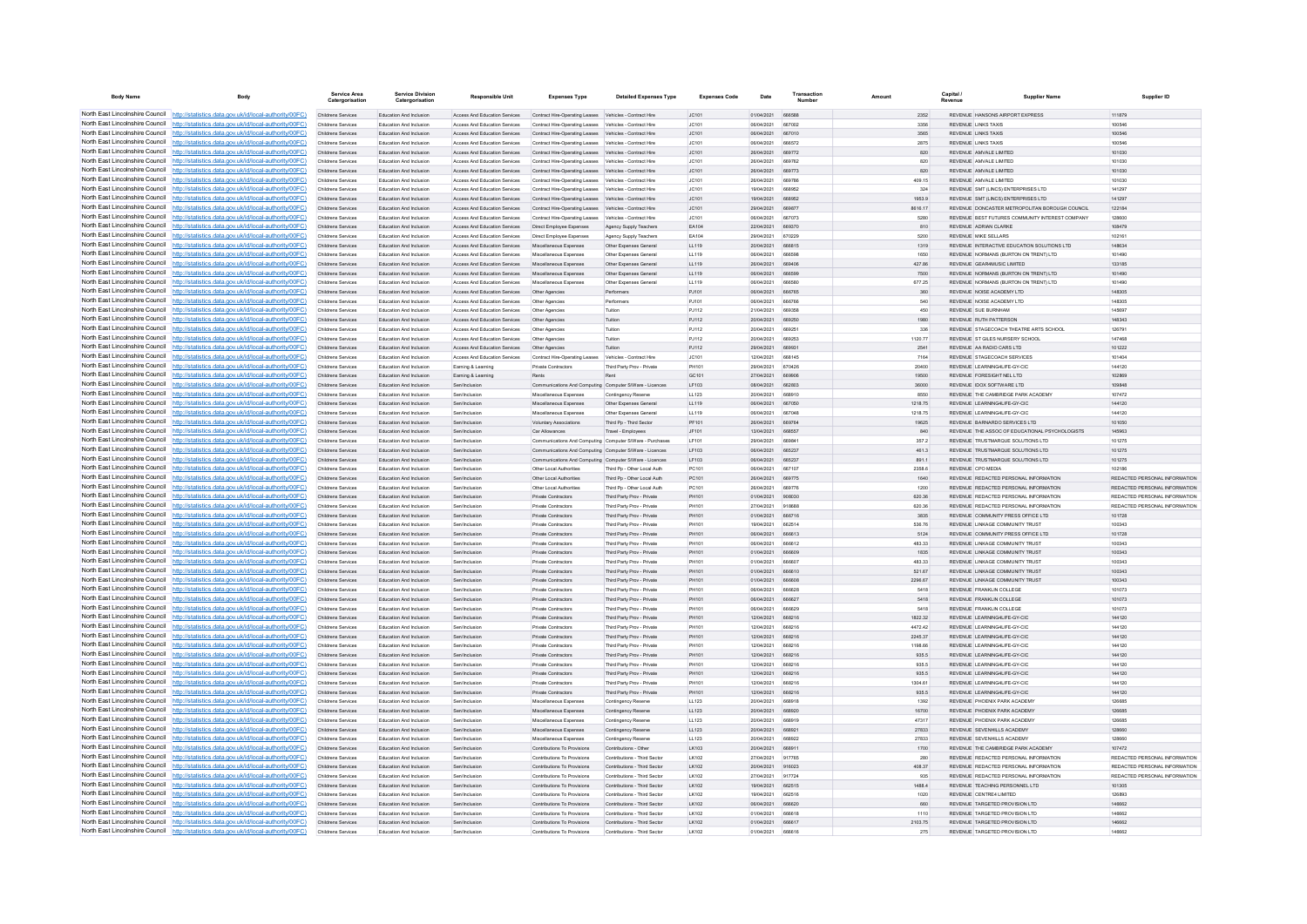| Body Name | Body | Service Area Catergorisation | Service Division Catergorisation | Responsible Unit | Expenses Type | Detailed Expenses Type | Expenses Code | Date | Transaction Number | Amount | Capital / Revenue | Supplier Name | Supplier ID |
|---|---|---|---|---|---|---|---|---|---|---|---|---|---|
| North East Lincolnshire Council | http://statistics.data.gov.uk/id/local-authority/00FC) | Childrens Services | Education And Inclusion | Access And Education Services | Contract Hire-Operating Leases | Vehicles - Contract Hire | JC101 | 01/04/2021 | 666588 | 2352 | REVENUE | HANSONS AIRPORT EXPRESS | 111879 |
| North East Lincolnshire Council | http://statistics.data.gov.uk/id/local-authority/00FC) | Childrens Services | Education And Inclusion | Access And Education Services | Contract Hire-Operating Leases | Vehicles - Contract Hire | JC101 | 06/04/2021 | 667002 | 3356 | REVENUE | LINKS TAXIS | 100546 |
| North East Lincolnshire Council | http://statistics.data.gov.uk/id/local-authority/00FC) | Childrens Services | Education And Inclusion | Access And Education Services | Contract Hire-Operating Leases | Vehicles - Contract Hire | JC101 | 06/04/2021 | 667010 | 3565 | REVENUE | LINKS TAXIS | 100546 |
| North East Lincolnshire Council | http://statistics.data.gov.uk/id/local-authority/00FC) | Childrens Services | Education And Inclusion | Access And Education Services | Contract Hire-Operating Leases | Vehicles - Contract Hire | JC101 | 06/04/2021 | 666572 | 2875 | REVENUE | LINKS TAXIS | 100546 |
| North East Lincolnshire Council | http://statistics.data.gov.uk/id/local-authority/00FC) | Childrens Services | Education And Inclusion | Access And Education Services | Contract Hire-Operating Leases | Vehicles - Contract Hire | JC101 | 26/04/2021 | 669772 | 820 | REVENUE | AMVALE LIMITED | 101030 |
| North East Lincolnshire Council | http://statistics.data.gov.uk/id/local-authority/00FC) | Childrens Services | Education And Inclusion | Access And Education Services | Contract Hire-Operating Leases | Vehicles - Contract Hire | JC101 | 26/04/2021 | 669782 | 820 | REVENUE | AMVALE LIMITED | 101030 |
| North East Lincolnshire Council | http://statistics.data.gov.uk/id/local-authority/00FC) | Childrens Services | Education And Inclusion | Access And Education Services | Contract Hire-Operating Leases | Vehicles - Contract Hire | JC101 | 26/04/2021 | 669773 | 820 | REVENUE | AMVALE LIMITED | 101030 |
| North East Lincolnshire Council | http://statistics.data.gov.uk/id/local-authority/00FC) | Childrens Services | Education And Inclusion | Access And Education Services | Contract Hire-Operating Leases | Vehicles - Contract Hire | JC101 | 26/04/2021 | 669786 | 409.15 | REVENUE | AMVALE LIMITED | 101030 |
| North East Lincolnshire Council | http://statistics.data.gov.uk/id/local-authority/00FC) | Childrens Services | Education And Inclusion | Access And Education Services | Contract Hire-Operating Leases | Vehicles - Contract Hire | JC101 | 19/04/2021 | 668952 | 324 | REVENUE | SMT (LINCS) ENTERPRISES LTD | 141297 |
| North East Lincolnshire Council | http://statistics.data.gov.uk/id/local-authority/00FC) | Childrens Services | Education And Inclusion | Access And Education Services | Contract Hire-Operating Leases | Vehicles - Contract Hire | JC101 | 19/04/2021 | 668952 | 1953.9 | REVENUE | SMT (LINCS) ENTERPRISES LTD | 141297 |
| North East Lincolnshire Council | http://statistics.data.gov.uk/id/local-authority/00FC) | Childrens Services | Education And Inclusion | Access And Education Services | Contract Hire-Operating Leases | Vehicles - Contract Hire | JC101 | 29/04/2021 | 669877 | 8616.17 | REVENUE | DONCASTER METROPOLITAN BOROUGH COUNCIL | 122184 |
| North East Lincolnshire Council | http://statistics.data.gov.uk/id/local-authority/00FC) | Childrens Services | Education And Inclusion | Access And Education Services | Contract Hire-Operating Leases | Vehicles - Contract Hire | JC101 | 06/04/2021 | 667073 | 5280 | REVENUE | BEST FUTURES COMMUNITY INTEREST COMPANY | 128600 |
| North East Lincolnshire Council | http://statistics.data.gov.uk/id/local-authority/00FC) | Childrens Services | Education And Inclusion | Access And Education Services | Direct Employee Expenses | Agency Supply Teachers | EA104 | 22/04/2021 | 669370 | 810 | REVENUE | ADRIAN CLARKE | 108479 |
| North East Lincolnshire Council | http://statistics.data.gov.uk/id/local-authority/00FC) | Childrens Services | Education And Inclusion | Access And Education Services | Direct Employee Expenses | Agency Supply Teachers | EA104 | 29/04/2021 | 670229 | 5200 | REVENUE | MIKE SELLARS | 102161 |
| North East Lincolnshire Council | http://statistics.data.gov.uk/id/local-authority/00FC) | Childrens Services | Education And Inclusion | Access And Education Services | Miscellaneous Expenses | Other Expenses General | LL119 | 20/04/2021 | 666815 | 1319 | REVENUE | INTERACTIVE EDUCATION SOLUTIONS LTD | 148634 |
| North East Lincolnshire Council | http://statistics.data.gov.uk/id/local-authority/00FC) | Childrens Services | Education And Inclusion | Access And Education Services | Miscellaneous Expenses | Other Expenses General | LL119 | 06/04/2021 | 666598 | 1650 | REVENUE | NORMANS (BURTON ON TRENT) LTD | 101490 |
| North East Lincolnshire Council | http://statistics.data.gov.uk/id/local-authority/00FC) | Childrens Services | Education And Inclusion | Access And Education Services | Miscellaneous Expenses | Other Expenses General | LL119 | 26/04/2021 | 669406 | 427.66 | REVENUE | GEAR4MUSIC LIMITED | 133185 |
| North East Lincolnshire Council | http://statistics.data.gov.uk/id/local-authority/00FC) | Childrens Services | Education And Inclusion | Access And Education Services | Miscellaneous Expenses | Other Expenses General | LL119 | 06/04/2021 | 666599 | 7500 | REVENUE | NORMANS (BURTON ON TRENT) LTD | 101490 |
| North East Lincolnshire Council | http://statistics.data.gov.uk/id/local-authority/00FC) | Childrens Services | Education And Inclusion | Access And Education Services | Miscellaneous Expenses | Other Expenses General | LL119 | 06/04/2021 | 666580 | 677.25 | REVENUE | NORMANS (BURTON ON TRENT) LTD | 101490 |
| North East Lincolnshire Council | http://statistics.data.gov.uk/id/local-authority/00FC) | Childrens Services | Education And Inclusion | Access And Education Services | Other Agencies | Performers | PJ101 | 06/04/2021 | 666765 | 360 | REVENUE | NOISE ACADEMY LTD | 148305 |
| North East Lincolnshire Council | http://statistics.data.gov.uk/id/local-authority/00FC) | Childrens Services | Education And Inclusion | Access And Education Services | Other Agencies | Performers | PJ101 | 06/04/2021 | 666766 | 540 | REVENUE | NOISE ACADEMY LTD | 148305 |
| North East Lincolnshire Council | http://statistics.data.gov.uk/id/local-authority/00FC) | Childrens Services | Education And Inclusion | Access And Education Services | Other Agencies | Tuition | PJ112 | 21/04/2021 | 669358 | 450 | REVENUE | SUE BURNHAM | 145697 |
| North East Lincolnshire Council | http://statistics.data.gov.uk/id/local-authority/00FC) | Childrens Services | Education And Inclusion | Access And Education Services | Other Agencies | Tuition | PJ112 | 20/04/2021 | 669250 | 1980 | REVENUE | RUTH PATTERSON | 148343 |
| North East Lincolnshire Council | http://statistics.data.gov.uk/id/local-authority/00FC) | Childrens Services | Education And Inclusion | Access And Education Services | Other Agencies | Tuition | PJ112 | 20/04/2021 | 669251 | 336 | REVENUE | STAGECOACH THEATRE ARTS SCHOOL | 126791 |
| North East Lincolnshire Council | http://statistics.data.gov.uk/id/local-authority/00FC) | Childrens Services | Education And Inclusion | Access And Education Services | Other Agencies | Tuition | PJ112 | 20/04/2021 | 669253 | 1120.77 | REVENUE | ST GILES NURSERY SCHOOL | 147468 |
| North East Lincolnshire Council | http://statistics.data.gov.uk/id/local-authority/00FC) | Childrens Services | Education And Inclusion | Access And Education Services | Other Agencies | Tuition | PJ112 | 29/04/2021 | 669931 | 2541 | REVENUE | AA RADIO CARS LTD | 101222 |
| North East Lincolnshire Council | http://statistics.data.gov.uk/id/local-authority/00FC) | Childrens Services | Education And Inclusion | Access And Education Services | Contract Hire-Operating Leases | Vehicles - Contract Hire | JC101 | 12/04/2021 | 668145 | 7164 | REVENUE | STAGECOACH SERVICES | 101404 |
| North East Lincolnshire Council | http://statistics.data.gov.uk/id/local-authority/00FC) | Childrens Services | Education And Inclusion | Earning & Learning | Private Contractors | Third Party Prov - Private | PH101 | 29/04/2021 | 670426 | 20400 | REVENUE | LEARNING4LIFE-GY-CIC | 144120 |
| North East Lincolnshire Council | http://statistics.data.gov.uk/id/local-authority/00FC) | Childrens Services | Education And Inclusion | Earning & Learning | Rents | Rent | GC101 | 27/04/2021 | 669806 | 19500 | REVENUE | FORESIGHT NEL LTD | 102869 |
| North East Lincolnshire Council | http://statistics.data.gov.uk/id/local-authority/00FC) | Childrens Services | Education And Inclusion | Sen Inclusion | Communications And Computing | Computer S/Ware - Licences | LF103 | 08/04/2021 | 662803 | 36000 | REVENUE | IDOX SOFTWARE LTD | 109848 |
| North East Lincolnshire Council | http://statistics.data.gov.uk/id/local-authority/00FC) | Childrens Services | Education And Inclusion | Sen Inclusion | Miscellaneous Expenses | Contingency Reserve | LL123 | 20/04/2021 | 668910 | 8550 | REVENUE | THE CAMBRIDGE PARK ACADEMY | 107472 |
| North East Lincolnshire Council | http://statistics.data.gov.uk/id/local-authority/00FC) | Childrens Services | Education And Inclusion | Sen Inclusion | Miscellaneous Expenses | Other Expenses General | LL119 | 06/04/2021 | 667050 | 1218.75 | REVENUE | LEARNING4LIFE-GY-CIC | 144120 |
| North East Lincolnshire Council | http://statistics.data.gov.uk/id/local-authority/00FC) | Childrens Services | Education And Inclusion | Sen Inclusion | Miscellaneous Expenses | Other Expenses General | LL119 | 06/04/2021 | 667048 | 1218.75 | REVENUE | LEARNING4LIFE-GY-CIC | 144120 |
| North East Lincolnshire Council | http://statistics.data.gov.uk/id/local-authority/00FC) | Childrens Services | Education And Inclusion | Sen Inclusion | Voluntary Associations | Third Pp - Third Sector | PF101 | 26/04/2021 | 669764 | 19625 | REVENUE | BARNARDO SERVICES LTD | 101050 |
| North East Lincolnshire Council | http://statistics.data.gov.uk/id/local-authority/00FC) | Childrens Services | Education And Inclusion | Sen Inclusion | Car Allowances | Travel - Employees | JF101 | 13/04/2021 | 668557 | 840 | REVENUE | THE ASSOC OF EDUCATIONAL PSYCHOLOGISTS | 145963 |
| North East Lincolnshire Council | http://statistics.data.gov.uk/id/local-authority/00FC) | Childrens Services | Education And Inclusion | Sen Inclusion | Communications And Computing | Computer S/Ware - Purchases | LF101 | 29/04/2021 | 669941 | 357.2 | REVENUE | TRUSTMARQUE SOLUTIONS LTD | 101275 |
| North East Lincolnshire Council | http://statistics.data.gov.uk/id/local-authority/00FC) | Childrens Services | Education And Inclusion | Sen Inclusion | Communications And Computing | Computer S/Ware - Licences | LF103 | 06/04/2021 | 665237 | 461.3 | REVENUE | TRUSTMARQUE SOLUTIONS LTD | 101275 |
| North East Lincolnshire Council | http://statistics.data.gov.uk/id/local-authority/00FC) | Childrens Services | Education And Inclusion | Sen Inclusion | Communications And Computing | Computer S/Ware - Licences | LF103 | 06/04/2021 | 665237 | 891.1 | REVENUE | TRUSTMARQUE SOLUTIONS LTD | 101275 |
| North East Lincolnshire Council | http://statistics.data.gov.uk/id/local-authority/00FC) | Childrens Services | Education And Inclusion | Sen Inclusion | Other Local Authorities | Third Pp - Other Local Auth | PC101 | 06/04/2021 | 667107 | 2358.6 | REVENUE | CPO MEDIA | 102186 |
| North East Lincolnshire Council | http://statistics.data.gov.uk/id/local-authority/00FC) | Childrens Services | Education And Inclusion | Sen Inclusion | Other Local Authorities | Third Pp - Other Local Auth | PC101 | 26/04/2021 | 669775 | 1640 | REVENUE | REDACTED PERSONAL INFORMATION | REDACTED PERSONAL INFORMATION |
| North East Lincolnshire Council | http://statistics.data.gov.uk/id/local-authority/00FC) | Childrens Services | Education And Inclusion | Sen Inclusion | Other Local Authorities | Third Pp - Other Local Auth | PC101 | 26/04/2021 | 669776 | 1200 | REVENUE | REDACTED PERSONAL INFORMATION | REDACTED PERSONAL INFORMATION |
| North East Lincolnshire Council | http://statistics.data.gov.uk/id/local-authority/00FC) | Childrens Services | Education And Inclusion | Sen Inclusion | Private Contractors | Third Party Prov - Private | PH101 | 01/04/2021 | 908030 | 620.36 | REVENUE | REDACTED PERSONAL INFORMATION | REDACTED PERSONAL INFORMATION |
| North East Lincolnshire Council | http://statistics.data.gov.uk/id/local-authority/00FC) | Childrens Services | Education And Inclusion | Sen Inclusion | Private Contractors | Third Party Prov - Private | PH101 | 27/04/2021 | 918888 | 620.36 | REVENUE | REDACTED PERSONAL INFORMATION | REDACTED PERSONAL INFORMATION |
| North East Lincolnshire Council | http://statistics.data.gov.uk/id/local-authority/00FC) | Childrens Services | Education And Inclusion | Sen Inclusion | Private Contractors | Third Party Prov - Private | PH101 | 01/04/2021 | 666716 | 3835 | REVENUE | COMMUNITY PRESS OFFICE LTD | 101728 |
| North East Lincolnshire Council | http://statistics.data.gov.uk/id/local-authority/00FC) | Childrens Services | Education And Inclusion | Sen Inclusion | Private Contractors | Third Party Prov - Private | PH101 | 19/04/2021 | 662514 | 536.76 | REVENUE | LINKAGE COMMUNITY TRUST | 100343 |
| North East Lincolnshire Council | http://statistics.data.gov.uk/id/local-authority/00FC) | Childrens Services | Education And Inclusion | Sen Inclusion | Private Contractors | Third Party Prov - Private | PH101 | 06/04/2021 | 666613 | 5124 | REVENUE | COMMUNITY PRESS OFFICE LTD | 101728 |
| North East Lincolnshire Council | http://statistics.data.gov.uk/id/local-authority/00FC) | Childrens Services | Education And Inclusion | Sen Inclusion | Private Contractors | Third Party Prov - Private | PH101 | 06/04/2021 | 666612 | 483.33 | REVENUE | LINKAGE COMMUNITY TRUST | 100343 |
| North East Lincolnshire Council | http://statistics.data.gov.uk/id/local-authority/00FC) | Childrens Services | Education And Inclusion | Sen Inclusion | Private Contractors | Third Party Prov - Private | PH101 | 01/04/2021 | 666609 | 1835 | REVENUE | LINKAGE COMMUNITY TRUST | 100343 |
| North East Lincolnshire Council | http://statistics.data.gov.uk/id/local-authority/00FC) | Childrens Services | Education And Inclusion | Sen Inclusion | Private Contractors | Third Party Prov - Private | PH101 | 01/04/2021 | 666607 | 483.33 | REVENUE | LINKAGE COMMUNITY TRUST | 100343 |
| North East Lincolnshire Council | http://statistics.data.gov.uk/id/local-authority/00FC) | Childrens Services | Education And Inclusion | Sen Inclusion | Private Contractors | Third Party Prov - Private | PH101 | 01/04/2021 | 666610 | 521.67 | REVENUE | LINKAGE COMMUNITY TRUST | 100343 |
| North East Lincolnshire Council | http://statistics.data.gov.uk/id/local-authority/00FC) | Childrens Services | Education And Inclusion | Sen Inclusion | Private Contractors | Third Party Prov - Private | PH101 | 01/04/2021 | 666608 | 2296.67 | REVENUE | LINKAGE COMMUNITY TRUST | 100343 |
| North East Lincolnshire Council | http://statistics.data.gov.uk/id/local-authority/00FC) | Childrens Services | Education And Inclusion | Sen Inclusion | Private Contractors | Third Party Prov - Private | PH101 | 06/04/2021 | 666628 | 5418 | REVENUE | FRANKLIN COLLEGE | 101073 |
| North East Lincolnshire Council | http://statistics.data.gov.uk/id/local-authority/00FC) | Childrens Services | Education And Inclusion | Sen Inclusion | Private Contractors | Third Party Prov - Private | PH101 | 06/04/2021 | 666627 | 5418 | REVENUE | FRANKLIN COLLEGE | 101073 |
| North East Lincolnshire Council | http://statistics.data.gov.uk/id/local-authority/00FC) | Childrens Services | Education And Inclusion | Sen Inclusion | Private Contractors | Third Party Prov - Private | PH101 | 06/04/2021 | 666629 | 5418 | REVENUE | FRANKLIN COLLEGE | 101073 |
| North East Lincolnshire Council | http://statistics.data.gov.uk/id/local-authority/00FC) | Childrens Services | Education And Inclusion | Sen Inclusion | Private Contractors | Third Party Prov - Private | PH101 | 12/04/2021 | 668216 | 1822.32 | REVENUE | LEARNING4LIFE-GY-CIC | 144120 |
| North East Lincolnshire Council | http://statistics.data.gov.uk/id/local-authority/00FC) | Childrens Services | Education And Inclusion | Sen Inclusion | Private Contractors | Third Party Prov - Private | PH101 | 12/04/2021 | 668216 | 4472.42 | REVENUE | LEARNING4LIFE-GY-CIC | 144120 |
| North East Lincolnshire Council | http://statistics.data.gov.uk/id/local-authority/00FC) | Childrens Services | Education And Inclusion | Sen Inclusion | Private Contractors | Third Party Prov - Private | PH101 | 12/04/2021 | 668216 | 2245.37 | REVENUE | LEARNING4LIFE-GY-CIC | 144120 |
| North East Lincolnshire Council | http://statistics.data.gov.uk/id/local-authority/00FC) | Childrens Services | Education And Inclusion | Sen Inclusion | Private Contractors | Third Party Prov - Private | PH101 | 12/04/2021 | 668216 | 1198.66 | REVENUE | LEARNING4LIFE-GY-CIC | 144120 |
| North East Lincolnshire Council | http://statistics.data.gov.uk/id/local-authority/00FC) | Childrens Services | Education And Inclusion | Sen Inclusion | Private Contractors | Third Party Prov - Private | PH101 | 12/04/2021 | 668216 | 935.5 | REVENUE | LEARNING4LIFE-GY-CIC | 144120 |
| North East Lincolnshire Council | http://statistics.data.gov.uk/id/local-authority/00FC) | Childrens Services | Education And Inclusion | Sen Inclusion | Private Contractors | Third Party Prov - Private | PH101 | 12/04/2021 | 668216 | 935.5 | REVENUE | LEARNING4LIFE-GY-CIC | 144120 |
| North East Lincolnshire Council | http://statistics.data.gov.uk/id/local-authority/00FC) | Childrens Services | Education And Inclusion | Sen Inclusion | Private Contractors | Third Party Prov - Private | PH101 | 12/04/2021 | 668216 | 935.5 | REVENUE | LEARNING4LIFE-GY-CIC | 144120 |
| North East Lincolnshire Council | http://statistics.data.gov.uk/id/local-authority/00FC) | Childrens Services | Education And Inclusion | Sen Inclusion | Private Contractors | Third Party Prov - Private | PH101 | 12/04/2021 | 668216 | 1304.61 | REVENUE | LEARNING4LIFE-GY-CIC | 144120 |
| North East Lincolnshire Council | http://statistics.data.gov.uk/id/local-authority/00FC) | Childrens Services | Education And Inclusion | Sen Inclusion | Private Contractors | Third Party Prov - Private | PH101 | 12/04/2021 | 668216 | 935.5 | REVENUE | LEARNING4LIFE-GY-CIC | 144120 |
| North East Lincolnshire Council | http://statistics.data.gov.uk/id/local-authority/00FC) | Childrens Services | Education And Inclusion | Sen Inclusion | Miscellaneous Expenses | Contingency Reserve | LL123 | 20/04/2021 | 668918 | 1392 | REVENUE | PHOENIX PARK ACADEMY | 126685 |
| North East Lincolnshire Council | http://statistics.data.gov.uk/id/local-authority/00FC) | Childrens Services | Education And Inclusion | Sen Inclusion | Miscellaneous Expenses | Contingency Reserve | LL123 | 20/04/2021 | 668920 | 16700 | REVENUE | PHOENIX PARK ACADEMY | 126685 |
| North East Lincolnshire Council | http://statistics.data.gov.uk/id/local-authority/00FC) | Childrens Services | Education And Inclusion | Sen Inclusion | Miscellaneous Expenses | Contingency Reserve | LL123 | 20/04/2021 | 668919 | 47317 | REVENUE | PHOENIX PARK ACADEMY | 126685 |
| North East Lincolnshire Council | http://statistics.data.gov.uk/id/local-authority/00FC) | Childrens Services | Education And Inclusion | Sen Inclusion | Miscellaneous Expenses | Contingency Reserve | LL123 | 20/04/2021 | 668921 | 27833 | REVENUE | SEVENHILLS ACADEMY | 128660 |
| North East Lincolnshire Council | http://statistics.data.gov.uk/id/local-authority/00FC) | Childrens Services | Education And Inclusion | Sen Inclusion | Miscellaneous Expenses | Contingency Reserve | LL123 | 20/04/2021 | 668922 | 27833 | REVENUE | SEVENHILLS ACADEMY | 128660 |
| North East Lincolnshire Council | http://statistics.data.gov.uk/id/local-authority/00FC) | Childrens Services | Education And Inclusion | Sen Inclusion | Contributions To Provisions | Contributions - Other | LK103 | 20/04/2021 | 668911 | 1700 | REVENUE | THE CAMBRIDGE PARK ACADEMY | 107472 |
| North East Lincolnshire Council | http://statistics.data.gov.uk/id/local-authority/00FC) | Childrens Services | Education And Inclusion | Sen Inclusion | Contributions To Provisions | Contributions - Third Sector | LK102 | 27/04/2021 | 917765 | 280 | REVENUE | REDACTED PERSONAL INFORMATION | REDACTED PERSONAL INFORMATION |
| North East Lincolnshire Council | http://statistics.data.gov.uk/id/local-authority/00FC) | Childrens Services | Education And Inclusion | Sen Inclusion | Contributions To Provisions | Contributions - Third Sector | LK102 | 20/04/2021 | 916023 | 408.37 | REVENUE | REDACTED PERSONAL INFORMATION | REDACTED PERSONAL INFORMATION |
| North East Lincolnshire Council | http://statistics.data.gov.uk/id/local-authority/00FC) | Childrens Services | Education And Inclusion | Sen Inclusion | Contributions To Provisions | Contributions - Third Sector | LK102 | 27/04/2021 | 917724 | 935 | REVENUE | REDACTED PERSONAL INFORMATION | REDACTED PERSONAL INFORMATION |
| North East Lincolnshire Council | http://statistics.data.gov.uk/id/local-authority/00FC) | Childrens Services | Education And Inclusion | Sen Inclusion | Contributions To Provisions | Contributions - Third Sector | LK102 | 19/04/2021 | 662515 | 1488.4 | REVENUE | TEACHING PERSONNEL LTD | 101305 |
| North East Lincolnshire Council | http://statistics.data.gov.uk/id/local-authority/00FC) | Childrens Services | Education And Inclusion | Sen Inclusion | Contributions To Provisions | Contributions - Third Sector | LK102 | 19/04/2021 | 662516 | 1020 | REVENUE | CENTRE4 LIMITED | 126893 |
| North East Lincolnshire Council | http://statistics.data.gov.uk/id/local-authority/00FC) | Childrens Services | Education And Inclusion | Sen Inclusion | Contributions To Provisions | Contributions - Third Sector | LK102 | 06/04/2021 | 666620 | 660 | REVENUE | TARGETED PROVISION LTD | 146662 |
| North East Lincolnshire Council | http://statistics.data.gov.uk/id/local-authority/00FC) | Childrens Services | Education And Inclusion | Sen Inclusion | Contributions To Provisions | Contributions - Third Sector | LK102 | 01/04/2021 | 666618 | 1110 | REVENUE | TARGETED PROVISION LTD | 146662 |
| North East Lincolnshire Council | http://statistics.data.gov.uk/id/local-authority/00FC) | Childrens Services | Education And Inclusion | Sen Inclusion | Contributions To Provisions | Contributions - Third Sector | LK102 | 01/04/2021 | 666617 | 2103.75 | REVENUE | TARGETED PROVISION LTD | 146662 |
| North East Lincolnshire Council | http://statistics.data.gov.uk/id/local-authority/00FC) | Childrens Services | Education And Inclusion | Sen Inclusion | Contributions To Provisions | Contributions - Third Sector | LK102 | 01/04/2021 | 666616 | 275 | REVENUE | TARGETED PROVISION LTD | 146662 |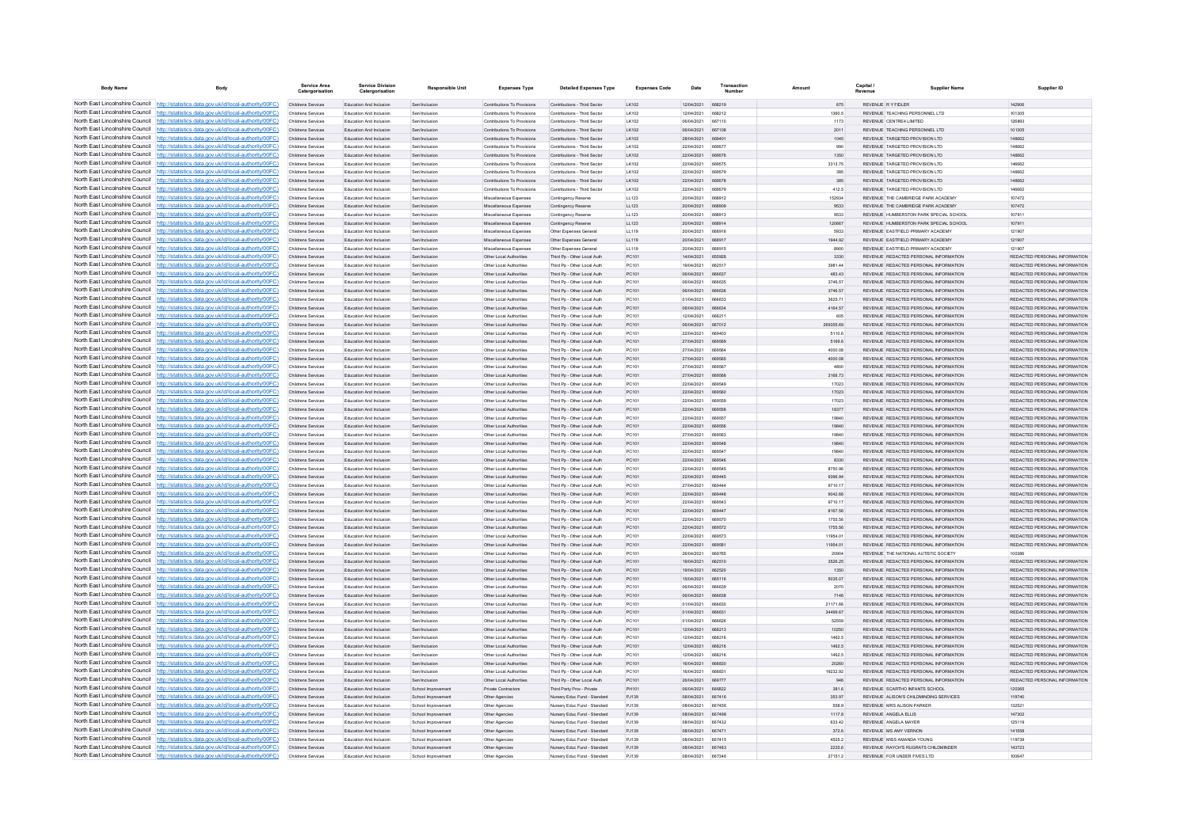| Body Name | Body | Service Area Catergorisation | Service Division Catergorisation | Responsible Unit | Expenses Type | Detailed Expenses Type | Expenses Code | Date | Transaction Number | Amount | Capital / Revenue | Supplier Name | Supplier ID |
|---|---|---|---|---|---|---|---|---|---|---|---|---|---|
| North East Lincolnshire Council | http://statistics.data.gov.uk/id/local-authority/00FC) | Childrens Services | Education And Inclusion | Sen Inclusion | Contributions To Provisions | Contributions - Third Sector | LK102 | 12/04/2021 | 668219 | 675 | REVENUE | R Y FIDLER | 142906 |
| North East Lincolnshire Council | http://statistics.data.gov.uk/id/local-authority/00FC) | Childrens Services | Education And Inclusion | Sen Inclusion | Contributions To Provisions | Contributions - Third Sector | LK102 | 12/04/2021 | 668212 | 1360.5 | REVENUE | TEACHING PERSONNEL LTD | 101305 |
| North East Lincolnshire Council | http://statistics.data.gov.uk/id/local-authority/00FC) | Childrens Services | Education And Inclusion | Sen Inclusion | Contributions To Provisions | Contributions - Third Sector | LK102 | 06/04/2021 | 667110 | 1173 | REVENUE | CENTRE4 LIMITED | 126893 |
| North East Lincolnshire Council | http://statistics.data.gov.uk/id/local-authority/00FC) | Childrens Services | Education And Inclusion | Sen Inclusion | Contributions To Provisions | Contributions - Third Sector | LK102 | 06/04/2021 | 667108 | 2011 | REVENUE | TEACHING PERSONNEL LTD | 101305 |
| North East Lincolnshire Council | http://statistics.data.gov.uk/id/local-authority/00FC) | Childrens Services | Education And Inclusion | Sen Inclusion | Contributions To Provisions | Contributions - Third Sector | LK102 | 28/04/2021 | 669401 | 1045 | REVENUE | TARGETED PROVISION LTD | 146662 |
| North East Lincolnshire Council | http://statistics.data.gov.uk/id/local-authority/00FC) | Childrens Services | Education And Inclusion | Sen Inclusion | Contributions To Provisions | Contributions - Third Sector | LK102 | 22/04/2021 | 669577 | 990 | REVENUE | TARGETED PROVISION LTD | 146662 |
| North East Lincolnshire Council | http://statistics.data.gov.uk/id/local-authority/00FC) | Childrens Services | Education And Inclusion | Sen Inclusion | Contributions To Provisions | Contributions - Third Sector | LK102 | 22/04/2021 | 669576 | 1350 | REVENUE | TARGETED PROVISION LTD | 146662 |
| North East Lincolnshire Council | http://statistics.data.gov.uk/id/local-authority/00FC) | Childrens Services | Education And Inclusion | Sen Inclusion | Contributions To Provisions | Contributions - Third Sector | LK102 | 22/04/2021 | 669575 | 3313.75 | REVENUE | TARGETED PROVISION LTD | 146662 |
| North East Lincolnshire Council | http://statistics.data.gov.uk/id/local-authority/00FC) | Childrens Services | Education And Inclusion | Sen Inclusion | Contributions To Provisions | Contributions - Third Sector | LK102 | 22/04/2021 | 669579 | 385 | REVENUE | TARGETED PROVISION LTD | 146662 |
| North East Lincolnshire Council | http://statistics.data.gov.uk/id/local-authority/00FC) | Childrens Services | Education And Inclusion | Sen Inclusion | Contributions To Provisions | Contributions - Third Sector | LK102 | 22/04/2021 | 669578 | 385 | REVENUE | TARGETED PROVISION LTD | 146662 |
| North East Lincolnshire Council | http://statistics.data.gov.uk/id/local-authority/00FC) | Childrens Services | Education And Inclusion | Sen Inclusion | Contributions To Provisions | Contributions - Third Sector | LK102 | 22/04/2021 | 669579 | 412.5 | REVENUE | TARGETED PROVISION LTD | 146662 |
| North East Lincolnshire Council | http://statistics.data.gov.uk/id/local-authority/00FC) | Childrens Services | Education And Inclusion | Sen Inclusion | Miscellaneous Expenses | Contingency Reserve | LL123 | 20/04/2021 | 668912 | 152604 | REVENUE | THE CAMBRIDGE PARK ACADEMY | 107472 |
| North East Lincolnshire Council | http://statistics.data.gov.uk/id/local-authority/00FC) | Childrens Services | Education And Inclusion | Sen Inclusion | Miscellaneous Expenses | Contingency Reserve | LL123 | 20/04/2021 | 668909 | 9533 | REVENUE | THE CAMBRIDGE PARK ACADEMY | 107472 |
| North East Lincolnshire Council | http://statistics.data.gov.uk/id/local-authority/00FC) | Childrens Services | Education And Inclusion | Sen Inclusion | Miscellaneous Expenses | Contingency Reserve | LL123 | 20/04/2021 | 668913 | 9533 | REVENUE | HUMBERSTON PARK SPECIAL SCHOOL | 107911 |
| North East Lincolnshire Council | http://statistics.data.gov.uk/id/local-authority/00FC) | Childrens Services | Education And Inclusion | Sen Inclusion | Miscellaneous Expenses | Contingency Reserve | LL123 | 20/04/2021 | 668914 | 120667 | REVENUE | HUMBERSTON PARK SPECIAL SCHOOL | 107911 |
| North East Lincolnshire Council | http://statistics.data.gov.uk/id/local-authority/00FC) | Childrens Services | Education And Inclusion | Sen Inclusion | Miscellaneous Expenses | Other Expenses General | LL119 | 20/04/2021 | 668916 | 5933 | REVENUE | EASTFIELD PRIMARY ACADEMY | 121907 |
| North East Lincolnshire Council | http://statistics.data.gov.uk/id/local-authority/00FC) | Childrens Services | Education And Inclusion | Sen Inclusion | Miscellaneous Expenses | Other Expenses General | LL119 | 20/04/2021 | 668917 | 1944.92 | REVENUE | EASTFIELD PRIMARY ACADEMY | 121907 |
| North East Lincolnshire Council | http://statistics.data.gov.uk/id/local-authority/00FC) | Childrens Services | Education And Inclusion | Sen Inclusion | Miscellaneous Expenses | Other Expenses General | LL119 | 20/04/2021 | 668915 | 8900 | REVENUE | EASTFIELD PRIMARY ACADEMY | 121907 |
| North East Lincolnshire Council | http://statistics.data.gov.uk/id/local-authority/00FC) | Childrens Services | Education And Inclusion | Sen Inclusion | Other Local Authorities | Third Pp - Other Local Auth | PC101 | 14/04/2021 | 665928 | 3330 | REVENUE | REDACTED PERSONAL INFORMATION | REDACTED PERSONAL INFORMATION |
| North East Lincolnshire Council | http://statistics.data.gov.uk/id/local-authority/00FC) | Childrens Services | Education And Inclusion | Sen Inclusion | Other Local Authorities | Third Pp - Other Local Auth | PC101 | 19/04/2021 | 662517 | 3981.44 | REVENUE | REDACTED PERSONAL INFORMATION | REDACTED PERSONAL INFORMATION |
| North East Lincolnshire Council | http://statistics.data.gov.uk/id/local-authority/00FC) | Childrens Services | Education And Inclusion | Sen Inclusion | Other Local Authorities | Third Pp - Other Local Auth | PC101 | 06/04/2021 | 666637 | 483.43 | REVENUE | REDACTED PERSONAL INFORMATION | REDACTED PERSONAL INFORMATION |
| North East Lincolnshire Council | http://statistics.data.gov.uk/id/local-authority/00FC) | Childrens Services | Education And Inclusion | Sen Inclusion | Other Local Authorities | Third Pp - Other Local Auth | PC101 | 06/04/2021 | 666635 | 3746.57 | REVENUE | REDACTED PERSONAL INFORMATION | REDACTED PERSONAL INFORMATION |
| North East Lincolnshire Council | http://statistics.data.gov.uk/id/local-authority/00FC) | Childrens Services | Education And Inclusion | Sen Inclusion | Other Local Authorities | Third Pp - Other Local Auth | PC101 | 06/04/2021 | 666636 | 3746.57 | REVENUE | REDACTED PERSONAL INFORMATION | REDACTED PERSONAL INFORMATION |
| North East Lincolnshire Council | http://statistics.data.gov.uk/id/local-authority/00FC) | Childrens Services | Education And Inclusion | Sen Inclusion | Other Local Authorities | Third Pp - Other Local Auth | PC101 | 01/04/2021 | 666633 | 3625.71 | REVENUE | REDACTED PERSONAL INFORMATION | REDACTED PERSONAL INFORMATION |
| North East Lincolnshire Council | http://statistics.data.gov.uk/id/local-authority/00FC) | Childrens Services | Education And Inclusion | Sen Inclusion | Other Local Authorities | Third Pp - Other Local Auth | PC101 | 06/04/2021 | 666634 | 4164.57 | REVENUE | REDACTED PERSONAL INFORMATION | REDACTED PERSONAL INFORMATION |
| North East Lincolnshire Council | http://statistics.data.gov.uk/id/local-authority/00FC) | Childrens Services | Education And Inclusion | Sen Inclusion | Other Local Authorities | Third Pp - Other Local Auth | PC101 | 12/04/2021 | 668211 | 605 | REVENUE | REDACTED PERSONAL INFORMATION | REDACTED PERSONAL INFORMATION |
| North East Lincolnshire Council | http://statistics.data.gov.uk/id/local-authority/00FC) | Childrens Services | Education And Inclusion | Sen Inclusion | Other Local Authorities | Third Pp - Other Local Auth | PC101 | 06/04/2021 | 667012 | 269355.69 | REVENUE | REDACTED PERSONAL INFORMATION | REDACTED PERSONAL INFORMATION |
| North East Lincolnshire Council | http://statistics.data.gov.uk/id/local-authority/00FC) | Childrens Services | Education And Inclusion | Sen Inclusion | Other Local Authorities | Third Pp - Other Local Auth | PC101 | 22/04/2021 | 669403 | 5110.6 | REVENUE | REDACTED PERSONAL INFORMATION | REDACTED PERSONAL INFORMATION |
| North East Lincolnshire Council | http://statistics.data.gov.uk/id/local-authority/00FC) | Childrens Services | Education And Inclusion | Sen Inclusion | Other Local Authorities | Third Pp - Other Local Auth | PC101 | 27/04/2021 | 669569 | 5169.6 | REVENUE | REDACTED PERSONAL INFORMATION | REDACTED PERSONAL INFORMATION |
| North East Lincolnshire Council | http://statistics.data.gov.uk/id/local-authority/00FC) | Childrens Services | Education And Inclusion | Sen Inclusion | Other Local Authorities | Third Pp - Other Local Auth | PC101 | 27/04/2021 | 669564 | 4000.08 | REVENUE | REDACTED PERSONAL INFORMATION | REDACTED PERSONAL INFORMATION |
| North East Lincolnshire Council | http://statistics.data.gov.uk/id/local-authority/00FC) | Childrens Services | Education And Inclusion | Sen Inclusion | Other Local Authorities | Third Pp - Other Local Auth | PC101 | 27/04/2021 | 669565 | 4000.08 | REVENUE | REDACTED PERSONAL INFORMATION | REDACTED PERSONAL INFORMATION |
| North East Lincolnshire Council | http://statistics.data.gov.uk/id/local-authority/00FC) | Childrens Services | Education And Inclusion | Sen Inclusion | Other Local Authorities | Third Pp - Other Local Auth | PC101 | 27/04/2021 | 669567 | 4800 | REVENUE | REDACTED PERSONAL INFORMATION | REDACTED PERSONAL INFORMATION |
| North East Lincolnshire Council | http://statistics.data.gov.uk/id/local-authority/00FC) | Childrens Services | Education And Inclusion | Sen Inclusion | Other Local Authorities | Third Pp - Other Local Auth | PC101 | 27/04/2021 | 669568 | 3166.73 | REVENUE | REDACTED PERSONAL INFORMATION | REDACTED PERSONAL INFORMATION |
| North East Lincolnshire Council | http://statistics.data.gov.uk/id/local-authority/00FC) | Childrens Services | Education And Inclusion | Sen Inclusion | Other Local Authorities | Third Pp - Other Local Auth | PC101 | 22/04/2021 | 669549 | 17023 | REVENUE | REDACTED PERSONAL INFORMATION | REDACTED PERSONAL INFORMATION |
| North East Lincolnshire Council | http://statistics.data.gov.uk/id/local-authority/00FC) | Childrens Services | Education And Inclusion | Sen Inclusion | Other Local Authorities | Third Pp - Other Local Auth | PC101 | 22/04/2021 | 669560 | 17023 | REVENUE | REDACTED PERSONAL INFORMATION | REDACTED PERSONAL INFORMATION |
| North East Lincolnshire Council | http://statistics.data.gov.uk/id/local-authority/00FC) | Childrens Services | Education And Inclusion | Sen Inclusion | Other Local Authorities | Third Pp - Other Local Auth | PC101 | 22/04/2021 | 669559 | 17023 | REVENUE | REDACTED PERSONAL INFORMATION | REDACTED PERSONAL INFORMATION |
| North East Lincolnshire Council | http://statistics.data.gov.uk/id/local-authority/00FC) | Childrens Services | Education And Inclusion | Sen Inclusion | Other Local Authorities | Third Pp - Other Local Auth | PC101 | 22/04/2021 | 669558 | 18377 | REVENUE | REDACTED PERSONAL INFORMATION | REDACTED PERSONAL INFORMATION |
| North East Lincolnshire Council | http://statistics.data.gov.uk/id/local-authority/00FC) | Childrens Services | Education And Inclusion | Sen Inclusion | Other Local Authorities | Third Pp - Other Local Auth | PC101 | 22/04/2021 | 669557 | 19840 | REVENUE | REDACTED PERSONAL INFORMATION | REDACTED PERSONAL INFORMATION |
| North East Lincolnshire Council | http://statistics.data.gov.uk/id/local-authority/00FC) | Childrens Services | Education And Inclusion | Sen Inclusion | Other Local Authorities | Third Pp - Other Local Auth | PC101 | 22/04/2021 | 669556 | 19840 | REVENUE | REDACTED PERSONAL INFORMATION | REDACTED PERSONAL INFORMATION |
| North East Lincolnshire Council | http://statistics.data.gov.uk/id/local-authority/00FC) | Childrens Services | Education And Inclusion | Sen Inclusion | Other Local Authorities | Third Pp - Other Local Auth | PC101 | 27/04/2021 | 669563 | 19840 | REVENUE | REDACTED PERSONAL INFORMATION | REDACTED PERSONAL INFORMATION |
| North East Lincolnshire Council | http://statistics.data.gov.uk/id/local-authority/00FC) | Childrens Services | Education And Inclusion | Sen Inclusion | Other Local Authorities | Third Pp - Other Local Auth | PC101 | 22/04/2021 | 669548 | 19840 | REVENUE | REDACTED PERSONAL INFORMATION | REDACTED PERSONAL INFORMATION |
| North East Lincolnshire Council | http://statistics.data.gov.uk/id/local-authority/00FC) | Childrens Services | Education And Inclusion | Sen Inclusion | Other Local Authorities | Third Pp - Other Local Auth | PC101 | 22/04/2021 | 669547 | 19840 | REVENUE | REDACTED PERSONAL INFORMATION | REDACTED PERSONAL INFORMATION |
| North East Lincolnshire Council | http://statistics.data.gov.uk/id/local-authority/00FC) | Childrens Services | Education And Inclusion | Sen Inclusion | Other Local Authorities | Third Pp - Other Local Auth | PC101 | 22/04/2021 | 669546 | 8330 | REVENUE | REDACTED PERSONAL INFORMATION | REDACTED PERSONAL INFORMATION |
| North East Lincolnshire Council | http://statistics.data.gov.uk/id/local-authority/00FC) | Childrens Services | Education And Inclusion | Sen Inclusion | Other Local Authorities | Third Pp - Other Local Auth | PC101 | 22/04/2021 | 669545 | 8750.96 | REVENUE | REDACTED PERSONAL INFORMATION | REDACTED PERSONAL INFORMATION |
| North East Lincolnshire Council | http://statistics.data.gov.uk/id/local-authority/00FC) | Childrens Services | Education And Inclusion | Sen Inclusion | Other Local Authorities | Third Pp - Other Local Auth | PC101 | 22/04/2021 | 669445 | 9396.94 | REVENUE | REDACTED PERSONAL INFORMATION | REDACTED PERSONAL INFORMATION |
| North East Lincolnshire Council | http://statistics.data.gov.uk/id/local-authority/00FC) | Childrens Services | Education And Inclusion | Sen Inclusion | Other Local Authorities | Third Pp - Other Local Auth | PC101 | 27/04/2021 | 669444 | 9710.17 | REVENUE | REDACTED PERSONAL INFORMATION | REDACTED PERSONAL INFORMATION |
| North East Lincolnshire Council | http://statistics.data.gov.uk/id/local-authority/00FC) | Childrens Services | Education And Inclusion | Sen Inclusion | Other Local Authorities | Third Pp - Other Local Auth | PC101 | 22/04/2021 | 669448 | 9042.66 | REVENUE | REDACTED PERSONAL INFORMATION | REDACTED PERSONAL INFORMATION |
| North East Lincolnshire Council | http://statistics.data.gov.uk/id/local-authority/00FC) | Childrens Services | Education And Inclusion | Sen Inclusion | Other Local Authorities | Third Pp - Other Local Auth | PC101 | 22/04/2021 | 669543 | 9710.17 | REVENUE | REDACTED PERSONAL INFORMATION | REDACTED PERSONAL INFORMATION |
| North East Lincolnshire Council | http://statistics.data.gov.uk/id/local-authority/00FC) | Childrens Services | Education And Inclusion | Sen Inclusion | Other Local Authorities | Third Pp - Other Local Auth | PC101 | 22/04/2021 | 669447 | 8167.56 | REVENUE | REDACTED PERSONAL INFORMATION | REDACTED PERSONAL INFORMATION |
| North East Lincolnshire Council | http://statistics.data.gov.uk/id/local-authority/00FC) | Childrens Services | Education And Inclusion | Sen Inclusion | Other Local Authorities | Third Pp - Other Local Auth | PC101 | 22/04/2021 | 669570 | 1755.56 | REVENUE | REDACTED PERSONAL INFORMATION | REDACTED PERSONAL INFORMATION |
| North East Lincolnshire Council | http://statistics.data.gov.uk/id/local-authority/00FC) | Childrens Services | Education And Inclusion | Sen Inclusion | Other Local Authorities | Third Pp - Other Local Auth | PC101 | 22/04/2021 | 669572 | 1755.56 | REVENUE | REDACTED PERSONAL INFORMATION | REDACTED PERSONAL INFORMATION |
| North East Lincolnshire Council | http://statistics.data.gov.uk/id/local-authority/00FC) | Childrens Services | Education And Inclusion | Sen Inclusion | Other Local Authorities | Third Pp - Other Local Auth | PC101 | 22/04/2021 | 669573 | 11654.01 | REVENUE | REDACTED PERSONAL INFORMATION | REDACTED PERSONAL INFORMATION |
| North East Lincolnshire Council | http://statistics.data.gov.uk/id/local-authority/00FC) | Childrens Services | Education And Inclusion | Sen Inclusion | Other Local Authorities | Third Pp - Other Local Auth | PC101 | 22/04/2021 | 669581 | 11654.01 | REVENUE | REDACTED PERSONAL INFORMATION | REDACTED PERSONAL INFORMATION |
| North East Lincolnshire Council | http://statistics.data.gov.uk/id/local-authority/00FC) | Childrens Services | Education And Inclusion | Sen Inclusion | Other Local Authorities | Third Pp - Other Local Auth | PC101 | 26/04/2021 | 669765 | 20904 | REVENUE | THE NATIONAL AUTISTIC SOCIETY | 100386 |
| North East Lincolnshire Council | http://statistics.data.gov.uk/id/local-authority/00FC) | Childrens Services | Education And Inclusion | Sen Inclusion | Other Local Authorities | Third Pp - Other Local Auth | PC101 | 19/04/2021 | 662510 | 3526.25 | REVENUE | REDACTED PERSONAL INFORMATION | REDACTED PERSONAL INFORMATION |
| North East Lincolnshire Council | http://statistics.data.gov.uk/id/local-authority/00FC) | Childrens Services | Education And Inclusion | Sen Inclusion | Other Local Authorities | Third Pp - Other Local Auth | PC101 | 19/04/2021 | 662520 | 1350 | REVENUE | REDACTED PERSONAL INFORMATION | REDACTED PERSONAL INFORMATION |
| North East Lincolnshire Council | http://statistics.data.gov.uk/id/local-authority/00FC) | Childrens Services | Education And Inclusion | Sen Inclusion | Other Local Authorities | Third Pp - Other Local Auth | PC101 | 15/04/2021 | 665116 | 5035.07 | REVENUE | REDACTED PERSONAL INFORMATION | REDACTED PERSONAL INFORMATION |
| North East Lincolnshire Council | http://statistics.data.gov.uk/id/local-authority/00FC) | Childrens Services | Education And Inclusion | Sen Inclusion | Other Local Authorities | Third Pp - Other Local Auth | PC101 | 06/04/2021 | 666639 | 2070 | REVENUE | REDACTED PERSONAL INFORMATION | REDACTED PERSONAL INFORMATION |
| North East Lincolnshire Council | http://statistics.data.gov.uk/id/local-authority/00FC) | Childrens Services | Education And Inclusion | Sen Inclusion | Other Local Authorities | Third Pp - Other Local Auth | PC101 | 06/04/2021 | 666628 | 7146 | REVENUE | REDACTED PERSONAL INFORMATION | REDACTED PERSONAL INFORMATION |
| North East Lincolnshire Council | http://statistics.data.gov.uk/id/local-authority/00FC) | Childrens Services | Education And Inclusion | Sen Inclusion | Other Local Authorities | Third Pp - Other Local Auth | PC101 | 01/04/2021 | 666630 | 21171.66 | REVENUE | REDACTED PERSONAL INFORMATION | REDACTED PERSONAL INFORMATION |
| North East Lincolnshire Council | http://statistics.data.gov.uk/id/local-authority/00FC) | Childrens Services | Education And Inclusion | Sen Inclusion | Other Local Authorities | Third Pp - Other Local Auth | PC101 | 01/04/2021 | 666631 | 34499.67 | REVENUE | REDACTED PERSONAL INFORMATION | REDACTED PERSONAL INFORMATION |
| North East Lincolnshire Council | http://statistics.data.gov.uk/id/local-authority/00FC) | Childrens Services | Education And Inclusion | Sen Inclusion | Other Local Authorities | Third Pp - Other Local Auth | PC101 | 01/04/2021 | 666626 | 52559 | REVENUE | REDACTED PERSONAL INFORMATION | REDACTED PERSONAL INFORMATION |
| North East Lincolnshire Council | http://statistics.data.gov.uk/id/local-authority/00FC) | Childrens Services | Education And Inclusion | Sen Inclusion | Other Local Authorities | Third Pp - Other Local Auth | PC101 | 12/04/2021 | 668213 | 10250 | REVENUE | REDACTED PERSONAL INFORMATION | REDACTED PERSONAL INFORMATION |
| North East Lincolnshire Council | http://statistics.data.gov.uk/id/local-authority/00FC) | Childrens Services | Education And Inclusion | Sen Inclusion | Other Local Authorities | Third Pp - Other Local Auth | PC101 | 12/04/2021 | 668216 | 1462.5 | REVENUE | REDACTED PERSONAL INFORMATION | REDACTED PERSONAL INFORMATION |
| North East Lincolnshire Council | http://statistics.data.gov.uk/id/local-authority/00FC) | Childrens Services | Education And Inclusion | Sen Inclusion | Other Local Authorities | Third Pp - Other Local Auth | PC101 | 12/04/2021 | 668216 | 1462.5 | REVENUE | REDACTED PERSONAL INFORMATION | REDACTED PERSONAL INFORMATION |
| North East Lincolnshire Council | http://statistics.data.gov.uk/id/local-authority/00FC) | Childrens Services | Education And Inclusion | Sen Inclusion | Other Local Authorities | Third Pp - Other Local Auth | PC101 | 12/04/2021 | 668216 | 1462.5 | REVENUE | REDACTED PERSONAL INFORMATION | REDACTED PERSONAL INFORMATION |
| North East Lincolnshire Council | http://statistics.data.gov.uk/id/local-authority/00FC) | Childrens Services | Education And Inclusion | Sen Inclusion | Other Local Authorities | Third Pp - Other Local Auth | PC101 | 16/04/2021 | 668830 | 20260 | REVENUE | REDACTED PERSONAL INFORMATION | REDACTED PERSONAL INFORMATION |
| North East Lincolnshire Council | http://statistics.data.gov.uk/id/local-authority/00FC) | Childrens Services | Education And Inclusion | Sen Inclusion | Other Local Authorities | Third Pp - Other Local Auth | PC101 | 16/04/2021 | 668831 | 19232.92 | REVENUE | REDACTED PERSONAL INFORMATION | REDACTED PERSONAL INFORMATION |
| North East Lincolnshire Council | http://statistics.data.gov.uk/id/local-authority/00FC) | Childrens Services | Education And Inclusion | Sen Inclusion | Other Local Authorities | Third Pp - Other Local Auth | PC101 | 26/04/2021 | 669777 | 946 | REVENUE | REDACTED PERSONAL INFORMATION | REDACTED PERSONAL INFORMATION |
| North East Lincolnshire Council | http://statistics.data.gov.uk/id/local-authority/00FC) | Childrens Services | Education And Inclusion | School Improvement | Private Contractors | Third Party Prov - Private | PH101 | 06/04/2021 | 666822 | 381.6 | REVENUE | SCARTHO INFANTS SCHOOL | 120365 |
| North East Lincolnshire Council | http://statistics.data.gov.uk/id/local-authority/00FC) | Childrens Services | Education And Inclusion | School Improvement | Other Agencies | Nursery Educ Fund - Standard | PJ139 | 08/04/2021 | 667416 | 353.97 | REVENUE | ALISON'S CHILDMINDING SERVICES | 119740 |
| North East Lincolnshire Council | http://statistics.data.gov.uk/id/local-authority/00FC) | Childrens Services | Education And Inclusion | School Improvement | Other Agencies | Nursery Educ Fund - Standard | PJ139 | 08/04/2021 | 667456 | 558.9 | REVENUE | MRS ALISON PARKER | 132521 |
| North East Lincolnshire Council | http://statistics.data.gov.uk/id/local-authority/00FC) | Childrens Services | Education And Inclusion | School Improvement | Other Agencies | Nursery Educ Fund - Standard | PJ139 | 08/04/2021 | 667498 | 1117.8 | REVENUE | ANGELA ELLIS | 147302 |
| North East Lincolnshire Council | http://statistics.data.gov.uk/id/local-authority/00FC) | Childrens Services | Education And Inclusion | School Improvement | Other Agencies | Nursery Educ Fund - Standard | PJ139 | 08/04/2021 | 667432 | 633.42 | REVENUE | ANGELA MAYER | 125119 |
| North East Lincolnshire Council | http://statistics.data.gov.uk/id/local-authority/00FC) | Childrens Services | Education And Inclusion | School Improvement | Other Agencies | Nursery Educ Fund - Standard | PJ139 | 08/04/2021 | 667471 | 372.6 | REVENUE | MS AMY VERNON | 141558 |
| North East Lincolnshire Council | http://statistics.data.gov.uk/id/local-authority/00FC) | Childrens Services | Education And Inclusion | School Improvement | Other Agencies | Nursery Educ Fund - Standard | PJ139 | 08/04/2021 | 667415 | 4525.2 | REVENUE | MISS AMANDA YOUNG | 119739 |
| North East Lincolnshire Council | http://statistics.data.gov.uk/id/local-authority/00FC) | Childrens Services | Education And Inclusion | School Improvement | Other Agencies | Nursery Educ Fund - Standard | PJ139 | 08/04/2021 | 667483 | 2235.6 | REVENUE | RAYCH'S RUGRATS CHILDMINDER | 143723 |
| North East Lincolnshire Council | http://statistics.data.gov.uk/id/local-authority/00FC) | Childrens Services | Education And Inclusion | School Improvement | Other Agencies | Nursery Educ Fund - Standard | PJ139 | 08/04/2021 | 667346 | 27151.2 | REVENUE | FOR UNDER FIVES LTD | 100647 |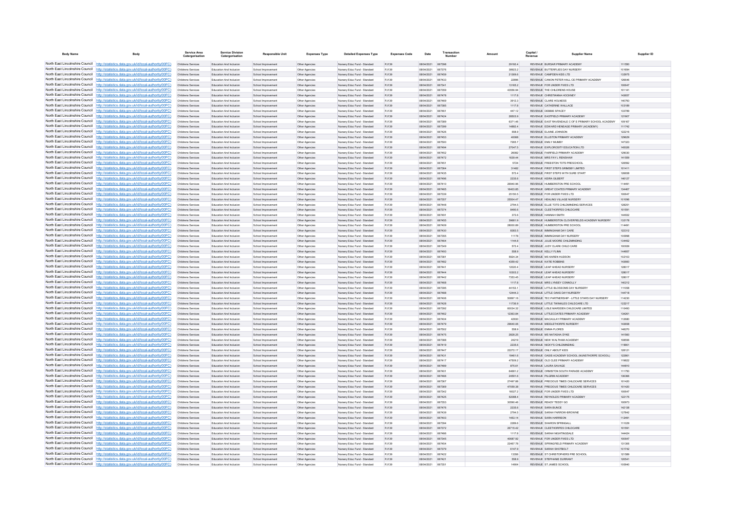| Body Name | Body | Service Area Catergorisation | Service Division Catergorisation | Responsible Unit | Expenses Type | Detailed Expenses Type | Expenses Code | Date | Transaction Number | Amount | Capital / Revenue | Supplier Name | Supplier ID |
|---|---|---|---|---|---|---|---|---|---|---|---|---|---|
| North East Lincolnshire Council | http://statistics.data.gov.uk/id/local-authority/00FC) | Childrens Services | Education And Inclusion | School Improvement | Other Agencies | Nursery Educ Fund - Standard | PJ139 | 08/04/2021 | 667398 | 29192.4 | REVENUE | BURSAR PRIMARY ACADEMY | 111550 |
| North East Lincolnshire Council | http://statistics.data.gov.uk/id/local-authority/00FC) | Childrens Services | Education And Inclusion | School Improvement | Other Agencies | Nursery Educ Fund - Standard | PJ139 | 08/04/2021 | 667376 | 38923.2 | REVENUE | BUTTERFLIES DAY NURSERY | 101694 |
| North East Lincolnshire Council | http://statistics.data.gov.uk/id/local-authority/00FC) | Childrens Services | Education And Inclusion | School Improvement | Other Agencies | Nursery Educ Fund - Standard | PJ139 | 08/04/2021 | 667459 | 21369.6 | REVENUE | CAMPDEN KIDS LTD | 132975 |
| North East Lincolnshire Council | http://statistics.data.gov.uk/id/local-authority/00FC) | Childrens Services | Education And Inclusion | School Improvement | Other Agencies | Nursery Educ Fund - Standard | PJ139 | 08/04/2021 | 667433 | 22896 | REVENUE | CANON PETER HALL CE PRIMARY ACADEMY | 126646 |
| North East Lincolnshire Council | http://statistics.data.gov.uk/id/local-authority/00FC) | Childrens Services | Education And Inclusion | School Improvement | Other Agencies | Nursery Educ Fund - Standard | PJ139 | 08/04/2021 | 667341 | 13165.2 | REVENUE | FOR UNDER FIVES LTD | 100647 |
| North East Lincolnshire Council | http://statistics.data.gov.uk/id/local-authority/00FC) | Childrens Services | Education And Inclusion | School Improvement | Other Agencies | Nursery Educ Fund - Standard | PJ139 | 08/04/2021 | 667359 | 43556.94 | REVENUE | THE CHILDRENS HOUSE | 101141 |
| North East Lincolnshire Council | http://statistics.data.gov.uk/id/local-authority/00FC) | Childrens Services | Education And Inclusion | School Improvement | Other Agencies | Nursery Educ Fund - Standard | PJ139 | 08/04/2021 | 667478 | 1117.8 | REVENUE | CHRISTIANNA HOCKNEY | 143657 |
| North East Lincolnshire Council | http://statistics.data.gov.uk/id/local-authority/00FC) | Childrens Services | Education And Inclusion | School Improvement | Other Agencies | Nursery Educ Fund - Standard | PJ139 | 08/04/2021 | 667469 | 3912.3 | REVENUE | CLARE HOLNESS | 140793 |
| North East Lincolnshire Council | http://statistics.data.gov.uk/id/local-authority/00FC) | Childrens Services | Education And Inclusion | School Improvement | Other Agencies | Nursery Educ Fund - Standard | PJ139 | 08/04/2021 | 667385 | 1117.8 | REVENUE | CATHERINE WALLACE | 103189 |
| North East Lincolnshire Council | http://statistics.data.gov.uk/id/local-authority/00FC) | Childrens Services | Education And Inclusion | School Improvement | Other Agencies | Nursery Educ Fund - Standard | PJ139 | 08/04/2021 | 667461 | 447.12 | REVENUE | DEBBIE SPACEY | 133789 |
| North East Lincolnshire Council | http://statistics.data.gov.uk/id/local-authority/00FC) | Childrens Services | Education And Inclusion | School Improvement | Other Agencies | Nursery Educ Fund - Standard | PJ139 | 08/04/2021 | 667424 | 28503.9 | REVENUE | EASTFIELD PRIMARY ACADEMY | 121907 |
| North East Lincolnshire Council | http://statistics.data.gov.uk/id/local-authority/00FC) | Childrens Services | Education And Inclusion | School Improvement | Other Agencies | Nursery Educ Fund - Standard | PJ139 | 08/04/2021 | 667389 | 6371.46 | REVENUE | EAST RAVENDALE C OF E PRIMARY SCHOOL ACADEMY | 109167 |
| North East Lincolnshire Council | http://statistics.data.gov.uk/id/local-authority/00FC) | Childrens Services | Education And Inclusion | School Improvement | Other Agencies | Nursery Educ Fund - Standard | PJ139 | 08/04/2021 | 667399 | 14882.4 | REVENUE | EDWARD HENEAGE PRIMARY (ACADEMY) | 111742 |
| North East Lincolnshire Council | http://statistics.data.gov.uk/id/local-authority/00FC) | Childrens Services | Education And Inclusion | School Improvement | Other Agencies | Nursery Educ Fund - Standard | PJ139 | 08/04/2021 | 667426 | 558.9 | REVENUE | ELAINE JOHNSON | 122216 |
| North East Lincolnshire Council | http://statistics.data.gov.uk/id/local-authority/00FC) | Childrens Services | Education And Inclusion | School Improvement | Other Agencies | Nursery Educ Fund - Standard | PJ139 | 08/04/2021 | 667453 | 40068 | REVENUE | ELLISTON PRIMARY ACADEMY | 129629 |
| North East Lincolnshire Council | http://statistics.data.gov.uk/id/local-authority/00FC) | Childrens Services | Education And Inclusion | School Improvement | Other Agencies | Nursery Educ Fund - Standard | PJ139 | 08/04/2021 | 667500 | 7265.7 | REVENUE | EMILY MUMBY | 147323 |
| North East Lincolnshire Council | http://statistics.data.gov.uk/id/local-authority/00FC) | Childrens Services | Education And Inclusion | School Improvement | Other Agencies | Nursery Educ Fund - Standard | PJ139 | 08/04/2021 | 667494 | 27047.5 | REVENUE | EXPLOROSITY EDUCATION LTD | 145026 |
| North East Lincolnshire Council | http://statistics.data.gov.uk/id/local-authority/00FC) | Childrens Services | Education And Inclusion | School Improvement | Other Agencies | Nursery Educ Fund - Standard | PJ139 | 08/04/2021 | 667452 | 26082 | REVENUE | FAIRFIELD PRIMARY ACADEMY | 129030 |
| North East Lincolnshire Council | http://statistics.data.gov.uk/id/local-authority/00FC) | Childrens Services | Education And Inclusion | School Improvement | Other Agencies | Nursery Educ Fund - Standard | PJ139 | 08/04/2021 | 667472 | 1639.44 | REVENUE | MRS FAYL RENSHAW | 141559 |
| North East Lincolnshire Council | http://statistics.data.gov.uk/id/local-authority/00FC) | Childrens Services | Education And Inclusion | School Improvement | Other Agencies | Nursery Educ Fund - Standard | PJ139 | 08/04/2021 | 667451 | 5724 | REVENUE | FREESTON TOTS PRESCHOOL | 128592 |
| North East Lincolnshire Council | http://statistics.data.gov.uk/id/local-authority/00FC) | Childrens Services | Education And Inclusion | School Improvement | Other Agencies | Nursery Educ Fund - Standard | PJ139 | 08/04/2021 | 667364 | 31482 | REVENUE | FIRST STEPS GRIMSBY LIMITED | 101411 |
| North East Lincolnshire Council | http://statistics.data.gov.uk/id/local-authority/00FC) | Childrens Services | Education And Inclusion | School Improvement | Other Agencies | Nursery Educ Fund - Standard | PJ139 | 08/04/2021 | 667435 | 572.4 | REVENUE | FIRST STEPS WITH SURE START | 126658 |
| North East Lincolnshire Council | http://statistics.data.gov.uk/id/local-authority/00FC) | Childrens Services | Education And Inclusion | School Improvement | Other Agencies | Nursery Educ Fund - Standard | PJ139 | 08/04/2021 | 667496 | 2235.6 | REVENUE | KEIRA GILBERT | 146127 |
| North East Lincolnshire Council | http://statistics.data.gov.uk/id/local-authority/00FC) | Childrens Services | Education And Inclusion | School Improvement | Other Agencies | Nursery Educ Fund - Standard | PJ139 | 08/04/2021 | 667410 | 20940.96 | REVENUE | HUMBERSTON PRE SCHOOL | 114491 |
| North East Lincolnshire Council | http://statistics.data.gov.uk/id/local-authority/00FC) | Childrens Services | Education And Inclusion | School Improvement | Other Agencies | Nursery Educ Fund - Standard | PJ139 | 08/04/2021 | 667465 | 16403.85 | REVENUE | GREAT COATES PRIMARY ACADEMY | 134467 |
| North East Lincolnshire Council | http://statistics.data.gov.uk/id/local-authority/00FC) | Childrens Services | Education And Inclusion | School Improvement | Other Agencies | Nursery Educ Fund - Standard | PJ139 | 08/04/2021 | 667339 | 25150.5 | REVENUE | FOR UNDER FIVES LTD | 100647 |
| North East Lincolnshire Council | http://statistics.data.gov.uk/id/local-authority/00FC) | Childrens Services | Education And Inclusion | School Improvement | Other Agencies | Nursery Educ Fund - Standard | PJ139 | 08/04/2021 | 667357 | 25504.47 | REVENUE | HEALING VILLAGE NURSERY | 101096 |
| North East Lincolnshire Council | http://statistics.data.gov.uk/id/local-authority/00FC) | Childrens Services | Education And Inclusion | School Improvement | Other Agencies | Nursery Educ Fund - Standard | PJ139 | 08/04/2021 | 667448 | 2794.5 | REVENUE | ELLIE TOTS CHILDMINDING SERVICES | 128251 |
| North East Lincolnshire Council | http://statistics.data.gov.uk/id/local-authority/00FC) | Childrens Services | Education And Inclusion | School Improvement | Other Agencies | Nursery Educ Fund - Standard | PJ139 | 08/04/2021 | 667374 | 8490.6 | REVENUE | CLEETHORPES CHILDCARE | 101591 |
| North East Lincolnshire Council | http://statistics.data.gov.uk/id/local-authority/00FC) | Childrens Services | Education And Inclusion | School Improvement | Other Agencies | Nursery Educ Fund - Standard | PJ139 | 08/04/2021 | 667491 | 372.6 | REVENUE | HANNAH SMITH | 144932 |
| North East Lincolnshire Council | http://statistics.data.gov.uk/id/local-authority/00FC) | Childrens Services | Education And Inclusion | School Improvement | Other Agencies | Nursery Educ Fund - Standard | PJ139 | 08/04/2021 | 667455 | 39681.9 | REVENUE | HUMBERSTON CLOVERFIELDS ACADEMY NURSERY | 132178 |
| North East Lincolnshire Council | http://statistics.data.gov.uk/id/local-authority/00FC) | Childrens Services | Education And Inclusion | School Improvement | Other Agencies | Nursery Educ Fund - Standard | PJ139 | 08/04/2021 | 667409 | 28000.89 | REVENUE | HUMBERSTON PRE SCHOOL | 114491 |
| North East Lincolnshire Council | http://statistics.data.gov.uk/id/local-authority/00FC) | Childrens Services | Education And Inclusion | School Improvement | Other Agencies | Nursery Educ Fund - Standard | PJ139 | 08/04/2021 | 667430 | 8383.5 | REVENUE | IMMINGHAM DAY CARE | 122312 |
| North East Lincolnshire Council | http://statistics.data.gov.uk/id/local-authority/00FC) | Childrens Services | Education And Inclusion | School Improvement | Other Agencies | Nursery Educ Fund - Standard | PJ139 | 08/04/2021 | 667355 | 11178 | REVENUE | IMMINGHAM DAY NURSERY | 100998 |
| North East Lincolnshire Council | http://statistics.data.gov.uk/id/local-authority/00FC) | Childrens Services | Education And Inclusion | School Improvement | Other Agencies | Nursery Educ Fund - Standard | PJ139 | 08/04/2021 | 667464 | 1144.8 | REVENUE | JULIE MOORE CHILDMINDING | 134452 |
| North East Lincolnshire Council | http://statistics.data.gov.uk/id/local-authority/00FC) | Childrens Services | Education And Inclusion | School Improvement | Other Agencies | Nursery Educ Fund - Standard | PJ139 | 08/04/2021 | 667349 | 572.4 | REVENUE | JUDY CLARK CHILD CARE | 100939 |
| North East Lincolnshire Council | http://statistics.data.gov.uk/id/local-authority/00FC) | Childrens Services | Education And Inclusion | School Improvement | Other Agencies | Nursery Educ Fund - Standard | PJ139 | 08/04/2021 | 667493 | 558.9 | REVENUE | KELLY FLINN | 144957 |
| North East Lincolnshire Council | http://statistics.data.gov.uk/id/local-authority/00FC) | Childrens Services | Education And Inclusion | School Improvement | Other Agencies | Nursery Educ Fund - Standard | PJ139 | 08/04/2021 | 667381 | 5924.34 | REVENUE | MS KAREN HUDSON | 102103 |
| North East Lincolnshire Council | http://statistics.data.gov.uk/id/local-authority/00FC) | Childrens Services | Education And Inclusion | School Improvement | Other Agencies | Nursery Educ Fund - Standard | PJ139 | 08/04/2021 | 667482 | 4359.42 | REVENUE | KATIE ROBBINS | 143660 |
| North East Lincolnshire Council | http://statistics.data.gov.uk/id/local-authority/00FC) | Childrens Services | Education And Inclusion | School Improvement | Other Agencies | Nursery Educ Fund - Standard | PJ139 | 08/04/2021 | 667441 | 12020.4 | REVENUE | LEAP AHEAD NURSERY | 128017 |
| North East Lincolnshire Council | http://statistics.data.gov.uk/id/local-authority/00FC) | Childrens Services | Education And Inclusion | School Improvement | Other Agencies | Nursery Educ Fund - Standard | PJ139 | 08/04/2021 | 667444 | 10303.2 | REVENUE | LEAP AHEAD NURSERY | 128017 |
| North East Lincolnshire Council | http://statistics.data.gov.uk/id/local-authority/00FC) | Childrens Services | Education And Inclusion | School Improvement | Other Agencies | Nursery Educ Fund - Standard | PJ139 | 08/04/2021 | 667442 | 7353.45 | REVENUE | LEAP AHEAD NURSERY | 128017 |
| North East Lincolnshire Council | http://statistics.data.gov.uk/id/local-authority/00FC) | Childrens Services | Education And Inclusion | School Improvement | Other Agencies | Nursery Educ Fund - Standard | PJ139 | 08/04/2021 | 667468 | 1117.8 | REVENUE | MRS LYNSEY CONNOLLY | 140212 |
| North East Lincolnshire Council | http://statistics.data.gov.uk/id/local-authority/00FC) | Childrens Services | Education And Inclusion | School Improvement | Other Agencies | Nursery Educ Fund - Standard | PJ139 | 08/04/2021 | 667395 | 44153.1 | REVENUE | LITTLE BLOSSOMS DAY NURSERY | 111058 |
| North East Lincolnshire Council | http://statistics.data.gov.uk/id/local-authority/00FC) | Childrens Services | Education And Inclusion | School Improvement | Other Agencies | Nursery Educ Fund - Standard | PJ139 | 08/04/2021 | 667488 | 12444.3 | REVENUE | LITTLE OAKS DAY NURSERY | 144718 |
| North East Lincolnshire Council | http://statistics.data.gov.uk/id/local-authority/00FC) | Childrens Services | Education And Inclusion | School Improvement | Other Agencies | Nursery Educ Fund - Standard | PJ139 | 08/04/2021 | 667406 | 50897.16 | REVENUE | TEC PARTNERSHIP - LITTLE STARS DAY NURSERY | 114230 |
| North East Lincolnshire Council | http://statistics.data.gov.uk/id/local-authority/00FC) | Childrens Services | Education And Inclusion | School Improvement | Other Agencies | Nursery Educ Fund - Standard | PJ139 | 08/04/2021 | 667428 | 11736.9 | REVENUE | LITTLE TWINKLES CHILDCARE LTD | 122217 |
| North East Lincolnshire Council | http://statistics.data.gov.uk/id/local-authority/00FC) | Childrens Services | Education And Inclusion | School Improvement | Other Agencies | Nursery Educ Fund - Standard | PJ139 | 08/04/2021 | 667392 | 60034.32 | REVENUE | LISLE MARSDEN CHILDCARE LIMITED | 110493 |
| North East Lincolnshire Council | http://statistics.data.gov.uk/id/local-authority/00FC) | Childrens Services | Education And Inclusion | School Improvement | Other Agencies | Nursery Educ Fund - Standard | PJ139 | 08/04/2021 | 667462 | 12363.84 | REVENUE | LITTLECOATES PRIMARY ACADEMY | 134261 |
| North East Lincolnshire Council | http://statistics.data.gov.uk/id/local-authority/00FC) | Childrens Services | Education And Inclusion | School Improvement | Other Agencies | Nursery Educ Fund - Standard | PJ139 | 08/04/2021 | 667404 | 42930 | REVENUE | MACAULAY PRIMARY ACADEMY | 112680 |
| North East Lincolnshire Council | http://statistics.data.gov.uk/id/local-authority/00FC) | Childrens Services | Education And Inclusion | School Improvement | Other Agencies | Nursery Educ Fund - Standard | PJ139 | 08/04/2021 | 667479 | 29640.06 | REVENUE | MIDDLETHORPE NURSERY | 143658 |
| North East Lincolnshire Council | http://statistics.data.gov.uk/id/local-authority/00FC) | Childrens Services | Education And Inclusion | School Improvement | Other Agencies | Nursery Educ Fund - Standard | PJ139 | 08/04/2021 | 667502 | 558.9 | REVENUE | EMMA FLORES | 148270 |
| North East Lincolnshire Council | http://statistics.data.gov.uk/id/local-authority/00FC) | Childrens Services | Education And Inclusion | School Improvement | Other Agencies | Nursery Educ Fund - Standard | PJ139 | 08/04/2021 | 667475 | 2828.25 | REVENUE | MS NATASHA DYKE | 141560 |
| North East Lincolnshire Council | http://statistics.data.gov.uk/id/local-authority/00FC) | Childrens Services | Education And Inclusion | School Improvement | Other Agencies | Nursery Educ Fund - Standard | PJ139 | 08/04/2021 | 667388 | 24219 | REVENUE | NEW WALTHAM ACADEMY | 108556 |
| North East Lincolnshire Council | http://statistics.data.gov.uk/id/local-authority/00FC) | Childrens Services | Education And Inclusion | School Improvement | Other Agencies | Nursery Educ Fund - Standard | PJ139 | 08/04/2021 | 667419 | 2235.6 | REVENUE | NICKYS CHILDMINDING | 119901 |
| North East Lincolnshire Council | http://statistics.data.gov.uk/id/local-authority/00FC) | Childrens Services | Education And Inclusion | School Improvement | Other Agencies | Nursery Educ Fund - Standard | PJ139 | 08/04/2021 | 667447 | 22272.17 | REVENUE | ONLY ABOUT KIDS | 128121 |
| North East Lincolnshire Council | http://statistics.data.gov.uk/id/local-authority/00FC) | Childrens Services | Education And Inclusion | School Improvement | Other Agencies | Nursery Educ Fund - Standard | PJ139 | 08/04/2021 | 667431 | 19461.6 | REVENUE | OASIS ACADEMY SCHOOL (NUNSTHORPE SCHOOL) | 122861 |
| North East Lincolnshire Council | http://statistics.data.gov.uk/id/local-authority/00FC) | Childrens Services | Education And Inclusion | School Improvement | Other Agencies | Nursery Educ Fund - Standard | PJ139 | 08/04/2021 | 667417 | 47509.2 | REVENUE | OLD CLEE PRIMARY ACADEMY | 119822 |
| North East Lincolnshire Council | http://statistics.data.gov.uk/id/local-authority/00FC) | Childrens Services | Education And Inclusion | School Improvement | Other Agencies | Nursery Educ Fund - Standard | PJ139 | 08/04/2021 | 667489 | 875.61 | REVENUE | LAURA SAVAGE | 144810 |
| North East Lincolnshire Council | http://statistics.data.gov.uk/id/local-authority/00FC) | Childrens Services | Education And Inclusion | School Improvement | Other Agencies | Nursery Educ Fund - Standard | PJ139 | 08/04/2021 | 667401 | 64681.2 | REVENUE | ORMISTON SOUTH PARADE ACADEMY | 111750 |
| North East Lincolnshire Council | http://statistics.data.gov.uk/id/local-authority/00FC) | Childrens Services | Education And Inclusion | School Improvement | Other Agencies | Nursery Educ Fund - Standard | PJ139 | 08/04/2021 | 667466 | 24591.6 | REVENUE | PILGRIM ACADEMY | 136366 |
| North East Lincolnshire Council | http://statistics.data.gov.uk/id/local-authority/00FC) | Childrens Services | Education And Inclusion | School Improvement | Other Agencies | Nursery Educ Fund - Standard | PJ139 | 08/04/2021 | 667367 | 27497.88 | REVENUE | PRECIOUS TIMES CHILDCARE SERVICES | 101420 |
| North East Lincolnshire Council | http://statistics.data.gov.uk/id/local-authority/00FC) | Childrens Services | Education And Inclusion | School Improvement | Other Agencies | Nursery Educ Fund - Standard | PJ139 | 08/04/2021 | 667369 | 47059.38 | REVENUE | PRECIOUS TIMES CHILDCARE SERVICES | 101420 |
| North East Lincolnshire Council | http://statistics.data.gov.uk/id/local-authority/00FC) | Childrens Services | Education And Inclusion | School Improvement | Other Agencies | Nursery Educ Fund - Standard | PJ139 | 08/04/2021 | 667342 | 16027.2 | REVENUE | FOR UNDER FIVES LTD | 100647 |
| North East Lincolnshire Council | http://statistics.data.gov.uk/id/local-authority/00FC) | Childrens Services | Education And Inclusion | School Improvement | Other Agencies | Nursery Educ Fund - Standard | PJ139 | 08/04/2021 | 667425 | 52088.4 | REVENUE | REYNOLDS PRIMARY ACADEMY | 122175 |
| North East Lincolnshire Council | http://statistics.data.gov.uk/id/local-authority/00FC) | Childrens Services | Education And Inclusion | School Improvement | Other Agencies | Nursery Educ Fund - Standard | PJ139 | 08/04/2021 | 667353 | 30590.46 | REVENUE | READY TEDDY GO | 100973 |
| North East Lincolnshire Council | http://statistics.data.gov.uk/id/local-authority/00FC) | Childrens Services | Education And Inclusion | School Improvement | Other Agencies | Nursery Educ Fund - Standard | PJ139 | 08/04/2021 | 667476 | 2235.6 | REVENUE | SARA BUNCE | 142138 |
| North East Lincolnshire Council | http://statistics.data.gov.uk/id/local-authority/00FC) | Childrens Services | Education And Inclusion | School Improvement | Other Agencies | Nursery Educ Fund - Standard | PJ139 | 08/04/2021 | 667439 | 2794.5 | REVENUE | SARAH FARROW-BROWNE | 127842 |
| North East Lincolnshire Council | http://statistics.data.gov.uk/id/local-authority/00FC) | Childrens Services | Education And Inclusion | School Improvement | Other Agencies | Nursery Educ Fund - Standard | PJ139 | 08/04/2021 | 667403 | 1453.14 | REVENUE | SARA HARRISON | 112491 |
| North East Lincolnshire Council | http://statistics.data.gov.uk/id/local-authority/00FC) | Childrens Services | Education And Inclusion | School Improvement | Other Agencies | Nursery Educ Fund - Standard | PJ139 | 08/04/2021 | 667394 | 2289.6 | REVENUE | SHARON SPRINGALL | 111029 |
| North East Lincolnshire Council | http://statistics.data.gov.uk/id/local-authority/00FC) | Childrens Services | Education And Inclusion | School Improvement | Other Agencies | Nursery Educ Fund - Standard | PJ139 | 08/04/2021 | 667372 | 26715.42 | REVENUE | CLEETHORPES CHILDCARE | 101591 |
| North East Lincolnshire Council | http://statistics.data.gov.uk/id/local-authority/00FC) | Childrens Services | Education And Inclusion | School Improvement | Other Agencies | Nursery Educ Fund - Standard | PJ139 | 08/04/2021 | 667486 | 1117.8 | REVENUE | SARAH NIGHTINGDALE | 144424 |
| North East Lincolnshire Council | http://statistics.data.gov.uk/id/local-authority/00FC) | Childrens Services | Education And Inclusion | School Improvement | Other Agencies | Nursery Educ Fund - Standard | PJ139 | 08/04/2021 | 667345 | 40587.92 | REVENUE | FOR UNDER FIVES LTD | 100647 |
| North East Lincolnshire Council | http://statistics.data.gov.uk/id/local-authority/00FC) | Childrens Services | Education And Inclusion | School Improvement | Other Agencies | Nursery Educ Fund - Standard | PJ139 | 08/04/2021 | 667454 | 22467.78 | REVENUE | SPRINGFIELD PRIMARY ACADEMY | 131306 |
| North East Lincolnshire Council | http://statistics.data.gov.uk/id/local-authority/00FC) | Childrens Services | Education And Inclusion | School Improvement | Other Agencies | Nursery Educ Fund - Standard | PJ139 | 08/04/2021 | 667379 | 6147.9 | REVENUE | SARAH SHOTBOLT | 101742 |
| North East Lincolnshire Council | http://statistics.data.gov.uk/id/local-authority/00FC) | Childrens Services | Education And Inclusion | School Improvement | Other Agencies | Nursery Educ Fund - Standard | PJ139 | 08/04/2021 | 667422 | 13356 | REVENUE | ST CHRISTOPHERS PRE SCHOOL | 121589 |
| North East Lincolnshire Council | http://statistics.data.gov.uk/id/local-authority/00FC) | Childrens Services | Education And Inclusion | School Improvement | Other Agencies | Nursery Educ Fund - Standard | PJ139 | 08/04/2021 | 667421 | 558.9 | REVENUE | STEPHANIE DURRANT | 120541 |
| North East Lincolnshire Council | http://statistics.data.gov.uk/id/local-authority/00FC) | Childrens Services | Education And Inclusion | School Improvement | Other Agencies | Nursery Educ Fund - Standard | PJ139 | 08/04/2021 | 667351 | 14904 | REVENUE | ST JAMES SCHOOL | 100940 |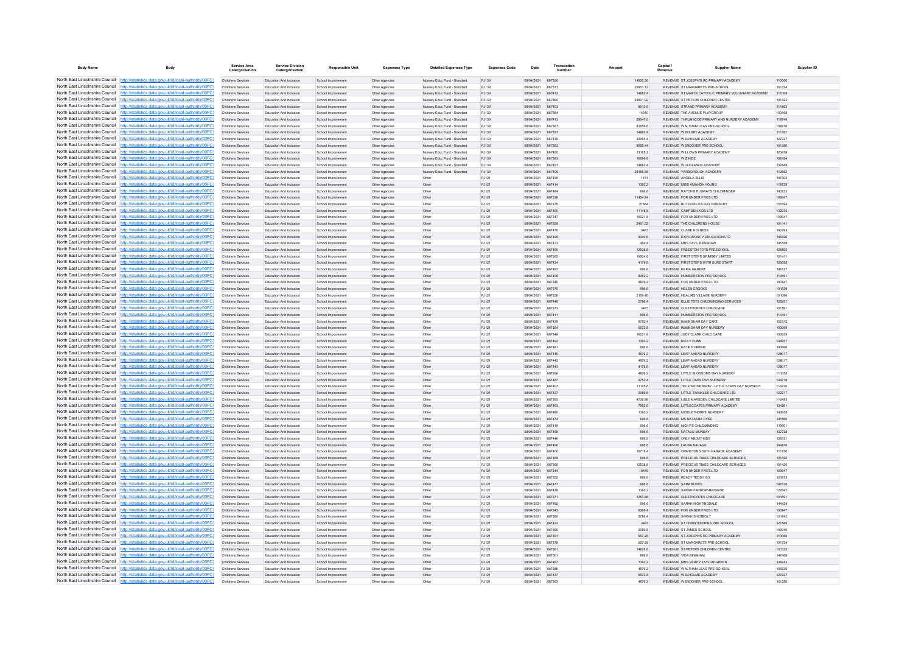| Body Name | Body | Service Area Catergorisation | Service Division Catergorisation | Responsible Unit | Expenses Type | Detailed Expenses Type | Expenses Code | Date | Transaction Number | Amount | Capital / Revenue | Supplier Name | Supplier ID |
|---|---|---|---|---|---|---|---|---|---|---|---|---|---|
| North East Lincolnshire Council | http://statistics.data.gov.uk/id/local-authority/00FC) | Childrens Services | Education And Inclusion | School Improvement | Other Agencies | Nursery Educ Fund - Standard | PJ139 | 08/04/2021 | 667390 | 14920.56 | REVENUE | ST JOSEPH'S RC PRIMARY ACADEMY | 110066 |
| North East Lincolnshire Council | http://statistics.data.gov.uk/id/local-authority/00FC) | Childrens Services | Education And Inclusion | School Improvement | Other Agencies | Nursery Educ Fund - Standard | PJ139 | 08/04/2021 | 667377 | 22803.12 | REVENUE | ST MARGARETS PRE-SCHOOL | 101724 |
| North East Lincolnshire Council | http://statistics.data.gov.uk/id/local-authority/00FC) | Childrens Services | Education And Inclusion | School Improvement | Other Agencies | Nursery Educ Fund - Standard | PJ139 | 08/04/2021 | 667412 | 14882.4 | REVENUE | ST MARYS CATHOLIC PRIMARY VOLUNTARY ACADEMY | 115108 |
| North East Lincolnshire Council | http://statistics.data.gov.uk/id/local-authority/00FC) | Childrens Services | Education And Inclusion | School Improvement | Other Agencies | Nursery Educ Fund - Standard | PJ139 | 08/04/2021 | 667360 | 34801.92 | REVENUE | ST PETERS CHILDREN CENTRE | 101322 |
| North East Lincolnshire Council | http://statistics.data.gov.uk/id/local-authority/00FC) | Childrens Services | Education And Inclusion | School Improvement | Other Agencies | Nursery Educ Fund - Standard | PJ139 | 08/04/2021 | 667402 | 8013.6 | REVENUE | STRAND PRIMARY ACADEMY | 111862 |
| North East Lincolnshire Council | http://statistics.data.gov.uk/id/local-authority/00FC) | Childrens Services | Education And Inclusion | School Improvement | Other Agencies | Nursery Educ Fund - Standard | PJ139 | 08/04/2021 | 667384 | 14310 | REVENUE | THE AVENUE PLAYGROUP | 103168 |
| North East Lincolnshire Council | http://statistics.data.gov.uk/id/local-authority/00FC) | Childrens Services | Education And Inclusion | School Improvement | Other Agencies | Nursery Educ Fund - Standard | PJ139 | 08/04/2021 | 667413 | 28047.6 | REVENUE | THRUNSCOE PRIMARY AND NURSERY ACADEMY | 118749 |
| North East Lincolnshire Council | http://statistics.data.gov.uk/id/local-authority/00FC) | Childrens Services | Education And Inclusion | School Improvement | Other Agencies | Nursery Educ Fund - Standard | PJ139 | 08/04/2021 | 667387 | 91859.6 | REVENUE | WALTHAM LEAS PRE-SCHOOL | 108236 |
| North East Lincolnshire Council | http://statistics.data.gov.uk/id/local-authority/00FC) | Childrens Services | Education And Inclusion | School Improvement | Other Agencies | Nursery Educ Fund - Standard | PJ139 | 08/04/2021 | 667397 | 14882.4 | REVENUE | WEELSBY ACADEMY | 111161 |
| North East Lincolnshire Council | http://statistics.data.gov.uk/id/local-authority/00FC) | Childrens Services | Education And Inclusion | School Improvement | Other Agencies | Nursery Educ Fund - Standard | PJ139 | 08/04/2021 | 667436 | 32054.4 | REVENUE | WELHOLME ACADEMY | 127227 |
| North East Lincolnshire Council | http://statistics.data.gov.uk/id/local-authority/00FC) | Childrens Services | Education And Inclusion | School Improvement | Other Agencies | Nursery Educ Fund - Standard | PJ139 | 08/04/2021 | 667362 | 9955.44 | REVENUE | WENDOVER PRE-SCHOOL | 101350 |
| North East Lincolnshire Council | http://statistics.data.gov.uk/id/local-authority/00FC) | Childrens Services | Education And Inclusion | School Improvement | Other Agencies | Nursery Educ Fund - Standard | PJ139 | 08/04/2021 | 667420 | 13165.2 | REVENUE | WILLOWS PRIMARY ACADEMY | 120478 |
| North East Lincolnshire Council | http://statistics.data.gov.uk/id/local-authority/00FC) | Childrens Services | Education And Inclusion | School Improvement | Other Agencies | Nursery Educ Fund - Standard | PJ139 | 08/04/2021 | 667383 | 16599.6 | REVENUE | WIZ KIDZ | 102424 |
| North East Lincolnshire Council | http://statistics.data.gov.uk/id/local-authority/00FC) | Childrens Services | Education And Inclusion | School Improvement | Other Agencies | Nursery Educ Fund - Standard | PJ139 | 08/04/2021 | 667457 | 14882.4 | REVENUE | WOODLANDS ACADEMY | 132649 |
| North East Lincolnshire Council | http://statistics.data.gov.uk/id/local-authority/00FC) | Childrens Services | Education And Inclusion | School Improvement | Other Agencies | Nursery Educ Fund - Standard | PJ139 | 08/04/2021 | 667405 | 28168.56 | REVENUE | YARBOROUGH ACADEMY | 112852 |
| North East Lincolnshire Council | http://statistics.data.gov.uk/id/local-authority/00FC) | Childrens Services | Education And Inclusion | School Improvement | Other Agencies | Other | PJ121 | 08/04/2021 | 667499 | 1161 | REVENUE | ANGELA ELLIS | 147302 |
| North East Lincolnshire Council | http://statistics.data.gov.uk/id/local-authority/00FC) | Childrens Services | Education And Inclusion | School Improvement | Other Agencies | Other | PJ121 | 08/04/2021 | 667414 | 1393.2 | REVENUE | MISS AMANDA YOUNG | 119739 |
| North East Lincolnshire Council | http://statistics.data.gov.uk/id/local-authority/00FC) | Childrens Services | Education And Inclusion | School Improvement | Other Agencies | Other | PJ121 | 08/04/2021 | 667484 | 696.6 | REVENUE | RAYCH'S RUGRATS CHILDMINDER | 143723 |
| North East Lincolnshire Council | http://statistics.data.gov.uk/id/local-authority/00FC) | Childrens Services | Education And Inclusion | School Improvement | Other Agencies | Other | PJ121 | 08/04/2021 | 667338 | 11424.24 | REVENUE | FOR UNDER FIVES LTD | 100647 |
| North East Lincolnshire Council | http://statistics.data.gov.uk/id/local-authority/00FC) | Childrens Services | Education And Inclusion | School Improvement | Other Agencies | Other | PJ121 | 08/04/2021 | 667375 | 27864 | REVENUE | BUTTERFLIES DAY NURSERY | 101694 |
| North East Lincolnshire Council | http://statistics.data.gov.uk/id/local-authority/00FC) | Childrens Services | Education And Inclusion | School Improvement | Other Agencies | Other | PJ121 | 08/04/2021 | 667460 | 11145.6 | REVENUE | CAMPDEN KIDS LTD | 132975 |
| North East Lincolnshire Council | http://statistics.data.gov.uk/id/local-authority/00FC) | Childrens Services | Education And Inclusion | School Improvement | Other Agencies | Other | PJ121 | 08/04/2021 | 667347 | 16021.8 | REVENUE | FOR UNDER FIVES LTD | 100647 |
| North East Lincolnshire Council | http://statistics.data.gov.uk/id/local-authority/00FC) | Childrens Services | Education And Inclusion | School Improvement | Other Agencies | Other | PJ121 | 08/04/2021 | 667358 | 2461.32 | REVENUE | THE CHILDRENS HOUSE | 101141 |
| North East Lincolnshire Council | http://statistics.data.gov.uk/id/local-authority/00FC) | Childrens Services | Education And Inclusion | School Improvement | Other Agencies | Other | PJ121 | 08/04/2021 | 667470 | 3483 | REVENUE | CLARE HOLNESS | 140793 |
| North East Lincolnshire Council | http://statistics.data.gov.uk/id/local-authority/00FC) | Childrens Services | Education And Inclusion | School Improvement | Other Agencies | Other | PJ121 | 08/04/2021 | 667495 | 5340.6 | REVENUE | EXPLOROSITY EDUCATION LTD | 145026 |
| North East Lincolnshire Council | http://statistics.data.gov.uk/id/local-authority/00FC) | Childrens Services | Education And Inclusion | School Improvement | Other Agencies | Other | PJ121 | 08/04/2021 | 667473 | 464.4 | REVENUE | MRS FAY L RENSHAW | 141559 |
| North East Lincolnshire Council | http://statistics.data.gov.uk/id/local-authority/00FC) | Childrens Services | Education And Inclusion | School Improvement | Other Agencies | Other | PJ121 | 08/04/2021 | 667450 | 12538.8 | REVENUE | FREESTON TOTS PRESCHOOL | 128592 |
| North East Lincolnshire Council | http://statistics.data.gov.uk/id/local-authority/00FC) | Childrens Services | Education And Inclusion | School Improvement | Other Agencies | Other | PJ121 | 08/04/2021 | 667365 | 19504.8 | REVENUE | FIRST STEPS GRIMSBY LIMITED | 101411 |
| North East Lincolnshire Council | http://statistics.data.gov.uk/id/local-authority/00FC) | Childrens Services | Education And Inclusion | School Improvement | Other Agencies | Other | PJ121 | 08/04/2021 | 667434 | 4179.6 | REVENUE | FIRST STEPS WITH SURE START | 126658 |
| North East Lincolnshire Council | http://statistics.data.gov.uk/id/local-authority/00FC) | Childrens Services | Education And Inclusion | School Improvement | Other Agencies | Other | PJ121 | 08/04/2021 | 667497 | 696.6 | REVENUE | KEIRA GILBERT | 146127 |
| North East Lincolnshire Council | http://statistics.data.gov.uk/id/local-authority/00FC) | Childrens Services | Education And Inclusion | School Improvement | Other Agencies | Other | PJ121 | 08/04/2021 | 667408 | 8359.2 | REVENUE | HUMBERSTON PRE SCHOOL | 114491 |
| North East Lincolnshire Council | http://statistics.data.gov.uk/id/local-authority/00FC) | Childrens Services | Education And Inclusion | School Improvement | Other Agencies | Other | PJ121 | 08/04/2021 | 667340 | 4876.2 | REVENUE | FOR UNDER FIVES LTD | 100647 |
| North East Lincolnshire Council | http://statistics.data.gov.uk/id/local-authority/00FC) | Childrens Services | Education And Inclusion | School Improvement | Other Agencies | Other | PJ121 | 08/04/2021 | 667370 | 696.6 | REVENUE | HELEN CROOKS | 101529 |
| North East Lincolnshire Council | http://statistics.data.gov.uk/id/local-authority/00FC) | Childrens Services | Education And Inclusion | School Improvement | Other Agencies | Other | PJ121 | 08/04/2021 | 667356 | 2159.46 | REVENUE | HEALING VILLAGE NURSERY | 101096 |
| North East Lincolnshire Council | http://statistics.data.gov.uk/id/local-authority/00FC) | Childrens Services | Education And Inclusion | School Improvement | Other Agencies | Other | PJ121 | 08/04/2021 | 667449 | 2786.4 | REVENUE | ELLIE TOTS CHILDMINDING SERVICES | 128251 |
| North East Lincolnshire Council | http://statistics.data.gov.uk/id/local-authority/00FC) | Childrens Services | Education And Inclusion | School Improvement | Other Agencies | Other | PJ121 | 08/04/2021 | 667373 | 3483 | REVENUE | CLEETHORPES CHILDCARE | 101591 |
| North East Lincolnshire Council | http://statistics.data.gov.uk/id/local-authority/00FC) | Childrens Services | Education And Inclusion | School Improvement | Other Agencies | Other | PJ121 | 08/04/2021 | 667411 | 696.6 | REVENUE | HUMBERSTON PRE SCHOOL | 114491 |
| North East Lincolnshire Council | http://statistics.data.gov.uk/id/local-authority/00FC) | Childrens Services | Education And Inclusion | School Improvement | Other Agencies | Other | PJ121 | 08/04/2021 | 667429 | 9752.4 | REVENUE | IMMINGHAM DAY CARE | 122312 |
| North East Lincolnshire Council | http://statistics.data.gov.uk/id/local-authority/00FC) | Childrens Services | Education And Inclusion | School Improvement | Other Agencies | Other | PJ121 | 08/04/2021 | 667354 | 5572.8 | REVENUE | IMMINGHAM DAY NURSERY | 100998 |
| North East Lincolnshire Council | http://statistics.data.gov.uk/id/local-authority/00FC) | Childrens Services | Education And Inclusion | School Improvement | Other Agencies | Other | PJ121 | 08/04/2021 | 667346 | 16021.8 | REVENUE | JUDY CLARK CHILD CARE | 100939 |
| North East Lincolnshire Council | http://statistics.data.gov.uk/id/local-authority/00FC) | Childrens Services | Education And Inclusion | School Improvement | Other Agencies | Other | PJ121 | 08/04/2021 | 667492 | 1393.2 | REVENUE | KELLY FLINN | 144957 |
| North East Lincolnshire Council | http://statistics.data.gov.uk/id/local-authority/00FC) | Childrens Services | Education And Inclusion | School Improvement | Other Agencies | Other | PJ121 | 08/04/2021 | 667481 | 696.6 | REVENUE | KATIE ROBBINS | 143660 |
| North East Lincolnshire Council | http://statistics.data.gov.uk/id/local-authority/00FC) | Childrens Services | Education And Inclusion | School Improvement | Other Agencies | Other | PJ121 | 08/04/2021 | 667440 | 4876.2 | REVENUE | LEAP AHEAD NURSERY | 128017 |
| North East Lincolnshire Council | http://statistics.data.gov.uk/id/local-authority/00FC) | Childrens Services | Education And Inclusion | School Improvement | Other Agencies | Other | PJ121 | 08/04/2021 | 667445 | 4876.2 | REVENUE | LEAP AHEAD NURSERY | 128017 |
| North East Lincolnshire Council | http://statistics.data.gov.uk/id/local-authority/00FC) | Childrens Services | Education And Inclusion | School Improvement | Other Agencies | Other | PJ121 | 08/04/2021 | 667443 | 4179.6 | REVENUE | LEAP AHEAD NURSERY | 128017 |
| North East Lincolnshire Council | http://statistics.data.gov.uk/id/local-authority/00FC) | Childrens Services | Education And Inclusion | School Improvement | Other Agencies | Other | PJ121 | 08/04/2021 | 667396 | 4876.2 | REVENUE | LITTLE BLOSSOMS DAY NURSERY | 111058 |
| North East Lincolnshire Council | http://statistics.data.gov.uk/id/local-authority/00FC) | Childrens Services | Education And Inclusion | School Improvement | Other Agencies | Other | PJ121 | 08/04/2021 | 667487 | 9752.4 | REVENUE | LITTLE OAKS DAY NURSERY | 144718 |
| North East Lincolnshire Council | http://statistics.data.gov.uk/id/local-authority/00FC) | Childrens Services | Education And Inclusion | School Improvement | Other Agencies | Other | PJ121 | 08/04/2021 | 667407 | 11145.6 | REVENUE | TEC PARTNERSHIP - LITTLE STARS DAY NURSERY | 114230 |
| North East Lincolnshire Council | http://statistics.data.gov.uk/id/local-authority/00FC) | Childrens Services | Education And Inclusion | School Improvement | Other Agencies | Other | PJ121 | 08/04/2021 | 667427 | 2089.8 | REVENUE | LITTLE TWINKLES CHILDCARE LTD | 122217 |
| North East Lincolnshire Council | http://statistics.data.gov.uk/id/local-authority/00FC) | Childrens Services | Education And Inclusion | School Improvement | Other Agencies | Other | PJ121 | 08/04/2021 | 667393 | 4736.88 | REVENUE | LISLE MARSDEN CHILDCARE LIMITED | 110493 |
| North East Lincolnshire Council | http://statistics.data.gov.uk/id/local-authority/00FC) | Childrens Services | Education And Inclusion | School Improvement | Other Agencies | Other | PJ121 | 08/04/2021 | 667463 | 7662.6 | REVENUE | LITTLECOATES PRIMARY ACADEMY | 134261 |
| North East Lincolnshire Council | http://statistics.data.gov.uk/id/local-authority/00FC) | Childrens Services | Education And Inclusion | School Improvement | Other Agencies | Other | PJ121 | 08/04/2021 | 667480 | 1393.2 | REVENUE | MIDDLETHORPE NURSERY | 143658 |
| North East Lincolnshire Council | http://statistics.data.gov.uk/id/local-authority/00FC) | Childrens Services | Education And Inclusion | School Improvement | Other Agencies | Other | PJ121 | 08/04/2021 | 667474 | 696.6 | REVENUE | MS NATASHA DYKE | 141560 |
| North East Lincolnshire Council | http://statistics.data.gov.uk/id/local-authority/00FC) | Childrens Services | Education And Inclusion | School Improvement | Other Agencies | Other | PJ121 | 08/04/2021 | 667418 | 696.6 | REVENUE | NICKYS CHILDMINDING | 119901 |
| North East Lincolnshire Council | http://statistics.data.gov.uk/id/local-authority/00FC) | Childrens Services | Education And Inclusion | School Improvement | Other Agencies | Other | PJ121 | 08/04/2021 | 667458 | 696.6 | REVENUE | NATALIE MUNDAY | 132728 |
| North East Lincolnshire Council | http://statistics.data.gov.uk/id/local-authority/00FC) | Childrens Services | Education And Inclusion | School Improvement | Other Agencies | Other | PJ121 | 08/04/2021 | 667446 | 696.6 | REVENUE | ONLY ABOUT KIDS | 128121 |
| North East Lincolnshire Council | http://statistics.data.gov.uk/id/local-authority/00FC) | Childrens Services | Education And Inclusion | School Improvement | Other Agencies | Other | PJ121 | 08/04/2021 | 667490 | 696.6 | REVENUE | LAURA SAVAGE | 144810 |
| North East Lincolnshire Council | http://statistics.data.gov.uk/id/local-authority/00FC) | Childrens Services | Education And Inclusion | School Improvement | Other Agencies | Other | PJ121 | 08/04/2021 | 667400 | 16718.4 | REVENUE | ORMISTON SOUTH PARADE ACADEMY | 111750 |
| North East Lincolnshire Council | http://statistics.data.gov.uk/id/local-authority/00FC) | Childrens Services | Education And Inclusion | School Improvement | Other Agencies | Other | PJ121 | 08/04/2021 | 667368 | 696.6 | REVENUE | PRECIOUS TIMES CHILDCARE SERVICES | 101420 |
| North East Lincolnshire Council | http://statistics.data.gov.uk/id/local-authority/00FC) | Childrens Services | Education And Inclusion | School Improvement | Other Agencies | Other | PJ121 | 08/04/2021 | 667366 | 12538.8 | REVENUE | PRECIOUS TIMES CHILDCARE SERVICES | 101420 |
| North East Lincolnshire Council | http://statistics.data.gov.uk/id/local-authority/00FC) | Childrens Services | Education And Inclusion | School Improvement | Other Agencies | Other | PJ121 | 08/04/2021 | 667344 | 10449 | REVENUE | FOR UNDER FIVES LTD | 100647 |
| North East Lincolnshire Council | http://statistics.data.gov.uk/id/local-authority/00FC) | Childrens Services | Education And Inclusion | School Improvement | Other Agencies | Other | PJ121 | 08/04/2021 | 667352 | 696.6 | REVENUE | READY TEDDY GO | 100973 |
| North East Lincolnshire Council | http://statistics.data.gov.uk/id/local-authority/00FC) | Childrens Services | Education And Inclusion | School Improvement | Other Agencies | Other | PJ121 | 08/04/2021 | 667477 | 696.6 | REVENUE | SARA BUNCE | 142138 |
| North East Lincolnshire Council | http://statistics.data.gov.uk/id/local-authority/00FC) | Childrens Services | Education And Inclusion | School Improvement | Other Agencies | Other | PJ121 | 08/04/2021 | 667438 | 1393.2 | REVENUE | SARAH FARROW-BROWNE | 127842 |
| North East Lincolnshire Council | http://statistics.data.gov.uk/id/local-authority/00FC) | Childrens Services | Education And Inclusion | School Improvement | Other Agencies | Other | PJ121 | 08/04/2021 | 667371 | 1253.88 | REVENUE | CLEETHORPES CHILDCARE | 101591 |
| North East Lincolnshire Council | http://statistics.data.gov.uk/id/local-authority/00FC) | Childrens Services | Education And Inclusion | School Improvement | Other Agencies | Other | PJ121 | 08/04/2021 | 667485 | 696.6 | REVENUE | SARAH NIGHTINGDALE | 144424 |
| North East Lincolnshire Council | http://statistics.data.gov.uk/id/local-authority/00FC) | Childrens Services | Education And Inclusion | School Improvement | Other Agencies | Other | PJ121 | 08/04/2021 | 667343 | 6269.4 | REVENUE | FOR UNDER FIVES LTD | 100647 |
| North East Lincolnshire Council | http://statistics.data.gov.uk/id/local-authority/00FC) | Childrens Services | Education And Inclusion | School Improvement | Other Agencies | Other | PJ121 | 08/04/2021 | 667380 | 2786.4 | REVENUE | SARAH SHOTBOLT | 101742 |
| North East Lincolnshire Council | http://statistics.data.gov.uk/id/local-authority/00FC) | Childrens Services | Education And Inclusion | School Improvement | Other Agencies | Other | PJ121 | 08/04/2021 | 667423 | 3483 | REVENUE | ST CHRISTOPHERS PRE SCHOOL | 121589 |
| North East Lincolnshire Council | http://statistics.data.gov.uk/id/local-authority/00FC) | Childrens Services | Education And Inclusion | School Improvement | Other Agencies | Other | PJ121 | 08/04/2021 | 667350 | 2089.8 | REVENUE | ST JAMES SCHOOL | 100940 |
| North East Lincolnshire Council | http://statistics.data.gov.uk/id/local-authority/00FC) | Childrens Services | Education And Inclusion | School Improvement | Other Agencies | Other | PJ121 | 08/04/2021 | 667391 | 557.28 | REVENUE | ST JOSEPH'S RC PRIMARY ACADEMY | 110066 |
| North East Lincolnshire Council | http://statistics.data.gov.uk/id/local-authority/00FC) | Childrens Services | Education And Inclusion | School Improvement | Other Agencies | Other | PJ121 | 08/04/2021 | 667378 | 557.28 | REVENUE | ST MARGARETS PRE-SCHOOL | 101724 |
| North East Lincolnshire Council | http://statistics.data.gov.uk/id/local-authority/00FC) | Childrens Services | Education And Inclusion | School Improvement | Other Agencies | Other | PJ121 | 08/04/2021 | 667361 | 14628.6 | REVENUE | ST PETERS CHILDREN CENTRE | 101322 |
| North East Lincolnshire Council | http://statistics.data.gov.uk/id/local-authority/00FC) | Childrens Services | Education And Inclusion | School Improvement | Other Agencies | Other | PJ121 | 08/04/2021 | 667501 | 696.6 | REVENUE | VIDA BINGHAM | 147466 |
| North East Lincolnshire Council | http://statistics.data.gov.uk/id/local-authority/00FC) | Childrens Services | Education And Inclusion | School Improvement | Other Agencies | Other | PJ121 | 08/04/2021 | 667467 | 1393.2 | REVENUE | MRS VERITY TAYLOR-GREEN | 138243 |
| North East Lincolnshire Council | http://statistics.data.gov.uk/id/local-authority/00FC) | Childrens Services | Education And Inclusion | School Improvement | Other Agencies | Other | PJ121 | 08/04/2021 | 667386 | 4876.2 | REVENUE | WALTHAM LEAS PRE-SCHOOL | 108236 |
| North East Lincolnshire Council | http://statistics.data.gov.uk/id/local-authority/00FC) | Childrens Services | Education And Inclusion | School Improvement | Other Agencies | Other | PJ121 | 08/04/2021 | 667437 | 5572.8 | REVENUE | WELHOLME ACADEMY | 127227 |
| North East Lincolnshire Council | http://statistics.data.gov.uk/id/local-authority/00FC) | Childrens Services | Education And Inclusion | School Improvement | Other Agencies | Other | PJ121 | 08/04/2021 | 667363 | 4876.2 | REVENUE | WENDOVER PRE-SCHOOL | 101350 |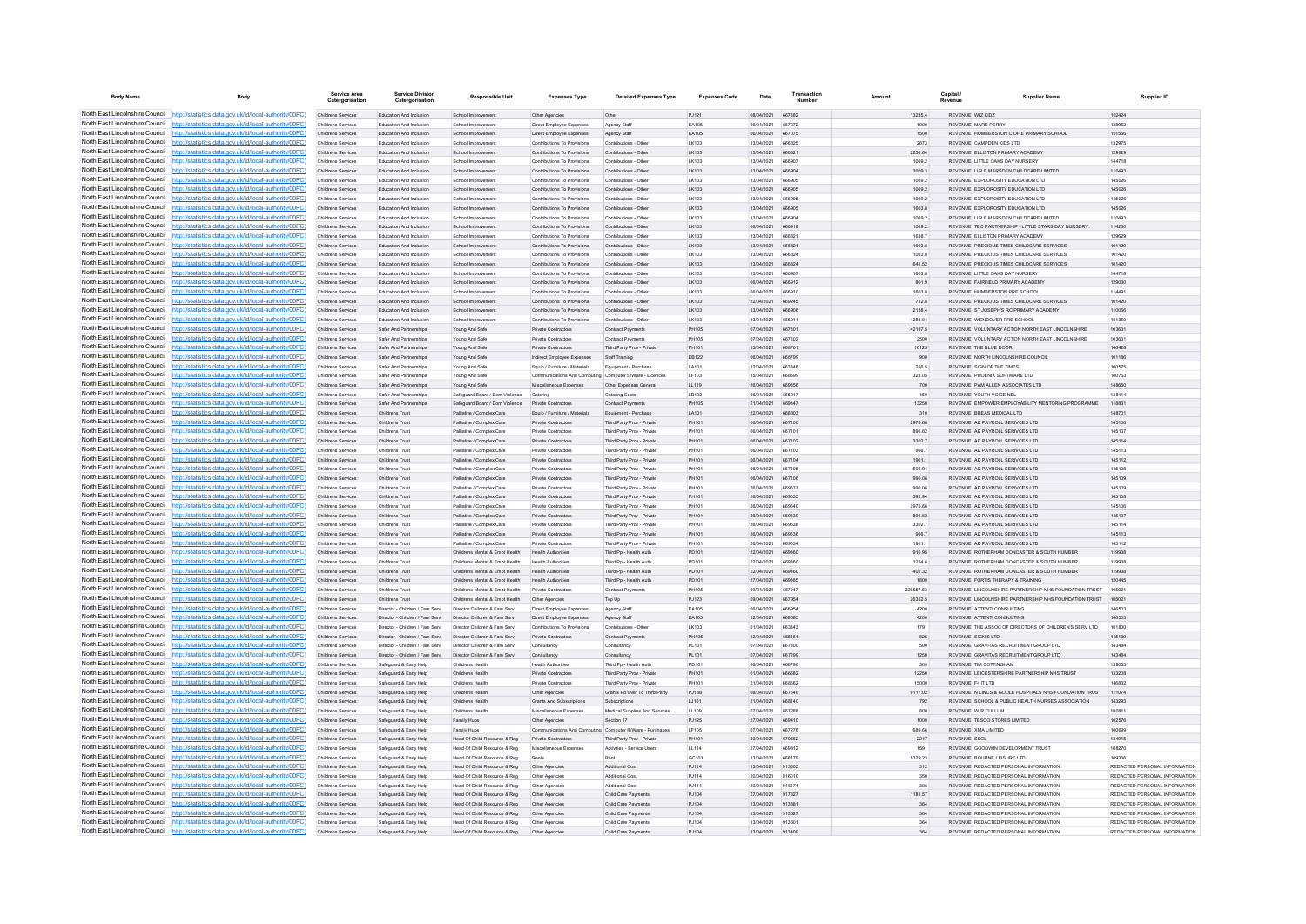| Body Name | Body | Service Area Catergorisation | Service Division Catergorisation | Responsible Unit | Expenses Type | Detailed Expenses Type | Expenses Code | Date | Transaction Number | Amount | Capital / Revenue | Supplier Name | Supplier ID |
|---|---|---|---|---|---|---|---|---|---|---|---|---|---|
| North East Lincolnshire Council | http://statistics.data.gov.uk/id/local-authority/00FC) | Childrens Services | Education And Inclusion | School Improvement | Other Agencies | Other | PJ121 | 08/04/2021 | 667382 | 13235.4 | REVENUE | WIZ KIDZ | 102424 |
| North East Lincolnshire Council | http://statistics.data.gov.uk/id/local-authority/00FC) | Childrens Services | Education And Inclusion | School Improvement | Direct Employee Expenses | Agency Staff | EA105 | 06/04/2021 | 667072 | 1000 | REVENUE | MARK PERRY | 138952 |
| North East Lincolnshire Council | http://statistics.data.gov.uk/id/local-authority/00FC) | Childrens Services | Education And Inclusion | School Improvement | Direct Employee Expenses | Agency Staff | EA105 | 06/04/2021 | 667075 | 1500 | REVENUE | HUMBERSTON C OF E PRIMARY SCHOOL | 101566 |
| North East Lincolnshire Council | http://statistics.data.gov.uk/id/local-authority/00FC) | Childrens Services | Education And Inclusion | School Improvement | Contributions To Provisions | Contributions - Other | LK103 | 13/04/2021 | 666825 | 2673 | REVENUE | CAMPDEN KIDS LTD | 132975 |
| North East Lincolnshire Council | http://statistics.data.gov.uk/id/local-authority/00FC) | Childrens Services | Education And Inclusion | School Improvement | Contributions To Provisions | Contributions - Other | LK103 | 13/04/2021 | 666821 | 2256.64 | REVENUE | ELLISTON PRIMARY ACADEMY | 129629 |
| North East Lincolnshire Council | http://statistics.data.gov.uk/id/local-authority/00FC) | Childrens Services | Education And Inclusion | School Improvement | Contributions To Provisions | Contributions - Other | LK103 | 13/04/2021 | 666907 | 1069.2 | REVENUE | LITTLE OAKS DAY NURSERY | 144718 |
| North East Lincolnshire Council | http://statistics.data.gov.uk/id/local-authority/00FC) | Childrens Services | Education And Inclusion | School Improvement | Contributions To Provisions | Contributions - Other | LK103 | 13/04/2021 | 666904 | 3009.3 | REVENUE | LISLE MARSDEN CHILDCARE LIMITED | 110493 |
| North East Lincolnshire Council | http://statistics.data.gov.uk/id/local-authority/00FC) | Childrens Services | Education And Inclusion | School Improvement | Contributions To Provisions | Contributions - Other | LK103 | 13/04/2021 | 666905 | 1069.2 | REVENUE | EXPLOROSITY EDUCATION LTD | 145026 |
| North East Lincolnshire Council | http://statistics.data.gov.uk/id/local-authority/00FC) | Childrens Services | Education And Inclusion | School Improvement | Contributions To Provisions | Contributions - Other | LK103 | 13/04/2021 | 666905 | 1069.2 | REVENUE | EXPLOROSITY EDUCATION LTD | 145026 |
| North East Lincolnshire Council | http://statistics.data.gov.uk/id/local-authority/00FC) | Childrens Services | Education And Inclusion | School Improvement | Contributions To Provisions | Contributions - Other | LK103 | 13/04/2021 | 666905 | 1069.2 | REVENUE | EXPLOROSITY EDUCATION LTD | 145026 |
| North East Lincolnshire Council | http://statistics.data.gov.uk/id/local-authority/00FC) | Childrens Services | Education And Inclusion | School Improvement | Contributions To Provisions | Contributions - Other | LK103 | 13/04/2021 | 666905 | 1603.8 | REVENUE | EXPLOROSITY EDUCATION LTD | 145026 |
| North East Lincolnshire Council | http://statistics.data.gov.uk/id/local-authority/00FC) | Childrens Services | Education And Inclusion | School Improvement | Contributions To Provisions | Contributions - Other | LK103 | 13/04/2021 | 666904 | 1069.2 | REVENUE | LISLE MARSDEN CHILDCARE LIMITED | 110493 |
| North East Lincolnshire Council | http://statistics.data.gov.uk/id/local-authority/00FC) | Childrens Services | Education And Inclusion | School Improvement | Contributions To Provisions | Contributions - Other | LK103 | 06/04/2021 | 666918 | 1069.2 | REVENUE | TEC PARTNERSHIP - LITTLE STARS DAY NURSERY | 114230 |
| North East Lincolnshire Council | http://statistics.data.gov.uk/id/local-authority/00FC) | Childrens Services | Education And Inclusion | School Improvement | Contributions To Provisions | Contributions - Other | LK103 | 13/04/2021 | 666821 | 1638.7 | REVENUE | ELLISTON PRIMARY ACADEMY | 129629 |
| North East Lincolnshire Council | http://statistics.data.gov.uk/id/local-authority/00FC) | Childrens Services | Education And Inclusion | School Improvement | Contributions To Provisions | Contributions - Other | LK103 | 13/04/2021 | 666924 | 1603.8 | REVENUE | PRECIOUS TIMES CHILDCARE SERVICES | 101420 |
| North East Lincolnshire Council | http://statistics.data.gov.uk/id/local-authority/00FC) | Childrens Services | Education And Inclusion | School Improvement | Contributions To Provisions | Contributions - Other | LK103 | 13/04/2021 | 666924 | 1063.8 | REVENUE | PRECIOUS TIMES CHILDCARE SERVICES | 101420 |
| North East Lincolnshire Council | http://statistics.data.gov.uk/id/local-authority/00FC) | Childrens Services | Education And Inclusion | School Improvement | Contributions To Provisions | Contributions - Other | LK103 | 13/04/2021 | 666924 | 641.52 | REVENUE | PRECIOUS TIMES CHILDCARE SERVICES | 101420 |
| North East Lincolnshire Council | http://statistics.data.gov.uk/id/local-authority/00FC) | Childrens Services | Education And Inclusion | School Improvement | Contributions To Provisions | Contributions - Other | LK103 | 13/04/2021 | 666907 | 1603.8 | REVENUE | LITTLE OAKS DAY NURSERY | 144718 |
| North East Lincolnshire Council | http://statistics.data.gov.uk/id/local-authority/00FC) | Childrens Services | Education And Inclusion | School Improvement | Contributions To Provisions | Contributions - Other | LK103 | 06/04/2021 | 666912 | 801.9 | REVENUE | FAIRFIELD PRIMARY ACADEMY | 129030 |
| North East Lincolnshire Council | http://statistics.data.gov.uk/id/local-authority/00FC) | Childrens Services | Education And Inclusion | School Improvement | Contributions To Provisions | Contributions - Other | LK103 | 06/04/2021 | 666910 | 1603.8 | REVENUE | HUMBERSTON PRE SCHOOL | 114491 |
| North East Lincolnshire Council | http://statistics.data.gov.uk/id/local-authority/00FC) | Childrens Services | Education And Inclusion | School Improvement | Contributions To Provisions | Contributions - Other | LK103 | 22/04/2021 | 669245 | 712.8 | REVENUE | PRECIOUS TIMES CHILDCARE SERVICES | 101420 |
| North East Lincolnshire Council | http://statistics.data.gov.uk/id/local-authority/00FC) | Childrens Services | Education And Inclusion | School Improvement | Contributions To Provisions | Contributions - Other | LK103 | 13/04/2021 | 666906 | 2138.4 | REVENUE | ST JOSEPH'S RC PRIMARY ACADEMY | 110066 |
| North East Lincolnshire Council | http://statistics.data.gov.uk/id/local-authority/00FC) | Childrens Services | Education And Inclusion | School Improvement | Contributions To Provisions | Contributions - Other | LK103 | 13/04/2021 | 666911 | 1283.04 | REVENUE | WENDOVER PRE-SCHOOL | 101350 |
| North East Lincolnshire Council | http://statistics.data.gov.uk/id/local-authority/00FC) | Childrens Services | Safer And Partnerships | Young And Safe | Private Contractors | Contract Payments | PH105 | 07/04/2021 | 667301 | 42187.5 | REVENUE | VOLUNTARY ACTION NORTH EAST LINCOLNSHIRE | 103631 |
| North East Lincolnshire Council | http://statistics.data.gov.uk/id/local-authority/00FC) | Childrens Services | Safer And Partnerships | Young And Safe | Private Contractors | Contract Payments | PH105 | 07/04/2021 | 667302 | 2500 | REVENUE | VOLUNTARY ACTION NORTH EAST LINCOLNSHIRE | 103631 |
| North East Lincolnshire Council | http://statistics.data.gov.uk/id/local-authority/00FC) | Childrens Services | Safer And Partnerships | Young And Safe | Private Contractors | Third Party Prov - Private | PH101 | 15/04/2021 | 668761 | 16125 | REVENUE | THE BLUE DOOR | 146428 |
| North East Lincolnshire Council | http://statistics.data.gov.uk/id/local-authority/00FC) | Childrens Services | Safer And Partnerships | Young And Safe | Indirect Employee Expenses | Staff Training | EB122 | 06/04/2021 | 666799 | 900 | REVENUE | NORTH LINCOLNSHIRE COUNCIL | 101186 |
| North East Lincolnshire Council | http://statistics.data.gov.uk/id/local-authority/00FC) | Childrens Services | Safer And Partnerships | Young And Safe | Equip / Furniture / Materials | Equipment - Purchase | LA101 | 12/04/2021 | 663846 | 256.5 | REVENUE | SIGN OF THE TIMES | 100575 |
| North East Lincolnshire Council | http://statistics.data.gov.uk/id/local-authority/00FC) | Childrens Services | Safer And Partnerships | Young And Safe | Communications And Computing | Computer S/Ware - Licences | LF103 | 15/04/2021 | 668599 | 323.05 | REVENUE | PHOENIX SOFTWARE LTD | 100753 |
| North East Lincolnshire Council | http://statistics.data.gov.uk/id/local-authority/00FC) | Childrens Services | Safer And Partnerships | Young And Safe | Miscellaneous Expenses | Other Expenses General | LL119 | 26/04/2021 | 669856 | 700 | REVENUE | PAM ALLEN ASSOCIATES LTD | 148650 |
| North East Lincolnshire Council | http://statistics.data.gov.uk/id/local-authority/00FC) | Childrens Services | Safer And Partnerships | Safeguard Board / Dom Violence | Catering | Catering Costs | LB102 | 06/04/2021 | 666917 | 450 | REVENUE | YOUTH VOICE NEL | 138414 |
| North East Lincolnshire Council | http://statistics.data.gov.uk/id/local-authority/00FC) | Childrens Services | Safer And Partnerships | Safeguard Board / Dom Violence | Private Contractors | Contract Payments | PH105 | 21/04/2021 | 669047 | 13250 | REVENUE | EMPOWER EMPLOYABILITY MENTORING PROGRAMME | 118831 |
| North East Lincolnshire Council | http://statistics.data.gov.uk/id/local-authority/00FC) | Childrens Services | Childrens Trust | Palliative / Complex Care | Equip / Furniture / Materials | Equipment - Purchase | LA101 | 22/04/2021 | 668803 | 310 | REVENUE | BREAS MEDICAL LTD | 148701 |
| North East Lincolnshire Council | http://statistics.data.gov.uk/id/local-authority/00FC) | Childrens Services | Childrens Trust | Palliative / Complex Care | Private Contractors | Third Party Prov - Private | PH101 | 06/04/2021 | 667100 | 2975.66 | REVENUE | AK PAYROLL SERIVCES LTD | 145106 |
| North East Lincolnshire Council | http://statistics.data.gov.uk/id/local-authority/00FC) | Childrens Services | Childrens Trust | Palliative / Complex Care | Private Contractors | Third Party Prov - Private | PH101 | 06/04/2021 | 667101 | 896.62 | REVENUE | AK PAYROLL SERIVCES LTD | 145107 |
| North East Lincolnshire Council | http://statistics.data.gov.uk/id/local-authority/00FC) | Childrens Services | Childrens Trust | Palliative / Complex Care | Private Contractors | Third Party Prov - Private | PH101 | 06/04/2021 | 667102 | 3302.7 | REVENUE | AK PAYROLL SERIVCES LTD | 145114 |
| North East Lincolnshire Council | http://statistics.data.gov.uk/id/local-authority/00FC) | Childrens Services | Childrens Trust | Palliative / Complex Care | Private Contractors | Third Party Prov - Private | PH101 | 06/04/2021 | 667103 | 966.7 | REVENUE | AK PAYROLL SERIVCES LTD | 145113 |
| North East Lincolnshire Council | http://statistics.data.gov.uk/id/local-authority/00FC) | Childrens Services | Childrens Trust | Palliative / Complex Care | Private Contractors | Third Party Prov - Private | PH101 | 06/04/2021 | 667104 | 1901.1 | REVENUE | AK PAYROLL SERIVCES LTD | 145112 |
| North East Lincolnshire Council | http://statistics.data.gov.uk/id/local-authority/00FC) | Childrens Services | Childrens Trust | Palliative / Complex Care | Private Contractors | Third Party Prov - Private | PH101 | 06/04/2021 | 667105 | 592.94 | REVENUE | AK PAYROLL SERIVCES LTD | 145108 |
| North East Lincolnshire Council | http://statistics.data.gov.uk/id/local-authority/00FC) | Childrens Services | Childrens Trust | Palliative / Complex Care | Private Contractors | Third Party Prov - Private | PH101 | 06/04/2021 | 667106 | 990.06 | REVENUE | AK PAYROLL SERIVCES LTD | 145109 |
| North East Lincolnshire Council | http://statistics.data.gov.uk/id/local-authority/00FC) | Childrens Services | Childrens Trust | Palliative / Complex Care | Private Contractors | Third Party Prov - Private | PH101 | 26/04/2021 | 669637 | 990.06 | REVENUE | AK PAYROLL SERIVCES LTD | 145109 |
| North East Lincolnshire Council | http://statistics.data.gov.uk/id/local-authority/00FC) | Childrens Services | Childrens Trust | Palliative / Complex Care | Private Contractors | Third Party Prov - Private | PH101 | 26/04/2021 | 669635 | 592.94 | REVENUE | AK PAYROLL SERIVCES LTD | 145108 |
| North East Lincolnshire Council | http://statistics.data.gov.uk/id/local-authority/00FC) | Childrens Services | Childrens Trust | Palliative / Complex Care | Private Contractors | Third Party Prov - Private | PH101 | 26/04/2021 | 669640 | 2975.66 | REVENUE | AK PAYROLL SERIVCES LTD | 145106 |
| North East Lincolnshire Council | http://statistics.data.gov.uk/id/local-authority/00FC) | Childrens Services | Childrens Trust | Palliative / Complex Care | Private Contractors | Third Party Prov - Private | PH101 | 26/04/2021 | 669639 | 896.62 | REVENUE | AK PAYROLL SERIVCES LTD | 145107 |
| North East Lincolnshire Council | http://statistics.data.gov.uk/id/local-authority/00FC) | Childrens Services | Childrens Trust | Palliative / Complex Care | Private Contractors | Third Party Prov - Private | PH101 | 26/04/2021 | 669638 | 3302.7 | REVENUE | AK PAYROLL SERIVCES LTD | 145114 |
| North East Lincolnshire Council | http://statistics.data.gov.uk/id/local-authority/00FC) | Childrens Services | Childrens Trust | Palliative / Complex Care | Private Contractors | Third Party Prov - Private | PH101 | 26/04/2021 | 669636 | 966.7 | REVENUE | AK PAYROLL SERIVCES LTD | 145113 |
| North East Lincolnshire Council | http://statistics.data.gov.uk/id/local-authority/00FC) | Childrens Services | Childrens Trust | Palliative / Complex Care | Private Contractors | Third Party Prov - Private | PH101 | 26/04/2021 | 669634 | 1901.1 | REVENUE | AK PAYROLL SERIVCES LTD | 145112 |
| North East Lincolnshire Council | http://statistics.data.gov.uk/id/local-authority/00FC) | Childrens Services | Childrens Trust | Childrens Mental & Emot Health | Health Authorities | Third Pp - Health Auth | PD101 | 22/04/2021 | 669360 | 910.95 | REVENUE | ROTHERHAM DONCASTER & SOUTH HUMBER | 119938 |
| North East Lincolnshire Council | http://statistics.data.gov.uk/id/local-authority/00FC) | Childrens Services | Childrens Trust | Childrens Mental & Emot Health | Health Authorities | Third Pp - Health Auth | PD101 | 22/04/2021 | 669360 | 1214.6 | REVENUE | ROTHERHAM DONCASTER & SOUTH HUMBER | 119938 |
| North East Lincolnshire Council | http://statistics.data.gov.uk/id/local-authority/00FC) | Childrens Services | Childrens Trust | Childrens Mental & Emot Health | Health Authorities | Third Pp - Health Auth | PD101 | 22/04/2021 | 669360 | -402.32 | REVENUE | ROTHERHAM DONCASTER & SOUTH HUMBER | 119938 |
| North East Lincolnshire Council | http://statistics.data.gov.uk/id/local-authority/00FC) | Childrens Services | Childrens Trust | Childrens Mental & Emot Health | Health Authorities | Third Pp - Health Auth | PD101 | 27/04/2021 | 669085 | 1800 | REVENUE | FORTIS THERAPY & TRAINING | 120445 |
| North East Lincolnshire Council | http://statistics.data.gov.uk/id/local-authority/00FC) | Childrens Services | Childrens Trust | Childrens Mental & Emot Health | Private Contractors | Contract Payments | PH105 | 09/04/2021 | 667947 | 226557.63 | REVENUE | LINCOLNSHIRE PARTNERSHIP NHS FOUNDATION TRUST | 105021 |
| North East Lincolnshire Council | http://statistics.data.gov.uk/id/local-authority/00FC) | Childrens Services | Childrens Trust | Childrens Mental & Emot Health | Other Agencies | Top Up | PJ123 | 09/04/2021 | 667954 | 26352.5 | REVENUE | LINCOLNSHIRE PARTNERSHIP NHS FOUNDATION TRUST | 105021 |
| North East Lincolnshire Council | http://statistics.data.gov.uk/id/local-authority/00FC) | Childrens Services | Director - Children / Fam Serv | Director Children & Fam Serv | Direct Employee Expenses | Agency Staff | EA105 | 06/04/2021 | 666854 | 4200 | REVENUE | ATTENTI CONSULTING | 146503 |
| North East Lincolnshire Council | http://statistics.data.gov.uk/id/local-authority/00FC) | Childrens Services | Director - Children / Fam Serv | Director Children & Fam Serv | Direct Employee Expenses | Agency Staff | EA105 | 12/04/2021 | 668085 | 4200 | REVENUE | ATTENTI CONSULTING | 146503 |
| North East Lincolnshire Council | http://statistics.data.gov.uk/id/local-authority/00FC) | Childrens Services | Director - Children / Fam Serv | Director Children & Fam Serv | Contributions To Provisions | Contributions - Other | LK103 | 01/04/2021 | 663843 | 1791 | REVENUE | THE ASSOC OF DIRECTORS OF CHILDREN'S SERV LTD | 101800 |
| North East Lincolnshire Council | http://statistics.data.gov.uk/id/local-authority/00FC) | Childrens Services | Director - Children / Fam Serv | Director Children & Fam Serv | Private Contractors | Contract Payments | PH105 | 12/04/2021 | 668161 | 825 | REVENUE | SIGNIS LTD | 145139 |
| North East Lincolnshire Council | http://statistics.data.gov.uk/id/local-authority/00FC) | Childrens Services | Director - Children / Fam Serv | Director Children & Fam Serv | Consultancy | Consultancy | PL101 | 07/04/2021 | 667300 | 500 | REVENUE | GRAVITAS RECRUITMENT GROUP LTD | 143484 |
| North East Lincolnshire Council | http://statistics.data.gov.uk/id/local-authority/00FC) | Childrens Services | Director - Children / Fam Serv | Director Children & Fam Serv | Consultancy | Consultancy | PL101 | 07/04/2021 | 667299 | 1250 | REVENUE | GRAVITAS RECRUITMENT GROUP LTD | 143484 |
| North East Lincolnshire Council | http://statistics.data.gov.uk/id/local-authority/00FC) | Childrens Services | Safeguard & Early Help | Childrens Health | Health Authorities | Third Pp - Health Auth | PD101 | 06/04/2021 | 666796 | 500 | REVENUE | TIM COTTINGHAM | 138053 |
| North East Lincolnshire Council | http://statistics.data.gov.uk/id/local-authority/00FC) | Childrens Services | Safeguard & Early Help | Childrens Health | Private Contractors | Third Party Prov - Private | PH101 | 01/04/2021 | 666582 | 12250 | REVENUE | LEICESTERSHIRE PARTNERSHIP NHS TRUST | 133208 |
| North East Lincolnshire Council | http://statistics.data.gov.uk/id/local-authority/00FC) | Childrens Services | Safeguard & Early Help | Childrens Health | Private Contractors | Third Party Prov - Private | PH101 | 21/04/2021 | 668662 | 15000 | REVENUE | F4 IT LTD | 146832 |
| North East Lincolnshire Council | http://statistics.data.gov.uk/id/local-authority/00FC) | Childrens Services | Safeguard & Early Help | Childrens Health | Other Agencies | Grants Pd Over To Third Party | PJ138 | 08/04/2021 | 667648 | 9117.02 | REVENUE | N LINCS & GOOLE HOSPITALS NHS FOUNDATION TRUS | 111074 |
| North East Lincolnshire Council | http://statistics.data.gov.uk/id/local-authority/00FC) | Childrens Services | Safeguard & Early Help | Childrens Health | Grants And Subscriptions | Subscriptions | LJ101 | 21/04/2021 | 668140 | 792 | REVENUE | SCHOOL & PUBLIC HEALTH NURSES ASSOCIATION | 143293 |
| North East Lincolnshire Council | http://statistics.data.gov.uk/id/local-authority/00FC) | Childrens Services | Safeguard & Early Help | Childrens Health | Miscellaneous Expenses | Medical Supplies And Services | LL109 | 07/04/2021 | 667288 | 800 | REVENUE | W R CULLUM | 100811 |
| North East Lincolnshire Council | http://statistics.data.gov.uk/id/local-authority/00FC) | Childrens Services | Safeguard & Early Help | Family Hubs | Other Agencies | Section 17 | PJ125 | 27/04/2021 | 669410 | 1000 | REVENUE | TESCO STORES LIMITED | 102576 |
| North East Lincolnshire Council | http://statistics.data.gov.uk/id/local-authority/00FC) | Childrens Services | Safeguard & Early Help | Family Hubs | Communications And Computing | Computer H/Ware - Purchases | LF105 | 07/04/2021 | 667276 | 689.66 | REVENUE | XMA LIMITED | 100699 |
| North East Lincolnshire Council | http://statistics.data.gov.uk/id/local-authority/00FC) | Childrens Services | Safeguard & Early Help | Head Of Child Resource & Reg | Private Contractors | Third Party Prov - Private | PH101 | 30/04/2021 | 670682 | 2247 | REVENUE | SSCL | 134915 |
| North East Lincolnshire Council | http://statistics.data.gov.uk/id/local-authority/00FC) | Childrens Services | Safeguard & Early Help | Head Of Child Resource & Reg | Miscellaneous Expenses | Activities - Service Users | LL114 | 27/04/2021 | 669612 | 1591 | REVENUE | GOODWIN DEVELOPMENT TRUST | 108270 |
| North East Lincolnshire Council | http://statistics.data.gov.uk/id/local-authority/00FC) | Childrens Services | Safeguard & Early Help | Head Of Child Resource & Reg | Rents | Rent | GC101 | 13/04/2021 | 668179 | 5329.23 | REVENUE | BOURNE LEISURE LTD | 109336 |
| North East Lincolnshire Council | http://statistics.data.gov.uk/id/local-authority/00FC) | Childrens Services | Safeguard & Early Help | Head Of Child Resource & Reg | Other Agencies | Additional Cost | PJ114 | 13/04/2021 | 913605 | 312 | REVENUE | REDACTED PERSONAL INFORMATION | REDACTED PERSONAL INFORMATION |
| North East Lincolnshire Council | http://statistics.data.gov.uk/id/local-authority/00FC) | Childrens Services | Safeguard & Early Help | Head Of Child Resource & Reg | Other Agencies | Additional Cost | PJ114 | 20/04/2021 | 916010 | 350 | REVENUE | REDACTED PERSONAL INFORMATION | REDACTED PERSONAL INFORMATION |
| North East Lincolnshire Council | http://statistics.data.gov.uk/id/local-authority/00FC) | Childrens Services | Safeguard & Early Help | Head Of Child Resource & Reg | Other Agencies | Additional Cost | PJ114 | 20/04/2021 | 916174 | 306 | REVENUE | REDACTED PERSONAL INFORMATION | REDACTED PERSONAL INFORMATION |
| North East Lincolnshire Council | http://statistics.data.gov.uk/id/local-authority/00FC) | Childrens Services | Safeguard & Early Help | Head Of Child Resource & Reg | Other Agencies | Child Care Payments | PJ104 | 27/04/2021 | 917827 | 1181.57 | REVENUE | REDACTED PERSONAL INFORMATION | REDACTED PERSONAL INFORMATION |
| North East Lincolnshire Council | http://statistics.data.gov.uk/id/local-authority/00FC) | Childrens Services | Safeguard & Early Help | Head Of Child Resource & Reg | Other Agencies | Child Care Payments | PJ104 | 13/04/2021 | 913281 | 364 | REVENUE | REDACTED PERSONAL INFORMATION | REDACTED PERSONAL INFORMATION |
| North East Lincolnshire Council | http://statistics.data.gov.uk/id/local-authority/00FC) | Childrens Services | Safeguard & Early Help | Head Of Child Resource & Reg | Other Agencies | Child Care Payments | PJ104 | 13/04/2021 | 913527 | 364 | REVENUE | REDACTED PERSONAL INFORMATION | REDACTED PERSONAL INFORMATION |
| North East Lincolnshire Council | http://statistics.data.gov.uk/id/local-authority/00FC) | Childrens Services | Safeguard & Early Help | Head Of Child Resource & Reg | Other Agencies | Child Care Payments | PJ104 | 13/04/2021 | 913601 | 364 | REVENUE | REDACTED PERSONAL INFORMATION | REDACTED PERSONAL INFORMATION |
| North East Lincolnshire Council | http://statistics.data.gov.uk/id/local-authority/00FC) | Childrens Services | Safeguard & Early Help | Head Of Child Resource & Reg | Other Agencies | Child Care Payments | PJ104 | 13/04/2021 | 913409 | 364 | REVENUE | REDACTED PERSONAL INFORMATION | REDACTED PERSONAL INFORMATION |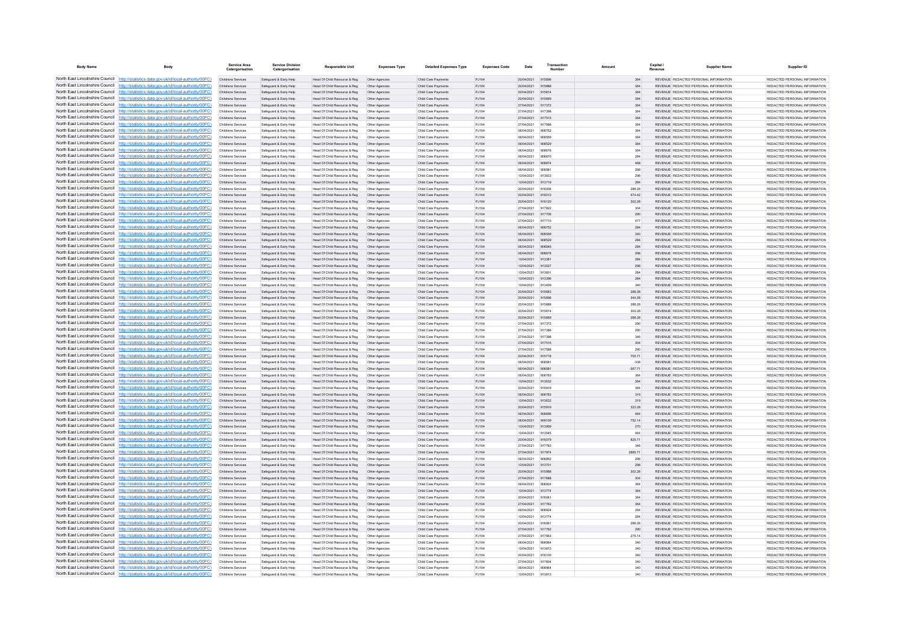| Body Name | Body | Service Area Catergorisation | Service Division Catergorisation | Responsible Unit | Expenses Type | Detailed Expenses Type | Expenses Code | Date | Transaction Number | Amount | Capital / Revenue | Supplier Name | Supplier ID |
|---|---|---|---|---|---|---|---|---|---|---|---|---|---|
| North East Lincolnshire Council | http://statistics.data.gov.uk/id/local-authority/00FC) | Childrens Services | Safeguard & Early Help | Head Of Child Resource & Reg | Other Agencies | Child Care Payments | PJ104 | 20/04/2021 | 915696 | 364 | REVENUE | REDACTED PERSONAL INFORMATION | REDACTED PERSONAL INFORMATION |
| North East Lincolnshire Council | http://statistics.data.gov.uk/id/local-authority/00FC) | Childrens Services | Safeguard & Early Help | Head Of Child Resource & Reg | Other Agencies | Child Care Payments | PJ104 | 20/04/2021 | 915888 | 364 | REVENUE | REDACTED PERSONAL INFORMATION | REDACTED PERSONAL INFORMATION |
| North East Lincolnshire Council | http://statistics.data.gov.uk/id/local-authority/00FC) | Childrens Services | Safeguard & Early Help | Head Of Child Resource & Reg | Other Agencies | Child Care Payments | PJ104 | 20/04/2021 | 915914 | 364 | REVENUE | REDACTED PERSONAL INFORMATION | REDACTED PERSONAL INFORMATION |
| North East Lincolnshire Council | http://statistics.data.gov.uk/id/local-authority/00FC) | Childrens Services | Safeguard & Early Help | Head Of Child Resource & Reg | Other Agencies | Child Care Payments | PJ104 | 20/04/2021 | 915669 | 364 | REVENUE | REDACTED PERSONAL INFORMATION | REDACTED PERSONAL INFORMATION |
| North East Lincolnshire Council | http://statistics.data.gov.uk/id/local-authority/00FC) | Childrens Services | Safeguard & Early Help | Head Of Child Resource & Reg | Other Agencies | Child Care Payments | PJ104 | 27/04/2021 | 917372 | 364 | REVENUE | REDACTED PERSONAL INFORMATION | REDACTED PERSONAL INFORMATION |
| North East Lincolnshire Council | http://statistics.data.gov.uk/id/local-authority/00FC) | Childrens Services | Safeguard & Early Help | Head Of Child Resource & Reg | Other Agencies | Child Care Payments | PJ104 | 27/04/2021 | 917398 | 364 | REVENUE | REDACTED PERSONAL INFORMATION | REDACTED PERSONAL INFORMATION |
| North East Lincolnshire Council | http://statistics.data.gov.uk/id/local-authority/00FC) | Childrens Services | Safeguard & Early Help | Head Of Child Resource & Reg | Other Agencies | Child Care Payments | PJ104 | 27/04/2021 | 917515 | 364 | REVENUE | REDACTED PERSONAL INFORMATION | REDACTED PERSONAL INFORMATION |
| North East Lincolnshire Council | http://statistics.data.gov.uk/id/local-authority/00FC) | Childrens Services | Safeguard & Early Help | Head Of Child Resource & Reg | Other Agencies | Child Care Payments | PJ104 | 27/04/2021 | 917588 | 364 | REVENUE | REDACTED PERSONAL INFORMATION | REDACTED PERSONAL INFORMATION |
| North East Lincolnshire Council | http://statistics.data.gov.uk/id/local-authority/00FC) | Childrens Services | Safeguard & Early Help | Head Of Child Resource & Reg | Other Agencies | Child Care Payments | PJ104 | 06/04/2021 | 908752 | 364 | REVENUE | REDACTED PERSONAL INFORMATION | REDACTED PERSONAL INFORMATION |
| North East Lincolnshire Council | http://statistics.data.gov.uk/id/local-authority/00FC) | Childrens Services | Safeguard & Early Help | Head Of Child Resource & Reg | Other Agencies | Child Care Payments | PJ104 | 06/04/2021 | 908559 | 364 | REVENUE | REDACTED PERSONAL INFORMATION | REDACTED PERSONAL INFORMATION |
| North East Lincolnshire Council | http://statistics.data.gov.uk/id/local-authority/00FC) | Childrens Services | Safeguard & Early Help | Head Of Child Resource & Reg | Other Agencies | Child Care Payments | PJ104 | 06/04/2021 | 908529 | 364 | REVENUE | REDACTED PERSONAL INFORMATION | REDACTED PERSONAL INFORMATION |
| North East Lincolnshire Council | http://statistics.data.gov.uk/id/local-authority/00FC) | Childrens Services | Safeguard & Early Help | Head Of Child Resource & Reg | Other Agencies | Child Care Payments | PJ104 | 06/04/2021 | 908678 | 364 | REVENUE | REDACTED PERSONAL INFORMATION | REDACTED PERSONAL INFORMATION |
| North East Lincolnshire Council | http://statistics.data.gov.uk/id/local-authority/00FC) | Childrens Services | Safeguard & Early Help | Head Of Child Resource & Reg | Other Agencies | Child Care Payments | PJ104 | 06/04/2021 | 908870 | 284 | REVENUE | REDACTED PERSONAL INFORMATION | REDACTED PERSONAL INFORMATION |
| North East Lincolnshire Council | http://statistics.data.gov.uk/id/local-authority/00FC) | Childrens Services | Safeguard & Early Help | Head Of Child Resource & Reg | Other Agencies | Child Care Payments | PJ104 | 06/04/2021 | 908874 | 468 | REVENUE | REDACTED PERSONAL INFORMATION | REDACTED PERSONAL INFORMATION |
| North East Lincolnshire Council | http://statistics.data.gov.uk/id/local-authority/00FC) | Childrens Services | Safeguard & Early Help | Head Of Child Resource & Reg | Other Agencies | Child Care Payments | PJ104 | 06/04/2021 | 908981 | 298 | REVENUE | REDACTED PERSONAL INFORMATION | REDACTED PERSONAL INFORMATION |
| North East Lincolnshire Council | http://statistics.data.gov.uk/id/local-authority/00FC) | Childrens Services | Safeguard & Early Help | Head Of Child Resource & Reg | Other Agencies | Child Care Payments | PJ104 | 13/04/2021 | 913833 | 298 | REVENUE | REDACTED PERSONAL INFORMATION | REDACTED PERSONAL INFORMATION |
| North East Lincolnshire Council | http://statistics.data.gov.uk/id/local-authority/00FC) | Childrens Services | Safeguard & Early Help | Head Of Child Resource & Reg | Other Agencies | Child Care Payments | PJ104 | 13/04/2021 | 913719 | 284 | REVENUE | REDACTED PERSONAL INFORMATION | REDACTED PERSONAL INFORMATION |
| North East Lincolnshire Council | http://statistics.data.gov.uk/id/local-authority/00FC) | Childrens Services | Safeguard & Early Help | Head Of Child Resource & Reg | Other Agencies | Child Care Payments | PJ104 | 20/04/2021 | 916006 | 288.28 | REVENUE | REDACTED PERSONAL INFORMATION | REDACTED PERSONAL INFORMATION |
| North East Lincolnshire Council | http://statistics.data.gov.uk/id/local-authority/00FC) | Childrens Services | Safeguard & Early Help | Head Of Child Resource & Reg | Other Agencies | Child Care Payments | PJ104 | 20/04/2021 | 916010 | 474.42 | REVENUE | REDACTED PERSONAL INFORMATION | REDACTED PERSONAL INFORMATION |
| North East Lincolnshire Council | http://statistics.data.gov.uk/id/local-authority/00FC) | Childrens Services | Safeguard & Early Help | Head Of Child Resource & Reg | Other Agencies | Child Care Payments | PJ104 | 20/04/2021 | 916120 | 302.28 | REVENUE | REDACTED PERSONAL INFORMATION | REDACTED PERSONAL INFORMATION |
| North East Lincolnshire Council | http://statistics.data.gov.uk/id/local-authority/00FC) | Childrens Services | Safeguard & Early Help | Head Of Child Resource & Reg | Other Agencies | Child Care Payments | PJ104 | 27/04/2021 | 917822 | 304 | REVENUE | REDACTED PERSONAL INFORMATION | REDACTED PERSONAL INFORMATION |
| North East Lincolnshire Council | http://statistics.data.gov.uk/id/local-authority/00FC) | Childrens Services | Safeguard & Early Help | Head Of Child Resource & Reg | Other Agencies | Child Care Payments | PJ104 | 27/04/2021 | 917706 | 290 | REVENUE | REDACTED PERSONAL INFORMATION | REDACTED PERSONAL INFORMATION |
| North East Lincolnshire Council | http://statistics.data.gov.uk/id/local-authority/00FC) | Childrens Services | Safeguard & Early Help | Head Of Child Resource & Reg | Other Agencies | Child Care Payments | PJ104 | 27/04/2021 | 917710 | 477 | REVENUE | REDACTED PERSONAL INFORMATION | REDACTED PERSONAL INFORMATION |
| North East Lincolnshire Council | http://statistics.data.gov.uk/id/local-authority/00FC) | Childrens Services | Safeguard & Early Help | Head Of Child Resource & Reg | Other Agencies | Child Care Payments | PJ104 | 06/04/2021 | 908752 | 284 | REVENUE | REDACTED PERSONAL INFORMATION | REDACTED PERSONAL INFORMATION |
| North East Lincolnshire Council | http://statistics.data.gov.uk/id/local-authority/00FC) | Childrens Services | Safeguard & Early Help | Head Of Child Resource & Reg | Other Agencies | Child Care Payments | PJ104 | 06/04/2021 | 908559 | 340 | REVENUE | REDACTED PERSONAL INFORMATION | REDACTED PERSONAL INFORMATION |
| North East Lincolnshire Council | http://statistics.data.gov.uk/id/local-authority/00FC) | Childrens Services | Safeguard & Early Help | Head Of Child Resource & Reg | Other Agencies | Child Care Payments | PJ104 | 06/04/2021 | 908529 | 284 | REVENUE | REDACTED PERSONAL INFORMATION | REDACTED PERSONAL INFORMATION |
| North East Lincolnshire Council | http://statistics.data.gov.uk/id/local-authority/00FC) | Childrens Services | Safeguard & Early Help | Head Of Child Resource & Reg | Other Agencies | Child Care Payments | PJ104 | 06/04/2021 | 908546 | 284 | REVENUE | REDACTED PERSONAL INFORMATION | REDACTED PERSONAL INFORMATION |
| North East Lincolnshire Council | http://statistics.data.gov.uk/id/local-authority/00FC) | Childrens Services | Safeguard & Early Help | Head Of Child Resource & Reg | Other Agencies | Child Care Payments | PJ104 | 06/04/2021 | 908678 | 298 | REVENUE | REDACTED PERSONAL INFORMATION | REDACTED PERSONAL INFORMATION |
| North East Lincolnshire Council | http://statistics.data.gov.uk/id/local-authority/00FC) | Childrens Services | Safeguard & Early Help | Head Of Child Resource & Reg | Other Agencies | Child Care Payments | PJ104 | 13/04/2021 | 913381 | 284 | REVENUE | REDACTED PERSONAL INFORMATION | REDACTED PERSONAL INFORMATION |
| North East Lincolnshire Council | http://statistics.data.gov.uk/id/local-authority/00FC) | Childrens Services | Safeguard & Early Help | Head Of Child Resource & Reg | Other Agencies | Child Care Payments | PJ104 | 13/04/2021 | 913527 | 298 | REVENUE | REDACTED PERSONAL INFORMATION | REDACTED PERSONAL INFORMATION |
| North East Lincolnshire Council | http://statistics.data.gov.uk/id/local-authority/00FC) | Childrens Services | Safeguard & Early Help | Head Of Child Resource & Reg | Other Agencies | Child Care Payments | PJ104 | 13/04/2021 | 913601 | 284 | REVENUE | REDACTED PERSONAL INFORMATION | REDACTED PERSONAL INFORMATION |
| North East Lincolnshire Council | http://statistics.data.gov.uk/id/local-authority/00FC) | Childrens Services | Safeguard & Early Help | Head Of Child Resource & Reg | Other Agencies | Child Care Payments | PJ104 | 13/04/2021 | 913396 | 284 | REVENUE | REDACTED PERSONAL INFORMATION | REDACTED PERSONAL INFORMATION |
| North East Lincolnshire Council | http://statistics.data.gov.uk/id/local-authority/00FC) | Childrens Services | Safeguard & Early Help | Head Of Child Resource & Reg | Other Agencies | Child Care Payments | PJ104 | 13/04/2021 | 913409 | 340 | REVENUE | REDACTED PERSONAL INFORMATION | REDACTED PERSONAL INFORMATION |
| North East Lincolnshire Council | http://statistics.data.gov.uk/id/local-authority/00FC) | Childrens Services | Safeguard & Early Help | Head Of Child Resource & Reg | Other Agencies | Child Care Payments | PJ104 | 20/04/2021 | 915683 | 288.28 | REVENUE | REDACTED PERSONAL INFORMATION | REDACTED PERSONAL INFORMATION |
| North East Lincolnshire Council | http://statistics.data.gov.uk/id/local-authority/00FC) | Childrens Services | Safeguard & Early Help | Head Of Child Resource & Reg | Other Agencies | Child Care Payments | PJ104 | 20/04/2021 | 915696 | 344.28 | REVENUE | REDACTED PERSONAL INFORMATION | REDACTED PERSONAL INFORMATION |
| North East Lincolnshire Council | http://statistics.data.gov.uk/id/local-authority/00FC) | Childrens Services | Safeguard & Early Help | Head Of Child Resource & Reg | Other Agencies | Child Care Payments | PJ104 | 20/04/2021 | 915888 | 288.28 | REVENUE | REDACTED PERSONAL INFORMATION | REDACTED PERSONAL INFORMATION |
| North East Lincolnshire Council | http://statistics.data.gov.uk/id/local-authority/00FC) | Childrens Services | Safeguard & Early Help | Head Of Child Resource & Reg | Other Agencies | Child Care Payments | PJ104 | 20/04/2021 | 915814 | 302.28 | REVENUE | REDACTED PERSONAL INFORMATION | REDACTED PERSONAL INFORMATION |
| North East Lincolnshire Council | http://statistics.data.gov.uk/id/local-authority/00FC) | Childrens Services | Safeguard & Early Help | Head Of Child Resource & Reg | Other Agencies | Child Care Payments | PJ104 | 20/04/2021 | 915669 | 288.28 | REVENUE | REDACTED PERSONAL INFORMATION | REDACTED PERSONAL INFORMATION |
| North East Lincolnshire Council | http://statistics.data.gov.uk/id/local-authority/00FC) | Childrens Services | Safeguard & Early Help | Head Of Child Resource & Reg | Other Agencies | Child Care Payments | PJ104 | 27/04/2021 | 917372 | 290 | REVENUE | REDACTED PERSONAL INFORMATION | REDACTED PERSONAL INFORMATION |
| North East Lincolnshire Council | http://statistics.data.gov.uk/id/local-authority/00FC) | Childrens Services | Safeguard & Early Help | Head Of Child Resource & Reg | Other Agencies | Child Care Payments | PJ104 | 27/04/2021 | 917386 | 290 | REVENUE | REDACTED PERSONAL INFORMATION | REDACTED PERSONAL INFORMATION |
| North East Lincolnshire Council | http://statistics.data.gov.uk/id/local-authority/00FC) | Childrens Services | Safeguard & Early Help | Head Of Child Resource & Reg | Other Agencies | Child Care Payments | PJ104 | 27/04/2021 | 917398 | 346 | REVENUE | REDACTED PERSONAL INFORMATION | REDACTED PERSONAL INFORMATION |
| North East Lincolnshire Council | http://statistics.data.gov.uk/id/local-authority/00FC) | Childrens Services | Safeguard & Early Help | Head Of Child Resource & Reg | Other Agencies | Child Care Payments | PJ104 | 27/04/2021 | 917515 | 304 | REVENUE | REDACTED PERSONAL INFORMATION | REDACTED PERSONAL INFORMATION |
| North East Lincolnshire Council | http://statistics.data.gov.uk/id/local-authority/00FC) | Childrens Services | Safeguard & Early Help | Head Of Child Resource & Reg | Other Agencies | Child Care Payments | PJ104 | 27/04/2021 | 917588 | 290 | REVENUE | REDACTED PERSONAL INFORMATION | REDACTED PERSONAL INFORMATION |
| North East Lincolnshire Council | http://statistics.data.gov.uk/id/local-authority/00FC) | Childrens Services | Safeguard & Early Help | Head Of Child Resource & Reg | Other Agencies | Child Care Payments | PJ104 | 20/04/2021 | 915718 | 705.71 | REVENUE | REDACTED PERSONAL INFORMATION | REDACTED PERSONAL INFORMATION |
| North East Lincolnshire Council | http://statistics.data.gov.uk/id/local-authority/00FC) | Childrens Services | Safeguard & Early Help | Head Of Child Resource & Reg | Other Agencies | Child Care Payments | PJ104 | 06/04/2021 | 908581 | -338 | REVENUE | REDACTED PERSONAL INFORMATION | REDACTED PERSONAL INFORMATION |
| North East Lincolnshire Council | http://statistics.data.gov.uk/id/local-authority/00FC) | Childrens Services | Safeguard & Early Help | Head Of Child Resource & Reg | Other Agencies | Child Care Payments | PJ104 | 06/04/2021 | 908581 | -367.71 | REVENUE | REDACTED PERSONAL INFORMATION | REDACTED PERSONAL INFORMATION |
| North East Lincolnshire Council | http://statistics.data.gov.uk/id/local-authority/00FC) | Childrens Services | Safeguard & Early Help | Head Of Child Resource & Reg | Other Agencies | Child Care Payments | PJ104 | 06/04/2021 | 908783 | 364 | REVENUE | REDACTED PERSONAL INFORMATION | REDACTED PERSONAL INFORMATION |
| North East Lincolnshire Council | http://statistics.data.gov.uk/id/local-authority/00FC) | Childrens Services | Safeguard & Early Help | Head Of Child Resource & Reg | Other Agencies | Child Care Payments | PJ104 | 13/04/2021 | 913632 | 364 | REVENUE | REDACTED PERSONAL INFORMATION | REDACTED PERSONAL INFORMATION |
| North East Lincolnshire Council | http://statistics.data.gov.uk/id/local-authority/00FC) | Childrens Services | Safeguard & Early Help | Head Of Child Resource & Reg | Other Agencies | Child Care Payments | PJ104 | 20/04/2021 | 915919 | 364 | REVENUE | REDACTED PERSONAL INFORMATION | REDACTED PERSONAL INFORMATION |
| North East Lincolnshire Council | http://statistics.data.gov.uk/id/local-authority/00FC) | Childrens Services | Safeguard & Early Help | Head Of Child Resource & Reg | Other Agencies | Child Care Payments | PJ104 | 06/04/2021 | 908783 | 319 | REVENUE | REDACTED PERSONAL INFORMATION | REDACTED PERSONAL INFORMATION |
| North East Lincolnshire Council | http://statistics.data.gov.uk/id/local-authority/00FC) | Childrens Services | Safeguard & Early Help | Head Of Child Resource & Reg | Other Agencies | Child Care Payments | PJ104 | 13/04/2021 | 913632 | 319 | REVENUE | REDACTED PERSONAL INFORMATION | REDACTED PERSONAL INFORMATION |
| North East Lincolnshire Council | http://statistics.data.gov.uk/id/local-authority/00FC) | Childrens Services | Safeguard & Early Help | Head Of Child Resource & Reg | Other Agencies | Child Care Payments | PJ104 | 20/04/2021 | 915919 | 323.28 | REVENUE | REDACTED PERSONAL INFORMATION | REDACTED PERSONAL INFORMATION |
| North East Lincolnshire Council | http://statistics.data.gov.uk/id/local-authority/00FC) | Childrens Services | Safeguard & Early Help | Head Of Child Resource & Reg | Other Agencies | Child Care Payments | PJ104 | 06/04/2021 | 908696 | 464 | REVENUE | REDACTED PERSONAL INFORMATION | REDACTED PERSONAL INFORMATION |
| North East Lincolnshire Council | http://statistics.data.gov.uk/id/local-authority/00FC) | Childrens Services | Safeguard & Early Help | Head Of Child Resource & Reg | Other Agencies | Child Care Payments | PJ104 | 06/04/2021 | 909109 | 752.14 | REVENUE | REDACTED PERSONAL INFORMATION | REDACTED PERSONAL INFORMATION |
| North East Lincolnshire Council | http://statistics.data.gov.uk/id/local-authority/00FC) | Childrens Services | Safeguard & Early Help | Head Of Child Resource & Reg | Other Agencies | Child Care Payments | PJ104 | 13/04/2021 | 913959 | 270 | REVENUE | REDACTED PERSONAL INFORMATION | REDACTED PERSONAL INFORMATION |
| North East Lincolnshire Council | http://statistics.data.gov.uk/id/local-authority/00FC) | Childrens Services | Safeguard & Early Help | Head Of Child Resource & Reg | Other Agencies | Child Care Payments | PJ104 | 13/04/2021 | 913545 | 464 | REVENUE | REDACTED PERSONAL INFORMATION | REDACTED PERSONAL INFORMATION |
| North East Lincolnshire Council | http://statistics.data.gov.uk/id/local-authority/00FC) | Childrens Services | Safeguard & Early Help | Head Of Child Resource & Reg | Other Agencies | Child Care Payments | PJ104 | 20/04/2021 | 916079 | 825.71 | REVENUE | REDACTED PERSONAL INFORMATION | REDACTED PERSONAL INFORMATION |
| North East Lincolnshire Council | http://statistics.data.gov.uk/id/local-authority/00FC) | Childrens Services | Safeguard & Early Help | Head Of Child Resource & Reg | Other Agencies | Child Care Payments | PJ104 | 27/04/2021 | 917783 | 346 | REVENUE | REDACTED PERSONAL INFORMATION | REDACTED PERSONAL INFORMATION |
| North East Lincolnshire Council | http://statistics.data.gov.uk/id/local-authority/00FC) | Childrens Services | Safeguard & Early Help | Head Of Child Resource & Reg | Other Agencies | Child Care Payments | PJ104 | 27/04/2021 | 917874 | 2885.71 | REVENUE | REDACTED PERSONAL INFORMATION | REDACTED PERSONAL INFORMATION |
| North East Lincolnshire Council | http://statistics.data.gov.uk/id/local-authority/00FC) | Childrens Services | Safeguard & Early Help | Head Of Child Resource & Reg | Other Agencies | Child Care Payments | PJ104 | 06/04/2021 | 908852 | 298 | REVENUE | REDACTED PERSONAL INFORMATION | REDACTED PERSONAL INFORMATION |
| North East Lincolnshire Council | http://statistics.data.gov.uk/id/local-authority/00FC) | Childrens Services | Safeguard & Early Help | Head Of Child Resource & Reg | Other Agencies | Child Care Payments | PJ104 | 13/04/2021 | 913701 | 298 | REVENUE | REDACTED PERSONAL INFORMATION | REDACTED PERSONAL INFORMATION |
| North East Lincolnshire Council | http://statistics.data.gov.uk/id/local-authority/00FC) | Childrens Services | Safeguard & Early Help | Head Of Child Resource & Reg | Other Agencies | Child Care Payments | PJ104 | 20/04/2021 | 915988 | 302.28 | REVENUE | REDACTED PERSONAL INFORMATION | REDACTED PERSONAL INFORMATION |
| North East Lincolnshire Council | http://statistics.data.gov.uk/id/local-authority/00FC) | Childrens Services | Safeguard & Early Help | Head Of Child Resource & Reg | Other Agencies | Child Care Payments | PJ104 | 27/04/2021 | 917688 | 304 | REVENUE | REDACTED PERSONAL INFORMATION | REDACTED PERSONAL INFORMATION |
| North East Lincolnshire Council | http://statistics.data.gov.uk/id/local-authority/00FC) | Childrens Services | Safeguard & Early Help | Head Of Child Resource & Reg | Other Agencies | Child Care Payments | PJ104 | 06/04/2021 | 908924 | 364 | REVENUE | REDACTED PERSONAL INFORMATION | REDACTED PERSONAL INFORMATION |
| North East Lincolnshire Council | http://statistics.data.gov.uk/id/local-authority/00FC) | Childrens Services | Safeguard & Early Help | Head Of Child Resource & Reg | Other Agencies | Child Care Payments | PJ104 | 13/04/2021 | 913774 | 364 | REVENUE | REDACTED PERSONAL INFORMATION | REDACTED PERSONAL INFORMATION |
| North East Lincolnshire Council | http://statistics.data.gov.uk/id/local-authority/00FC) | Childrens Services | Safeguard & Early Help | Head Of Child Resource & Reg | Other Agencies | Child Care Payments | PJ104 | 20/04/2021 | 916061 | 364 | REVENUE | REDACTED PERSONAL INFORMATION | REDACTED PERSONAL INFORMATION |
| North East Lincolnshire Council | http://statistics.data.gov.uk/id/local-authority/00FC) | Childrens Services | Safeguard & Early Help | Head Of Child Resource & Reg | Other Agencies | Child Care Payments | PJ104 | 27/04/2021 | 917762 | 364 | REVENUE | REDACTED PERSONAL INFORMATION | REDACTED PERSONAL INFORMATION |
| North East Lincolnshire Council | http://statistics.data.gov.uk/id/local-authority/00FC) | Childrens Services | Safeguard & Early Help | Head Of Child Resource & Reg | Other Agencies | Child Care Payments | PJ104 | 06/04/2021 | 908924 | 284 | REVENUE | REDACTED PERSONAL INFORMATION | REDACTED PERSONAL INFORMATION |
| North East Lincolnshire Council | http://statistics.data.gov.uk/id/local-authority/00FC) | Childrens Services | Safeguard & Early Help | Head Of Child Resource & Reg | Other Agencies | Child Care Payments | PJ104 | 13/04/2021 | 913774 | 284 | REVENUE | REDACTED PERSONAL INFORMATION | REDACTED PERSONAL INFORMATION |
| North East Lincolnshire Council | http://statistics.data.gov.uk/id/local-authority/00FC) | Childrens Services | Safeguard & Early Help | Head Of Child Resource & Reg | Other Agencies | Child Care Payments | PJ104 | 20/04/2021 | 916061 | 288.28 | REVENUE | REDACTED PERSONAL INFORMATION | REDACTED PERSONAL INFORMATION |
| North East Lincolnshire Council | http://statistics.data.gov.uk/id/local-authority/00FC) | Childrens Services | Safeguard & Early Help | Head Of Child Resource & Reg | Other Agencies | Child Care Payments | PJ104 | 27/04/2021 | 917762 | 290 | REVENUE | REDACTED PERSONAL INFORMATION | REDACTED PERSONAL INFORMATION |
| North East Lincolnshire Council | http://statistics.data.gov.uk/id/local-authority/00FC) | Childrens Services | Safeguard & Early Help | Head Of Child Resource & Reg | Other Agencies | Child Care Payments | PJ104 | 27/04/2021 | 917863 | 275.14 | REVENUE | REDACTED PERSONAL INFORMATION | REDACTED PERSONAL INFORMATION |
| North East Lincolnshire Council | http://statistics.data.gov.uk/id/local-authority/00FC) | Childrens Services | Safeguard & Early Help | Head Of Child Resource & Reg | Other Agencies | Child Care Payments | PJ104 | 06/04/2021 | 908964 | 340 | REVENUE | REDACTED PERSONAL INFORMATION | REDACTED PERSONAL INFORMATION |
| North East Lincolnshire Council | http://statistics.data.gov.uk/id/local-authority/00FC) | Childrens Services | Safeguard & Early Help | Head Of Child Resource & Reg | Other Agencies | Child Care Payments | PJ104 | 13/04/2021 | 913813 | 340 | REVENUE | REDACTED PERSONAL INFORMATION | REDACTED PERSONAL INFORMATION |
| North East Lincolnshire Council | http://statistics.data.gov.uk/id/local-authority/00FC) | Childrens Services | Safeguard & Early Help | Head Of Child Resource & Reg | Other Agencies | Child Care Payments | PJ104 | 20/04/2021 | 916100 | 340 | REVENUE | REDACTED PERSONAL INFORMATION | REDACTED PERSONAL INFORMATION |
| North East Lincolnshire Council | http://statistics.data.gov.uk/id/local-authority/00FC) | Childrens Services | Safeguard & Early Help | Head Of Child Resource & Reg | Other Agencies | Child Care Payments | PJ104 | 27/04/2021 | 917804 | 340 | REVENUE | REDACTED PERSONAL INFORMATION | REDACTED PERSONAL INFORMATION |
| North East Lincolnshire Council | http://statistics.data.gov.uk/id/local-authority/00FC) | Childrens Services | Safeguard & Early Help | Head Of Child Resource & Reg | Other Agencies | Child Care Payments | PJ104 | 06/04/2021 | 908964 | 340 | REVENUE | REDACTED PERSONAL INFORMATION | REDACTED PERSONAL INFORMATION |
| North East Lincolnshire Council | http://statistics.data.gov.uk/id/local-authority/00FC) | Childrens Services | Safeguard & Early Help | Head Of Child Resource & Reg | Other Agencies | Child Care Payments | PJ104 | 13/04/2021 | 913813 | 340 | REVENUE | REDACTED PERSONAL INFORMATION | REDACTED PERSONAL INFORMATION |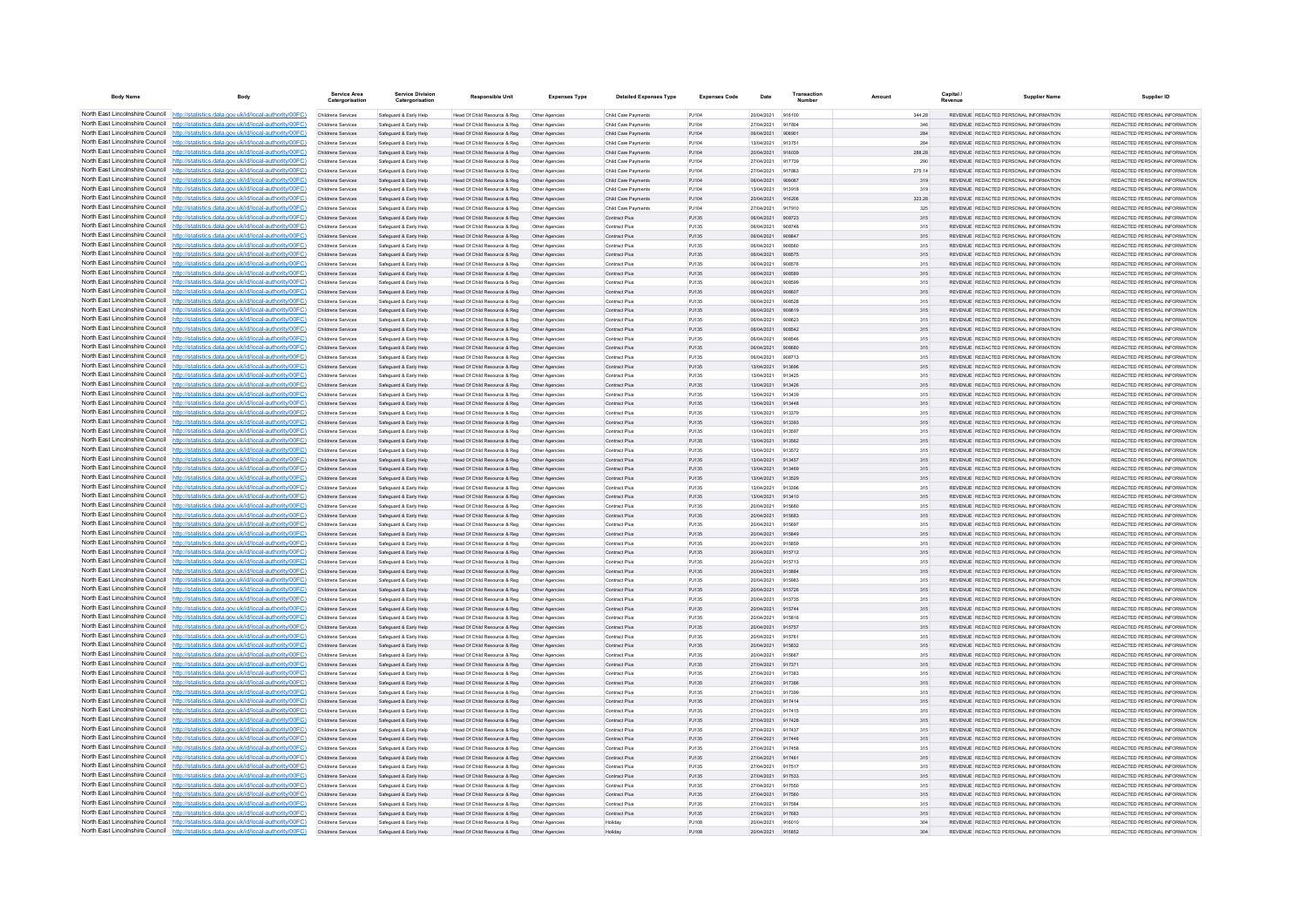| Body Name | Body | Service Area Catergorisation | Service Division Catergorisation | Responsible Unit | Expenses Type | Detailed Expenses Type | Expenses Code | Date | Transaction Number | Amount | Capital / Revenue | Supplier Name | Supplier ID |
|---|---|---|---|---|---|---|---|---|---|---|---|---|---|
| North East Lincolnshire Council | http://statistics.data.gov.uk/id/local-authority/00FC) | Childrens Services | Safeguard & Early Help | Head Of Child Resource & Reg | Other Agencies | Child Care Payments | PJ104 | 20/04/2021 | 916100 | 344.28 | REVENUE | REDACTED PERSONAL INFORMATION | REDACTED PERSONAL INFORMATION |
| North East Lincolnshire Council | http://statistics.data.gov.uk/id/local-authority/00FC) | Childrens Services | Safeguard & Early Help | Head Of Child Resource & Reg | Other Agencies | Child Care Payments | PJ104 | 27/04/2021 | 917804 | 346 | REVENUE | REDACTED PERSONAL INFORMATION | REDACTED PERSONAL INFORMATION |
| North East Lincolnshire Council | http://statistics.data.gov.uk/id/local-authority/00FC) | Childrens Services | Safeguard & Early Help | Head Of Child Resource & Reg | Other Agencies | Child Care Payments | PJ104 | 06/04/2021 | 908901 | 284 | REVENUE | REDACTED PERSONAL INFORMATION | REDACTED PERSONAL INFORMATION |
| North East Lincolnshire Council | http://statistics.data.gov.uk/id/local-authority/00FC) | Childrens Services | Safeguard & Early Help | Head Of Child Resource & Reg | Other Agencies | Child Care Payments | PJ104 | 13/04/2021 | 913751 | 284 | REVENUE | REDACTED PERSONAL INFORMATION | REDACTED PERSONAL INFORMATION |
| North East Lincolnshire Council | http://statistics.data.gov.uk/id/local-authority/00FC) | Childrens Services | Safeguard & Early Help | Head Of Child Resource & Reg | Other Agencies | Child Care Payments | PJ104 | 20/04/2021 | 916039 | 288.28 | REVENUE | REDACTED PERSONAL INFORMATION | REDACTED PERSONAL INFORMATION |
| North East Lincolnshire Council | http://statistics.data.gov.uk/id/local-authority/00FC) | Childrens Services | Safeguard & Early Help | Head Of Child Resource & Reg | Other Agencies | Child Care Payments | PJ104 | 27/04/2021 | 917739 | 290 | REVENUE | REDACTED PERSONAL INFORMATION | REDACTED PERSONAL INFORMATION |
| North East Lincolnshire Council | http://statistics.data.gov.uk/id/local-authority/00FC) | Childrens Services | Safeguard & Early Help | Head Of Child Resource & Reg | Other Agencies | Child Care Payments | PJ104 | 27/04/2021 | 917863 | 275.14 | REVENUE | REDACTED PERSONAL INFORMATION | REDACTED PERSONAL INFORMATION |
| North East Lincolnshire Council | http://statistics.data.gov.uk/id/local-authority/00FC) | Childrens Services | Safeguard & Early Help | Head Of Child Resource & Reg | Other Agencies | Child Care Payments | PJ104 | 06/04/2021 | 909067 | 319 | REVENUE | REDACTED PERSONAL INFORMATION | REDACTED PERSONAL INFORMATION |
| North East Lincolnshire Council | http://statistics.data.gov.uk/id/local-authority/00FC) | Childrens Services | Safeguard & Early Help | Head Of Child Resource & Reg | Other Agencies | Child Care Payments | PJ104 | 13/04/2021 | 913918 | 319 | REVENUE | REDACTED PERSONAL INFORMATION | REDACTED PERSONAL INFORMATION |
| North East Lincolnshire Council | http://statistics.data.gov.uk/id/local-authority/00FC) | Childrens Services | Safeguard & Early Help | Head Of Child Resource & Reg | Other Agencies | Child Care Payments | PJ104 | 20/04/2021 | 916206 | 323.28 | REVENUE | REDACTED PERSONAL INFORMATION | REDACTED PERSONAL INFORMATION |
| North East Lincolnshire Council | http://statistics.data.gov.uk/id/local-authority/00FC) | Childrens Services | Safeguard & Early Help | Head Of Child Resource & Reg | Other Agencies | Child Care Payments | PJ104 | 27/04/2021 | 917910 | 325 | REVENUE | REDACTED PERSONAL INFORMATION | REDACTED PERSONAL INFORMATION |
| North East Lincolnshire Council | http://statistics.data.gov.uk/id/local-authority/00FC) | Childrens Services | Safeguard & Early Help | Head Of Child Resource & Reg | Other Agencies | Contract Plus | PJ135 | 06/04/2021 | 908723 | 315 | REVENUE | REDACTED PERSONAL INFORMATION | REDACTED PERSONAL INFORMATION |
| North East Lincolnshire Council | http://statistics.data.gov.uk/id/local-authority/00FC) | Childrens Services | Safeguard & Early Help | Head Of Child Resource & Reg | Other Agencies | Contract Plus | PJ135 | 06/04/2021 | 908748 | 315 | REVENUE | REDACTED PERSONAL INFORMATION | REDACTED PERSONAL INFORMATION |
| North East Lincolnshire Council | http://statistics.data.gov.uk/id/local-authority/00FC) | Childrens Services | Safeguard & Early Help | Head Of Child Resource & Reg | Other Agencies | Contract Plus | PJ135 | 06/04/2021 | 908847 | 315 | REVENUE | REDACTED PERSONAL INFORMATION | REDACTED PERSONAL INFORMATION |
| North East Lincolnshire Council | http://statistics.data.gov.uk/id/local-authority/00FC) | Childrens Services | Safeguard & Early Help | Head Of Child Resource & Reg | Other Agencies | Contract Plus | PJ135 | 06/04/2021 | 908560 | 315 | REVENUE | REDACTED PERSONAL INFORMATION | REDACTED PERSONAL INFORMATION |
| North East Lincolnshire Council | http://statistics.data.gov.uk/id/local-authority/00FC) | Childrens Services | Safeguard & Early Help | Head Of Child Resource & Reg | Other Agencies | Contract Plus | PJ135 | 06/04/2021 | 908575 | 315 | REVENUE | REDACTED PERSONAL INFORMATION | REDACTED PERSONAL INFORMATION |
| North East Lincolnshire Council | http://statistics.data.gov.uk/id/local-authority/00FC) | Childrens Services | Safeguard & Early Help | Head Of Child Resource & Reg | Other Agencies | Contract Plus | PJ135 | 06/04/2021 | 908578 | 315 | REVENUE | REDACTED PERSONAL INFORMATION | REDACTED PERSONAL INFORMATION |
| North East Lincolnshire Council | http://statistics.data.gov.uk/id/local-authority/00FC) | Childrens Services | Safeguard & Early Help | Head Of Child Resource & Reg | Other Agencies | Contract Plus | PJ135 | 06/04/2021 | 908589 | 315 | REVENUE | REDACTED PERSONAL INFORMATION | REDACTED PERSONAL INFORMATION |
| North East Lincolnshire Council | http://statistics.data.gov.uk/id/local-authority/00FC) | Childrens Services | Safeguard & Early Help | Head Of Child Resource & Reg | Other Agencies | Contract Plus | PJ135 | 06/04/2021 | 908599 | 315 | REVENUE | REDACTED PERSONAL INFORMATION | REDACTED PERSONAL INFORMATION |
| North East Lincolnshire Council | http://statistics.data.gov.uk/id/local-authority/00FC) | Childrens Services | Safeguard & Early Help | Head Of Child Resource & Reg | Other Agencies | Contract Plus | PJ135 | 06/04/2021 | 908607 | 315 | REVENUE | REDACTED PERSONAL INFORMATION | REDACTED PERSONAL INFORMATION |
| North East Lincolnshire Council | http://statistics.data.gov.uk/id/local-authority/00FC) | Childrens Services | Safeguard & Early Help | Head Of Child Resource & Reg | Other Agencies | Contract Plus | PJ135 | 06/04/2021 | 908528 | 315 | REVENUE | REDACTED PERSONAL INFORMATION | REDACTED PERSONAL INFORMATION |
| North East Lincolnshire Council | http://statistics.data.gov.uk/id/local-authority/00FC) | Childrens Services | Safeguard & Early Help | Head Of Child Resource & Reg | Other Agencies | Contract Plus | PJ135 | 06/04/2021 | 908619 | 315 | REVENUE | REDACTED PERSONAL INFORMATION | REDACTED PERSONAL INFORMATION |
| North East Lincolnshire Council | http://statistics.data.gov.uk/id/local-authority/00FC) | Childrens Services | Safeguard & Early Help | Head Of Child Resource & Reg | Other Agencies | Contract Plus | PJ135 | 06/04/2021 | 908623 | 315 | REVENUE | REDACTED PERSONAL INFORMATION | REDACTED PERSONAL INFORMATION |
| North East Lincolnshire Council | http://statistics.data.gov.uk/id/local-authority/00FC) | Childrens Services | Safeguard & Early Help | Head Of Child Resource & Reg | Other Agencies | Contract Plus | PJ135 | 06/04/2021 | 908542 | 315 | REVENUE | REDACTED PERSONAL INFORMATION | REDACTED PERSONAL INFORMATION |
| North East Lincolnshire Council | http://statistics.data.gov.uk/id/local-authority/00FC) | Childrens Services | Safeguard & Early Help | Head Of Child Resource & Reg | Other Agencies | Contract Plus | PJ135 | 06/04/2021 | 908646 | 315 | REVENUE | REDACTED PERSONAL INFORMATION | REDACTED PERSONAL INFORMATION |
| North East Lincolnshire Council | http://statistics.data.gov.uk/id/local-authority/00FC) | Childrens Services | Safeguard & Early Help | Head Of Child Resource & Reg | Other Agencies | Contract Plus | PJ135 | 06/04/2021 | 908680 | 315 | REVENUE | REDACTED PERSONAL INFORMATION | REDACTED PERSONAL INFORMATION |
| North East Lincolnshire Council | http://statistics.data.gov.uk/id/local-authority/00FC) | Childrens Services | Safeguard & Early Help | Head Of Child Resource & Reg | Other Agencies | Contract Plus | PJ135 | 06/04/2021 | 908713 | 315 | REVENUE | REDACTED PERSONAL INFORMATION | REDACTED PERSONAL INFORMATION |
| North East Lincolnshire Council | http://statistics.data.gov.uk/id/local-authority/00FC) | Childrens Services | Safeguard & Early Help | Head Of Child Resource & Reg | Other Agencies | Contract Plus | PJ135 | 13/04/2021 | 913696 | 315 | REVENUE | REDACTED PERSONAL INFORMATION | REDACTED PERSONAL INFORMATION |
| North East Lincolnshire Council | http://statistics.data.gov.uk/id/local-authority/00FC) | Childrens Services | Safeguard & Early Help | Head Of Child Resource & Reg | Other Agencies | Contract Plus | PJ135 | 13/04/2021 | 913425 | 315 | REVENUE | REDACTED PERSONAL INFORMATION | REDACTED PERSONAL INFORMATION |
| North East Lincolnshire Council | http://statistics.data.gov.uk/id/local-authority/00FC) | Childrens Services | Safeguard & Early Help | Head Of Child Resource & Reg | Other Agencies | Contract Plus | PJ135 | 13/04/2021 | 913426 | 315 | REVENUE | REDACTED PERSONAL INFORMATION | REDACTED PERSONAL INFORMATION |
| North East Lincolnshire Council | http://statistics.data.gov.uk/id/local-authority/00FC) | Childrens Services | Safeguard & Early Help | Head Of Child Resource & Reg | Other Agencies | Contract Plus | PJ135 | 13/04/2021 | 913439 | 315 | REVENUE | REDACTED PERSONAL INFORMATION | REDACTED PERSONAL INFORMATION |
| North East Lincolnshire Council | http://statistics.data.gov.uk/id/local-authority/00FC) | Childrens Services | Safeguard & Early Help | Head Of Child Resource & Reg | Other Agencies | Contract Plus | PJ135 | 13/04/2021 | 913448 | 315 | REVENUE | REDACTED PERSONAL INFORMATION | REDACTED PERSONAL INFORMATION |
| North East Lincolnshire Council | http://statistics.data.gov.uk/id/local-authority/00FC) | Childrens Services | Safeguard & Early Help | Head Of Child Resource & Reg | Other Agencies | Contract Plus | PJ135 | 13/04/2021 | 913379 | 315 | REVENUE | REDACTED PERSONAL INFORMATION | REDACTED PERSONAL INFORMATION |
| North East Lincolnshire Council | http://statistics.data.gov.uk/id/local-authority/00FC) | Childrens Services | Safeguard & Early Help | Head Of Child Resource & Reg | Other Agencies | Contract Plus | PJ135 | 13/04/2021 | 913393 | 315 | REVENUE | REDACTED PERSONAL INFORMATION | REDACTED PERSONAL INFORMATION |
| North East Lincolnshire Council | http://statistics.data.gov.uk/id/local-authority/00FC) | Childrens Services | Safeguard & Early Help | Head Of Child Resource & Reg | Other Agencies | Contract Plus | PJ135 | 13/04/2021 | 913597 | 315 | REVENUE | REDACTED PERSONAL INFORMATION | REDACTED PERSONAL INFORMATION |
| North East Lincolnshire Council | http://statistics.data.gov.uk/id/local-authority/00FC) | Childrens Services | Safeguard & Early Help | Head Of Child Resource & Reg | Other Agencies | Contract Plus | PJ135 | 13/04/2021 | 913582 | 315 | REVENUE | REDACTED PERSONAL INFORMATION | REDACTED PERSONAL INFORMATION |
| North East Lincolnshire Council | http://statistics.data.gov.uk/id/local-authority/00FC) | Childrens Services | Safeguard & Early Help | Head Of Child Resource & Reg | Other Agencies | Contract Plus | PJ135 | 13/04/2021 | 913572 | 315 | REVENUE | REDACTED PERSONAL INFORMATION | REDACTED PERSONAL INFORMATION |
| North East Lincolnshire Council | http://statistics.data.gov.uk/id/local-authority/00FC) | Childrens Services | Safeguard & Early Help | Head Of Child Resource & Reg | Other Agencies | Contract Plus | PJ135 | 13/04/2021 | 913457 | 315 | REVENUE | REDACTED PERSONAL INFORMATION | REDACTED PERSONAL INFORMATION |
| North East Lincolnshire Council | http://statistics.data.gov.uk/id/local-authority/00FC) | Childrens Services | Safeguard & Early Help | Head Of Child Resource & Reg | Other Agencies | Contract Plus | PJ135 | 13/04/2021 | 913469 | 315 | REVENUE | REDACTED PERSONAL INFORMATION | REDACTED PERSONAL INFORMATION |
| North East Lincolnshire Council | http://statistics.data.gov.uk/id/local-authority/00FC) | Childrens Services | Safeguard & Early Help | Head Of Child Resource & Reg | Other Agencies | Contract Plus | PJ135 | 13/04/2021 | 913529 | 315 | REVENUE | REDACTED PERSONAL INFORMATION | REDACTED PERSONAL INFORMATION |
| North East Lincolnshire Council | http://statistics.data.gov.uk/id/local-authority/00FC) | Childrens Services | Safeguard & Early Help | Head Of Child Resource & Reg | Other Agencies | Contract Plus | PJ135 | 13/04/2021 | 913396 | 315 | REVENUE | REDACTED PERSONAL INFORMATION | REDACTED PERSONAL INFORMATION |
| North East Lincolnshire Council | http://statistics.data.gov.uk/id/local-authority/00FC) | Childrens Services | Safeguard & Early Help | Head Of Child Resource & Reg | Other Agencies | Contract Plus | PJ135 | 13/04/2021 | 913410 | 315 | REVENUE | REDACTED PERSONAL INFORMATION | REDACTED PERSONAL INFORMATION |
| North East Lincolnshire Council | http://statistics.data.gov.uk/id/local-authority/00FC) | Childrens Services | Safeguard & Early Help | Head Of Child Resource & Reg | Other Agencies | Contract Plus | PJ135 | 20/04/2021 | 915680 | 315 | REVENUE | REDACTED PERSONAL INFORMATION | REDACTED PERSONAL INFORMATION |
| North East Lincolnshire Council | http://statistics.data.gov.uk/id/local-authority/00FC) | Childrens Services | Safeguard & Early Help | Head Of Child Resource & Reg | Other Agencies | Contract Plus | PJ135 | 20/04/2021 | 915683 | 315 | REVENUE | REDACTED PERSONAL INFORMATION | REDACTED PERSONAL INFORMATION |
| North East Lincolnshire Council | http://statistics.data.gov.uk/id/local-authority/00FC) | Childrens Services | Safeguard & Early Help | Head Of Child Resource & Reg | Other Agencies | Contract Plus | PJ135 | 20/04/2021 | 915697 | 315 | REVENUE | REDACTED PERSONAL INFORMATION | REDACTED PERSONAL INFORMATION |
| North East Lincolnshire Council | http://statistics.data.gov.uk/id/local-authority/00FC) | Childrens Services | Safeguard & Early Help | Head Of Child Resource & Reg | Other Agencies | Contract Plus | PJ135 | 20/04/2021 | 915849 | 315 | REVENUE | REDACTED PERSONAL INFORMATION | REDACTED PERSONAL INFORMATION |
| North East Lincolnshire Council | http://statistics.data.gov.uk/id/local-authority/00FC) | Childrens Services | Safeguard & Early Help | Head Of Child Resource & Reg | Other Agencies | Contract Plus | PJ135 | 20/04/2021 | 915859 | 315 | REVENUE | REDACTED PERSONAL INFORMATION | REDACTED PERSONAL INFORMATION |
| North East Lincolnshire Council | http://statistics.data.gov.uk/id/local-authority/00FC) | Childrens Services | Safeguard & Early Help | Head Of Child Resource & Reg | Other Agencies | Contract Plus | PJ135 | 20/04/2021 | 915712 | 315 | REVENUE | REDACTED PERSONAL INFORMATION | REDACTED PERSONAL INFORMATION |
| North East Lincolnshire Council | http://statistics.data.gov.uk/id/local-authority/00FC) | Childrens Services | Safeguard & Early Help | Head Of Child Resource & Reg | Other Agencies | Contract Plus | PJ135 | 20/04/2021 | 915713 | 315 | REVENUE | REDACTED PERSONAL INFORMATION | REDACTED PERSONAL INFORMATION |
| North East Lincolnshire Council | http://statistics.data.gov.uk/id/local-authority/00FC) | Childrens Services | Safeguard & Early Help | Head Of Child Resource & Reg | Other Agencies | Contract Plus | PJ135 | 20/04/2021 | 915884 | 315 | REVENUE | REDACTED PERSONAL INFORMATION | REDACTED PERSONAL INFORMATION |
| North East Lincolnshire Council | http://statistics.data.gov.uk/id/local-authority/00FC) | Childrens Services | Safeguard & Early Help | Head Of Child Resource & Reg | Other Agencies | Contract Plus | PJ135 | 20/04/2021 | 915983 | 315 | REVENUE | REDACTED PERSONAL INFORMATION | REDACTED PERSONAL INFORMATION |
| North East Lincolnshire Council | http://statistics.data.gov.uk/id/local-authority/00FC) | Childrens Services | Safeguard & Early Help | Head Of Child Resource & Reg | Other Agencies | Contract Plus | PJ135 | 20/04/2021 | 915726 | 315 | REVENUE | REDACTED PERSONAL INFORMATION | REDACTED PERSONAL INFORMATION |
| North East Lincolnshire Council | http://statistics.data.gov.uk/id/local-authority/00FC) | Childrens Services | Safeguard & Early Help | Head Of Child Resource & Reg | Other Agencies | Contract Plus | PJ135 | 20/04/2021 | 915735 | 315 | REVENUE | REDACTED PERSONAL INFORMATION | REDACTED PERSONAL INFORMATION |
| North East Lincolnshire Council | http://statistics.data.gov.uk/id/local-authority/00FC) | Childrens Services | Safeguard & Early Help | Head Of Child Resource & Reg | Other Agencies | Contract Plus | PJ135 | 20/04/2021 | 915744 | 315 | REVENUE | REDACTED PERSONAL INFORMATION | REDACTED PERSONAL INFORMATION |
| North East Lincolnshire Council | http://statistics.data.gov.uk/id/local-authority/00FC) | Childrens Services | Safeguard & Early Help | Head Of Child Resource & Reg | Other Agencies | Contract Plus | PJ135 | 20/04/2021 | 915816 | 315 | REVENUE | REDACTED PERSONAL INFORMATION | REDACTED PERSONAL INFORMATION |
| North East Lincolnshire Council | http://statistics.data.gov.uk/id/local-authority/00FC) | Childrens Services | Safeguard & Early Help | Head Of Child Resource & Reg | Other Agencies | Contract Plus | PJ135 | 20/04/2021 | 915757 | 315 | REVENUE | REDACTED PERSONAL INFORMATION | REDACTED PERSONAL INFORMATION |
| North East Lincolnshire Council | http://statistics.data.gov.uk/id/local-authority/00FC) | Childrens Services | Safeguard & Early Help | Head Of Child Resource & Reg | Other Agencies | Contract Plus | PJ135 | 20/04/2021 | 915761 | 315 | REVENUE | REDACTED PERSONAL INFORMATION | REDACTED PERSONAL INFORMATION |
| North East Lincolnshire Council | http://statistics.data.gov.uk/id/local-authority/00FC) | Childrens Services | Safeguard & Early Help | Head Of Child Resource & Reg | Other Agencies | Contract Plus | PJ135 | 20/04/2021 | 915832 | 315 | REVENUE | REDACTED PERSONAL INFORMATION | REDACTED PERSONAL INFORMATION |
| North East Lincolnshire Council | http://statistics.data.gov.uk/id/local-authority/00FC) | Childrens Services | Safeguard & Early Help | Head Of Child Resource & Reg | Other Agencies | Contract Plus | PJ135 | 20/04/2021 | 915667 | 315 | REVENUE | REDACTED PERSONAL INFORMATION | REDACTED PERSONAL INFORMATION |
| North East Lincolnshire Council | http://statistics.data.gov.uk/id/local-authority/00FC) | Childrens Services | Safeguard & Early Help | Head Of Child Resource & Reg | Other Agencies | Contract Plus | PJ135 | 27/04/2021 | 917371 | 315 | REVENUE | REDACTED PERSONAL INFORMATION | REDACTED PERSONAL INFORMATION |
| North East Lincolnshire Council | http://statistics.data.gov.uk/id/local-authority/00FC) | Childrens Services | Safeguard & Early Help | Head Of Child Resource & Reg | Other Agencies | Contract Plus | PJ135 | 27/04/2021 | 917383 | 315 | REVENUE | REDACTED PERSONAL INFORMATION | REDACTED PERSONAL INFORMATION |
| North East Lincolnshire Council | http://statistics.data.gov.uk/id/local-authority/00FC) | Childrens Services | Safeguard & Early Help | Head Of Child Resource & Reg | Other Agencies | Contract Plus | PJ135 | 27/04/2021 | 917388 | 315 | REVENUE | REDACTED PERSONAL INFORMATION | REDACTED PERSONAL INFORMATION |
| North East Lincolnshire Council | http://statistics.data.gov.uk/id/local-authority/00FC) | Childrens Services | Safeguard & Early Help | Head Of Child Resource & Reg | Other Agencies | Contract Plus | PJ135 | 27/04/2021 | 917399 | 315 | REVENUE | REDACTED PERSONAL INFORMATION | REDACTED PERSONAL INFORMATION |
| North East Lincolnshire Council | http://statistics.data.gov.uk/id/local-authority/00FC) | Childrens Services | Safeguard & Early Help | Head Of Child Resource & Reg | Other Agencies | Contract Plus | PJ135 | 27/04/2021 | 917414 | 315 | REVENUE | REDACTED PERSONAL INFORMATION | REDACTED PERSONAL INFORMATION |
| North East Lincolnshire Council | http://statistics.data.gov.uk/id/local-authority/00FC) | Childrens Services | Safeguard & Early Help | Head Of Child Resource & Reg | Other Agencies | Contract Plus | PJ135 | 27/04/2021 | 917415 | 315 | REVENUE | REDACTED PERSONAL INFORMATION | REDACTED PERSONAL INFORMATION |
| North East Lincolnshire Council | http://statistics.data.gov.uk/id/local-authority/00FC) | Childrens Services | Safeguard & Early Help | Head Of Child Resource & Reg | Other Agencies | Contract Plus | PJ135 | 27/04/2021 | 917428 | 315 | REVENUE | REDACTED PERSONAL INFORMATION | REDACTED PERSONAL INFORMATION |
| North East Lincolnshire Council | http://statistics.data.gov.uk/id/local-authority/00FC) | Childrens Services | Safeguard & Early Help | Head Of Child Resource & Reg | Other Agencies | Contract Plus | PJ135 | 27/04/2021 | 917437 | 315 | REVENUE | REDACTED PERSONAL INFORMATION | REDACTED PERSONAL INFORMATION |
| North East Lincolnshire Council | http://statistics.data.gov.uk/id/local-authority/00FC) | Childrens Services | Safeguard & Early Help | Head Of Child Resource & Reg | Other Agencies | Contract Plus | PJ135 | 27/04/2021 | 917446 | 315 | REVENUE | REDACTED PERSONAL INFORMATION | REDACTED PERSONAL INFORMATION |
| North East Lincolnshire Council | http://statistics.data.gov.uk/id/local-authority/00FC) | Childrens Services | Safeguard & Early Help | Head Of Child Resource & Reg | Other Agencies | Contract Plus | PJ135 | 27/04/2021 | 917458 | 315 | REVENUE | REDACTED PERSONAL INFORMATION | REDACTED PERSONAL INFORMATION |
| North East Lincolnshire Council | http://statistics.data.gov.uk/id/local-authority/00FC) | Childrens Services | Safeguard & Early Help | Head Of Child Resource & Reg | Other Agencies | Contract Plus | PJ135 | 27/04/2021 | 917461 | 315 | REVENUE | REDACTED PERSONAL INFORMATION | REDACTED PERSONAL INFORMATION |
| North East Lincolnshire Council | http://statistics.data.gov.uk/id/local-authority/00FC) | Childrens Services | Safeguard & Early Help | Head Of Child Resource & Reg | Other Agencies | Contract Plus | PJ135 | 27/04/2021 | 917517 | 315 | REVENUE | REDACTED PERSONAL INFORMATION | REDACTED PERSONAL INFORMATION |
| North East Lincolnshire Council | http://statistics.data.gov.uk/id/local-authority/00FC) | Childrens Services | Safeguard & Early Help | Head Of Child Resource & Reg | Other Agencies | Contract Plus | PJ135 | 27/04/2021 | 917533 | 315 | REVENUE | REDACTED PERSONAL INFORMATION | REDACTED PERSONAL INFORMATION |
| North East Lincolnshire Council | http://statistics.data.gov.uk/id/local-authority/00FC) | Childrens Services | Safeguard & Early Help | Head Of Child Resource & Reg | Other Agencies | Contract Plus | PJ135 | 27/04/2021 | 917550 | 315 | REVENUE | REDACTED PERSONAL INFORMATION | REDACTED PERSONAL INFORMATION |
| North East Lincolnshire Council | http://statistics.data.gov.uk/id/local-authority/00FC) | Childrens Services | Safeguard & Early Help | Head Of Child Resource & Reg | Other Agencies | Contract Plus | PJ135 | 27/04/2021 | 917560 | 315 | REVENUE | REDACTED PERSONAL INFORMATION | REDACTED PERSONAL INFORMATION |
| North East Lincolnshire Council | http://statistics.data.gov.uk/id/local-authority/00FC) | Childrens Services | Safeguard & Early Help | Head Of Child Resource & Reg | Other Agencies | Contract Plus | PJ135 | 27/04/2021 | 917584 | 315 | REVENUE | REDACTED PERSONAL INFORMATION | REDACTED PERSONAL INFORMATION |
| North East Lincolnshire Council | http://statistics.data.gov.uk/id/local-authority/00FC) | Childrens Services | Safeguard & Early Help | Head Of Child Resource & Reg | Other Agencies | Contract Plus | PJ135 | 27/04/2021 | 917683 | 315 | REVENUE | REDACTED PERSONAL INFORMATION | REDACTED PERSONAL INFORMATION |
| North East Lincolnshire Council | http://statistics.data.gov.uk/id/local-authority/00FC) | Childrens Services | Safeguard & Early Help | Head Of Child Resource & Reg | Other Agencies | Holiday | PJ108 | 20/04/2021 | 916010 | 304 | REVENUE | REDACTED PERSONAL INFORMATION | REDACTED PERSONAL INFORMATION |
| North East Lincolnshire Council | http://statistics.data.gov.uk/id/local-authority/00FC) | Childrens Services | Safeguard & Early Help | Head Of Child Resource & Reg | Other Agencies | Holiday | PJ108 | 20/04/2021 | 915852 | 304 | REVENUE | REDACTED PERSONAL INFORMATION | REDACTED PERSONAL INFORMATION |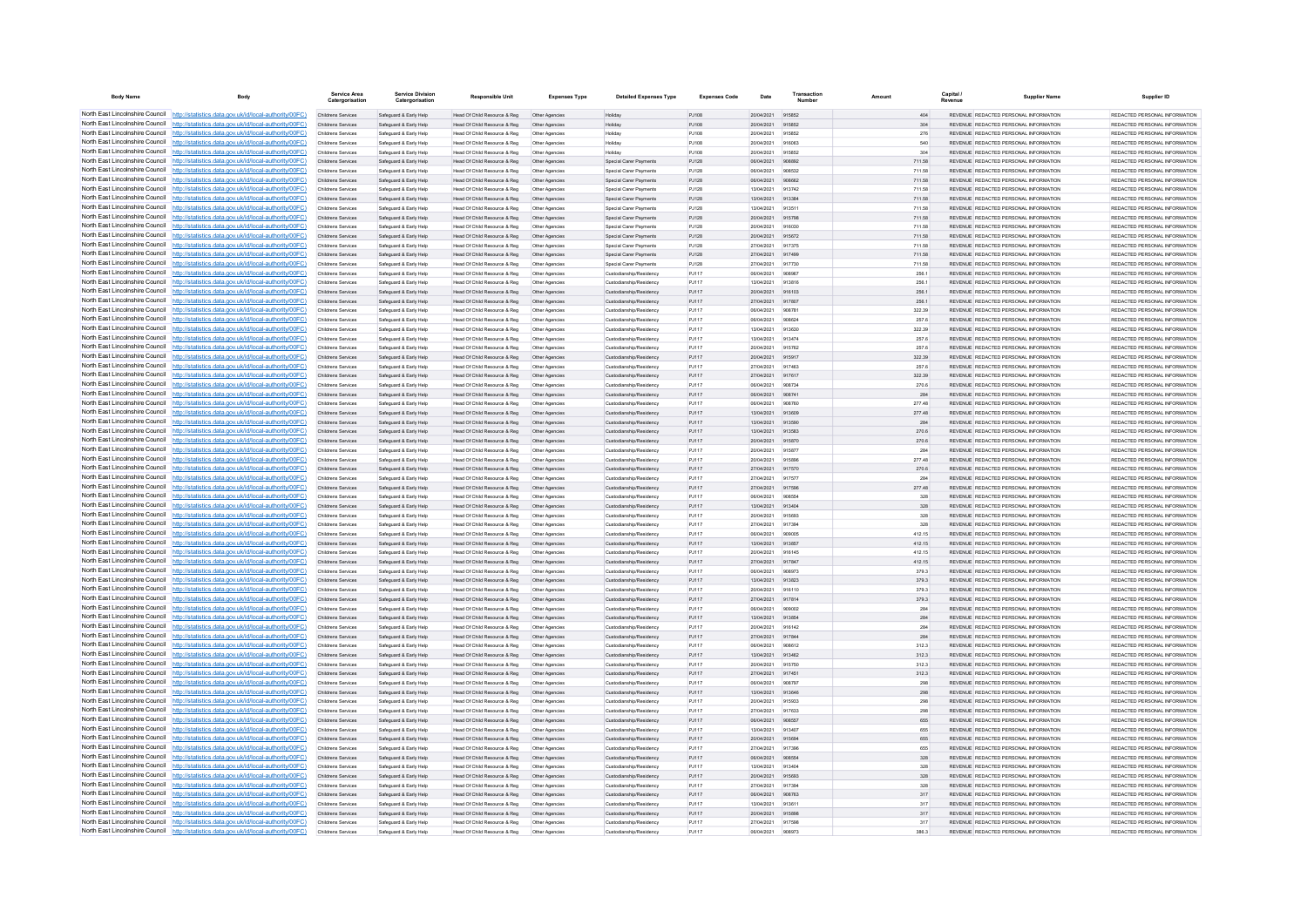| Body Name | Body | Service Area Catergorisation | Service Division Catergorisation | Responsible Unit | Expenses Type | Detailed Expenses Type | Expenses Code | Date | Transaction Number | Amount | Capital / Revenue | Supplier Name | Supplier ID |
|---|---|---|---|---|---|---|---|---|---|---|---|---|---|
| North East Lincolnshire Council | http://statistics.data.gov.uk/id/local-authority/00FC) | Childrens Services | Safeguard & Early Help | Head Of Child Resource & Reg | Other Agencies | Holiday | PJ108 | 20/04/2021 | 915852 | 404 | REVENUE | REDACTED PERSONAL INFORMATION | REDACTED PERSONAL INFORMATION |
| North East Lincolnshire Council | http://statistics.data.gov.uk/id/local-authority/00FC) | Childrens Services | Safeguard & Early Help | Head Of Child Resource & Reg | Other Agencies | Holiday | PJ108 | 20/04/2021 | 915852 | 304 | REVENUE | REDACTED PERSONAL INFORMATION | REDACTED PERSONAL INFORMATION |
| North East Lincolnshire Council | http://statistics.data.gov.uk/id/local-authority/00FC) | Childrens Services | Safeguard & Early Help | Head Of Child Resource & Reg | Other Agencies | Holiday | PJ108 | 20/04/2021 | 915852 | 276 | REVENUE | REDACTED PERSONAL INFORMATION | REDACTED PERSONAL INFORMATION |
| North East Lincolnshire Council | http://statistics.data.gov.uk/id/local-authority/00FC) | Childrens Services | Safeguard & Early Help | Head Of Child Resource & Reg | Other Agencies | Holiday | PJ108 | 20/04/2021 | 916063 | 540 | REVENUE | REDACTED PERSONAL INFORMATION | REDACTED PERSONAL INFORMATION |
| North East Lincolnshire Council | http://statistics.data.gov.uk/id/local-authority/00FC) | Childrens Services | Safeguard & Early Help | Head Of Child Resource & Reg | Other Agencies | Holiday | PJ108 | 20/04/2021 | 915852 | 304 | REVENUE | REDACTED PERSONAL INFORMATION | REDACTED PERSONAL INFORMATION |
| North East Lincolnshire Council | http://statistics.data.gov.uk/id/local-authority/00FC) | Childrens Services | Safeguard & Early Help | Head Of Child Resource & Reg | Other Agencies | Special Carer Payments | PJ128 | 06/04/2021 | 908892 | 711.58 | REVENUE | REDACTED PERSONAL INFORMATION | REDACTED PERSONAL INFORMATION |
| North East Lincolnshire Council | http://statistics.data.gov.uk/id/local-authority/00FC) | Childrens Services | Safeguard & Early Help | Head Of Child Resource & Reg | Other Agencies | Special Carer Payments | PJ128 | 06/04/2021 | 908532 | 711.58 | REVENUE | REDACTED PERSONAL INFORMATION | REDACTED PERSONAL INFORMATION |
| North East Lincolnshire Council | http://statistics.data.gov.uk/id/local-authority/00FC) | Childrens Services | Safeguard & Early Help | Head Of Child Resource & Reg | Other Agencies | Special Carer Payments | PJ128 | 06/04/2021 | 908682 | 711.58 | REVENUE | REDACTED PERSONAL INFORMATION | REDACTED PERSONAL INFORMATION |
| North East Lincolnshire Council | http://statistics.data.gov.uk/id/local-authority/00FC) | Childrens Services | Safeguard & Early Help | Head Of Child Resource & Reg | Other Agencies | Special Carer Payments | PJ128 | 13/04/2021 | 913742 | 711.58 | REVENUE | REDACTED PERSONAL INFORMATION | REDACTED PERSONAL INFORMATION |
| North East Lincolnshire Council | http://statistics.data.gov.uk/id/local-authority/00FC) | Childrens Services | Safeguard & Early Help | Head Of Child Resource & Reg | Other Agencies | Special Carer Payments | PJ128 | 13/04/2021 | 913384 | 711.58 | REVENUE | REDACTED PERSONAL INFORMATION | REDACTED PERSONAL INFORMATION |
| North East Lincolnshire Council | http://statistics.data.gov.uk/id/local-authority/00FC) | Childrens Services | Safeguard & Early Help | Head Of Child Resource & Reg | Other Agencies | Special Carer Payments | PJ128 | 13/04/2021 | 913511 | 711.58 | REVENUE | REDACTED PERSONAL INFORMATION | REDACTED PERSONAL INFORMATION |
| North East Lincolnshire Council | http://statistics.data.gov.uk/id/local-authority/00FC) | Childrens Services | Safeguard & Early Help | Head Of Child Resource & Reg | Other Agencies | Special Carer Payments | PJ128 | 20/04/2021 | 915786 | 711.58 | REVENUE | REDACTED PERSONAL INFORMATION | REDACTED PERSONAL INFORMATION |
| North East Lincolnshire Council | http://statistics.data.gov.uk/id/local-authority/00FC) | Childrens Services | Safeguard & Early Help | Head Of Child Resource & Reg | Other Agencies | Special Carer Payments | PJ128 | 20/04/2021 | 916030 | 711.58 | REVENUE | REDACTED PERSONAL INFORMATION | REDACTED PERSONAL INFORMATION |
| North East Lincolnshire Council | http://statistics.data.gov.uk/id/local-authority/00FC) | Childrens Services | Safeguard & Early Help | Head Of Child Resource & Reg | Other Agencies | Special Carer Payments | PJ128 | 20/04/2021 | 915672 | 711.58 | REVENUE | REDACTED PERSONAL INFORMATION | REDACTED PERSONAL INFORMATION |
| North East Lincolnshire Council | http://statistics.data.gov.uk/id/local-authority/00FC) | Childrens Services | Safeguard & Early Help | Head Of Child Resource & Reg | Other Agencies | Special Carer Payments | PJ128 | 27/04/2021 | 917375 | 711.58 | REVENUE | REDACTED PERSONAL INFORMATION | REDACTED PERSONAL INFORMATION |
| North East Lincolnshire Council | http://statistics.data.gov.uk/id/local-authority/00FC) | Childrens Services | Safeguard & Early Help | Head Of Child Resource & Reg | Other Agencies | Special Carer Payments | PJ128 | 27/04/2021 | 917499 | 711.58 | REVENUE | REDACTED PERSONAL INFORMATION | REDACTED PERSONAL INFORMATION |
| North East Lincolnshire Council | http://statistics.data.gov.uk/id/local-authority/00FC) | Childrens Services | Safeguard & Early Help | Head Of Child Resource & Reg | Other Agencies | Special Carer Payments | PJ128 | 27/04/2021 | 917730 | 711.58 | REVENUE | REDACTED PERSONAL INFORMATION | REDACTED PERSONAL INFORMATION |
| North East Lincolnshire Council | http://statistics.data.gov.uk/id/local-authority/00FC) | Childrens Services | Safeguard & Early Help | Head Of Child Resource & Reg | Other Agencies | Custodianship/Residency | PJ117 | 06/04/2021 | 908967 | 256.1 | REVENUE | REDACTED PERSONAL INFORMATION | REDACTED PERSONAL INFORMATION |
| North East Lincolnshire Council | http://statistics.data.gov.uk/id/local-authority/00FC) | Childrens Services | Safeguard & Early Help | Head Of Child Resource & Reg | Other Agencies | Custodianship/Residency | PJ117 | 13/04/2021 | 913816 | 256.1 | REVENUE | REDACTED PERSONAL INFORMATION | REDACTED PERSONAL INFORMATION |
| North East Lincolnshire Council | http://statistics.data.gov.uk/id/local-authority/00FC) | Childrens Services | Safeguard & Early Help | Head Of Child Resource & Reg | Other Agencies | Custodianship/Residency | PJ117 | 20/04/2021 | 916103 | 256.1 | REVENUE | REDACTED PERSONAL INFORMATION | REDACTED PERSONAL INFORMATION |
| North East Lincolnshire Council | http://statistics.data.gov.uk/id/local-authority/00FC) | Childrens Services | Safeguard & Early Help | Head Of Child Resource & Reg | Other Agencies | Custodianship/Residency | PJ117 | 27/04/2021 | 917807 | 256.1 | REVENUE | REDACTED PERSONAL INFORMATION | REDACTED PERSONAL INFORMATION |
| North East Lincolnshire Council | http://statistics.data.gov.uk/id/local-authority/00FC) | Childrens Services | Safeguard & Early Help | Head Of Child Resource & Reg | Other Agencies | Custodianship/Residency | PJ117 | 06/04/2021 | 908781 | 322.39 | REVENUE | REDACTED PERSONAL INFORMATION | REDACTED PERSONAL INFORMATION |
| North East Lincolnshire Council | http://statistics.data.gov.uk/id/local-authority/00FC) | Childrens Services | Safeguard & Early Help | Head Of Child Resource & Reg | Other Agencies | Custodianship/Residency | PJ117 | 06/04/2021 | 908624 | 257.6 | REVENUE | REDACTED PERSONAL INFORMATION | REDACTED PERSONAL INFORMATION |
| North East Lincolnshire Council | http://statistics.data.gov.uk/id/local-authority/00FC) | Childrens Services | Safeguard & Early Help | Head Of Child Resource & Reg | Other Agencies | Custodianship/Residency | PJ117 | 13/04/2021 | 913630 | 322.39 | REVENUE | REDACTED PERSONAL INFORMATION | REDACTED PERSONAL INFORMATION |
| North East Lincolnshire Council | http://statistics.data.gov.uk/id/local-authority/00FC) | Childrens Services | Safeguard & Early Help | Head Of Child Resource & Reg | Other Agencies | Custodianship/Residency | PJ117 | 13/04/2021 | 913474 | 257.6 | REVENUE | REDACTED PERSONAL INFORMATION | REDACTED PERSONAL INFORMATION |
| North East Lincolnshire Council | http://statistics.data.gov.uk/id/local-authority/00FC) | Childrens Services | Safeguard & Early Help | Head Of Child Resource & Reg | Other Agencies | Custodianship/Residency | PJ117 | 20/04/2021 | 915762 | 257.6 | REVENUE | REDACTED PERSONAL INFORMATION | REDACTED PERSONAL INFORMATION |
| North East Lincolnshire Council | http://statistics.data.gov.uk/id/local-authority/00FC) | Childrens Services | Safeguard & Early Help | Head Of Child Resource & Reg | Other Agencies | Custodianship/Residency | PJ117 | 20/04/2021 | 915917 | 322.39 | REVENUE | REDACTED PERSONAL INFORMATION | REDACTED PERSONAL INFORMATION |
| North East Lincolnshire Council | http://statistics.data.gov.uk/id/local-authority/00FC) | Childrens Services | Safeguard & Early Help | Head Of Child Resource & Reg | Other Agencies | Custodianship/Residency | PJ117 | 27/04/2021 | 917463 | 257.6 | REVENUE | REDACTED PERSONAL INFORMATION | REDACTED PERSONAL INFORMATION |
| North East Lincolnshire Council | http://statistics.data.gov.uk/id/local-authority/00FC) | Childrens Services | Safeguard & Early Help | Head Of Child Resource & Reg | Other Agencies | Custodianship/Residency | PJ117 | 27/04/2021 | 917617 | 322.39 | REVENUE | REDACTED PERSONAL INFORMATION | REDACTED PERSONAL INFORMATION |
| North East Lincolnshire Council | http://statistics.data.gov.uk/id/local-authority/00FC) | Childrens Services | Safeguard & Early Help | Head Of Child Resource & Reg | Other Agencies | Custodianship/Residency | PJ117 | 06/04/2021 | 908734 | 270.6 | REVENUE | REDACTED PERSONAL INFORMATION | REDACTED PERSONAL INFORMATION |
| North East Lincolnshire Council | http://statistics.data.gov.uk/id/local-authority/00FC) | Childrens Services | Safeguard & Early Help | Head Of Child Resource & Reg | Other Agencies | Custodianship/Residency | PJ117 | 06/04/2021 | 908741 | 284 | REVENUE | REDACTED PERSONAL INFORMATION | REDACTED PERSONAL INFORMATION |
| North East Lincolnshire Council | http://statistics.data.gov.uk/id/local-authority/00FC) | Childrens Services | Safeguard & Early Help | Head Of Child Resource & Reg | Other Agencies | Custodianship/Residency | PJ117 | 06/04/2021 | 908760 | 277.48 | REVENUE | REDACTED PERSONAL INFORMATION | REDACTED PERSONAL INFORMATION |
| North East Lincolnshire Council | http://statistics.data.gov.uk/id/local-authority/00FC) | Childrens Services | Safeguard & Early Help | Head Of Child Resource & Reg | Other Agencies | Custodianship/Residency | PJ117 | 13/04/2021 | 913609 | 277.48 | REVENUE | REDACTED PERSONAL INFORMATION | REDACTED PERSONAL INFORMATION |
| North East Lincolnshire Council | http://statistics.data.gov.uk/id/local-authority/00FC) | Childrens Services | Safeguard & Early Help | Head Of Child Resource & Reg | Other Agencies | Custodianship/Residency | PJ117 | 13/04/2021 | 913590 | 284 | REVENUE | REDACTED PERSONAL INFORMATION | REDACTED PERSONAL INFORMATION |
| North East Lincolnshire Council | http://statistics.data.gov.uk/id/local-authority/00FC) | Childrens Services | Safeguard & Early Help | Head Of Child Resource & Reg | Other Agencies | Custodianship/Residency | PJ117 | 13/04/2021 | 913583 | 270.6 | REVENUE | REDACTED PERSONAL INFORMATION | REDACTED PERSONAL INFORMATION |
| North East Lincolnshire Council | http://statistics.data.gov.uk/id/local-authority/00FC) | Childrens Services | Safeguard & Early Help | Head Of Child Resource & Reg | Other Agencies | Custodianship/Residency | PJ117 | 20/04/2021 | 915870 | 270.6 | REVENUE | REDACTED PERSONAL INFORMATION | REDACTED PERSONAL INFORMATION |
| North East Lincolnshire Council | http://statistics.data.gov.uk/id/local-authority/00FC) | Childrens Services | Safeguard & Early Help | Head Of Child Resource & Reg | Other Agencies | Custodianship/Residency | PJ117 | 20/04/2021 | 915877 | 284 | REVENUE | REDACTED PERSONAL INFORMATION | REDACTED PERSONAL INFORMATION |
| North East Lincolnshire Council | http://statistics.data.gov.uk/id/local-authority/00FC) | Childrens Services | Safeguard & Early Help | Head Of Child Resource & Reg | Other Agencies | Custodianship/Residency | PJ117 | 20/04/2021 | 915896 | 277.48 | REVENUE | REDACTED PERSONAL INFORMATION | REDACTED PERSONAL INFORMATION |
| North East Lincolnshire Council | http://statistics.data.gov.uk/id/local-authority/00FC) | Childrens Services | Safeguard & Early Help | Head Of Child Resource & Reg | Other Agencies | Custodianship/Residency | PJ117 | 27/04/2021 | 917570 | 270.6 | REVENUE | REDACTED PERSONAL INFORMATION | REDACTED PERSONAL INFORMATION |
| North East Lincolnshire Council | http://statistics.data.gov.uk/id/local-authority/00FC) | Childrens Services | Safeguard & Early Help | Head Of Child Resource & Reg | Other Agencies | Custodianship/Residency | PJ117 | 27/04/2021 | 917577 | 284 | REVENUE | REDACTED PERSONAL INFORMATION | REDACTED PERSONAL INFORMATION |
| North East Lincolnshire Council | http://statistics.data.gov.uk/id/local-authority/00FC) | Childrens Services | Safeguard & Early Help | Head Of Child Resource & Reg | Other Agencies | Custodianship/Residency | PJ117 | 27/04/2021 | 917596 | 277.48 | REVENUE | REDACTED PERSONAL INFORMATION | REDACTED PERSONAL INFORMATION |
| North East Lincolnshire Council | http://statistics.data.gov.uk/id/local-authority/00FC) | Childrens Services | Safeguard & Early Help | Head Of Child Resource & Reg | Other Agencies | Custodianship/Residency | PJ117 | 06/04/2021 | 908554 | 328 | REVENUE | REDACTED PERSONAL INFORMATION | REDACTED PERSONAL INFORMATION |
| North East Lincolnshire Council | http://statistics.data.gov.uk/id/local-authority/00FC) | Childrens Services | Safeguard & Early Help | Head Of Child Resource & Reg | Other Agencies | Custodianship/Residency | PJ117 | 13/04/2021 | 913404 | 328 | REVENUE | REDACTED PERSONAL INFORMATION | REDACTED PERSONAL INFORMATION |
| North East Lincolnshire Council | http://statistics.data.gov.uk/id/local-authority/00FC) | Childrens Services | Safeguard & Early Help | Head Of Child Resource & Reg | Other Agencies | Custodianship/Residency | PJ117 | 20/04/2021 | 915693 | 328 | REVENUE | REDACTED PERSONAL INFORMATION | REDACTED PERSONAL INFORMATION |
| North East Lincolnshire Council | http://statistics.data.gov.uk/id/local-authority/00FC) | Childrens Services | Safeguard & Early Help | Head Of Child Resource & Reg | Other Agencies | Custodianship/Residency | PJ117 | 27/04/2021 | 917394 | 328 | REVENUE | REDACTED PERSONAL INFORMATION | REDACTED PERSONAL INFORMATION |
| North East Lincolnshire Council | http://statistics.data.gov.uk/id/local-authority/00FC) | Childrens Services | Safeguard & Early Help | Head Of Child Resource & Reg | Other Agencies | Custodianship/Residency | PJ117 | 06/04/2021 | 909005 | 412.15 | REVENUE | REDACTED PERSONAL INFORMATION | REDACTED PERSONAL INFORMATION |
| North East Lincolnshire Council | http://statistics.data.gov.uk/id/local-authority/00FC) | Childrens Services | Safeguard & Early Help | Head Of Child Resource & Reg | Other Agencies | Custodianship/Residency | PJ117 | 13/04/2021 | 913857 | 412.15 | REVENUE | REDACTED PERSONAL INFORMATION | REDACTED PERSONAL INFORMATION |
| North East Lincolnshire Council | http://statistics.data.gov.uk/id/local-authority/00FC) | Childrens Services | Safeguard & Early Help | Head Of Child Resource & Reg | Other Agencies | Custodianship/Residency | PJ117 | 20/04/2021 | 916145 | 412.15 | REVENUE | REDACTED PERSONAL INFORMATION | REDACTED PERSONAL INFORMATION |
| North East Lincolnshire Council | http://statistics.data.gov.uk/id/local-authority/00FC) | Childrens Services | Safeguard & Early Help | Head Of Child Resource & Reg | Other Agencies | Custodianship/Residency | PJ117 | 27/04/2021 | 917847 | 412.15 | REVENUE | REDACTED PERSONAL INFORMATION | REDACTED PERSONAL INFORMATION |
| North East Lincolnshire Council | http://statistics.data.gov.uk/id/local-authority/00FC) | Childrens Services | Safeguard & Early Help | Head Of Child Resource & Reg | Other Agencies | Custodianship/Residency | PJ117 | 06/04/2021 | 908973 | 379.3 | REVENUE | REDACTED PERSONAL INFORMATION | REDACTED PERSONAL INFORMATION |
| North East Lincolnshire Council | http://statistics.data.gov.uk/id/local-authority/00FC) | Childrens Services | Safeguard & Early Help | Head Of Child Resource & Reg | Other Agencies | Custodianship/Residency | PJ117 | 13/04/2021 | 913823 | 379.3 | REVENUE | REDACTED PERSONAL INFORMATION | REDACTED PERSONAL INFORMATION |
| North East Lincolnshire Council | http://statistics.data.gov.uk/id/local-authority/00FC) | Childrens Services | Safeguard & Early Help | Head Of Child Resource & Reg | Other Agencies | Custodianship/Residency | PJ117 | 20/04/2021 | 916110 | 379.3 | REVENUE | REDACTED PERSONAL INFORMATION | REDACTED PERSONAL INFORMATION |
| North East Lincolnshire Council | http://statistics.data.gov.uk/id/local-authority/00FC) | Childrens Services | Safeguard & Early Help | Head Of Child Resource & Reg | Other Agencies | Custodianship/Residency | PJ117 | 27/04/2021 | 917814 | 379.3 | REVENUE | REDACTED PERSONAL INFORMATION | REDACTED PERSONAL INFORMATION |
| North East Lincolnshire Council | http://statistics.data.gov.uk/id/local-authority/00FC) | Childrens Services | Safeguard & Early Help | Head Of Child Resource & Reg | Other Agencies | Custodianship/Residency | PJ117 | 06/04/2021 | 909003 | 284 | REVENUE | REDACTED PERSONAL INFORMATION | REDACTED PERSONAL INFORMATION |
| North East Lincolnshire Council | http://statistics.data.gov.uk/id/local-authority/00FC) | Childrens Services | Safeguard & Early Help | Head Of Child Resource & Reg | Other Agencies | Custodianship/Residency | PJ117 | 13/04/2021 | 913854 | 284 | REVENUE | REDACTED PERSONAL INFORMATION | REDACTED PERSONAL INFORMATION |
| North East Lincolnshire Council | http://statistics.data.gov.uk/id/local-authority/00FC) | Childrens Services | Safeguard & Early Help | Head Of Child Resource & Reg | Other Agencies | Custodianship/Residency | PJ117 | 20/04/2021 | 916142 | 284 | REVENUE | REDACTED PERSONAL INFORMATION | REDACTED PERSONAL INFORMATION |
| North East Lincolnshire Council | http://statistics.data.gov.uk/id/local-authority/00FC) | Childrens Services | Safeguard & Early Help | Head Of Child Resource & Reg | Other Agencies | Custodianship/Residency | PJ117 | 27/04/2021 | 917844 | 284 | REVENUE | REDACTED PERSONAL INFORMATION | REDACTED PERSONAL INFORMATION |
| North East Lincolnshire Council | http://statistics.data.gov.uk/id/local-authority/00FC) | Childrens Services | Safeguard & Early Help | Head Of Child Resource & Reg | Other Agencies | Custodianship/Residency | PJ117 | 06/04/2021 | 908612 | 312.3 | REVENUE | REDACTED PERSONAL INFORMATION | REDACTED PERSONAL INFORMATION |
| North East Lincolnshire Council | http://statistics.data.gov.uk/id/local-authority/00FC) | Childrens Services | Safeguard & Early Help | Head Of Child Resource & Reg | Other Agencies | Custodianship/Residency | PJ117 | 13/04/2021 | 913462 | 312.3 | REVENUE | REDACTED PERSONAL INFORMATION | REDACTED PERSONAL INFORMATION |
| North East Lincolnshire Council | http://statistics.data.gov.uk/id/local-authority/00FC) | Childrens Services | Safeguard & Early Help | Head Of Child Resource & Reg | Other Agencies | Custodianship/Residency | PJ117 | 20/04/2021 | 915750 | 312.3 | REVENUE | REDACTED PERSONAL INFORMATION | REDACTED PERSONAL INFORMATION |
| North East Lincolnshire Council | http://statistics.data.gov.uk/id/local-authority/00FC) | Childrens Services | Safeguard & Early Help | Head Of Child Resource & Reg | Other Agencies | Custodianship/Residency | PJ117 | 27/04/2021 | 917451 | 312.3 | REVENUE | REDACTED PERSONAL INFORMATION | REDACTED PERSONAL INFORMATION |
| North East Lincolnshire Council | http://statistics.data.gov.uk/id/local-authority/00FC) | Childrens Services | Safeguard & Early Help | Head Of Child Resource & Reg | Other Agencies | Custodianship/Residency | PJ117 | 06/04/2021 | 908797 | 298 | REVENUE | REDACTED PERSONAL INFORMATION | REDACTED PERSONAL INFORMATION |
| North East Lincolnshire Council | http://statistics.data.gov.uk/id/local-authority/00FC) | Childrens Services | Safeguard & Early Help | Head Of Child Resource & Reg | Other Agencies | Custodianship/Residency | PJ117 | 13/04/2021 | 913646 | 298 | REVENUE | REDACTED PERSONAL INFORMATION | REDACTED PERSONAL INFORMATION |
| North East Lincolnshire Council | http://statistics.data.gov.uk/id/local-authority/00FC) | Childrens Services | Safeguard & Early Help | Head Of Child Resource & Reg | Other Agencies | Custodianship/Residency | PJ117 | 20/04/2021 | 915933 | 298 | REVENUE | REDACTED PERSONAL INFORMATION | REDACTED PERSONAL INFORMATION |
| North East Lincolnshire Council | http://statistics.data.gov.uk/id/local-authority/00FC) | Childrens Services | Safeguard & Early Help | Head Of Child Resource & Reg | Other Agencies | Custodianship/Residency | PJ117 | 27/04/2021 | 917633 | 298 | REVENUE | REDACTED PERSONAL INFORMATION | REDACTED PERSONAL INFORMATION |
| North East Lincolnshire Council | http://statistics.data.gov.uk/id/local-authority/00FC) | Childrens Services | Safeguard & Early Help | Head Of Child Resource & Reg | Other Agencies | Custodianship/Residency | PJ117 | 06/04/2021 | 908557 | 655 | REVENUE | REDACTED PERSONAL INFORMATION | REDACTED PERSONAL INFORMATION |
| North East Lincolnshire Council | http://statistics.data.gov.uk/id/local-authority/00FC) | Childrens Services | Safeguard & Early Help | Head Of Child Resource & Reg | Other Agencies | Custodianship/Residency | PJ117 | 13/04/2021 | 913407 | 655 | REVENUE | REDACTED PERSONAL INFORMATION | REDACTED PERSONAL INFORMATION |
| North East Lincolnshire Council | http://statistics.data.gov.uk/id/local-authority/00FC) | Childrens Services | Safeguard & Early Help | Head Of Child Resource & Reg | Other Agencies | Custodianship/Residency | PJ117 | 20/04/2021 | 915694 | 655 | REVENUE | REDACTED PERSONAL INFORMATION | REDACTED PERSONAL INFORMATION |
| North East Lincolnshire Council | http://statistics.data.gov.uk/id/local-authority/00FC) | Childrens Services | Safeguard & Early Help | Head Of Child Resource & Reg | Other Agencies | Custodianship/Residency | PJ117 | 27/04/2021 | 917396 | 655 | REVENUE | REDACTED PERSONAL INFORMATION | REDACTED PERSONAL INFORMATION |
| North East Lincolnshire Council | http://statistics.data.gov.uk/id/local-authority/00FC) | Childrens Services | Safeguard & Early Help | Head Of Child Resource & Reg | Other Agencies | Custodianship/Residency | PJ117 | 06/04/2021 | 908554 | 328 | REVENUE | REDACTED PERSONAL INFORMATION | REDACTED PERSONAL INFORMATION |
| North East Lincolnshire Council | http://statistics.data.gov.uk/id/local-authority/00FC) | Childrens Services | Safeguard & Early Help | Head Of Child Resource & Reg | Other Agencies | Custodianship/Residency | PJ117 | 13/04/2021 | 913404 | 328 | REVENUE | REDACTED PERSONAL INFORMATION | REDACTED PERSONAL INFORMATION |
| North East Lincolnshire Council | http://statistics.data.gov.uk/id/local-authority/00FC) | Childrens Services | Safeguard & Early Help | Head Of Child Resource & Reg | Other Agencies | Custodianship/Residency | PJ117 | 20/04/2021 | 915693 | 328 | REVENUE | REDACTED PERSONAL INFORMATION | REDACTED PERSONAL INFORMATION |
| North East Lincolnshire Council | http://statistics.data.gov.uk/id/local-authority/00FC) | Childrens Services | Safeguard & Early Help | Head Of Child Resource & Reg | Other Agencies | Custodianship/Residency | PJ117 | 27/04/2021 | 917394 | 328 | REVENUE | REDACTED PERSONAL INFORMATION | REDACTED PERSONAL INFORMATION |
| North East Lincolnshire Council | http://statistics.data.gov.uk/id/local-authority/00FC) | Childrens Services | Safeguard & Early Help | Head Of Child Resource & Reg | Other Agencies | Custodianship/Residency | PJ117 | 06/04/2021 | 908763 | 317 | REVENUE | REDACTED PERSONAL INFORMATION | REDACTED PERSONAL INFORMATION |
| North East Lincolnshire Council | http://statistics.data.gov.uk/id/local-authority/00FC) | Childrens Services | Safeguard & Early Help | Head Of Child Resource & Reg | Other Agencies | Custodianship/Residency | PJ117 | 13/04/2021 | 913611 | 317 | REVENUE | REDACTED PERSONAL INFORMATION | REDACTED PERSONAL INFORMATION |
| North East Lincolnshire Council | http://statistics.data.gov.uk/id/local-authority/00FC) | Childrens Services | Safeguard & Early Help | Head Of Child Resource & Reg | Other Agencies | Custodianship/Residency | PJ117 | 20/04/2021 | 915898 | 317 | REVENUE | REDACTED PERSONAL INFORMATION | REDACTED PERSONAL INFORMATION |
| North East Lincolnshire Council | http://statistics.data.gov.uk/id/local-authority/00FC) | Childrens Services | Safeguard & Early Help | Head Of Child Resource & Reg | Other Agencies | Custodianship/Residency | PJ117 | 27/04/2021 | 917598 | 317 | REVENUE | REDACTED PERSONAL INFORMATION | REDACTED PERSONAL INFORMATION |
| North East Lincolnshire Council | http://statistics.data.gov.uk/id/local-authority/00FC) | Childrens Services | Safeguard & Early Help | Head Of Child Resource & Reg | Other Agencies | Custodianship/Residency | PJ117 | 06/04/2021 | 908973 | 380.3 | REVENUE | REDACTED PERSONAL INFORMATION | REDACTED PERSONAL INFORMATION |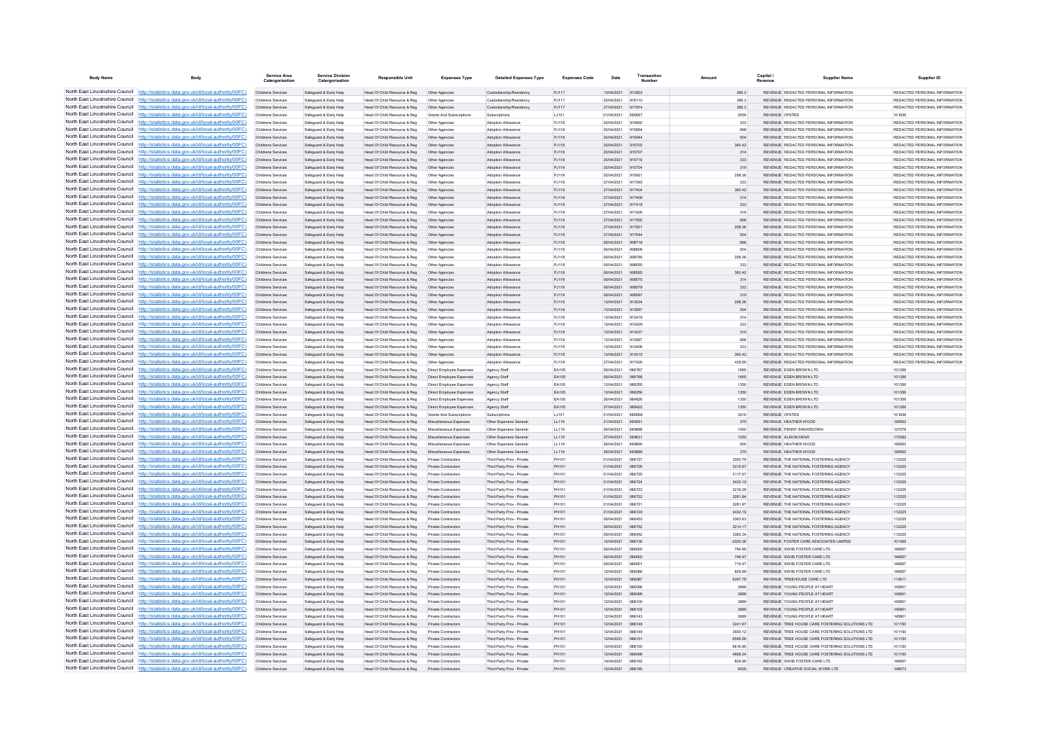| Body Name | Body | Service Area Catergorisation | Service Division Catergorisation | Responsible Unit | Expenses Type | Detailed Expenses Type | Expenses Code | Date | Transaction Number | Amount | Capital / Revenue | Supplier Name | Supplier ID |
|---|---|---|---|---|---|---|---|---|---|---|---|---|---|
| North East Lincolnshire Council | http://statistics.data.gov.uk/id/local-authority/00FC) | Childrens Services | Safeguard & Early Help | Head Of Child Resource & Reg | Other Agencies | Custodianship/Residency | PJ117 | 13/04/2021 | 913823 | 386.3 | REVENUE | REDACTED PERSONAL INFORMATION | REDACTED PERSONAL INFORMATION |
| North East Lincolnshire Council | http://statistics.data.gov.uk/id/local-authority/00FC) | Childrens Services | Safeguard & Early Help | Head Of Child Resource & Reg | Other Agencies | Custodianship/Residency | PJ117 | 20/04/2021 | 916110 | 386.3 | REVENUE | REDACTED PERSONAL INFORMATION | REDACTED PERSONAL INFORMATION |
| North East Lincolnshire Council | http://statistics.data.gov.uk/id/local-authority/00FC) | Childrens Services | Safeguard & Early Help | Head Of Child Resource & Reg | Other Agencies | Custodianship/Residency | PJ117 | 27/04/2021 | 917814 | 386.3 | REVENUE | REDACTED PERSONAL INFORMATION | REDACTED PERSONAL INFORMATION |
| North East Lincolnshire Council | http://statistics.data.gov.uk/id/local-authority/00FC) | Childrens Services | Safeguard & Early Help | Head Of Child Resource & Reg | Grants And Subscriptions | Subscriptions | LJ101 | 01/04/2021 | 666567 | 2059 | REVENUE | OFSTED | 101836 |
| North East Lincolnshire Council | http://statistics.data.gov.uk/id/local-authority/00FC) | Childrens Services | Safeguard & Early Help | Head Of Child Resource & Reg | Other Agencies | Adoption Allowance | PJ118 | 20/04/2021 | 915692 | 333 | REVENUE | REDACTED PERSONAL INFORMATION | REDACTED PERSONAL INFORMATION |
| North East Lincolnshire Council | http://statistics.data.gov.uk/id/local-authority/00FC) | Childrens Services | Safeguard & Early Help | Head Of Child Resource & Reg | Other Agencies | Adoption Allowance | PJ118 | 20/04/2021 | 915854 | 668 | REVENUE | REDACTED PERSONAL INFORMATION | REDACTED PERSONAL INFORMATION |
| North East Lincolnshire Council | http://statistics.data.gov.uk/id/local-authority/00FC) | Childrens Services | Safeguard & Early Help | Head Of Child Resource & Reg | Other Agencies | Adoption Allowance | PJ118 | 20/04/2021 | 915944 | 504 | REVENUE | REDACTED PERSONAL INFORMATION | REDACTED PERSONAL INFORMATION |
| North East Lincolnshire Council | http://statistics.data.gov.uk/id/local-authority/00FC) | Childrens Services | Safeguard & Early Help | Head Of Child Resource & Reg | Other Agencies | Adoption Allowance | PJ118 | 20/04/2021 | 915702 | 360.42 | REVENUE | REDACTED PERSONAL INFORMATION | REDACTED PERSONAL INFORMATION |
| North East Lincolnshire Council | http://statistics.data.gov.uk/id/local-authority/00FC) | Childrens Services | Safeguard & Early Help | Head Of Child Resource & Reg | Other Agencies | Adoption Allowance | PJ118 | 20/04/2021 | 915707 | 314 | REVENUE | REDACTED PERSONAL INFORMATION | REDACTED PERSONAL INFORMATION |
| North East Lincolnshire Council | http://statistics.data.gov.uk/id/local-authority/00FC) | Childrens Services | Safeguard & Early Help | Head Of Child Resource & Reg | Other Agencies | Adoption Allowance | PJ118 | 20/04/2021 | 915716 | 333 | REVENUE | REDACTED PERSONAL INFORMATION | REDACTED PERSONAL INFORMATION |
| North East Lincolnshire Council | http://statistics.data.gov.uk/id/local-authority/00FC) | Childrens Services | Safeguard & Early Help | Head Of Child Resource & Reg | Other Agencies | Adoption Allowance | PJ118 | 20/04/2021 | 915724 | 319 | REVENUE | REDACTED PERSONAL INFORMATION | REDACTED PERSONAL INFORMATION |
| North East Lincolnshire Council | http://statistics.data.gov.uk/id/local-authority/00FC) | Childrens Services | Safeguard & Early Help | Head Of Child Resource & Reg | Other Agencies | Adoption Allowance | PJ118 | 20/04/2021 | 915921 | 258.36 | REVENUE | REDACTED PERSONAL INFORMATION | REDACTED PERSONAL INFORMATION |
| North East Lincolnshire Council | http://statistics.data.gov.uk/id/local-authority/00FC) | Childrens Services | Safeguard & Early Help | Head Of Child Resource & Reg | Other Agencies | Adoption Allowance | PJ118 | 27/04/2021 | 917393 | 333 | REVENUE | REDACTED PERSONAL INFORMATION | REDACTED PERSONAL INFORMATION |
| North East Lincolnshire Council | http://statistics.data.gov.uk/id/local-authority/00FC) | Childrens Services | Safeguard & Early Help | Head Of Child Resource & Reg | Other Agencies | Adoption Allowance | PJ118 | 27/04/2021 | 917404 | 360.42 | REVENUE | REDACTED PERSONAL INFORMATION | REDACTED PERSONAL INFORMATION |
| North East Lincolnshire Council | http://statistics.data.gov.uk/id/local-authority/00FC) | Childrens Services | Safeguard & Early Help | Head Of Child Resource & Reg | Other Agencies | Adoption Allowance | PJ118 | 27/04/2021 | 917409 | 314 | REVENUE | REDACTED PERSONAL INFORMATION | REDACTED PERSONAL INFORMATION |
| North East Lincolnshire Council | http://statistics.data.gov.uk/id/local-authority/00FC) | Childrens Services | Safeguard & Early Help | Head Of Child Resource & Reg | Other Agencies | Adoption Allowance | PJ118 | 27/04/2021 | 917418 | 333 | REVENUE | REDACTED PERSONAL INFORMATION | REDACTED PERSONAL INFORMATION |
| North East Lincolnshire Council | http://statistics.data.gov.uk/id/local-authority/00FC) | Childrens Services | Safeguard & Early Help | Head Of Child Resource & Reg | Other Agencies | Adoption Allowance | PJ118 | 27/04/2021 | 917426 | 319 | REVENUE | REDACTED PERSONAL INFORMATION | REDACTED PERSONAL INFORMATION |
| North East Lincolnshire Council | http://statistics.data.gov.uk/id/local-authority/00FC) | Childrens Services | Safeguard & Early Help | Head Of Child Resource & Reg | Other Agencies | Adoption Allowance | PJ118 | 27/04/2021 | 917555 | 668 | REVENUE | REDACTED PERSONAL INFORMATION | REDACTED PERSONAL INFORMATION |
| North East Lincolnshire Council | http://statistics.data.gov.uk/id/local-authority/00FC) | Childrens Services | Safeguard & Early Help | Head Of Child Resource & Reg | Other Agencies | Adoption Allowance | PJ118 | 27/04/2021 | 917621 | 258.36 | REVENUE | REDACTED PERSONAL INFORMATION | REDACTED PERSONAL INFORMATION |
| North East Lincolnshire Council | http://statistics.data.gov.uk/id/local-authority/00FC) | Childrens Services | Safeguard & Early Help | Head Of Child Resource & Reg | Other Agencies | Adoption Allowance | PJ118 | 27/04/2021 | 917644 | 504 | REVENUE | REDACTED PERSONAL INFORMATION | REDACTED PERSONAL INFORMATION |
| North East Lincolnshire Council | http://statistics.data.gov.uk/id/local-authority/00FC) | Childrens Services | Safeguard & Early Help | Head Of Child Resource & Reg | Other Agencies | Adoption Allowance | PJ118 | 06/04/2021 | 908718 | 668 | REVENUE | REDACTED PERSONAL INFORMATION | REDACTED PERSONAL INFORMATION |
| North East Lincolnshire Council | http://statistics.data.gov.uk/id/local-authority/00FC) | Childrens Services | Safeguard & Early Help | Head Of Child Resource & Reg | Other Agencies | Adoption Allowance | PJ118 | 06/04/2021 | 908808 | 504 | REVENUE | REDACTED PERSONAL INFORMATION | REDACTED PERSONAL INFORMATION |
| North East Lincolnshire Council | http://statistics.data.gov.uk/id/local-authority/00FC) | Childrens Services | Safeguard & Early Help | Head Of Child Resource & Reg | Other Agencies | Adoption Allowance | PJ118 | 06/04/2021 | 908785 | 258.36 | REVENUE | REDACTED PERSONAL INFORMATION | REDACTED PERSONAL INFORMATION |
| North East Lincolnshire Council | http://statistics.data.gov.uk/id/local-authority/00FC) | Childrens Services | Safeguard & Early Help | Head Of Child Resource & Reg | Other Agencies | Adoption Allowance | PJ118 | 06/04/2021 | 908555 | 333 | REVENUE | REDACTED PERSONAL INFORMATION | REDACTED PERSONAL INFORMATION |
| North East Lincolnshire Council | http://statistics.data.gov.uk/id/local-authority/00FC) | Childrens Services | Safeguard & Early Help | Head Of Child Resource & Reg | Other Agencies | Adoption Allowance | PJ118 | 06/04/2021 | 908565 | 360.42 | REVENUE | REDACTED PERSONAL INFORMATION | REDACTED PERSONAL INFORMATION |
| North East Lincolnshire Council | http://statistics.data.gov.uk/id/local-authority/00FC) | Childrens Services | Safeguard & Early Help | Head Of Child Resource & Reg | Other Agencies | Adoption Allowance | PJ118 | 06/04/2021 | 908570 | 314 | REVENUE | REDACTED PERSONAL INFORMATION | REDACTED PERSONAL INFORMATION |
| North East Lincolnshire Council | http://statistics.data.gov.uk/id/local-authority/00FC) | Childrens Services | Safeguard & Early Help | Head Of Child Resource & Reg | Other Agencies | Adoption Allowance | PJ118 | 06/04/2021 | 908579 | 333 | REVENUE | REDACTED PERSONAL INFORMATION | REDACTED PERSONAL INFORMATION |
| North East Lincolnshire Council | http://statistics.data.gov.uk/id/local-authority/00FC) | Childrens Services | Safeguard & Early Help | Head Of Child Resource & Reg | Other Agencies | Adoption Allowance | PJ118 | 06/04/2021 | 908587 | 319 | REVENUE | REDACTED PERSONAL INFORMATION | REDACTED PERSONAL INFORMATION |
| North East Lincolnshire Council | http://statistics.data.gov.uk/id/local-authority/00FC) | Childrens Services | Safeguard & Early Help | Head Of Child Resource & Reg | Other Agencies | Adoption Allowance | PJ118 | 13/04/2021 | 913634 | 258.36 | REVENUE | REDACTED PERSONAL INFORMATION | REDACTED PERSONAL INFORMATION |
| North East Lincolnshire Council | http://statistics.data.gov.uk/id/local-authority/00FC) | Childrens Services | Safeguard & Early Help | Head Of Child Resource & Reg | Other Agencies | Adoption Allowance | PJ118 | 13/04/2021 | 913657 | 504 | REVENUE | REDACTED PERSONAL INFORMATION | REDACTED PERSONAL INFORMATION |
| North East Lincolnshire Council | http://statistics.data.gov.uk/id/local-authority/00FC) | Childrens Services | Safeguard & Early Help | Head Of Child Resource & Reg | Other Agencies | Adoption Allowance | PJ118 | 13/04/2021 | 913419 | 314 | REVENUE | REDACTED PERSONAL INFORMATION | REDACTED PERSONAL INFORMATION |
| North East Lincolnshire Council | http://statistics.data.gov.uk/id/local-authority/00FC) | Childrens Services | Safeguard & Early Help | Head Of Child Resource & Reg | Other Agencies | Adoption Allowance | PJ118 | 13/04/2021 | 913429 | 333 | REVENUE | REDACTED PERSONAL INFORMATION | REDACTED PERSONAL INFORMATION |
| North East Lincolnshire Council | http://statistics.data.gov.uk/id/local-authority/00FC) | Childrens Services | Safeguard & Early Help | Head Of Child Resource & Reg | Other Agencies | Adoption Allowance | PJ118 | 13/04/2021 | 913437 | 319 | REVENUE | REDACTED PERSONAL INFORMATION | REDACTED PERSONAL INFORMATION |
| North East Lincolnshire Council | http://statistics.data.gov.uk/id/local-authority/00FC) | Childrens Services | Safeguard & Early Help | Head Of Child Resource & Reg | Other Agencies | Adoption Allowance | PJ118 | 13/04/2021 | 913567 | 668 | REVENUE | REDACTED PERSONAL INFORMATION | REDACTED PERSONAL INFORMATION |
| North East Lincolnshire Council | http://statistics.data.gov.uk/id/local-authority/00FC) | Childrens Services | Safeguard & Early Help | Head Of Child Resource & Reg | Other Agencies | Adoption Allowance | PJ118 | 13/04/2021 | 913406 | 333 | REVENUE | REDACTED PERSONAL INFORMATION | REDACTED PERSONAL INFORMATION |
| North East Lincolnshire Council | http://statistics.data.gov.uk/id/local-authority/00FC) | Childrens Services | Safeguard & Early Help | Head Of Child Resource & Reg | Other Agencies | Adoption Allowance | PJ118 | 13/04/2021 | 913415 | 360.42 | REVENUE | REDACTED PERSONAL INFORMATION | REDACTED PERSONAL INFORMATION |
| North East Lincolnshire Council | http://statistics.data.gov.uk/id/local-authority/00FC) | Childrens Services | Safeguard & Early Help | Head Of Child Resource & Reg | Other Agencies | Adoption Allowance | PJ118 | 27/04/2021 | 917426 | 435.69 | REVENUE | REDACTED PERSONAL INFORMATION | REDACTED PERSONAL INFORMATION |
| North East Lincolnshire Council | http://statistics.data.gov.uk/id/local-authority/00FC) | Childrens Services | Safeguard & Early Help | Head Of Child Resource & Reg | Direct Employee Expenses | Agency Staff | EA105 | 06/04/2021 | 666767 | 1665 | REVENUE | EDEN BROWN LTD | 101356 |
| North East Lincolnshire Council | http://statistics.data.gov.uk/id/local-authority/00FC) | Childrens Services | Safeguard & Early Help | Head Of Child Resource & Reg | Direct Employee Expenses | Agency Staff | EA105 | 06/04/2021 | 666768 | 1665 | REVENUE | EDEN BROWN LTD | 101356 |
| North East Lincolnshire Council | http://statistics.data.gov.uk/id/local-authority/00FC) | Childrens Services | Safeguard & Early Help | Head Of Child Resource & Reg | Direct Employee Expenses | Agency Staff | EA105 | 13/04/2021 | 668255 | 1350 | REVENUE | EDEN BROWN LTD | 101356 |
| North East Lincolnshire Council | http://statistics.data.gov.uk/id/local-authority/00FC) | Childrens Services | Safeguard & Early Help | Head Of Child Resource & Reg | Direct Employee Expenses | Agency Staff | EA105 | 13/04/2021 | 668256 | 1350 | REVENUE | EDEN BROWN LTD | 101356 |
| North East Lincolnshire Council | http://statistics.data.gov.uk/id/local-authority/00FC) | Childrens Services | Safeguard & Early Help | Head Of Child Resource & Reg | Direct Employee Expenses | Agency Staff | EA105 | 26/04/2021 | 669626 | 1350 | REVENUE | EDEN BROWN LTD | 101356 |
| North East Lincolnshire Council | http://statistics.data.gov.uk/id/local-authority/00FC) | Childrens Services | Safeguard & Early Help | Head Of Child Resource & Reg | Direct Employee Expenses | Agency Staff | EA105 | 27/04/2021 | 669622 | 1350 | REVENUE | EDEN BROWN LTD | 101356 |
| North East Lincolnshire Council | http://statistics.data.gov.uk/id/local-authority/00FC) | Childrens Services | Safeguard & Early Help | Head Of Child Resource & Reg | Grants And Subscriptions | Subscriptions | LJ101 | 01/04/2021 | 666568 | 3216 | REVENUE | OFSTED | 101836 |
| North East Lincolnshire Council | http://statistics.data.gov.uk/id/local-authority/00FC) | Childrens Services | Safeguard & Early Help | Head Of Child Resource & Reg | Miscellaneous Expenses | Other Expenses General | LL119 | 21/04/2021 | 669051 | 375 | REVENUE | HEATHER WOOD | 128562 |
| North East Lincolnshire Council | http://statistics.data.gov.uk/id/local-authority/00FC) | Childrens Services | Safeguard & Early Help | Head Of Child Resource & Reg | Miscellaneous Expenses | Other Expenses General | LL119 | 26/04/2021 | 669888 | 1000 | REVENUE | PENNY SHEARDOWN | 137278 |
| North East Lincolnshire Council | http://statistics.data.gov.uk/id/local-authority/00FC) | Childrens Services | Safeguard & Early Help | Head Of Child Resource & Reg | Miscellaneous Expenses | Other Expenses General | LL119 | 27/04/2021 | 669631 | 1050 | REVENUE | ALISON DEAR | 115282 |
| North East Lincolnshire Council | http://statistics.data.gov.uk/id/local-authority/00FC) | Childrens Services | Safeguard & Early Help | Head Of Child Resource & Reg | Miscellaneous Expenses | Other Expenses General | LL119 | 26/04/2021 | 669890 | 500 | REVENUE | HEATHER WOOD | 128562 |
| North East Lincolnshire Council | http://statistics.data.gov.uk/id/local-authority/00FC) | Childrens Services | Safeguard & Early Help | Head Of Child Resource & Reg | Miscellaneous Expenses | Other Expenses General | LL119 | 26/04/2021 | 669889 | 375 | REVENUE | HEATHER WOOD | 128562 |
| North East Lincolnshire Council | http://statistics.data.gov.uk/id/local-authority/00FC) | Childrens Services | Safeguard & Early Help | Head Of Child Resource & Reg | Private Contractors | Third Party Prov - Private | PH101 | 01/04/2021 | 666727 | 3350.79 | REVENUE | THE NATIONAL FOSTERING AGENCY | 112225 |
| North East Lincolnshire Council | http://statistics.data.gov.uk/id/local-authority/00FC) | Childrens Services | Safeguard & Early Help | Head Of Child Resource & Reg | Private Contractors | Third Party Prov - Private | PH101 | 01/04/2021 | 666726 | 3315.67 | REVENUE | THE NATIONAL FOSTERING AGENCY | 112225 |
| North East Lincolnshire Council | http://statistics.data.gov.uk/id/local-authority/00FC) | Childrens Services | Safeguard & Early Help | Head Of Child Resource & Reg | Private Contractors | Third Party Prov - Private | PH101 | 01/04/2021 | 666725 | 3117.67 | REVENUE | THE NATIONAL FOSTERING AGENCY | 112225 |
| North East Lincolnshire Council | http://statistics.data.gov.uk/id/local-authority/00FC) | Childrens Services | Safeguard & Early Help | Head Of Child Resource & Reg | Private Contractors | Third Party Prov - Private | PH101 | 01/04/2021 | 666724 | 3432.19 | REVENUE | THE NATIONAL FOSTERING AGENCY | 112225 |
| North East Lincolnshire Council | http://statistics.data.gov.uk/id/local-authority/00FC) | Childrens Services | Safeguard & Early Help | Head Of Child Resource & Reg | Private Contractors | Third Party Prov - Private | PH101 | 01/04/2021 | 666723 | 3216.29 | REVENUE | THE NATIONAL FOSTERING AGENCY | 112225 |
| North East Lincolnshire Council | http://statistics.data.gov.uk/id/local-authority/00FC) | Childrens Services | Safeguard & Early Help | Head Of Child Resource & Reg | Private Contractors | Third Party Prov - Private | PH101 | 01/04/2021 | 666722 | 3281.84 | REVENUE | THE NATIONAL FOSTERING AGENCY | 112225 |
| North East Lincolnshire Council | http://statistics.data.gov.uk/id/local-authority/00FC) | Childrens Services | Safeguard & Early Help | Head Of Child Resource & Reg | Private Contractors | Third Party Prov - Private | PH101 | 01/04/2021 | 666721 | 3281.97 | REVENUE | THE NATIONAL FOSTERING AGENCY | 112225 |
| North East Lincolnshire Council | http://statistics.data.gov.uk/id/local-authority/00FC) | Childrens Services | Safeguard & Early Help | Head Of Child Resource & Reg | Private Contractors | Third Party Prov - Private | PH101 | 01/04/2021 | 666720 | 3432.19 | REVENUE | THE NATIONAL FOSTERING AGENCY | 112225 |
| North East Lincolnshire Council | http://statistics.data.gov.uk/id/local-authority/00FC) | Childrens Services | Safeguard & Early Help | Head Of Child Resource & Reg | Private Contractors | Third Party Prov - Private | PH101 | 06/04/2021 | 666453 | 3363.63 | REVENUE | THE NATIONAL FOSTERING AGENCY | 112225 |
| North East Lincolnshire Council | http://statistics.data.gov.uk/id/local-authority/00FC) | Childrens Services | Safeguard & Early Help | Head Of Child Resource & Reg | Private Contractors | Third Party Prov - Private | PH101 | 06/04/2021 | 666752 | 3214.17 | REVENUE | THE NATIONAL FOSTERING AGENCY | 112225 |
| North East Lincolnshire Council | http://statistics.data.gov.uk/id/local-authority/00FC) | Childrens Services | Safeguard & Early Help | Head Of Child Resource & Reg | Private Contractors | Third Party Prov - Private | PH101 | 06/04/2021 | 666452 | 3383.34 | REVENUE | THE NATIONAL FOSTERING AGENCY | 112225 |
| North East Lincolnshire Council | http://statistics.data.gov.uk/id/local-authority/00FC) | Childrens Services | Safeguard & Early Help | Head Of Child Resource & Reg | Private Contractors | Third Party Prov - Private | PH101 | 12/04/2021 | 668136 | -2320.36 | REVENUE | FOSTER CARE ASSOCIATES LIMITED | 101465 |
| North East Lincolnshire Council | http://statistics.data.gov.uk/id/local-authority/00FC) | Childrens Services | Safeguard & Early Help | Head Of Child Resource & Reg | Private Contractors | Third Party Prov - Private | PH101 | 06/04/2021 | 666600 | 794.99 | REVENUE | SWIIS FOSTER CARE LTD | 146857 |
| North East Lincolnshire Council | http://statistics.data.gov.uk/id/local-authority/00FC) | Childrens Services | Safeguard & Early Help | Head Of Child Resource & Reg | Private Contractors | Third Party Prov - Private | PH101 | 06/04/2021 | 666602 | 746.97 | REVENUE | SWIIS FOSTER CARE LTD | 146857 |
| North East Lincolnshire Council | http://statistics.data.gov.uk/id/local-authority/00FC) | Childrens Services | Safeguard & Early Help | Head Of Child Resource & Reg | Private Contractors | Third Party Prov - Private | PH101 | 06/04/2021 | 666601 | 715.47 | REVENUE | SWIIS FOSTER CARE LTD | 146857 |
| North East Lincolnshire Council | http://statistics.data.gov.uk/id/local-authority/00FC) | Childrens Services | Safeguard & Early Help | Head Of Child Resource & Reg | Private Contractors | Third Party Prov - Private | PH101 | 12/04/2021 | 668086 | 829.99 | REVENUE | SWIIS FOSTER CARE LTD | 146857 |
| North East Lincolnshire Council | http://statistics.data.gov.uk/id/local-authority/00FC) | Childrens Services | Safeguard & Early Help | Head Of Child Resource & Reg | Private Contractors | Third Party Prov - Private | PH101 | 12/04/2021 | 668087 | 6397.78 | REVENUE | TREEHOUSE CARE LTD | 114511 |
| North East Lincolnshire Council | http://statistics.data.gov.uk/id/local-authority/00FC) | Childrens Services | Safeguard & Early Help | Head Of Child Resource & Reg | Private Contractors | Third Party Prov - Private | PH101 | 12/04/2021 | 668096 | 3689 | REVENUE | YOUNG PEOPLE AT HEART | 145801 |
| North East Lincolnshire Council | http://statistics.data.gov.uk/id/local-authority/00FC) | Childrens Services | Safeguard & Early Help | Head Of Child Resource & Reg | Private Contractors | Third Party Prov - Private | PH101 | 12/04/2021 | 668099 | 3689 | REVENUE | YOUNG PEOPLE AT HEART | 145801 |
| North East Lincolnshire Council | http://statistics.data.gov.uk/id/local-authority/00FC) | Childrens Services | Safeguard & Early Help | Head Of Child Resource & Reg | Private Contractors | Third Party Prov - Private | PH101 | 12/04/2021 | 668100 | 3689 | REVENUE | YOUNG PEOPLE AT HEART | 145801 |
| North East Lincolnshire Council | http://statistics.data.gov.uk/id/local-authority/00FC) | Childrens Services | Safeguard & Early Help | Head Of Child Resource & Reg | Private Contractors | Third Party Prov - Private | PH101 | 12/04/2021 | 668102 | 3689 | REVENUE | YOUNG PEOPLE AT HEART | 145801 |
| North East Lincolnshire Council | http://statistics.data.gov.uk/id/local-authority/00FC) | Childrens Services | Safeguard & Early Help | Head Of Child Resource & Reg | Private Contractors | Third Party Prov - Private | PH101 | 12/04/2021 | 668143 | 3689 | REVENUE | YOUNG PEOPLE AT HEART | 145801 |
| North East Lincolnshire Council | http://statistics.data.gov.uk/id/local-authority/00FC) | Childrens Services | Safeguard & Early Help | Head Of Child Resource & Reg | Private Contractors | Third Party Prov - Private | PH101 | 12/04/2021 | 668148 | 3241.67 | REVENUE | TREE HOUSE CARE FOSTERING SOLUTIONS LTD | 101150 |
| North East Lincolnshire Council | http://statistics.data.gov.uk/id/local-authority/00FC) | Childrens Services | Safeguard & Early Help | Head Of Child Resource & Reg | Private Contractors | Third Party Prov - Private | PH101 | 12/04/2021 | 668149 | 3550.12 | REVENUE | TREE HOUSE CARE FOSTERING SOLUTIONS LTD | 101150 |
| North East Lincolnshire Council | http://statistics.data.gov.uk/id/local-authority/00FC) | Childrens Services | Safeguard & Early Help | Head Of Child Resource & Reg | Private Contractors | Third Party Prov - Private | PH101 | 12/04/2021 | 668151 | 6595.56 | REVENUE | TREE HOUSE CARE FOSTERING SOLUTIONS LTD | 101150 |
| North East Lincolnshire Council | http://statistics.data.gov.uk/id/local-authority/00FC) | Childrens Services | Safeguard & Early Help | Head Of Child Resource & Reg | Private Contractors | Third Party Prov - Private | PH101 | 12/04/2021 | 668150 | 6616.95 | REVENUE | TREE HOUSE CARE FOSTERING SOLUTIONS LTD | 101150 |
| North East Lincolnshire Council | http://statistics.data.gov.uk/id/local-authority/00FC) | Childrens Services | Safeguard & Early Help | Head Of Child Resource & Reg | Private Contractors | Third Party Prov - Private | PH101 | 12/04/2021 | 668098 | 4868.24 | REVENUE | TREE HOUSE CARE FOSTERING SOLUTIONS LTD | 101150 |
| North East Lincolnshire Council | http://statistics.data.gov.uk/id/local-authority/00FC) | Childrens Services | Safeguard & Early Help | Head Of Child Resource & Reg | Private Contractors | Third Party Prov - Private | PH101 | 14/04/2021 | 668162 | 829.99 | REVENUE | SWIIS FOSTER CARE LTD | 146857 |
| North East Lincolnshire Council | http://statistics.data.gov.uk/id/local-authority/00FC) | Childrens Services | Safeguard & Early Help | Head Of Child Resource & Reg | Private Contractors | Third Party Prov - Private | PH101 | 12/04/2021 | 668165 | 6000 | REVENUE | CREATIVE SOCIAL WORK LTD | 148573 |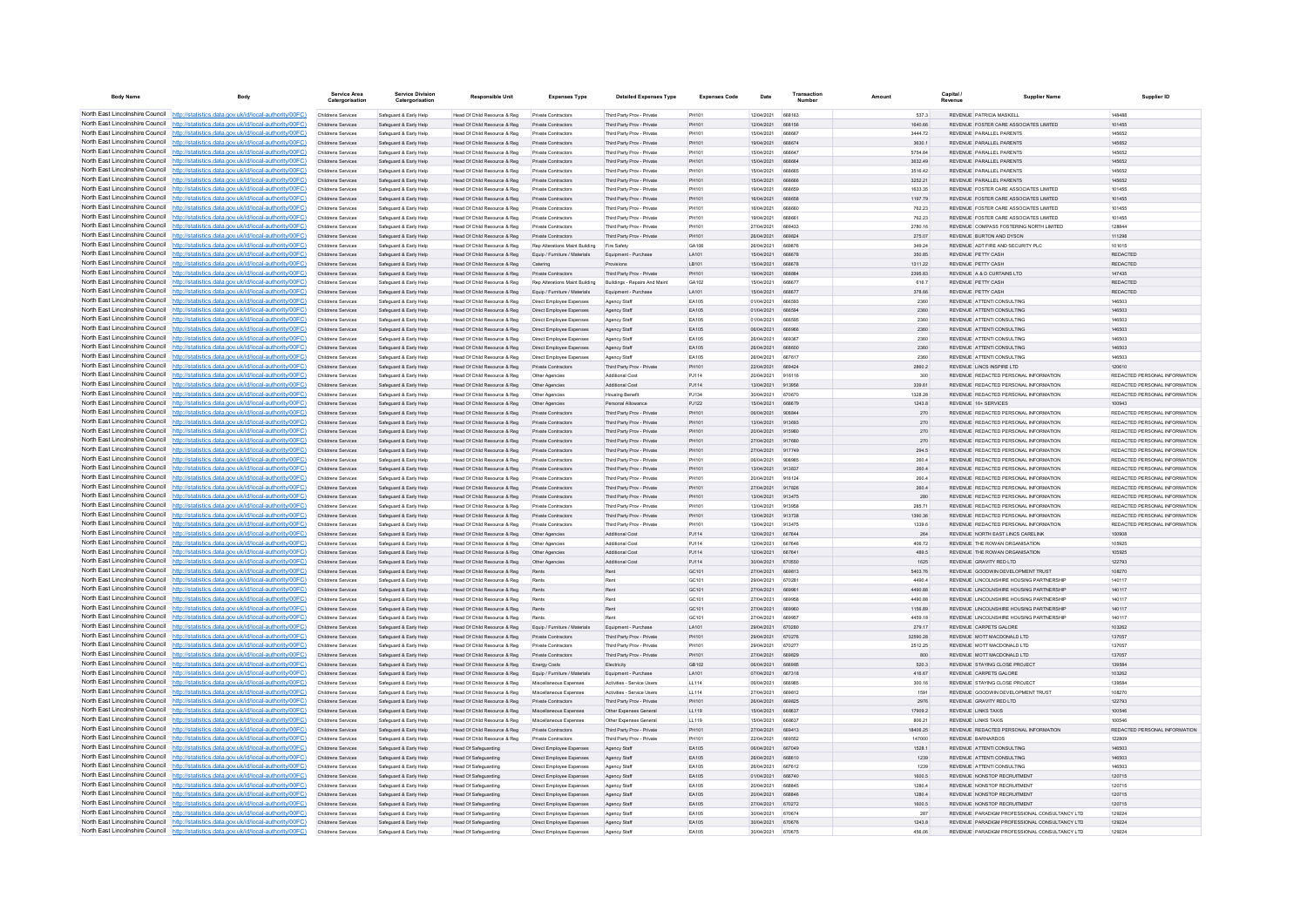| Body Name | Body | Service Area Catergorisation | Service Division Catergorisation | Responsible Unit | Expenses Type | Detailed Expenses Type | Expenses Code | Date | Transaction Number | Amount | Capital / Revenue | Supplier Name | Supplier ID |
|---|---|---|---|---|---|---|---|---|---|---|---|---|---|
| North East Lincolnshire Council | http://statistics.data.gov.uk/id/local-authority/00FC) | Childrens Services | Safeguard & Early Help | Head Of Child Resource & Reg | Private Contractors | Third Party Prov - Private | PH101 | 12/04/2021 | 668163 | 537.3 | REVENUE | PATRICIA MASKELL | 148488 |
| North East Lincolnshire Council | http://statistics.data.gov.uk/id/local-authority/00FC) | Childrens Services | Safeguard & Early Help | Head Of Child Resource & Reg | Private Contractors | Third Party Prov - Private | PH101 | 12/04/2021 | 668156 | 1640.66 | REVENUE | FOSTER CARE ASSOCIATES LIMITED | 101455 |
| North East Lincolnshire Council | http://statistics.data.gov.uk/id/local-authority/00FC) | Childrens Services | Safeguard & Early Help | Head Of Child Resource & Reg | Private Contractors | Third Party Prov - Private | PH101 | 15/04/2021 | 668667 | 3444.72 | REVENUE | PARALLEL PARENTS | 145652 |
| North East Lincolnshire Council | http://statistics.data.gov.uk/id/local-authority/00FC) | Childrens Services | Safeguard & Early Help | Head Of Child Resource & Reg | Private Contractors | Third Party Prov - Private | PH101 | 19/04/2021 | 668674 | 3630.1 | REVENUE | PARALLEL PARENTS | 145652 |
| North East Lincolnshire Council | http://statistics.data.gov.uk/id/local-authority/00FC) | Childrens Services | Safeguard & Early Help | Head Of Child Resource & Reg | Private Contractors | Third Party Prov - Private | PH101 | 15/04/2021 | 668647 | 5754.84 | REVENUE | PARALLEL PARENTS | 145652 |
| North East Lincolnshire Council | http://statistics.data.gov.uk/id/local-authority/00FC) | Childrens Services | Safeguard & Early Help | Head Of Child Resource & Reg | Private Contractors | Third Party Prov - Private | PH101 | 15/04/2021 | 668664 | 3632.49 | REVENUE | PARALLEL PARENTS | 145652 |
| North East Lincolnshire Council | http://statistics.data.gov.uk/id/local-authority/00FC) | Childrens Services | Safeguard & Early Help | Head Of Child Resource & Reg | Private Contractors | Third Party Prov - Private | PH101 | 15/04/2021 | 668665 | 3516.42 | REVENUE | PARALLEL PARENTS | 145652 |
| North East Lincolnshire Council | http://statistics.data.gov.uk/id/local-authority/00FC) | Childrens Services | Safeguard & Early Help | Head Of Child Resource & Reg | Private Contractors | Third Party Prov - Private | PH101 | 15/04/2021 | 668666 | 3252.21 | REVENUE | PARALLEL PARENTS | 145652 |
| North East Lincolnshire Council | http://statistics.data.gov.uk/id/local-authority/00FC) | Childrens Services | Safeguard & Early Help | Head Of Child Resource & Reg | Private Contractors | Third Party Prov - Private | PH101 | 19/04/2021 | 668659 | 1633.35 | REVENUE | FOSTER CARE ASSOCIATES LIMITED | 101455 |
| North East Lincolnshire Council | http://statistics.data.gov.uk/id/local-authority/00FC) | Childrens Services | Safeguard & Early Help | Head Of Child Resource & Reg | Private Contractors | Third Party Prov - Private | PH101 | 16/04/2021 | 668658 | 1197.79 | REVENUE | FOSTER CARE ASSOCIATES LIMITED | 101455 |
| North East Lincolnshire Council | http://statistics.data.gov.uk/id/local-authority/00FC) | Childrens Services | Safeguard & Early Help | Head Of Child Resource & Reg | Private Contractors | Third Party Prov - Private | PH101 | 16/04/2021 | 668660 | 762.23 | REVENUE | FOSTER CARE ASSOCIATES LIMITED | 101455 |
| North East Lincolnshire Council | http://statistics.data.gov.uk/id/local-authority/00FC) | Childrens Services | Safeguard & Early Help | Head Of Child Resource & Reg | Private Contractors | Third Party Prov - Private | PH101 | 19/04/2021 | 668661 | 762.23 | REVENUE | FOSTER CARE ASSOCIATES LIMITED | 101455 |
| North East Lincolnshire Council | http://statistics.data.gov.uk/id/local-authority/00FC) | Childrens Services | Safeguard & Early Help | Head Of Child Resource & Reg | Private Contractors | Third Party Prov - Private | PH101 | 27/04/2021 | 669433 | 2780.16 | REVENUE | COMPASS FOSTERING NORTH LIMITED | 128844 |
| North East Lincolnshire Council | http://statistics.data.gov.uk/id/local-authority/00FC) | Childrens Services | Safeguard & Early Help | Head Of Child Resource & Reg | Private Contractors | Third Party Prov - Private | PH101 | 26/04/2021 | 669824 | 275.07 | REVENUE | BURTON AND DYSON | 111298 |
| North East Lincolnshire Council | http://statistics.data.gov.uk/id/local-authority/00FC) | Childrens Services | Safeguard & Early Help | Head Of Child Resource & Reg | Rep Alterations Maint Building | Fire Safety | GA106 | 26/04/2021 | 669876 | 349.24 | REVENUE | ADT FIRE AND SECURITY PLC | 101015 |
| North East Lincolnshire Council | http://statistics.data.gov.uk/id/local-authority/00FC) | Childrens Services | Safeguard & Early Help | Head Of Child Resource & Reg | Equip / Furniture / Materials | Equipment - Purchase | LA101 | 15/04/2021 | 668678 | 350.85 | REVENUE | PETTY CASH | REDACTED |
| North East Lincolnshire Council | http://statistics.data.gov.uk/id/local-authority/00FC) | Childrens Services | Safeguard & Early Help | Head Of Child Resource & Reg | Catering | Provisions | LB101 | 15/04/2021 | 668678 | 1311.22 | REVENUE | PETTY CASH | REDACTED |
| North East Lincolnshire Council | http://statistics.data.gov.uk/id/local-authority/00FC) | Childrens Services | Safeguard & Early Help | Head Of Child Resource & Reg | Private Contractors | Third Party Prov - Private | PH101 | 19/04/2021 | 668684 | 2395.83 | REVENUE | A & D CURTAINS LTD | 147435 |
| North East Lincolnshire Council | http://statistics.data.gov.uk/id/local-authority/00FC) | Childrens Services | Safeguard & Early Help | Head Of Child Resource & Reg | Rep Alterations Maint Building | Buildings - Repairs And Maint | GA102 | 15/04/2021 | 668677 | 616.7 | REVENUE | PETTY CASH | REDACTED |
| North East Lincolnshire Council | http://statistics.data.gov.uk/id/local-authority/00FC) | Childrens Services | Safeguard & Early Help | Head Of Child Resource & Reg | Equip / Furniture / Materials | Equipment - Purchase | LA101 | 15/04/2021 | 668677 | 378.66 | REVENUE | PETTY CASH | REDACTED |
| North East Lincolnshire Council | http://statistics.data.gov.uk/id/local-authority/00FC) | Childrens Services | Safeguard & Early Help | Head Of Child Resource & Reg | Direct Employee Expenses | Agency Staff | EA105 | 01/04/2021 | 666593 | 2360 | REVENUE | ATTENTI CONSULTING | 146503 |
| North East Lincolnshire Council | http://statistics.data.gov.uk/id/local-authority/00FC) | Childrens Services | Safeguard & Early Help | Head Of Child Resource & Reg | Direct Employee Expenses | Agency Staff | EA105 | 01/04/2021 | 666594 | 2360 | REVENUE | ATTENTI CONSULTING | 146503 |
| North East Lincolnshire Council | http://statistics.data.gov.uk/id/local-authority/00FC) | Childrens Services | Safeguard & Early Help | Head Of Child Resource & Reg | Direct Employee Expenses | Agency Staff | EA105 | 01/04/2021 | 666595 | 2360 | REVENUE | ATTENTI CONSULTING | 146503 |
| North East Lincolnshire Council | http://statistics.data.gov.uk/id/local-authority/00FC) | Childrens Services | Safeguard & Early Help | Head Of Child Resource & Reg | Direct Employee Expenses | Agency Staff | EA105 | 06/04/2021 | 666968 | 2360 | REVENUE | ATTENTI CONSULTING | 146503 |
| North East Lincolnshire Council | http://statistics.data.gov.uk/id/local-authority/00FC) | Childrens Services | Safeguard & Early Help | Head Of Child Resource & Reg | Direct Employee Expenses | Agency Staff | EA105 | 26/04/2021 | 665087 | 2360 | REVENUE | ATTENTI CONSULTING | 146503 |
| North East Lincolnshire Council | http://statistics.data.gov.uk/id/local-authority/00FC) | Childrens Services | Safeguard & Early Help | Head Of Child Resource & Reg | Direct Employee Expenses | Agency Staff | EA105 | 26/04/2021 | 668600 | 2360 | REVENUE | ATTENTI CONSULTING | 146503 |
| North East Lincolnshire Council | http://statistics.data.gov.uk/id/local-authority/00FC) | Childrens Services | Safeguard & Early Help | Head Of Child Resource & Reg | Direct Employee Expenses | Agency Staff | EA105 | 26/04/2021 | 667617 | 2360 | REVENUE | ATTENTI CONSULTING | 146503 |
| North East Lincolnshire Council | http://statistics.data.gov.uk/id/local-authority/00FC) | Childrens Services | Safeguard & Early Help | Head Of Child Resource & Reg | Private Contractors | Third Party Prov - Private | PH101 | 22/04/2021 | 669424 | 2860.2 | REVENUE | LINCS INSPIRE LTD | 120610 |
| North East Lincolnshire Council | http://statistics.data.gov.uk/id/local-authority/00FC) | Childrens Services | Safeguard & Early Help | Head Of Child Resource & Reg | Other Agencies | Additional Cost | PJ114 | 20/04/2021 | 916116 | 300 | REVENUE | REDACTED PERSONAL INFORMATION | REDACTED PERSONAL INFORMATION |
| North East Lincolnshire Council | http://statistics.data.gov.uk/id/local-authority/00FC) | Childrens Services | Safeguard & Early Help | Head Of Child Resource & Reg | Other Agencies | Additional Cost | PJ114 | 13/04/2021 | 913956 | 339.61 | REVENUE | REDACTED PERSONAL INFORMATION | REDACTED PERSONAL INFORMATION |
| North East Lincolnshire Council | http://statistics.data.gov.uk/id/local-authority/00FC) | Childrens Services | Safeguard & Early Help | Head Of Child Resource & Reg | Other Agencies | Housing Benefit | PJ134 | 30/04/2021 | 670670 | 1328.26 | REVENUE | REDACTED PERSONAL INFORMATION | REDACTED PERSONAL INFORMATION |
| North East Lincolnshire Council | http://statistics.data.gov.uk/id/local-authority/00FC) | Childrens Services | Safeguard & Early Help | Head Of Child Resource & Reg | Other Agencies | Personal Allowance | PJ122 | 15/04/2021 | 668679 | 1243.8 | REVENUE | 16+ SERVICES | 100943 |
| North East Lincolnshire Council | http://statistics.data.gov.uk/id/local-authority/00FC) | Childrens Services | Safeguard & Early Help | Head Of Child Resource & Reg | Private Contractors | Third Party Prov - Private | PH101 | 06/04/2021 | 908984 | 270 | REVENUE | REDACTED PERSONAL INFORMATION | REDACTED PERSONAL INFORMATION |
| North East Lincolnshire Council | http://statistics.data.gov.uk/id/local-authority/00FC) | Childrens Services | Safeguard & Early Help | Head Of Child Resource & Reg | Private Contractors | Third Party Prov - Private | PH101 | 13/04/2021 | 913693 | 270 | REVENUE | REDACTED PERSONAL INFORMATION | REDACTED PERSONAL INFORMATION |
| North East Lincolnshire Council | http://statistics.data.gov.uk/id/local-authority/00FC) | Childrens Services | Safeguard & Early Help | Head Of Child Resource & Reg | Private Contractors | Third Party Prov - Private | PH101 | 20/04/2021 | 915980 | 270 | REVENUE | REDACTED PERSONAL INFORMATION | REDACTED PERSONAL INFORMATION |
| North East Lincolnshire Council | http://statistics.data.gov.uk/id/local-authority/00FC) | Childrens Services | Safeguard & Early Help | Head Of Child Resource & Reg | Private Contractors | Third Party Prov - Private | PH101 | 27/04/2021 | 917680 | 270 | REVENUE | REDACTED PERSONAL INFORMATION | REDACTED PERSONAL INFORMATION |
| North East Lincolnshire Council | http://statistics.data.gov.uk/id/local-authority/00FC) | Childrens Services | Safeguard & Early Help | Head Of Child Resource & Reg | Private Contractors | Third Party Prov - Private | PH101 | 27/04/2021 | 917749 | 284.5 | REVENUE | REDACTED PERSONAL INFORMATION | REDACTED PERSONAL INFORMATION |
| North East Lincolnshire Council | http://statistics.data.gov.uk/id/local-authority/00FC) | Childrens Services | Safeguard & Early Help | Head Of Child Resource & Reg | Private Contractors | Third Party Prov - Private | PH101 | 06/04/2021 | 908985 | 260.4 | REVENUE | REDACTED PERSONAL INFORMATION | REDACTED PERSONAL INFORMATION |
| North East Lincolnshire Council | http://statistics.data.gov.uk/id/local-authority/00FC) | Childrens Services | Safeguard & Early Help | Head Of Child Resource & Reg | Private Contractors | Third Party Prov - Private | PH101 | 13/04/2021 | 913837 | 260.4 | REVENUE | REDACTED PERSONAL INFORMATION | REDACTED PERSONAL INFORMATION |
| North East Lincolnshire Council | http://statistics.data.gov.uk/id/local-authority/00FC) | Childrens Services | Safeguard & Early Help | Head Of Child Resource & Reg | Private Contractors | Third Party Prov - Private | PH101 | 20/04/2021 | 916124 | 260.4 | REVENUE | REDACTED PERSONAL INFORMATION | REDACTED PERSONAL INFORMATION |
| North East Lincolnshire Council | http://statistics.data.gov.uk/id/local-authority/00FC) | Childrens Services | Safeguard & Early Help | Head Of Child Resource & Reg | Private Contractors | Third Party Prov - Private | PH101 | 27/04/2021 | 917826 | 260.4 | REVENUE | REDACTED PERSONAL INFORMATION | REDACTED PERSONAL INFORMATION |
| North East Lincolnshire Council | http://statistics.data.gov.uk/id/local-authority/00FC) | Childrens Services | Safeguard & Early Help | Head Of Child Resource & Reg | Private Contractors | Third Party Prov - Private | PH101 | 13/04/2021 | 913475 | 280 | REVENUE | REDACTED PERSONAL INFORMATION | REDACTED PERSONAL INFORMATION |
| North East Lincolnshire Council | http://statistics.data.gov.uk/id/local-authority/00FC) | Childrens Services | Safeguard & Early Help | Head Of Child Resource & Reg | Private Contractors | Third Party Prov - Private | PH101 | 13/04/2021 | 913958 | 285.71 | REVENUE | REDACTED PERSONAL INFORMATION | REDACTED PERSONAL INFORMATION |
| North East Lincolnshire Council | http://statistics.data.gov.uk/id/local-authority/00FC) | Childrens Services | Safeguard & Early Help | Head Of Child Resource & Reg | Private Contractors | Third Party Prov - Private | PH101 | 13/04/2021 | 913738 | 1390.36 | REVENUE | REDACTED PERSONAL INFORMATION | REDACTED PERSONAL INFORMATION |
| North East Lincolnshire Council | http://statistics.data.gov.uk/id/local-authority/00FC) | Childrens Services | Safeguard & Early Help | Head Of Child Resource & Reg | Private Contractors | Third Party Prov - Private | PH101 | 13/04/2021 | 913475 | 1339.6 | REVENUE | REDACTED PERSONAL INFORMATION | REDACTED PERSONAL INFORMATION |
| North East Lincolnshire Council | http://statistics.data.gov.uk/id/local-authority/00FC) | Childrens Services | Safeguard & Early Help | Head Of Child Resource & Reg | Other Agencies | Additional Cost | PJ114 | 12/04/2021 | 667644 | 264 | REVENUE | NORTH EAST LINCS CARELINK | 100908 |
| North East Lincolnshire Council | http://statistics.data.gov.uk/id/local-authority/00FC) | Childrens Services | Safeguard & Early Help | Head Of Child Resource & Reg | Other Agencies | Additional Cost | PJ114 | 12/04/2021 | 667646 | 406.72 | REVENUE | THE ROWAN ORGANISATION | 105925 |
| North East Lincolnshire Council | http://statistics.data.gov.uk/id/local-authority/00FC) | Childrens Services | Safeguard & Early Help | Head Of Child Resource & Reg | Other Agencies | Additional Cost | PJ114 | 12/04/2021 | 667641 | 489.5 | REVENUE | THE ROWAN ORGANISATION | 105925 |
| North East Lincolnshire Council | http://statistics.data.gov.uk/id/local-authority/00FC) | Childrens Services | Safeguard & Early Help | Head Of Child Resource & Reg | Other Agencies | Additional Cost | PJ114 | 30/04/2021 | 670550 | 1625 | REVENUE | GRAVITY RED LTD | 122793 |
| North East Lincolnshire Council | http://statistics.data.gov.uk/id/local-authority/00FC) | Childrens Services | Safeguard & Early Help | Head Of Child Resource & Reg | Rents | Rent | GC101 | 27/04/2021 | 669913 | 5403.76 | REVENUE | GOODWIN DEVELOPMENT TRUST | 108270 |
| North East Lincolnshire Council | http://statistics.data.gov.uk/id/local-authority/00FC) | Childrens Services | Safeguard & Early Help | Head Of Child Resource & Reg | Rents | Rent | GC101 | 29/04/2021 | 670281 | 4490.4 | REVENUE | LINCOLNSHIRE HOUSING PARTNERSHIP | 140117 |
| North East Lincolnshire Council | http://statistics.data.gov.uk/id/local-authority/00FC) | Childrens Services | Safeguard & Early Help | Head Of Child Resource & Reg | Rents | Rent | GC101 | 27/04/2021 | 669961 | 4490.88 | REVENUE | LINCOLNSHIRE HOUSING PARTNERSHIP | 140117 |
| North East Lincolnshire Council | http://statistics.data.gov.uk/id/local-authority/00FC) | Childrens Services | Safeguard & Early Help | Head Of Child Resource & Reg | Rents | Rent | GC101 | 27/04/2021 | 669958 | 4490.88 | REVENUE | LINCOLNSHIRE HOUSING PARTNERSHIP | 140117 |
| North East Lincolnshire Council | http://statistics.data.gov.uk/id/local-authority/00FC) | Childrens Services | Safeguard & Early Help | Head Of Child Resource & Reg | Rents | Rent | GC101 | 27/04/2021 | 669960 | 1150.89 | REVENUE | LINCOLNSHIRE HOUSING PARTNERSHIP | 140117 |
| North East Lincolnshire Council | http://statistics.data.gov.uk/id/local-authority/00FC) | Childrens Services | Safeguard & Early Help | Head Of Child Resource & Reg | Rents | Rent | GC101 | 27/04/2021 | 669957 | 4459.18 | REVENUE | LINCOLNSHIRE HOUSING PARTNERSHIP | 140117 |
| North East Lincolnshire Council | http://statistics.data.gov.uk/id/local-authority/00FC) | Childrens Services | Safeguard & Early Help | Head Of Child Resource & Reg | Equip / Furniture / Materials | Equipment - Purchase | LA101 | 29/04/2021 | 670280 | 279.17 | REVENUE | CARPETS GALORE | 103262 |
| North East Lincolnshire Council | http://statistics.data.gov.uk/id/local-authority/00FC) | Childrens Services | Safeguard & Early Help | Head Of Child Resource & Reg | Private Contractors | Third Party Prov - Private | PH101 | 29/04/2021 | 670276 | 32590.26 | REVENUE | MOTT MACDONALD LTD | 137057 |
| North East Lincolnshire Council | http://statistics.data.gov.uk/id/local-authority/00FC) | Childrens Services | Safeguard & Early Help | Head Of Child Resource & Reg | Private Contractors | Third Party Prov - Private | PH101 | 29/04/2021 | 670277 | 2512.25 | REVENUE | MOTT MACDONALD LTD | 137057 |
| North East Lincolnshire Council | http://statistics.data.gov.uk/id/local-authority/00FC) | Childrens Services | Safeguard & Early Help | Head Of Child Resource & Reg | Private Contractors | Third Party Prov - Private | PH101 | 27/04/2021 | 669829 | 800 | REVENUE | MOTT MACDONALD LTD | 137057 |
| North East Lincolnshire Council | http://statistics.data.gov.uk/id/local-authority/00FC) | Childrens Services | Safeguard & Early Help | Head Of Child Resource & Reg | Energy Costs | Electricity | GB102 | 06/04/2021 | 666985 | 520.3 | REVENUE | STAYING CLOSE PROJECT | 139584 |
| North East Lincolnshire Council | http://statistics.data.gov.uk/id/local-authority/00FC) | Childrens Services | Safeguard & Early Help | Head Of Child Resource & Reg | Equip / Furniture / Materials | Equipment - Purchase | LA101 | 07/04/2021 | 667316 | 416.67 | REVENUE | CARPETS GALORE | 103262 |
| North East Lincolnshire Council | http://statistics.data.gov.uk/id/local-authority/00FC) | Childrens Services | Safeguard & Early Help | Head Of Child Resource & Reg | Miscellaneous Expenses | Activities - Service Users | LL114 | 06/04/2021 | 666985 | 300.16 | REVENUE | STAYING CLOSE PROJECT | 139584 |
| North East Lincolnshire Council | http://statistics.data.gov.uk/id/local-authority/00FC) | Childrens Services | Safeguard & Early Help | Head Of Child Resource & Reg | Miscellaneous Expenses | Activities - Service Users | LL114 | 27/04/2021 | 669912 | 1591 | REVENUE | GOODWIN DEVELOPMENT TRUST | 108270 |
| North East Lincolnshire Council | http://statistics.data.gov.uk/id/local-authority/00FC) | Childrens Services | Safeguard & Early Help | Head Of Child Resource & Reg | Private Contractors | Third Party Prov - Private | PH101 | 26/04/2021 | 669825 | 2976 | REVENUE | GRAVITY RED LTD | 122793 |
| North East Lincolnshire Council | http://statistics.data.gov.uk/id/local-authority/00FC) | Childrens Services | Safeguard & Early Help | Head Of Child Resource & Reg | Miscellaneous Expenses | Other Expenses General | LL119 | 15/04/2021 | 668637 | 17909.2 | REVENUE | LINKS TAXIS | 100546 |
| North East Lincolnshire Council | http://statistics.data.gov.uk/id/local-authority/00FC) | Childrens Services | Safeguard & Early Help | Head Of Child Resource & Reg | Miscellaneous Expenses | Other Expenses General | LL119 | 15/04/2021 | 668637 | 806.21 | REVENUE | LINKS TAXIS | 100546 |
| North East Lincolnshire Council | http://statistics.data.gov.uk/id/local-authority/00FC) | Childrens Services | Safeguard & Early Help | Head Of Child Resource & Reg | Private Contractors | Third Party Prov - Private | PH101 | 27/04/2021 | 669413 | 18406.25 | REVENUE | REDACTED PERSONAL INFORMATION | REDACTED PERSONAL INFORMATION |
| North East Lincolnshire Council | http://statistics.data.gov.uk/id/local-authority/00FC) | Childrens Services | Safeguard & Early Help | Head Of Child Resource & Reg | Private Contractors | Third Party Prov - Private | PH101 | 22/04/2021 | 669552 | 147000 | REVENUE | BARNARDOS | 122809 |
| North East Lincolnshire Council | http://statistics.data.gov.uk/id/local-authority/00FC) | Childrens Services | Safeguard & Early Help | Head Of Safeguarding | Direct Employee Expenses | Agency Staff | EA105 | 06/04/2021 | 667049 | 1528.1 | REVENUE | ATTENTI CONSULTING | 146503 |
| North East Lincolnshire Council | http://statistics.data.gov.uk/id/local-authority/00FC) | Childrens Services | Safeguard & Early Help | Head Of Safeguarding | Direct Employee Expenses | Agency Staff | EA105 | 26/04/2021 | 668610 | 1239 | REVENUE | ATTENTI CONSULTING | 146503 |
| North East Lincolnshire Council | http://statistics.data.gov.uk/id/local-authority/00FC) | Childrens Services | Safeguard & Early Help | Head Of Safeguarding | Direct Employee Expenses | Agency Staff | EA105 | 26/04/2021 | 667612 | 1239 | REVENUE | ATTENTI CONSULTING | 146503 |
| North East Lincolnshire Council | http://statistics.data.gov.uk/id/local-authority/00FC) | Childrens Services | Safeguard & Early Help | Head Of Safeguarding | Direct Employee Expenses | Agency Staff | EA105 | 01/04/2021 | 666740 | 1600.5 | REVENUE | NONSTOP RECRUITMENT | 120715 |
| North East Lincolnshire Council | http://statistics.data.gov.uk/id/local-authority/00FC) | Childrens Services | Safeguard & Early Help | Head Of Safeguarding | Direct Employee Expenses | Agency Staff | EA105 | 20/04/2021 | 668845 | 1280.4 | REVENUE | NONSTOP RECRUITMENT | 120715 |
| North East Lincolnshire Council | http://statistics.data.gov.uk/id/local-authority/00FC) | Childrens Services | Safeguard & Early Help | Head Of Safeguarding | Direct Employee Expenses | Agency Staff | EA105 | 20/04/2021 | 668846 | 1280.4 | REVENUE | NONSTOP RECRUITMENT | 120715 |
| North East Lincolnshire Council | http://statistics.data.gov.uk/id/local-authority/00FC) | Childrens Services | Safeguard & Early Help | Head Of Safeguarding | Direct Employee Expenses | Agency Staff | EA105 | 27/04/2021 | 670272 | 1600.5 | REVENUE | NONSTOP RECRUITMENT | 120715 |
| North East Lincolnshire Council | http://statistics.data.gov.uk/id/local-authority/00FC) | Childrens Services | Safeguard & Early Help | Head Of Safeguarding | Direct Employee Expenses | Agency Staff | EA105 | 30/04/2021 | 670674 | 287 | REVENUE | PARADIGM PROFESSIONAL CONSULTANCY LTD | 129224 |
| North East Lincolnshire Council | http://statistics.data.gov.uk/id/local-authority/00FC) | Childrens Services | Safeguard & Early Help | Head Of Safeguarding | Direct Employee Expenses | Agency Staff | EA105 | 30/04/2021 | 670676 | 1243.8 | REVENUE | PARADIGM PROFESSIONAL CONSULTANCY LTD | 129224 |
| North East Lincolnshire Council | http://statistics.data.gov.uk/id/local-authority/00FC) | Childrens Services | Safeguard & Early Help | Head Of Safeguarding | Direct Employee Expenses | Agency Staff | EA105 | 30/04/2021 | 670675 | 456.06 | REVENUE | PARADIGM PROFESSIONAL CONSULTANCY LTD | 129224 |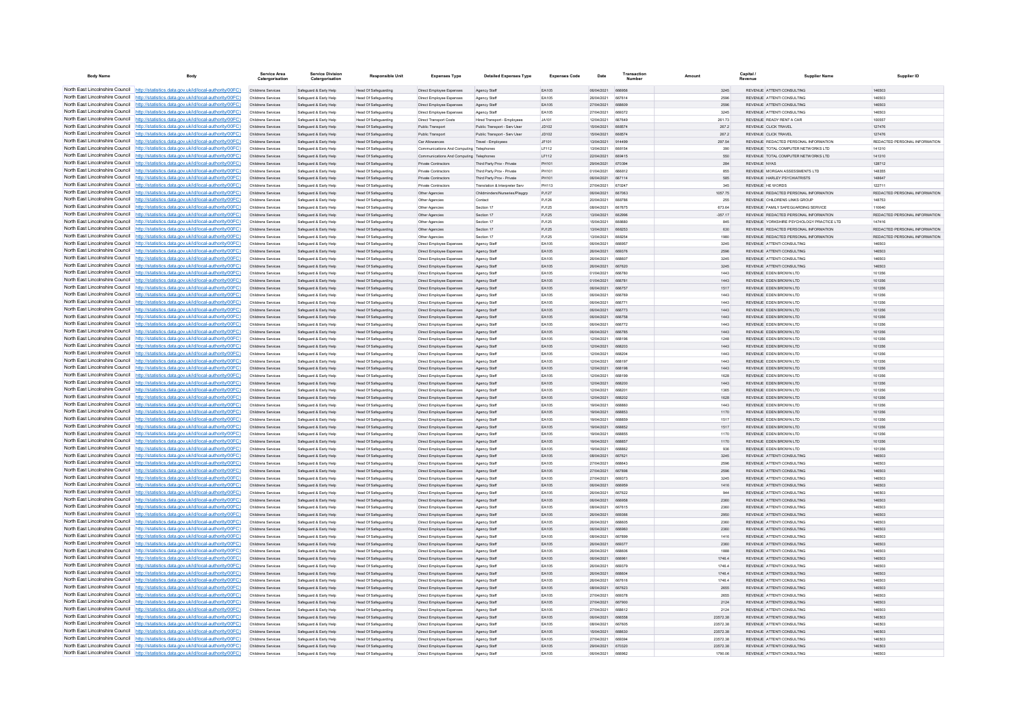| Body Name | Body | Service Area Catergorisation | Service Division Catergorisation | Responsible Unit | Expenses Type | Detailed Expenses Type | Expenses Code | Date | Transaction Number | Amount | Capital / Revenue | Supplier Name | Supplier ID |
|---|---|---|---|---|---|---|---|---|---|---|---|---|---|
| North East Lincolnshire Council | http://statistics.data.gov.uk/id/local-authority/00FC) | Childrens Services | Safeguard & Early Help | Head Of Safeguarding | Direct Employee Expenses | Agency Staff | EA105 | 06/04/2021 | 666956 | 3245 | REVENUE | ATTENTI CONSULTING | 146503 |
| North East Lincolnshire Council | http://statistics.data.gov.uk/id/local-authority/00FC) | Childrens Services | Safeguard & Early Help | Head Of Safeguarding | Direct Employee Expenses | Agency Staff | EA105 | 26/04/2021 | 667614 | 2596 | REVENUE | ATTENTI CONSULTING | 146503 |
| North East Lincolnshire Council | http://statistics.data.gov.uk/id/local-authority/00FC) | Childrens Services | Safeguard & Early Help | Head Of Safeguarding | Direct Employee Expenses | Agency Staff | EA105 | 27/04/2021 | 668609 | 2596 | REVENUE | ATTENTI CONSULTING | 146503 |
| North East Lincolnshire Council | http://statistics.data.gov.uk/id/local-authority/00FC) | Childrens Services | Safeguard & Early Help | Head Of Safeguarding | Direct Employee Expenses | Agency Staff | EA105 | 27/04/2021 | 669372 | 3245 | REVENUE | ATTENTI CONSULTING | 146503 |
| North East Lincolnshire Council | http://statistics.data.gov.uk/id/local-authority/00FC) | Childrens Services | Safeguard & Early Help | Head Of Safeguarding | Direct Transport Costs | Hired Transport - Employees | JA101 | 12/04/2021 | 667649 | 261.73 | REVENUE | READY RENT A CAR | 100557 |
| North East Lincolnshire Council | http://statistics.data.gov.uk/id/local-authority/00FC) | Childrens Services | Safeguard & Early Help | Head Of Safeguarding | Public Transport | Public Transport - Serv User | JD102 | 15/04/2021 | 668574 | 267.2 | REVENUE | CLICK TRAVEL | 127476 |
| North East Lincolnshire Council | http://statistics.data.gov.uk/id/local-authority/00FC) | Childrens Services | Safeguard & Early Help | Head Of Safeguarding | Public Transport | Public Transport - Serv User | JD102 | 15/04/2021 | 668574 | 267.2 | REVENUE | CLICK TRAVEL | 127476 |
| North East Lincolnshire Council | http://statistics.data.gov.uk/id/local-authority/00FC) | Childrens Services | Safeguard & Early Help | Head Of Safeguarding | Car Allowances | Travel - Employees | JF101 | 13/04/2021 | 914499 | 297.54 | REVENUE | REDACTED PERSONAL INFORMATION | REDACTED PERSONAL INFORMATION |
| North East Lincolnshire Council | http://statistics.data.gov.uk/id/local-authority/00FC) | Childrens Services | Safeguard & Early Help | Head Of Safeguarding | Communications And Computing | Telephones | LF112 | 13/04/2021 | 668154 | 390 | REVENUE | TOTAL COMPUTER NETWORKS LTD | 141310 |
| North East Lincolnshire Council | http://statistics.data.gov.uk/id/local-authority/00FC) | Childrens Services | Safeguard & Early Help | Head Of Safeguarding | Communications And Computing | Telephones | LF112 | 22/04/2021 | 669415 | 550 | REVENUE | TOTAL COMPUTER NETWORKS LTD | 141310 |
| North East Lincolnshire Council | http://statistics.data.gov.uk/id/local-authority/00FC) | Childrens Services | Safeguard & Early Help | Head Of Safeguarding | Private Contractors | Third Party Prov - Private | PH101 | 29/04/2021 | 670394 | 284 | REVENUE | NYAS | 128712 |
| North East Lincolnshire Council | http://statistics.data.gov.uk/id/local-authority/00FC) | Childrens Services | Safeguard & Early Help | Head Of Safeguarding | Private Contractors | Third Party Prov - Private | PH101 | 01/04/2021 | 666612 | 855 | REVENUE | MORGAN ASSESSMENTS LTD | 148385 |
| North East Lincolnshire Council | http://statistics.data.gov.uk/id/local-authority/00FC) | Childrens Services | Safeguard & Early Help | Head Of Safeguarding | Private Contractors | Third Party Prov - Private | PH101 | 06/04/2021 | 667114 | 585 | REVENUE | HARLEY PSYCHIATRISTS | 148647 |
| North East Lincolnshire Council | http://statistics.data.gov.uk/id/local-authority/00FC) | Childrens Services | Safeguard & Early Help | Head Of Safeguarding | Private Contractors | Translation & Interpreter Serv | PH113 | 27/04/2021 | 670247 | 345 | REVENUE | HE WORDS | 122711 |
| North East Lincolnshire Council | http://statistics.data.gov.uk/id/local-authority/00FC) | Childrens Services | Safeguard & Early Help | Head Of Safeguarding | Other Agencies | Childminders/Nurseries/Playgrp | PJ127 | 06/04/2021 | 667063 | 1057.75 | REVENUE | REDACTED PERSONAL INFORMATION | REDACTED PERSONAL INFORMATION |
| North East Lincolnshire Council | http://statistics.data.gov.uk/id/local-authority/00FC) | Childrens Services | Safeguard & Early Help | Head Of Safeguarding | Other Agencies | Contact | PJ126 | 20/04/2021 | 668786 | 255 | REVENUE | CHILDRENS LINKS GROUP | 148753 |
| North East Lincolnshire Council | http://statistics.data.gov.uk/id/local-authority/00FC) | Childrens Services | Safeguard & Early Help | Head Of Safeguarding | Other Agencies | Section 17 | PJ125 | 08/04/2021 | 667675 | 673.64 | REVENUE | FAMILY SAFEGUARDING SERVICE | 110640 |
| North East Lincolnshire Council | http://statistics.data.gov.uk/id/local-authority/00FC) | Childrens Services | Safeguard & Early Help | Head Of Safeguarding | Other Agencies | Section 17 | PJ125 | 13/04/2021 | 662996 | -357.17 | REVENUE | REDACTED PERSONAL INFORMATION | REDACTED PERSONAL INFORMATION |
| North East Lincolnshire Council | http://statistics.data.gov.uk/id/local-authority/00FC) | Childrens Services | Safeguard & Early Help | Head Of Safeguarding | Other Agencies | Section 17 | PJ125 | 15/04/2021 | 666680 | 845 | REVENUE | YORKSHIRE PSYCHOLOGY PRACTICE LTD | 147416 |
| North East Lincolnshire Council | http://statistics.data.gov.uk/id/local-authority/00FC) | Childrens Services | Safeguard & Early Help | Head Of Safeguarding | Other Agencies | Section 17 | PJ125 | 13/04/2021 | 668253 | 630 | REVENUE | REDACTED PERSONAL INFORMATION | REDACTED PERSONAL INFORMATION |
| North East Lincolnshire Council | http://statistics.data.gov.uk/id/local-authority/00FC) | Childrens Services | Safeguard & Early Help | Head Of Safeguarding | Other Agencies | Section 17 | PJ125 | 13/04/2021 | 668254 | 1980 | REVENUE | REDACTED PERSONAL INFORMATION | REDACTED PERSONAL INFORMATION |
| North East Lincolnshire Council | http://statistics.data.gov.uk/id/local-authority/00FC) | Childrens Services | Safeguard & Early Help | Head Of Safeguarding | Direct Employee Expenses | Agency Staff | EA105 | 06/04/2021 | 666957 | 3245 | REVENUE | ATTENTI CONSULTING | 146503 |
| North East Lincolnshire Council | http://statistics.data.gov.uk/id/local-authority/00FC) | Childrens Services | Safeguard & Early Help | Head Of Safeguarding | Direct Employee Expenses | Agency Staff | EA105 | 26/04/2021 | 669376 | 2596 | REVENUE | ATTENTI CONSULTING | 146503 |
| North East Lincolnshire Council | http://statistics.data.gov.uk/id/local-authority/00FC) | Childrens Services | Safeguard & Early Help | Head Of Safeguarding | Direct Employee Expenses | Agency Staff | EA105 | 26/04/2021 | 668607 | 3245 | REVENUE | ATTENTI CONSULTING | 146503 |
| North East Lincolnshire Council | http://statistics.data.gov.uk/id/local-authority/00FC) | Childrens Services | Safeguard & Early Help | Head Of Safeguarding | Direct Employee Expenses | Agency Staff | EA105 | 26/04/2021 | 667620 | 3245 | REVENUE | ATTENTI CONSULTING | 146503 |
| North East Lincolnshire Council | http://statistics.data.gov.uk/id/local-authority/00FC) | Childrens Services | Safeguard & Early Help | Head Of Safeguarding | Direct Employee Expenses | Agency Staff | EA105 | 01/04/2021 | 666780 | 1443 | REVENUE | EDEN BROWN LTD | 101356 |
| North East Lincolnshire Council | http://statistics.data.gov.uk/id/local-authority/00FC) | Childrens Services | Safeguard & Early Help | Head Of Safeguarding | Direct Employee Expenses | Agency Staff | EA105 | 01/04/2021 | 666781 | 1443 | REVENUE | EDEN BROWN LTD | 101356 |
| North East Lincolnshire Council | http://statistics.data.gov.uk/id/local-authority/00FC) | Childrens Services | Safeguard & Early Help | Head Of Safeguarding | Direct Employee Expenses | Agency Staff | EA105 | 06/04/2021 | 666757 | 1517 | REVENUE | EDEN BROWN LTD | 101356 |
| North East Lincolnshire Council | http://statistics.data.gov.uk/id/local-authority/00FC) | Childrens Services | Safeguard & Early Help | Head Of Safeguarding | Direct Employee Expenses | Agency Staff | EA105 | 06/04/2021 | 666769 | 1443 | REVENUE | EDEN BROWN LTD | 101356 |
| North East Lincolnshire Council | http://statistics.data.gov.uk/id/local-authority/00FC) | Childrens Services | Safeguard & Early Help | Head Of Safeguarding | Direct Employee Expenses | Agency Staff | EA105 | 06/04/2021 | 666771 | 1443 | REVENUE | EDEN BROWN LTD | 101356 |
| North East Lincolnshire Council | http://statistics.data.gov.uk/id/local-authority/00FC) | Childrens Services | Safeguard & Early Help | Head Of Safeguarding | Direct Employee Expenses | Agency Staff | EA105 | 06/04/2021 | 666773 | 1443 | REVENUE | EDEN BROWN LTD | 101356 |
| North East Lincolnshire Council | http://statistics.data.gov.uk/id/local-authority/00FC) | Childrens Services | Safeguard & Early Help | Head Of Safeguarding | Direct Employee Expenses | Agency Staff | EA105 | 06/04/2021 | 666758 | 1443 | REVENUE | EDEN BROWN LTD | 101356 |
| North East Lincolnshire Council | http://statistics.data.gov.uk/id/local-authority/00FC) | Childrens Services | Safeguard & Early Help | Head Of Safeguarding | Direct Employee Expenses | Agency Staff | EA105 | 06/04/2021 | 666772 | 1443 | REVENUE | EDEN BROWN LTD | 101356 |
| North East Lincolnshire Council | http://statistics.data.gov.uk/id/local-authority/00FC) | Childrens Services | Safeguard & Early Help | Head Of Safeguarding | Direct Employee Expenses | Agency Staff | EA105 | 06/04/2021 | 666785 | 1443 | REVENUE | EDEN BROWN LTD | 101356 |
| North East Lincolnshire Council | http://statistics.data.gov.uk/id/local-authority/00FC) | Childrens Services | Safeguard & Early Help | Head Of Safeguarding | Direct Employee Expenses | Agency Staff | EA105 | 12/04/2021 | 668196 | 1246 | REVENUE | EDEN BROWN LTD | 101356 |
| North East Lincolnshire Council | http://statistics.data.gov.uk/id/local-authority/00FC) | Childrens Services | Safeguard & Early Help | Head Of Safeguarding | Direct Employee Expenses | Agency Staff | EA105 | 12/04/2021 | 668203 | 1443 | REVENUE | EDEN BROWN LTD | 101356 |
| North East Lincolnshire Council | http://statistics.data.gov.uk/id/local-authority/00FC) | Childrens Services | Safeguard & Early Help | Head Of Safeguarding | Direct Employee Expenses | Agency Staff | EA105 | 12/04/2021 | 668204 | 1443 | REVENUE | EDEN BROWN LTD | 101356 |
| North East Lincolnshire Council | http://statistics.data.gov.uk/id/local-authority/00FC) | Childrens Services | Safeguard & Early Help | Head Of Safeguarding | Direct Employee Expenses | Agency Staff | EA105 | 12/04/2021 | 668197 | 1443 | REVENUE | EDEN BROWN LTD | 101356 |
| North East Lincolnshire Council | http://statistics.data.gov.uk/id/local-authority/00FC) | Childrens Services | Safeguard & Early Help | Head Of Safeguarding | Direct Employee Expenses | Agency Staff | EA105 | 12/04/2021 | 668198 | 1443 | REVENUE | EDEN BROWN LTD | 101356 |
| North East Lincolnshire Council | http://statistics.data.gov.uk/id/local-authority/00FC) | Childrens Services | Safeguard & Early Help | Head Of Safeguarding | Direct Employee Expenses | Agency Staff | EA105 | 12/04/2021 | 668199 | 1628 | REVENUE | EDEN BROWN LTD | 101356 |
| North East Lincolnshire Council | http://statistics.data.gov.uk/id/local-authority/00FC) | Childrens Services | Safeguard & Early Help | Head Of Safeguarding | Direct Employee Expenses | Agency Staff | EA105 | 12/04/2021 | 668200 | 1443 | REVENUE | EDEN BROWN LTD | 101356 |
| North East Lincolnshire Council | http://statistics.data.gov.uk/id/local-authority/00FC) | Childrens Services | Safeguard & Early Help | Head Of Safeguarding | Direct Employee Expenses | Agency Staff | EA105 | 12/04/2021 | 668201 | 1365 | REVENUE | EDEN BROWN LTD | 101356 |
| North East Lincolnshire Council | http://statistics.data.gov.uk/id/local-authority/00FC) | Childrens Services | Safeguard & Early Help | Head Of Safeguarding | Direct Employee Expenses | Agency Staff | EA105 | 12/04/2021 | 668202 | 1628 | REVENUE | EDEN BROWN LTD | 101356 |
| North East Lincolnshire Council | http://statistics.data.gov.uk/id/local-authority/00FC) | Childrens Services | Safeguard & Early Help | Head Of Safeguarding | Direct Employee Expenses | Agency Staff | EA105 | 19/04/2021 | 668860 | 1443 | REVENUE | EDEN BROWN LTD | 101356 |
| North East Lincolnshire Council | http://statistics.data.gov.uk/id/local-authority/00FC) | Childrens Services | Safeguard & Early Help | Head Of Safeguarding | Direct Employee Expenses | Agency Staff | EA105 | 19/04/2021 | 668853 | 1170 | REVENUE | EDEN BROWN LTD | 101356 |
| North East Lincolnshire Council | http://statistics.data.gov.uk/id/local-authority/00FC) | Childrens Services | Safeguard & Early Help | Head Of Safeguarding | Direct Employee Expenses | Agency Staff | EA105 | 19/04/2021 | 668859 | 1517 | REVENUE | EDEN BROWN LTD | 101356 |
| North East Lincolnshire Council | http://statistics.data.gov.uk/id/local-authority/00FC) | Childrens Services | Safeguard & Early Help | Head Of Safeguarding | Direct Employee Expenses | Agency Staff | EA105 | 19/04/2021 | 668852 | 1517 | REVENUE | EDEN BROWN LTD | 101356 |
| North East Lincolnshire Council | http://statistics.data.gov.uk/id/local-authority/00FC) | Childrens Services | Safeguard & Early Help | Head Of Safeguarding | Direct Employee Expenses | Agency Staff | EA105 | 19/04/2021 | 668855 | 1170 | REVENUE | EDEN BROWN LTD | 101356 |
| North East Lincolnshire Council | http://statistics.data.gov.uk/id/local-authority/00FC) | Childrens Services | Safeguard & Early Help | Head Of Safeguarding | Direct Employee Expenses | Agency Staff | EA105 | 19/04/2021 | 668857 | 1170 | REVENUE | EDEN BROWN LTD | 101356 |
| North East Lincolnshire Council | http://statistics.data.gov.uk/id/local-authority/00FC) | Childrens Services | Safeguard & Early Help | Head Of Safeguarding | Direct Employee Expenses | Agency Staff | EA105 | 19/04/2021 | 668862 | 936 | REVENUE | EDEN BROWN LTD | 101356 |
| North East Lincolnshire Council | http://statistics.data.gov.uk/id/local-authority/00FC) | Childrens Services | Safeguard & Early Help | Head Of Safeguarding | Direct Employee Expenses | Agency Staff | EA105 | 08/04/2021 | 667621 | 3245 | REVENUE | ATTENTI CONSULTING | 146503 |
| North East Lincolnshire Council | http://statistics.data.gov.uk/id/local-authority/00FC) | Childrens Services | Safeguard & Early Help | Head Of Safeguarding | Direct Employee Expenses | Agency Staff | EA105 | 27/04/2021 | 668643 | 2596 | REVENUE | ATTENTI CONSULTING | 146503 |
| North East Lincolnshire Council | http://statistics.data.gov.uk/id/local-authority/00FC) | Childrens Services | Safeguard & Early Help | Head Of Safeguarding | Direct Employee Expenses | Agency Staff | EA105 | 27/04/2021 | 667898 | 2596 | REVENUE | ATTENTI CONSULTING | 146503 |
| North East Lincolnshire Council | http://statistics.data.gov.uk/id/local-authority/00FC) | Childrens Services | Safeguard & Early Help | Head Of Safeguarding | Direct Employee Expenses | Agency Staff | EA105 | 27/04/2021 | 669373 | 3245 | REVENUE | ATTENTI CONSULTING | 146503 |
| North East Lincolnshire Council | http://statistics.data.gov.uk/id/local-authority/00FC) | Childrens Services | Safeguard & Early Help | Head Of Safeguarding | Direct Employee Expenses | Agency Staff | EA105 | 06/04/2021 | 666959 | 1416 | REVENUE | ATTENTI CONSULTING | 146503 |
| North East Lincolnshire Council | http://statistics.data.gov.uk/id/local-authority/00FC) | Childrens Services | Safeguard & Early Help | Head Of Safeguarding | Direct Employee Expenses | Agency Staff | EA105 | 26/04/2021 | 667622 | 944 | REVENUE | ATTENTI CONSULTING | 146503 |
| North East Lincolnshire Council | http://statistics.data.gov.uk/id/local-authority/00FC) | Childrens Services | Safeguard & Early Help | Head Of Safeguarding | Direct Employee Expenses | Agency Staff | EA105 | 06/04/2021 | 666958 | 2360 | REVENUE | ATTENTI CONSULTING | 146503 |
| North East Lincolnshire Council | http://statistics.data.gov.uk/id/local-authority/00FC) | Childrens Services | Safeguard & Early Help | Head Of Safeguarding | Direct Employee Expenses | Agency Staff | EA105 | 08/04/2021 | 667615 | 2360 | REVENUE | ATTENTI CONSULTING | 146503 |
| North East Lincolnshire Council | http://statistics.data.gov.uk/id/local-authority/00FC) | Childrens Services | Safeguard & Early Help | Head Of Safeguarding | Direct Employee Expenses | Agency Staff | EA105 | 26/04/2021 | 669366 | 2950 | REVENUE | ATTENTI CONSULTING | 146503 |
| North East Lincolnshire Council | http://statistics.data.gov.uk/id/local-authority/00FC) | Childrens Services | Safeguard & Early Help | Head Of Safeguarding | Direct Employee Expenses | Agency Staff | EA105 | 26/04/2021 | 668605 | 2360 | REVENUE | ATTENTI CONSULTING | 146503 |
| North East Lincolnshire Council | http://statistics.data.gov.uk/id/local-authority/00FC) | Childrens Services | Safeguard & Early Help | Head Of Safeguarding | Direct Employee Expenses | Agency Staff | EA105 | 06/04/2021 | 666960 | 2360 | REVENUE | ATTENTI CONSULTING | 146503 |
| North East Lincolnshire Council | http://statistics.data.gov.uk/id/local-authority/00FC) | Childrens Services | Safeguard & Early Help | Head Of Safeguarding | Direct Employee Expenses | Agency Staff | EA105 | 08/04/2021 | 667899 | 1416 | REVENUE | ATTENTI CONSULTING | 146503 |
| North East Lincolnshire Council | http://statistics.data.gov.uk/id/local-authority/00FC) | Childrens Services | Safeguard & Early Help | Head Of Safeguarding | Direct Employee Expenses | Agency Staff | EA105 | 26/04/2021 | 669377 | 2360 | REVENUE | ATTENTI CONSULTING | 146503 |
| North East Lincolnshire Council | http://statistics.data.gov.uk/id/local-authority/00FC) | Childrens Services | Safeguard & Early Help | Head Of Safeguarding | Direct Employee Expenses | Agency Staff | EA105 | 26/04/2021 | 668606 | 1888 | REVENUE | ATTENTI CONSULTING | 146503 |
| North East Lincolnshire Council | http://statistics.data.gov.uk/id/local-authority/00FC) | Childrens Services | Safeguard & Early Help | Head Of Safeguarding | Direct Employee Expenses | Agency Staff | EA105 | 06/04/2021 | 666961 | 1746.4 | REVENUE | ATTENTI CONSULTING | 146503 |
| North East Lincolnshire Council | http://statistics.data.gov.uk/id/local-authority/00FC) | Childrens Services | Safeguard & Early Help | Head Of Safeguarding | Direct Employee Expenses | Agency Staff | EA105 | 26/04/2021 | 669379 | 1746.4 | REVENUE | ATTENTI CONSULTING | 146503 |
| North East Lincolnshire Council | http://statistics.data.gov.uk/id/local-authority/00FC) | Childrens Services | Safeguard & Early Help | Head Of Safeguarding | Direct Employee Expenses | Agency Staff | EA105 | 26/04/2021 | 668604 | 1746.4 | REVENUE | ATTENTI CONSULTING | 146503 |
| North East Lincolnshire Council | http://statistics.data.gov.uk/id/local-authority/00FC) | Childrens Services | Safeguard & Early Help | Head Of Safeguarding | Direct Employee Expenses | Agency Staff | EA105 | 26/04/2021 | 667616 | 1746.4 | REVENUE | ATTENTI CONSULTING | 146503 |
| North East Lincolnshire Council | http://statistics.data.gov.uk/id/local-authority/00FC) | Childrens Services | Safeguard & Early Help | Head Of Safeguarding | Direct Employee Expenses | Agency Staff | EA105 | 08/04/2021 | 667623 | 2655 | REVENUE | ATTENTI CONSULTING | 146503 |
| North East Lincolnshire Council | http://statistics.data.gov.uk/id/local-authority/00FC) | Childrens Services | Safeguard & Early Help | Head Of Safeguarding | Direct Employee Expenses | Agency Staff | EA105 | 27/04/2021 | 669378 | 2655 | REVENUE | ATTENTI CONSULTING | 146503 |
| North East Lincolnshire Council | http://statistics.data.gov.uk/id/local-authority/00FC) | Childrens Services | Safeguard & Early Help | Head Of Safeguarding | Direct Employee Expenses | Agency Staff | EA105 | 27/04/2021 | 667900 | 2124 | REVENUE | ATTENTI CONSULTING | 146503 |
| North East Lincolnshire Council | http://statistics.data.gov.uk/id/local-authority/00FC) | Childrens Services | Safeguard & Early Help | Head Of Safeguarding | Direct Employee Expenses | Agency Staff | EA105 | 27/04/2021 | 668612 | 2124 | REVENUE | ATTENTI CONSULTING | 146503 |
| North East Lincolnshire Council | http://statistics.data.gov.uk/id/local-authority/00FC) | Childrens Services | Safeguard & Early Help | Head Of Safeguarding | Direct Employee Expenses | Agency Staff | EA105 | 06/04/2021 | 666558 | 23572.38 | REVENUE | ATTENTI CONSULTING | 146503 |
| North East Lincolnshire Council | http://statistics.data.gov.uk/id/local-authority/00FC) | Childrens Services | Safeguard & Early Help | Head Of Safeguarding | Direct Employee Expenses | Agency Staff | EA105 | 08/04/2021 | 667605 | 23572.38 | REVENUE | ATTENTI CONSULTING | 146503 |
| North East Lincolnshire Council | http://statistics.data.gov.uk/id/local-authority/00FC) | Childrens Services | Safeguard & Early Help | Head Of Safeguarding | Direct Employee Expenses | Agency Staff | EA105 | 15/04/2021 | 668630 | 23572.38 | REVENUE | ATTENTI CONSULTING | 146503 |
| North East Lincolnshire Council | http://statistics.data.gov.uk/id/local-authority/00FC) | Childrens Services | Safeguard & Early Help | Head Of Safeguarding | Direct Employee Expenses | Agency Staff | EA105 | 27/04/2021 | 669394 | 23572.38 | REVENUE | ATTENTI CONSULTING | 146503 |
| North East Lincolnshire Council | http://statistics.data.gov.uk/id/local-authority/00FC) | Childrens Services | Safeguard & Early Help | Head Of Safeguarding | Direct Employee Expenses | Agency Staff | EA105 | 29/04/2021 | 670320 | 23572.38 | REVENUE | ATTENTI CONSULTING | 146503 |
| North East Lincolnshire Council | http://statistics.data.gov.uk/id/local-authority/00FC) | Childrens Services | Safeguard & Early Help | Head Of Safeguarding | Direct Employee Expenses | Agency Staff | EA105 | 06/04/2021 | 666962 | 1790.06 | REVENUE | ATTENTI CONSULTING | 146503 |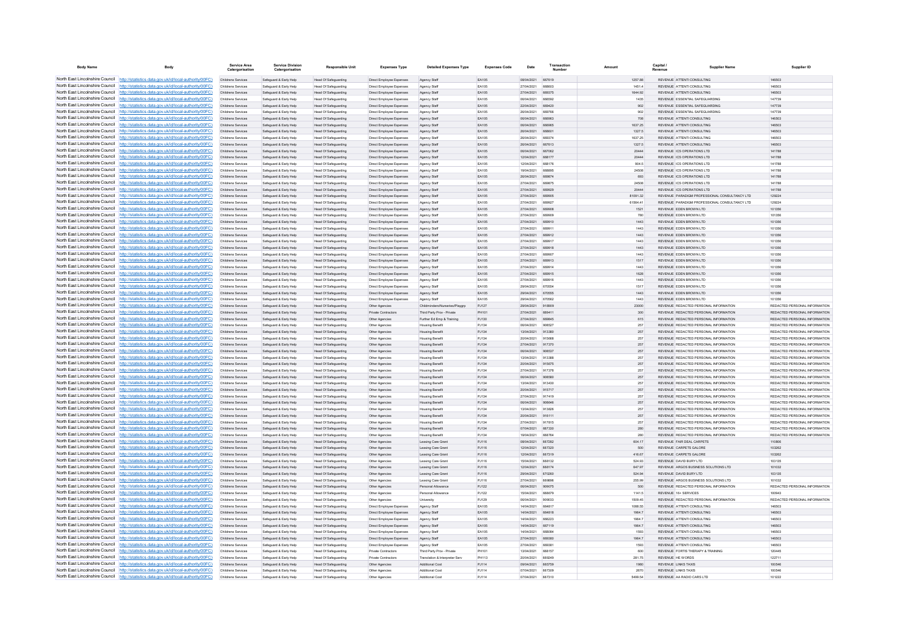| Body Name | Body | Service Area Catergorisation | Service Division Catergorisation | Responsible Unit | Expenses Type | Detailed Expenses Type | Expenses Code | Date | Transaction Number | Amount | Capital / Revenue | Supplier Name | Supplier ID |
|---|---|---|---|---|---|---|---|---|---|---|---|---|---|
| North East Lincolnshire Council | http://statistics.data.gov.uk/id/local-authority/00FC) | Childrens Services | Safeguard & Early Help | Head Of Safeguarding | Direct Employee Expenses | Agency Staff | EA105 | 08/04/2021 | 667619 | 1257.88 | REVENUE | ATTENTI CONSULTING | 146503 |
| North East Lincolnshire Council | http://statistics.data.gov.uk/id/local-authority/00FC) | Childrens Services | Safeguard & Early Help | Head Of Safeguarding | Direct Employee Expenses | Agency Staff | EA105 | 27/04/2021 | 668603 | 1451.4 | REVENUE | ATTENTI CONSULTING | 146503 |
| North East Lincolnshire Council | http://statistics.data.gov.uk/id/local-authority/00FC) | Childrens Services | Safeguard & Early Help | Head Of Safeguarding | Direct Employee Expenses | Agency Staff | EA105 | 27/04/2021 | 669375 | 1644.92 | REVENUE | ATTENTI CONSULTING | 146503 |
| North East Lincolnshire Council | http://statistics.data.gov.uk/id/local-authority/00FC) | Childrens Services | Safeguard & Early Help | Head Of Safeguarding | Direct Employee Expenses | Agency Staff | EA105 | 06/04/2021 | 666592 | 1435 | REVENUE | ESSENTIAL SAFEGUARDING | 147739 |
| North East Lincolnshire Council | http://statistics.data.gov.uk/id/local-authority/00FC) | Childrens Services | Safeguard & Early Help | Head Of Safeguarding | Direct Employee Expenses | Agency Staff | EA105 | 22/04/2021 | 669420 | 902 | REVENUE | ESSENTIAL SAFEGUARDING | 147739 |
| North East Lincolnshire Council | http://statistics.data.gov.uk/id/local-authority/00FC) | Childrens Services | Safeguard & Early Help | Head Of Safeguarding | Direct Employee Expenses | Agency Staff | EA105 | 26/04/2021 | 669766 | 902 | REVENUE | ESSENTIAL SAFEGUARDING | 147739 |
| North East Lincolnshire Council | http://statistics.data.gov.uk/id/local-authority/00FC) | Childrens Services | Safeguard & Early Help | Head Of Safeguarding | Direct Employee Expenses | Agency Staff | EA105 | 06/04/2021 | 666963 | 708 | REVENUE | ATTENTI CONSULTING | 146503 |
| North East Lincolnshire Council | http://statistics.data.gov.uk/id/local-authority/00FC) | Childrens Services | Safeguard & Early Help | Head Of Safeguarding | Direct Employee Expenses | Agency Staff | EA105 | 06/04/2021 | 666965 | 1637.25 | REVENUE | ATTENTI CONSULTING | 146503 |
| North East Lincolnshire Council | http://statistics.data.gov.uk/id/local-authority/00FC) | Childrens Services | Safeguard & Early Help | Head Of Safeguarding | Direct Employee Expenses | Agency Staff | EA105 | 26/04/2021 | 668601 | 1327.5 | REVENUE | ATTENTI CONSULTING | 146503 |
| North East Lincolnshire Council | http://statistics.data.gov.uk/id/local-authority/00FC) | Childrens Services | Safeguard & Early Help | Head Of Safeguarding | Direct Employee Expenses | Agency Staff | EA105 | 26/04/2021 | 669374 | 1637.25 | REVENUE | ATTENTI CONSULTING | 146503 |
| North East Lincolnshire Council | http://statistics.data.gov.uk/id/local-authority/00FC) | Childrens Services | Safeguard & Early Help | Head Of Safeguarding | Direct Employee Expenses | Agency Staff | EA105 | 26/04/2021 | 667613 | 1327.5 | REVENUE | ATTENTI CONSULTING | 146503 |
| North East Lincolnshire Council | http://statistics.data.gov.uk/id/local-authority/00FC) | Childrens Services | Safeguard & Early Help | Head Of Safeguarding | Direct Employee Expenses | Agency Staff | EA105 | 06/04/2021 | 667062 | 20444 | REVENUE | ICS OPERATIONS LTD | 141788 |
| North East Lincolnshire Council | http://statistics.data.gov.uk/id/local-authority/00FC) | Childrens Services | Safeguard & Early Help | Head Of Safeguarding | Direct Employee Expenses | Agency Staff | EA105 | 12/04/2021 | 668177 | 20444 | REVENUE | ICS OPERATIONS LTD | 141788 |
| North East Lincolnshire Council | http://statistics.data.gov.uk/id/local-authority/00FC) | Childrens Services | Safeguard & Early Help | Head Of Safeguarding | Direct Employee Expenses | Agency Staff | EA105 | 12/04/2021 | 668178 | 904.5 | REVENUE | ICS OPERATIONS LTD | 141788 |
| North East Lincolnshire Council | http://statistics.data.gov.uk/id/local-authority/00FC) | Childrens Services | Safeguard & Early Help | Head Of Safeguarding | Direct Employee Expenses | Agency Staff | EA105 | 19/04/2021 | 668695 | 24508 | REVENUE | ICS OPERATIONS LTD | 141788 |
| North East Lincolnshire Council | http://statistics.data.gov.uk/id/local-authority/00FC) | Childrens Services | Safeguard & Early Help | Head Of Safeguarding | Direct Employee Expenses | Agency Staff | EA105 | 26/04/2021 | 668874 | 693 | REVENUE | ICS OPERATIONS LTD | 141788 |
| North East Lincolnshire Council | http://statistics.data.gov.uk/id/local-authority/00FC) | Childrens Services | Safeguard & Early Help | Head Of Safeguarding | Direct Employee Expenses | Agency Staff | EA105 | 27/04/2021 | 669875 | 24508 | REVENUE | ICS OPERATIONS LTD | 141788 |
| North East Lincolnshire Council | http://statistics.data.gov.uk/id/local-authority/00FC) | Childrens Services | Safeguard & Early Help | Head Of Safeguarding | Direct Employee Expenses | Agency Staff | EA105 | 27/04/2021 | 669929 | 20444 | REVENUE | ICS OPERATIONS LTD | 141788 |
| North East Lincolnshire Council | http://statistics.data.gov.uk/id/local-authority/00FC) | Childrens Services | Safeguard & Early Help | Head Of Safeguarding | Direct Employee Expenses | Agency Staff | EA105 | 27/04/2021 | 669905 | 81091.32 | REVENUE | PARADIGM PROFESSIONAL CONSULTANCY LTD | 129224 |
| North East Lincolnshire Council | http://statistics.data.gov.uk/id/local-authority/00FC) | Childrens Services | Safeguard & Early Help | Head Of Safeguarding | Direct Employee Expenses | Agency Staff | EA105 | 27/04/2021 | 669927 | 61564.41 | REVENUE | PARADIGM PROFESSIONAL CONSULTANCY LTD | 129224 |
| North East Lincolnshire Council | http://statistics.data.gov.uk/id/local-authority/00FC) | Childrens Services | Safeguard & Early Help | Head Of Safeguarding | Direct Employee Expenses | Agency Staff | EA105 | 27/04/2021 | 669908 | 1521 | REVENUE | EDEN BROWN LTD | 101356 |
| North East Lincolnshire Council | http://statistics.data.gov.uk/id/local-authority/00FC) | Childrens Services | Safeguard & Early Help | Head Of Safeguarding | Direct Employee Expenses | Agency Staff | EA105 | 27/04/2021 | 669909 | 780 | REVENUE | EDEN BROWN LTD | 101356 |
| North East Lincolnshire Council | http://statistics.data.gov.uk/id/local-authority/00FC) | Childrens Services | Safeguard & Early Help | Head Of Safeguarding | Direct Employee Expenses | Agency Staff | EA105 | 27/04/2021 | 669910 | 1443 | REVENUE | EDEN BROWN LTD | 101356 |
| North East Lincolnshire Council | http://statistics.data.gov.uk/id/local-authority/00FC) | Childrens Services | Safeguard & Early Help | Head Of Safeguarding | Direct Employee Expenses | Agency Staff | EA105 | 27/04/2021 | 669911 | 1443 | REVENUE | EDEN BROWN LTD | 101356 |
| North East Lincolnshire Council | http://statistics.data.gov.uk/id/local-authority/00FC) | Childrens Services | Safeguard & Early Help | Head Of Safeguarding | Direct Employee Expenses | Agency Staff | EA105 | 27/04/2021 | 669912 | 1443 | REVENUE | EDEN BROWN LTD | 101356 |
| North East Lincolnshire Council | http://statistics.data.gov.uk/id/local-authority/00FC) | Childrens Services | Safeguard & Early Help | Head Of Safeguarding | Direct Employee Expenses | Agency Staff | EA105 | 27/04/2021 | 669917 | 1443 | REVENUE | EDEN BROWN LTD | 101356 |
| North East Lincolnshire Council | http://statistics.data.gov.uk/id/local-authority/00FC) | Childrens Services | Safeguard & Early Help | Head Of Safeguarding | Direct Employee Expenses | Agency Staff | EA105 | 27/04/2021 | 669918 | 1443 | REVENUE | EDEN BROWN LTD | 101356 |
| North East Lincolnshire Council | http://statistics.data.gov.uk/id/local-authority/00FC) | Childrens Services | Safeguard & Early Help | Head Of Safeguarding | Direct Employee Expenses | Agency Staff | EA105 | 27/04/2021 | 669907 | 1443 | REVENUE | EDEN BROWN LTD | 101356 |
| North East Lincolnshire Council | http://statistics.data.gov.uk/id/local-authority/00FC) | Childrens Services | Safeguard & Early Help | Head Of Safeguarding | Direct Employee Expenses | Agency Staff | EA105 | 27/04/2021 | 669913 | 1517 | REVENUE | EDEN BROWN LTD | 101356 |
| North East Lincolnshire Council | http://statistics.data.gov.uk/id/local-authority/00FC) | Childrens Services | Safeguard & Early Help | Head Of Safeguarding | Direct Employee Expenses | Agency Staff | EA105 | 27/04/2021 | 669914 | 1443 | REVENUE | EDEN BROWN LTD | 101356 |
| North East Lincolnshire Council | http://statistics.data.gov.uk/id/local-authority/00FC) | Childrens Services | Safeguard & Early Help | Head Of Safeguarding | Direct Employee Expenses | Agency Staff | EA105 | 27/04/2021 | 669915 | 1628 | REVENUE | EDEN BROWN LTD | 101356 |
| North East Lincolnshire Council | http://statistics.data.gov.uk/id/local-authority/00FC) | Childrens Services | Safeguard & Early Help | Head Of Safeguarding | Direct Employee Expenses | Agency Staff | EA105 | 27/04/2021 | 669916 | 1443 | REVENUE | EDEN BROWN LTD | 101356 |
| North East Lincolnshire Council | http://statistics.data.gov.uk/id/local-authority/00FC) | Childrens Services | Safeguard & Early Help | Head Of Safeguarding | Direct Employee Expenses | Agency Staff | EA105 | 29/04/2021 | 670554 | 1517 | REVENUE | EDEN BROWN LTD | 101356 |
| North East Lincolnshire Council | http://statistics.data.gov.uk/id/local-authority/00FC) | Childrens Services | Safeguard & Early Help | Head Of Safeguarding | Direct Employee Expenses | Agency Staff | EA105 | 29/04/2021 | 670555 | 1443 | REVENUE | EDEN BROWN LTD | 101356 |
| North East Lincolnshire Council | http://statistics.data.gov.uk/id/local-authority/00FC) | Childrens Services | Safeguard & Early Help | Head Of Safeguarding | Direct Employee Expenses | Agency Staff | EA105 | 29/04/2021 | 670562 | 1443 | REVENUE | EDEN BROWN LTD | 101356 |
| North East Lincolnshire Council | http://statistics.data.gov.uk/id/local-authority/00FC) | Childrens Services | Safeguard & Early Help | Head Of Safeguarding | Other Agencies | Childminders/Nurseries/Playgrp | PJ127 | 29/04/2021 | 918909 | 23000 | REVENUE | REDACTED PERSONAL INFORMATION | REDACTED PERSONAL INFORMATION |
| North East Lincolnshire Council | http://statistics.data.gov.uk/id/local-authority/00FC) | Childrens Services | Safeguard & Early Help | Head Of Safeguarding | Private Contractors | Third Party Prov - Private | PH101 | 27/04/2021 | 669411 | 300 | REVENUE | REDACTED PERSONAL INFORMATION | REDACTED PERSONAL INFORMATION |
| North East Lincolnshire Council | http://statistics.data.gov.uk/id/local-authority/00FC) | Childrens Services | Safeguard & Early Help | Head Of Safeguarding | Other Agencies | Further Ed Emp & Training | PJ130 | 27/04/2021 | 669845 | 615 | REVENUE | REDACTED PERSONAL INFORMATION | REDACTED PERSONAL INFORMATION |
| North East Lincolnshire Council | http://statistics.data.gov.uk/id/local-authority/00FC) | Childrens Services | Safeguard & Early Help | Head Of Safeguarding | Other Agencies | Housing Benefit | PJ134 | 06/04/2021 | 908527 | 257 | REVENUE | REDACTED PERSONAL INFORMATION | REDACTED PERSONAL INFORMATION |
| North East Lincolnshire Council | http://statistics.data.gov.uk/id/local-authority/00FC) | Childrens Services | Safeguard & Early Help | Head Of Safeguarding | Other Agencies | Housing Benefit | PJ134 | 13/04/2021 | 913380 | 257 | REVENUE | REDACTED PERSONAL INFORMATION | REDACTED PERSONAL INFORMATION |
| North East Lincolnshire Council | http://statistics.data.gov.uk/id/local-authority/00FC) | Childrens Services | Safeguard & Early Help | Head Of Safeguarding | Other Agencies | Housing Benefit | PJ134 | 20/04/2021 | 915668 | 257 | REVENUE | REDACTED PERSONAL INFORMATION | REDACTED PERSONAL INFORMATION |
| North East Lincolnshire Council | http://statistics.data.gov.uk/id/local-authority/00FC) | Childrens Services | Safeguard & Early Help | Head Of Safeguarding | Other Agencies | Housing Benefit | PJ134 | 27/04/2021 | 917370 | 257 | REVENUE | REDACTED PERSONAL INFORMATION | REDACTED PERSONAL INFORMATION |
| North East Lincolnshire Council | http://statistics.data.gov.uk/id/local-authority/00FC) | Childrens Services | Safeguard & Early Help | Head Of Safeguarding | Other Agencies | Housing Benefit | PJ134 | 06/04/2021 | 908537 | 257 | REVENUE | REDACTED PERSONAL INFORMATION | REDACTED PERSONAL INFORMATION |
| North East Lincolnshire Council | http://statistics.data.gov.uk/id/local-authority/00FC) | Childrens Services | Safeguard & Early Help | Head Of Safeguarding | Other Agencies | Housing Benefit | PJ134 | 13/04/2021 | 913388 | 257 | REVENUE | REDACTED PERSONAL INFORMATION | REDACTED PERSONAL INFORMATION |
| North East Lincolnshire Council | http://statistics.data.gov.uk/id/local-authority/00FC) | Childrens Services | Safeguard & Early Help | Head Of Safeguarding | Other Agencies | Housing Benefit | PJ134 | 20/04/2021 | 915675 | 257 | REVENUE | REDACTED PERSONAL INFORMATION | REDACTED PERSONAL INFORMATION |
| North East Lincolnshire Council | http://statistics.data.gov.uk/id/local-authority/00FC) | Childrens Services | Safeguard & Early Help | Head Of Safeguarding | Other Agencies | Housing Benefit | PJ134 | 27/04/2021 | 917378 | 257 | REVENUE | REDACTED PERSONAL INFORMATION | REDACTED PERSONAL INFORMATION |
| North East Lincolnshire Council | http://statistics.data.gov.uk/id/local-authority/00FC) | Childrens Services | Safeguard & Early Help | Head Of Safeguarding | Other Agencies | Housing Benefit | PJ134 | 06/04/2021 | 908580 | 257 | REVENUE | REDACTED PERSONAL INFORMATION | REDACTED PERSONAL INFORMATION |
| North East Lincolnshire Council | http://statistics.data.gov.uk/id/local-authority/00FC) | Childrens Services | Safeguard & Early Help | Head Of Safeguarding | Other Agencies | Housing Benefit | PJ134 | 13/04/2021 | 913430 | 257 | REVENUE | REDACTED PERSONAL INFORMATION | REDACTED PERSONAL INFORMATION |
| North East Lincolnshire Council | http://statistics.data.gov.uk/id/local-authority/00FC) | Childrens Services | Safeguard & Early Help | Head Of Safeguarding | Other Agencies | Housing Benefit | PJ134 | 20/04/2021 | 915717 | 257 | REVENUE | REDACTED PERSONAL INFORMATION | REDACTED PERSONAL INFORMATION |
| North East Lincolnshire Council | http://statistics.data.gov.uk/id/local-authority/00FC) | Childrens Services | Safeguard & Early Help | Head Of Safeguarding | Other Agencies | Housing Benefit | PJ134 | 27/04/2021 | 917419 | 257 | REVENUE | REDACTED PERSONAL INFORMATION | REDACTED PERSONAL INFORMATION |
| North East Lincolnshire Council | http://statistics.data.gov.uk/id/local-authority/00FC) | Childrens Services | Safeguard & Early Help | Head Of Safeguarding | Other Agencies | Housing Benefit | PJ134 | 06/04/2021 | 908646 | 257 | REVENUE | REDACTED PERSONAL INFORMATION | REDACTED PERSONAL INFORMATION |
| North East Lincolnshire Council | http://statistics.data.gov.uk/id/local-authority/00FC) | Childrens Services | Safeguard & Early Help | Head Of Safeguarding | Other Agencies | Housing Benefit | PJ134 | 13/04/2021 | 913826 | 257 | REVENUE | REDACTED PERSONAL INFORMATION | REDACTED PERSONAL INFORMATION |
| North East Lincolnshire Council | http://statistics.data.gov.uk/id/local-authority/00FC) | Childrens Services | Safeguard & Early Help | Head Of Safeguarding | Other Agencies | Housing Benefit | PJ134 | 20/04/2021 | 916111 | 257 | REVENUE | REDACTED PERSONAL INFORMATION | REDACTED PERSONAL INFORMATION |
| North East Lincolnshire Council | http://statistics.data.gov.uk/id/local-authority/00FC) | Childrens Services | Safeguard & Early Help | Head Of Safeguarding | Other Agencies | Housing Benefit | PJ134 | 27/04/2021 | 917815 | 257 | REVENUE | REDACTED PERSONAL INFORMATION | REDACTED PERSONAL INFORMATION |
| North East Lincolnshire Council | http://statistics.data.gov.uk/id/local-authority/00FC) | Childrens Services | Safeguard & Early Help | Head Of Safeguarding | Other Agencies | Housing Benefit | PJ134 | 07/04/2021 | 667330 | 280 | REVENUE | REDACTED PERSONAL INFORMATION | REDACTED PERSONAL INFORMATION |
| North East Lincolnshire Council | http://statistics.data.gov.uk/id/local-authority/00FC) | Childrens Services | Safeguard & Early Help | Head Of Safeguarding | Other Agencies | Housing Benefit | PJ134 | 19/04/2021 | 668764 | 280 | REVENUE | REDACTED PERSONAL INFORMATION | REDACTED PERSONAL INFORMATION |
| North East Lincolnshire Council | http://statistics.data.gov.uk/id/local-authority/00FC) | Childrens Services | Safeguard & Early Help | Head Of Safeguarding | Other Agencies | Leaving Care Grant | PJ116 | 08/04/2021 | 667282 | 604.17 | REVENUE | FAIR DEAL CARPETS | 110806 |
| North East Lincolnshire Council | http://statistics.data.gov.uk/id/local-authority/00FC) | Childrens Services | Safeguard & Early Help | Head Of Safeguarding | Other Agencies | Leaving Care Grant | PJ116 | 12/04/2021 | 667320 | 500 | REVENUE | CARPETS GALORE | 103262 |
| North East Lincolnshire Council | http://statistics.data.gov.uk/id/local-authority/00FC) | Childrens Services | Safeguard & Early Help | Head Of Safeguarding | Other Agencies | Leaving Care Grant | PJ116 | 12/04/2021 | 667319 | 416.67 | REVENUE | CARPETS GALORE | 103262 |
| North East Lincolnshire Council | http://statistics.data.gov.uk/id/local-authority/00FC) | Childrens Services | Safeguard & Early Help | Head Of Safeguarding | Other Agencies | Leaving Care Grant | PJ116 | 15/04/2021 | 668132 | 524.93 | REVENUE | DAVID BURY LTD | 103135 |
| North East Lincolnshire Council | http://statistics.data.gov.uk/id/local-authority/00FC) | Childrens Services | Safeguard & Early Help | Head Of Safeguarding | Other Agencies | Leaving Care Grant | PJ116 | 12/04/2021 | 668174 | 647.97 | REVENUE | ARGOS BUSINESS SOLUTIONS LTD | 101032 |
| North East Lincolnshire Council | http://statistics.data.gov.uk/id/local-authority/00FC) | Childrens Services | Safeguard & Early Help | Head Of Safeguarding | Other Agencies | Leaving Care Grant | PJ116 | 29/04/2021 | 670260 | 524.94 | REVENUE | DAVID BURY LTD | 103135 |
| North East Lincolnshire Council | http://statistics.data.gov.uk/id/local-authority/00FC) | Childrens Services | Safeguard & Early Help | Head Of Safeguarding | Other Agencies | Leaving Care Grant | PJ116 | 27/04/2021 | 669896 | 255.99 | REVENUE | ARGOS BUSINESS SOLUTIONS LTD | 101032 |
| North East Lincolnshire Council | http://statistics.data.gov.uk/id/local-authority/00FC) | Childrens Services | Safeguard & Early Help | Head Of Safeguarding | Other Agencies | Personal Allowance | PJ122 | 06/04/2021 | 909075 | 500 | REVENUE | REDACTED PERSONAL INFORMATION | REDACTED PERSONAL INFORMATION |
| North East Lincolnshire Council | http://statistics.data.gov.uk/id/local-authority/00FC) | Childrens Services | Safeguard & Early Help | Head Of Safeguarding | Other Agencies | Personal Allowance | PJ122 | 15/04/2021 | 668679 | 1141.5 | REVENUE | 16+ SERVICES | 100943 |
| North East Lincolnshire Council | http://statistics.data.gov.uk/id/local-authority/00FC) | Childrens Services | Safeguard & Early Help | Head Of Safeguarding | Other Agencies | University | PJ129 | 06/04/2021 | 909033 | 1509.45 | REVENUE | REDACTED PERSONAL INFORMATION | REDACTED PERSONAL INFORMATION |
| North East Lincolnshire Council | http://statistics.data.gov.uk/id/local-authority/00FC) | Childrens Services | Safeguard & Early Help | Head Of Safeguarding | Direct Employee Expenses | Agency Staff | EA105 | 14/04/2021 | 664817 | 1088.55 | REVENUE | ATTENTI CONSULTING | 146503 |
| North East Lincolnshire Council | http://statistics.data.gov.uk/id/local-authority/00FC) | Childrens Services | Safeguard & Early Help | Head Of Safeguarding | Direct Employee Expenses | Agency Staff | EA105 | 14/04/2021 | 664818 | 1964.7 | REVENUE | ATTENTI CONSULTING | 146503 |
| North East Lincolnshire Council | http://statistics.data.gov.uk/id/local-authority/00FC) | Childrens Services | Safeguard & Early Help | Head Of Safeguarding | Direct Employee Expenses | Agency Staff | EA105 | 14/04/2021 | 666223 | 1964.7 | REVENUE | ATTENTI CONSULTING | 146503 |
| North East Lincolnshire Council | http://statistics.data.gov.uk/id/local-authority/00FC) | Childrens Services | Safeguard & Early Help | Head Of Safeguarding | Direct Employee Expenses | Agency Staff | EA105 | 14/04/2021 | 667119 | 1964.7 | REVENUE | ATTENTI CONSULTING | 146503 |
| North East Lincolnshire Council | http://statistics.data.gov.uk/id/local-authority/00FC) | Childrens Services | Safeguard & Early Help | Head Of Safeguarding | Direct Employee Expenses | Agency Staff | EA105 | 14/04/2021 | 668084 | 1593 | REVENUE | ATTENTI CONSULTING | 146503 |
| North East Lincolnshire Council | http://statistics.data.gov.uk/id/local-authority/00FC) | Childrens Services | Safeguard & Early Help | Head Of Safeguarding | Direct Employee Expenses | Agency Staff | EA105 | 27/04/2021 | 669380 | 1964.7 | REVENUE | ATTENTI CONSULTING | 146503 |
| North East Lincolnshire Council | http://statistics.data.gov.uk/id/local-authority/00FC) | Childrens Services | Safeguard & Early Help | Head Of Safeguarding | Direct Employee Expenses | Agency Staff | EA105 | 27/04/2021 | 669381 | 1593 | REVENUE | ATTENTI CONSULTING | 146503 |
| North East Lincolnshire Council | http://statistics.data.gov.uk/id/local-authority/00FC) | Childrens Services | Safeguard & Early Help | Head Of Safeguarding | Private Contractors | Third Party Prov - Private | PH101 | 13/04/2021 | 668157 | 600 | REVENUE | FORTIS THERAPY & TRAINING | 120445 |
| North East Lincolnshire Council | http://statistics.data.gov.uk/id/local-authority/00FC) | Childrens Services | Safeguard & Early Help | Head Of Safeguarding | Private Contractors | Translation & Interpreter Serv | PH113 | 20/04/2021 | 668249 | 281.75 | REVENUE | HE WORDS | 122711 |
| North East Lincolnshire Council | http://statistics.data.gov.uk/id/local-authority/00FC) | Childrens Services | Safeguard & Early Help | Head Of Safeguarding | Other Agencies | Additional Cost | PJ114 | 09/04/2021 | 665759 | 1980 | REVENUE | LINKS TAXIS | 100546 |
| North East Lincolnshire Council | http://statistics.data.gov.uk/id/local-authority/00FC) | Childrens Services | Safeguard & Early Help | Head Of Safeguarding | Other Agencies | Additional Cost | PJ114 | 07/04/2021 | 667309 | 2870 | REVENUE | LINKS TAXIS | 100546 |
| North East Lincolnshire Council | http://statistics.data.gov.uk/id/local-authority/00FC) | Childrens Services | Safeguard & Early Help | Head Of Safeguarding | Other Agencies | Additional Cost | PJ114 | 07/04/2021 | 667310 | 5499.54 | REVENUE | AA RADIO CARS LTD | 101222 |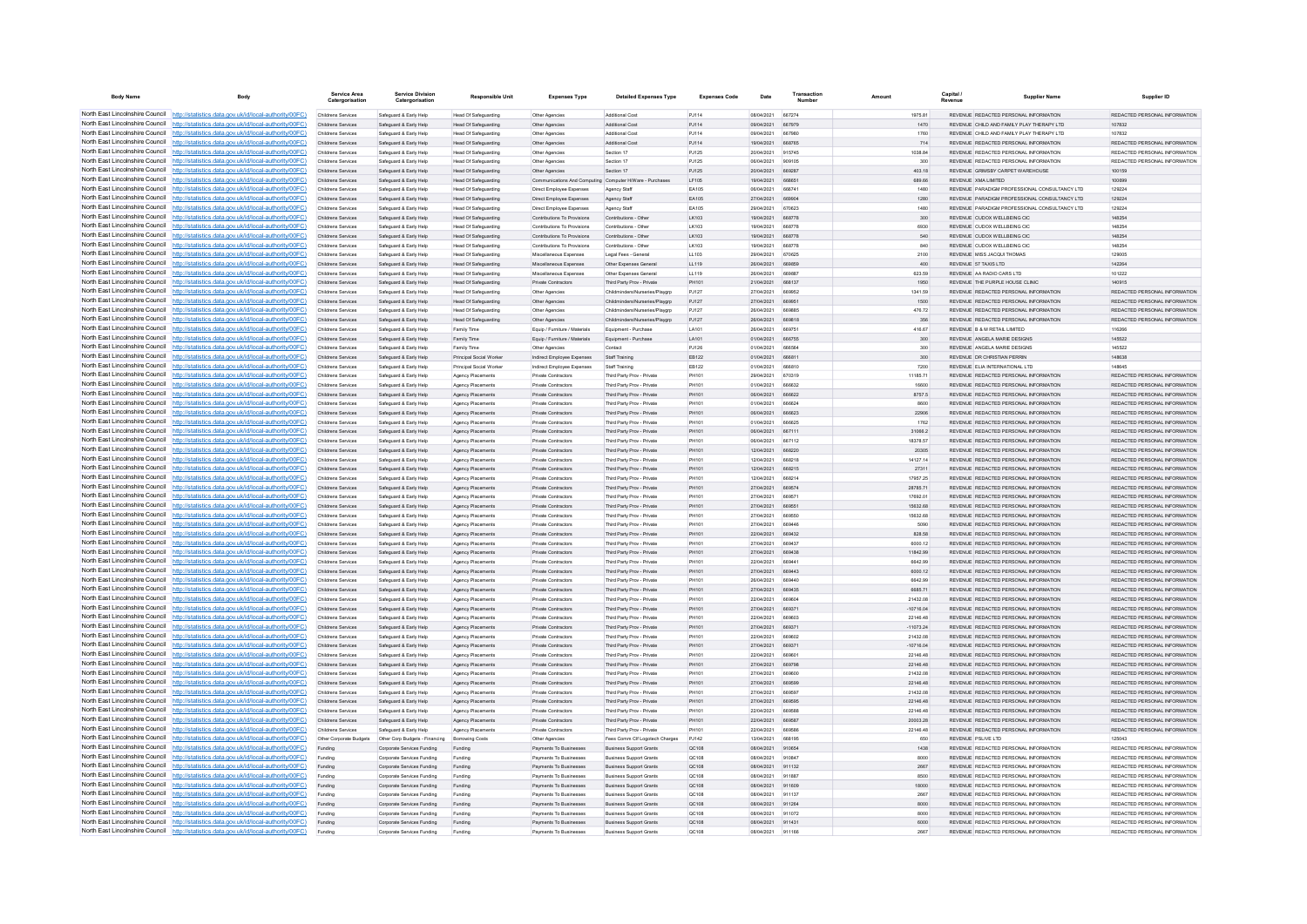| Body Name | Body | Service Area Catergorisation | Service Division Catergorisation | Responsible Unit | Expenses Type | Detailed Expenses Type | Expenses Code | Date | Transaction Number | Amount | Capital / Revenue | Supplier Name | Supplier ID |
|---|---|---|---|---|---|---|---|---|---|---|---|---|---|
| North East Lincolnshire Council | http://statistics.data.gov.uk/id/local-authority/00FC) | Childrens Services | Safeguard & Early Help | Head Of Safeguarding | Other Agencies | Additional Cost | PJ114 | 08/04/2021 | 667274 | 1975.81 | REVENUE | REDACTED PERSONAL INFORMATION | REDACTED PERSONAL INFORMATION |
| North East Lincolnshire Council | http://statistics.data.gov.uk/id/local-authority/00FC) | Childrens Services | Safeguard & Early Help | Head Of Safeguarding | Other Agencies | Additional Cost | PJ114 | 09/04/2021 | 667979 | 1470 | REVENUE | CHILD AND FAMILY PLAY THERAPY LTD | 107832 |
| North East Lincolnshire Council | http://statistics.data.gov.uk/id/local-authority/00FC) | Childrens Services | Safeguard & Early Help | Head Of Safeguarding | Other Agencies | Additional Cost | PJ114 | 09/04/2021 | 667980 | 1760 | REVENUE | CHILD AND FAMILY PLAY THERAPY LTD | 107832 |
| North East Lincolnshire Council | http://statistics.data.gov.uk/id/local-authority/00FC) | Childrens Services | Safeguard & Early Help | Head Of Safeguarding | Other Agencies | Additional Cost | PJ114 | 19/04/2021 | 668765 | 714 | REVENUE | REDACTED PERSONAL INFORMATION | REDACTED PERSONAL INFORMATION |
| North East Lincolnshire Council | http://statistics.data.gov.uk/id/local-authority/00FC) | Childrens Services | Safeguard & Early Help | Head Of Safeguarding | Other Agencies | Section 17 | PJ125 | 20/04/2021 | 915745 | 1038.84 | REVENUE | REDACTED PERSONAL INFORMATION | REDACTED PERSONAL INFORMATION |
| North East Lincolnshire Council | http://statistics.data.gov.uk/id/local-authority/00FC) | Childrens Services | Safeguard & Early Help | Head Of Safeguarding | Other Agencies | Section 17 | PJ125 | 06/04/2021 | 909105 | 300 | REVENUE | REDACTED PERSONAL INFORMATION | REDACTED PERSONAL INFORMATION |
| North East Lincolnshire Council | http://statistics.data.gov.uk/id/local-authority/00FC) | Childrens Services | Safeguard & Early Help | Head Of Safeguarding | Other Agencies | Section 17 | PJ125 | 20/04/2021 | 669287 | 403.18 | REVENUE | GRIMSBY CARPET WAREHOUSE | 100159 |
| North East Lincolnshire Council | http://statistics.data.gov.uk/id/local-authority/00FC) | Childrens Services | Safeguard & Early Help | Head Of Safeguarding | Communications And Computing | Computer H/Ware - Purchases | LF105 | 19/04/2021 | 668651 | 689.66 | REVENUE | XMA LIMITED | 100699 |
| North East Lincolnshire Council | http://statistics.data.gov.uk/id/local-authority/00FC) | Childrens Services | Safeguard & Early Help | Head Of Safeguarding | Direct Employee Expenses | Agency Staff | EA105 | 06/04/2021 | 666741 | 1480 | REVENUE | PARADIGM PROFESSIONAL CONSULTANCY LTD | 129224 |
| North East Lincolnshire Council | http://statistics.data.gov.uk/id/local-authority/00FC) | Childrens Services | Safeguard & Early Help | Head Of Safeguarding | Direct Employee Expenses | Agency Staff | EA105 | 27/04/2021 | 669904 | 1280 | REVENUE | PARADIGM PROFESSIONAL CONSULTANCY LTD | 129224 |
| North East Lincolnshire Council | http://statistics.data.gov.uk/id/local-authority/00FC) | Childrens Services | Safeguard & Early Help | Head Of Safeguarding | Direct Employee Expenses | Agency Staff | EA105 | 29/04/2021 | 670623 | 1480 | REVENUE | PARADIGM PROFESSIONAL CONSULTANCY LTD | 129224 |
| North East Lincolnshire Council | http://statistics.data.gov.uk/id/local-authority/00FC) | Childrens Services | Safeguard & Early Help | Head Of Safeguarding | Contributions To Provisions | Contributions - Other | LK103 | 19/04/2021 | 668778 | 300 | REVENUE | CUDOX WELLBEING CIC | 148254 |
| North East Lincolnshire Council | http://statistics.data.gov.uk/id/local-authority/00FC) | Childrens Services | Safeguard & Early Help | Head Of Safeguarding | Contributions To Provisions | Contributions - Other | LK103 | 19/04/2021 | 668778 | 6930 | REVENUE | CUDOX WELLBEING CIC | 148254 |
| North East Lincolnshire Council | http://statistics.data.gov.uk/id/local-authority/00FC) | Childrens Services | Safeguard & Early Help | Head Of Safeguarding | Contributions To Provisions | Contributions - Other | LK103 | 19/04/2021 | 668778 | 540 | REVENUE | CUDOX WELLBEING CIC | 148254 |
| North East Lincolnshire Council | http://statistics.data.gov.uk/id/local-authority/00FC) | Childrens Services | Safeguard & Early Help | Head Of Safeguarding | Contributions To Provisions | Contributions - Other | LK103 | 19/04/2021 | 668778 | 840 | REVENUE | CUDOX WELLBEING CIC | 148254 |
| North East Lincolnshire Council | http://statistics.data.gov.uk/id/local-authority/00FC) | Childrens Services | Safeguard & Early Help | Head Of Safeguarding | Miscellaneous Expenses | Legal Fees - General | LL103 | 29/04/2021 | 670625 | 2100 | REVENUE | MISS JACQUI THOMAS | 129005 |
| North East Lincolnshire Council | http://statistics.data.gov.uk/id/local-authority/00FC) | Childrens Services | Safeguard & Early Help | Head Of Safeguarding | Miscellaneous Expenses | Other Expenses General | LL119 | 26/04/2021 | 669659 | 400 | REVENUE | 57 TAXIS LTD | 142264 |
| North East Lincolnshire Council | http://statistics.data.gov.uk/id/local-authority/00FC) | Childrens Services | Safeguard & Early Help | Head Of Safeguarding | Miscellaneous Expenses | Other Expenses General | LL119 | 26/04/2021 | 669687 | 623.59 | REVENUE | AA RADIO CARS LTD | 101222 |
| North East Lincolnshire Council | http://statistics.data.gov.uk/id/local-authority/00FC) | Childrens Services | Safeguard & Early Help | Head Of Safeguarding | Private Contractors | Third Party Prov - Private | PH101 | 21/04/2021 | 668137 | 1950 | REVENUE | THE PURPLE HOUSE CLINIC | 140915 |
| North East Lincolnshire Council | http://statistics.data.gov.uk/id/local-authority/00FC) | Childrens Services | Safeguard & Early Help | Head Of Safeguarding | Other Agencies | Childminders/Nurseries/Playgrp | PJ127 | 27/04/2021 | 669952 | 1341.59 | REVENUE | REDACTED PERSONAL INFORMATION | REDACTED PERSONAL INFORMATION |
| North East Lincolnshire Council | http://statistics.data.gov.uk/id/local-authority/00FC) | Childrens Services | Safeguard & Early Help | Head Of Safeguarding | Other Agencies | Childminders/Nurseries/Playgrp | PJ127 | 27/04/2021 | 669951 | 1500 | REVENUE | REDACTED PERSONAL INFORMATION | REDACTED PERSONAL INFORMATION |
| North East Lincolnshire Council | http://statistics.data.gov.uk/id/local-authority/00FC) | Childrens Services | Safeguard & Early Help | Head Of Safeguarding | Other Agencies | Childminders/Nurseries/Playgrp | PJ127 | 26/04/2021 | 669665 | 476.72 | REVENUE | REDACTED PERSONAL INFORMATION | REDACTED PERSONAL INFORMATION |
| North East Lincolnshire Council | http://statistics.data.gov.uk/id/local-authority/00FC) | Childrens Services | Safeguard & Early Help | Head Of Safeguarding | Other Agencies | Childminders/Nurseries/Playgrp | PJ127 | 26/04/2021 | 669618 | 356 | REVENUE | REDACTED PERSONAL INFORMATION | REDACTED PERSONAL INFORMATION |
| North East Lincolnshire Council | http://statistics.data.gov.uk/id/local-authority/00FC) | Childrens Services | Safeguard & Early Help | Family Time | Equip / Furniture / Materials | Equipment - Purchase | LA101 | 26/04/2021 | 669751 | 416.67 | REVENUE | B & M RETAIL LIMITED | 116266 |
| North East Lincolnshire Council | http://statistics.data.gov.uk/id/local-authority/00FC) | Childrens Services | Safeguard & Early Help | Family Time | Equip / Furniture / Materials | Equipment - Purchase | LA101 | 01/04/2021 | 666755 | 300 | REVENUE | ANGELA MARIE DESIGNS | 145522 |
| North East Lincolnshire Council | http://statistics.data.gov.uk/id/local-authority/00FC) | Childrens Services | Safeguard & Early Help | Family Time | Other Agencies | Contact | PJ126 | 01/04/2021 | 666584 | 300 | REVENUE | ANGELA MARIE DESIGNS | 145522 |
| North East Lincolnshire Council | http://statistics.data.gov.uk/id/local-authority/00FC) | Childrens Services | Safeguard & Early Help | Principal Social Worker | Indirect Employee Expenses | Staff Training | EB122 | 01/04/2021 | 666811 | 300 | REVENUE | DR CHRISTIAN PERRIN | 148638 |
| North East Lincolnshire Council | http://statistics.data.gov.uk/id/local-authority/00FC) | Childrens Services | Safeguard & Early Help | Principal Social Worker | Indirect Employee Expenses | Staff Training | EB122 | 01/04/2021 | 666810 | 7200 | REVENUE | ELIA INTERNATIONAL LTD | 148645 |
| North East Lincolnshire Council | http://statistics.data.gov.uk/id/local-authority/00FC) | Childrens Services | Safeguard & Early Help | Agency Placements | Private Contractors | Third Party Prov - Private | PH101 | 29/04/2021 | 670319 | 11185.71 | REVENUE | REDACTED PERSONAL INFORMATION | REDACTED PERSONAL INFORMATION |
| North East Lincolnshire Council | http://statistics.data.gov.uk/id/local-authority/00FC) | Childrens Services | Safeguard & Early Help | Agency Placements | Private Contractors | Third Party Prov - Private | PH101 | 01/04/2021 | 666632 | 16600 | REVENUE | REDACTED PERSONAL INFORMATION | REDACTED PERSONAL INFORMATION |
| North East Lincolnshire Council | http://statistics.data.gov.uk/id/local-authority/00FC) | Childrens Services | Safeguard & Early Help | Agency Placements | Private Contractors | Third Party Prov - Private | PH101 | 06/04/2021 | 666622 | 8757.5 | REVENUE | REDACTED PERSONAL INFORMATION | REDACTED PERSONAL INFORMATION |
| North East Lincolnshire Council | http://statistics.data.gov.uk/id/local-authority/00FC) | Childrens Services | Safeguard & Early Help | Agency Placements | Private Contractors | Third Party Prov - Private | PH101 | 01/04/2021 | 666624 | 8600 | REVENUE | REDACTED PERSONAL INFORMATION | REDACTED PERSONAL INFORMATION |
| North East Lincolnshire Council | http://statistics.data.gov.uk/id/local-authority/00FC) | Childrens Services | Safeguard & Early Help | Agency Placements | Private Contractors | Third Party Prov - Private | PH101 | 06/04/2021 | 666623 | 22906 | REVENUE | REDACTED PERSONAL INFORMATION | REDACTED PERSONAL INFORMATION |
| North East Lincolnshire Council | http://statistics.data.gov.uk/id/local-authority/00FC) | Childrens Services | Safeguard & Early Help | Agency Placements | Private Contractors | Third Party Prov - Private | PH101 | 01/04/2021 | 666625 | 1762 | REVENUE | REDACTED PERSONAL INFORMATION | REDACTED PERSONAL INFORMATION |
| North East Lincolnshire Council | http://statistics.data.gov.uk/id/local-authority/00FC) | Childrens Services | Safeguard & Early Help | Agency Placements | Private Contractors | Third Party Prov - Private | PH101 | 06/04/2021 | 667111 | 31066.2 | REVENUE | REDACTED PERSONAL INFORMATION | REDACTED PERSONAL INFORMATION |
| North East Lincolnshire Council | http://statistics.data.gov.uk/id/local-authority/00FC) | Childrens Services | Safeguard & Early Help | Agency Placements | Private Contractors | Third Party Prov - Private | PH101 | 06/04/2021 | 667112 | 18378.57 | REVENUE | REDACTED PERSONAL INFORMATION | REDACTED PERSONAL INFORMATION |
| North East Lincolnshire Council | http://statistics.data.gov.uk/id/local-authority/00FC) | Childrens Services | Safeguard & Early Help | Agency Placements | Private Contractors | Third Party Prov - Private | PH101 | 12/04/2021 | 668220 | 20305 | REVENUE | REDACTED PERSONAL INFORMATION | REDACTED PERSONAL INFORMATION |
| North East Lincolnshire Council | http://statistics.data.gov.uk/id/local-authority/00FC) | Childrens Services | Safeguard & Early Help | Agency Placements | Private Contractors | Third Party Prov - Private | PH101 | 12/04/2021 | 668218 | 14127.14 | REVENUE | REDACTED PERSONAL INFORMATION | REDACTED PERSONAL INFORMATION |
| North East Lincolnshire Council | http://statistics.data.gov.uk/id/local-authority/00FC) | Childrens Services | Safeguard & Early Help | Agency Placements | Private Contractors | Third Party Prov - Private | PH101 | 12/04/2021 | 668215 | 27311 | REVENUE | REDACTED PERSONAL INFORMATION | REDACTED PERSONAL INFORMATION |
| North East Lincolnshire Council | http://statistics.data.gov.uk/id/local-authority/00FC) | Childrens Services | Safeguard & Early Help | Agency Placements | Private Contractors | Third Party Prov - Private | PH101 | 12/04/2021 | 668214 | 17957.25 | REVENUE | REDACTED PERSONAL INFORMATION | REDACTED PERSONAL INFORMATION |
| North East Lincolnshire Council | http://statistics.data.gov.uk/id/local-authority/00FC) | Childrens Services | Safeguard & Early Help | Agency Placements | Private Contractors | Third Party Prov - Private | PH101 | 27/04/2021 | 669574 | 28785.71 | REVENUE | REDACTED PERSONAL INFORMATION | REDACTED PERSONAL INFORMATION |
| North East Lincolnshire Council | http://statistics.data.gov.uk/id/local-authority/00FC) | Childrens Services | Safeguard & Early Help | Agency Placements | Private Contractors | Third Party Prov - Private | PH101 | 27/04/2021 | 669571 | 17692.01 | REVENUE | REDACTED PERSONAL INFORMATION | REDACTED PERSONAL INFORMATION |
| North East Lincolnshire Council | http://statistics.data.gov.uk/id/local-authority/00FC) | Childrens Services | Safeguard & Early Help | Agency Placements | Private Contractors | Third Party Prov - Private | PH101 | 27/04/2021 | 669551 | 15632.68 | REVENUE | REDACTED PERSONAL INFORMATION | REDACTED PERSONAL INFORMATION |
| North East Lincolnshire Council | http://statistics.data.gov.uk/id/local-authority/00FC) | Childrens Services | Safeguard & Early Help | Agency Placements | Private Contractors | Third Party Prov - Private | PH101 | 27/04/2021 | 669550 | 15632.68 | REVENUE | REDACTED PERSONAL INFORMATION | REDACTED PERSONAL INFORMATION |
| North East Lincolnshire Council | http://statistics.data.gov.uk/id/local-authority/00FC) | Childrens Services | Safeguard & Early Help | Agency Placements | Private Contractors | Third Party Prov - Private | PH101 | 27/04/2021 | 669446 | 5090 | REVENUE | REDACTED PERSONAL INFORMATION | REDACTED PERSONAL INFORMATION |
| North East Lincolnshire Council | http://statistics.data.gov.uk/id/local-authority/00FC) | Childrens Services | Safeguard & Early Help | Agency Placements | Private Contractors | Third Party Prov - Private | PH101 | 22/04/2021 | 669432 | 828.58 | REVENUE | REDACTED PERSONAL INFORMATION | REDACTED PERSONAL INFORMATION |
| North East Lincolnshire Council | http://statistics.data.gov.uk/id/local-authority/00FC) | Childrens Services | Safeguard & Early Help | Agency Placements | Private Contractors | Third Party Prov - Private | PH101 | 27/04/2021 | 669437 | 8000.12 | REVENUE | REDACTED PERSONAL INFORMATION | REDACTED PERSONAL INFORMATION |
| North East Lincolnshire Council | http://statistics.data.gov.uk/id/local-authority/00FC) | Childrens Services | Safeguard & Early Help | Agency Placements | Private Contractors | Third Party Prov - Private | PH101 | 27/04/2021 | 669438 | 11842.99 | REVENUE | REDACTED PERSONAL INFORMATION | REDACTED PERSONAL INFORMATION |
| North East Lincolnshire Council | http://statistics.data.gov.uk/id/local-authority/00FC) | Childrens Services | Safeguard & Early Help | Agency Placements | Private Contractors | Third Party Prov - Private | PH101 | 22/04/2021 | 669441 | 6642.99 | REVENUE | REDACTED PERSONAL INFORMATION | REDACTED PERSONAL INFORMATION |
| North East Lincolnshire Council | http://statistics.data.gov.uk/id/local-authority/00FC) | Childrens Services | Safeguard & Early Help | Agency Placements | Private Contractors | Third Party Prov - Private | PH101 | 27/04/2021 | 669443 | 8000.12 | REVENUE | REDACTED PERSONAL INFORMATION | REDACTED PERSONAL INFORMATION |
| North East Lincolnshire Council | http://statistics.data.gov.uk/id/local-authority/00FC) | Childrens Services | Safeguard & Early Help | Agency Placements | Private Contractors | Third Party Prov - Private | PH101 | 26/04/2021 | 669440 | 6642.99 | REVENUE | REDACTED PERSONAL INFORMATION | REDACTED PERSONAL INFORMATION |
| North East Lincolnshire Council | http://statistics.data.gov.uk/id/local-authority/00FC) | Childrens Services | Safeguard & Early Help | Agency Placements | Private Contractors | Third Party Prov - Private | PH101 | 27/04/2021 | 669435 | 6685.71 | REVENUE | REDACTED PERSONAL INFORMATION | REDACTED PERSONAL INFORMATION |
| North East Lincolnshire Council | http://statistics.data.gov.uk/id/local-authority/00FC) | Childrens Services | Safeguard & Early Help | Agency Placements | Private Contractors | Third Party Prov - Private | PH101 | 22/04/2021 | 669604 | 21432.08 | REVENUE | REDACTED PERSONAL INFORMATION | REDACTED PERSONAL INFORMATION |
| North East Lincolnshire Council | http://statistics.data.gov.uk/id/local-authority/00FC) | Childrens Services | Safeguard & Early Help | Agency Placements | Private Contractors | Third Party Prov - Private | PH101 | 27/04/2021 | 669371 | -10716.04 | REVENUE | REDACTED PERSONAL INFORMATION | REDACTED PERSONAL INFORMATION |
| North East Lincolnshire Council | http://statistics.data.gov.uk/id/local-authority/00FC) | Childrens Services | Safeguard & Early Help | Agency Placements | Private Contractors | Third Party Prov - Private | PH101 | 22/04/2021 | 669603 | 22146.48 | REVENUE | REDACTED PERSONAL INFORMATION | REDACTED PERSONAL INFORMATION |
| North East Lincolnshire Council | http://statistics.data.gov.uk/id/local-authority/00FC) | Childrens Services | Safeguard & Early Help | Agency Placements | Private Contractors | Third Party Prov - Private | PH101 | 27/04/2021 | 669371 | -11073.24 | REVENUE | REDACTED PERSONAL INFORMATION | REDACTED PERSONAL INFORMATION |
| North East Lincolnshire Council | http://statistics.data.gov.uk/id/local-authority/00FC) | Childrens Services | Safeguard & Early Help | Agency Placements | Private Contractors | Third Party Prov - Private | PH101 | 22/04/2021 | 669602 | 21432.08 | REVENUE | REDACTED PERSONAL INFORMATION | REDACTED PERSONAL INFORMATION |
| North East Lincolnshire Council | http://statistics.data.gov.uk/id/local-authority/00FC) | Childrens Services | Safeguard & Early Help | Agency Placements | Private Contractors | Third Party Prov - Private | PH101 | 27/04/2021 | 669371 | -10716.04 | REVENUE | REDACTED PERSONAL INFORMATION | REDACTED PERSONAL INFORMATION |
| North East Lincolnshire Council | http://statistics.data.gov.uk/id/local-authority/00FC) | Childrens Services | Safeguard & Early Help | Agency Placements | Private Contractors | Third Party Prov - Private | PH101 | 22/04/2021 | 669601 | 22146.48 | REVENUE | REDACTED PERSONAL INFORMATION | REDACTED PERSONAL INFORMATION |
| North East Lincolnshire Council | http://statistics.data.gov.uk/id/local-authority/00FC) | Childrens Services | Safeguard & Early Help | Agency Placements | Private Contractors | Third Party Prov - Private | PH101 | 27/04/2021 | 669798 | 22146.48 | REVENUE | REDACTED PERSONAL INFORMATION | REDACTED PERSONAL INFORMATION |
| North East Lincolnshire Council | http://statistics.data.gov.uk/id/local-authority/00FC) | Childrens Services | Safeguard & Early Help | Agency Placements | Private Contractors | Third Party Prov - Private | PH101 | 27/04/2021 | 669600 | 21432.08 | REVENUE | REDACTED PERSONAL INFORMATION | REDACTED PERSONAL INFORMATION |
| North East Lincolnshire Council | http://statistics.data.gov.uk/id/local-authority/00FC) | Childrens Services | Safeguard & Early Help | Agency Placements | Private Contractors | Third Party Prov - Private | PH101 | 27/04/2021 | 669599 | 22146.48 | REVENUE | REDACTED PERSONAL INFORMATION | REDACTED PERSONAL INFORMATION |
| North East Lincolnshire Council | http://statistics.data.gov.uk/id/local-authority/00FC) | Childrens Services | Safeguard & Early Help | Agency Placements | Private Contractors | Third Party Prov - Private | PH101 | 27/04/2021 | 669597 | 21432.08 | REVENUE | REDACTED PERSONAL INFORMATION | REDACTED PERSONAL INFORMATION |
| North East Lincolnshire Council | http://statistics.data.gov.uk/id/local-authority/00FC) | Childrens Services | Safeguard & Early Help | Agency Placements | Private Contractors | Third Party Prov - Private | PH101 | 27/04/2021 | 669595 | 22146.48 | REVENUE | REDACTED PERSONAL INFORMATION | REDACTED PERSONAL INFORMATION |
| North East Lincolnshire Council | http://statistics.data.gov.uk/id/local-authority/00FC) | Childrens Services | Safeguard & Early Help | Agency Placements | Private Contractors | Third Party Prov - Private | PH101 | 22/04/2021 | 669588 | 22146.48 | REVENUE | REDACTED PERSONAL INFORMATION | REDACTED PERSONAL INFORMATION |
| North East Lincolnshire Council | http://statistics.data.gov.uk/id/local-authority/00FC) | Childrens Services | Safeguard & Early Help | Agency Placements | Private Contractors | Third Party Prov - Private | PH101 | 22/04/2021 | 669587 | 20003.28 | REVENUE | REDACTED PERSONAL INFORMATION | REDACTED PERSONAL INFORMATION |
| North East Lincolnshire Council | http://statistics.data.gov.uk/id/local-authority/00FC) | Childrens Services | Safeguard & Early Help | Agency Placements | Private Contractors | Third Party Prov - Private | PH101 | 22/04/2021 | 669586 | 22146.48 | REVENUE | REDACTED PERSONAL INFORMATION | REDACTED PERSONAL INFORMATION |
| North East Lincolnshire Council | http://statistics.data.gov.uk/id/local-authority/00FC) | Other Corporate Budgets | Other Corp Budgets - Financing | Borrowing Costs | Other Agencies | Fees Comm Clf Logotech Charges | PJ142 | 13/04/2021 | 668195 | 650 | REVENUE | PSLIVE LTD | 125043 |
| North East Lincolnshire Council | http://statistics.data.gov.uk/id/local-authority/00FC) | Funding | Corporate Services Funding | Funding | Payments To Businesses | Business Support Grants | QC108 | 08/04/2021 | 910654 | 1438 | REVENUE | REDACTED PERSONAL INFORMATION | REDACTED PERSONAL INFORMATION |
| North East Lincolnshire Council | http://statistics.data.gov.uk/id/local-authority/00FC) | Funding | Corporate Services Funding | Funding | Payments To Businesses | Business Support Grants | QC108 | 08/04/2021 | 910647 | 8000 | REVENUE | REDACTED PERSONAL INFORMATION | REDACTED PERSONAL INFORMATION |
| North East Lincolnshire Council | http://statistics.data.gov.uk/id/local-authority/00FC) | Funding | Corporate Services Funding | Funding | Payments To Businesses | Business Support Grants | QC108 | 08/04/2021 | 911132 | 2667 | REVENUE | REDACTED PERSONAL INFORMATION | REDACTED PERSONAL INFORMATION |
| North East Lincolnshire Council | http://statistics.data.gov.uk/id/local-authority/00FC) | Funding | Corporate Services Funding | Funding | Payments To Businesses | Business Support Grants | QC108 | 08/04/2021 | 911887 | 8500 | REVENUE | REDACTED PERSONAL INFORMATION | REDACTED PERSONAL INFORMATION |
| North East Lincolnshire Council | http://statistics.data.gov.uk/id/local-authority/00FC) | Funding | Corporate Services Funding | Funding | Payments To Businesses | Business Support Grants | QC108 | 08/04/2021 | 911609 | 18000 | REVENUE | REDACTED PERSONAL INFORMATION | REDACTED PERSONAL INFORMATION |
| North East Lincolnshire Council | http://statistics.data.gov.uk/id/local-authority/00FC) | Funding | Corporate Services Funding | Funding | Payments To Businesses | Business Support Grants | QC108 | 08/04/2021 | 911137 | 2667 | REVENUE | REDACTED PERSONAL INFORMATION | REDACTED PERSONAL INFORMATION |
| North East Lincolnshire Council | http://statistics.data.gov.uk/id/local-authority/00FC) | Funding | Corporate Services Funding | Funding | Payments To Businesses | Business Support Grants | QC108 | 08/04/2021 | 911264 | 8000 | REVENUE | REDACTED PERSONAL INFORMATION | REDACTED PERSONAL INFORMATION |
| North East Lincolnshire Council | http://statistics.data.gov.uk/id/local-authority/00FC) | Funding | Corporate Services Funding | Funding | Payments To Businesses | Business Support Grants | QC108 | 08/04/2021 | 911072 | 8000 | REVENUE | REDACTED PERSONAL INFORMATION | REDACTED PERSONAL INFORMATION |
| North East Lincolnshire Council | http://statistics.data.gov.uk/id/local-authority/00FC) | Funding | Corporate Services Funding | Funding | Payments To Businesses | Business Support Grants | QC108 | 08/04/2021 | 911431 | 8000 | REVENUE | REDACTED PERSONAL INFORMATION | REDACTED PERSONAL INFORMATION |
| North East Lincolnshire Council | http://statistics.data.gov.uk/id/local-authority/00FC) | Funding | Corporate Services Funding | Funding | Payments To Businesses | Business Support Grants | QC108 | 08/04/2021 | 911166 | 2667 | REVENUE | REDACTED PERSONAL INFORMATION | REDACTED PERSONAL INFORMATION |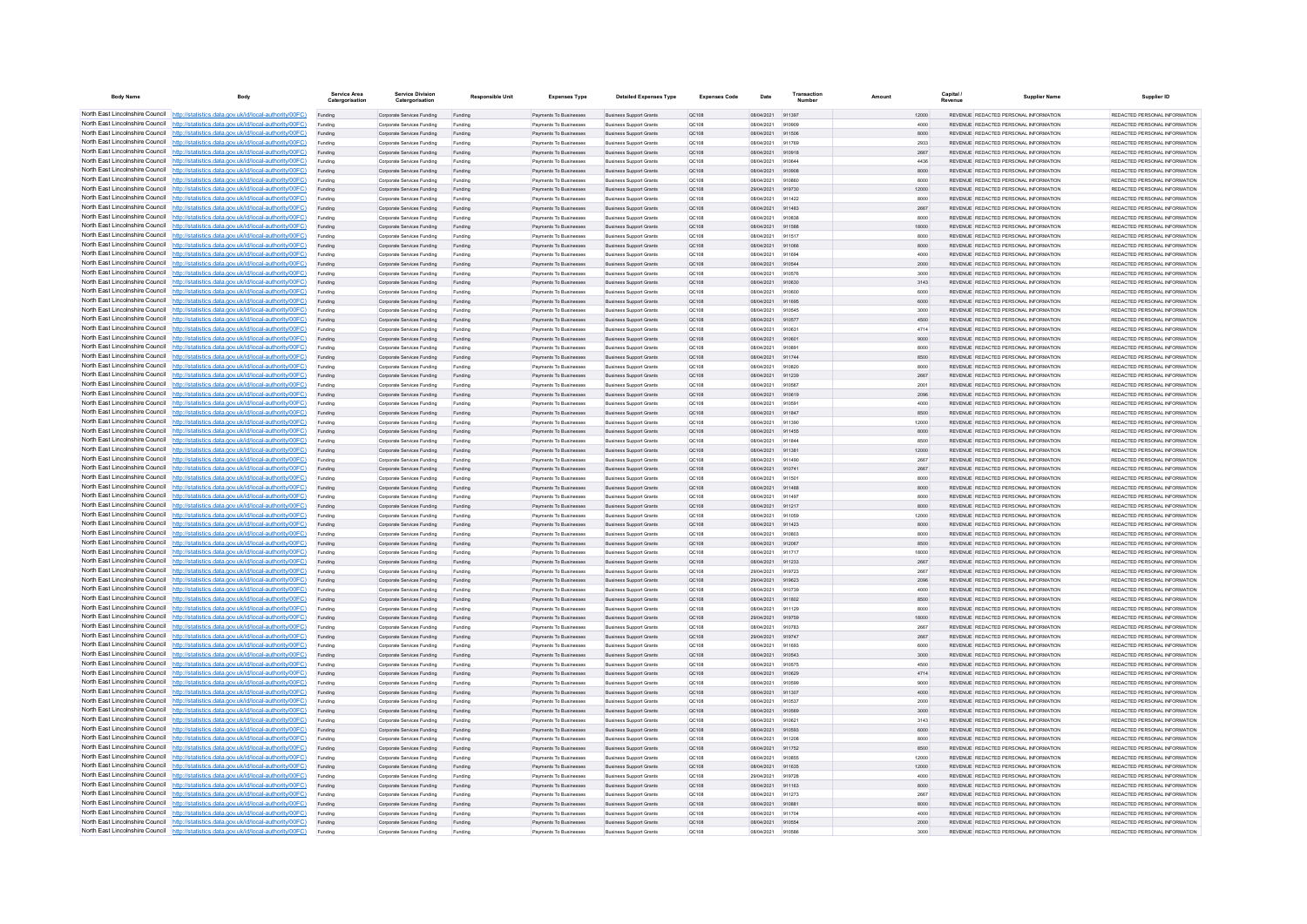| Body Name | Body | Service Area Catergorisation | Service Division Catergorisation | Responsible Unit | Expenses Type | Detailed Expenses Type | Expenses Code | Date | Transaction Number | Amount | Capital / Revenue | Supplier Name | Supplier ID |
|---|---|---|---|---|---|---|---|---|---|---|---|---|---|
| North East Lincolnshire Council | http://statistics.data.gov.uk/id/local-authority/00FC) | Funding | Corporate Services Funding | Funding | Payments To Businesses | Business Support Grants | QC108 | 08/04/2021 | 911397 | 12000 | REVENUE | REDACTED PERSONAL INFORMATION | REDACTED PERSONAL INFORMATION |
| North East Lincolnshire Council | http://statistics.data.gov.uk/id/local-authority/00FC) | Funding | Corporate Services Funding | Funding | Payments To Businesses | Business Support Grants | QC108 | 08/04/2021 | 910909 | 4000 | REVENUE | REDACTED PERSONAL INFORMATION | REDACTED PERSONAL INFORMATION |
| North East Lincolnshire Council | http://statistics.data.gov.uk/id/local-authority/00FC) | Funding | Corporate Services Funding | Funding | Payments To Businesses | Business Support Grants | QC108 | 08/04/2021 | 911506 | 8000 | REVENUE | REDACTED PERSONAL INFORMATION | REDACTED PERSONAL INFORMATION |
| North East Lincolnshire Council | http://statistics.data.gov.uk/id/local-authority/00FC) | Funding | Corporate Services Funding | Funding | Payments To Businesses | Business Support Grants | QC108 | 08/04/2021 | 911769 | 2933 | REVENUE | REDACTED PERSONAL INFORMATION | REDACTED PERSONAL INFORMATION |
| North East Lincolnshire Council | http://statistics.data.gov.uk/id/local-authority/00FC) | Funding | Corporate Services Funding | Funding | Payments To Businesses | Business Support Grants | QC108 | 08/04/2021 | 910918 | 2667 | REVENUE | REDACTED PERSONAL INFORMATION | REDACTED PERSONAL INFORMATION |
| North East Lincolnshire Council | http://statistics.data.gov.uk/id/local-authority/00FC) | Funding | Corporate Services Funding | Funding | Payments To Businesses | Business Support Grants | QC108 | 08/04/2021 | 910644 | 4436 | REVENUE | REDACTED PERSONAL INFORMATION | REDACTED PERSONAL INFORMATION |
| North East Lincolnshire Council | http://statistics.data.gov.uk/id/local-authority/00FC) | Funding | Corporate Services Funding | Funding | Payments To Businesses | Business Support Grants | QC108 | 08/04/2021 | 910908 | 8000 | REVENUE | REDACTED PERSONAL INFORMATION | REDACTED PERSONAL INFORMATION |
| North East Lincolnshire Council | http://statistics.data.gov.uk/id/local-authority/00FC) | Funding | Corporate Services Funding | Funding | Payments To Businesses | Business Support Grants | QC108 | 08/04/2021 | 910860 | 8000 | REVENUE | REDACTED PERSONAL INFORMATION | REDACTED PERSONAL INFORMATION |
| North East Lincolnshire Council | http://statistics.data.gov.uk/id/local-authority/00FC) | Funding | Corporate Services Funding | Funding | Payments To Businesses | Business Support Grants | QC108 | 29/04/2021 | 919730 | 12000 | REVENUE | REDACTED PERSONAL INFORMATION | REDACTED PERSONAL INFORMATION |
| North East Lincolnshire Council | http://statistics.data.gov.uk/id/local-authority/00FC) | Funding | Corporate Services Funding | Funding | Payments To Businesses | Business Support Grants | QC108 | 08/04/2021 | 911422 | 8000 | REVENUE | REDACTED PERSONAL INFORMATION | REDACTED PERSONAL INFORMATION |
| North East Lincolnshire Council | http://statistics.data.gov.uk/id/local-authority/00FC) | Funding | Corporate Services Funding | Funding | Payments To Businesses | Business Support Grants | QC108 | 08/04/2021 | 911483 | 2667 | REVENUE | REDACTED PERSONAL INFORMATION | REDACTED PERSONAL INFORMATION |
| North East Lincolnshire Council | http://statistics.data.gov.uk/id/local-authority/00FC) | Funding | Corporate Services Funding | Funding | Payments To Businesses | Business Support Grants | QC108 | 08/04/2021 | 910638 | 8000 | REVENUE | REDACTED PERSONAL INFORMATION | REDACTED PERSONAL INFORMATION |
| North East Lincolnshire Council | http://statistics.data.gov.uk/id/local-authority/00FC) | Funding | Corporate Services Funding | Funding | Payments To Businesses | Business Support Grants | QC108 | 08/04/2021 | 911588 | 18000 | REVENUE | REDACTED PERSONAL INFORMATION | REDACTED PERSONAL INFORMATION |
| North East Lincolnshire Council | http://statistics.data.gov.uk/id/local-authority/00FC) | Funding | Corporate Services Funding | Funding | Payments To Businesses | Business Support Grants | QC108 | 08/04/2021 | 911517 | 8000 | REVENUE | REDACTED PERSONAL INFORMATION | REDACTED PERSONAL INFORMATION |
| North East Lincolnshire Council | http://statistics.data.gov.uk/id/local-authority/00FC) | Funding | Corporate Services Funding | Funding | Payments To Businesses | Business Support Grants | QC108 | 08/04/2021 | 911066 | 8000 | REVENUE | REDACTED PERSONAL INFORMATION | REDACTED PERSONAL INFORMATION |
| North East Lincolnshire Council | http://statistics.data.gov.uk/id/local-authority/00FC) | Funding | Corporate Services Funding | Funding | Payments To Businesses | Business Support Grants | QC108 | 08/04/2021 | 911684 | 4000 | REVENUE | REDACTED PERSONAL INFORMATION | REDACTED PERSONAL INFORMATION |
| North East Lincolnshire Council | http://statistics.data.gov.uk/id/local-authority/00FC) | Funding | Corporate Services Funding | Funding | Payments To Businesses | Business Support Grants | QC108 | 08/04/2021 | 910544 | 2000 | REVENUE | REDACTED PERSONAL INFORMATION | REDACTED PERSONAL INFORMATION |
| North East Lincolnshire Council | http://statistics.data.gov.uk/id/local-authority/00FC) | Funding | Corporate Services Funding | Funding | Payments To Businesses | Business Support Grants | QC108 | 08/04/2021 | 910576 | 3000 | REVENUE | REDACTED PERSONAL INFORMATION | REDACTED PERSONAL INFORMATION |
| North East Lincolnshire Council | http://statistics.data.gov.uk/id/local-authority/00FC) | Funding | Corporate Services Funding | Funding | Payments To Businesses | Business Support Grants | QC108 | 08/04/2021 | 910630 | 3143 | REVENUE | REDACTED PERSONAL INFORMATION | REDACTED PERSONAL INFORMATION |
| North East Lincolnshire Council | http://statistics.data.gov.uk/id/local-authority/00FC) | Funding | Corporate Services Funding | Funding | Payments To Businesses | Business Support Grants | QC108 | 08/04/2021 | 910600 | 6000 | REVENUE | REDACTED PERSONAL INFORMATION | REDACTED PERSONAL INFORMATION |
| North East Lincolnshire Council | http://statistics.data.gov.uk/id/local-authority/00FC) | Funding | Corporate Services Funding | Funding | Payments To Businesses | Business Support Grants | QC108 | 08/04/2021 | 911695 | 6000 | REVENUE | REDACTED PERSONAL INFORMATION | REDACTED PERSONAL INFORMATION |
| North East Lincolnshire Council | http://statistics.data.gov.uk/id/local-authority/00FC) | Funding | Corporate Services Funding | Funding | Payments To Businesses | Business Support Grants | QC108 | 08/04/2021 | 910545 | 3000 | REVENUE | REDACTED PERSONAL INFORMATION | REDACTED PERSONAL INFORMATION |
| North East Lincolnshire Council | http://statistics.data.gov.uk/id/local-authority/00FC) | Funding | Corporate Services Funding | Funding | Payments To Businesses | Business Support Grants | QC108 | 08/04/2021 | 910577 | 4500 | REVENUE | REDACTED PERSONAL INFORMATION | REDACTED PERSONAL INFORMATION |
| North East Lincolnshire Council | http://statistics.data.gov.uk/id/local-authority/00FC) | Funding | Corporate Services Funding | Funding | Payments To Businesses | Business Support Grants | QC108 | 08/04/2021 | 910631 | 4714 | REVENUE | REDACTED PERSONAL INFORMATION | REDACTED PERSONAL INFORMATION |
| North East Lincolnshire Council | http://statistics.data.gov.uk/id/local-authority/00FC) | Funding | Corporate Services Funding | Funding | Payments To Businesses | Business Support Grants | QC108 | 08/04/2021 | 910601 | 9000 | REVENUE | REDACTED PERSONAL INFORMATION | REDACTED PERSONAL INFORMATION |
| North East Lincolnshire Council | http://statistics.data.gov.uk/id/local-authority/00FC) | Funding | Corporate Services Funding | Funding | Payments To Businesses | Business Support Grants | QC108 | 08/04/2021 | 910891 | 8000 | REVENUE | REDACTED PERSONAL INFORMATION | REDACTED PERSONAL INFORMATION |
| North East Lincolnshire Council | http://statistics.data.gov.uk/id/local-authority/00FC) | Funding | Corporate Services Funding | Funding | Payments To Businesses | Business Support Grants | QC108 | 08/04/2021 | 911744 | 8500 | REVENUE | REDACTED PERSONAL INFORMATION | REDACTED PERSONAL INFORMATION |
| North East Lincolnshire Council | http://statistics.data.gov.uk/id/local-authority/00FC) | Funding | Corporate Services Funding | Funding | Payments To Businesses | Business Support Grants | QC108 | 08/04/2021 | 910820 | 8000 | REVENUE | REDACTED PERSONAL INFORMATION | REDACTED PERSONAL INFORMATION |
| North East Lincolnshire Council | http://statistics.data.gov.uk/id/local-authority/00FC) | Funding | Corporate Services Funding | Funding | Payments To Businesses | Business Support Grants | QC108 | 08/04/2021 | 911239 | 2667 | REVENUE | REDACTED PERSONAL INFORMATION | REDACTED PERSONAL INFORMATION |
| North East Lincolnshire Council | http://statistics.data.gov.uk/id/local-authority/00FC) | Funding | Corporate Services Funding | Funding | Payments To Businesses | Business Support Grants | QC108 | 08/04/2021 | 910567 | 2001 | REVENUE | REDACTED PERSONAL INFORMATION | REDACTED PERSONAL INFORMATION |
| North East Lincolnshire Council | http://statistics.data.gov.uk/id/local-authority/00FC) | Funding | Corporate Services Funding | Funding | Payments To Businesses | Business Support Grants | QC108 | 08/04/2021 | 910619 | 2096 | REVENUE | REDACTED PERSONAL INFORMATION | REDACTED PERSONAL INFORMATION |
| North East Lincolnshire Council | http://statistics.data.gov.uk/id/local-authority/00FC) | Funding | Corporate Services Funding | Funding | Payments To Businesses | Business Support Grants | QC108 | 08/04/2021 | 910591 | 4000 | REVENUE | REDACTED PERSONAL INFORMATION | REDACTED PERSONAL INFORMATION |
| North East Lincolnshire Council | http://statistics.data.gov.uk/id/local-authority/00FC) | Funding | Corporate Services Funding | Funding | Payments To Businesses | Business Support Grants | QC108 | 08/04/2021 | 911847 | 8500 | REVENUE | REDACTED PERSONAL INFORMATION | REDACTED PERSONAL INFORMATION |
| North East Lincolnshire Council | http://statistics.data.gov.uk/id/local-authority/00FC) | Funding | Corporate Services Funding | Funding | Payments To Businesses | Business Support Grants | QC108 | 08/04/2021 | 911390 | 12000 | REVENUE | REDACTED PERSONAL INFORMATION | REDACTED PERSONAL INFORMATION |
| North East Lincolnshire Council | http://statistics.data.gov.uk/id/local-authority/00FC) | Funding | Corporate Services Funding | Funding | Payments To Businesses | Business Support Grants | QC108 | 08/04/2021 | 911455 | 8000 | REVENUE | REDACTED PERSONAL INFORMATION | REDACTED PERSONAL INFORMATION |
| North East Lincolnshire Council | http://statistics.data.gov.uk/id/local-authority/00FC) | Funding | Corporate Services Funding | Funding | Payments To Businesses | Business Support Grants | QC108 | 08/04/2021 | 911844 | 8500 | REVENUE | REDACTED PERSONAL INFORMATION | REDACTED PERSONAL INFORMATION |
| North East Lincolnshire Council | http://statistics.data.gov.uk/id/local-authority/00FC) | Funding | Corporate Services Funding | Funding | Payments To Businesses | Business Support Grants | QC108 | 08/04/2021 | 911381 | 12000 | REVENUE | REDACTED PERSONAL INFORMATION | REDACTED PERSONAL INFORMATION |
| North East Lincolnshire Council | http://statistics.data.gov.uk/id/local-authority/00FC) | Funding | Corporate Services Funding | Funding | Payments To Businesses | Business Support Grants | QC108 | 08/04/2021 | 911490 | 2667 | REVENUE | REDACTED PERSONAL INFORMATION | REDACTED PERSONAL INFORMATION |
| North East Lincolnshire Council | http://statistics.data.gov.uk/id/local-authority/00FC) | Funding | Corporate Services Funding | Funding | Payments To Businesses | Business Support Grants | QC108 | 08/04/2021 | 910741 | 2667 | REVENUE | REDACTED PERSONAL INFORMATION | REDACTED PERSONAL INFORMATION |
| North East Lincolnshire Council | http://statistics.data.gov.uk/id/local-authority/00FC) | Funding | Corporate Services Funding | Funding | Payments To Businesses | Business Support Grants | QC108 | 08/04/2021 | 911501 | 8000 | REVENUE | REDACTED PERSONAL INFORMATION | REDACTED PERSONAL INFORMATION |
| North East Lincolnshire Council | http://statistics.data.gov.uk/id/local-authority/00FC) | Funding | Corporate Services Funding | Funding | Payments To Businesses | Business Support Grants | QC108 | 08/04/2021 | 911468 | 8000 | REVENUE | REDACTED PERSONAL INFORMATION | REDACTED PERSONAL INFORMATION |
| North East Lincolnshire Council | http://statistics.data.gov.uk/id/local-authority/00FC) | Funding | Corporate Services Funding | Funding | Payments To Businesses | Business Support Grants | QC108 | 08/04/2021 | 911497 | 8000 | REVENUE | REDACTED PERSONAL INFORMATION | REDACTED PERSONAL INFORMATION |
| North East Lincolnshire Council | http://statistics.data.gov.uk/id/local-authority/00FC) | Funding | Corporate Services Funding | Funding | Payments To Businesses | Business Support Grants | QC108 | 08/04/2021 | 911217 | 8000 | REVENUE | REDACTED PERSONAL INFORMATION | REDACTED PERSONAL INFORMATION |
| North East Lincolnshire Council | http://statistics.data.gov.uk/id/local-authority/00FC) | Funding | Corporate Services Funding | Funding | Payments To Businesses | Business Support Grants | QC108 | 08/04/2021 | 911059 | 12000 | REVENUE | REDACTED PERSONAL INFORMATION | REDACTED PERSONAL INFORMATION |
| North East Lincolnshire Council | http://statistics.data.gov.uk/id/local-authority/00FC) | Funding | Corporate Services Funding | Funding | Payments To Businesses | Business Support Grants | QC108 | 08/04/2021 | 911423 | 8000 | REVENUE | REDACTED PERSONAL INFORMATION | REDACTED PERSONAL INFORMATION |
| North East Lincolnshire Council | http://statistics.data.gov.uk/id/local-authority/00FC) | Funding | Corporate Services Funding | Funding | Payments To Businesses | Business Support Grants | QC108 | 08/04/2021 | 910803 | 8000 | REVENUE | REDACTED PERSONAL INFORMATION | REDACTED PERSONAL INFORMATION |
| North East Lincolnshire Council | http://statistics.data.gov.uk/id/local-authority/00FC) | Funding | Corporate Services Funding | Funding | Payments To Businesses | Business Support Grants | QC108 | 08/04/2021 | 912067 | 8500 | REVENUE | REDACTED PERSONAL INFORMATION | REDACTED PERSONAL INFORMATION |
| North East Lincolnshire Council | http://statistics.data.gov.uk/id/local-authority/00FC) | Funding | Corporate Services Funding | Funding | Payments To Businesses | Business Support Grants | QC108 | 08/04/2021 | 911717 | 18000 | REVENUE | REDACTED PERSONAL INFORMATION | REDACTED PERSONAL INFORMATION |
| North East Lincolnshire Council | http://statistics.data.gov.uk/id/local-authority/00FC) | Funding | Corporate Services Funding | Funding | Payments To Businesses | Business Support Grants | QC108 | 08/04/2021 | 911233 | 2667 | REVENUE | REDACTED PERSONAL INFORMATION | REDACTED PERSONAL INFORMATION |
| North East Lincolnshire Council | http://statistics.data.gov.uk/id/local-authority/00FC) | Funding | Corporate Services Funding | Funding | Payments To Businesses | Business Support Grants | QC108 | 29/04/2021 | 919723 | 2667 | REVENUE | REDACTED PERSONAL INFORMATION | REDACTED PERSONAL INFORMATION |
| North East Lincolnshire Council | http://statistics.data.gov.uk/id/local-authority/00FC) | Funding | Corporate Services Funding | Funding | Payments To Businesses | Business Support Grants | QC108 | 29/04/2021 | 919623 | 2096 | REVENUE | REDACTED PERSONAL INFORMATION | REDACTED PERSONAL INFORMATION |
| North East Lincolnshire Council | http://statistics.data.gov.uk/id/local-authority/00FC) | Funding | Corporate Services Funding | Funding | Payments To Businesses | Business Support Grants | QC108 | 08/04/2021 | 910739 | 4000 | REVENUE | REDACTED PERSONAL INFORMATION | REDACTED PERSONAL INFORMATION |
| North East Lincolnshire Council | http://statistics.data.gov.uk/id/local-authority/00FC) | Funding | Corporate Services Funding | Funding | Payments To Businesses | Business Support Grants | QC108 | 08/04/2021 | 911802 | 8500 | REVENUE | REDACTED PERSONAL INFORMATION | REDACTED PERSONAL INFORMATION |
| North East Lincolnshire Council | http://statistics.data.gov.uk/id/local-authority/00FC) | Funding | Corporate Services Funding | Funding | Payments To Businesses | Business Support Grants | QC108 | 08/04/2021 | 911129 | 8000 | REVENUE | REDACTED PERSONAL INFORMATION | REDACTED PERSONAL INFORMATION |
| North East Lincolnshire Council | http://statistics.data.gov.uk/id/local-authority/00FC) | Funding | Corporate Services Funding | Funding | Payments To Businesses | Business Support Grants | QC108 | 29/04/2021 | 919759 | 18000 | REVENUE | REDACTED PERSONAL INFORMATION | REDACTED PERSONAL INFORMATION |
| North East Lincolnshire Council | http://statistics.data.gov.uk/id/local-authority/00FC) | Funding | Corporate Services Funding | Funding | Payments To Businesses | Business Support Grants | QC108 | 08/04/2021 | 910783 | 2667 | REVENUE | REDACTED PERSONAL INFORMATION | REDACTED PERSONAL INFORMATION |
| North East Lincolnshire Council | http://statistics.data.gov.uk/id/local-authority/00FC) | Funding | Corporate Services Funding | Funding | Payments To Businesses | Business Support Grants | QC108 | 29/04/2021 | 919747 | 2667 | REVENUE | REDACTED PERSONAL INFORMATION | REDACTED PERSONAL INFORMATION |
| North East Lincolnshire Council | http://statistics.data.gov.uk/id/local-authority/00FC) | Funding | Corporate Services Funding | Funding | Payments To Businesses | Business Support Grants | QC108 | 08/04/2021 | 911693 | 6000 | REVENUE | REDACTED PERSONAL INFORMATION | REDACTED PERSONAL INFORMATION |
| North East Lincolnshire Council | http://statistics.data.gov.uk/id/local-authority/00FC) | Funding | Corporate Services Funding | Funding | Payments To Businesses | Business Support Grants | QC108 | 08/04/2021 | 910543 | 3000 | REVENUE | REDACTED PERSONAL INFORMATION | REDACTED PERSONAL INFORMATION |
| North East Lincolnshire Council | http://statistics.data.gov.uk/id/local-authority/00FC) | Funding | Corporate Services Funding | Funding | Payments To Businesses | Business Support Grants | QC108 | 08/04/2021 | 910575 | 4500 | REVENUE | REDACTED PERSONAL INFORMATION | REDACTED PERSONAL INFORMATION |
| North East Lincolnshire Council | http://statistics.data.gov.uk/id/local-authority/00FC) | Funding | Corporate Services Funding | Funding | Payments To Businesses | Business Support Grants | QC108 | 08/04/2021 | 910629 | 4714 | REVENUE | REDACTED PERSONAL INFORMATION | REDACTED PERSONAL INFORMATION |
| North East Lincolnshire Council | http://statistics.data.gov.uk/id/local-authority/00FC) | Funding | Corporate Services Funding | Funding | Payments To Businesses | Business Support Grants | QC108 | 08/04/2021 | 910599 | 9000 | REVENUE | REDACTED PERSONAL INFORMATION | REDACTED PERSONAL INFORMATION |
| North East Lincolnshire Council | http://statistics.data.gov.uk/id/local-authority/00FC) | Funding | Corporate Services Funding | Funding | Payments To Businesses | Business Support Grants | QC108 | 08/04/2021 | 911307 | 4000 | REVENUE | REDACTED PERSONAL INFORMATION | REDACTED PERSONAL INFORMATION |
| North East Lincolnshire Council | http://statistics.data.gov.uk/id/local-authority/00FC) | Funding | Corporate Services Funding | Funding | Payments To Businesses | Business Support Grants | QC108 | 08/04/2021 | 910537 | 2000 | REVENUE | REDACTED PERSONAL INFORMATION | REDACTED PERSONAL INFORMATION |
| North East Lincolnshire Council | http://statistics.data.gov.uk/id/local-authority/00FC) | Funding | Corporate Services Funding | Funding | Payments To Businesses | Business Support Grants | QC108 | 08/04/2021 | 910569 | 3000 | REVENUE | REDACTED PERSONAL INFORMATION | REDACTED PERSONAL INFORMATION |
| North East Lincolnshire Council | http://statistics.data.gov.uk/id/local-authority/00FC) | Funding | Corporate Services Funding | Funding | Payments To Businesses | Business Support Grants | QC108 | 08/04/2021 | 910621 | 3143 | REVENUE | REDACTED PERSONAL INFORMATION | REDACTED PERSONAL INFORMATION |
| North East Lincolnshire Council | http://statistics.data.gov.uk/id/local-authority/00FC) | Funding | Corporate Services Funding | Funding | Payments To Businesses | Business Support Grants | QC108 | 08/04/2021 | 910593 | 6000 | REVENUE | REDACTED PERSONAL INFORMATION | REDACTED PERSONAL INFORMATION |
| North East Lincolnshire Council | http://statistics.data.gov.uk/id/local-authority/00FC) | Funding | Corporate Services Funding | Funding | Payments To Businesses | Business Support Grants | QC108 | 08/04/2021 | 911206 | 8000 | REVENUE | REDACTED PERSONAL INFORMATION | REDACTED PERSONAL INFORMATION |
| North East Lincolnshire Council | http://statistics.data.gov.uk/id/local-authority/00FC) | Funding | Corporate Services Funding | Funding | Payments To Businesses | Business Support Grants | QC108 | 08/04/2021 | 911752 | 8500 | REVENUE | REDACTED PERSONAL INFORMATION | REDACTED PERSONAL INFORMATION |
| North East Lincolnshire Council | http://statistics.data.gov.uk/id/local-authority/00FC) | Funding | Corporate Services Funding | Funding | Payments To Businesses | Business Support Grants | QC108 | 08/04/2021 | 910855 | 12000 | REVENUE | REDACTED PERSONAL INFORMATION | REDACTED PERSONAL INFORMATION |
| North East Lincolnshire Council | http://statistics.data.gov.uk/id/local-authority/00FC) | Funding | Corporate Services Funding | Funding | Payments To Businesses | Business Support Grants | QC108 | 08/04/2021 | 911635 | 12000 | REVENUE | REDACTED PERSONAL INFORMATION | REDACTED PERSONAL INFORMATION |
| North East Lincolnshire Council | http://statistics.data.gov.uk/id/local-authority/00FC) | Funding | Corporate Services Funding | Funding | Payments To Businesses | Business Support Grants | QC108 | 29/04/2021 | 919728 | 4000 | REVENUE | REDACTED PERSONAL INFORMATION | REDACTED PERSONAL INFORMATION |
| North East Lincolnshire Council | http://statistics.data.gov.uk/id/local-authority/00FC) | Funding | Corporate Services Funding | Funding | Payments To Businesses | Business Support Grants | QC108 | 08/04/2021 | 911163 | 8000 | REVENUE | REDACTED PERSONAL INFORMATION | REDACTED PERSONAL INFORMATION |
| North East Lincolnshire Council | http://statistics.data.gov.uk/id/local-authority/00FC) | Funding | Corporate Services Funding | Funding | Payments To Businesses | Business Support Grants | QC108 | 08/04/2021 | 911273 | 2667 | REVENUE | REDACTED PERSONAL INFORMATION | REDACTED PERSONAL INFORMATION |
| North East Lincolnshire Council | http://statistics.data.gov.uk/id/local-authority/00FC) | Funding | Corporate Services Funding | Funding | Payments To Businesses | Business Support Grants | QC108 | 08/04/2021 | 910881 | 8000 | REVENUE | REDACTED PERSONAL INFORMATION | REDACTED PERSONAL INFORMATION |
| North East Lincolnshire Council | http://statistics.data.gov.uk/id/local-authority/00FC) | Funding | Corporate Services Funding | Funding | Payments To Businesses | Business Support Grants | QC108 | 08/04/2021 | 911704 | 4000 | REVENUE | REDACTED PERSONAL INFORMATION | REDACTED PERSONAL INFORMATION |
| North East Lincolnshire Council | http://statistics.data.gov.uk/id/local-authority/00FC) | Funding | Corporate Services Funding | Funding | Payments To Businesses | Business Support Grants | QC108 | 08/04/2021 | 910554 | 2000 | REVENUE | REDACTED PERSONAL INFORMATION | REDACTED PERSONAL INFORMATION |
| North East Lincolnshire Council | http://statistics.data.gov.uk/id/local-authority/00FC) | Funding | Corporate Services Funding | Funding | Payments To Businesses | Business Support Grants | QC108 | 08/04/2021 | 910586 | 3000 | REVENUE | REDACTED PERSONAL INFORMATION | REDACTED PERSONAL INFORMATION |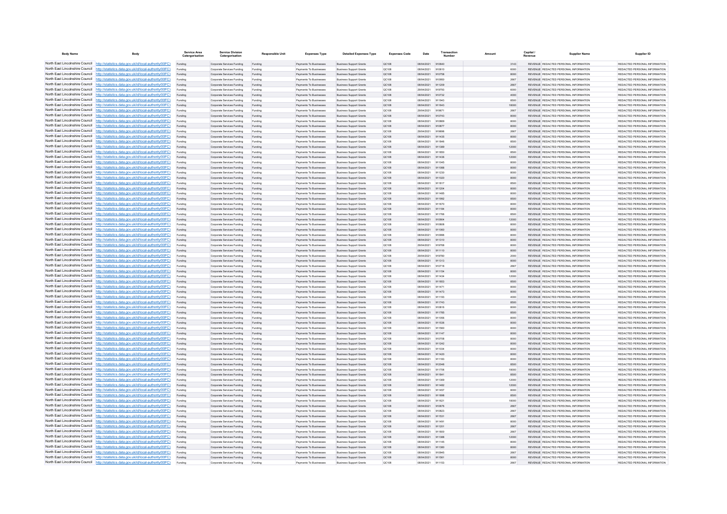| Body Name | Body | Service Area Catergorisation | Service Division Catergorisation | Responsible Unit | Expenses Type | Detailed Expenses Type | Expenses Code | Date | Transaction Number | Amount | Capital / Revenue | Supplier Name | Supplier ID |
|---|---|---|---|---|---|---|---|---|---|---|---|---|---|
| North East Lincolnshire Council | http://statistics.data.gov.uk/id/local-authority/00FC) | Funding | Corporate Services Funding | Funding | Payments To Businesses | Business Support Grants | QC108 | 08/04/2021 | 910640 | 3143 | REVENUE | REDACTED PERSONAL INFORMATION | REDACTED PERSONAL INFORMATION |
| North East Lincolnshire Council | http://statistics.data.gov.uk/id/local-authority/00FC) | Funding | Corporate Services Funding | Funding | Payments To Businesses | Business Support Grants | QC108 | 08/04/2021 | 910610 | 6000 | REVENUE | REDACTED PERSONAL INFORMATION | REDACTED PERSONAL INFORMATION |
| North East Lincolnshire Council | http://statistics.data.gov.uk/id/local-authority/00FC) | Funding | Corporate Services Funding | Funding | Payments To Businesses | Business Support Grants | QC108 | 08/04/2021 | 910758 | 8000 | REVENUE | REDACTED PERSONAL INFORMATION | REDACTED PERSONAL INFORMATION |
| North East Lincolnshire Council | http://statistics.data.gov.uk/id/local-authority/00FC) | Funding | Corporate Services Funding | Funding | Payments To Businesses | Business Support Grants | QC108 | 08/04/2021 | 910950 | 2667 | REVENUE | REDACTED PERSONAL INFORMATION | REDACTED PERSONAL INFORMATION |
| North East Lincolnshire Council | http://statistics.data.gov.uk/id/local-authority/00FC) | Funding | Corporate Services Funding | Funding | Payments To Businesses | Business Support Grants | QC108 | 08/04/2021 | 911209 | 2667 | REVENUE | REDACTED PERSONAL INFORMATION | REDACTED PERSONAL INFORMATION |
| North East Lincolnshire Council | http://statistics.data.gov.uk/id/local-authority/00FC) | Funding | Corporate Services Funding | Funding | Payments To Businesses | Business Support Grants | QC108 | 29/04/2021 | 919793 | 6000 | REVENUE | REDACTED PERSONAL INFORMATION | REDACTED PERSONAL INFORMATION |
| North East Lincolnshire Council | http://statistics.data.gov.uk/id/local-authority/00FC) | Funding | Corporate Services Funding | Funding | Payments To Businesses | Business Support Grants | QC108 | 08/04/2021 | 910732 | 4000 | REVENUE | REDACTED PERSONAL INFORMATION | REDACTED PERSONAL INFORMATION |
| North East Lincolnshire Council | http://statistics.data.gov.uk/id/local-authority/00FC) | Funding | Corporate Services Funding | Funding | Payments To Businesses | Business Support Grants | QC108 | 08/04/2021 | 911943 | 8500 | REVENUE | REDACTED PERSONAL INFORMATION | REDACTED PERSONAL INFORMATION |
| North East Lincolnshire Council | http://statistics.data.gov.uk/id/local-authority/00FC) | Funding | Corporate Services Funding | Funding | Payments To Businesses | Business Support Grants | QC108 | 08/04/2021 | 911643 | 18000 | REVENUE | REDACTED PERSONAL INFORMATION | REDACTED PERSONAL INFORMATION |
| North East Lincolnshire Council | http://statistics.data.gov.uk/id/local-authority/00FC) | Funding | Corporate Services Funding | Funding | Payments To Businesses | Business Support Grants | QC108 | 29/04/2021 | 919671 | 2667 | REVENUE | REDACTED PERSONAL INFORMATION | REDACTED PERSONAL INFORMATION |
| North East Lincolnshire Council | http://statistics.data.gov.uk/id/local-authority/00FC) | Funding | Corporate Services Funding | Funding | Payments To Businesses | Business Support Grants | QC108 | 08/04/2021 | 910743 | 8000 | REVENUE | REDACTED PERSONAL INFORMATION | REDACTED PERSONAL INFORMATION |
| North East Lincolnshire Council | http://statistics.data.gov.uk/id/local-authority/00FC) | Funding | Corporate Services Funding | Funding | Payments To Businesses | Business Support Grants | QC108 | 08/04/2021 | 910669 | 8000 | REVENUE | REDACTED PERSONAL INFORMATION | REDACTED PERSONAL INFORMATION |
| North East Lincolnshire Council | http://statistics.data.gov.uk/id/local-authority/00FC) | Funding | Corporate Services Funding | Funding | Payments To Businesses | Business Support Grants | QC108 | 08/04/2021 | 910877 | 8000 | REVENUE | REDACTED PERSONAL INFORMATION | REDACTED PERSONAL INFORMATION |
| North East Lincolnshire Council | http://statistics.data.gov.uk/id/local-authority/00FC) | Funding | Corporate Services Funding | Funding | Payments To Businesses | Business Support Grants | QC108 | 29/04/2021 | 919696 | 2667 | REVENUE | REDACTED PERSONAL INFORMATION | REDACTED PERSONAL INFORMATION |
| North East Lincolnshire Council | http://statistics.data.gov.uk/id/local-authority/00FC) | Funding | Corporate Services Funding | Funding | Payments To Businesses | Business Support Grants | QC108 | 08/04/2021 | 911435 | 8000 | REVENUE | REDACTED PERSONAL INFORMATION | REDACTED PERSONAL INFORMATION |
| North East Lincolnshire Council | http://statistics.data.gov.uk/id/local-authority/00FC) | Funding | Corporate Services Funding | Funding | Payments To Businesses | Business Support Grants | QC108 | 08/04/2021 | 911846 | 8500 | REVENUE | REDACTED PERSONAL INFORMATION | REDACTED PERSONAL INFORMATION |
| North East Lincolnshire Council | http://statistics.data.gov.uk/id/local-authority/00FC) | Funding | Corporate Services Funding | Funding | Payments To Businesses | Business Support Grants | QC108 | 08/04/2021 | 911389 | 12000 | REVENUE | REDACTED PERSONAL INFORMATION | REDACTED PERSONAL INFORMATION |
| North East Lincolnshire Council | http://statistics.data.gov.uk/id/local-authority/00FC) | Funding | Corporate Services Funding | Funding | Payments To Businesses | Business Support Grants | QC108 | 08/04/2021 | 911850 | 8500 | REVENUE | REDACTED PERSONAL INFORMATION | REDACTED PERSONAL INFORMATION |
| North East Lincolnshire Council | http://statistics.data.gov.uk/id/local-authority/00FC) | Funding | Corporate Services Funding | Funding | Payments To Businesses | Business Support Grants | QC108 | 08/04/2021 | 911436 | 12000 | REVENUE | REDACTED PERSONAL INFORMATION | REDACTED PERSONAL INFORMATION |
| North East Lincolnshire Council | http://statistics.data.gov.uk/id/local-authority/00FC) | Funding | Corporate Services Funding | Funding | Payments To Businesses | Business Support Grants | QC108 | 08/04/2021 | 911045 | 8000 | REVENUE | REDACTED PERSONAL INFORMATION | REDACTED PERSONAL INFORMATION |
| North East Lincolnshire Council | http://statistics.data.gov.uk/id/local-authority/00FC) | Funding | Corporate Services Funding | Funding | Payments To Businesses | Business Support Grants | QC108 | 08/04/2021 | 911088 | 8000 | REVENUE | REDACTED PERSONAL INFORMATION | REDACTED PERSONAL INFORMATION |
| North East Lincolnshire Council | http://statistics.data.gov.uk/id/local-authority/00FC) | Funding | Corporate Services Funding | Funding | Payments To Businesses | Business Support Grants | QC108 | 08/04/2021 | 911230 | 8000 | REVENUE | REDACTED PERSONAL INFORMATION | REDACTED PERSONAL INFORMATION |
| North East Lincolnshire Council | http://statistics.data.gov.uk/id/local-authority/00FC) | Funding | Corporate Services Funding | Funding | Payments To Businesses | Business Support Grants | QC108 | 08/04/2021 | 911020 | 8000 | REVENUE | REDACTED PERSONAL INFORMATION | REDACTED PERSONAL INFORMATION |
| North East Lincolnshire Council | http://statistics.data.gov.uk/id/local-authority/00FC) | Funding | Corporate Services Funding | Funding | Payments To Businesses | Business Support Grants | QC108 | 08/04/2021 | 911817 | 8500 | REVENUE | REDACTED PERSONAL INFORMATION | REDACTED PERSONAL INFORMATION |
| North East Lincolnshire Council | http://statistics.data.gov.uk/id/local-authority/00FC) | Funding | Corporate Services Funding | Funding | Payments To Businesses | Business Support Grants | QC108 | 08/04/2021 | 911204 | 8000 | REVENUE | REDACTED PERSONAL INFORMATION | REDACTED PERSONAL INFORMATION |
| North East Lincolnshire Council | http://statistics.data.gov.uk/id/local-authority/00FC) | Funding | Corporate Services Funding | Funding | Payments To Businesses | Business Support Grants | QC108 | 08/04/2021 | 911485 | 8000 | REVENUE | REDACTED PERSONAL INFORMATION | REDACTED PERSONAL INFORMATION |
| North East Lincolnshire Council | http://statistics.data.gov.uk/id/local-authority/00FC) | Funding | Corporate Services Funding | Funding | Payments To Businesses | Business Support Grants | QC108 | 08/04/2021 | 911992 | 8500 | REVENUE | REDACTED PERSONAL INFORMATION | REDACTED PERSONAL INFORMATION |
| North East Lincolnshire Council | http://statistics.data.gov.uk/id/local-authority/00FC) | Funding | Corporate Services Funding | Funding | Payments To Businesses | Business Support Grants | QC108 | 08/04/2021 | 911670 | 8000 | REVENUE | REDACTED PERSONAL INFORMATION | REDACTED PERSONAL INFORMATION |
| North East Lincolnshire Council | http://statistics.data.gov.uk/id/local-authority/00FC) | Funding | Corporate Services Funding | Funding | Payments To Businesses | Business Support Grants | QC108 | 08/04/2021 | 911184 | 8000 | REVENUE | REDACTED PERSONAL INFORMATION | REDACTED PERSONAL INFORMATION |
| North East Lincolnshire Council | http://statistics.data.gov.uk/id/local-authority/00FC) | Funding | Corporate Services Funding | Funding | Payments To Businesses | Business Support Grants | QC108 | 08/04/2021 | 911766 | 8500 | REVENUE | REDACTED PERSONAL INFORMATION | REDACTED PERSONAL INFORMATION |
| North East Lincolnshire Council | http://statistics.data.gov.uk/id/local-authority/00FC) | Funding | Corporate Services Funding | Funding | Payments To Businesses | Business Support Grants | QC108 | 08/04/2021 | 910904 | 12000 | REVENUE | REDACTED PERSONAL INFORMATION | REDACTED PERSONAL INFORMATION |
| North East Lincolnshire Council | http://statistics.data.gov.uk/id/local-authority/00FC) | Funding | Corporate Services Funding | Funding | Payments To Businesses | Business Support Grants | QC108 | 08/04/2021 | 910808 | 8000 | REVENUE | REDACTED PERSONAL INFORMATION | REDACTED PERSONAL INFORMATION |
| North East Lincolnshire Council | http://statistics.data.gov.uk/id/local-authority/00FC) | Funding | Corporate Services Funding | Funding | Payments To Businesses | Business Support Grants | QC108 | 08/04/2021 | 911060 | 8000 | REVENUE | REDACTED PERSONAL INFORMATION | REDACTED PERSONAL INFORMATION |
| North East Lincolnshire Council | http://statistics.data.gov.uk/id/local-authority/00FC) | Funding | Corporate Services Funding | Funding | Payments To Businesses | Business Support Grants | QC108 | 08/04/2021 | 910996 | 8000 | REVENUE | REDACTED PERSONAL INFORMATION | REDACTED PERSONAL INFORMATION |
| North East Lincolnshire Council | http://statistics.data.gov.uk/id/local-authority/00FC) | Funding | Corporate Services Funding | Funding | Payments To Businesses | Business Support Grants | QC108 | 08/04/2021 | 911310 | 8000 | REVENUE | REDACTED PERSONAL INFORMATION | REDACTED PERSONAL INFORMATION |
| North East Lincolnshire Council | http://statistics.data.gov.uk/id/local-authority/00FC) | Funding | Corporate Services Funding | Funding | Payments To Businesses | Business Support Grants | QC108 | 29/04/2021 | 919768 | 8000 | REVENUE | REDACTED PERSONAL INFORMATION | REDACTED PERSONAL INFORMATION |
| North East Lincolnshire Council | http://statistics.data.gov.uk/id/local-authority/00FC) | Funding | Corporate Services Funding | Funding | Payments To Businesses | Business Support Grants | QC108 | 08/04/2021 | 911110 | 8000 | REVENUE | REDACTED PERSONAL INFORMATION | REDACTED PERSONAL INFORMATION |
| North East Lincolnshire Council | http://statistics.data.gov.uk/id/local-authority/00FC) | Funding | Corporate Services Funding | Funding | Payments To Businesses | Business Support Grants | QC108 | 29/04/2021 | 919780 | 2000 | REVENUE | REDACTED PERSONAL INFORMATION | REDACTED PERSONAL INFORMATION |
| North East Lincolnshire Council | http://statistics.data.gov.uk/id/local-authority/00FC) | Funding | Corporate Services Funding | Funding | Payments To Businesses | Business Support Grants | QC108 | 08/04/2021 | 911313 | 8000 | REVENUE | REDACTED PERSONAL INFORMATION | REDACTED PERSONAL INFORMATION |
| North East Lincolnshire Council | http://statistics.data.gov.uk/id/local-authority/00FC) | Funding | Corporate Services Funding | Funding | Payments To Businesses | Business Support Grants | QC108 | 08/04/2021 | 910718 | 2667 | REVENUE | REDACTED PERSONAL INFORMATION | REDACTED PERSONAL INFORMATION |
| North East Lincolnshire Council | http://statistics.data.gov.uk/id/local-authority/00FC) | Funding | Corporate Services Funding | Funding | Payments To Businesses | Business Support Grants | QC108 | 08/04/2021 | 911154 | 8000 | REVENUE | REDACTED PERSONAL INFORMATION | REDACTED PERSONAL INFORMATION |
| North East Lincolnshire Council | http://statistics.data.gov.uk/id/local-authority/00FC) | Funding | Corporate Services Funding | Funding | Payments To Businesses | Business Support Grants | QC108 | 08/04/2021 | 911424 | 12000 | REVENUE | REDACTED PERSONAL INFORMATION | REDACTED PERSONAL INFORMATION |
| North East Lincolnshire Council | http://statistics.data.gov.uk/id/local-authority/00FC) | Funding | Corporate Services Funding | Funding | Payments To Businesses | Business Support Grants | QC108 | 08/04/2021 | 911853 | 8500 | REVENUE | REDACTED PERSONAL INFORMATION | REDACTED PERSONAL INFORMATION |
| North East Lincolnshire Council | http://statistics.data.gov.uk/id/local-authority/00FC) | Funding | Corporate Services Funding | Funding | Payments To Businesses | Business Support Grants | QC108 | 08/04/2021 | 911471 | 8000 | REVENUE | REDACTED PERSONAL INFORMATION | REDACTED PERSONAL INFORMATION |
| North East Lincolnshire Council | http://statistics.data.gov.uk/id/local-authority/00FC) | Funding | Corporate Services Funding | Funding | Payments To Businesses | Business Support Grants | QC108 | 08/04/2021 | 911473 | 8000 | REVENUE | REDACTED PERSONAL INFORMATION | REDACTED PERSONAL INFORMATION |
| North East Lincolnshire Council | http://statistics.data.gov.uk/id/local-authority/00FC) | Funding | Corporate Services Funding | Funding | Payments To Businesses | Business Support Grants | QC108 | 08/04/2021 | 911193 | 4000 | REVENUE | REDACTED PERSONAL INFORMATION | REDACTED PERSONAL INFORMATION |
| North East Lincolnshire Council | http://statistics.data.gov.uk/id/local-authority/00FC) | Funding | Corporate Services Funding | Funding | Payments To Businesses | Business Support Grants | QC108 | 08/04/2021 | 911743 | 8500 | REVENUE | REDACTED PERSONAL INFORMATION | REDACTED PERSONAL INFORMATION |
| North East Lincolnshire Council | http://statistics.data.gov.uk/id/local-authority/00FC) | Funding | Corporate Services Funding | Funding | Payments To Businesses | Business Support Grants | QC108 | 08/04/2021 | 910816 | 8000 | REVENUE | REDACTED PERSONAL INFORMATION | REDACTED PERSONAL INFORMATION |
| North East Lincolnshire Council | http://statistics.data.gov.uk/id/local-authority/00FC) | Funding | Corporate Services Funding | Funding | Payments To Businesses | Business Support Grants | QC108 | 08/04/2021 | 911785 | 8500 | REVENUE | REDACTED PERSONAL INFORMATION | REDACTED PERSONAL INFORMATION |
| North East Lincolnshire Council | http://statistics.data.gov.uk/id/local-authority/00FC) | Funding | Corporate Services Funding | Funding | Payments To Businesses | Business Support Grants | QC108 | 08/04/2021 | 911058 | 8000 | REVENUE | REDACTED PERSONAL INFORMATION | REDACTED PERSONAL INFORMATION |
| North East Lincolnshire Council | http://statistics.data.gov.uk/id/local-authority/00FC) | Funding | Corporate Services Funding | Funding | Payments To Businesses | Business Support Grants | QC108 | 08/04/2021 | 911536 | 8000 | REVENUE | REDACTED PERSONAL INFORMATION | REDACTED PERSONAL INFORMATION |
| North East Lincolnshire Council | http://statistics.data.gov.uk/id/local-authority/00FC) | Funding | Corporate Services Funding | Funding | Payments To Businesses | Business Support Grants | QC108 | 08/04/2021 | 911580 | 8000 | REVENUE | REDACTED PERSONAL INFORMATION | REDACTED PERSONAL INFORMATION |
| North East Lincolnshire Council | http://statistics.data.gov.uk/id/local-authority/00FC) | Funding | Corporate Services Funding | Funding | Payments To Businesses | Business Support Grants | QC108 | 08/04/2021 | 911147 | 8000 | REVENUE | REDACTED PERSONAL INFORMATION | REDACTED PERSONAL INFORMATION |
| North East Lincolnshire Council | http://statistics.data.gov.uk/id/local-authority/00FC) | Funding | Corporate Services Funding | Funding | Payments To Businesses | Business Support Grants | QC108 | 08/04/2021 | 910708 | 8000 | REVENUE | REDACTED PERSONAL INFORMATION | REDACTED PERSONAL INFORMATION |
| North East Lincolnshire Council | http://statistics.data.gov.uk/id/local-authority/00FC) | Funding | Corporate Services Funding | Funding | Payments To Businesses | Business Support Grants | QC108 | 08/04/2021 | 911242 | 8000 | REVENUE | REDACTED PERSONAL INFORMATION | REDACTED PERSONAL INFORMATION |
| North East Lincolnshire Council | http://statistics.data.gov.uk/id/local-authority/00FC) | Funding | Corporate Services Funding | Funding | Payments To Businesses | Business Support Grants | QC108 | 08/04/2021 | 911034 | 8000 | REVENUE | REDACTED PERSONAL INFORMATION | REDACTED PERSONAL INFORMATION |
| North East Lincolnshire Council | http://statistics.data.gov.uk/id/local-authority/00FC) | Funding | Corporate Services Funding | Funding | Payments To Businesses | Business Support Grants | QC108 | 08/04/2021 | 911420 | 8000 | REVENUE | REDACTED PERSONAL INFORMATION | REDACTED PERSONAL INFORMATION |
| North East Lincolnshire Council | http://statistics.data.gov.uk/id/local-authority/00FC) | Funding | Corporate Services Funding | Funding | Payments To Businesses | Business Support Grants | QC108 | 08/04/2021 | 911183 | 8000 | REVENUE | REDACTED PERSONAL INFORMATION | REDACTED PERSONAL INFORMATION |
| North East Lincolnshire Council | http://statistics.data.gov.uk/id/local-authority/00FC) | Funding | Corporate Services Funding | Funding | Payments To Businesses | Business Support Grants | QC108 | 08/04/2021 | 912048 | 8500 | REVENUE | REDACTED PERSONAL INFORMATION | REDACTED PERSONAL INFORMATION |
| North East Lincolnshire Council | http://statistics.data.gov.uk/id/local-authority/00FC) | Funding | Corporate Services Funding | Funding | Payments To Businesses | Business Support Grants | QC108 | 08/04/2021 | 911706 | 18000 | REVENUE | REDACTED PERSONAL INFORMATION | REDACTED PERSONAL INFORMATION |
| North East Lincolnshire Council | http://statistics.data.gov.uk/id/local-authority/00FC) | Funding | Corporate Services Funding | Funding | Payments To Businesses | Business Support Grants | QC108 | 08/04/2021 | 911841 | 8500 | REVENUE | REDACTED PERSONAL INFORMATION | REDACTED PERSONAL INFORMATION |
| North East Lincolnshire Council | http://statistics.data.gov.uk/id/local-authority/00FC) | Funding | Corporate Services Funding | Funding | Payments To Businesses | Business Support Grants | QC108 | 08/04/2021 | 911369 | 12000 | REVENUE | REDACTED PERSONAL INFORMATION | REDACTED PERSONAL INFORMATION |
| North East Lincolnshire Council | http://statistics.data.gov.uk/id/local-authority/00FC) | Funding | Corporate Services Funding | Funding | Payments To Businesses | Business Support Grants | QC108 | 08/04/2021 | 911482 | 12000 | REVENUE | REDACTED PERSONAL INFORMATION | REDACTED PERSONAL INFORMATION |
| North East Lincolnshire Council | http://statistics.data.gov.uk/id/local-authority/00FC) | Funding | Corporate Services Funding | Funding | Payments To Businesses | Business Support Grants | QC108 | 08/04/2021 | 911457 | 8000 | REVENUE | REDACTED PERSONAL INFORMATION | REDACTED PERSONAL INFORMATION |
| North East Lincolnshire Council | http://statistics.data.gov.uk/id/local-authority/00FC) | Funding | Corporate Services Funding | Funding | Payments To Businesses | Business Support Grants | QC108 | 08/04/2021 | 911898 | 8500 | REVENUE | REDACTED PERSONAL INFORMATION | REDACTED PERSONAL INFORMATION |
| North East Lincolnshire Council | http://statistics.data.gov.uk/id/local-authority/00FC) | Funding | Corporate Services Funding | Funding | Payments To Businesses | Business Support Grants | QC108 | 08/04/2021 | 911621 | 18000 | REVENUE | REDACTED PERSONAL INFORMATION | REDACTED PERSONAL INFORMATION |
| North East Lincolnshire Council | http://statistics.data.gov.uk/id/local-authority/00FC) | Funding | Corporate Services Funding | Funding | Payments To Businesses | Business Support Grants | QC108 | 08/04/2021 | 910676 | 2667 | REVENUE | REDACTED PERSONAL INFORMATION | REDACTED PERSONAL INFORMATION |
| North East Lincolnshire Council | http://statistics.data.gov.uk/id/local-authority/00FC) | Funding | Corporate Services Funding | Funding | Payments To Businesses | Business Support Grants | QC108 | 08/04/2021 | 910823 | 2667 | REVENUE | REDACTED PERSONAL INFORMATION | REDACTED PERSONAL INFORMATION |
| North East Lincolnshire Council | http://statistics.data.gov.uk/id/local-authority/00FC) | Funding | Corporate Services Funding | Funding | Payments To Businesses | Business Support Grants | QC108 | 08/04/2021 | 911531 | 2667 | REVENUE | REDACTED PERSONAL INFORMATION | REDACTED PERSONAL INFORMATION |
| North East Lincolnshire Council | http://statistics.data.gov.uk/id/local-authority/00FC) | Funding | Corporate Services Funding | Funding | Payments To Businesses | Business Support Grants | QC108 | 08/04/2021 | 911491 | 8000 | REVENUE | REDACTED PERSONAL INFORMATION | REDACTED PERSONAL INFORMATION |
| North East Lincolnshire Council | http://statistics.data.gov.uk/id/local-authority/00FC) | Funding | Corporate Services Funding | Funding | Payments To Businesses | Business Support Grants | QC108 | 08/04/2021 | 911201 | 2667 | REVENUE | REDACTED PERSONAL INFORMATION | REDACTED PERSONAL INFORMATION |
| North East Lincolnshire Council | http://statistics.data.gov.uk/id/local-authority/00FC) | Funding | Corporate Services Funding | Funding | Payments To Businesses | Business Support Grants | QC108 | 08/04/2021 | 911800 | 2667 | REVENUE | REDACTED PERSONAL INFORMATION | REDACTED PERSONAL INFORMATION |
| North East Lincolnshire Council | http://statistics.data.gov.uk/id/local-authority/00FC) | Funding | Corporate Services Funding | Funding | Payments To Businesses | Business Support Grants | QC108 | 08/04/2021 | 911388 | 12000 | REVENUE | REDACTED PERSONAL INFORMATION | REDACTED PERSONAL INFORMATION |
| North East Lincolnshire Council | http://statistics.data.gov.uk/id/local-authority/00FC) | Funding | Corporate Services Funding | Funding | Payments To Businesses | Business Support Grants | QC108 | 08/04/2021 | 911145 | 8000 | REVENUE | REDACTED PERSONAL INFORMATION | REDACTED PERSONAL INFORMATION |
| North East Lincolnshire Council | http://statistics.data.gov.uk/id/local-authority/00FC) | Funding | Corporate Services Funding | Funding | Payments To Businesses | Business Support Grants | QC108 | 08/04/2021 | 911380 | 8000 | REVENUE | REDACTED PERSONAL INFORMATION | REDACTED PERSONAL INFORMATION |
| North East Lincolnshire Council | http://statistics.data.gov.uk/id/local-authority/00FC) | Funding | Corporate Services Funding | Funding | Payments To Businesses | Business Support Grants | QC108 | 08/04/2021 | 910945 | 2667 | REVENUE | REDACTED PERSONAL INFORMATION | REDACTED PERSONAL INFORMATION |
| North East Lincolnshire Council | http://statistics.data.gov.uk/id/local-authority/00FC) | Funding | Corporate Services Funding | Funding | Payments To Businesses | Business Support Grants | QC108 | 08/04/2021 | 911561 | 8000 | REVENUE | REDACTED PERSONAL INFORMATION | REDACTED PERSONAL INFORMATION |
| North East Lincolnshire Council | http://statistics.data.gov.uk/id/local-authority/00FC) | Funding | Corporate Services Funding | Funding | Payments To Businesses | Business Support Grants | QC108 | 08/04/2021 | 911153 | 2667 | REVENUE | REDACTED PERSONAL INFORMATION | REDACTED PERSONAL INFORMATION |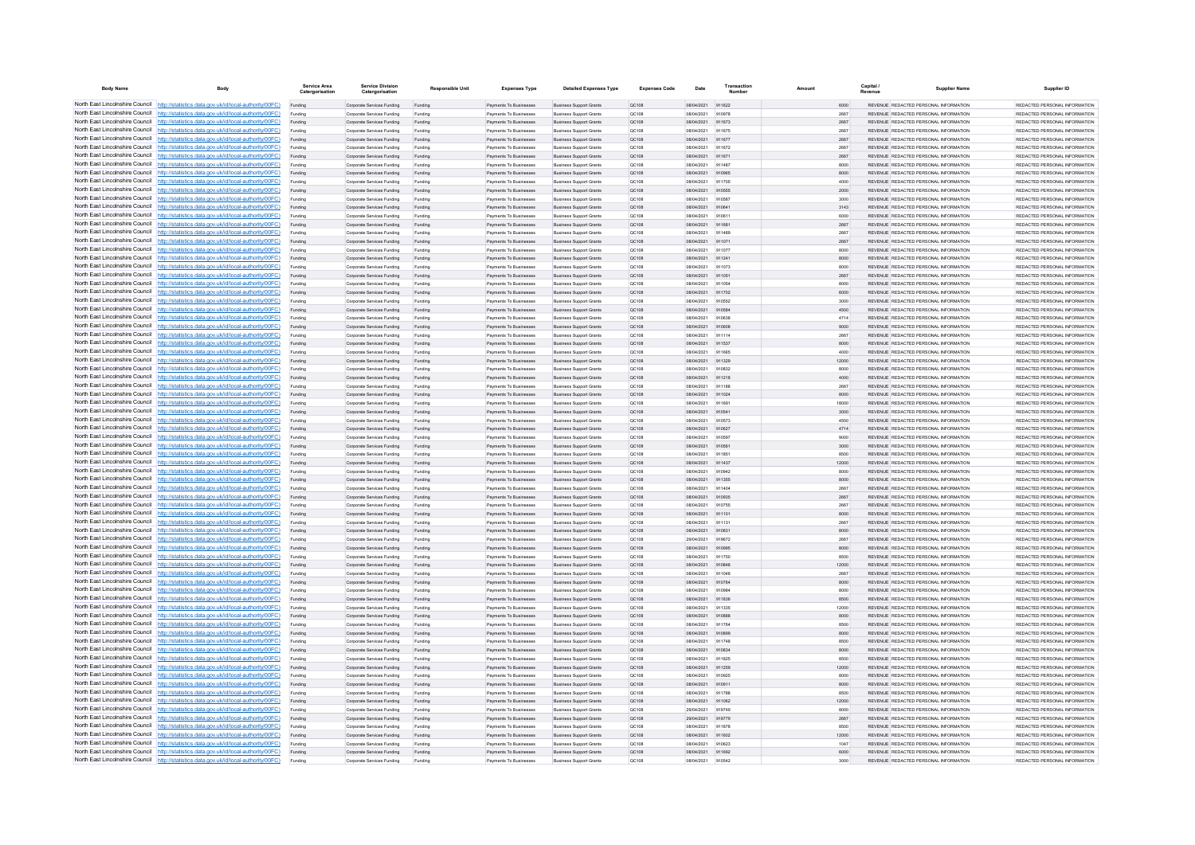| Body Name | Body | Service Area Catergorisation | Service Division Catergorisation | Responsible Unit | Expenses Type | Detailed Expenses Type | Expenses Code | Date | Transaction Number | Amount | Capital / Revenue | Supplier Name | Supplier ID |
|---|---|---|---|---|---|---|---|---|---|---|---|---|---|
| North East Lincolnshire Council | http://statistics.data.gov.uk/id/local-authority/00FC) | Funding | Corporate Services Funding | Funding | Payments To Businesses | Business Support Grants | QC108 | 08/04/2021 | 911622 | 6000 | REVENUE | REDACTED PERSONAL INFORMATION | REDACTED PERSONAL INFORMATION |
| North East Lincolnshire Council | http://statistics.data.gov.uk/id/local-authority/00FC) | Funding | Corporate Services Funding | Funding | Payments To Businesses | Business Support Grants | QC108 | 08/04/2021 | 910978 | 2667 | REVENUE | REDACTED PERSONAL INFORMATION | REDACTED PERSONAL INFORMATION |
| North East Lincolnshire Council | http://statistics.data.gov.uk/id/local-authority/00FC) | Funding | Corporate Services Funding | Funding | Payments To Businesses | Business Support Grants | QC108 | 08/04/2021 | 911673 | 2667 | REVENUE | REDACTED PERSONAL INFORMATION | REDACTED PERSONAL INFORMATION |
| North East Lincolnshire Council | http://statistics.data.gov.uk/id/local-authority/00FC) | Funding | Corporate Services Funding | Funding | Payments To Businesses | Business Support Grants | QC108 | 08/04/2021 | 911675 | 2667 | REVENUE | REDACTED PERSONAL INFORMATION | REDACTED PERSONAL INFORMATION |
| North East Lincolnshire Council | http://statistics.data.gov.uk/id/local-authority/00FC) | Funding | Corporate Services Funding | Funding | Payments To Businesses | Business Support Grants | QC108 | 08/04/2021 | 911677 | 2667 | REVENUE | REDACTED PERSONAL INFORMATION | REDACTED PERSONAL INFORMATION |
| North East Lincolnshire Council | http://statistics.data.gov.uk/id/local-authority/00FC) | Funding | Corporate Services Funding | Funding | Payments To Businesses | Business Support Grants | QC108 | 08/04/2021 | 911672 | 2667 | REVENUE | REDACTED PERSONAL INFORMATION | REDACTED PERSONAL INFORMATION |
| North East Lincolnshire Council | http://statistics.data.gov.uk/id/local-authority/00FC) | Funding | Corporate Services Funding | Funding | Payments To Businesses | Business Support Grants | QC108 | 08/04/2021 | 911671 | 2667 | REVENUE | REDACTED PERSONAL INFORMATION | REDACTED PERSONAL INFORMATION |
| North East Lincolnshire Council | http://statistics.data.gov.uk/id/local-authority/00FC) | Funding | Corporate Services Funding | Funding | Payments To Businesses | Business Support Grants | QC108 | 08/04/2021 | 911487 | 8000 | REVENUE | REDACTED PERSONAL INFORMATION | REDACTED PERSONAL INFORMATION |
| North East Lincolnshire Council | http://statistics.data.gov.uk/id/local-authority/00FC) | Funding | Corporate Services Funding | Funding | Payments To Businesses | Business Support Grants | QC108 | 08/04/2021 | 910965 | 8000 | REVENUE | REDACTED PERSONAL INFORMATION | REDACTED PERSONAL INFORMATION |
| North East Lincolnshire Council | http://statistics.data.gov.uk/id/local-authority/00FC) | Funding | Corporate Services Funding | Funding | Payments To Businesses | Business Support Grants | QC108 | 08/04/2021 | 911705 | 4000 | REVENUE | REDACTED PERSONAL INFORMATION | REDACTED PERSONAL INFORMATION |
| North East Lincolnshire Council | http://statistics.data.gov.uk/id/local-authority/00FC) | Funding | Corporate Services Funding | Funding | Payments To Businesses | Business Support Grants | QC108 | 08/04/2021 | 910555 | 2000 | REVENUE | REDACTED PERSONAL INFORMATION | REDACTED PERSONAL INFORMATION |
| North East Lincolnshire Council | http://statistics.data.gov.uk/id/local-authority/00FC) | Funding | Corporate Services Funding | Funding | Payments To Businesses | Business Support Grants | QC108 | 08/04/2021 | 910587 | 3000 | REVENUE | REDACTED PERSONAL INFORMATION | REDACTED PERSONAL INFORMATION |
| North East Lincolnshire Council | http://statistics.data.gov.uk/id/local-authority/00FC) | Funding | Corporate Services Funding | Funding | Payments To Businesses | Business Support Grants | QC108 | 08/04/2021 | 910641 | 3143 | REVENUE | REDACTED PERSONAL INFORMATION | REDACTED PERSONAL INFORMATION |
| North East Lincolnshire Council | http://statistics.data.gov.uk/id/local-authority/00FC) | Funding | Corporate Services Funding | Funding | Payments To Businesses | Business Support Grants | QC108 | 08/04/2021 | 910611 | 6000 | REVENUE | REDACTED PERSONAL INFORMATION | REDACTED PERSONAL INFORMATION |
| North East Lincolnshire Council | http://statistics.data.gov.uk/id/local-authority/00FC) | Funding | Corporate Services Funding | Funding | Payments To Businesses | Business Support Grants | QC108 | 08/04/2021 | 911681 | 2667 | REVENUE | REDACTED PERSONAL INFORMATION | REDACTED PERSONAL INFORMATION |
| North East Lincolnshire Council | http://statistics.data.gov.uk/id/local-authority/00FC) | Funding | Corporate Services Funding | Funding | Payments To Businesses | Business Support Grants | QC108 | 08/04/2021 | 911489 | 2667 | REVENUE | REDACTED PERSONAL INFORMATION | REDACTED PERSONAL INFORMATION |
| North East Lincolnshire Council | http://statistics.data.gov.uk/id/local-authority/00FC) | Funding | Corporate Services Funding | Funding | Payments To Businesses | Business Support Grants | QC108 | 08/04/2021 | 911071 | 2667 | REVENUE | REDACTED PERSONAL INFORMATION | REDACTED PERSONAL INFORMATION |
| North East Lincolnshire Council | http://statistics.data.gov.uk/id/local-authority/00FC) | Funding | Corporate Services Funding | Funding | Payments To Businesses | Business Support Grants | QC108 | 08/04/2021 | 911077 | 8000 | REVENUE | REDACTED PERSONAL INFORMATION | REDACTED PERSONAL INFORMATION |
| North East Lincolnshire Council | http://statistics.data.gov.uk/id/local-authority/00FC) | Funding | Corporate Services Funding | Funding | Payments To Businesses | Business Support Grants | QC108 | 08/04/2021 | 911241 | 8000 | REVENUE | REDACTED PERSONAL INFORMATION | REDACTED PERSONAL INFORMATION |
| North East Lincolnshire Council | http://statistics.data.gov.uk/id/local-authority/00FC) | Funding | Corporate Services Funding | Funding | Payments To Businesses | Business Support Grants | QC108 | 08/04/2021 | 911073 | 8000 | REVENUE | REDACTED PERSONAL INFORMATION | REDACTED PERSONAL INFORMATION |
| North East Lincolnshire Council | http://statistics.data.gov.uk/id/local-authority/00FC) | Funding | Corporate Services Funding | Funding | Payments To Businesses | Business Support Grants | QC108 | 08/04/2021 | 911051 | 2667 | REVENUE | REDACTED PERSONAL INFORMATION | REDACTED PERSONAL INFORMATION |
| North East Lincolnshire Council | http://statistics.data.gov.uk/id/local-authority/00FC) | Funding | Corporate Services Funding | Funding | Payments To Businesses | Business Support Grants | QC108 | 08/04/2021 | 911064 | 8000 | REVENUE | REDACTED PERSONAL INFORMATION | REDACTED PERSONAL INFORMATION |
| North East Lincolnshire Council | http://statistics.data.gov.uk/id/local-authority/00FC) | Funding | Corporate Services Funding | Funding | Payments To Businesses | Business Support Grants | QC108 | 08/04/2021 | 911702 | 6000 | REVENUE | REDACTED PERSONAL INFORMATION | REDACTED PERSONAL INFORMATION |
| North East Lincolnshire Council | http://statistics.data.gov.uk/id/local-authority/00FC) | Funding | Corporate Services Funding | Funding | Payments To Businesses | Business Support Grants | QC108 | 08/04/2021 | 910552 | 3000 | REVENUE | REDACTED PERSONAL INFORMATION | REDACTED PERSONAL INFORMATION |
| North East Lincolnshire Council | http://statistics.data.gov.uk/id/local-authority/00FC) | Funding | Corporate Services Funding | Funding | Payments To Businesses | Business Support Grants | QC108 | 08/04/2021 | 910584 | 4500 | REVENUE | REDACTED PERSONAL INFORMATION | REDACTED PERSONAL INFORMATION |
| North East Lincolnshire Council | http://statistics.data.gov.uk/id/local-authority/00FC) | Funding | Corporate Services Funding | Funding | Payments To Businesses | Business Support Grants | QC108 | 08/04/2021 | 910638 | 4714 | REVENUE | REDACTED PERSONAL INFORMATION | REDACTED PERSONAL INFORMATION |
| North East Lincolnshire Council | http://statistics.data.gov.uk/id/local-authority/00FC) | Funding | Corporate Services Funding | Funding | Payments To Businesses | Business Support Grants | QC108 | 08/04/2021 | 910608 | 9000 | REVENUE | REDACTED PERSONAL INFORMATION | REDACTED PERSONAL INFORMATION |
| North East Lincolnshire Council | http://statistics.data.gov.uk/id/local-authority/00FC) | Funding | Corporate Services Funding | Funding | Payments To Businesses | Business Support Grants | QC108 | 08/04/2021 | 911114 | 2667 | REVENUE | REDACTED PERSONAL INFORMATION | REDACTED PERSONAL INFORMATION |
| North East Lincolnshire Council | http://statistics.data.gov.uk/id/local-authority/00FC) | Funding | Corporate Services Funding | Funding | Payments To Businesses | Business Support Grants | QC108 | 08/04/2021 | 911537 | 8000 | REVENUE | REDACTED PERSONAL INFORMATION | REDACTED PERSONAL INFORMATION |
| North East Lincolnshire Council | http://statistics.data.gov.uk/id/local-authority/00FC) | Funding | Corporate Services Funding | Funding | Payments To Businesses | Business Support Grants | QC108 | 08/04/2021 | 911665 | 4000 | REVENUE | REDACTED PERSONAL INFORMATION | REDACTED PERSONAL INFORMATION |
| North East Lincolnshire Council | http://statistics.data.gov.uk/id/local-authority/00FC) | Funding | Corporate Services Funding | Funding | Payments To Businesses | Business Support Grants | QC108 | 08/04/2021 | 911329 | 12000 | REVENUE | REDACTED PERSONAL INFORMATION | REDACTED PERSONAL INFORMATION |
| North East Lincolnshire Council | http://statistics.data.gov.uk/id/local-authority/00FC) | Funding | Corporate Services Funding | Funding | Payments To Businesses | Business Support Grants | QC108 | 08/04/2021 | 910832 | 8000 | REVENUE | REDACTED PERSONAL INFORMATION | REDACTED PERSONAL INFORMATION |
| North East Lincolnshire Council | http://statistics.data.gov.uk/id/local-authority/00FC) | Funding | Corporate Services Funding | Funding | Payments To Businesses | Business Support Grants | QC108 | 08/04/2021 | 911218 | 4000 | REVENUE | REDACTED PERSONAL INFORMATION | REDACTED PERSONAL INFORMATION |
| North East Lincolnshire Council | http://statistics.data.gov.uk/id/local-authority/00FC) | Funding | Corporate Services Funding | Funding | Payments To Businesses | Business Support Grants | QC108 | 08/04/2021 | 911188 | 2667 | REVENUE | REDACTED PERSONAL INFORMATION | REDACTED PERSONAL INFORMATION |
| North East Lincolnshire Council | http://statistics.data.gov.uk/id/local-authority/00FC) | Funding | Corporate Services Funding | Funding | Payments To Businesses | Business Support Grants | QC108 | 08/04/2021 | 911024 | 8000 | REVENUE | REDACTED PERSONAL INFORMATION | REDACTED PERSONAL INFORMATION |
| North East Lincolnshire Council | http://statistics.data.gov.uk/id/local-authority/00FC) | Funding | Corporate Services Funding | Funding | Payments To Businesses | Business Support Grants | QC108 | 08/04/2021 | 911691 | 18000 | REVENUE | REDACTED PERSONAL INFORMATION | REDACTED PERSONAL INFORMATION |
| North East Lincolnshire Council | http://statistics.data.gov.uk/id/local-authority/00FC) | Funding | Corporate Services Funding | Funding | Payments To Businesses | Business Support Grants | QC108 | 08/04/2021 | 910541 | 3000 | REVENUE | REDACTED PERSONAL INFORMATION | REDACTED PERSONAL INFORMATION |
| North East Lincolnshire Council | http://statistics.data.gov.uk/id/local-authority/00FC) | Funding | Corporate Services Funding | Funding | Payments To Businesses | Business Support Grants | QC108 | 08/04/2021 | 910573 | 4500 | REVENUE | REDACTED PERSONAL INFORMATION | REDACTED PERSONAL INFORMATION |
| North East Lincolnshire Council | http://statistics.data.gov.uk/id/local-authority/00FC) | Funding | Corporate Services Funding | Funding | Payments To Businesses | Business Support Grants | QC108 | 08/04/2021 | 910627 | 4714 | REVENUE | REDACTED PERSONAL INFORMATION | REDACTED PERSONAL INFORMATION |
| North East Lincolnshire Council | http://statistics.data.gov.uk/id/local-authority/00FC) | Funding | Corporate Services Funding | Funding | Payments To Businesses | Business Support Grants | QC108 | 08/04/2021 | 910597 | 9000 | REVENUE | REDACTED PERSONAL INFORMATION | REDACTED PERSONAL INFORMATION |
| North East Lincolnshire Council | http://statistics.data.gov.uk/id/local-authority/00FC) | Funding | Corporate Services Funding | Funding | Payments To Businesses | Business Support Grants | QC108 | 08/04/2021 | 910561 | 3000 | REVENUE | REDACTED PERSONAL INFORMATION | REDACTED PERSONAL INFORMATION |
| North East Lincolnshire Council | http://statistics.data.gov.uk/id/local-authority/00FC) | Funding | Corporate Services Funding | Funding | Payments To Businesses | Business Support Grants | QC108 | 08/04/2021 | 911851 | 8500 | REVENUE | REDACTED PERSONAL INFORMATION | REDACTED PERSONAL INFORMATION |
| North East Lincolnshire Council | http://statistics.data.gov.uk/id/local-authority/00FC) | Funding | Corporate Services Funding | Funding | Payments To Businesses | Business Support Grants | QC108 | 08/04/2021 | 911437 | 12000 | REVENUE | REDACTED PERSONAL INFORMATION | REDACTED PERSONAL INFORMATION |
| North East Lincolnshire Council | http://statistics.data.gov.uk/id/local-authority/00FC) | Funding | Corporate Services Funding | Funding | Payments To Businesses | Business Support Grants | QC108 | 08/04/2021 | 910942 | 8000 | REVENUE | REDACTED PERSONAL INFORMATION | REDACTED PERSONAL INFORMATION |
| North East Lincolnshire Council | http://statistics.data.gov.uk/id/local-authority/00FC) | Funding | Corporate Services Funding | Funding | Payments To Businesses | Business Support Grants | QC108 | 08/04/2021 | 911355 | 8000 | REVENUE | REDACTED PERSONAL INFORMATION | REDACTED PERSONAL INFORMATION |
| North East Lincolnshire Council | http://statistics.data.gov.uk/id/local-authority/00FC) | Funding | Corporate Services Funding | Funding | Payments To Businesses | Business Support Grants | QC108 | 08/04/2021 | 911404 | 2667 | REVENUE | REDACTED PERSONAL INFORMATION | REDACTED PERSONAL INFORMATION |
| North East Lincolnshire Council | http://statistics.data.gov.uk/id/local-authority/00FC) | Funding | Corporate Services Funding | Funding | Payments To Businesses | Business Support Grants | QC108 | 08/04/2021 | 910935 | 2667 | REVENUE | REDACTED PERSONAL INFORMATION | REDACTED PERSONAL INFORMATION |
| North East Lincolnshire Council | http://statistics.data.gov.uk/id/local-authority/00FC) | Funding | Corporate Services Funding | Funding | Payments To Businesses | Business Support Grants | QC108 | 08/04/2021 | 910755 | 2667 | REVENUE | REDACTED PERSONAL INFORMATION | REDACTED PERSONAL INFORMATION |
| North East Lincolnshire Council | http://statistics.data.gov.uk/id/local-authority/00FC) | Funding | Corporate Services Funding | Funding | Payments To Businesses | Business Support Grants | QC108 | 08/04/2021 | 911101 | 8000 | REVENUE | REDACTED PERSONAL INFORMATION | REDACTED PERSONAL INFORMATION |
| North East Lincolnshire Council | http://statistics.data.gov.uk/id/local-authority/00FC) | Funding | Corporate Services Funding | Funding | Payments To Businesses | Business Support Grants | QC108 | 08/04/2021 | 911131 | 2667 | REVENUE | REDACTED PERSONAL INFORMATION | REDACTED PERSONAL INFORMATION |
| North East Lincolnshire Council | http://statistics.data.gov.uk/id/local-authority/00FC) | Funding | Corporate Services Funding | Funding | Payments To Businesses | Business Support Grants | QC108 | 08/04/2021 | 910831 | 8000 | REVENUE | REDACTED PERSONAL INFORMATION | REDACTED PERSONAL INFORMATION |
| North East Lincolnshire Council | http://statistics.data.gov.uk/id/local-authority/00FC) | Funding | Corporate Services Funding | Funding | Payments To Businesses | Business Support Grants | QC108 | 29/04/2021 | 919672 | 2667 | REVENUE | REDACTED PERSONAL INFORMATION | REDACTED PERSONAL INFORMATION |
| North East Lincolnshire Council | http://statistics.data.gov.uk/id/local-authority/00FC) | Funding | Corporate Services Funding | Funding | Payments To Businesses | Business Support Grants | QC108 | 08/04/2021 | 910966 | 8000 | REVENUE | REDACTED PERSONAL INFORMATION | REDACTED PERSONAL INFORMATION |
| North East Lincolnshire Council | http://statistics.data.gov.uk/id/local-authority/00FC) | Funding | Corporate Services Funding | Funding | Payments To Businesses | Business Support Grants | QC108 | 08/04/2021 | 911750 | 8500 | REVENUE | REDACTED PERSONAL INFORMATION | REDACTED PERSONAL INFORMATION |
| North East Lincolnshire Council | http://statistics.data.gov.uk/id/local-authority/00FC) | Funding | Corporate Services Funding | Funding | Payments To Businesses | Business Support Grants | QC108 | 08/04/2021 | 910848 | 12000 | REVENUE | REDACTED PERSONAL INFORMATION | REDACTED PERSONAL INFORMATION |
| North East Lincolnshire Council | http://statistics.data.gov.uk/id/local-authority/00FC) | Funding | Corporate Services Funding | Funding | Payments To Businesses | Business Support Grants | QC108 | 08/04/2021 | 911048 | 2667 | REVENUE | REDACTED PERSONAL INFORMATION | REDACTED PERSONAL INFORMATION |
| North East Lincolnshire Council | http://statistics.data.gov.uk/id/local-authority/00FC) | Funding | Corporate Services Funding | Funding | Payments To Businesses | Business Support Grants | QC108 | 08/04/2021 | 910764 | 8000 | REVENUE | REDACTED PERSONAL INFORMATION | REDACTED PERSONAL INFORMATION |
| North East Lincolnshire Council | http://statistics.data.gov.uk/id/local-authority/00FC) | Funding | Corporate Services Funding | Funding | Payments To Businesses | Business Support Grants | QC108 | 08/04/2021 | 910964 | 8000 | REVENUE | REDACTED PERSONAL INFORMATION | REDACTED PERSONAL INFORMATION |
| North East Lincolnshire Council | http://statistics.data.gov.uk/id/local-authority/00FC) | Funding | Corporate Services Funding | Funding | Payments To Businesses | Business Support Grants | QC108 | 08/04/2021 | 911838 | 8500 | REVENUE | REDACTED PERSONAL INFORMATION | REDACTED PERSONAL INFORMATION |
| North East Lincolnshire Council | http://statistics.data.gov.uk/id/local-authority/00FC) | Funding | Corporate Services Funding | Funding | Payments To Businesses | Business Support Grants | QC108 | 08/04/2021 | 911335 | 12000 | REVENUE | REDACTED PERSONAL INFORMATION | REDACTED PERSONAL INFORMATION |
| North East Lincolnshire Council | http://statistics.data.gov.uk/id/local-authority/00FC) | Funding | Corporate Services Funding | Funding | Payments To Businesses | Business Support Grants | QC108 | 08/04/2021 | 910888 | 8000 | REVENUE | REDACTED PERSONAL INFORMATION | REDACTED PERSONAL INFORMATION |
| North East Lincolnshire Council | http://statistics.data.gov.uk/id/local-authority/00FC) | Funding | Corporate Services Funding | Funding | Payments To Businesses | Business Support Grants | QC108 | 08/04/2021 | 911764 | 8500 | REVENUE | REDACTED PERSONAL INFORMATION | REDACTED PERSONAL INFORMATION |
| North East Lincolnshire Council | http://statistics.data.gov.uk/id/local-authority/00FC) | Funding | Corporate Services Funding | Funding | Payments To Businesses | Business Support Grants | QC108 | 08/04/2021 | 910899 | 8000 | REVENUE | REDACTED PERSONAL INFORMATION | REDACTED PERSONAL INFORMATION |
| North East Lincolnshire Council | http://statistics.data.gov.uk/id/local-authority/00FC) | Funding | Corporate Services Funding | Funding | Payments To Businesses | Business Support Grants | QC108 | 08/04/2021 | 911746 | 8500 | REVENUE | REDACTED PERSONAL INFORMATION | REDACTED PERSONAL INFORMATION |
| North East Lincolnshire Council | http://statistics.data.gov.uk/id/local-authority/00FC) | Funding | Corporate Services Funding | Funding | Payments To Businesses | Business Support Grants | QC108 | 08/04/2021 | 910834 | 8000 | REVENUE | REDACTED PERSONAL INFORMATION | REDACTED PERSONAL INFORMATION |
| North East Lincolnshire Council | http://statistics.data.gov.uk/id/local-authority/00FC) | Funding | Corporate Services Funding | Funding | Payments To Businesses | Business Support Grants | QC108 | 08/04/2021 | 911825 | 8500 | REVENUE | REDACTED PERSONAL INFORMATION | REDACTED PERSONAL INFORMATION |
| North East Lincolnshire Council | http://statistics.data.gov.uk/id/local-authority/00FC) | Funding | Corporate Services Funding | Funding | Payments To Businesses | Business Support Grants | QC108 | 08/04/2021 | 911259 | 12000 | REVENUE | REDACTED PERSONAL INFORMATION | REDACTED PERSONAL INFORMATION |
| North East Lincolnshire Council | http://statistics.data.gov.uk/id/local-authority/00FC) | Funding | Corporate Services Funding | Funding | Payments To Businesses | Business Support Grants | QC108 | 08/04/2021 | 910925 | 8000 | REVENUE | REDACTED PERSONAL INFORMATION | REDACTED PERSONAL INFORMATION |
| North East Lincolnshire Council | http://statistics.data.gov.uk/id/local-authority/00FC) | Funding | Corporate Services Funding | Funding | Payments To Businesses | Business Support Grants | QC108 | 08/04/2021 | 910911 | 8000 | REVENUE | REDACTED PERSONAL INFORMATION | REDACTED PERSONAL INFORMATION |
| North East Lincolnshire Council | http://statistics.data.gov.uk/id/local-authority/00FC) | Funding | Corporate Services Funding | Funding | Payments To Businesses | Business Support Grants | QC108 | 08/04/2021 | 911788 | 8500 | REVENUE | REDACTED PERSONAL INFORMATION | REDACTED PERSONAL INFORMATION |
| North East Lincolnshire Council | http://statistics.data.gov.uk/id/local-authority/00FC) | Funding | Corporate Services Funding | Funding | Payments To Businesses | Business Support Grants | QC108 | 08/04/2021 | 911062 | 12000 | REVENUE | REDACTED PERSONAL INFORMATION | REDACTED PERSONAL INFORMATION |
| North East Lincolnshire Council | http://statistics.data.gov.uk/id/local-authority/00FC) | Funding | Corporate Services Funding | Funding | Payments To Businesses | Business Support Grants | QC108 | 29/04/2021 | 919749 | 8000 | REVENUE | REDACTED PERSONAL INFORMATION | REDACTED PERSONAL INFORMATION |
| North East Lincolnshire Council | http://statistics.data.gov.uk/id/local-authority/00FC) | Funding | Corporate Services Funding | Funding | Payments To Businesses | Business Support Grants | QC108 | 29/04/2021 | 919779 | 2667 | REVENUE | REDACTED PERSONAL INFORMATION | REDACTED PERSONAL INFORMATION |
| North East Lincolnshire Council | http://statistics.data.gov.uk/id/local-authority/00FC) | Funding | Corporate Services Funding | Funding | Payments To Businesses | Business Support Grants | QC108 | 08/04/2021 | 911878 | 8500 | REVENUE | REDACTED PERSONAL INFORMATION | REDACTED PERSONAL INFORMATION |
| North East Lincolnshire Council | http://statistics.data.gov.uk/id/local-authority/00FC) | Funding | Corporate Services Funding | Funding | Payments To Businesses | Business Support Grants | QC108 | 08/04/2021 | 911602 | 12000 | REVENUE | REDACTED PERSONAL INFORMATION | REDACTED PERSONAL INFORMATION |
| North East Lincolnshire Council | http://statistics.data.gov.uk/id/local-authority/00FC) | Funding | Corporate Services Funding | Funding | Payments To Businesses | Business Support Grants | QC108 | 08/04/2021 | 910623 | 1047 | REVENUE | REDACTED PERSONAL INFORMATION | REDACTED PERSONAL INFORMATION |
| North East Lincolnshire Council | http://statistics.data.gov.uk/id/local-authority/00FC) | Funding | Corporate Services Funding | Funding | Payments To Businesses | Business Support Grants | QC108 | 08/04/2021 | 911692 | 6000 | REVENUE | REDACTED PERSONAL INFORMATION | REDACTED PERSONAL INFORMATION |
| North East Lincolnshire Council | http://statistics.data.gov.uk/id/local-authority/00FC) | Funding | Corporate Services Funding | Funding | Payments To Businesses | Business Support Grants | QC108 | 08/04/2021 | 910542 | 3000 | REVENUE | REDACTED PERSONAL INFORMATION | REDACTED PERSONAL INFORMATION |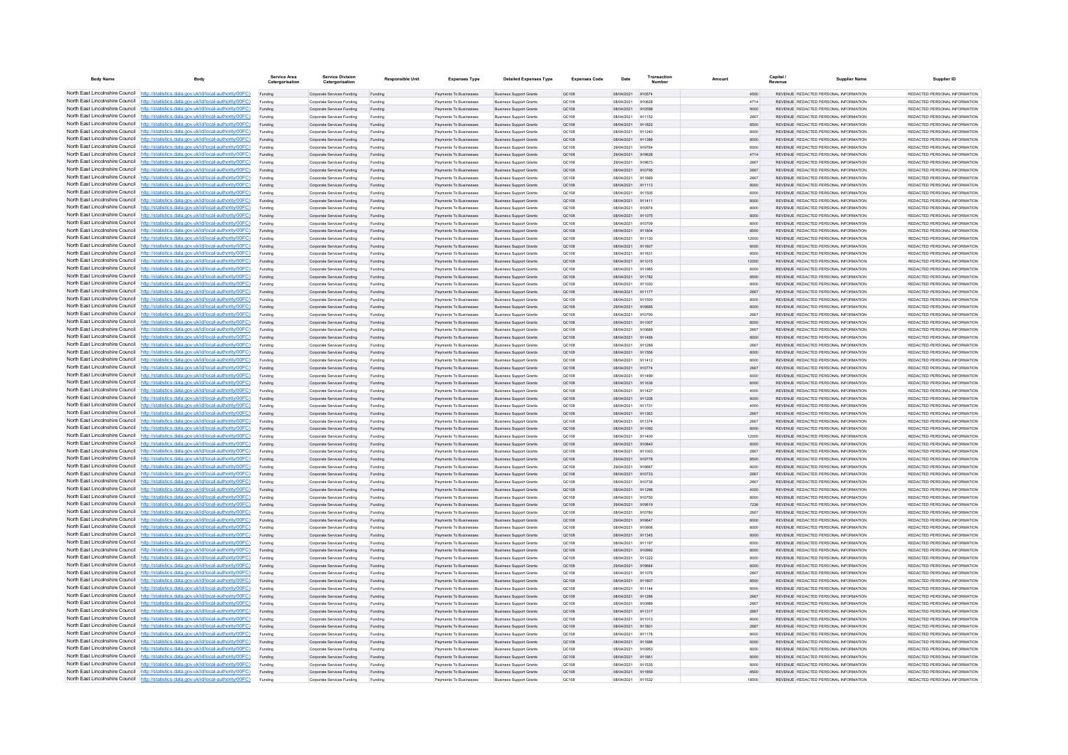| Body Name | Body | Service Area Catergorisation | Service Division Catergorisation | Responsible Unit | Expenses Type | Detailed Expenses Type | Expenses Code | Date | Transaction Number | Amount | Capital / Revenue | Supplier Name | Supplier ID |
|---|---|---|---|---|---|---|---|---|---|---|---|---|---|
| North East Lincolnshire Council | http://statistics.data.gov.uk/id/local-authority/00FC) | Funding | Corporate Services Funding | Funding | Payments To Businesses | Business Support Grants | QC108 | 08/04/2021 | 910574 | 4500 | REVENUE | REDACTED PERSONAL INFORMATION | REDACTED PERSONAL INFORMATION |
| North East Lincolnshire Council | http://statistics.data.gov.uk/id/local-authority/00FC) | Funding | Corporate Services Funding | Funding | Payments To Businesses | Business Support Grants | QC108 | 08/04/2021 | 910628 | 4714 | REVENUE | REDACTED PERSONAL INFORMATION | REDACTED PERSONAL INFORMATION |
| North East Lincolnshire Council | http://statistics.data.gov.uk/id/local-authority/00FC) | Funding | Corporate Services Funding | Funding | Payments To Businesses | Business Support Grants | QC108 | 08/04/2021 | 910598 | 9000 | REVENUE | REDACTED PERSONAL INFORMATION | REDACTED PERSONAL INFORMATION |
| North East Lincolnshire Council | http://statistics.data.gov.uk/id/local-authority/00FC) | Funding | Corporate Services Funding | Funding | Payments To Businesses | Business Support Grants | QC108 | 08/04/2021 | 911152 | 2667 | REVENUE | REDACTED PERSONAL INFORMATION | REDACTED PERSONAL INFORMATION |
| North East Lincolnshire Council | http://statistics.data.gov.uk/id/local-authority/00FC) | Funding | Corporate Services Funding | Funding | Payments To Businesses | Business Support Grants | QC108 | 08/04/2021 | 911822 | 8500 | REVENUE | REDACTED PERSONAL INFORMATION | REDACTED PERSONAL INFORMATION |
| North East Lincolnshire Council | http://statistics.data.gov.uk/id/local-authority/00FC) | Funding | Corporate Services Funding | Funding | Payments To Businesses | Business Support Grants | QC108 | 08/04/2021 | 911240 | 8000 | REVENUE | REDACTED PERSONAL INFORMATION | REDACTED PERSONAL INFORMATION |
| North East Lincolnshire Council | http://statistics.data.gov.uk/id/local-authority/00FC) | Funding | Corporate Services Funding | Funding | Payments To Businesses | Business Support Grants | QC108 | 08/04/2021 | 911386 | 8000 | REVENUE | REDACTED PERSONAL INFORMATION | REDACTED PERSONAL INFORMATION |
| North East Lincolnshire Council | http://statistics.data.gov.uk/id/local-authority/00FC) | Funding | Corporate Services Funding | Funding | Payments To Businesses | Business Support Grants | QC108 | 29/04/2021 | 919764 | 6000 | REVENUE | REDACTED PERSONAL INFORMATION | REDACTED PERSONAL INFORMATION |
| North East Lincolnshire Council | http://statistics.data.gov.uk/id/local-authority/00FC) | Funding | Corporate Services Funding | Funding | Payments To Businesses | Business Support Grants | QC108 | 29/04/2021 | 919628 | 4714 | REVENUE | REDACTED PERSONAL INFORMATION | REDACTED PERSONAL INFORMATION |
| North East Lincolnshire Council | http://statistics.data.gov.uk/id/local-authority/00FC) | Funding | Corporate Services Funding | Funding | Payments To Businesses | Business Support Grants | QC108 | 29/04/2021 | 919673 | 2667 | REVENUE | REDACTED PERSONAL INFORMATION | REDACTED PERSONAL INFORMATION |
| North East Lincolnshire Council | http://statistics.data.gov.uk/id/local-authority/00FC) | Funding | Corporate Services Funding | Funding | Payments To Businesses | Business Support Grants | QC108 | 08/04/2021 | 910795 | 2667 | REVENUE | REDACTED PERSONAL INFORMATION | REDACTED PERSONAL INFORMATION |
| North East Lincolnshire Council | http://statistics.data.gov.uk/id/local-authority/00FC) | Funding | Corporate Services Funding | Funding | Payments To Businesses | Business Support Grants | QC108 | 08/04/2021 | 911669 | 2667 | REVENUE | REDACTED PERSONAL INFORMATION | REDACTED PERSONAL INFORMATION |
| North East Lincolnshire Council | http://statistics.data.gov.uk/id/local-authority/00FC) | Funding | Corporate Services Funding | Funding | Payments To Businesses | Business Support Grants | QC108 | 08/04/2021 | 911113 | 8000 | REVENUE | REDACTED PERSONAL INFORMATION | REDACTED PERSONAL INFORMATION |
| North East Lincolnshire Council | http://statistics.data.gov.uk/id/local-authority/00FC) | Funding | Corporate Services Funding | Funding | Payments To Businesses | Business Support Grants | QC108 | 08/04/2021 | 911505 | 6000 | REVENUE | REDACTED PERSONAL INFORMATION | REDACTED PERSONAL INFORMATION |
| North East Lincolnshire Council | http://statistics.data.gov.uk/id/local-authority/00FC) | Funding | Corporate Services Funding | Funding | Payments To Businesses | Business Support Grants | QC108 | 08/04/2021 | 911411 | 8000 | REVENUE | REDACTED PERSONAL INFORMATION | REDACTED PERSONAL INFORMATION |
| North East Lincolnshire Council | http://statistics.data.gov.uk/id/local-authority/00FC) | Funding | Corporate Services Funding | Funding | Payments To Businesses | Business Support Grants | QC108 | 08/04/2021 | 910974 | 8000 | REVENUE | REDACTED PERSONAL INFORMATION | REDACTED PERSONAL INFORMATION |
| North East Lincolnshire Council | http://statistics.data.gov.uk/id/local-authority/00FC) | Funding | Corporate Services Funding | Funding | Payments To Businesses | Business Support Grants | QC108 | 08/04/2021 | 911075 | 8000 | REVENUE | REDACTED PERSONAL INFORMATION | REDACTED PERSONAL INFORMATION |
| North East Lincolnshire Council | http://statistics.data.gov.uk/id/local-authority/00FC) | Funding | Corporate Services Funding | Funding | Payments To Businesses | Business Support Grants | QC108 | 08/04/2021 | 910709 | 8000 | REVENUE | REDACTED PERSONAL INFORMATION | REDACTED PERSONAL INFORMATION |
| North East Lincolnshire Council | http://statistics.data.gov.uk/id/local-authority/00FC) | Funding | Corporate Services Funding | Funding | Payments To Businesses | Business Support Grants | QC108 | 08/04/2021 | 911804 | 8500 | REVENUE | REDACTED PERSONAL INFORMATION | REDACTED PERSONAL INFORMATION |
| North East Lincolnshire Council | http://statistics.data.gov.uk/id/local-authority/00FC) | Funding | Corporate Services Funding | Funding | Payments To Businesses | Business Support Grants | QC108 | 08/04/2021 | 911130 | 12000 | REVENUE | REDACTED PERSONAL INFORMATION | REDACTED PERSONAL INFORMATION |
| North East Lincolnshire Council | http://statistics.data.gov.uk/id/local-authority/00FC) | Funding | Corporate Services Funding | Funding | Payments To Businesses | Business Support Grants | QC108 | 08/04/2021 | 911607 | 8000 | REVENUE | REDACTED PERSONAL INFORMATION | REDACTED PERSONAL INFORMATION |
| North East Lincolnshire Council | http://statistics.data.gov.uk/id/local-authority/00FC) | Funding | Corporate Services Funding | Funding | Payments To Businesses | Business Support Grants | QC108 | 08/04/2021 | 911631 | 8000 | REVENUE | REDACTED PERSONAL INFORMATION | REDACTED PERSONAL INFORMATION |
| North East Lincolnshire Council | http://statistics.data.gov.uk/id/local-authority/00FC) | Funding | Corporate Services Funding | Funding | Payments To Businesses | Business Support Grants | QC108 | 08/04/2021 | 911015 | 12000 | REVENUE | REDACTED PERSONAL INFORMATION | REDACTED PERSONAL INFORMATION |
| North East Lincolnshire Council | http://statistics.data.gov.uk/id/local-authority/00FC) | Funding | Corporate Services Funding | Funding | Payments To Businesses | Business Support Grants | QC108 | 08/04/2021 | 911965 | 6000 | REVENUE | REDACTED PERSONAL INFORMATION | REDACTED PERSONAL INFORMATION |
| North East Lincolnshire Council | http://statistics.data.gov.uk/id/local-authority/00FC) | Funding | Corporate Services Funding | Funding | Payments To Businesses | Business Support Grants | QC108 | 08/04/2021 | 911782 | 8500 | REVENUE | REDACTED PERSONAL INFORMATION | REDACTED PERSONAL INFORMATION |
| North East Lincolnshire Council | http://statistics.data.gov.uk/id/local-authority/00FC) | Funding | Corporate Services Funding | Funding | Payments To Businesses | Business Support Grants | QC108 | 08/04/2021 | 911030 | 8000 | REVENUE | REDACTED PERSONAL INFORMATION | REDACTED PERSONAL INFORMATION |
| North East Lincolnshire Council | http://statistics.data.gov.uk/id/local-authority/00FC) | Funding | Corporate Services Funding | Funding | Payments To Businesses | Business Support Grants | QC108 | 08/04/2021 | 911177 | 2667 | REVENUE | REDACTED PERSONAL INFORMATION | REDACTED PERSONAL INFORMATION |
| North East Lincolnshire Council | http://statistics.data.gov.uk/id/local-authority/00FC) | Funding | Corporate Services Funding | Funding | Payments To Businesses | Business Support Grants | QC108 | 08/04/2021 | 911500 | 8000 | REVENUE | REDACTED PERSONAL INFORMATION | REDACTED PERSONAL INFORMATION |
| North East Lincolnshire Council | http://statistics.data.gov.uk/id/local-authority/00FC) | Funding | Corporate Services Funding | Funding | Payments To Businesses | Business Support Grants | QC108 | 29/04/2021 | 919685 | 8000 | REVENUE | REDACTED PERSONAL INFORMATION | REDACTED PERSONAL INFORMATION |
| North East Lincolnshire Council | http://statistics.data.gov.uk/id/local-authority/00FC) | Funding | Corporate Services Funding | Funding | Payments To Businesses | Business Support Grants | QC108 | 08/04/2021 | 910790 | 2667 | REVENUE | REDACTED PERSONAL INFORMATION | REDACTED PERSONAL INFORMATION |
| North East Lincolnshire Council | http://statistics.data.gov.uk/id/local-authority/00FC) | Funding | Corporate Services Funding | Funding | Payments To Businesses | Business Support Grants | QC108 | 08/04/2021 | 911007 | 8000 | REVENUE | REDACTED PERSONAL INFORMATION | REDACTED PERSONAL INFORMATION |
| North East Lincolnshire Council | http://statistics.data.gov.uk/id/local-authority/00FC) | Funding | Corporate Services Funding | Funding | Payments To Businesses | Business Support Grants | QC108 | 08/04/2021 | 910689 | 2667 | REVENUE | REDACTED PERSONAL INFORMATION | REDACTED PERSONAL INFORMATION |
| North East Lincolnshire Council | http://statistics.data.gov.uk/id/local-authority/00FC) | Funding | Corporate Services Funding | Funding | Payments To Businesses | Business Support Grants | QC108 | 08/04/2021 | 911456 | 8000 | REVENUE | REDACTED PERSONAL INFORMATION | REDACTED PERSONAL INFORMATION |
| North East Lincolnshire Council | http://statistics.data.gov.uk/id/local-authority/00FC) | Funding | Corporate Services Funding | Funding | Payments To Businesses | Business Support Grants | QC108 | 08/04/2021 | 911289 | 2667 | REVENUE | REDACTED PERSONAL INFORMATION | REDACTED PERSONAL INFORMATION |
| North East Lincolnshire Council | http://statistics.data.gov.uk/id/local-authority/00FC) | Funding | Corporate Services Funding | Funding | Payments To Businesses | Business Support Grants | QC108 | 08/04/2021 | 911556 | 8000 | REVENUE | REDACTED PERSONAL INFORMATION | REDACTED PERSONAL INFORMATION |
| North East Lincolnshire Council | http://statistics.data.gov.uk/id/local-authority/00FC) | Funding | Corporate Services Funding | Funding | Payments To Businesses | Business Support Grants | QC108 | 08/04/2021 | 911412 | 8000 | REVENUE | REDACTED PERSONAL INFORMATION | REDACTED PERSONAL INFORMATION |
| North East Lincolnshire Council | http://statistics.data.gov.uk/id/local-authority/00FC) | Funding | Corporate Services Funding | Funding | Payments To Businesses | Business Support Grants | QC108 | 08/04/2021 | 910774 | 2667 | REVENUE | REDACTED PERSONAL INFORMATION | REDACTED PERSONAL INFORMATION |
| North East Lincolnshire Council | http://statistics.data.gov.uk/id/local-authority/00FC) | Funding | Corporate Services Funding | Funding | Payments To Businesses | Business Support Grants | QC108 | 08/04/2021 | 911499 | 6000 | REVENUE | REDACTED PERSONAL INFORMATION | REDACTED PERSONAL INFORMATION |
| North East Lincolnshire Council | http://statistics.data.gov.uk/id/local-authority/00FC) | Funding | Corporate Services Funding | Funding | Payments To Businesses | Business Support Grants | QC108 | 08/04/2021 | 911636 | 6000 | REVENUE | REDACTED PERSONAL INFORMATION | REDACTED PERSONAL INFORMATION |
| North East Lincolnshire Council | http://statistics.data.gov.uk/id/local-authority/00FC) | Funding | Corporate Services Funding | Funding | Payments To Businesses | Business Support Grants | QC108 | 08/04/2021 | 911427 | 4000 | REVENUE | REDACTED PERSONAL INFORMATION | REDACTED PERSONAL INFORMATION |
| North East Lincolnshire Council | http://statistics.data.gov.uk/id/local-authority/00FC) | Funding | Corporate Services Funding | Funding | Payments To Businesses | Business Support Grants | QC108 | 08/04/2021 | 911206 | 8000 | REVENUE | REDACTED PERSONAL INFORMATION | REDACTED PERSONAL INFORMATION |
| North East Lincolnshire Council | http://statistics.data.gov.uk/id/local-authority/00FC) | Funding | Corporate Services Funding | Funding | Payments To Businesses | Business Support Grants | QC108 | 08/04/2021 | 911731 | 4000 | REVENUE | REDACTED PERSONAL INFORMATION | REDACTED PERSONAL INFORMATION |
| North East Lincolnshire Council | http://statistics.data.gov.uk/id/local-authority/00FC) | Funding | Corporate Services Funding | Funding | Payments To Businesses | Business Support Grants | QC108 | 08/04/2021 | 911363 | 2667 | REVENUE | REDACTED PERSONAL INFORMATION | REDACTED PERSONAL INFORMATION |
| North East Lincolnshire Council | http://statistics.data.gov.uk/id/local-authority/00FC) | Funding | Corporate Services Funding | Funding | Payments To Businesses | Business Support Grants | QC108 | 08/04/2021 | 911374 | 2667 | REVENUE | REDACTED PERSONAL INFORMATION | REDACTED PERSONAL INFORMATION |
| North East Lincolnshire Council | http://statistics.data.gov.uk/id/local-authority/00FC) | Funding | Corporate Services Funding | Funding | Payments To Businesses | Business Support Grants | QC108 | 08/04/2021 | 911092 | 8000 | REVENUE | REDACTED PERSONAL INFORMATION | REDACTED PERSONAL INFORMATION |
| North East Lincolnshire Council | http://statistics.data.gov.uk/id/local-authority/00FC) | Funding | Corporate Services Funding | Funding | Payments To Businesses | Business Support Grants | QC108 | 08/04/2021 | 911400 | 12000 | REVENUE | REDACTED PERSONAL INFORMATION | REDACTED PERSONAL INFORMATION |
| North East Lincolnshire Council | http://statistics.data.gov.uk/id/local-authority/00FC) | Funding | Corporate Services Funding | Funding | Payments To Businesses | Business Support Grants | QC108 | 08/04/2021 | 910840 | 8000 | REVENUE | REDACTED PERSONAL INFORMATION | REDACTED PERSONAL INFORMATION |
| North East Lincolnshire Council | http://statistics.data.gov.uk/id/local-authority/00FC) | Funding | Corporate Services Funding | Funding | Payments To Businesses | Business Support Grants | QC108 | 08/04/2021 | 911003 | 2667 | REVENUE | REDACTED PERSONAL INFORMATION | REDACTED PERSONAL INFORMATION |
| North East Lincolnshire Council | http://statistics.data.gov.uk/id/local-authority/00FC) | Funding | Corporate Services Funding | Funding | Payments To Businesses | Business Support Grants | QC108 | 29/04/2021 | 919778 | 8500 | REVENUE | REDACTED PERSONAL INFORMATION | REDACTED PERSONAL INFORMATION |
| North East Lincolnshire Council | http://statistics.data.gov.uk/id/local-authority/00FC) | Funding | Corporate Services Funding | Funding | Payments To Businesses | Business Support Grants | QC108 | 29/04/2021 | 919667 | 8000 | REVENUE | REDACTED PERSONAL INFORMATION | REDACTED PERSONAL INFORMATION |
| North East Lincolnshire Council | http://statistics.data.gov.uk/id/local-authority/00FC) | Funding | Corporate Services Funding | Funding | Payments To Businesses | Business Support Grants | QC108 | 08/04/2021 | 910733 | 2667 | REVENUE | REDACTED PERSONAL INFORMATION | REDACTED PERSONAL INFORMATION |
| North East Lincolnshire Council | http://statistics.data.gov.uk/id/local-authority/00FC) | Funding | Corporate Services Funding | Funding | Payments To Businesses | Business Support Grants | QC108 | 08/04/2021 | 910736 | 2667 | REVENUE | REDACTED PERSONAL INFORMATION | REDACTED PERSONAL INFORMATION |
| North East Lincolnshire Council | http://statistics.data.gov.uk/id/local-authority/00FC) | Funding | Corporate Services Funding | Funding | Payments To Businesses | Business Support Grants | QC108 | 08/04/2021 | 911296 | 4000 | REVENUE | REDACTED PERSONAL INFORMATION | REDACTED PERSONAL INFORMATION |
| North East Lincolnshire Council | http://statistics.data.gov.uk/id/local-authority/00FC) | Funding | Corporate Services Funding | Funding | Payments To Businesses | Business Support Grants | QC108 | 08/04/2021 | 910750 | 8000 | REVENUE | REDACTED PERSONAL INFORMATION | REDACTED PERSONAL INFORMATION |
| North East Lincolnshire Council | http://statistics.data.gov.uk/id/local-authority/00FC) | Funding | Corporate Services Funding | Funding | Payments To Businesses | Business Support Grants | QC108 | 29/04/2021 | 919619 | 7236 | REVENUE | REDACTED PERSONAL INFORMATION | REDACTED PERSONAL INFORMATION |
| North East Lincolnshire Council | http://statistics.data.gov.uk/id/local-authority/00FC) | Funding | Corporate Services Funding | Funding | Payments To Businesses | Business Support Grants | QC108 | 08/04/2021 | 910780 | 2667 | REVENUE | REDACTED PERSONAL INFORMATION | REDACTED PERSONAL INFORMATION |
| North East Lincolnshire Council | http://statistics.data.gov.uk/id/local-authority/00FC) | Funding | Corporate Services Funding | Funding | Payments To Businesses | Business Support Grants | QC108 | 29/04/2021 | 919647 | 8000 | REVENUE | REDACTED PERSONAL INFORMATION | REDACTED PERSONAL INFORMATION |
| North East Lincolnshire Council | http://statistics.data.gov.uk/id/local-authority/00FC) | Funding | Corporate Services Funding | Funding | Payments To Businesses | Business Support Grants | QC108 | 08/04/2021 | 910906 | 8000 | REVENUE | REDACTED PERSONAL INFORMATION | REDACTED PERSONAL INFORMATION |
| North East Lincolnshire Council | http://statistics.data.gov.uk/id/local-authority/00FC) | Funding | Corporate Services Funding | Funding | Payments To Businesses | Business Support Grants | QC108 | 08/04/2021 | 911345 | 8000 | REVENUE | REDACTED PERSONAL INFORMATION | REDACTED PERSONAL INFORMATION |
| North East Lincolnshire Council | http://statistics.data.gov.uk/id/local-authority/00FC) | Funding | Corporate Services Funding | Funding | Payments To Businesses | Business Support Grants | QC108 | 08/04/2021 | 911197 | 8000 | REVENUE | REDACTED PERSONAL INFORMATION | REDACTED PERSONAL INFORMATION |
| North East Lincolnshire Council | http://statistics.data.gov.uk/id/local-authority/00FC) | Funding | Corporate Services Funding | Funding | Payments To Businesses | Business Support Grants | QC108 | 08/04/2021 | 910992 | 8000 | REVENUE | REDACTED PERSONAL INFORMATION | REDACTED PERSONAL INFORMATION |
| North East Lincolnshire Council | http://statistics.data.gov.uk/id/local-authority/00FC) | Funding | Corporate Services Funding | Funding | Payments To Businesses | Business Support Grants | QC108 | 08/04/2021 | 911222 | 8000 | REVENUE | REDACTED PERSONAL INFORMATION | REDACTED PERSONAL INFORMATION |
| North East Lincolnshire Council | http://statistics.data.gov.uk/id/local-authority/00FC) | Funding | Corporate Services Funding | Funding | Payments To Businesses | Business Support Grants | QC108 | 29/04/2021 | 919664 | 8000 | REVENUE | REDACTED PERSONAL INFORMATION | REDACTED PERSONAL INFORMATION |
| North East Lincolnshire Council | http://statistics.data.gov.uk/id/local-authority/00FC) | Funding | Corporate Services Funding | Funding | Payments To Businesses | Business Support Grants | QC108 | 08/04/2021 | 911076 | 2667 | REVENUE | REDACTED PERSONAL INFORMATION | REDACTED PERSONAL INFORMATION |
| North East Lincolnshire Council | http://statistics.data.gov.uk/id/local-authority/00FC) | Funding | Corporate Services Funding | Funding | Payments To Businesses | Business Support Grants | QC108 | 08/04/2021 | 911807 | 8500 | REVENUE | REDACTED PERSONAL INFORMATION | REDACTED PERSONAL INFORMATION |
| North East Lincolnshire Council | http://statistics.data.gov.uk/id/local-authority/00FC) | Funding | Corporate Services Funding | Funding | Payments To Businesses | Business Support Grants | QC108 | 08/04/2021 | 911144 | 8000 | REVENUE | REDACTED PERSONAL INFORMATION | REDACTED PERSONAL INFORMATION |
| North East Lincolnshire Council | http://statistics.data.gov.uk/id/local-authority/00FC) | Funding | Corporate Services Funding | Funding | Payments To Businesses | Business Support Grants | QC108 | 08/04/2021 | 911266 | 2667 | REVENUE | REDACTED PERSONAL INFORMATION | REDACTED PERSONAL INFORMATION |
| North East Lincolnshire Council | http://statistics.data.gov.uk/id/local-authority/00FC) | Funding | Corporate Services Funding | Funding | Payments To Businesses | Business Support Grants | QC108 | 08/04/2021 | 910989 | 2667 | REVENUE | REDACTED PERSONAL INFORMATION | REDACTED PERSONAL INFORMATION |
| North East Lincolnshire Council | http://statistics.data.gov.uk/id/local-authority/00FC) | Funding | Corporate Services Funding | Funding | Payments To Businesses | Business Support Grants | QC108 | 08/04/2021 | 911317 | 2667 | REVENUE | REDACTED PERSONAL INFORMATION | REDACTED PERSONAL INFORMATION |
| North East Lincolnshire Council | http://statistics.data.gov.uk/id/local-authority/00FC) | Funding | Corporate Services Funding | Funding | Payments To Businesses | Business Support Grants | QC108 | 08/04/2021 | 911013 | 8000 | REVENUE | REDACTED PERSONAL INFORMATION | REDACTED PERSONAL INFORMATION |
| North East Lincolnshire Council | http://statistics.data.gov.uk/id/local-authority/00FC) | Funding | Corporate Services Funding | Funding | Payments To Businesses | Business Support Grants | QC108 | 08/04/2021 | 911801 | 2667 | REVENUE | REDACTED PERSONAL INFORMATION | REDACTED PERSONAL INFORMATION |
| North East Lincolnshire Council | http://statistics.data.gov.uk/id/local-authority/00FC) | Funding | Corporate Services Funding | Funding | Payments To Businesses | Business Support Grants | QC108 | 08/04/2021 | 911176 | 8000 | REVENUE | REDACTED PERSONAL INFORMATION | REDACTED PERSONAL INFORMATION |
| North East Lincolnshire Council | http://statistics.data.gov.uk/id/local-authority/00FC) | Funding | Corporate Services Funding | Funding | Payments To Businesses | Business Support Grants | QC108 | 08/04/2021 | 911686 | 6000 | REVENUE | REDACTED PERSONAL INFORMATION | REDACTED PERSONAL INFORMATION |
| North East Lincolnshire Council | http://statistics.data.gov.uk/id/local-authority/00FC) | Funding | Corporate Services Funding | Funding | Payments To Businesses | Business Support Grants | QC108 | 08/04/2021 | 910953 | 8000 | REVENUE | REDACTED PERSONAL INFORMATION | REDACTED PERSONAL INFORMATION |
| North East Lincolnshire Council | http://statistics.data.gov.uk/id/local-authority/00FC) | Funding | Corporate Services Funding | Funding | Payments To Businesses | Business Support Grants | QC108 | 08/04/2021 | 911661 | 8000 | REVENUE | REDACTED PERSONAL INFORMATION | REDACTED PERSONAL INFORMATION |
| North East Lincolnshire Council | http://statistics.data.gov.uk/id/local-authority/00FC) | Funding | Corporate Services Funding | Funding | Payments To Businesses | Business Support Grants | QC108 | 08/04/2021 | 911535 | 8000 | REVENUE | REDACTED PERSONAL INFORMATION | REDACTED PERSONAL INFORMATION |
| North East Lincolnshire Council | http://statistics.data.gov.uk/id/local-authority/00FC) | Funding | Corporate Services Funding | Funding | Payments To Businesses | Business Support Grants | QC108 | 08/04/2021 | 911859 | 8500 | REVENUE | REDACTED PERSONAL INFORMATION | REDACTED PERSONAL INFORMATION |
| North East Lincolnshire Council | http://statistics.data.gov.uk/id/local-authority/00FC) | Funding | Corporate Services Funding | Funding | Payments To Businesses | Business Support Grants | QC108 | 08/04/2021 | 911532 | 18000 | REVENUE | REDACTED PERSONAL INFORMATION | REDACTED PERSONAL INFORMATION |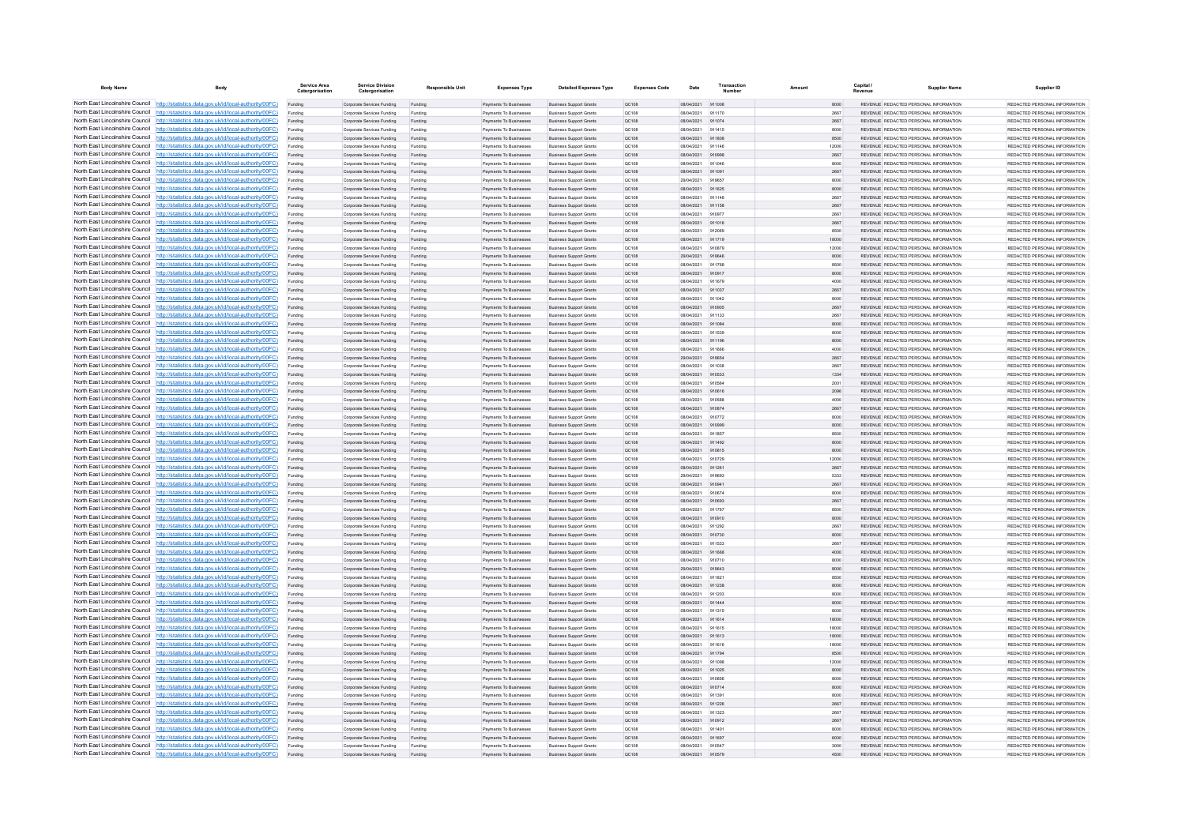| Body Name | Body | Service Area Catergorisation | Service Division Catergorisation | Responsible Unit | Expenses Type | Detailed Expenses Type | Expenses Code | Date | Transaction Number | Amount | Capital / Revenue | Supplier Name | Supplier ID |
|---|---|---|---|---|---|---|---|---|---|---|---|---|---|
| North East Lincolnshire Council | http://statistics.data.gov.uk/id/local-authority/00FC) | Funding | Corporate Services Funding | Funding | Payments To Businesses | Business Support Grants | QC108 | 08/04/2021 | 911008 | 8000 | REVENUE | REDACTED PERSONAL INFORMATION | REDACTED PERSONAL INFORMATION |
| North East Lincolnshire Council | http://statistics.data.gov.uk/id/local-authority/00FC) | Funding | Corporate Services Funding | Funding | Payments To Businesses | Business Support Grants | QC108 | 08/04/2021 | 911170 | 2667 | REVENUE | REDACTED PERSONAL INFORMATION | REDACTED PERSONAL INFORMATION |
| North East Lincolnshire Council | http://statistics.data.gov.uk/id/local-authority/00FC) | Funding | Corporate Services Funding | Funding | Payments To Businesses | Business Support Grants | QC108 | 08/04/2021 | 911074 | 2667 | REVENUE | REDACTED PERSONAL INFORMATION | REDACTED PERSONAL INFORMATION |
| North East Lincolnshire Council | http://statistics.data.gov.uk/id/local-authority/00FC) | Funding | Corporate Services Funding | Funding | Payments To Businesses | Business Support Grants | QC108 | 08/04/2021 | 911415 | 8000 | REVENUE | REDACTED PERSONAL INFORMATION | REDACTED PERSONAL INFORMATION |
| North East Lincolnshire Council | http://statistics.data.gov.uk/id/local-authority/00FC) | Funding | Corporate Services Funding | Funding | Payments To Businesses | Business Support Grants | QC108 | 08/04/2021 | 911808 | 8500 | REVENUE | REDACTED PERSONAL INFORMATION | REDACTED PERSONAL INFORMATION |
| North East Lincolnshire Council | http://statistics.data.gov.uk/id/local-authority/00FC) | Funding | Corporate Services Funding | Funding | Payments To Businesses | Business Support Grants | QC108 | 08/04/2021 | 911146 | 12000 | REVENUE | REDACTED PERSONAL INFORMATION | REDACTED PERSONAL INFORMATION |
| North East Lincolnshire Council | http://statistics.data.gov.uk/id/local-authority/00FC) | Funding | Corporate Services Funding | Funding | Payments To Businesses | Business Support Grants | QC108 | 08/04/2021 | 910998 | 2667 | REVENUE | REDACTED PERSONAL INFORMATION | REDACTED PERSONAL INFORMATION |
| North East Lincolnshire Council | http://statistics.data.gov.uk/id/local-authority/00FC) | Funding | Corporate Services Funding | Funding | Payments To Businesses | Business Support Grants | QC108 | 08/04/2021 | 911046 | 8000 | REVENUE | REDACTED PERSONAL INFORMATION | REDACTED PERSONAL INFORMATION |
| North East Lincolnshire Council | http://statistics.data.gov.uk/id/local-authority/00FC) | Funding | Corporate Services Funding | Funding | Payments To Businesses | Business Support Grants | QC108 | 08/04/2021 | 911091 | 2667 | REVENUE | REDACTED PERSONAL INFORMATION | REDACTED PERSONAL INFORMATION |
| North East Lincolnshire Council | http://statistics.data.gov.uk/id/local-authority/00FC) | Funding | Corporate Services Funding | Funding | Payments To Businesses | Business Support Grants | QC108 | 29/04/2021 | 919657 | 8000 | REVENUE | REDACTED PERSONAL INFORMATION | REDACTED PERSONAL INFORMATION |
| North East Lincolnshire Council | http://statistics.data.gov.uk/id/local-authority/00FC) | Funding | Corporate Services Funding | Funding | Payments To Businesses | Business Support Grants | QC108 | 08/04/2021 | 911625 | 8000 | REVENUE | REDACTED PERSONAL INFORMATION | REDACTED PERSONAL INFORMATION |
| North East Lincolnshire Council | http://statistics.data.gov.uk/id/local-authority/00FC) | Funding | Corporate Services Funding | Funding | Payments To Businesses | Business Support Grants | QC108 | 08/04/2021 | 911148 | 2667 | REVENUE | REDACTED PERSONAL INFORMATION | REDACTED PERSONAL INFORMATION |
| North East Lincolnshire Council | http://statistics.data.gov.uk/id/local-authority/00FC) | Funding | Corporate Services Funding | Funding | Payments To Businesses | Business Support Grants | QC108 | 08/04/2021 | 911158 | 2667 | REVENUE | REDACTED PERSONAL INFORMATION | REDACTED PERSONAL INFORMATION |
| North East Lincolnshire Council | http://statistics.data.gov.uk/id/local-authority/00FC) | Funding | Corporate Services Funding | Funding | Payments To Businesses | Business Support Grants | QC108 | 08/04/2021 | 910977 | 2667 | REVENUE | REDACTED PERSONAL INFORMATION | REDACTED PERSONAL INFORMATION |
| North East Lincolnshire Council | http://statistics.data.gov.uk/id/local-authority/00FC) | Funding | Corporate Services Funding | Funding | Payments To Businesses | Business Support Grants | QC108 | 08/04/2021 | 911016 | 2667 | REVENUE | REDACTED PERSONAL INFORMATION | REDACTED PERSONAL INFORMATION |
| North East Lincolnshire Council | http://statistics.data.gov.uk/id/local-authority/00FC) | Funding | Corporate Services Funding | Funding | Payments To Businesses | Business Support Grants | QC108 | 08/04/2021 | 912069 | 8500 | REVENUE | REDACTED PERSONAL INFORMATION | REDACTED PERSONAL INFORMATION |
| North East Lincolnshire Council | http://statistics.data.gov.uk/id/local-authority/00FC) | Funding | Corporate Services Funding | Funding | Payments To Businesses | Business Support Grants | QC108 | 08/04/2021 | 911719 | 18000 | REVENUE | REDACTED PERSONAL INFORMATION | REDACTED PERSONAL INFORMATION |
| North East Lincolnshire Council | http://statistics.data.gov.uk/id/local-authority/00FC) | Funding | Corporate Services Funding | Funding | Payments To Businesses | Business Support Grants | QC108 | 08/04/2021 | 910879 | 12000 | REVENUE | REDACTED PERSONAL INFORMATION | REDACTED PERSONAL INFORMATION |
| North East Lincolnshire Council | http://statistics.data.gov.uk/id/local-authority/00FC) | Funding | Corporate Services Funding | Funding | Payments To Businesses | Business Support Grants | QC108 | 29/04/2021 | 919646 | 8000 | REVENUE | REDACTED PERSONAL INFORMATION | REDACTED PERSONAL INFORMATION |
| North East Lincolnshire Council | http://statistics.data.gov.uk/id/local-authority/00FC) | Funding | Corporate Services Funding | Funding | Payments To Businesses | Business Support Grants | QC108 | 08/04/2021 | 911768 | 8500 | REVENUE | REDACTED PERSONAL INFORMATION | REDACTED PERSONAL INFORMATION |
| North East Lincolnshire Council | http://statistics.data.gov.uk/id/local-authority/00FC) | Funding | Corporate Services Funding | Funding | Payments To Businesses | Business Support Grants | QC108 | 08/04/2021 | 910917 | 8000 | REVENUE | REDACTED PERSONAL INFORMATION | REDACTED PERSONAL INFORMATION |
| North East Lincolnshire Council | http://statistics.data.gov.uk/id/local-authority/00FC) | Funding | Corporate Services Funding | Funding | Payments To Businesses | Business Support Grants | QC108 | 08/04/2021 | 911679 | 4000 | REVENUE | REDACTED PERSONAL INFORMATION | REDACTED PERSONAL INFORMATION |
| North East Lincolnshire Council | http://statistics.data.gov.uk/id/local-authority/00FC) | Funding | Corporate Services Funding | Funding | Payments To Businesses | Business Support Grants | QC108 | 08/04/2021 | 911037 | 2667 | REVENUE | REDACTED PERSONAL INFORMATION | REDACTED PERSONAL INFORMATION |
| North East Lincolnshire Council | http://statistics.data.gov.uk/id/local-authority/00FC) | Funding | Corporate Services Funding | Funding | Payments To Businesses | Business Support Grants | QC108 | 08/04/2021 | 911042 | 8000 | REVENUE | REDACTED PERSONAL INFORMATION | REDACTED PERSONAL INFORMATION |
| North East Lincolnshire Council | http://statistics.data.gov.uk/id/local-authority/00FC) | Funding | Corporate Services Funding | Funding | Payments To Businesses | Business Support Grants | QC108 | 08/04/2021 | 910605 | 2667 | REVENUE | REDACTED PERSONAL INFORMATION | REDACTED PERSONAL INFORMATION |
| North East Lincolnshire Council | http://statistics.data.gov.uk/id/local-authority/00FC) | Funding | Corporate Services Funding | Funding | Payments To Businesses | Business Support Grants | QC108 | 08/04/2021 | 911133 | 2667 | REVENUE | REDACTED PERSONAL INFORMATION | REDACTED PERSONAL INFORMATION |
| North East Lincolnshire Council | http://statistics.data.gov.uk/id/local-authority/00FC) | Funding | Corporate Services Funding | Funding | Payments To Businesses | Business Support Grants | QC108 | 08/04/2021 | 911084 | 8000 | REVENUE | REDACTED PERSONAL INFORMATION | REDACTED PERSONAL INFORMATION |
| North East Lincolnshire Council | http://statistics.data.gov.uk/id/local-authority/00FC) | Funding | Corporate Services Funding | Funding | Payments To Businesses | Business Support Grants | QC108 | 08/04/2021 | 911539 | 8000 | REVENUE | REDACTED PERSONAL INFORMATION | REDACTED PERSONAL INFORMATION |
| North East Lincolnshire Council | http://statistics.data.gov.uk/id/local-authority/00FC) | Funding | Corporate Services Funding | Funding | Payments To Businesses | Business Support Grants | QC108 | 08/04/2021 | 911196 | 8000 | REVENUE | REDACTED PERSONAL INFORMATION | REDACTED PERSONAL INFORMATION |
| North East Lincolnshire Council | http://statistics.data.gov.uk/id/local-authority/00FC) | Funding | Corporate Services Funding | Funding | Payments To Businesses | Business Support Grants | QC108 | 08/04/2021 | 911666 | 4000 | REVENUE | REDACTED PERSONAL INFORMATION | REDACTED PERSONAL INFORMATION |
| North East Lincolnshire Council | http://statistics.data.gov.uk/id/local-authority/00FC) | Funding | Corporate Services Funding | Funding | Payments To Businesses | Business Support Grants | QC108 | 29/04/2021 | 919654 | 2667 | REVENUE | REDACTED PERSONAL INFORMATION | REDACTED PERSONAL INFORMATION |
| North East Lincolnshire Council | http://statistics.data.gov.uk/id/local-authority/00FC) | Funding | Corporate Services Funding | Funding | Payments To Businesses | Business Support Grants | QC108 | 08/04/2021 | 911038 | 2667 | REVENUE | REDACTED PERSONAL INFORMATION | REDACTED PERSONAL INFORMATION |
| North East Lincolnshire Council | http://statistics.data.gov.uk/id/local-authority/00FC) | Funding | Corporate Services Funding | Funding | Payments To Businesses | Business Support Grants | QC108 | 08/04/2021 | 910533 | 1334 | REVENUE | REDACTED PERSONAL INFORMATION | REDACTED PERSONAL INFORMATION |
| North East Lincolnshire Council | http://statistics.data.gov.uk/id/local-authority/00FC) | Funding | Corporate Services Funding | Funding | Payments To Businesses | Business Support Grants | QC108 | 08/04/2021 | 910564 | 2001 | REVENUE | REDACTED PERSONAL INFORMATION | REDACTED PERSONAL INFORMATION |
| North East Lincolnshire Council | http://statistics.data.gov.uk/id/local-authority/00FC) | Funding | Corporate Services Funding | Funding | Payments To Businesses | Business Support Grants | QC108 | 08/04/2021 | 910616 | 2096 | REVENUE | REDACTED PERSONAL INFORMATION | REDACTED PERSONAL INFORMATION |
| North East Lincolnshire Council | http://statistics.data.gov.uk/id/local-authority/00FC) | Funding | Corporate Services Funding | Funding | Payments To Businesses | Business Support Grants | QC108 | 08/04/2021 | 910588 | 4000 | REVENUE | REDACTED PERSONAL INFORMATION | REDACTED PERSONAL INFORMATION |
| North East Lincolnshire Council | http://statistics.data.gov.uk/id/local-authority/00FC) | Funding | Corporate Services Funding | Funding | Payments To Businesses | Business Support Grants | QC108 | 08/04/2021 | 910874 | 2667 | REVENUE | REDACTED PERSONAL INFORMATION | REDACTED PERSONAL INFORMATION |
| North East Lincolnshire Council | http://statistics.data.gov.uk/id/local-authority/00FC) | Funding | Corporate Services Funding | Funding | Payments To Businesses | Business Support Grants | QC108 | 08/04/2021 | 910772 | 8000 | REVENUE | REDACTED PERSONAL INFORMATION | REDACTED PERSONAL INFORMATION |
| North East Lincolnshire Council | http://statistics.data.gov.uk/id/local-authority/00FC) | Funding | Corporate Services Funding | Funding | Payments To Businesses | Business Support Grants | QC108 | 08/04/2021 | 910999 | 8000 | REVENUE | REDACTED PERSONAL INFORMATION | REDACTED PERSONAL INFORMATION |
| North East Lincolnshire Council | http://statistics.data.gov.uk/id/local-authority/00FC) | Funding | Corporate Services Funding | Funding | Payments To Businesses | Business Support Grants | QC108 | 08/04/2021 | 911857 | 8500 | REVENUE | REDACTED PERSONAL INFORMATION | REDACTED PERSONAL INFORMATION |
| North East Lincolnshire Council | http://statistics.data.gov.uk/id/local-authority/00FC) | Funding | Corporate Services Funding | Funding | Payments To Businesses | Business Support Grants | QC108 | 08/04/2021 | 911492 | 8000 | REVENUE | REDACTED PERSONAL INFORMATION | REDACTED PERSONAL INFORMATION |
| North East Lincolnshire Council | http://statistics.data.gov.uk/id/local-authority/00FC) | Funding | Corporate Services Funding | Funding | Payments To Businesses | Business Support Grants | QC108 | 08/04/2021 | 910615 | 8000 | REVENUE | REDACTED PERSONAL INFORMATION | REDACTED PERSONAL INFORMATION |
| North East Lincolnshire Council | http://statistics.data.gov.uk/id/local-authority/00FC) | Funding | Corporate Services Funding | Funding | Payments To Businesses | Business Support Grants | QC108 | 08/04/2021 | 910729 | 12000 | REVENUE | REDACTED PERSONAL INFORMATION | REDACTED PERSONAL INFORMATION |
| North East Lincolnshire Council | http://statistics.data.gov.uk/id/local-authority/00FC) | Funding | Corporate Services Funding | Funding | Payments To Businesses | Business Support Grants | QC108 | 08/04/2021 | 911261 | 2667 | REVENUE | REDACTED PERSONAL INFORMATION | REDACTED PERSONAL INFORMATION |
| North East Lincolnshire Council | http://statistics.data.gov.uk/id/local-authority/00FC) | Funding | Corporate Services Funding | Funding | Payments To Businesses | Business Support Grants | QC108 | 29/04/2021 | 919693 | 5333 | REVENUE | REDACTED PERSONAL INFORMATION | REDACTED PERSONAL INFORMATION |
| North East Lincolnshire Council | http://statistics.data.gov.uk/id/local-authority/00FC) | Funding | Corporate Services Funding | Funding | Payments To Businesses | Business Support Grants | QC108 | 08/04/2021 | 910641 | 2667 | REVENUE | REDACTED PERSONAL INFORMATION | REDACTED PERSONAL INFORMATION |
| North East Lincolnshire Council | http://statistics.data.gov.uk/id/local-authority/00FC) | Funding | Corporate Services Funding | Funding | Payments To Businesses | Business Support Grants | QC108 | 08/04/2021 | 910674 | 8000 | REVENUE | REDACTED PERSONAL INFORMATION | REDACTED PERSONAL INFORMATION |
| North East Lincolnshire Council | http://statistics.data.gov.uk/id/local-authority/00FC) | Funding | Corporate Services Funding | Funding | Payments To Businesses | Business Support Grants | QC108 | 08/04/2021 | 910693 | 2667 | REVENUE | REDACTED PERSONAL INFORMATION | REDACTED PERSONAL INFORMATION |
| North East Lincolnshire Council | http://statistics.data.gov.uk/id/local-authority/00FC) | Funding | Corporate Services Funding | Funding | Payments To Businesses | Business Support Grants | QC108 | 08/04/2021 | 911787 | 8500 | REVENUE | REDACTED PERSONAL INFORMATION | REDACTED PERSONAL INFORMATION |
| North East Lincolnshire Council | http://statistics.data.gov.uk/id/local-authority/00FC) | Funding | Corporate Services Funding | Funding | Payments To Businesses | Business Support Grants | QC108 | 08/04/2021 | 910610 | 8000 | REVENUE | REDACTED PERSONAL INFORMATION | REDACTED PERSONAL INFORMATION |
| North East Lincolnshire Council | http://statistics.data.gov.uk/id/local-authority/00FC) | Funding | Corporate Services Funding | Funding | Payments To Businesses | Business Support Grants | QC108 | 08/04/2021 | 911292 | 2667 | REVENUE | REDACTED PERSONAL INFORMATION | REDACTED PERSONAL INFORMATION |
| North East Lincolnshire Council | http://statistics.data.gov.uk/id/local-authority/00FC) | Funding | Corporate Services Funding | Funding | Payments To Businesses | Business Support Grants | QC108 | 08/04/2021 | 910730 | 8000 | REVENUE | REDACTED PERSONAL INFORMATION | REDACTED PERSONAL INFORMATION |
| North East Lincolnshire Council | http://statistics.data.gov.uk/id/local-authority/00FC) | Funding | Corporate Services Funding | Funding | Payments To Businesses | Business Support Grants | QC108 | 08/04/2021 | 911533 | 2667 | REVENUE | REDACTED PERSONAL INFORMATION | REDACTED PERSONAL INFORMATION |
| North East Lincolnshire Council | http://statistics.data.gov.uk/id/local-authority/00FC) | Funding | Corporate Services Funding | Funding | Payments To Businesses | Business Support Grants | QC108 | 08/04/2021 | 911668 | 4000 | REVENUE | REDACTED PERSONAL INFORMATION | REDACTED PERSONAL INFORMATION |
| North East Lincolnshire Council | http://statistics.data.gov.uk/id/local-authority/00FC) | Funding | Corporate Services Funding | Funding | Payments To Businesses | Business Support Grants | QC108 | 08/04/2021 | 910710 | 8000 | REVENUE | REDACTED PERSONAL INFORMATION | REDACTED PERSONAL INFORMATION |
| North East Lincolnshire Council | http://statistics.data.gov.uk/id/local-authority/00FC) | Funding | Corporate Services Funding | Funding | Payments To Businesses | Business Support Grants | QC108 | 29/04/2021 | 919643 | 8000 | REVENUE | REDACTED PERSONAL INFORMATION | REDACTED PERSONAL INFORMATION |
| North East Lincolnshire Council | http://statistics.data.gov.uk/id/local-authority/00FC) | Funding | Corporate Services Funding | Funding | Payments To Businesses | Business Support Grants | QC108 | 08/04/2021 | 911821 | 8500 | REVENUE | REDACTED PERSONAL INFORMATION | REDACTED PERSONAL INFORMATION |
| North East Lincolnshire Council | http://statistics.data.gov.uk/id/local-authority/00FC) | Funding | Corporate Services Funding | Funding | Payments To Businesses | Business Support Grants | QC108 | 08/04/2021 | 911238 | 8000 | REVENUE | REDACTED PERSONAL INFORMATION | REDACTED PERSONAL INFORMATION |
| North East Lincolnshire Council | http://statistics.data.gov.uk/id/local-authority/00FC) | Funding | Corporate Services Funding | Funding | Payments To Businesses | Business Support Grants | QC108 | 08/04/2021 | 911203 | 8000 | REVENUE | REDACTED PERSONAL INFORMATION | REDACTED PERSONAL INFORMATION |
| North East Lincolnshire Council | http://statistics.data.gov.uk/id/local-authority/00FC) | Funding | Corporate Services Funding | Funding | Payments To Businesses | Business Support Grants | QC108 | 08/04/2021 | 911444 | 8000 | REVENUE | REDACTED PERSONAL INFORMATION | REDACTED PERSONAL INFORMATION |
| North East Lincolnshire Council | http://statistics.data.gov.uk/id/local-authority/00FC) | Funding | Corporate Services Funding | Funding | Payments To Businesses | Business Support Grants | QC108 | 08/04/2021 | 911315 | 8000 | REVENUE | REDACTED PERSONAL INFORMATION | REDACTED PERSONAL INFORMATION |
| North East Lincolnshire Council | http://statistics.data.gov.uk/id/local-authority/00FC) | Funding | Corporate Services Funding | Funding | Payments To Businesses | Business Support Grants | QC108 | 08/04/2021 | 911614 | 18000 | REVENUE | REDACTED PERSONAL INFORMATION | REDACTED PERSONAL INFORMATION |
| North East Lincolnshire Council | http://statistics.data.gov.uk/id/local-authority/00FC) | Funding | Corporate Services Funding | Funding | Payments To Businesses | Business Support Grants | QC108 | 08/04/2021 | 911615 | 18000 | REVENUE | REDACTED PERSONAL INFORMATION | REDACTED PERSONAL INFORMATION |
| North East Lincolnshire Council | http://statistics.data.gov.uk/id/local-authority/00FC) | Funding | Corporate Services Funding | Funding | Payments To Businesses | Business Support Grants | QC108 | 08/04/2021 | 911613 | 18000 | REVENUE | REDACTED PERSONAL INFORMATION | REDACTED PERSONAL INFORMATION |
| North East Lincolnshire Council | http://statistics.data.gov.uk/id/local-authority/00FC) | Funding | Corporate Services Funding | Funding | Payments To Businesses | Business Support Grants | QC108 | 08/04/2021 | 911616 | 18000 | REVENUE | REDACTED PERSONAL INFORMATION | REDACTED PERSONAL INFORMATION |
| North East Lincolnshire Council | http://statistics.data.gov.uk/id/local-authority/00FC) | Funding | Corporate Services Funding | Funding | Payments To Businesses | Business Support Grants | QC108 | 08/04/2021 | 911794 | 8500 | REVENUE | REDACTED PERSONAL INFORMATION | REDACTED PERSONAL INFORMATION |
| North East Lincolnshire Council | http://statistics.data.gov.uk/id/local-authority/00FC) | Funding | Corporate Services Funding | Funding | Payments To Businesses | Business Support Grants | QC108 | 08/04/2021 | 911098 | 12000 | REVENUE | REDACTED PERSONAL INFORMATION | REDACTED PERSONAL INFORMATION |
| North East Lincolnshire Council | http://statistics.data.gov.uk/id/local-authority/00FC) | Funding | Corporate Services Funding | Funding | Payments To Businesses | Business Support Grants | QC108 | 08/04/2021 | 911025 | 8000 | REVENUE | REDACTED PERSONAL INFORMATION | REDACTED PERSONAL INFORMATION |
| North East Lincolnshire Council | http://statistics.data.gov.uk/id/local-authority/00FC) | Funding | Corporate Services Funding | Funding | Payments To Businesses | Business Support Grants | QC108 | 08/04/2021 | 910656 | 8000 | REVENUE | REDACTED PERSONAL INFORMATION | REDACTED PERSONAL INFORMATION |
| North East Lincolnshire Council | http://statistics.data.gov.uk/id/local-authority/00FC) | Funding | Corporate Services Funding | Funding | Payments To Businesses | Business Support Grants | QC108 | 08/04/2021 | 910714 | 8000 | REVENUE | REDACTED PERSONAL INFORMATION | REDACTED PERSONAL INFORMATION |
| North East Lincolnshire Council | http://statistics.data.gov.uk/id/local-authority/00FC) | Funding | Corporate Services Funding | Funding | Payments To Businesses | Business Support Grants | QC108 | 08/04/2021 | 911391 | 8000 | REVENUE | REDACTED PERSONAL INFORMATION | REDACTED PERSONAL INFORMATION |
| North East Lincolnshire Council | http://statistics.data.gov.uk/id/local-authority/00FC) | Funding | Corporate Services Funding | Funding | Payments To Businesses | Business Support Grants | QC108 | 08/04/2021 | 911226 | 2667 | REVENUE | REDACTED PERSONAL INFORMATION | REDACTED PERSONAL INFORMATION |
| North East Lincolnshire Council | http://statistics.data.gov.uk/id/local-authority/00FC) | Funding | Corporate Services Funding | Funding | Payments To Businesses | Business Support Grants | QC108 | 08/04/2021 | 911323 | 2667 | REVENUE | REDACTED PERSONAL INFORMATION | REDACTED PERSONAL INFORMATION |
| North East Lincolnshire Council | http://statistics.data.gov.uk/id/local-authority/00FC) | Funding | Corporate Services Funding | Funding | Payments To Businesses | Business Support Grants | QC108 | 08/04/2021 | 910912 | 2667 | REVENUE | REDACTED PERSONAL INFORMATION | REDACTED PERSONAL INFORMATION |
| North East Lincolnshire Council | http://statistics.data.gov.uk/id/local-authority/00FC) | Funding | Corporate Services Funding | Funding | Payments To Businesses | Business Support Grants | QC108 | 08/04/2021 | 911401 | 8000 | REVENUE | REDACTED PERSONAL INFORMATION | REDACTED PERSONAL INFORMATION |
| North East Lincolnshire Council | http://statistics.data.gov.uk/id/local-authority/00FC) | Funding | Corporate Services Funding | Funding | Payments To Businesses | Business Support Grants | QC108 | 08/04/2021 | 911697 | 6000 | REVENUE | REDACTED PERSONAL INFORMATION | REDACTED PERSONAL INFORMATION |
| North East Lincolnshire Council | http://statistics.data.gov.uk/id/local-authority/00FC) | Funding | Corporate Services Funding | Funding | Payments To Businesses | Business Support Grants | QC108 | 08/04/2021 | 910547 | 3000 | REVENUE | REDACTED PERSONAL INFORMATION | REDACTED PERSONAL INFORMATION |
| North East Lincolnshire Council | http://statistics.data.gov.uk/id/local-authority/00FC) | Funding | Corporate Services Funding | Funding | Payments To Businesses | Business Support Grants | QC108 | 08/04/2021 | 910579 | 4500 | REVENUE | REDACTED PERSONAL INFORMATION | REDACTED PERSONAL INFORMATION |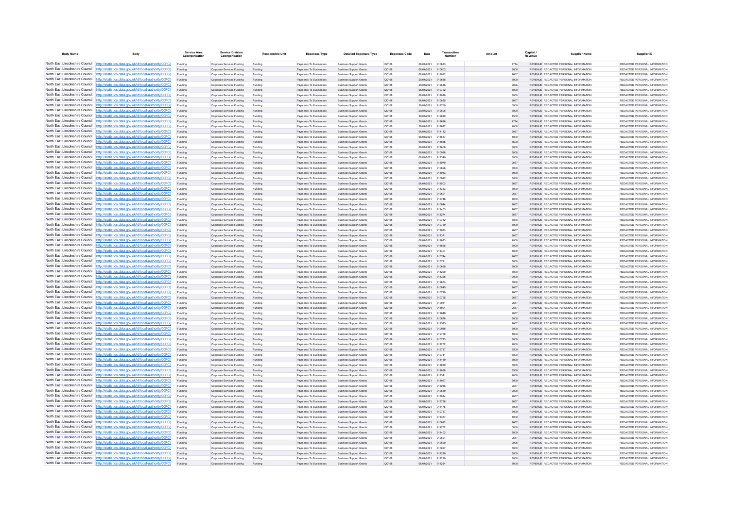| Body Name | Body | Service Area Catergorisation | Service Division Catergorisation | Responsible Unit | Expenses Type | Detailed Expenses Type | Expenses Code | Date | Transaction Number | Amount | Capital / Revenue | Supplier Name | Supplier ID |
|---|---|---|---|---|---|---|---|---|---|---|---|---|---|
| North East Lincolnshire Council | http://statistics.data.gov.uk/id/local-authority/00FC) | Funding | Corporate Services Funding | Funding | Payments To Businesses | Business Support Grants | QC108 | 08/04/2021 | 910633 | 4714 | REVENUE | REDACTED PERSONAL INFORMATION | REDACTED PERSONAL INFORMATION |
| North East Lincolnshire Council | http://statistics.data.gov.uk/id/local-authority/00FC) | Funding | Corporate Services Funding | Funding | Payments To Businesses | Business Support Grants | QC108 | 08/04/2021 | 910603 | 9000 | REVENUE | REDACTED PERSONAL INFORMATION | REDACTED PERSONAL INFORMATION |
| North East Lincolnshire Council | http://statistics.data.gov.uk/id/local-authority/00FC) | Funding | Corporate Services Funding | Funding | Payments To Businesses | Business Support Grants | QC108 | 08/04/2021 | 911082 | 2667 | REVENUE | REDACTED PERSONAL INFORMATION | REDACTED PERSONAL INFORMATION |
| North East Lincolnshire Council | http://statistics.data.gov.uk/id/local-authority/00FC) | Funding | Corporate Services Funding | Funding | Payments To Businesses | Business Support Grants | QC108 | 29/04/2021 | 919688 | 8000 | REVENUE | REDACTED PERSONAL INFORMATION | REDACTED PERSONAL INFORMATION |
| North East Lincolnshire Council | http://statistics.data.gov.uk/id/local-authority/00FC) | Funding | Corporate Services Funding | Funding | Payments To Businesses | Business Support Grants | QC108 | 29/04/2021 | 919618 | 2096 | REVENUE | REDACTED PERSONAL INFORMATION | REDACTED PERSONAL INFORMATION |
| North East Lincolnshire Council | http://statistics.data.gov.uk/id/local-authority/00FC) | Funding | Corporate Services Funding | Funding | Payments To Businesses | Business Support Grants | QC108 | 08/04/2021 | 910722 | 8000 | REVENUE | REDACTED PERSONAL INFORMATION | REDACTED PERSONAL INFORMATION |
| North East Lincolnshire Council | http://statistics.data.gov.uk/id/local-authority/00FC) | Funding | Corporate Services Funding | Funding | Payments To Businesses | Business Support Grants | QC108 | 08/04/2021 | 911010 | 8000 | REVENUE | REDACTED PERSONAL INFORMATION | REDACTED PERSONAL INFORMATION |
| North East Lincolnshire Council | http://statistics.data.gov.uk/id/local-authority/00FC) | Funding | Corporate Services Funding | Funding | Payments To Businesses | Business Support Grants | QC108 | 08/04/2021 | 910885 | 2667 | REVENUE | REDACTED PERSONAL INFORMATION | REDACTED PERSONAL INFORMATION |
| North East Lincolnshire Council | http://statistics.data.gov.uk/id/local-authority/00FC) | Funding | Corporate Services Funding | Funding | Payments To Businesses | Business Support Grants | QC108 | 29/04/2021 | 919760 | 6000 | REVENUE | REDACTED PERSONAL INFORMATION | REDACTED PERSONAL INFORMATION |
| North East Lincolnshire Council | http://statistics.data.gov.uk/id/local-authority/00FC) | Funding | Corporate Services Funding | Funding | Payments To Businesses | Business Support Grants | QC108 | 29/04/2021 | 919606 | 3000 | REVENUE | REDACTED PERSONAL INFORMATION | REDACTED PERSONAL INFORMATION |
| North East Lincolnshire Council | http://statistics.data.gov.uk/id/local-authority/00FC) | Funding | Corporate Services Funding | Funding | Payments To Businesses | Business Support Grants | QC108 | 29/04/2021 | 919610 | 4500 | REVENUE | REDACTED PERSONAL INFORMATION | REDACTED PERSONAL INFORMATION |
| North East Lincolnshire Council | http://statistics.data.gov.uk/id/local-authority/00FC) | Funding | Corporate Services Funding | Funding | Payments To Businesses | Business Support Grants | QC108 | 29/04/2021 | 919626 | 4714 | REVENUE | REDACTED PERSONAL INFORMATION | REDACTED PERSONAL INFORMATION |
| North East Lincolnshire Council | http://statistics.data.gov.uk/id/local-authority/00FC) | Funding | Corporate Services Funding | Funding | Payments To Businesses | Business Support Grants | QC108 | 29/04/2021 | 919612 | 9000 | REVENUE | REDACTED PERSONAL INFORMATION | REDACTED PERSONAL INFORMATION |
| North East Lincolnshire Council | http://statistics.data.gov.uk/id/local-authority/00FC) | Funding | Corporate Services Funding | Funding | Payments To Businesses | Business Support Grants | QC108 | 08/04/2021 | 911112 | 2667 | REVENUE | REDACTED PERSONAL INFORMATION | REDACTED PERSONAL INFORMATION |
| North East Lincolnshire Council | http://statistics.data.gov.uk/id/local-authority/00FC) | Funding | Corporate Services Funding | Funding | Payments To Businesses | Business Support Grants | QC108 | 08/04/2021 | 911667 | 4000 | REVENUE | REDACTED PERSONAL INFORMATION | REDACTED PERSONAL INFORMATION |
| North East Lincolnshire Council | http://statistics.data.gov.uk/id/local-authority/00FC) | Funding | Corporate Services Funding | Funding | Payments To Businesses | Business Support Grants | QC108 | 08/04/2021 | 911885 | 8500 | REVENUE | REDACTED PERSONAL INFORMATION | REDACTED PERSONAL INFORMATION |
| North East Lincolnshire Council | http://statistics.data.gov.uk/id/local-authority/00FC) | Funding | Corporate Services Funding | Funding | Payments To Businesses | Business Support Grants | QC108 | 08/04/2021 | 911606 | 18000 | REVENUE | REDACTED PERSONAL INFORMATION | REDACTED PERSONAL INFORMATION |
| North East Lincolnshire Council | http://statistics.data.gov.uk/id/local-authority/00FC) | Funding | Corporate Services Funding | Funding | Payments To Businesses | Business Support Grants | QC108 | 08/04/2021 | 910928 | 8000 | REVENUE | REDACTED PERSONAL INFORMATION | REDACTED PERSONAL INFORMATION |
| North East Lincolnshire Council | http://statistics.data.gov.uk/id/local-authority/00FC) | Funding | Corporate Services Funding | Funding | Payments To Businesses | Business Support Grants | QC108 | 08/04/2021 | 911340 | 8000 | REVENUE | REDACTED PERSONAL INFORMATION | REDACTED PERSONAL INFORMATION |
| North East Lincolnshire Council | http://statistics.data.gov.uk/id/local-authority/00FC) | Funding | Corporate Services Funding | Funding | Payments To Businesses | Business Support Grants | QC108 | 08/04/2021 | 911070 | 2667 | REVENUE | REDACTED PERSONAL INFORMATION | REDACTED PERSONAL INFORMATION |
| North East Lincolnshire Council | http://statistics.data.gov.uk/id/local-authority/00FC) | Funding | Corporate Services Funding | Funding | Payments To Businesses | Business Support Grants | QC108 | 08/04/2021 | 910898 | 8000 | REVENUE | REDACTED PERSONAL INFORMATION | REDACTED PERSONAL INFORMATION |
| North East Lincolnshire Council | http://statistics.data.gov.uk/id/local-authority/00FC) | Funding | Corporate Services Funding | Funding | Payments To Businesses | Business Support Grants | QC108 | 08/04/2021 | 911083 | 8000 | REVENUE | REDACTED PERSONAL INFORMATION | REDACTED PERSONAL INFORMATION |
| North East Lincolnshire Council | http://statistics.data.gov.uk/id/local-authority/00FC) | Funding | Corporate Services Funding | Funding | Payments To Businesses | Business Support Grants | QC108 | 08/04/2021 | 910922 | 8000 | REVENUE | REDACTED PERSONAL INFORMATION | REDACTED PERSONAL INFORMATION |
| North East Lincolnshire Council | http://statistics.data.gov.uk/id/local-authority/00FC) | Funding | Corporate Services Funding | Funding | Payments To Businesses | Business Support Grants | QC108 | 08/04/2021 | 911503 | 2667 | REVENUE | REDACTED PERSONAL INFORMATION | REDACTED PERSONAL INFORMATION |
| North East Lincolnshire Council | http://statistics.data.gov.uk/id/local-authority/00FC) | Funding | Corporate Services Funding | Funding | Payments To Businesses | Business Support Grants | QC108 | 08/04/2021 | 911353 | 8000 | REVENUE | REDACTED PERSONAL INFORMATION | REDACTED PERSONAL INFORMATION |
| North East Lincolnshire Council | http://statistics.data.gov.uk/id/local-authority/00FC) | Funding | Corporate Services Funding | Funding | Payments To Businesses | Business Support Grants | QC108 | 29/04/2021 | 919691 | 2667 | REVENUE | REDACTED PERSONAL INFORMATION | REDACTED PERSONAL INFORMATION |
| North East Lincolnshire Council | http://statistics.data.gov.uk/id/local-authority/00FC) | Funding | Corporate Services Funding | Funding | Payments To Businesses | Business Support Grants | QC108 | 29/04/2021 | 919748 | 4000 | REVENUE | REDACTED PERSONAL INFORMATION | REDACTED PERSONAL INFORMATION |
| North East Lincolnshire Council | http://statistics.data.gov.uk/id/local-authority/00FC) | Funding | Corporate Services Funding | Funding | Payments To Businesses | Business Support Grants | QC108 | 08/04/2021 | 910844 | 2667 | REVENUE | REDACTED PERSONAL INFORMATION | REDACTED PERSONAL INFORMATION |
| North East Lincolnshire Council | http://statistics.data.gov.uk/id/local-authority/00FC) | Funding | Corporate Services Funding | Funding | Payments To Businesses | Business Support Grants | QC108 | 08/04/2021 | 911403 | 2667 | REVENUE | REDACTED PERSONAL INFORMATION | REDACTED PERSONAL INFORMATION |
| North East Lincolnshire Council | http://statistics.data.gov.uk/id/local-authority/00FC) | Funding | Corporate Services Funding | Funding | Payments To Businesses | Business Support Grants | QC108 | 08/04/2021 | 911274 | 2667 | REVENUE | REDACTED PERSONAL INFORMATION | REDACTED PERSONAL INFORMATION |
| North East Lincolnshire Council | http://statistics.data.gov.uk/id/local-authority/00FC) | Funding | Corporate Services Funding | Funding | Payments To Businesses | Business Support Grants | QC108 | 08/04/2021 | 910782 | 8000 | REVENUE | REDACTED PERSONAL INFORMATION | REDACTED PERSONAL INFORMATION |
| North East Lincolnshire Council | http://statistics.data.gov.uk/id/local-authority/00FC) | Funding | Corporate Services Funding | Funding | Payments To Businesses | Business Support Grants | QC108 | 08/04/2021 | 910769 | 8000 | REVENUE | REDACTED PERSONAL INFORMATION | REDACTED PERSONAL INFORMATION |
| North East Lincolnshire Council | http://statistics.data.gov.uk/id/local-authority/00FC) | Funding | Corporate Services Funding | Funding | Payments To Businesses | Business Support Grants | QC108 | 08/04/2021 | 911033 | 2667 | REVENUE | REDACTED PERSONAL INFORMATION | REDACTED PERSONAL INFORMATION |
| North East Lincolnshire Council | http://statistics.data.gov.uk/id/local-authority/00FC) | Funding | Corporate Services Funding | Funding | Payments To Businesses | Business Support Grants | QC108 | 08/04/2021 | 911371 | 2667 | REVENUE | REDACTED PERSONAL INFORMATION | REDACTED PERSONAL INFORMATION |
| North East Lincolnshire Council | http://statistics.data.gov.uk/id/local-authority/00FC) | Funding | Corporate Services Funding | Funding | Payments To Businesses | Business Support Grants | QC108 | 08/04/2021 | 911683 | 4000 | REVENUE | REDACTED PERSONAL INFORMATION | REDACTED PERSONAL INFORMATION |
| North East Lincolnshire Council | http://statistics.data.gov.uk/id/local-authority/00FC) | Funding | Corporate Services Funding | Funding | Payments To Businesses | Business Support Grants | QC108 | 08/04/2021 | 911655 | 6000 | REVENUE | REDACTED PERSONAL INFORMATION | REDACTED PERSONAL INFORMATION |
| North East Lincolnshire Council | http://statistics.data.gov.uk/id/local-authority/00FC) | Funding | Corporate Services Funding | Funding | Payments To Businesses | Business Support Grants | QC108 | 08/04/2021 | 911304 | 4000 | REVENUE | REDACTED PERSONAL INFORMATION | REDACTED PERSONAL INFORMATION |
| North East Lincolnshire Council | http://statistics.data.gov.uk/id/local-authority/00FC) | Funding | Corporate Services Funding | Funding | Payments To Businesses | Business Support Grants | QC108 | 08/04/2021 | 910744 | 2667 | REVENUE | REDACTED PERSONAL INFORMATION | REDACTED PERSONAL INFORMATION |
| North East Lincolnshire Council | http://statistics.data.gov.uk/id/local-authority/00FC) | Funding | Corporate Services Funding | Funding | Payments To Businesses | Business Support Grants | QC108 | 08/04/2021 | 910721 | 8000 | REVENUE | REDACTED PERSONAL INFORMATION | REDACTED PERSONAL INFORMATION |
| North East Lincolnshire Council | http://statistics.data.gov.uk/id/local-authority/00FC) | Funding | Corporate Services Funding | Funding | Payments To Businesses | Business Support Grants | QC108 | 08/04/2021 | 910698 | 8000 | REVENUE | REDACTED PERSONAL INFORMATION | REDACTED PERSONAL INFORMATION |
| North East Lincolnshire Council | http://statistics.data.gov.uk/id/local-authority/00FC) | Funding | Corporate Services Funding | Funding | Payments To Businesses | Business Support Grants | QC108 | 08/04/2021 | 911220 | 8000 | REVENUE | REDACTED PERSONAL INFORMATION | REDACTED PERSONAL INFORMATION |
| North East Lincolnshire Council | http://statistics.data.gov.uk/id/local-authority/00FC) | Funding | Corporate Services Funding | Funding | Payments To Businesses | Business Support Grants | QC108 | 08/04/2021 | 911356 | 12000 | REVENUE | REDACTED PERSONAL INFORMATION | REDACTED PERSONAL INFORMATION |
| North East Lincolnshire Council | http://statistics.data.gov.uk/id/local-authority/00FC) | Funding | Corporate Services Funding | Funding | Payments To Businesses | Business Support Grants | QC108 | 29/04/2021 | 919663 | 8000 | REVENUE | REDACTED PERSONAL INFORMATION | REDACTED PERSONAL INFORMATION |
| North East Lincolnshire Council | http://statistics.data.gov.uk/id/local-authority/00FC) | Funding | Corporate Services Funding | Funding | Payments To Businesses | Business Support Grants | QC108 | 08/04/2021 | 910845 | 2667 | REVENUE | REDACTED PERSONAL INFORMATION | REDACTED PERSONAL INFORMATION |
| North East Lincolnshire Council | http://statistics.data.gov.uk/id/local-authority/00FC) | Funding | Corporate Services Funding | Funding | Payments To Businesses | Business Support Grants | QC108 | 08/04/2021 | 910799 | 2667 | REVENUE | REDACTED PERSONAL INFORMATION | REDACTED PERSONAL INFORMATION |
| North East Lincolnshire Council | http://statistics.data.gov.uk/id/local-authority/00FC) | Funding | Corporate Services Funding | Funding | Payments To Businesses | Business Support Grants | QC108 | 08/04/2021 | 910765 | 2667 | REVENUE | REDACTED PERSONAL INFORMATION | REDACTED PERSONAL INFORMATION |
| North East Lincolnshire Council | http://statistics.data.gov.uk/id/local-authority/00FC) | Funding | Corporate Services Funding | Funding | Payments To Businesses | Business Support Grants | QC108 | 08/04/2021 | 910981 | 2667 | REVENUE | REDACTED PERSONAL INFORMATION | REDACTED PERSONAL INFORMATION |
| North East Lincolnshire Council | http://statistics.data.gov.uk/id/local-authority/00FC) | Funding | Corporate Services Funding | Funding | Payments To Businesses | Business Support Grants | QC108 | 08/04/2021 | 911004 | 2667 | REVENUE | REDACTED PERSONAL INFORMATION | REDACTED PERSONAL INFORMATION |
| North East Lincolnshire Council | http://statistics.data.gov.uk/id/local-authority/00FC) | Funding | Corporate Services Funding | Funding | Payments To Businesses | Business Support Grants | QC108 | 29/04/2021 | 919649 | 2667 | REVENUE | REDACTED PERSONAL INFORMATION | REDACTED PERSONAL INFORMATION |
| North East Lincolnshire Council | http://statistics.data.gov.uk/id/local-authority/00FC) | Funding | Corporate Services Funding | Funding | Payments To Businesses | Business Support Grants | QC108 | 08/04/2021 | 910876 | 8000 | REVENUE | REDACTED PERSONAL INFORMATION | REDACTED PERSONAL INFORMATION |
| North East Lincolnshire Council | http://statistics.data.gov.uk/id/local-authority/00FC) | Funding | Corporate Services Funding | Funding | Payments To Businesses | Business Support Grants | QC108 | 08/04/2021 | 911515 | 2667 | REVENUE | REDACTED PERSONAL INFORMATION | REDACTED PERSONAL INFORMATION |
| North East Lincolnshire Council | http://statistics.data.gov.uk/id/local-authority/00FC) | Funding | Corporate Services Funding | Funding | Payments To Businesses | Business Support Grants | QC108 | 08/04/2021 | 910916 | 8000 | REVENUE | REDACTED PERSONAL INFORMATION | REDACTED PERSONAL INFORMATION |
| North East Lincolnshire Council | http://statistics.data.gov.uk/id/local-authority/00FC) | Funding | Corporate Services Funding | Funding | Payments To Businesses | Business Support Grants | QC108 | 29/04/2021 | 919758 | 4000 | REVENUE | REDACTED PERSONAL INFORMATION | REDACTED PERSONAL INFORMATION |
| North East Lincolnshire Council | http://statistics.data.gov.uk/id/local-authority/00FC) | Funding | Corporate Services Funding | Funding | Payments To Businesses | Business Support Grants | QC108 | 08/04/2021 | 910773 | 8000 | REVENUE | REDACTED PERSONAL INFORMATION | REDACTED PERSONAL INFORMATION |
| North East Lincolnshire Council | http://statistics.data.gov.uk/id/local-authority/00FC) | Funding | Corporate Services Funding | Funding | Payments To Businesses | Business Support Grants | QC108 | 08/04/2021 | 911252 | 4000 | REVENUE | REDACTED PERSONAL INFORMATION | REDACTED PERSONAL INFORMATION |
| North East Lincolnshire Council | http://statistics.data.gov.uk/id/local-authority/00FC) | Funding | Corporate Services Funding | Funding | Payments To Businesses | Business Support Grants | QC108 | 29/04/2021 | 919787 | 8500 | REVENUE | REDACTED PERSONAL INFORMATION | REDACTED PERSONAL INFORMATION |
| North East Lincolnshire Council | http://statistics.data.gov.uk/id/local-authority/00FC) | Funding | Corporate Services Funding | Funding | Payments To Businesses | Business Support Grants | QC108 | 29/04/2021 | 919741 | 18000 | REVENUE | REDACTED PERSONAL INFORMATION | REDACTED PERSONAL INFORMATION |
| North East Lincolnshire Council | http://statistics.data.gov.uk/id/local-authority/00FC) | Funding | Corporate Services Funding | Funding | Payments To Businesses | Business Support Grants | QC108 | 08/04/2021 | 911419 | 8000 | REVENUE | REDACTED PERSONAL INFORMATION | REDACTED PERSONAL INFORMATION |
| North East Lincolnshire Council | http://statistics.data.gov.uk/id/local-authority/00FC) | Funding | Corporate Services Funding | Funding | Payments To Businesses | Business Support Grants | QC108 | 08/04/2021 | 911080 | 8000 | REVENUE | REDACTED PERSONAL INFORMATION | REDACTED PERSONAL INFORMATION |
| North East Lincolnshire Council | http://statistics.data.gov.uk/id/local-authority/00FC) | Funding | Corporate Services Funding | Funding | Payments To Businesses | Business Support Grants | QC108 | 08/04/2021 | 911838 | 8500 | REVENUE | REDACTED PERSONAL INFORMATION | REDACTED PERSONAL INFORMATION |
| North East Lincolnshire Council | http://statistics.data.gov.uk/id/local-authority/00FC) | Funding | Corporate Services Funding | Funding | Payments To Businesses | Business Support Grants | QC108 | 08/04/2021 | 911341 | 12000 | REVENUE | REDACTED PERSONAL INFORMATION | REDACTED PERSONAL INFORMATION |
| North East Lincolnshire Council | http://statistics.data.gov.uk/id/local-authority/00FC) | Funding | Corporate Services Funding | Funding | Payments To Businesses | Business Support Grants | QC108 | 08/04/2021 | 911027 | 8000 | REVENUE | REDACTED PERSONAL INFORMATION | REDACTED PERSONAL INFORMATION |
| North East Lincolnshire Council | http://statistics.data.gov.uk/id/local-authority/00FC) | Funding | Corporate Services Funding | Funding | Payments To Businesses | Business Support Grants | QC108 | 08/04/2021 | 911216 | 2667 | REVENUE | REDACTED PERSONAL INFORMATION | REDACTED PERSONAL INFORMATION |
| North East Lincolnshire Council | http://statistics.data.gov.uk/id/local-authority/00FC) | Funding | Corporate Services Funding | Funding | Payments To Businesses | Business Support Grants | QC108 | 29/04/2021 | 919659 | 12000 | REVENUE | REDACTED PERSONAL INFORMATION | REDACTED PERSONAL INFORMATION |
| North East Lincolnshire Council | http://statistics.data.gov.uk/id/local-authority/00FC) | Funding | Corporate Services Funding | Funding | Payments To Businesses | Business Support Grants | QC108 | 08/04/2021 | 911014 | 2667 | REVENUE | REDACTED PERSONAL INFORMATION | REDACTED PERSONAL INFORMATION |
| North East Lincolnshire Council | http://statistics.data.gov.uk/id/local-authority/00FC) | Funding | Corporate Services Funding | Funding | Payments To Businesses | Business Support Grants | QC108 | 29/04/2021 | 919726 | 2667 | REVENUE | REDACTED PERSONAL INFORMATION | REDACTED PERSONAL INFORMATION |
| North East Lincolnshire Council | http://statistics.data.gov.uk/id/local-authority/00FC) | Funding | Corporate Services Funding | Funding | Payments To Businesses | Business Support Grants | QC108 | 08/04/2021 | 911475 | 8000 | REVENUE | REDACTED PERSONAL INFORMATION | REDACTED PERSONAL INFORMATION |
| North East Lincolnshire Council | http://statistics.data.gov.uk/id/local-authority/00FC) | Funding | Corporate Services Funding | Funding | Payments To Businesses | Business Support Grants | QC108 | 08/04/2021 | 910737 | 8000 | REVENUE | REDACTED PERSONAL INFORMATION | REDACTED PERSONAL INFORMATION |
| North East Lincolnshire Council | http://statistics.data.gov.uk/id/local-authority/00FC) | Funding | Corporate Services Funding | Funding | Payments To Businesses | Business Support Grants | QC108 | 08/04/2021 | 911337 | 4000 | REVENUE | REDACTED PERSONAL INFORMATION | REDACTED PERSONAL INFORMATION |
| North East Lincolnshire Council | http://statistics.data.gov.uk/id/local-authority/00FC) | Funding | Corporate Services Funding | Funding | Payments To Businesses | Business Support Grants | QC108 | 08/04/2021 | 910692 | 2667 | REVENUE | REDACTED PERSONAL INFORMATION | REDACTED PERSONAL INFORMATION |
| North East Lincolnshire Council | http://statistics.data.gov.uk/id/local-authority/00FC) | Funding | Corporate Services Funding | Funding | Payments To Businesses | Business Support Grants | QC108 | 29/04/2021 | 919752 | 6000 | REVENUE | REDACTED PERSONAL INFORMATION | REDACTED PERSONAL INFORMATION |
| North East Lincolnshire Council | http://statistics.data.gov.uk/id/local-authority/00FC) | Funding | Corporate Services Funding | Funding | Payments To Businesses | Business Support Grants | QC108 | 08/04/2021 | 911402 | 8000 | REVENUE | REDACTED PERSONAL INFORMATION | REDACTED PERSONAL INFORMATION |
| North East Lincolnshire Council | http://statistics.data.gov.uk/id/local-authority/00FC) | Funding | Corporate Services Funding | Funding | Payments To Businesses | Business Support Grants | QC108 | 29/04/2021 | 919694 | 2667 | REVENUE | REDACTED PERSONAL INFORMATION | REDACTED PERSONAL INFORMATION |
| North East Lincolnshire Council | http://statistics.data.gov.uk/id/local-authority/00FC) | Funding | Corporate Services Funding | Funding | Payments To Businesses | Business Support Grants | QC108 | 29/04/2021 | 919620 | 2096 | REVENUE | REDACTED PERSONAL INFORMATION | REDACTED PERSONAL INFORMATION |
| North East Lincolnshire Council | http://statistics.data.gov.uk/id/local-authority/00FC) | Funding | Corporate Services Funding | Funding | Payments To Businesses | Business Support Grants | QC108 | 08/04/2021 | 910827 | 8000 | REVENUE | REDACTED PERSONAL INFORMATION | REDACTED PERSONAL INFORMATION |
| North East Lincolnshire Council | http://statistics.data.gov.uk/id/local-authority/00FC) | Funding | Corporate Services Funding | Funding | Payments To Businesses | Business Support Grants | QC108 | 08/04/2021 | 911210 | 8000 | REVENUE | REDACTED PERSONAL INFORMATION | REDACTED PERSONAL INFORMATION |
| North East Lincolnshire Council | http://statistics.data.gov.uk/id/local-authority/00FC) | Funding | Corporate Services Funding | Funding | Payments To Businesses | Business Support Grants | QC108 | 08/04/2021 | 911290 | 8000 | REVENUE | REDACTED PERSONAL INFORMATION | REDACTED PERSONAL INFORMATION |
| North East Lincolnshire Council | http://statistics.data.gov.uk/id/local-authority/00FC) | Funding | Corporate Services Funding | Funding | Payments To Businesses | Business Support Grants | QC108 | 08/04/2021 | 911284 | 8000 | REVENUE | REDACTED PERSONAL INFORMATION | REDACTED PERSONAL INFORMATION |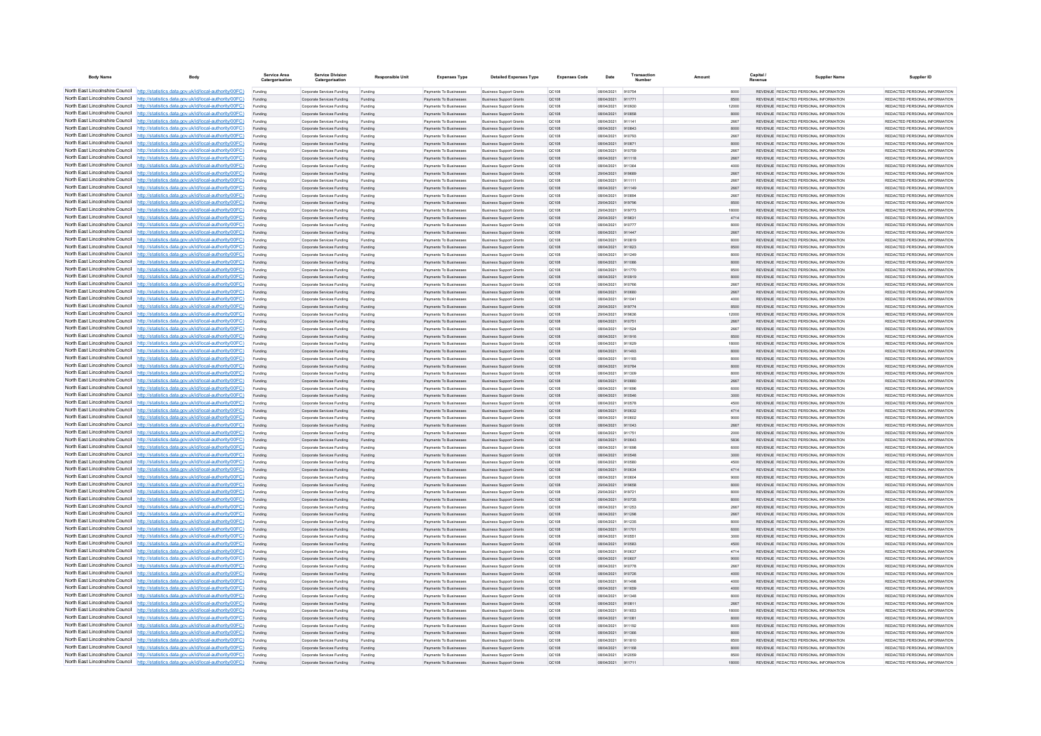| Body Name | Body | Service Area Catergorisation | Service Division Catergorisation | Responsible Unit | Expenses Type | Detailed Expenses Type | Expenses Code | Date | Transaction Number | Amount | Capital / Revenue | Supplier Name | Supplier ID |
|---|---|---|---|---|---|---|---|---|---|---|---|---|---|
| North East Lincolnshire Council | http://statistics.data.gov.uk/id/local-authority/00FC) | Funding | Corporate Services Funding | Funding | Payments To Businesses | Business Support Grants | QC108 | 08/04/2021 | 910754 | 8000 | REVENUE | REDACTED PERSONAL INFORMATION | REDACTED PERSONAL INFORMATION |
| North East Lincolnshire Council | http://statistics.data.gov.uk/id/local-authority/00FC) | Funding | Corporate Services Funding | Funding | Payments To Businesses | Business Support Grants | QC108 | 08/04/2021 | 911771 | 8500 | REVENUE | REDACTED PERSONAL INFORMATION | REDACTED PERSONAL INFORMATION |
| North East Lincolnshire Council | http://statistics.data.gov.uk/id/local-authority/00FC) | Funding | Corporate Services Funding | Funding | Payments To Businesses | Business Support Grants | QC108 | 08/04/2021 | 910930 | 12000 | REVENUE | REDACTED PERSONAL INFORMATION | REDACTED PERSONAL INFORMATION |
| North East Lincolnshire Council | http://statistics.data.gov.uk/id/local-authority/00FC) | Funding | Corporate Services Funding | Funding | Payments To Businesses | Business Support Grants | QC108 | 08/04/2021 | 910858 | 8000 | REVENUE | REDACTED PERSONAL INFORMATION | REDACTED PERSONAL INFORMATION |
| North East Lincolnshire Council | http://statistics.data.gov.uk/id/local-authority/00FC) | Funding | Corporate Services Funding | Funding | Payments To Businesses | Business Support Grants | QC108 | 08/04/2021 | 911141 | 2667 | REVENUE | REDACTED PERSONAL INFORMATION | REDACTED PERSONAL INFORMATION |
| North East Lincolnshire Council | http://statistics.data.gov.uk/id/local-authority/00FC) | Funding | Corporate Services Funding | Funding | Payments To Businesses | Business Support Grants | QC108 | 08/04/2021 | 910843 | 8000 | REVENUE | REDACTED PERSONAL INFORMATION | REDACTED PERSONAL INFORMATION |
| North East Lincolnshire Council | http://statistics.data.gov.uk/id/local-authority/00FC) | Funding | Corporate Services Funding | Funding | Payments To Businesses | Business Support Grants | QC108 | 08/04/2021 | 910793 | 2667 | REVENUE | REDACTED PERSONAL INFORMATION | REDACTED PERSONAL INFORMATION |
| North East Lincolnshire Council | http://statistics.data.gov.uk/id/local-authority/00FC) | Funding | Corporate Services Funding | Funding | Payments To Businesses | Business Support Grants | QC108 | 08/04/2021 | 910871 | 8000 | REVENUE | REDACTED PERSONAL INFORMATION | REDACTED PERSONAL INFORMATION |
| North East Lincolnshire Council | http://statistics.data.gov.uk/id/local-authority/00FC) | Funding | Corporate Services Funding | Funding | Payments To Businesses | Business Support Grants | QC108 | 08/04/2021 | 910759 | 2667 | REVENUE | REDACTED PERSONAL INFORMATION | REDACTED PERSONAL INFORMATION |
| North East Lincolnshire Council | http://statistics.data.gov.uk/id/local-authority/00FC) | Funding | Corporate Services Funding | Funding | Payments To Businesses | Business Support Grants | QC108 | 08/04/2021 | 911118 | 2667 | REVENUE | REDACTED PERSONAL INFORMATION | REDACTED PERSONAL INFORMATION |
| North East Lincolnshire Council | http://statistics.data.gov.uk/id/local-authority/00FC) | Funding | Corporate Services Funding | Funding | Payments To Businesses | Business Support Grants | QC108 | 08/04/2021 | 911364 | 4000 | REVENUE | REDACTED PERSONAL INFORMATION | REDACTED PERSONAL INFORMATION |
| North East Lincolnshire Council | http://statistics.data.gov.uk/id/local-authority/00FC) | Funding | Corporate Services Funding | Funding | Payments To Businesses | Business Support Grants | QC108 | 29/04/2021 | 919689 | 2667 | REVENUE | REDACTED PERSONAL INFORMATION | REDACTED PERSONAL INFORMATION |
| North East Lincolnshire Council | http://statistics.data.gov.uk/id/local-authority/00FC) | Funding | Corporate Services Funding | Funding | Payments To Businesses | Business Support Grants | QC108 | 08/04/2021 | 911111 | 2667 | REVENUE | REDACTED PERSONAL INFORMATION | REDACTED PERSONAL INFORMATION |
| North East Lincolnshire Council | http://statistics.data.gov.uk/id/local-authority/00FC) | Funding | Corporate Services Funding | Funding | Payments To Businesses | Business Support Grants | QC108 | 08/04/2021 | 911149 | 2667 | REVENUE | REDACTED PERSONAL INFORMATION | REDACTED PERSONAL INFORMATION |
| North East Lincolnshire Council | http://statistics.data.gov.uk/id/local-authority/00FC) | Funding | Corporate Services Funding | Funding | Payments To Businesses | Business Support Grants | QC108 | 08/04/2021 | 910894 | 2667 | REVENUE | REDACTED PERSONAL INFORMATION | REDACTED PERSONAL INFORMATION |
| North East Lincolnshire Council | http://statistics.data.gov.uk/id/local-authority/00FC) | Funding | Corporate Services Funding | Funding | Payments To Businesses | Business Support Grants | QC108 | 29/04/2021 | 919796 | 8500 | REVENUE | REDACTED PERSONAL INFORMATION | REDACTED PERSONAL INFORMATION |
| North East Lincolnshire Council | http://statistics.data.gov.uk/id/local-authority/00FC) | Funding | Corporate Services Funding | Funding | Payments To Businesses | Business Support Grants | QC108 | 29/04/2021 | 919773 | 18000 | REVENUE | REDACTED PERSONAL INFORMATION | REDACTED PERSONAL INFORMATION |
| North East Lincolnshire Council | http://statistics.data.gov.uk/id/local-authority/00FC) | Funding | Corporate Services Funding | Funding | Payments To Businesses | Business Support Grants | QC108 | 29/04/2021 | 919631 | 4714 | REVENUE | REDACTED PERSONAL INFORMATION | REDACTED PERSONAL INFORMATION |
| North East Lincolnshire Council | http://statistics.data.gov.uk/id/local-authority/00FC) | Funding | Corporate Services Funding | Funding | Payments To Businesses | Business Support Grants | QC108 | 08/04/2021 | 910777 | 8000 | REVENUE | REDACTED PERSONAL INFORMATION | REDACTED PERSONAL INFORMATION |
| North East Lincolnshire Council | http://statistics.data.gov.uk/id/local-authority/00FC) | Funding | Corporate Services Funding | Funding | Payments To Businesses | Business Support Grants | QC108 | 08/04/2021 | 911447 | 2667 | REVENUE | REDACTED PERSONAL INFORMATION | REDACTED PERSONAL INFORMATION |
| North East Lincolnshire Council | http://statistics.data.gov.uk/id/local-authority/00FC) | Funding | Corporate Services Funding | Funding | Payments To Businesses | Business Support Grants | QC108 | 08/04/2021 | 910819 | 8000 | REVENUE | REDACTED PERSONAL INFORMATION | REDACTED PERSONAL INFORMATION |
| North East Lincolnshire Council | http://statistics.data.gov.uk/id/local-authority/00FC) | Funding | Corporate Services Funding | Funding | Payments To Businesses | Business Support Grants | QC108 | 08/04/2021 | 911823 | 8500 | REVENUE | REDACTED PERSONAL INFORMATION | REDACTED PERSONAL INFORMATION |
| North East Lincolnshire Council | http://statistics.data.gov.uk/id/local-authority/00FC) | Funding | Corporate Services Funding | Funding | Payments To Businesses | Business Support Grants | QC108 | 08/04/2021 | 911249 | 8000 | REVENUE | REDACTED PERSONAL INFORMATION | REDACTED PERSONAL INFORMATION |
| North East Lincolnshire Council | http://statistics.data.gov.uk/id/local-authority/00FC) | Funding | Corporate Services Funding | Funding | Payments To Businesses | Business Support Grants | QC108 | 08/04/2021 | 911088 | 8000 | REVENUE | REDACTED PERSONAL INFORMATION | REDACTED PERSONAL INFORMATION |
| North East Lincolnshire Council | http://statistics.data.gov.uk/id/local-authority/00FC) | Funding | Corporate Services Funding | Funding | Payments To Businesses | Business Support Grants | QC108 | 08/04/2021 | 911770 | 8500 | REVENUE | REDACTED PERSONAL INFORMATION | REDACTED PERSONAL INFORMATION |
| North East Lincolnshire Council | http://statistics.data.gov.uk/id/local-authority/00FC) | Funding | Corporate Services Funding | Funding | Payments To Businesses | Business Support Grants | QC108 | 08/04/2021 | 910919 | 8000 | REVENUE | REDACTED PERSONAL INFORMATION | REDACTED PERSONAL INFORMATION |
| North East Lincolnshire Council | http://statistics.data.gov.uk/id/local-authority/00FC) | Funding | Corporate Services Funding | Funding | Payments To Businesses | Business Support Grants | QC108 | 08/04/2021 | 910766 | 2667 | REVENUE | REDACTED PERSONAL INFORMATION | REDACTED PERSONAL INFORMATION |
| North East Lincolnshire Council | http://statistics.data.gov.uk/id/local-authority/00FC) | Funding | Corporate Services Funding | Funding | Payments To Businesses | Business Support Grants | QC108 | 08/04/2021 | 910680 | 2667 | REVENUE | REDACTED PERSONAL INFORMATION | REDACTED PERSONAL INFORMATION |
| North East Lincolnshire Council | http://statistics.data.gov.uk/id/local-authority/00FC) | Funding | Corporate Services Funding | Funding | Payments To Businesses | Business Support Grants | QC108 | 08/04/2021 | 911041 | 4000 | REVENUE | REDACTED PERSONAL INFORMATION | REDACTED PERSONAL INFORMATION |
| North East Lincolnshire Council | http://statistics.data.gov.uk/id/local-authority/00FC) | Funding | Corporate Services Funding | Funding | Payments To Businesses | Business Support Grants | QC108 | 29/04/2021 | 919774 | 8500 | REVENUE | REDACTED PERSONAL INFORMATION | REDACTED PERSONAL INFORMATION |
| North East Lincolnshire Council | http://statistics.data.gov.uk/id/local-authority/00FC) | Funding | Corporate Services Funding | Funding | Payments To Businesses | Business Support Grants | QC108 | 29/04/2021 | 919636 | 12000 | REVENUE | REDACTED PERSONAL INFORMATION | REDACTED PERSONAL INFORMATION |
| North East Lincolnshire Council | http://statistics.data.gov.uk/id/local-authority/00FC) | Funding | Corporate Services Funding | Funding | Payments To Businesses | Business Support Grants | QC108 | 08/04/2021 | 910751 | 2667 | REVENUE | REDACTED PERSONAL INFORMATION | REDACTED PERSONAL INFORMATION |
| North East Lincolnshire Council | http://statistics.data.gov.uk/id/local-authority/00FC) | Funding | Corporate Services Funding | Funding | Payments To Businesses | Business Support Grants | QC108 | 08/04/2021 | 911524 | 2667 | REVENUE | REDACTED PERSONAL INFORMATION | REDACTED PERSONAL INFORMATION |
| North East Lincolnshire Council | http://statistics.data.gov.uk/id/local-authority/00FC) | Funding | Corporate Services Funding | Funding | Payments To Businesses | Business Support Grants | QC108 | 08/04/2021 | 911916 | 8500 | REVENUE | REDACTED PERSONAL INFORMATION | REDACTED PERSONAL INFORMATION |
| North East Lincolnshire Council | http://statistics.data.gov.uk/id/local-authority/00FC) | Funding | Corporate Services Funding | Funding | Payments To Businesses | Business Support Grants | QC108 | 08/04/2021 | 911629 | 18000 | REVENUE | REDACTED PERSONAL INFORMATION | REDACTED PERSONAL INFORMATION |
| North East Lincolnshire Council | http://statistics.data.gov.uk/id/local-authority/00FC) | Funding | Corporate Services Funding | Funding | Payments To Businesses | Business Support Grants | QC108 | 08/04/2021 | 911493 | 8000 | REVENUE | REDACTED PERSONAL INFORMATION | REDACTED PERSONAL INFORMATION |
| North East Lincolnshire Council | http://statistics.data.gov.uk/id/local-authority/00FC) | Funding | Corporate Services Funding | Funding | Payments To Businesses | Business Support Grants | QC108 | 08/04/2021 | 911165 | 8000 | REVENUE | REDACTED PERSONAL INFORMATION | REDACTED PERSONAL INFORMATION |
| North East Lincolnshire Council | http://statistics.data.gov.uk/id/local-authority/00FC) | Funding | Corporate Services Funding | Funding | Payments To Businesses | Business Support Grants | QC108 | 08/04/2021 | 910784 | 8000 | REVENUE | REDACTED PERSONAL INFORMATION | REDACTED PERSONAL INFORMATION |
| North East Lincolnshire Council | http://statistics.data.gov.uk/id/local-authority/00FC) | Funding | Corporate Services Funding | Funding | Payments To Businesses | Business Support Grants | QC108 | 08/04/2021 | 911309 | 8000 | REVENUE | REDACTED PERSONAL INFORMATION | REDACTED PERSONAL INFORMATION |
| North East Lincolnshire Council | http://statistics.data.gov.uk/id/local-authority/00FC) | Funding | Corporate Services Funding | Funding | Payments To Businesses | Business Support Grants | QC108 | 08/04/2021 | 910880 | 2667 | REVENUE | REDACTED PERSONAL INFORMATION | REDACTED PERSONAL INFORMATION |
| North East Lincolnshire Council | http://statistics.data.gov.uk/id/local-authority/00FC) | Funding | Corporate Services Funding | Funding | Payments To Businesses | Business Support Grants | QC108 | 08/04/2021 | 911696 | 6000 | REVENUE | REDACTED PERSONAL INFORMATION | REDACTED PERSONAL INFORMATION |
| North East Lincolnshire Council | http://statistics.data.gov.uk/id/local-authority/00FC) | Funding | Corporate Services Funding | Funding | Payments To Businesses | Business Support Grants | QC108 | 08/04/2021 | 910546 | 3000 | REVENUE | REDACTED PERSONAL INFORMATION | REDACTED PERSONAL INFORMATION |
| North East Lincolnshire Council | http://statistics.data.gov.uk/id/local-authority/00FC) | Funding | Corporate Services Funding | Funding | Payments To Businesses | Business Support Grants | QC108 | 08/04/2021 | 910578 | 4500 | REVENUE | REDACTED PERSONAL INFORMATION | REDACTED PERSONAL INFORMATION |
| North East Lincolnshire Council | http://statistics.data.gov.uk/id/local-authority/00FC) | Funding | Corporate Services Funding | Funding | Payments To Businesses | Business Support Grants | QC108 | 08/04/2021 | 910632 | 4714 | REVENUE | REDACTED PERSONAL INFORMATION | REDACTED PERSONAL INFORMATION |
| North East Lincolnshire Council | http://statistics.data.gov.uk/id/local-authority/00FC) | Funding | Corporate Services Funding | Funding | Payments To Businesses | Business Support Grants | QC108 | 08/04/2021 | 910602 | 9000 | REVENUE | REDACTED PERSONAL INFORMATION | REDACTED PERSONAL INFORMATION |
| North East Lincolnshire Council | http://statistics.data.gov.uk/id/local-authority/00FC) | Funding | Corporate Services Funding | Funding | Payments To Businesses | Business Support Grants | QC108 | 08/04/2021 | 911043 | 2667 | REVENUE | REDACTED PERSONAL INFORMATION | REDACTED PERSONAL INFORMATION |
| North East Lincolnshire Council | http://statistics.data.gov.uk/id/local-authority/00FC) | Funding | Corporate Services Funding | Funding | Payments To Businesses | Business Support Grants | QC108 | 08/04/2021 | 911751 | 2000 | REVENUE | REDACTED PERSONAL INFORMATION | REDACTED PERSONAL INFORMATION |
| North East Lincolnshire Council | http://statistics.data.gov.uk/id/local-authority/00FC) | Funding | Corporate Services Funding | Funding | Payments To Businesses | Business Support Grants | QC108 | 08/04/2021 | 910643 | 5836 | REVENUE | REDACTED PERSONAL INFORMATION | REDACTED PERSONAL INFORMATION |
| North East Lincolnshire Council | http://statistics.data.gov.uk/id/local-authority/00FC) | Funding | Corporate Services Funding | Funding | Payments To Businesses | Business Support Grants | QC108 | 08/04/2021 | 911698 | 6000 | REVENUE | REDACTED PERSONAL INFORMATION | REDACTED PERSONAL INFORMATION |
| North East Lincolnshire Council | http://statistics.data.gov.uk/id/local-authority/00FC) | Funding | Corporate Services Funding | Funding | Payments To Businesses | Business Support Grants | QC108 | 08/04/2021 | 910548 | 3000 | REVENUE | REDACTED PERSONAL INFORMATION | REDACTED PERSONAL INFORMATION |
| North East Lincolnshire Council | http://statistics.data.gov.uk/id/local-authority/00FC) | Funding | Corporate Services Funding | Funding | Payments To Businesses | Business Support Grants | QC108 | 08/04/2021 | 910580 | 4500 | REVENUE | REDACTED PERSONAL INFORMATION | REDACTED PERSONAL INFORMATION |
| North East Lincolnshire Council | http://statistics.data.gov.uk/id/local-authority/00FC) | Funding | Corporate Services Funding | Funding | Payments To Businesses | Business Support Grants | QC108 | 08/04/2021 | 910634 | 4714 | REVENUE | REDACTED PERSONAL INFORMATION | REDACTED PERSONAL INFORMATION |
| North East Lincolnshire Council | http://statistics.data.gov.uk/id/local-authority/00FC) | Funding | Corporate Services Funding | Funding | Payments To Businesses | Business Support Grants | QC108 | 08/04/2021 | 910604 | 9000 | REVENUE | REDACTED PERSONAL INFORMATION | REDACTED PERSONAL INFORMATION |
| North East Lincolnshire Council | http://statistics.data.gov.uk/id/local-authority/00FC) | Funding | Corporate Services Funding | Funding | Payments To Businesses | Business Support Grants | QC108 | 29/04/2021 | 919658 | 8000 | REVENUE | REDACTED PERSONAL INFORMATION | REDACTED PERSONAL INFORMATION |
| North East Lincolnshire Council | http://statistics.data.gov.uk/id/local-authority/00FC) | Funding | Corporate Services Funding | Funding | Payments To Businesses | Business Support Grants | QC108 | 29/04/2021 | 919721 | 8000 | REVENUE | REDACTED PERSONAL INFORMATION | REDACTED PERSONAL INFORMATION |
| North East Lincolnshire Council | http://statistics.data.gov.uk/id/local-authority/00FC) | Funding | Corporate Services Funding | Funding | Payments To Businesses | Business Support Grants | QC108 | 08/04/2021 | 910735 | 8000 | REVENUE | REDACTED PERSONAL INFORMATION | REDACTED PERSONAL INFORMATION |
| North East Lincolnshire Council | http://statistics.data.gov.uk/id/local-authority/00FC) | Funding | Corporate Services Funding | Funding | Payments To Businesses | Business Support Grants | QC108 | 08/04/2021 | 911253 | 2667 | REVENUE | REDACTED PERSONAL INFORMATION | REDACTED PERSONAL INFORMATION |
| North East Lincolnshire Council | http://statistics.data.gov.uk/id/local-authority/00FC) | Funding | Corporate Services Funding | Funding | Payments To Businesses | Business Support Grants | QC108 | 08/04/2021 | 911298 | 2667 | REVENUE | REDACTED PERSONAL INFORMATION | REDACTED PERSONAL INFORMATION |
| North East Lincolnshire Council | http://statistics.data.gov.uk/id/local-authority/00FC) | Funding | Corporate Services Funding | Funding | Payments To Businesses | Business Support Grants | QC108 | 08/04/2021 | 911235 | 8000 | REVENUE | REDACTED PERSONAL INFORMATION | REDACTED PERSONAL INFORMATION |
| North East Lincolnshire Council | http://statistics.data.gov.uk/id/local-authority/00FC) | Funding | Corporate Services Funding | Funding | Payments To Businesses | Business Support Grants | QC108 | 08/04/2021 | 911701 | 6000 | REVENUE | REDACTED PERSONAL INFORMATION | REDACTED PERSONAL INFORMATION |
| North East Lincolnshire Council | http://statistics.data.gov.uk/id/local-authority/00FC) | Funding | Corporate Services Funding | Funding | Payments To Businesses | Business Support Grants | QC108 | 08/04/2021 | 910551 | 3000 | REVENUE | REDACTED PERSONAL INFORMATION | REDACTED PERSONAL INFORMATION |
| North East Lincolnshire Council | http://statistics.data.gov.uk/id/local-authority/00FC) | Funding | Corporate Services Funding | Funding | Payments To Businesses | Business Support Grants | QC108 | 08/04/2021 | 910583 | 4500 | REVENUE | REDACTED PERSONAL INFORMATION | REDACTED PERSONAL INFORMATION |
| North East Lincolnshire Council | http://statistics.data.gov.uk/id/local-authority/00FC) | Funding | Corporate Services Funding | Funding | Payments To Businesses | Business Support Grants | QC108 | 08/04/2021 | 910637 | 4714 | REVENUE | REDACTED PERSONAL INFORMATION | REDACTED PERSONAL INFORMATION |
| North East Lincolnshire Council | http://statistics.data.gov.uk/id/local-authority/00FC) | Funding | Corporate Services Funding | Funding | Payments To Businesses | Business Support Grants | QC108 | 08/04/2021 | 910607 | 9000 | REVENUE | REDACTED PERSONAL INFORMATION | REDACTED PERSONAL INFORMATION |
| North East Lincolnshire Council | http://statistics.data.gov.uk/id/local-authority/00FC) | Funding | Corporate Services Funding | Funding | Payments To Businesses | Business Support Grants | QC108 | 08/04/2021 | 910778 | 2667 | REVENUE | REDACTED PERSONAL INFORMATION | REDACTED PERSONAL INFORMATION |
| North East Lincolnshire Council | http://statistics.data.gov.uk/id/local-authority/00FC) | Funding | Corporate Services Funding | Funding | Payments To Businesses | Business Support Grants | QC108 | 08/04/2021 | 910726 | 4000 | REVENUE | REDACTED PERSONAL INFORMATION | REDACTED PERSONAL INFORMATION |
| North East Lincolnshire Council | http://statistics.data.gov.uk/id/local-authority/00FC) | Funding | Corporate Services Funding | Funding | Payments To Businesses | Business Support Grants | QC108 | 08/04/2021 | 911498 | 4000 | REVENUE | REDACTED PERSONAL INFORMATION | REDACTED PERSONAL INFORMATION |
| North East Lincolnshire Council | http://statistics.data.gov.uk/id/local-authority/00FC) | Funding | Corporate Services Funding | Funding | Payments To Businesses | Business Support Grants | QC108 | 08/04/2021 | 911659 | 4000 | REVENUE | REDACTED PERSONAL INFORMATION | REDACTED PERSONAL INFORMATION |
| North East Lincolnshire Council | http://statistics.data.gov.uk/id/local-authority/00FC) | Funding | Corporate Services Funding | Funding | Payments To Businesses | Business Support Grants | QC108 | 08/04/2021 | 911348 | 8000 | REVENUE | REDACTED PERSONAL INFORMATION | REDACTED PERSONAL INFORMATION |
| North East Lincolnshire Council | http://statistics.data.gov.uk/id/local-authority/00FC) | Funding | Corporate Services Funding | Funding | Payments To Businesses | Business Support Grants | QC108 | 08/04/2021 | 910811 | 2667 | REVENUE | REDACTED PERSONAL INFORMATION | REDACTED PERSONAL INFORMATION |
| North East Lincolnshire Council | http://statistics.data.gov.uk/id/local-authority/00FC) | Funding | Corporate Services Funding | Funding | Payments To Businesses | Business Support Grants | QC108 | 08/04/2021 | 911653 | 18000 | REVENUE | REDACTED PERSONAL INFORMATION | REDACTED PERSONAL INFORMATION |
| North East Lincolnshire Council | http://statistics.data.gov.uk/id/local-authority/00FC) | Funding | Corporate Services Funding | Funding | Payments To Businesses | Business Support Grants | QC108 | 08/04/2021 | 911081 | 8000 | REVENUE | REDACTED PERSONAL INFORMATION | REDACTED PERSONAL INFORMATION |
| North East Lincolnshire Council | http://statistics.data.gov.uk/id/local-authority/00FC) | Funding | Corporate Services Funding | Funding | Payments To Businesses | Business Support Grants | QC108 | 08/04/2021 | 911192 | 8000 | REVENUE | REDACTED PERSONAL INFORMATION | REDACTED PERSONAL INFORMATION |
| North East Lincolnshire Council | http://statistics.data.gov.uk/id/local-authority/00FC) | Funding | Corporate Services Funding | Funding | Payments To Businesses | Business Support Grants | QC108 | 08/04/2021 | 911366 | 8000 | REVENUE | REDACTED PERSONAL INFORMATION | REDACTED PERSONAL INFORMATION |
| North East Lincolnshire Council | http://statistics.data.gov.uk/id/local-authority/00FC) | Funding | Corporate Services Funding | Funding | Payments To Businesses | Business Support Grants | QC108 | 08/04/2021 | 911810 | 8500 | REVENUE | REDACTED PERSONAL INFORMATION | REDACTED PERSONAL INFORMATION |
| North East Lincolnshire Council | http://statistics.data.gov.uk/id/local-authority/00FC) | Funding | Corporate Services Funding | Funding | Payments To Businesses | Business Support Grants | QC108 | 08/04/2021 | 911168 | 8000 | REVENUE | REDACTED PERSONAL INFORMATION | REDACTED PERSONAL INFORMATION |
| North East Lincolnshire Council | http://statistics.data.gov.uk/id/local-authority/00FC) | Funding | Corporate Services Funding | Funding | Payments To Businesses | Business Support Grants | QC108 | 08/04/2021 | 912059 | 8500 | REVENUE | REDACTED PERSONAL INFORMATION | REDACTED PERSONAL INFORMATION |
| North East Lincolnshire Council | http://statistics.data.gov.uk/id/local-authority/00FC) | Funding | Corporate Services Funding | Funding | Payments To Businesses | Business Support Grants | QC108 | 08/04/2021 | 911711 | 18000 | REVENUE | REDACTED PERSONAL INFORMATION | REDACTED PERSONAL INFORMATION |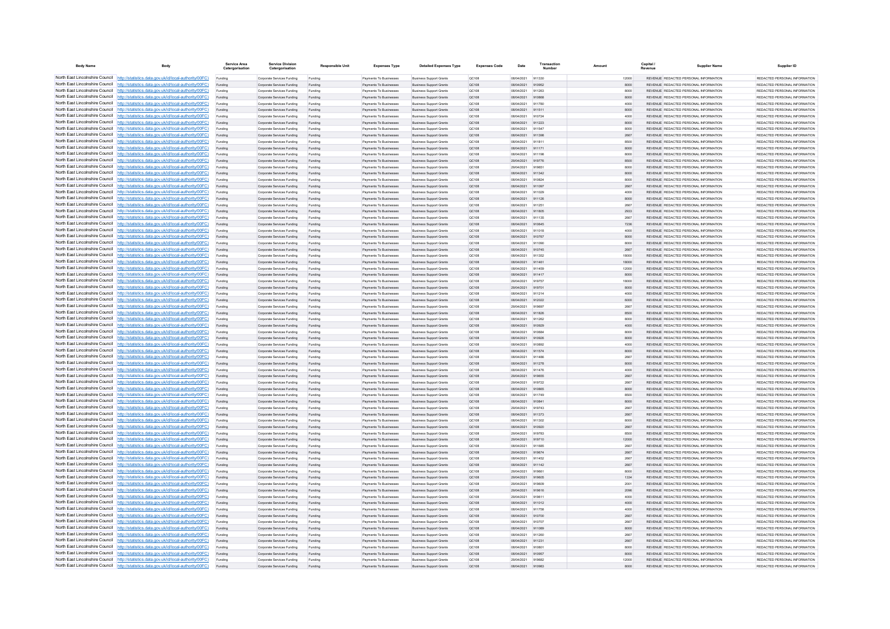| Body Name | Body | Service Area Catergorisation | Service Division Catergorisation | Responsible Unit | Expenses Type | Detailed Expenses Type | Expenses Code | Date | Transaction Number | Amount | Capital / Revenue | Supplier Name | Supplier ID |
|---|---|---|---|---|---|---|---|---|---|---|---|---|---|
| North East Lincolnshire Council | http://statistics.data.gov.uk/id/local-authority/00FC) | Funding | Corporate Services Funding | Funding | Payments To Businesses | Business Support Grants | QC108 | 08/04/2021 | 911330 | 12000 | REVENUE | REDACTED PERSONAL INFORMATION | REDACTED PERSONAL INFORMATION |
| North East Lincolnshire Council | http://statistics.data.gov.uk/id/local-authority/00FC) | Funding | Corporate Services Funding | Funding | Payments To Businesses | Business Support Grants | QC108 | 08/04/2021 | 910952 | 8000 | REVENUE | REDACTED PERSONAL INFORMATION | REDACTED PERSONAL INFORMATION |
| North East Lincolnshire Council | http://statistics.data.gov.uk/id/local-authority/00FC) | Funding | Corporate Services Funding | Funding | Payments To Businesses | Business Support Grants | QC108 | 08/04/2021 | 911263 | 8000 | REVENUE | REDACTED PERSONAL INFORMATION | REDACTED PERSONAL INFORMATION |
| North East Lincolnshire Council | http://statistics.data.gov.uk/id/local-authority/00FC) | Funding | Corporate Services Funding | Funding | Payments To Businesses | Business Support Grants | QC108 | 08/04/2021 | 910668 | 8000 | REVENUE | REDACTED PERSONAL INFORMATION | REDACTED PERSONAL INFORMATION |
| North East Lincolnshire Council | http://statistics.data.gov.uk/id/local-authority/00FC) | Funding | Corporate Services Funding | Funding | Payments To Businesses | Business Support Grants | QC108 | 08/04/2021 | 911780 | 4000 | REVENUE | REDACTED PERSONAL INFORMATION | REDACTED PERSONAL INFORMATION |
| North East Lincolnshire Council | http://statistics.data.gov.uk/id/local-authority/00FC) | Funding | Corporate Services Funding | Funding | Payments To Businesses | Business Support Grants | QC108 | 08/04/2021 | 911511 | 8000 | REVENUE | REDACTED PERSONAL INFORMATION | REDACTED PERSONAL INFORMATION |
| North East Lincolnshire Council | http://statistics.data.gov.uk/id/local-authority/00FC) | Funding | Corporate Services Funding | Funding | Payments To Businesses | Business Support Grants | QC108 | 08/04/2021 | 910724 | 4000 | REVENUE | REDACTED PERSONAL INFORMATION | REDACTED PERSONAL INFORMATION |
| North East Lincolnshire Council | http://statistics.data.gov.uk/id/local-authority/00FC) | Funding | Corporate Services Funding | Funding | Payments To Businesses | Business Support Grants | QC108 | 08/04/2021 | 911223 | 8000 | REVENUE | REDACTED PERSONAL INFORMATION | REDACTED PERSONAL INFORMATION |
| North East Lincolnshire Council | http://statistics.data.gov.uk/id/local-authority/00FC) | Funding | Corporate Services Funding | Funding | Payments To Businesses | Business Support Grants | QC108 | 08/04/2021 | 911547 | 8000 | REVENUE | REDACTED PERSONAL INFORMATION | REDACTED PERSONAL INFORMATION |
| North East Lincolnshire Council | http://statistics.data.gov.uk/id/local-authority/00FC) | Funding | Corporate Services Funding | Funding | Payments To Businesses | Business Support Grants | QC108 | 08/04/2021 | 911398 | 2667 | REVENUE | REDACTED PERSONAL INFORMATION | REDACTED PERSONAL INFORMATION |
| North East Lincolnshire Council | http://statistics.data.gov.uk/id/local-authority/00FC) | Funding | Corporate Services Funding | Funding | Payments To Businesses | Business Support Grants | QC108 | 08/04/2021 | 911811 | 8500 | REVENUE | REDACTED PERSONAL INFORMATION | REDACTED PERSONAL INFORMATION |
| North East Lincolnshire Council | http://statistics.data.gov.uk/id/local-authority/00FC) | Funding | Corporate Services Funding | Funding | Payments To Businesses | Business Support Grants | QC108 | 08/04/2021 | 911171 | 8000 | REVENUE | REDACTED PERSONAL INFORMATION | REDACTED PERSONAL INFORMATION |
| North East Lincolnshire Council | http://statistics.data.gov.uk/id/local-authority/00FC) | Funding | Corporate Services Funding | Funding | Payments To Businesses | Business Support Grants | QC108 | 08/04/2021 | 911198 | 8000 | REVENUE | REDACTED PERSONAL INFORMATION | REDACTED PERSONAL INFORMATION |
| North East Lincolnshire Council | http://statistics.data.gov.uk/id/local-authority/00FC) | Funding | Corporate Services Funding | Funding | Payments To Businesses | Business Support Grants | QC108 | 29/04/2021 | 919776 | 8500 | REVENUE | REDACTED PERSONAL INFORMATION | REDACTED PERSONAL INFORMATION |
| North East Lincolnshire Council | http://statistics.data.gov.uk/id/local-authority/00FC) | Funding | Corporate Services Funding | Funding | Payments To Businesses | Business Support Grants | QC108 | 29/04/2021 | 919651 | 8000 | REVENUE | REDACTED PERSONAL INFORMATION | REDACTED PERSONAL INFORMATION |
| North East Lincolnshire Council | http://statistics.data.gov.uk/id/local-authority/00FC) | Funding | Corporate Services Funding | Funding | Payments To Businesses | Business Support Grants | QC108 | 08/04/2021 | 911342 | 8000 | REVENUE | REDACTED PERSONAL INFORMATION | REDACTED PERSONAL INFORMATION |
| North East Lincolnshire Council | http://statistics.data.gov.uk/id/local-authority/00FC) | Funding | Corporate Services Funding | Funding | Payments To Businesses | Business Support Grants | QC108 | 08/04/2021 | 910624 | 8000 | REVENUE | REDACTED PERSONAL INFORMATION | REDACTED PERSONAL INFORMATION |
| North East Lincolnshire Council | http://statistics.data.gov.uk/id/local-authority/00FC) | Funding | Corporate Services Funding | Funding | Payments To Businesses | Business Support Grants | QC108 | 08/04/2021 | 911097 | 2667 | REVENUE | REDACTED PERSONAL INFORMATION | REDACTED PERSONAL INFORMATION |
| North East Lincolnshire Council | http://statistics.data.gov.uk/id/local-authority/00FC) | Funding | Corporate Services Funding | Funding | Payments To Businesses | Business Support Grants | QC108 | 08/04/2021 | 911029 | 4000 | REVENUE | REDACTED PERSONAL INFORMATION | REDACTED PERSONAL INFORMATION |
| North East Lincolnshire Council | http://statistics.data.gov.uk/id/local-authority/00FC) | Funding | Corporate Services Funding | Funding | Payments To Businesses | Business Support Grants | QC108 | 08/04/2021 | 911126 | 8000 | REVENUE | REDACTED PERSONAL INFORMATION | REDACTED PERSONAL INFORMATION |
| North East Lincolnshire Council | http://statistics.data.gov.uk/id/local-authority/00FC) | Funding | Corporate Services Funding | Funding | Payments To Businesses | Business Support Grants | QC108 | 08/04/2021 | 911251 | 2667 | REVENUE | REDACTED PERSONAL INFORMATION | REDACTED PERSONAL INFORMATION |
| North East Lincolnshire Council | http://statistics.data.gov.uk/id/local-authority/00FC) | Funding | Corporate Services Funding | Funding | Payments To Businesses | Business Support Grants | QC108 | 08/04/2021 | 911805 | 2933 | REVENUE | REDACTED PERSONAL INFORMATION | REDACTED PERSONAL INFORMATION |
| North East Lincolnshire Council | http://statistics.data.gov.uk/id/local-authority/00FC) | Funding | Corporate Services Funding | Funding | Payments To Businesses | Business Support Grants | QC108 | 08/04/2021 | 911135 | 2667 | REVENUE | REDACTED PERSONAL INFORMATION | REDACTED PERSONAL INFORMATION |
| North East Lincolnshire Council | http://statistics.data.gov.uk/id/local-authority/00FC) | Funding | Corporate Services Funding | Funding | Payments To Businesses | Business Support Grants | QC108 | 08/04/2021 | 910645 | 7236 | REVENUE | REDACTED PERSONAL INFORMATION | REDACTED PERSONAL INFORMATION |
| North East Lincolnshire Council | http://statistics.data.gov.uk/id/local-authority/00FC) | Funding | Corporate Services Funding | Funding | Payments To Businesses | Business Support Grants | QC108 | 08/04/2021 | 911018 | 4000 | REVENUE | REDACTED PERSONAL INFORMATION | REDACTED PERSONAL INFORMATION |
| North East Lincolnshire Council | http://statistics.data.gov.uk/id/local-authority/00FC) | Funding | Corporate Services Funding | Funding | Payments To Businesses | Business Support Grants | QC108 | 08/04/2021 | 910767 | 8000 | REVENUE | REDACTED PERSONAL INFORMATION | REDACTED PERSONAL INFORMATION |
| North East Lincolnshire Council | http://statistics.data.gov.uk/id/local-authority/00FC) | Funding | Corporate Services Funding | Funding | Payments To Businesses | Business Support Grants | QC108 | 08/04/2021 | 911090 | 8000 | REVENUE | REDACTED PERSONAL INFORMATION | REDACTED PERSONAL INFORMATION |
| North East Lincolnshire Council | http://statistics.data.gov.uk/id/local-authority/00FC) | Funding | Corporate Services Funding | Funding | Payments To Businesses | Business Support Grants | QC108 | 08/04/2021 | 910745 | 2667 | REVENUE | REDACTED PERSONAL INFORMATION | REDACTED PERSONAL INFORMATION |
| North East Lincolnshire Council | http://statistics.data.gov.uk/id/local-authority/00FC) | Funding | Corporate Services Funding | Funding | Payments To Businesses | Business Support Grants | QC108 | 08/04/2021 | 911052 | 18000 | REVENUE | REDACTED PERSONAL INFORMATION | REDACTED PERSONAL INFORMATION |
| North East Lincolnshire Council | http://statistics.data.gov.uk/id/local-authority/00FC) | Funding | Corporate Services Funding | Funding | Payments To Businesses | Business Support Grants | QC108 | 08/04/2021 | 911461 | 18000 | REVENUE | REDACTED PERSONAL INFORMATION | REDACTED PERSONAL INFORMATION |
| North East Lincolnshire Council | http://statistics.data.gov.uk/id/local-authority/00FC) | Funding | Corporate Services Funding | Funding | Payments To Businesses | Business Support Grants | QC108 | 08/04/2021 | 911459 | 12000 | REVENUE | REDACTED PERSONAL INFORMATION | REDACTED PERSONAL INFORMATION |
| North East Lincolnshire Council | http://statistics.data.gov.uk/id/local-authority/00FC) | Funding | Corporate Services Funding | Funding | Payments To Businesses | Business Support Grants | QC108 | 08/04/2021 | 911417 | 8000 | REVENUE | REDACTED PERSONAL INFORMATION | REDACTED PERSONAL INFORMATION |
| North East Lincolnshire Council | http://statistics.data.gov.uk/id/local-authority/00FC) | Funding | Corporate Services Funding | Funding | Payments To Businesses | Business Support Grants | QC108 | 29/04/2021 | 919757 | 18000 | REVENUE | REDACTED PERSONAL INFORMATION | REDACTED PERSONAL INFORMATION |
| North East Lincolnshire Council | http://statistics.data.gov.uk/id/local-authority/00FC) | Funding | Corporate Services Funding | Funding | Payments To Businesses | Business Support Grants | QC108 | 29/04/2021 | 919701 | 8000 | REVENUE | REDACTED PERSONAL INFORMATION | REDACTED PERSONAL INFORMATION |
| North East Lincolnshire Council | http://statistics.data.gov.uk/id/local-authority/00FC) | Funding | Corporate Services Funding | Funding | Payments To Businesses | Business Support Grants | QC108 | 08/04/2021 | 911214 | 4000 | REVENUE | REDACTED PERSONAL INFORMATION | REDACTED PERSONAL INFORMATION |
| North East Lincolnshire Council | http://statistics.data.gov.uk/id/local-authority/00FC) | Funding | Corporate Services Funding | Funding | Payments To Businesses | Business Support Grants | QC108 | 08/04/2021 | 912022 | 6000 | REVENUE | REDACTED PERSONAL INFORMATION | REDACTED PERSONAL INFORMATION |
| North East Lincolnshire Council | http://statistics.data.gov.uk/id/local-authority/00FC) | Funding | Corporate Services Funding | Funding | Payments To Businesses | Business Support Grants | QC108 | 29/04/2021 | 919697 | 2667 | REVENUE | REDACTED PERSONAL INFORMATION | REDACTED PERSONAL INFORMATION |
| North East Lincolnshire Council | http://statistics.data.gov.uk/id/local-authority/00FC) | Funding | Corporate Services Funding | Funding | Payments To Businesses | Business Support Grants | QC108 | 08/04/2021 | 911626 | 8500 | REVENUE | REDACTED PERSONAL INFORMATION | REDACTED PERSONAL INFORMATION |
| North East Lincolnshire Council | http://statistics.data.gov.uk/id/local-authority/00FC) | Funding | Corporate Services Funding | Funding | Payments To Businesses | Business Support Grants | QC108 | 08/04/2021 | 911262 | 8000 | REVENUE | REDACTED PERSONAL INFORMATION | REDACTED PERSONAL INFORMATION |
| North East Lincolnshire Council | http://statistics.data.gov.uk/id/local-authority/00FC) | Funding | Corporate Services Funding | Funding | Payments To Businesses | Business Support Grants | QC108 | 08/04/2021 | 910929 | 4000 | REVENUE | REDACTED PERSONAL INFORMATION | REDACTED PERSONAL INFORMATION |
| North East Lincolnshire Council | http://statistics.data.gov.uk/id/local-authority/00FC) | Funding | Corporate Services Funding | Funding | Payments To Businesses | Business Support Grants | QC108 | 08/04/2021 | 910684 | 8000 | REVENUE | REDACTED PERSONAL INFORMATION | REDACTED PERSONAL INFORMATION |
| North East Lincolnshire Council | http://statistics.data.gov.uk/id/local-authority/00FC) | Funding | Corporate Services Funding | Funding | Payments To Businesses | Business Support Grants | QC108 | 08/04/2021 | 910926 | 8000 | REVENUE | REDACTED PERSONAL INFORMATION | REDACTED PERSONAL INFORMATION |
| North East Lincolnshire Council | http://statistics.data.gov.uk/id/local-authority/00FC) | Funding | Corporate Services Funding | Funding | Payments To Businesses | Business Support Grants | QC108 | 08/04/2021 | 910692 | 4000 | REVENUE | REDACTED PERSONAL INFORMATION | REDACTED PERSONAL INFORMATION |
| North East Lincolnshire Council | http://statistics.data.gov.uk/id/local-authority/00FC) | Funding | Corporate Services Funding | Funding | Payments To Businesses | Business Support Grants | QC108 | 08/04/2021 | 911574 | 8000 | REVENUE | REDACTED PERSONAL INFORMATION | REDACTED PERSONAL INFORMATION |
| North East Lincolnshire Council | http://statistics.data.gov.uk/id/local-authority/00FC) | Funding | Corporate Services Funding | Funding | Payments To Businesses | Business Support Grants | QC108 | 08/04/2021 | 911486 | 2667 | REVENUE | REDACTED PERSONAL INFORMATION | REDACTED PERSONAL INFORMATION |
| North East Lincolnshire Council | http://statistics.data.gov.uk/id/local-authority/00FC) | Funding | Corporate Services Funding | Funding | Payments To Businesses | Business Support Grants | QC108 | 08/04/2021 | 911278 | 8000 | REVENUE | REDACTED PERSONAL INFORMATION | REDACTED PERSONAL INFORMATION |
| North East Lincolnshire Council | http://statistics.data.gov.uk/id/local-authority/00FC) | Funding | Corporate Services Funding | Funding | Payments To Businesses | Business Support Grants | QC108 | 08/04/2021 | 911476 | 4000 | REVENUE | REDACTED PERSONAL INFORMATION | REDACTED PERSONAL INFORMATION |
| North East Lincolnshire Council | http://statistics.data.gov.uk/id/local-authority/00FC) | Funding | Corporate Services Funding | Funding | Payments To Businesses | Business Support Grants | QC108 | 29/04/2021 | 919655 | 2667 | REVENUE | REDACTED PERSONAL INFORMATION | REDACTED PERSONAL INFORMATION |
| North East Lincolnshire Council | http://statistics.data.gov.uk/id/local-authority/00FC) | Funding | Corporate Services Funding | Funding | Payments To Businesses | Business Support Grants | QC108 | 29/04/2021 | 919722 | 2667 | REVENUE | REDACTED PERSONAL INFORMATION | REDACTED PERSONAL INFORMATION |
| North East Lincolnshire Council | http://statistics.data.gov.uk/id/local-authority/00FC) | Funding | Corporate Services Funding | Funding | Payments To Businesses | Business Support Grants | QC108 | 08/04/2021 | 910665 | 8000 | REVENUE | REDACTED PERSONAL INFORMATION | REDACTED PERSONAL INFORMATION |
| North East Lincolnshire Council | http://statistics.data.gov.uk/id/local-authority/00FC) | Funding | Corporate Services Funding | Funding | Payments To Businesses | Business Support Grants | QC108 | 08/04/2021 | 911749 | 8500 | REVENUE | REDACTED PERSONAL INFORMATION | REDACTED PERSONAL INFORMATION |
| North East Lincolnshire Council | http://statistics.data.gov.uk/id/local-authority/00FC) | Funding | Corporate Services Funding | Funding | Payments To Businesses | Business Support Grants | QC108 | 08/04/2021 | 910841 | 8000 | REVENUE | REDACTED PERSONAL INFORMATION | REDACTED PERSONAL INFORMATION |
| North East Lincolnshire Council | http://statistics.data.gov.uk/id/local-authority/00FC) | Funding | Corporate Services Funding | Funding | Payments To Businesses | Business Support Grants | QC108 | 29/04/2021 | 919743 | 2667 | REVENUE | REDACTED PERSONAL INFORMATION | REDACTED PERSONAL INFORMATION |
| North East Lincolnshire Council | http://statistics.data.gov.uk/id/local-authority/00FC) | Funding | Corporate Services Funding | Funding | Payments To Businesses | Business Support Grants | QC108 | 08/04/2021 | 911373 | 2667 | REVENUE | REDACTED PERSONAL INFORMATION | REDACTED PERSONAL INFORMATION |
| North East Lincolnshire Council | http://statistics.data.gov.uk/id/local-authority/00FC) | Funding | Corporate Services Funding | Funding | Payments To Businesses | Business Support Grants | QC108 | 08/04/2021 | 911302 | 8000 | REVENUE | REDACTED PERSONAL INFORMATION | REDACTED PERSONAL INFORMATION |
| North East Lincolnshire Council | http://statistics.data.gov.uk/id/local-authority/00FC) | Funding | Corporate Services Funding | Funding | Payments To Businesses | Business Support Grants | QC108 | 08/04/2021 | 910920 | 2667 | REVENUE | REDACTED PERSONAL INFORMATION | REDACTED PERSONAL INFORMATION |
| North East Lincolnshire Council | http://statistics.data.gov.uk/id/local-authority/00FC) | Funding | Corporate Services Funding | Funding | Payments To Businesses | Business Support Grants | QC108 | 29/04/2021 | 919783 | 8500 | REVENUE | REDACTED PERSONAL INFORMATION | REDACTED PERSONAL INFORMATION |
| North East Lincolnshire Council | http://statistics.data.gov.uk/id/local-authority/00FC) | Funding | Corporate Services Funding | Funding | Payments To Businesses | Business Support Grants | QC108 | 29/04/2021 | 919710 | 12000 | REVENUE | REDACTED PERSONAL INFORMATION | REDACTED PERSONAL INFORMATION |
| North East Lincolnshire Council | http://statistics.data.gov.uk/id/local-authority/00FC) | Funding | Corporate Services Funding | Funding | Payments To Businesses | Business Support Grants | QC108 | 08/04/2021 | 911685 | 2667 | REVENUE | REDACTED PERSONAL INFORMATION | REDACTED PERSONAL INFORMATION |
| North East Lincolnshire Council | http://statistics.data.gov.uk/id/local-authority/00FC) | Funding | Corporate Services Funding | Funding | Payments To Businesses | Business Support Grants | QC108 | 29/04/2021 | 919674 | 2667 | REVENUE | REDACTED PERSONAL INFORMATION | REDACTED PERSONAL INFORMATION |
| North East Lincolnshire Council | http://statistics.data.gov.uk/id/local-authority/00FC) | Funding | Corporate Services Funding | Funding | Payments To Businesses | Business Support Grants | QC108 | 08/04/2021 | 911452 | 2667 | REVENUE | REDACTED PERSONAL INFORMATION | REDACTED PERSONAL INFORMATION |
| North East Lincolnshire Council | http://statistics.data.gov.uk/id/local-authority/00FC) | Funding | Corporate Services Funding | Funding | Payments To Businesses | Business Support Grants | QC108 | 08/04/2021 | 911142 | 2667 | REVENUE | REDACTED PERSONAL INFORMATION | REDACTED PERSONAL INFORMATION |
| North East Lincolnshire Council | http://statistics.data.gov.uk/id/local-authority/00FC) | Funding | Corporate Services Funding | Funding | Payments To Businesses | Business Support Grants | QC108 | 29/04/2021 | 919661 | 8000 | REVENUE | REDACTED PERSONAL INFORMATION | REDACTED PERSONAL INFORMATION |
| North East Lincolnshire Council | http://statistics.data.gov.uk/id/local-authority/00FC) | Funding | Corporate Services Funding | Funding | Payments To Businesses | Business Support Grants | QC108 | 29/04/2021 | 919605 | 1334 | REVENUE | REDACTED PERSONAL INFORMATION | REDACTED PERSONAL INFORMATION |
| North East Lincolnshire Council | http://statistics.data.gov.uk/id/local-authority/00FC) | Funding | Corporate Services Funding | Funding | Payments To Businesses | Business Support Grants | QC108 | 29/04/2021 | 919609 | 2001 | REVENUE | REDACTED PERSONAL INFORMATION | REDACTED PERSONAL INFORMATION |
| North East Lincolnshire Council | http://statistics.data.gov.uk/id/local-authority/00FC) | Funding | Corporate Services Funding | Funding | Payments To Businesses | Business Support Grants | QC108 | 29/04/2021 | 919616 | 2096 | REVENUE | REDACTED PERSONAL INFORMATION | REDACTED PERSONAL INFORMATION |
| North East Lincolnshire Council | http://statistics.data.gov.uk/id/local-authority/00FC) | Funding | Corporate Services Funding | Funding | Payments To Businesses | Business Support Grants | QC108 | 29/04/2021 | 919611 | 4000 | REVENUE | REDACTED PERSONAL INFORMATION | REDACTED PERSONAL INFORMATION |
| North East Lincolnshire Council | http://statistics.data.gov.uk/id/local-authority/00FC) | Funding | Corporate Services Funding | Funding | Payments To Businesses | Business Support Grants | QC108 | 08/04/2021 | 911012 | 4000 | REVENUE | REDACTED PERSONAL INFORMATION | REDACTED PERSONAL INFORMATION |
| North East Lincolnshire Council | http://statistics.data.gov.uk/id/local-authority/00FC) | Funding | Corporate Services Funding | Funding | Payments To Businesses | Business Support Grants | QC108 | 08/04/2021 | 911758 | 4000 | REVENUE | REDACTED PERSONAL INFORMATION | REDACTED PERSONAL INFORMATION |
| North East Lincolnshire Council | http://statistics.data.gov.uk/id/local-authority/00FC) | Funding | Corporate Services Funding | Funding | Payments To Businesses | Business Support Grants | QC108 | 08/04/2021 | 910700 | 2667 | REVENUE | REDACTED PERSONAL INFORMATION | REDACTED PERSONAL INFORMATION |
| North East Lincolnshire Council | http://statistics.data.gov.uk/id/local-authority/00FC) | Funding | Corporate Services Funding | Funding | Payments To Businesses | Business Support Grants | QC108 | 08/04/2021 | 910707 | 2667 | REVENUE | REDACTED PERSONAL INFORMATION | REDACTED PERSONAL INFORMATION |
| North East Lincolnshire Council | http://statistics.data.gov.uk/id/local-authority/00FC) | Funding | Corporate Services Funding | Funding | Payments To Businesses | Business Support Grants | QC108 | 08/04/2021 | 911089 | 8000 | REVENUE | REDACTED PERSONAL INFORMATION | REDACTED PERSONAL INFORMATION |
| North East Lincolnshire Council | http://statistics.data.gov.uk/id/local-authority/00FC) | Funding | Corporate Services Funding | Funding | Payments To Businesses | Business Support Grants | QC108 | 08/04/2021 | 911260 | 2667 | REVENUE | REDACTED PERSONAL INFORMATION | REDACTED PERSONAL INFORMATION |
| North East Lincolnshire Council | http://statistics.data.gov.uk/id/local-authority/00FC) | Funding | Corporate Services Funding | Funding | Payments To Businesses | Business Support Grants | QC108 | 08/04/2021 | 911231 | 2667 | REVENUE | REDACTED PERSONAL INFORMATION | REDACTED PERSONAL INFORMATION |
| North East Lincolnshire Council | http://statistics.data.gov.uk/id/local-authority/00FC) | Funding | Corporate Services Funding | Funding | Payments To Businesses | Business Support Grants | QC108 | 08/04/2021 | 910901 | 8000 | REVENUE | REDACTED PERSONAL INFORMATION | REDACTED PERSONAL INFORMATION |
| North East Lincolnshire Council | http://statistics.data.gov.uk/id/local-authority/00FC) | Funding | Corporate Services Funding | Funding | Payments To Businesses | Business Support Grants | QC108 | 08/04/2021 | 910957 | 8000 | REVENUE | REDACTED PERSONAL INFORMATION | REDACTED PERSONAL INFORMATION |
| North East Lincolnshire Council | http://statistics.data.gov.uk/id/local-authority/00FC) | Funding | Corporate Services Funding | Funding | Payments To Businesses | Business Support Grants | QC108 | 29/04/2021 | 919682 | 12000 | REVENUE | REDACTED PERSONAL INFORMATION | REDACTED PERSONAL INFORMATION |
| North East Lincolnshire Council | http://statistics.data.gov.uk/id/local-authority/00FC) | Funding | Corporate Services Funding | Funding | Payments To Businesses | Business Support Grants | QC108 | 08/04/2021 | 910983 | 8000 | REVENUE | REDACTED PERSONAL INFORMATION | REDACTED PERSONAL INFORMATION |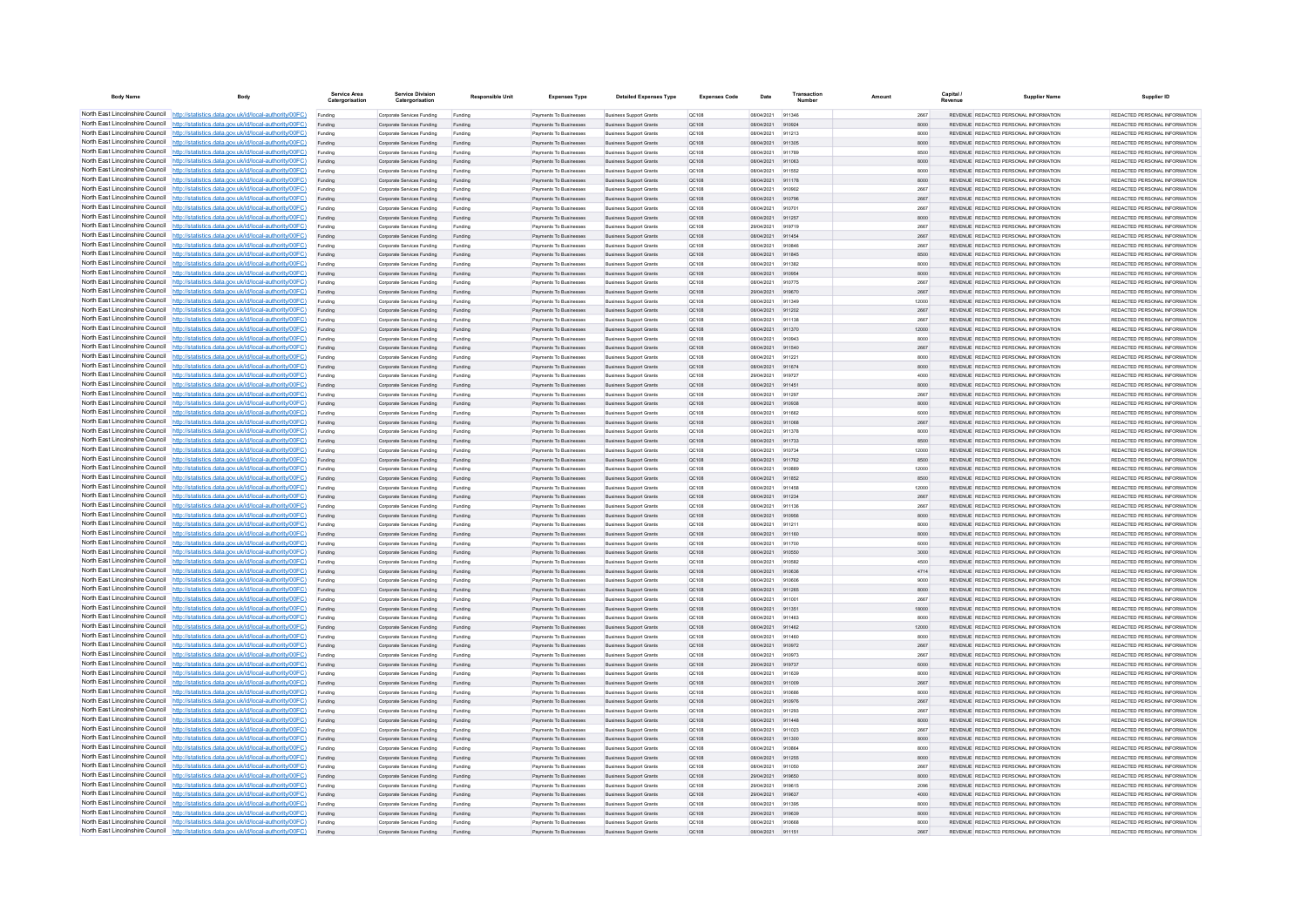| Body Name | Body | Service Area Catergorisation | Service Division Catergorisation | Responsible Unit | Expenses Type | Detailed Expenses Type | Expenses Code | Date | Transaction Number | Amount | Capital / Revenue | Supplier Name | Supplier ID |
|---|---|---|---|---|---|---|---|---|---|---|---|---|---|
| North East Lincolnshire Council | http://statistics.data.gov.uk/id/local-authority/00FC) | Funding | Corporate Services Funding | Funding | Payments To Businesses | Business Support Grants | QC108 | 08/04/2021 | 911346 | 2667 | REVENUE | REDACTED PERSONAL INFORMATION | REDACTED PERSONAL INFORMATION |
| North East Lincolnshire Council | http://statistics.data.gov.uk/id/local-authority/00FC) | Funding | Corporate Services Funding | Funding | Payments To Businesses | Business Support Grants | QC108 | 08/04/2021 | 910924 | 8000 | REVENUE | REDACTED PERSONAL INFORMATION | REDACTED PERSONAL INFORMATION |
| North East Lincolnshire Council | http://statistics.data.gov.uk/id/local-authority/00FC) | Funding | Corporate Services Funding | Funding | Payments To Businesses | Business Support Grants | QC108 | 08/04/2021 | 911213 | 8000 | REVENUE | REDACTED PERSONAL INFORMATION | REDACTED PERSONAL INFORMATION |
| North East Lincolnshire Council | http://statistics.data.gov.uk/id/local-authority/00FC) | Funding | Corporate Services Funding | Funding | Payments To Businesses | Business Support Grants | QC108 | 08/04/2021 | 911305 | 8000 | REVENUE | REDACTED PERSONAL INFORMATION | REDACTED PERSONAL INFORMATION |
| North East Lincolnshire Council | http://statistics.data.gov.uk/id/local-authority/00FC) | Funding | Corporate Services Funding | Funding | Payments To Businesses | Business Support Grants | QC108 | 08/04/2021 | 911789 | 8500 | REVENUE | REDACTED PERSONAL INFORMATION | REDACTED PERSONAL INFORMATION |
| North East Lincolnshire Council | http://statistics.data.gov.uk/id/local-authority/00FC) | Funding | Corporate Services Funding | Funding | Payments To Businesses | Business Support Grants | QC108 | 08/04/2021 | 911083 | 8000 | REVENUE | REDACTED PERSONAL INFORMATION | REDACTED PERSONAL INFORMATION |
| North East Lincolnshire Council | http://statistics.data.gov.uk/id/local-authority/00FC) | Funding | Corporate Services Funding | Funding | Payments To Businesses | Business Support Grants | QC108 | 08/04/2021 | 911552 | 8000 | REVENUE | REDACTED PERSONAL INFORMATION | REDACTED PERSONAL INFORMATION |
| North East Lincolnshire Council | http://statistics.data.gov.uk/id/local-authority/00FC) | Funding | Corporate Services Funding | Funding | Payments To Businesses | Business Support Grants | QC108 | 08/04/2021 | 911178 | 8000 | REVENUE | REDACTED PERSONAL INFORMATION | REDACTED PERSONAL INFORMATION |
| North East Lincolnshire Council | http://statistics.data.gov.uk/id/local-authority/00FC) | Funding | Corporate Services Funding | Funding | Payments To Businesses | Business Support Grants | QC108 | 08/04/2021 | 910902 | 2667 | REVENUE | REDACTED PERSONAL INFORMATION | REDACTED PERSONAL INFORMATION |
| North East Lincolnshire Council | http://statistics.data.gov.uk/id/local-authority/00FC) | Funding | Corporate Services Funding | Funding | Payments To Businesses | Business Support Grants | QC108 | 08/04/2021 | 910786 | 2667 | REVENUE | REDACTED PERSONAL INFORMATION | REDACTED PERSONAL INFORMATION |
| North East Lincolnshire Council | http://statistics.data.gov.uk/id/local-authority/00FC) | Funding | Corporate Services Funding | Funding | Payments To Businesses | Business Support Grants | QC108 | 08/04/2021 | 910701 | 2667 | REVENUE | REDACTED PERSONAL INFORMATION | REDACTED PERSONAL INFORMATION |
| North East Lincolnshire Council | http://statistics.data.gov.uk/id/local-authority/00FC) | Funding | Corporate Services Funding | Funding | Payments To Businesses | Business Support Grants | QC108 | 08/04/2021 | 911257 | 8000 | REVENUE | REDACTED PERSONAL INFORMATION | REDACTED PERSONAL INFORMATION |
| North East Lincolnshire Council | http://statistics.data.gov.uk/id/local-authority/00FC) | Funding | Corporate Services Funding | Funding | Payments To Businesses | Business Support Grants | QC108 | 29/04/2021 | 919719 | 2667 | REVENUE | REDACTED PERSONAL INFORMATION | REDACTED PERSONAL INFORMATION |
| North East Lincolnshire Council | http://statistics.data.gov.uk/id/local-authority/00FC) | Funding | Corporate Services Funding | Funding | Payments To Businesses | Business Support Grants | QC108 | 08/04/2021 | 911454 | 2667 | REVENUE | REDACTED PERSONAL INFORMATION | REDACTED PERSONAL INFORMATION |
| North East Lincolnshire Council | http://statistics.data.gov.uk/id/local-authority/00FC) | Funding | Corporate Services Funding | Funding | Payments To Businesses | Business Support Grants | QC108 | 08/04/2021 | 910846 | 2667 | REVENUE | REDACTED PERSONAL INFORMATION | REDACTED PERSONAL INFORMATION |
| North East Lincolnshire Council | http://statistics.data.gov.uk/id/local-authority/00FC) | Funding | Corporate Services Funding | Funding | Payments To Businesses | Business Support Grants | QC108 | 08/04/2021 | 911845 | 8500 | REVENUE | REDACTED PERSONAL INFORMATION | REDACTED PERSONAL INFORMATION |
| North East Lincolnshire Council | http://statistics.data.gov.uk/id/local-authority/00FC) | Funding | Corporate Services Funding | Funding | Payments To Businesses | Business Support Grants | QC108 | 08/04/2021 | 911382 | 8000 | REVENUE | REDACTED PERSONAL INFORMATION | REDACTED PERSONAL INFORMATION |
| North East Lincolnshire Council | http://statistics.data.gov.uk/id/local-authority/00FC) | Funding | Corporate Services Funding | Funding | Payments To Businesses | Business Support Grants | QC108 | 08/04/2021 | 910954 | 8000 | REVENUE | REDACTED PERSONAL INFORMATION | REDACTED PERSONAL INFORMATION |
| North East Lincolnshire Council | http://statistics.data.gov.uk/id/local-authority/00FC) | Funding | Corporate Services Funding | Funding | Payments To Businesses | Business Support Grants | QC108 | 08/04/2021 | 910775 | 2667 | REVENUE | REDACTED PERSONAL INFORMATION | REDACTED PERSONAL INFORMATION |
| North East Lincolnshire Council | http://statistics.data.gov.uk/id/local-authority/00FC) | Funding | Corporate Services Funding | Funding | Payments To Businesses | Business Support Grants | QC108 | 29/04/2021 | 919670 | 2667 | REVENUE | REDACTED PERSONAL INFORMATION | REDACTED PERSONAL INFORMATION |
| North East Lincolnshire Council | http://statistics.data.gov.uk/id/local-authority/00FC) | Funding | Corporate Services Funding | Funding | Payments To Businesses | Business Support Grants | QC108 | 08/04/2021 | 911349 | 12000 | REVENUE | REDACTED PERSONAL INFORMATION | REDACTED PERSONAL INFORMATION |
| North East Lincolnshire Council | http://statistics.data.gov.uk/id/local-authority/00FC) | Funding | Corporate Services Funding | Funding | Payments To Businesses | Business Support Grants | QC108 | 08/04/2021 | 911202 | 2667 | REVENUE | REDACTED PERSONAL INFORMATION | REDACTED PERSONAL INFORMATION |
| North East Lincolnshire Council | http://statistics.data.gov.uk/id/local-authority/00FC) | Funding | Corporate Services Funding | Funding | Payments To Businesses | Business Support Grants | QC108 | 08/04/2021 | 911138 | 2667 | REVENUE | REDACTED PERSONAL INFORMATION | REDACTED PERSONAL INFORMATION |
| North East Lincolnshire Council | http://statistics.data.gov.uk/id/local-authority/00FC) | Funding | Corporate Services Funding | Funding | Payments To Businesses | Business Support Grants | QC108 | 08/04/2021 | 911370 | 12000 | REVENUE | REDACTED PERSONAL INFORMATION | REDACTED PERSONAL INFORMATION |
| North East Lincolnshire Council | http://statistics.data.gov.uk/id/local-authority/00FC) | Funding | Corporate Services Funding | Funding | Payments To Businesses | Business Support Grants | QC108 | 08/04/2021 | 910943 | 8000 | REVENUE | REDACTED PERSONAL INFORMATION | REDACTED PERSONAL INFORMATION |
| North East Lincolnshire Council | http://statistics.data.gov.uk/id/local-authority/00FC) | Funding | Corporate Services Funding | Funding | Payments To Businesses | Business Support Grants | QC108 | 08/04/2021 | 911540 | 2667 | REVENUE | REDACTED PERSONAL INFORMATION | REDACTED PERSONAL INFORMATION |
| North East Lincolnshire Council | http://statistics.data.gov.uk/id/local-authority/00FC) | Funding | Corporate Services Funding | Funding | Payments To Businesses | Business Support Grants | QC108 | 08/04/2021 | 911221 | 8000 | REVENUE | REDACTED PERSONAL INFORMATION | REDACTED PERSONAL INFORMATION |
| North East Lincolnshire Council | http://statistics.data.gov.uk/id/local-authority/00FC) | Funding | Corporate Services Funding | Funding | Payments To Businesses | Business Support Grants | QC108 | 08/04/2021 | 911674 | 8000 | REVENUE | REDACTED PERSONAL INFORMATION | REDACTED PERSONAL INFORMATION |
| North East Lincolnshire Council | http://statistics.data.gov.uk/id/local-authority/00FC) | Funding | Corporate Services Funding | Funding | Payments To Businesses | Business Support Grants | QC108 | 29/04/2021 | 919727 | 4000 | REVENUE | REDACTED PERSONAL INFORMATION | REDACTED PERSONAL INFORMATION |
| North East Lincolnshire Council | http://statistics.data.gov.uk/id/local-authority/00FC) | Funding | Corporate Services Funding | Funding | Payments To Businesses | Business Support Grants | QC108 | 08/04/2021 | 911451 | 8000 | REVENUE | REDACTED PERSONAL INFORMATION | REDACTED PERSONAL INFORMATION |
| North East Lincolnshire Council | http://statistics.data.gov.uk/id/local-authority/00FC) | Funding | Corporate Services Funding | Funding | Payments To Businesses | Business Support Grants | QC108 | 08/04/2021 | 911297 | 2667 | REVENUE | REDACTED PERSONAL INFORMATION | REDACTED PERSONAL INFORMATION |
| North East Lincolnshire Council | http://statistics.data.gov.uk/id/local-authority/00FC) | Funding | Corporate Services Funding | Funding | Payments To Businesses | Business Support Grants | QC108 | 08/04/2021 | 910938 | 8000 | REVENUE | REDACTED PERSONAL INFORMATION | REDACTED PERSONAL INFORMATION |
| North East Lincolnshire Council | http://statistics.data.gov.uk/id/local-authority/00FC) | Funding | Corporate Services Funding | Funding | Payments To Businesses | Business Support Grants | QC108 | 08/04/2021 | 911662 | 6000 | REVENUE | REDACTED PERSONAL INFORMATION | REDACTED PERSONAL INFORMATION |
| North East Lincolnshire Council | http://statistics.data.gov.uk/id/local-authority/00FC) | Funding | Corporate Services Funding | Funding | Payments To Businesses | Business Support Grants | QC108 | 08/04/2021 | 911068 | 2667 | REVENUE | REDACTED PERSONAL INFORMATION | REDACTED PERSONAL INFORMATION |
| North East Lincolnshire Council | http://statistics.data.gov.uk/id/local-authority/00FC) | Funding | Corporate Services Funding | Funding | Payments To Businesses | Business Support Grants | QC108 | 08/04/2021 | 911378 | 8000 | REVENUE | REDACTED PERSONAL INFORMATION | REDACTED PERSONAL INFORMATION |
| North East Lincolnshire Council | http://statistics.data.gov.uk/id/local-authority/00FC) | Funding | Corporate Services Funding | Funding | Payments To Businesses | Business Support Grants | QC108 | 08/04/2021 | 911733 | 8500 | REVENUE | REDACTED PERSONAL INFORMATION | REDACTED PERSONAL INFORMATION |
| North East Lincolnshire Council | http://statistics.data.gov.uk/id/local-authority/00FC) | Funding | Corporate Services Funding | Funding | Payments To Businesses | Business Support Grants | QC108 | 08/04/2021 | 910734 | 12000 | REVENUE | REDACTED PERSONAL INFORMATION | REDACTED PERSONAL INFORMATION |
| North East Lincolnshire Council | http://statistics.data.gov.uk/id/local-authority/00FC) | Funding | Corporate Services Funding | Funding | Payments To Businesses | Business Support Grants | QC108 | 08/04/2021 | 911762 | 8500 | REVENUE | REDACTED PERSONAL INFORMATION | REDACTED PERSONAL INFORMATION |
| North East Lincolnshire Council | http://statistics.data.gov.uk/id/local-authority/00FC) | Funding | Corporate Services Funding | Funding | Payments To Businesses | Business Support Grants | QC108 | 08/04/2021 | 910889 | 12000 | REVENUE | REDACTED PERSONAL INFORMATION | REDACTED PERSONAL INFORMATION |
| North East Lincolnshire Council | http://statistics.data.gov.uk/id/local-authority/00FC) | Funding | Corporate Services Funding | Funding | Payments To Businesses | Business Support Grants | QC108 | 08/04/2021 | 911852 | 8500 | REVENUE | REDACTED PERSONAL INFORMATION | REDACTED PERSONAL INFORMATION |
| North East Lincolnshire Council | http://statistics.data.gov.uk/id/local-authority/00FC) | Funding | Corporate Services Funding | Funding | Payments To Businesses | Business Support Grants | QC108 | 08/04/2021 | 911458 | 12000 | REVENUE | REDACTED PERSONAL INFORMATION | REDACTED PERSONAL INFORMATION |
| North East Lincolnshire Council | http://statistics.data.gov.uk/id/local-authority/00FC) | Funding | Corporate Services Funding | Funding | Payments To Businesses | Business Support Grants | QC108 | 08/04/2021 | 911234 | 2667 | REVENUE | REDACTED PERSONAL INFORMATION | REDACTED PERSONAL INFORMATION |
| North East Lincolnshire Council | http://statistics.data.gov.uk/id/local-authority/00FC) | Funding | Corporate Services Funding | Funding | Payments To Businesses | Business Support Grants | QC108 | 08/04/2021 | 911136 | 2667 | REVENUE | REDACTED PERSONAL INFORMATION | REDACTED PERSONAL INFORMATION |
| North East Lincolnshire Council | http://statistics.data.gov.uk/id/local-authority/00FC) | Funding | Corporate Services Funding | Funding | Payments To Businesses | Business Support Grants | QC108 | 08/04/2021 | 910956 | 8000 | REVENUE | REDACTED PERSONAL INFORMATION | REDACTED PERSONAL INFORMATION |
| North East Lincolnshire Council | http://statistics.data.gov.uk/id/local-authority/00FC) | Funding | Corporate Services Funding | Funding | Payments To Businesses | Business Support Grants | QC108 | 08/04/2021 | 911211 | 8000 | REVENUE | REDACTED PERSONAL INFORMATION | REDACTED PERSONAL INFORMATION |
| North East Lincolnshire Council | http://statistics.data.gov.uk/id/local-authority/00FC) | Funding | Corporate Services Funding | Funding | Payments To Businesses | Business Support Grants | QC108 | 08/04/2021 | 911160 | 8000 | REVENUE | REDACTED PERSONAL INFORMATION | REDACTED PERSONAL INFORMATION |
| North East Lincolnshire Council | http://statistics.data.gov.uk/id/local-authority/00FC) | Funding | Corporate Services Funding | Funding | Payments To Businesses | Business Support Grants | QC108 | 08/04/2021 | 911700 | 6000 | REVENUE | REDACTED PERSONAL INFORMATION | REDACTED PERSONAL INFORMATION |
| North East Lincolnshire Council | http://statistics.data.gov.uk/id/local-authority/00FC) | Funding | Corporate Services Funding | Funding | Payments To Businesses | Business Support Grants | QC108 | 08/04/2021 | 910550 | 3000 | REVENUE | REDACTED PERSONAL INFORMATION | REDACTED PERSONAL INFORMATION |
| North East Lincolnshire Council | http://statistics.data.gov.uk/id/local-authority/00FC) | Funding | Corporate Services Funding | Funding | Payments To Businesses | Business Support Grants | QC108 | 08/04/2021 | 910582 | 4500 | REVENUE | REDACTED PERSONAL INFORMATION | REDACTED PERSONAL INFORMATION |
| North East Lincolnshire Council | http://statistics.data.gov.uk/id/local-authority/00FC) | Funding | Corporate Services Funding | Funding | Payments To Businesses | Business Support Grants | QC108 | 08/04/2021 | 910638 | 4714 | REVENUE | REDACTED PERSONAL INFORMATION | REDACTED PERSONAL INFORMATION |
| North East Lincolnshire Council | http://statistics.data.gov.uk/id/local-authority/00FC) | Funding | Corporate Services Funding | Funding | Payments To Businesses | Business Support Grants | QC108 | 08/04/2021 | 910606 | 9000 | REVENUE | REDACTED PERSONAL INFORMATION | REDACTED PERSONAL INFORMATION |
| North East Lincolnshire Council | http://statistics.data.gov.uk/id/local-authority/00FC) | Funding | Corporate Services Funding | Funding | Payments To Businesses | Business Support Grants | QC108 | 08/04/2021 | 911285 | 8000 | REVENUE | REDACTED PERSONAL INFORMATION | REDACTED PERSONAL INFORMATION |
| North East Lincolnshire Council | http://statistics.data.gov.uk/id/local-authority/00FC) | Funding | Corporate Services Funding | Funding | Payments To Businesses | Business Support Grants | QC108 | 08/04/2021 | 911001 | 2667 | REVENUE | REDACTED PERSONAL INFORMATION | REDACTED PERSONAL INFORMATION |
| North East Lincolnshire Council | http://statistics.data.gov.uk/id/local-authority/00FC) | Funding | Corporate Services Funding | Funding | Payments To Businesses | Business Support Grants | QC108 | 08/04/2021 | 911351 | 18000 | REVENUE | REDACTED PERSONAL INFORMATION | REDACTED PERSONAL INFORMATION |
| North East Lincolnshire Council | http://statistics.data.gov.uk/id/local-authority/00FC) | Funding | Corporate Services Funding | Funding | Payments To Businesses | Business Support Grants | QC108 | 08/04/2021 | 911463 | 8000 | REVENUE | REDACTED PERSONAL INFORMATION | REDACTED PERSONAL INFORMATION |
| North East Lincolnshire Council | http://statistics.data.gov.uk/id/local-authority/00FC) | Funding | Corporate Services Funding | Funding | Payments To Businesses | Business Support Grants | QC108 | 08/04/2021 | 911462 | 12000 | REVENUE | REDACTED PERSONAL INFORMATION | REDACTED PERSONAL INFORMATION |
| North East Lincolnshire Council | http://statistics.data.gov.uk/id/local-authority/00FC) | Funding | Corporate Services Funding | Funding | Payments To Businesses | Business Support Grants | QC108 | 08/04/2021 | 911460 | 8000 | REVENUE | REDACTED PERSONAL INFORMATION | REDACTED PERSONAL INFORMATION |
| North East Lincolnshire Council | http://statistics.data.gov.uk/id/local-authority/00FC) | Funding | Corporate Services Funding | Funding | Payments To Businesses | Business Support Grants | QC108 | 08/04/2021 | 910972 | 2667 | REVENUE | REDACTED PERSONAL INFORMATION | REDACTED PERSONAL INFORMATION |
| North East Lincolnshire Council | http://statistics.data.gov.uk/id/local-authority/00FC) | Funding | Corporate Services Funding | Funding | Payments To Businesses | Business Support Grants | QC108 | 08/04/2021 | 910973 | 2667 | REVENUE | REDACTED PERSONAL INFORMATION | REDACTED PERSONAL INFORMATION |
| North East Lincolnshire Council | http://statistics.data.gov.uk/id/local-authority/00FC) | Funding | Corporate Services Funding | Funding | Payments To Businesses | Business Support Grants | QC108 | 29/04/2021 | 919737 | 6000 | REVENUE | REDACTED PERSONAL INFORMATION | REDACTED PERSONAL INFORMATION |
| North East Lincolnshire Council | http://statistics.data.gov.uk/id/local-authority/00FC) | Funding | Corporate Services Funding | Funding | Payments To Businesses | Business Support Grants | QC108 | 08/04/2021 | 911639 | 8000 | REVENUE | REDACTED PERSONAL INFORMATION | REDACTED PERSONAL INFORMATION |
| North East Lincolnshire Council | http://statistics.data.gov.uk/id/local-authority/00FC) | Funding | Corporate Services Funding | Funding | Payments To Businesses | Business Support Grants | QC108 | 08/04/2021 | 911009 | 2667 | REVENUE | REDACTED PERSONAL INFORMATION | REDACTED PERSONAL INFORMATION |
| North East Lincolnshire Council | http://statistics.data.gov.uk/id/local-authority/00FC) | Funding | Corporate Services Funding | Funding | Payments To Businesses | Business Support Grants | QC108 | 08/04/2021 | 910686 | 8000 | REVENUE | REDACTED PERSONAL INFORMATION | REDACTED PERSONAL INFORMATION |
| North East Lincolnshire Council | http://statistics.data.gov.uk/id/local-authority/00FC) | Funding | Corporate Services Funding | Funding | Payments To Businesses | Business Support Grants | QC108 | 08/04/2021 | 910976 | 2667 | REVENUE | REDACTED PERSONAL INFORMATION | REDACTED PERSONAL INFORMATION |
| North East Lincolnshire Council | http://statistics.data.gov.uk/id/local-authority/00FC) | Funding | Corporate Services Funding | Funding | Payments To Businesses | Business Support Grants | QC108 | 08/04/2021 | 911293 | 2667 | REVENUE | REDACTED PERSONAL INFORMATION | REDACTED PERSONAL INFORMATION |
| North East Lincolnshire Council | http://statistics.data.gov.uk/id/local-authority/00FC) | Funding | Corporate Services Funding | Funding | Payments To Businesses | Business Support Grants | QC108 | 08/04/2021 | 911448 | 8000 | REVENUE | REDACTED PERSONAL INFORMATION | REDACTED PERSONAL INFORMATION |
| North East Lincolnshire Council | http://statistics.data.gov.uk/id/local-authority/00FC) | Funding | Corporate Services Funding | Funding | Payments To Businesses | Business Support Grants | QC108 | 08/04/2021 | 911023 | 2667 | REVENUE | REDACTED PERSONAL INFORMATION | REDACTED PERSONAL INFORMATION |
| North East Lincolnshire Council | http://statistics.data.gov.uk/id/local-authority/00FC) | Funding | Corporate Services Funding | Funding | Payments To Businesses | Business Support Grants | QC108 | 08/04/2021 | 911300 | 8000 | REVENUE | REDACTED PERSONAL INFORMATION | REDACTED PERSONAL INFORMATION |
| North East Lincolnshire Council | http://statistics.data.gov.uk/id/local-authority/00FC) | Funding | Corporate Services Funding | Funding | Payments To Businesses | Business Support Grants | QC108 | 08/04/2021 | 910864 | 8000 | REVENUE | REDACTED PERSONAL INFORMATION | REDACTED PERSONAL INFORMATION |
| North East Lincolnshire Council | http://statistics.data.gov.uk/id/local-authority/00FC) | Funding | Corporate Services Funding | Funding | Payments To Businesses | Business Support Grants | QC108 | 08/04/2021 | 911255 | 8000 | REVENUE | REDACTED PERSONAL INFORMATION | REDACTED PERSONAL INFORMATION |
| North East Lincolnshire Council | http://statistics.data.gov.uk/id/local-authority/00FC) | Funding | Corporate Services Funding | Funding | Payments To Businesses | Business Support Grants | QC108 | 08/04/2021 | 911050 | 2667 | REVENUE | REDACTED PERSONAL INFORMATION | REDACTED PERSONAL INFORMATION |
| North East Lincolnshire Council | http://statistics.data.gov.uk/id/local-authority/00FC) | Funding | Corporate Services Funding | Funding | Payments To Businesses | Business Support Grants | QC108 | 29/04/2021 | 919650 | 8000 | REVENUE | REDACTED PERSONAL INFORMATION | REDACTED PERSONAL INFORMATION |
| North East Lincolnshire Council | http://statistics.data.gov.uk/id/local-authority/00FC) | Funding | Corporate Services Funding | Funding | Payments To Businesses | Business Support Grants | QC108 | 29/04/2021 | 919615 | 2096 | REVENUE | REDACTED PERSONAL INFORMATION | REDACTED PERSONAL INFORMATION |
| North East Lincolnshire Council | http://statistics.data.gov.uk/id/local-authority/00FC) | Funding | Corporate Services Funding | Funding | Payments To Businesses | Business Support Grants | QC108 | 29/04/2021 | 919637 | 4000 | REVENUE | REDACTED PERSONAL INFORMATION | REDACTED PERSONAL INFORMATION |
| North East Lincolnshire Council | http://statistics.data.gov.uk/id/local-authority/00FC) | Funding | Corporate Services Funding | Funding | Payments To Businesses | Business Support Grants | QC108 | 08/04/2021 | 911385 | 8000 | REVENUE | REDACTED PERSONAL INFORMATION | REDACTED PERSONAL INFORMATION |
| North East Lincolnshire Council | http://statistics.data.gov.uk/id/local-authority/00FC) | Funding | Corporate Services Funding | Funding | Payments To Businesses | Business Support Grants | QC108 | 29/04/2021 | 919639 | 8000 | REVENUE | REDACTED PERSONAL INFORMATION | REDACTED PERSONAL INFORMATION |
| North East Lincolnshire Council | http://statistics.data.gov.uk/id/local-authority/00FC) | Funding | Corporate Services Funding | Funding | Payments To Businesses | Business Support Grants | QC108 | 08/04/2021 | 910668 | 8000 | REVENUE | REDACTED PERSONAL INFORMATION | REDACTED PERSONAL INFORMATION |
| North East Lincolnshire Council | http://statistics.data.gov.uk/id/local-authority/00FC) | Funding | Corporate Services Funding | Funding | Payments To Businesses | Business Support Grants | QC108 | 08/04/2021 | 911151 | 2667 | REVENUE | REDACTED PERSONAL INFORMATION | REDACTED PERSONAL INFORMATION |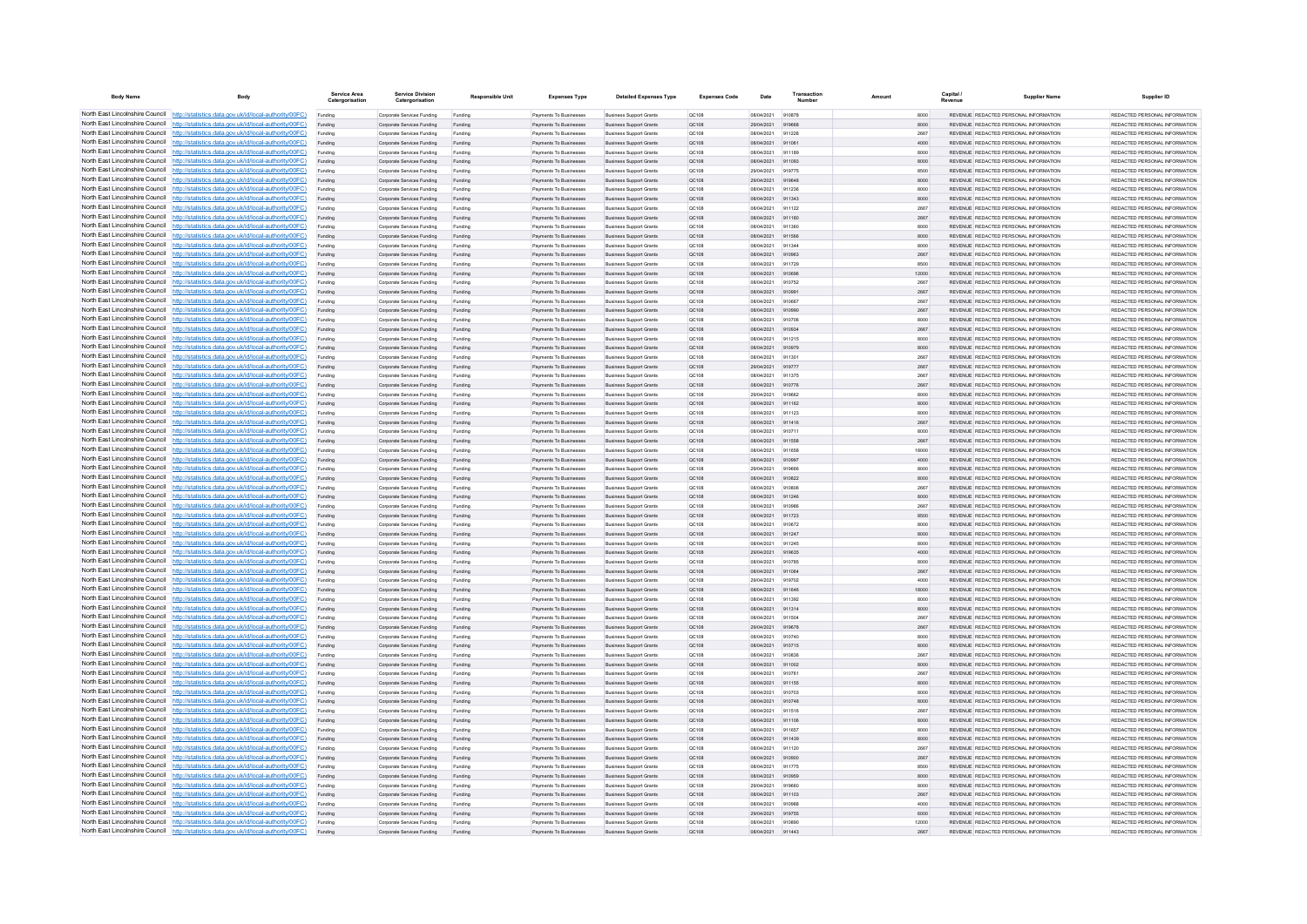| Body Name | Body | Service Area Catergorisation | Service Division Catergorisation | Responsible Unit | Expenses Type | Detailed Expenses Type | Expenses Code | Date | Transaction Number | Amount | Capital / Revenue | Supplier Name | Supplier ID |
|---|---|---|---|---|---|---|---|---|---|---|---|---|---|
| North East Lincolnshire Council | http://statistics.data.gov.uk/id/local-authority/00FC) | Funding | Corporate Services Funding | Funding | Payments To Businesses | Business Support Grants | QC108 | 08/04/2021 | 910878 | 8000 | REVENUE | REDACTED PERSONAL INFORMATION | REDACTED PERSONAL INFORMATION |
| North East Lincolnshire Council | http://statistics.data.gov.uk/id/local-authority/00FC) | Funding | Corporate Services Funding | Funding | Payments To Businesses | Business Support Grants | QC108 | 29/04/2021 | 919668 | 8000 | REVENUE | REDACTED PERSONAL INFORMATION | REDACTED PERSONAL INFORMATION |
| North East Lincolnshire Council | http://statistics.data.gov.uk/id/local-authority/00FC) | Funding | Corporate Services Funding | Funding | Payments To Businesses | Business Support Grants | QC108 | 08/04/2021 | 911228 | 2667 | REVENUE | REDACTED PERSONAL INFORMATION | REDACTED PERSONAL INFORMATION |
| North East Lincolnshire Council | http://statistics.data.gov.uk/id/local-authority/00FC) | Funding | Corporate Services Funding | Funding | Payments To Businesses | Business Support Grants | QC108 | 08/04/2021 | 911061 | 4000 | REVENUE | REDACTED PERSONAL INFORMATION | REDACTED PERSONAL INFORMATION |
| North East Lincolnshire Council | http://statistics.data.gov.uk/id/local-authority/00FC) | Funding | Corporate Services Funding | Funding | Payments To Businesses | Business Support Grants | QC108 | 08/04/2021 | 911189 | 8000 | REVENUE | REDACTED PERSONAL INFORMATION | REDACTED PERSONAL INFORMATION |
| North East Lincolnshire Council | http://statistics.data.gov.uk/id/local-authority/00FC) | Funding | Corporate Services Funding | Funding | Payments To Businesses | Business Support Grants | QC108 | 08/04/2021 | 911093 | 8000 | REVENUE | REDACTED PERSONAL INFORMATION | REDACTED PERSONAL INFORMATION |
| North East Lincolnshire Council | http://statistics.data.gov.uk/id/local-authority/00FC) | Funding | Corporate Services Funding | Funding | Payments To Businesses | Business Support Grants | QC108 | 29/04/2021 | 919775 | 8500 | REVENUE | REDACTED PERSONAL INFORMATION | REDACTED PERSONAL INFORMATION |
| North East Lincolnshire Council | http://statistics.data.gov.uk/id/local-authority/00FC) | Funding | Corporate Services Funding | Funding | Payments To Businesses | Business Support Grants | QC108 | 29/04/2021 | 919648 | 8000 | REVENUE | REDACTED PERSONAL INFORMATION | REDACTED PERSONAL INFORMATION |
| North East Lincolnshire Council | http://statistics.data.gov.uk/id/local-authority/00FC) | Funding | Corporate Services Funding | Funding | Payments To Businesses | Business Support Grants | QC108 | 08/04/2021 | 911236 | 8000 | REVENUE | REDACTED PERSONAL INFORMATION | REDACTED PERSONAL INFORMATION |
| North East Lincolnshire Council | http://statistics.data.gov.uk/id/local-authority/00FC) | Funding | Corporate Services Funding | Funding | Payments To Businesses | Business Support Grants | QC108 | 08/04/2021 | 911343 | 8000 | REVENUE | REDACTED PERSONAL INFORMATION | REDACTED PERSONAL INFORMATION |
| North East Lincolnshire Council | http://statistics.data.gov.uk/id/local-authority/00FC) | Funding | Corporate Services Funding | Funding | Payments To Businesses | Business Support Grants | QC108 | 08/04/2021 | 911122 | 2667 | REVENUE | REDACTED PERSONAL INFORMATION | REDACTED PERSONAL INFORMATION |
| North East Lincolnshire Council | http://statistics.data.gov.uk/id/local-authority/00FC) | Funding | Corporate Services Funding | Funding | Payments To Businesses | Business Support Grants | QC108 | 08/04/2021 | 911180 | 2667 | REVENUE | REDACTED PERSONAL INFORMATION | REDACTED PERSONAL INFORMATION |
| North East Lincolnshire Council | http://statistics.data.gov.uk/id/local-authority/00FC) | Funding | Corporate Services Funding | Funding | Payments To Businesses | Business Support Grants | QC108 | 08/04/2021 | 911360 | 8000 | REVENUE | REDACTED PERSONAL INFORMATION | REDACTED PERSONAL INFORMATION |
| North East Lincolnshire Council | http://statistics.data.gov.uk/id/local-authority/00FC) | Funding | Corporate Services Funding | Funding | Payments To Businesses | Business Support Grants | QC108 | 08/04/2021 | 911566 | 8000 | REVENUE | REDACTED PERSONAL INFORMATION | REDACTED PERSONAL INFORMATION |
| North East Lincolnshire Council | http://statistics.data.gov.uk/id/local-authority/00FC) | Funding | Corporate Services Funding | Funding | Payments To Businesses | Business Support Grants | QC108 | 08/04/2021 | 911344 | 8000 | REVENUE | REDACTED PERSONAL INFORMATION | REDACTED PERSONAL INFORMATION |
| North East Lincolnshire Council | http://statistics.data.gov.uk/id/local-authority/00FC) | Funding | Corporate Services Funding | Funding | Payments To Businesses | Business Support Grants | QC108 | 08/04/2021 | 910963 | 2667 | REVENUE | REDACTED PERSONAL INFORMATION | REDACTED PERSONAL INFORMATION |
| North East Lincolnshire Council | http://statistics.data.gov.uk/id/local-authority/00FC) | Funding | Corporate Services Funding | Funding | Payments To Businesses | Business Support Grants | QC108 | 08/04/2021 | 911729 | 8500 | REVENUE | REDACTED PERSONAL INFORMATION | REDACTED PERSONAL INFORMATION |
| North East Lincolnshire Council | http://statistics.data.gov.uk/id/local-authority/00FC) | Funding | Corporate Services Funding | Funding | Payments To Businesses | Business Support Grants | QC108 | 08/04/2021 | 910696 | 12000 | REVENUE | REDACTED PERSONAL INFORMATION | REDACTED PERSONAL INFORMATION |
| North East Lincolnshire Council | http://statistics.data.gov.uk/id/local-authority/00FC) | Funding | Corporate Services Funding | Funding | Payments To Businesses | Business Support Grants | QC108 | 08/04/2021 | 910752 | 2667 | REVENUE | REDACTED PERSONAL INFORMATION | REDACTED PERSONAL INFORMATION |
| North East Lincolnshire Council | http://statistics.data.gov.uk/id/local-authority/00FC) | Funding | Corporate Services Funding | Funding | Payments To Businesses | Business Support Grants | QC108 | 08/04/2021 | 910991 | 2667 | REVENUE | REDACTED PERSONAL INFORMATION | REDACTED PERSONAL INFORMATION |
| North East Lincolnshire Council | http://statistics.data.gov.uk/id/local-authority/00FC) | Funding | Corporate Services Funding | Funding | Payments To Businesses | Business Support Grants | QC108 | 08/04/2021 | 910667 | 2667 | REVENUE | REDACTED PERSONAL INFORMATION | REDACTED PERSONAL INFORMATION |
| North East Lincolnshire Council | http://statistics.data.gov.uk/id/local-authority/00FC) | Funding | Corporate Services Funding | Funding | Payments To Businesses | Business Support Grants | QC108 | 08/04/2021 | 910990 | 2667 | REVENUE | REDACTED PERSONAL INFORMATION | REDACTED PERSONAL INFORMATION |
| North East Lincolnshire Council | http://statistics.data.gov.uk/id/local-authority/00FC) | Funding | Corporate Services Funding | Funding | Payments To Businesses | Business Support Grants | QC108 | 08/04/2021 | 910706 | 8000 | REVENUE | REDACTED PERSONAL INFORMATION | REDACTED PERSONAL INFORMATION |
| North East Lincolnshire Council | http://statistics.data.gov.uk/id/local-authority/00FC) | Funding | Corporate Services Funding | Funding | Payments To Businesses | Business Support Grants | QC108 | 08/04/2021 | 910934 | 2667 | REVENUE | REDACTED PERSONAL INFORMATION | REDACTED PERSONAL INFORMATION |
| North East Lincolnshire Council | http://statistics.data.gov.uk/id/local-authority/00FC) | Funding | Corporate Services Funding | Funding | Payments To Businesses | Business Support Grants | QC108 | 08/04/2021 | 911215 | 8000 | REVENUE | REDACTED PERSONAL INFORMATION | REDACTED PERSONAL INFORMATION |
| North East Lincolnshire Council | http://statistics.data.gov.uk/id/local-authority/00FC) | Funding | Corporate Services Funding | Funding | Payments To Businesses | Business Support Grants | QC108 | 08/04/2021 | 910979 | 8000 | REVENUE | REDACTED PERSONAL INFORMATION | REDACTED PERSONAL INFORMATION |
| North East Lincolnshire Council | http://statistics.data.gov.uk/id/local-authority/00FC) | Funding | Corporate Services Funding | Funding | Payments To Businesses | Business Support Grants | QC108 | 08/04/2021 | 911301 | 2667 | REVENUE | REDACTED PERSONAL INFORMATION | REDACTED PERSONAL INFORMATION |
| North East Lincolnshire Council | http://statistics.data.gov.uk/id/local-authority/00FC) | Funding | Corporate Services Funding | Funding | Payments To Businesses | Business Support Grants | QC108 | 29/04/2021 | 919777 | 2667 | REVENUE | REDACTED PERSONAL INFORMATION | REDACTED PERSONAL INFORMATION |
| North East Lincolnshire Council | http://statistics.data.gov.uk/id/local-authority/00FC) | Funding | Corporate Services Funding | Funding | Payments To Businesses | Business Support Grants | QC108 | 08/04/2021 | 911575 | 2667 | REVENUE | REDACTED PERSONAL INFORMATION | REDACTED PERSONAL INFORMATION |
| North East Lincolnshire Council | http://statistics.data.gov.uk/id/local-authority/00FC) | Funding | Corporate Services Funding | Funding | Payments To Businesses | Business Support Grants | QC108 | 08/04/2021 | 910776 | 2667 | REVENUE | REDACTED PERSONAL INFORMATION | REDACTED PERSONAL INFORMATION |
| North East Lincolnshire Council | http://statistics.data.gov.uk/id/local-authority/00FC) | Funding | Corporate Services Funding | Funding | Payments To Businesses | Business Support Grants | QC108 | 29/04/2021 | 919662 | 8000 | REVENUE | REDACTED PERSONAL INFORMATION | REDACTED PERSONAL INFORMATION |
| North East Lincolnshire Council | http://statistics.data.gov.uk/id/local-authority/00FC) | Funding | Corporate Services Funding | Funding | Payments To Businesses | Business Support Grants | QC108 | 08/04/2021 | 911162 | 8000 | REVENUE | REDACTED PERSONAL INFORMATION | REDACTED PERSONAL INFORMATION |
| North East Lincolnshire Council | http://statistics.data.gov.uk/id/local-authority/00FC) | Funding | Corporate Services Funding | Funding | Payments To Businesses | Business Support Grants | QC108 | 08/04/2021 | 911123 | 8000 | REVENUE | REDACTED PERSONAL INFORMATION | REDACTED PERSONAL INFORMATION |
| North East Lincolnshire Council | http://statistics.data.gov.uk/id/local-authority/00FC) | Funding | Corporate Services Funding | Funding | Payments To Businesses | Business Support Grants | QC108 | 08/04/2021 | 911416 | 2667 | REVENUE | REDACTED PERSONAL INFORMATION | REDACTED PERSONAL INFORMATION |
| North East Lincolnshire Council | http://statistics.data.gov.uk/id/local-authority/00FC) | Funding | Corporate Services Funding | Funding | Payments To Businesses | Business Support Grants | QC108 | 08/04/2021 | 910711 | 8000 | REVENUE | REDACTED PERSONAL INFORMATION | REDACTED PERSONAL INFORMATION |
| North East Lincolnshire Council | http://statistics.data.gov.uk/id/local-authority/00FC) | Funding | Corporate Services Funding | Funding | Payments To Businesses | Business Support Grants | QC108 | 08/04/2021 | 911558 | 2667 | REVENUE | REDACTED PERSONAL INFORMATION | REDACTED PERSONAL INFORMATION |
| North East Lincolnshire Council | http://statistics.data.gov.uk/id/local-authority/00FC) | Funding | Corporate Services Funding | Funding | Payments To Businesses | Business Support Grants | QC108 | 08/04/2021 | 911658 | 18000 | REVENUE | REDACTED PERSONAL INFORMATION | REDACTED PERSONAL INFORMATION |
| North East Lincolnshire Council | http://statistics.data.gov.uk/id/local-authority/00FC) | Funding | Corporate Services Funding | Funding | Payments To Businesses | Business Support Grants | QC108 | 08/04/2021 | 910997 | 4000 | REVENUE | REDACTED PERSONAL INFORMATION | REDACTED PERSONAL INFORMATION |
| North East Lincolnshire Council | http://statistics.data.gov.uk/id/local-authority/00FC) | Funding | Corporate Services Funding | Funding | Payments To Businesses | Business Support Grants | QC108 | 29/04/2021 | 919666 | 8000 | REVENUE | REDACTED PERSONAL INFORMATION | REDACTED PERSONAL INFORMATION |
| North East Lincolnshire Council | http://statistics.data.gov.uk/id/local-authority/00FC) | Funding | Corporate Services Funding | Funding | Payments To Businesses | Business Support Grants | QC108 | 08/04/2021 | 910822 | 8000 | REVENUE | REDACTED PERSONAL INFORMATION | REDACTED PERSONAL INFORMATION |
| North East Lincolnshire Council | http://statistics.data.gov.uk/id/local-authority/00FC) | Funding | Corporate Services Funding | Funding | Payments To Businesses | Business Support Grants | QC108 | 08/04/2021 | 910806 | 2667 | REVENUE | REDACTED PERSONAL INFORMATION | REDACTED PERSONAL INFORMATION |
| North East Lincolnshire Council | http://statistics.data.gov.uk/id/local-authority/00FC) | Funding | Corporate Services Funding | Funding | Payments To Businesses | Business Support Grants | QC108 | 08/04/2021 | 911246 | 8000 | REVENUE | REDACTED PERSONAL INFORMATION | REDACTED PERSONAL INFORMATION |
| North East Lincolnshire Council | http://statistics.data.gov.uk/id/local-authority/00FC) | Funding | Corporate Services Funding | Funding | Payments To Businesses | Business Support Grants | QC108 | 08/04/2021 | 910986 | 2667 | REVENUE | REDACTED PERSONAL INFORMATION | REDACTED PERSONAL INFORMATION |
| North East Lincolnshire Council | http://statistics.data.gov.uk/id/local-authority/00FC) | Funding | Corporate Services Funding | Funding | Payments To Businesses | Business Support Grants | QC108 | 08/04/2021 | 911723 | 8500 | REVENUE | REDACTED PERSONAL INFORMATION | REDACTED PERSONAL INFORMATION |
| North East Lincolnshire Council | http://statistics.data.gov.uk/id/local-authority/00FC) | Funding | Corporate Services Funding | Funding | Payments To Businesses | Business Support Grants | QC108 | 08/04/2021 | 910672 | 8000 | REVENUE | REDACTED PERSONAL INFORMATION | REDACTED PERSONAL INFORMATION |
| North East Lincolnshire Council | http://statistics.data.gov.uk/id/local-authority/00FC) | Funding | Corporate Services Funding | Funding | Payments To Businesses | Business Support Grants | QC108 | 08/04/2021 | 911247 | 8000 | REVENUE | REDACTED PERSONAL INFORMATION | REDACTED PERSONAL INFORMATION |
| North East Lincolnshire Council | http://statistics.data.gov.uk/id/local-authority/00FC) | Funding | Corporate Services Funding | Funding | Payments To Businesses | Business Support Grants | QC108 | 08/04/2021 | 911245 | 8000 | REVENUE | REDACTED PERSONAL INFORMATION | REDACTED PERSONAL INFORMATION |
| North East Lincolnshire Council | http://statistics.data.gov.uk/id/local-authority/00FC) | Funding | Corporate Services Funding | Funding | Payments To Businesses | Business Support Grants | QC108 | 29/04/2021 | 919635 | 4000 | REVENUE | REDACTED PERSONAL INFORMATION | REDACTED PERSONAL INFORMATION |
| North East Lincolnshire Council | http://statistics.data.gov.uk/id/local-authority/00FC) | Funding | Corporate Services Funding | Funding | Payments To Businesses | Business Support Grants | QC108 | 08/04/2021 | 910785 | 8000 | REVENUE | REDACTED PERSONAL INFORMATION | REDACTED PERSONAL INFORMATION |
| North East Lincolnshire Council | http://statistics.data.gov.uk/id/local-authority/00FC) | Funding | Corporate Services Funding | Funding | Payments To Businesses | Business Support Grants | QC108 | 08/04/2021 | 911064 | 2667 | REVENUE | REDACTED PERSONAL INFORMATION | REDACTED PERSONAL INFORMATION |
| North East Lincolnshire Council | http://statistics.data.gov.uk/id/local-authority/00FC) | Funding | Corporate Services Funding | Funding | Payments To Businesses | Business Support Grants | QC108 | 29/04/2021 | 919702 | 4000 | REVENUE | REDACTED PERSONAL INFORMATION | REDACTED PERSONAL INFORMATION |
| North East Lincolnshire Council | http://statistics.data.gov.uk/id/local-authority/00FC) | Funding | Corporate Services Funding | Funding | Payments To Businesses | Business Support Grants | QC108 | 08/04/2021 | 911646 | 18000 | REVENUE | REDACTED PERSONAL INFORMATION | REDACTED PERSONAL INFORMATION |
| North East Lincolnshire Council | http://statistics.data.gov.uk/id/local-authority/00FC) | Funding | Corporate Services Funding | Funding | Payments To Businesses | Business Support Grants | QC108 | 08/04/2021 | 911392 | 8000 | REVENUE | REDACTED PERSONAL INFORMATION | REDACTED PERSONAL INFORMATION |
| North East Lincolnshire Council | http://statistics.data.gov.uk/id/local-authority/00FC) | Funding | Corporate Services Funding | Funding | Payments To Businesses | Business Support Grants | QC108 | 08/04/2021 | 911314 | 8000 | REVENUE | REDACTED PERSONAL INFORMATION | REDACTED PERSONAL INFORMATION |
| North East Lincolnshire Council | http://statistics.data.gov.uk/id/local-authority/00FC) | Funding | Corporate Services Funding | Funding | Payments To Businesses | Business Support Grants | QC108 | 08/04/2021 | 911504 | 2667 | REVENUE | REDACTED PERSONAL INFORMATION | REDACTED PERSONAL INFORMATION |
| North East Lincolnshire Council | http://statistics.data.gov.uk/id/local-authority/00FC) | Funding | Corporate Services Funding | Funding | Payments To Businesses | Business Support Grants | QC108 | 29/04/2021 | 919678 | 2667 | REVENUE | REDACTED PERSONAL INFORMATION | REDACTED PERSONAL INFORMATION |
| North East Lincolnshire Council | http://statistics.data.gov.uk/id/local-authority/00FC) | Funding | Corporate Services Funding | Funding | Payments To Businesses | Business Support Grants | QC108 | 08/04/2021 | 910740 | 8000 | REVENUE | REDACTED PERSONAL INFORMATION | REDACTED PERSONAL INFORMATION |
| North East Lincolnshire Council | http://statistics.data.gov.uk/id/local-authority/00FC) | Funding | Corporate Services Funding | Funding | Payments To Businesses | Business Support Grants | QC108 | 08/04/2021 | 910715 | 8000 | REVENUE | REDACTED PERSONAL INFORMATION | REDACTED PERSONAL INFORMATION |
| North East Lincolnshire Council | http://statistics.data.gov.uk/id/local-authority/00FC) | Funding | Corporate Services Funding | Funding | Payments To Businesses | Business Support Grants | QC108 | 08/04/2021 | 910836 | 2667 | REVENUE | REDACTED PERSONAL INFORMATION | REDACTED PERSONAL INFORMATION |
| North East Lincolnshire Council | http://statistics.data.gov.uk/id/local-authority/00FC) | Funding | Corporate Services Funding | Funding | Payments To Businesses | Business Support Grants | QC108 | 08/04/2021 | 911002 | 8000 | REVENUE | REDACTED PERSONAL INFORMATION | REDACTED PERSONAL INFORMATION |
| North East Lincolnshire Council | http://statistics.data.gov.uk/id/local-authority/00FC) | Funding | Corporate Services Funding | Funding | Payments To Businesses | Business Support Grants | QC108 | 08/04/2021 | 910761 | 2667 | REVENUE | REDACTED PERSONAL INFORMATION | REDACTED PERSONAL INFORMATION |
| North East Lincolnshire Council | http://statistics.data.gov.uk/id/local-authority/00FC) | Funding | Corporate Services Funding | Funding | Payments To Businesses | Business Support Grants | QC108 | 08/04/2021 | 911155 | 8000 | REVENUE | REDACTED PERSONAL INFORMATION | REDACTED PERSONAL INFORMATION |
| North East Lincolnshire Council | http://statistics.data.gov.uk/id/local-authority/00FC) | Funding | Corporate Services Funding | Funding | Payments To Businesses | Business Support Grants | QC108 | 08/04/2021 | 910703 | 8000 | REVENUE | REDACTED PERSONAL INFORMATION | REDACTED PERSONAL INFORMATION |
| North East Lincolnshire Council | http://statistics.data.gov.uk/id/local-authority/00FC) | Funding | Corporate Services Funding | Funding | Payments To Businesses | Business Support Grants | QC108 | 08/04/2021 | 910748 | 8000 | REVENUE | REDACTED PERSONAL INFORMATION | REDACTED PERSONAL INFORMATION |
| North East Lincolnshire Council | http://statistics.data.gov.uk/id/local-authority/00FC) | Funding | Corporate Services Funding | Funding | Payments To Businesses | Business Support Grants | QC108 | 08/04/2021 | 911516 | 2667 | REVENUE | REDACTED PERSONAL INFORMATION | REDACTED PERSONAL INFORMATION |
| North East Lincolnshire Council | http://statistics.data.gov.uk/id/local-authority/00FC) | Funding | Corporate Services Funding | Funding | Payments To Businesses | Business Support Grants | QC108 | 08/04/2021 | 911106 | 8000 | REVENUE | REDACTED PERSONAL INFORMATION | REDACTED PERSONAL INFORMATION |
| North East Lincolnshire Council | http://statistics.data.gov.uk/id/local-authority/00FC) | Funding | Corporate Services Funding | Funding | Payments To Businesses | Business Support Grants | QC108 | 08/04/2021 | 911657 | 8000 | REVENUE | REDACTED PERSONAL INFORMATION | REDACTED PERSONAL INFORMATION |
| North East Lincolnshire Council | http://statistics.data.gov.uk/id/local-authority/00FC) | Funding | Corporate Services Funding | Funding | Payments To Businesses | Business Support Grants | QC108 | 08/04/2021 | 911439 | 8000 | REVENUE | REDACTED PERSONAL INFORMATION | REDACTED PERSONAL INFORMATION |
| North East Lincolnshire Council | http://statistics.data.gov.uk/id/local-authority/00FC) | Funding | Corporate Services Funding | Funding | Payments To Businesses | Business Support Grants | QC108 | 08/04/2021 | 911120 | 2667 | REVENUE | REDACTED PERSONAL INFORMATION | REDACTED PERSONAL INFORMATION |
| North East Lincolnshire Council | http://statistics.data.gov.uk/id/local-authority/00FC) | Funding | Corporate Services Funding | Funding | Payments To Businesses | Business Support Grants | QC108 | 08/04/2021 | 910900 | 2667 | REVENUE | REDACTED PERSONAL INFORMATION | REDACTED PERSONAL INFORMATION |
| North East Lincolnshire Council | http://statistics.data.gov.uk/id/local-authority/00FC) | Funding | Corporate Services Funding | Funding | Payments To Businesses | Business Support Grants | QC108 | 08/04/2021 | 911775 | 8500 | REVENUE | REDACTED PERSONAL INFORMATION | REDACTED PERSONAL INFORMATION |
| North East Lincolnshire Council | http://statistics.data.gov.uk/id/local-authority/00FC) | Funding | Corporate Services Funding | Funding | Payments To Businesses | Business Support Grants | QC108 | 08/04/2021 | 910959 | 8000 | REVENUE | REDACTED PERSONAL INFORMATION | REDACTED PERSONAL INFORMATION |
| North East Lincolnshire Council | http://statistics.data.gov.uk/id/local-authority/00FC) | Funding | Corporate Services Funding | Funding | Payments To Businesses | Business Support Grants | QC108 | 29/04/2021 | 919660 | 8000 | REVENUE | REDACTED PERSONAL INFORMATION | REDACTED PERSONAL INFORMATION |
| North East Lincolnshire Council | http://statistics.data.gov.uk/id/local-authority/00FC) | Funding | Corporate Services Funding | Funding | Payments To Businesses | Business Support Grants | QC108 | 08/04/2021 | 911103 | 2667 | REVENUE | REDACTED PERSONAL INFORMATION | REDACTED PERSONAL INFORMATION |
| North East Lincolnshire Council | http://statistics.data.gov.uk/id/local-authority/00FC) | Funding | Corporate Services Funding | Funding | Payments To Businesses | Business Support Grants | QC108 | 08/04/2021 | 910668 | 4000 | REVENUE | REDACTED PERSONAL INFORMATION | REDACTED PERSONAL INFORMATION |
| North East Lincolnshire Council | http://statistics.data.gov.uk/id/local-authority/00FC) | Funding | Corporate Services Funding | Funding | Payments To Businesses | Business Support Grants | QC108 | 29/04/2021 | 919755 | 6000 | REVENUE | REDACTED PERSONAL INFORMATION | REDACTED PERSONAL INFORMATION |
| North East Lincolnshire Council | http://statistics.data.gov.uk/id/local-authority/00FC) | Funding | Corporate Services Funding | Funding | Payments To Businesses | Business Support Grants | QC108 | 08/04/2021 | 910890 | 12000 | REVENUE | REDACTED PERSONAL INFORMATION | REDACTED PERSONAL INFORMATION |
| North East Lincolnshire Council | http://statistics.data.gov.uk/id/local-authority/00FC) | Funding | Corporate Services Funding | Funding | Payments To Businesses | Business Support Grants | QC108 | 08/04/2021 | 911443 | 2667 | REVENUE | REDACTED PERSONAL INFORMATION | REDACTED PERSONAL INFORMATION |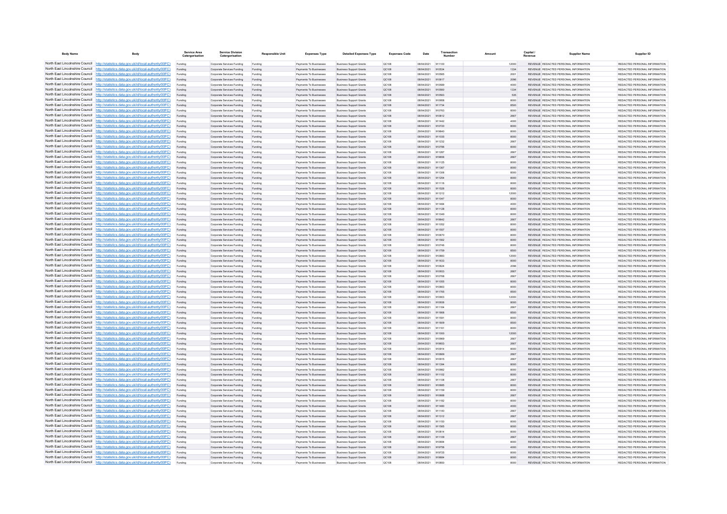| Body Name | Body | Service Area Catergorisation | Service Division Catergorisation | Responsible Unit | Expenses Type | Detailed Expenses Type | Expenses Code | Date | Transaction Number | Amount | Capital / Revenue | Supplier Name | Supplier ID |
|---|---|---|---|---|---|---|---|---|---|---|---|---|---|
| North East Lincolnshire Council | http://statistics.data.gov.uk/id/local-authority/00FC) | Funding | Corporate Services Funding | Funding | Payments To Businesses | Business Support Grants | QC108 | 08/04/2021 | 911100 | 12000 | REVENUE | REDACTED PERSONAL INFORMATION | REDACTED PERSONAL INFORMATION |
| North East Lincolnshire Council | http://statistics.data.gov.uk/id/local-authority/00FC) | Funding | Corporate Services Funding | Funding | Payments To Businesses | Business Support Grants | QC108 | 08/04/2021 | 910534 | 1334 | REVENUE | REDACTED PERSONAL INFORMATION | REDACTED PERSONAL INFORMATION |
| North East Lincolnshire Council | http://statistics.data.gov.uk/id/local-authority/00FC) | Funding | Corporate Services Funding | Funding | Payments To Businesses | Business Support Grants | QC108 | 08/04/2021 | 910565 | 2001 | REVENUE | REDACTED PERSONAL INFORMATION | REDACTED PERSONAL INFORMATION |
| North East Lincolnshire Council | http://statistics.data.gov.uk/id/local-authority/00FC) | Funding | Corporate Services Funding | Funding | Payments To Businesses | Business Support Grants | QC108 | 08/04/2021 | 910617 | 2096 | REVENUE | REDACTED PERSONAL INFORMATION | REDACTED PERSONAL INFORMATION |
| North East Lincolnshire Council | http://statistics.data.gov.uk/id/local-authority/00FC) | Funding | Corporate Services Funding | Funding | Payments To Businesses | Business Support Grants | QC108 | 08/04/2021 | 910589 | 4000 | REVENUE | REDACTED PERSONAL INFORMATION | REDACTED PERSONAL INFORMATION |
| North East Lincolnshire Council | http://statistics.data.gov.uk/id/local-authority/00FC) | Funding | Corporate Services Funding | Funding | Payments To Businesses | Business Support Grants | QC108 | 08/04/2021 | 910560 | 1334 | REVENUE | REDACTED PERSONAL INFORMATION | REDACTED PERSONAL INFORMATION |
| North East Lincolnshire Council | http://statistics.data.gov.uk/id/local-authority/00FC) | Funding | Corporate Services Funding | Funding | Payments To Businesses | Business Support Grants | QC108 | 08/04/2021 | 910563 | 535 | REVENUE | REDACTED PERSONAL INFORMATION | REDACTED PERSONAL INFORMATION |
| North East Lincolnshire Council | http://statistics.data.gov.uk/id/local-authority/00FC) | Funding | Corporate Services Funding | Funding | Payments To Businesses | Business Support Grants | QC108 | 08/04/2021 | 910958 | 8000 | REVENUE | REDACTED PERSONAL INFORMATION | REDACTED PERSONAL INFORMATION |
| North East Lincolnshire Council | http://statistics.data.gov.uk/id/local-authority/00FC) | Funding | Corporate Services Funding | Funding | Payments To Businesses | Business Support Grants | QC108 | 08/04/2021 | 911734 | 8500 | REVENUE | REDACTED PERSONAL INFORMATION | REDACTED PERSONAL INFORMATION |
| North East Lincolnshire Council | http://statistics.data.gov.uk/id/local-authority/00FC) | Funding | Corporate Services Funding | Funding | Payments To Businesses | Business Support Grants | QC108 | 08/04/2021 | 910763 | 8000 | REVENUE | REDACTED PERSONAL INFORMATION | REDACTED PERSONAL INFORMATION |
| North East Lincolnshire Council | http://statistics.data.gov.uk/id/local-authority/00FC) | Funding | Corporate Services Funding | Funding | Payments To Businesses | Business Support Grants | QC108 | 08/04/2021 | 910812 | 2667 | REVENUE | REDACTED PERSONAL INFORMATION | REDACTED PERSONAL INFORMATION |
| North East Lincolnshire Council | http://statistics.data.gov.uk/id/local-authority/00FC) | Funding | Corporate Services Funding | Funding | Payments To Businesses | Business Support Grants | QC108 | 08/04/2021 | 911442 | 4000 | REVENUE | REDACTED PERSONAL INFORMATION | REDACTED PERSONAL INFORMATION |
| North East Lincolnshire Council | http://statistics.data.gov.uk/id/local-authority/00FC) | Funding | Corporate Services Funding | Funding | Payments To Businesses | Business Support Grants | QC108 | 08/04/2021 | 910720 | 8000 | REVENUE | REDACTED PERSONAL INFORMATION | REDACTED PERSONAL INFORMATION |
| North East Lincolnshire Council | http://statistics.data.gov.uk/id/local-authority/00FC) | Funding | Corporate Services Funding | Funding | Payments To Businesses | Business Support Grants | QC108 | 29/04/2021 | 919640 | 8000 | REVENUE | REDACTED PERSONAL INFORMATION | REDACTED PERSONAL INFORMATION |
| North East Lincolnshire Council | http://statistics.data.gov.uk/id/local-authority/00FC) | Funding | Corporate Services Funding | Funding | Payments To Businesses | Business Support Grants | QC108 | 08/04/2021 | 911035 | 8000 | REVENUE | REDACTED PERSONAL INFORMATION | REDACTED PERSONAL INFORMATION |
| North East Lincolnshire Council | http://statistics.data.gov.uk/id/local-authority/00FC) | Funding | Corporate Services Funding | Funding | Payments To Businesses | Business Support Grants | QC108 | 08/04/2021 | 911232 | 2667 | REVENUE | REDACTED PERSONAL INFORMATION | REDACTED PERSONAL INFORMATION |
| North East Lincolnshire Council | http://statistics.data.gov.uk/id/local-authority/00FC) | Funding | Corporate Services Funding | Funding | Payments To Businesses | Business Support Grants | QC108 | 08/04/2021 | 910786 | 8000 | REVENUE | REDACTED PERSONAL INFORMATION | REDACTED PERSONAL INFORMATION |
| North East Lincolnshire Council | http://statistics.data.gov.uk/id/local-authority/00FC) | Funding | Corporate Services Funding | Funding | Payments To Businesses | Business Support Grants | QC108 | 08/04/2021 | 911287 | 2667 | REVENUE | REDACTED PERSONAL INFORMATION | REDACTED PERSONAL INFORMATION |
| North East Lincolnshire Council | http://statistics.data.gov.uk/id/local-authority/00FC) | Funding | Corporate Services Funding | Funding | Payments To Businesses | Business Support Grants | QC108 | 29/04/2021 | 919656 | 2667 | REVENUE | REDACTED PERSONAL INFORMATION | REDACTED PERSONAL INFORMATION |
| North East Lincolnshire Council | http://statistics.data.gov.uk/id/local-authority/00FC) | Funding | Corporate Services Funding | Funding | Payments To Businesses | Business Support Grants | QC108 | 08/04/2021 | 911125 | 8000 | REVENUE | REDACTED PERSONAL INFORMATION | REDACTED PERSONAL INFORMATION |
| North East Lincolnshire Council | http://statistics.data.gov.uk/id/local-authority/00FC) | Funding | Corporate Services Funding | Funding | Payments To Businesses | Business Support Grants | QC108 | 08/04/2021 | 911367 | 8000 | REVENUE | REDACTED PERSONAL INFORMATION | REDACTED PERSONAL INFORMATION |
| North East Lincolnshire Council | http://statistics.data.gov.uk/id/local-authority/00FC) | Funding | Corporate Services Funding | Funding | Payments To Businesses | Business Support Grants | QC108 | 08/04/2021 | 911306 | 8000 | REVENUE | REDACTED PERSONAL INFORMATION | REDACTED PERSONAL INFORMATION |
| North East Lincolnshire Council | http://statistics.data.gov.uk/id/local-authority/00FC) | Funding | Corporate Services Funding | Funding | Payments To Businesses | Business Support Grants | QC108 | 08/04/2021 | 911254 | 8000 | REVENUE | REDACTED PERSONAL INFORMATION | REDACTED PERSONAL INFORMATION |
| North East Lincolnshire Council | http://statistics.data.gov.uk/id/local-authority/00FC) | Funding | Corporate Services Funding | Funding | Payments To Businesses | Business Support Grants | QC108 | 08/04/2021 | 911116 | 8000 | REVENUE | REDACTED PERSONAL INFORMATION | REDACTED PERSONAL INFORMATION |
| North East Lincolnshire Council | http://statistics.data.gov.uk/id/local-authority/00FC) | Funding | Corporate Services Funding | Funding | Payments To Businesses | Business Support Grants | QC108 | 08/04/2021 | 911526 | 8000 | REVENUE | REDACTED PERSONAL INFORMATION | REDACTED PERSONAL INFORMATION |
| North East Lincolnshire Council | http://statistics.data.gov.uk/id/local-authority/00FC) | Funding | Corporate Services Funding | Funding | Payments To Businesses | Business Support Grants | QC108 | 08/04/2021 | 911212 | 12000 | REVENUE | REDACTED PERSONAL INFORMATION | REDACTED PERSONAL INFORMATION |
| North East Lincolnshire Council | http://statistics.data.gov.uk/id/local-authority/00FC) | Funding | Corporate Services Funding | Funding | Payments To Businesses | Business Support Grants | QC108 | 08/04/2021 | 911047 | 8000 | REVENUE | REDACTED PERSONAL INFORMATION | REDACTED PERSONAL INFORMATION |
| North East Lincolnshire Council | http://statistics.data.gov.uk/id/local-authority/00FC) | Funding | Corporate Services Funding | Funding | Payments To Businesses | Business Support Grants | QC108 | 08/04/2021 | 911484 | 4000 | REVENUE | REDACTED PERSONAL INFORMATION | REDACTED PERSONAL INFORMATION |
| North East Lincolnshire Council | http://statistics.data.gov.uk/id/local-authority/00FC) | Funding | Corporate Services Funding | Funding | Payments To Businesses | Business Support Grants | QC108 | 08/04/2021 | 911128 | 8000 | REVENUE | REDACTED PERSONAL INFORMATION | REDACTED PERSONAL INFORMATION |
| North East Lincolnshire Council | http://statistics.data.gov.uk/id/local-authority/00FC) | Funding | Corporate Services Funding | Funding | Payments To Businesses | Business Support Grants | QC108 | 08/04/2021 | 911049 | 8000 | REVENUE | REDACTED PERSONAL INFORMATION | REDACTED PERSONAL INFORMATION |
| North East Lincolnshire Council | http://statistics.data.gov.uk/id/local-authority/00FC) | Funding | Corporate Services Funding | Funding | Payments To Businesses | Business Support Grants | QC108 | 29/04/2021 | 919642 | 2667 | REVENUE | REDACTED PERSONAL INFORMATION | REDACTED PERSONAL INFORMATION |
| North East Lincolnshire Council | http://statistics.data.gov.uk/id/local-authority/00FC) | Funding | Corporate Services Funding | Funding | Payments To Businesses | Business Support Grants | QC108 | 08/04/2021 | 911052 | 8000 | REVENUE | REDACTED PERSONAL INFORMATION | REDACTED PERSONAL INFORMATION |
| North East Lincolnshire Council | http://statistics.data.gov.uk/id/local-authority/00FC) | Funding | Corporate Services Funding | Funding | Payments To Businesses | Business Support Grants | QC108 | 08/04/2021 | 910857 | 8000 | REVENUE | REDACTED PERSONAL INFORMATION | REDACTED PERSONAL INFORMATION |
| North East Lincolnshire Council | http://statistics.data.gov.uk/id/local-authority/00FC) | Funding | Corporate Services Funding | Funding | Payments To Businesses | Business Support Grants | QC108 | 08/04/2021 | 910670 | 8000 | REVENUE | REDACTED PERSONAL INFORMATION | REDACTED PERSONAL INFORMATION |
| North East Lincolnshire Council | http://statistics.data.gov.uk/id/local-authority/00FC) | Funding | Corporate Services Funding | Funding | Payments To Businesses | Business Support Grants | QC108 | 08/04/2021 | 911562 | 8000 | REVENUE | REDACTED PERSONAL INFORMATION | REDACTED PERSONAL INFORMATION |
| North East Lincolnshire Council | http://statistics.data.gov.uk/id/local-authority/00FC) | Funding | Corporate Services Funding | Funding | Payments To Businesses | Business Support Grants | QC108 | 08/04/2021 | 910746 | 8000 | REVENUE | REDACTED PERSONAL INFORMATION | REDACTED PERSONAL INFORMATION |
| North East Lincolnshire Council | http://statistics.data.gov.uk/id/local-authority/00FC) | Funding | Corporate Services Funding | Funding | Payments To Businesses | Business Support Grants | QC108 | 08/04/2021 | 911759 | 8500 | REVENUE | REDACTED PERSONAL INFORMATION | REDACTED PERSONAL INFORMATION |
| North East Lincolnshire Council | http://statistics.data.gov.uk/id/local-authority/00FC) | Funding | Corporate Services Funding | Funding | Payments To Businesses | Business Support Grants | QC108 | 08/04/2021 | 910883 | 12000 | REVENUE | REDACTED PERSONAL INFORMATION | REDACTED PERSONAL INFORMATION |
| North East Lincolnshire Council | http://statistics.data.gov.uk/id/local-authority/00FC) | Funding | Corporate Services Funding | Funding | Payments To Businesses | Business Support Grants | QC108 | 08/04/2021 | 911633 | 8000 | REVENUE | REDACTED PERSONAL INFORMATION | REDACTED PERSONAL INFORMATION |
| North East Lincolnshire Council | http://statistics.data.gov.uk/id/local-authority/00FC) | Funding | Corporate Services Funding | Funding | Payments To Businesses | Business Support Grants | QC108 | 08/04/2021 | 910624 | 2096 | REVENUE | REDACTED PERSONAL INFORMATION | REDACTED PERSONAL INFORMATION |
| North East Lincolnshire Council | http://statistics.data.gov.uk/id/local-authority/00FC) | Funding | Corporate Services Funding | Funding | Payments To Businesses | Business Support Grants | QC108 | 08/04/2021 | 910933 | 2667 | REVENUE | REDACTED PERSONAL INFORMATION | REDACTED PERSONAL INFORMATION |
| North East Lincolnshire Council | http://statistics.data.gov.uk/id/local-authority/00FC) | Funding | Corporate Services Funding | Funding | Payments To Businesses | Business Support Grants | QC108 | 08/04/2021 | 910768 | 2667 | REVENUE | REDACTED PERSONAL INFORMATION | REDACTED PERSONAL INFORMATION |
| North East Lincolnshire Council | http://statistics.data.gov.uk/id/local-authority/00FC) | Funding | Corporate Services Funding | Funding | Payments To Businesses | Business Support Grants | QC108 | 08/04/2021 | 911055 | 8000 | REVENUE | REDACTED PERSONAL INFORMATION | REDACTED PERSONAL INFORMATION |
| North East Lincolnshire Council | http://statistics.data.gov.uk/id/local-authority/00FC) | Funding | Corporate Services Funding | Funding | Payments To Businesses | Business Support Grants | QC108 | 08/04/2021 | 910663 | 8000 | REVENUE | REDACTED PERSONAL INFORMATION | REDACTED PERSONAL INFORMATION |
| North East Lincolnshire Council | http://statistics.data.gov.uk/id/local-authority/00FC) | Funding | Corporate Services Funding | Funding | Payments To Businesses | Business Support Grants | QC108 | 08/04/2021 | 911765 | 8500 | REVENUE | REDACTED PERSONAL INFORMATION | REDACTED PERSONAL INFORMATION |
| North East Lincolnshire Council | http://statistics.data.gov.uk/id/local-authority/00FC) | Funding | Corporate Services Funding | Funding | Payments To Businesses | Business Support Grants | QC108 | 08/04/2021 | 910903 | 12000 | REVENUE | REDACTED PERSONAL INFORMATION | REDACTED PERSONAL INFORMATION |
| North East Lincolnshire Council | http://statistics.data.gov.uk/id/local-authority/00FC) | Funding | Corporate Services Funding | Funding | Payments To Businesses | Business Support Grants | QC108 | 08/04/2021 | 910938 | 8000 | REVENUE | REDACTED PERSONAL INFORMATION | REDACTED PERSONAL INFORMATION |
| North East Lincolnshire Council | http://statistics.data.gov.uk/id/local-authority/00FC) | Funding | Corporate Services Funding | Funding | Payments To Businesses | Business Support Grants | QC108 | 08/04/2021 | 911164 | 2667 | REVENUE | REDACTED PERSONAL INFORMATION | REDACTED PERSONAL INFORMATION |
| North East Lincolnshire Council | http://statistics.data.gov.uk/id/local-authority/00FC) | Funding | Corporate Services Funding | Funding | Payments To Businesses | Business Support Grants | QC108 | 08/04/2021 | 911868 | 8500 | REVENUE | REDACTED PERSONAL INFORMATION | REDACTED PERSONAL INFORMATION |
| North East Lincolnshire Council | http://statistics.data.gov.uk/id/local-authority/00FC) | Funding | Corporate Services Funding | Funding | Payments To Businesses | Business Support Grants | QC108 | 08/04/2021 | 911591 | 8000 | REVENUE | REDACTED PERSONAL INFORMATION | REDACTED PERSONAL INFORMATION |
| North East Lincolnshire Council | http://statistics.data.gov.uk/id/local-authority/00FC) | Funding | Corporate Services Funding | Funding | Payments To Businesses | Business Support Grants | QC108 | 08/04/2021 | 911809 | 8500 | REVENUE | REDACTED PERSONAL INFORMATION | REDACTED PERSONAL INFORMATION |
| North East Lincolnshire Council | http://statistics.data.gov.uk/id/local-authority/00FC) | Funding | Corporate Services Funding | Funding | Payments To Businesses | Business Support Grants | QC108 | 08/04/2021 | 911161 | 8000 | REVENUE | REDACTED PERSONAL INFORMATION | REDACTED PERSONAL INFORMATION |
| North East Lincolnshire Council | http://statistics.data.gov.uk/id/local-authority/00FC) | Funding | Corporate Services Funding | Funding | Payments To Businesses | Business Support Grants | QC108 | 08/04/2021 | 911000 | 12000 | REVENUE | REDACTED PERSONAL INFORMATION | REDACTED PERSONAL INFORMATION |
| North East Lincolnshire Council | http://statistics.data.gov.uk/id/local-authority/00FC) | Funding | Corporate Services Funding | Funding | Payments To Businesses | Business Support Grants | QC108 | 08/04/2021 | 910669 | 2667 | REVENUE | REDACTED PERSONAL INFORMATION | REDACTED PERSONAL INFORMATION |
| North East Lincolnshire Council | http://statistics.data.gov.uk/id/local-authority/00FC) | Funding | Corporate Services Funding | Funding | Payments To Businesses | Business Support Grants | QC108 | 29/04/2021 | 919653 | 2667 | REVENUE | REDACTED PERSONAL INFORMATION | REDACTED PERSONAL INFORMATION |
| North East Lincolnshire Council | http://statistics.data.gov.uk/id/local-authority/00FC) | Funding | Corporate Services Funding | Funding | Payments To Businesses | Business Support Grants | QC108 | 08/04/2021 | 910914 | 8000 | REVENUE | REDACTED PERSONAL INFORMATION | REDACTED PERSONAL INFORMATION |
| North East Lincolnshire Council | http://statistics.data.gov.uk/id/local-authority/00FC) | Funding | Corporate Services Funding | Funding | Payments To Businesses | Business Support Grants | QC108 | 08/04/2021 | 910699 | 2667 | REVENUE | REDACTED PERSONAL INFORMATION | REDACTED PERSONAL INFORMATION |
| North East Lincolnshire Council | http://statistics.data.gov.uk/id/local-authority/00FC) | Funding | Corporate Services Funding | Funding | Payments To Businesses | Business Support Grants | QC108 | 08/04/2021 | 910915 | 2667 | REVENUE | REDACTED PERSONAL INFORMATION | REDACTED PERSONAL INFORMATION |
| North East Lincolnshire Council | http://statistics.data.gov.uk/id/local-authority/00FC) | Funding | Corporate Services Funding | Funding | Payments To Businesses | Business Support Grants | QC108 | 08/04/2021 | 911394 | 8000 | REVENUE | REDACTED PERSONAL INFORMATION | REDACTED PERSONAL INFORMATION |
| North East Lincolnshire Council | http://statistics.data.gov.uk/id/local-authority/00FC) | Funding | Corporate Services Funding | Funding | Payments To Businesses | Business Support Grants | QC108 | 08/04/2021 | 910982 | 8000 | REVENUE | REDACTED PERSONAL INFORMATION | REDACTED PERSONAL INFORMATION |
| North East Lincolnshire Council | http://statistics.data.gov.uk/id/local-authority/00FC) | Funding | Corporate Services Funding | Funding | Payments To Businesses | Business Support Grants | QC108 | 08/04/2021 | 911102 | 8000 | REVENUE | REDACTED PERSONAL INFORMATION | REDACTED PERSONAL INFORMATION |
| North East Lincolnshire Council | http://statistics.data.gov.uk/id/local-authority/00FC) | Funding | Corporate Services Funding | Funding | Payments To Businesses | Business Support Grants | QC108 | 08/04/2021 | 911106 | 2667 | REVENUE | REDACTED PERSONAL INFORMATION | REDACTED PERSONAL INFORMATION |
| North East Lincolnshire Council | http://statistics.data.gov.uk/id/local-authority/00FC) | Funding | Corporate Services Funding | Funding | Payments To Businesses | Business Support Grants | QC108 | 08/04/2021 | 910685 | 8000 | REVENUE | REDACTED PERSONAL INFORMATION | REDACTED PERSONAL INFORMATION |
| North East Lincolnshire Council | http://statistics.data.gov.uk/id/local-authority/00FC) | Funding | Corporate Services Funding | Funding | Payments To Businesses | Business Support Grants | QC108 | 08/04/2021 | 911159 | 8000 | REVENUE | REDACTED PERSONAL INFORMATION | REDACTED PERSONAL INFORMATION |
| North East Lincolnshire Council | http://statistics.data.gov.uk/id/local-authority/00FC) | Funding | Corporate Services Funding | Funding | Payments To Businesses | Business Support Grants | QC108 | 08/04/2021 | 910688 | 2667 | REVENUE | REDACTED PERSONAL INFORMATION | REDACTED PERSONAL INFORMATION |
| North East Lincolnshire Council | http://statistics.data.gov.uk/id/local-authority/00FC) | Funding | Corporate Services Funding | Funding | Payments To Businesses | Business Support Grants | QC108 | 08/04/2021 | 911182 | 8000 | REVENUE | REDACTED PERSONAL INFORMATION | REDACTED PERSONAL INFORMATION |
| North East Lincolnshire Council | http://statistics.data.gov.uk/id/local-authority/00FC) | Funding | Corporate Services Funding | Funding | Payments To Businesses | Business Support Grants | QC108 | 08/04/2021 | 911480 | 4000 | REVENUE | REDACTED PERSONAL INFORMATION | REDACTED PERSONAL INFORMATION |
| North East Lincolnshire Council | http://statistics.data.gov.uk/id/local-authority/00FC) | Funding | Corporate Services Funding | Funding | Payments To Businesses | Business Support Grants | QC108 | 08/04/2021 | 911140 | 2667 | REVENUE | REDACTED PERSONAL INFORMATION | REDACTED PERSONAL INFORMATION |
| North East Lincolnshire Council | http://statistics.data.gov.uk/id/local-authority/00FC) | Funding | Corporate Services Funding | Funding | Payments To Businesses | Business Support Grants | QC108 | 08/04/2021 | 911312 | 2667 | REVENUE | REDACTED PERSONAL INFORMATION | REDACTED PERSONAL INFORMATION |
| North East Lincolnshire Council | http://statistics.data.gov.uk/id/local-authority/00FC) | Funding | Corporate Services Funding | Funding | Payments To Businesses | Business Support Grants | QC108 | 08/04/2021 | 911150 | 8000 | REVENUE | REDACTED PERSONAL INFORMATION | REDACTED PERSONAL INFORMATION |
| North East Lincolnshire Council | http://statistics.data.gov.uk/id/local-authority/00FC) | Funding | Corporate Services Funding | Funding | Payments To Businesses | Business Support Grants | QC108 | 08/04/2021 | 911565 | 8000 | REVENUE | REDACTED PERSONAL INFORMATION | REDACTED PERSONAL INFORMATION |
| North East Lincolnshire Council | http://statistics.data.gov.uk/id/local-authority/00FC) | Funding | Corporate Services Funding | Funding | Payments To Businesses | Business Support Grants | QC108 | 08/04/2021 | 910814 | 8000 | REVENUE | REDACTED PERSONAL INFORMATION | REDACTED PERSONAL INFORMATION |
| North East Lincolnshire Council | http://statistics.data.gov.uk/id/local-authority/00FC) | Funding | Corporate Services Funding | Funding | Payments To Businesses | Business Support Grants | QC108 | 08/04/2021 | 911109 | 2667 | REVENUE | REDACTED PERSONAL INFORMATION | REDACTED PERSONAL INFORMATION |
| North East Lincolnshire Council | http://statistics.data.gov.uk/id/local-authority/00FC) | Funding | Corporate Services Funding | Funding | Payments To Businesses | Business Support Grants | QC108 | 08/04/2021 | 910694 | 8000 | REVENUE | REDACTED PERSONAL INFORMATION | REDACTED PERSONAL INFORMATION |
| North East Lincolnshire Council | http://statistics.data.gov.uk/id/local-authority/00FC) | Funding | Corporate Services Funding | Funding | Payments To Businesses | Business Support Grants | QC108 | 29/04/2021 | 919756 | 4000 | REVENUE | REDACTED PERSONAL INFORMATION | REDACTED PERSONAL INFORMATION |
| North East Lincolnshire Council | http://statistics.data.gov.uk/id/local-authority/00FC) | Funding | Corporate Services Funding | Funding | Payments To Businesses | Business Support Grants | QC108 | 29/04/2021 | 919725 | 8000 | REVENUE | REDACTED PERSONAL INFORMATION | REDACTED PERSONAL INFORMATION |
| North East Lincolnshire Council | http://statistics.data.gov.uk/id/local-authority/00FC) | Funding | Corporate Services Funding | Funding | Payments To Businesses | Business Support Grants | QC108 | 29/04/2021 | 919684 | 8000 | REVENUE | REDACTED PERSONAL INFORMATION | REDACTED PERSONAL INFORMATION |
| North East Lincolnshire Council | http://statistics.data.gov.uk/id/local-authority/00FC) | Funding | Corporate Services Funding | Funding | Payments To Businesses | Business Support Grants | QC108 | 08/04/2021 | 910850 | 8000 | REVENUE | REDACTED PERSONAL INFORMATION | REDACTED PERSONAL INFORMATION |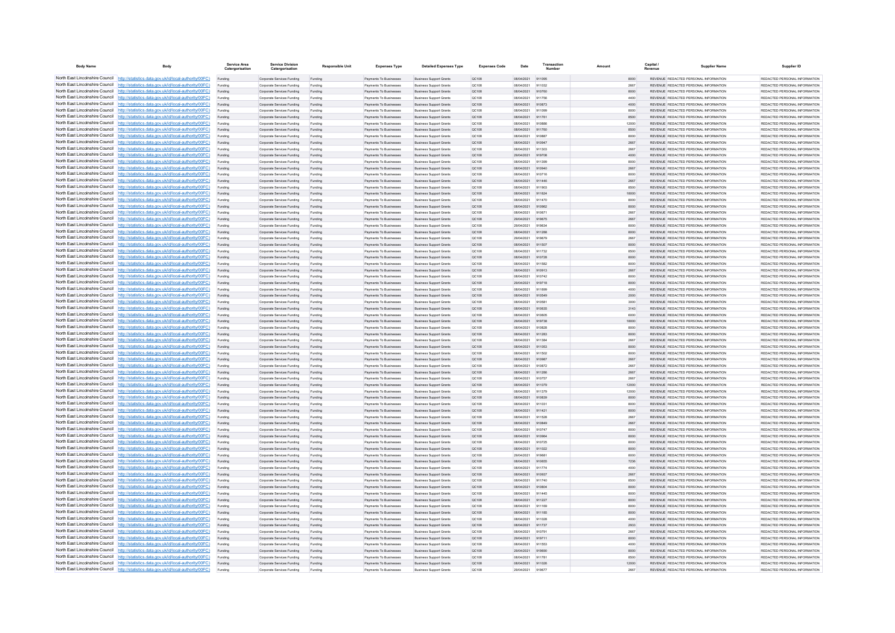| Body Name | Body | Service Area Catergorisation | Service Division Catergorisation | Responsible Unit | Expenses Type | Detailed Expenses Type | Expenses Code | Date | Transaction Number | Amount | Capital / Revenue | Supplier Name | Supplier ID |
|---|---|---|---|---|---|---|---|---|---|---|---|---|---|
| North East Lincolnshire Council | http://statistics.data.gov.uk/id/local-authority/00FC) | Funding | Corporate Services Funding | Funding | Payments To Businesses | Business Support Grants | QC108 | 08/04/2021 | 911095 | 8000 | REVENUE | REDACTED PERSONAL INFORMATION | REDACTED PERSONAL INFORMATION |
| North East Lincolnshire Council | http://statistics.data.gov.uk/id/local-authority/00FC) | Funding | Corporate Services Funding | Funding | Payments To Businesses | Business Support Grants | QC108 | 08/04/2021 | 911032 | 2667 | REVENUE | REDACTED PERSONAL INFORMATION | REDACTED PERSONAL INFORMATION |
| North East Lincolnshire Council | http://statistics.data.gov.uk/id/local-authority/00FC) | Funding | Corporate Services Funding | Funding | Payments To Businesses | Business Support Grants | QC108 | 08/04/2021 | 910760 | 8000 | REVENUE | REDACTED PERSONAL INFORMATION | REDACTED PERSONAL INFORMATION |
| North East Lincolnshire Council | http://statistics.data.gov.uk/id/local-authority/00FC) | Funding | Corporate Services Funding | Funding | Payments To Businesses | Business Support Grants | QC108 | 08/04/2021 | 911756 | 4400 | REVENUE | REDACTED PERSONAL INFORMATION | REDACTED PERSONAL INFORMATION |
| North East Lincolnshire Council | http://statistics.data.gov.uk/id/local-authority/00FC) | Funding | Corporate Services Funding | Funding | Payments To Businesses | Business Support Grants | QC108 | 08/04/2021 | 910673 | 4000 | REVENUE | REDACTED PERSONAL INFORMATION | REDACTED PERSONAL INFORMATION |
| North East Lincolnshire Council | http://statistics.data.gov.uk/id/local-authority/00FC) | Funding | Corporate Services Funding | Funding | Payments To Businesses | Business Support Grants | QC108 | 08/04/2021 | 911099 | 8000 | REVENUE | REDACTED PERSONAL INFORMATION | REDACTED PERSONAL INFORMATION |
| North East Lincolnshire Council | http://statistics.data.gov.uk/id/local-authority/00FC) | Funding | Corporate Services Funding | Funding | Payments To Businesses | Business Support Grants | QC108 | 08/04/2021 | 911761 | 8500 | REVENUE | REDACTED PERSONAL INFORMATION | REDACTED PERSONAL INFORMATION |
| North East Lincolnshire Council | http://statistics.data.gov.uk/id/local-authority/00FC) | Funding | Corporate Services Funding | Funding | Payments To Businesses | Business Support Grants | QC108 | 08/04/2021 | 910886 | 12000 | REVENUE | REDACTED PERSONAL INFORMATION | REDACTED PERSONAL INFORMATION |
| North East Lincolnshire Council | http://statistics.data.gov.uk/id/local-authority/00FC) | Funding | Corporate Services Funding | Funding | Payments To Businesses | Business Support Grants | QC108 | 08/04/2021 | 911760 | 8500 | REVENUE | REDACTED PERSONAL INFORMATION | REDACTED PERSONAL INFORMATION |
| North East Lincolnshire Council | http://statistics.data.gov.uk/id/local-authority/00FC) | Funding | Corporate Services Funding | Funding | Payments To Businesses | Business Support Grants | QC108 | 08/04/2021 | 910887 | 8000 | REVENUE | REDACTED PERSONAL INFORMATION | REDACTED PERSONAL INFORMATION |
| North East Lincolnshire Council | http://statistics.data.gov.uk/id/local-authority/00FC) | Funding | Corporate Services Funding | Funding | Payments To Businesses | Business Support Grants | QC108 | 08/04/2021 | 910947 | 2667 | REVENUE | REDACTED PERSONAL INFORMATION | REDACTED PERSONAL INFORMATION |
| North East Lincolnshire Council | http://statistics.data.gov.uk/id/local-authority/00FC) | Funding | Corporate Services Funding | Funding | Payments To Businesses | Business Support Grants | QC108 | 08/04/2021 | 911303 | 2667 | REVENUE | REDACTED PERSONAL INFORMATION | REDACTED PERSONAL INFORMATION |
| North East Lincolnshire Council | http://statistics.data.gov.uk/id/local-authority/00FC) | Funding | Corporate Services Funding | Funding | Payments To Businesses | Business Support Grants | QC108 | 29/04/2021 | 919708 | 4000 | REVENUE | REDACTED PERSONAL INFORMATION | REDACTED PERSONAL INFORMATION |
| North East Lincolnshire Council | http://statistics.data.gov.uk/id/local-authority/00FC) | Funding | Corporate Services Funding | Funding | Payments To Businesses | Business Support Grants | QC108 | 08/04/2021 | 911399 | 8000 | REVENUE | REDACTED PERSONAL INFORMATION | REDACTED PERSONAL INFORMATION |
| North East Lincolnshire Council | http://statistics.data.gov.uk/id/local-authority/00FC) | Funding | Corporate Services Funding | Funding | Payments To Businesses | Business Support Grants | QC108 | 08/04/2021 | 910940 | 2667 | REVENUE | REDACTED PERSONAL INFORMATION | REDACTED PERSONAL INFORMATION |
| North East Lincolnshire Council | http://statistics.data.gov.uk/id/local-authority/00FC) | Funding | Corporate Services Funding | Funding | Payments To Businesses | Business Support Grants | QC108 | 08/04/2021 | 910716 | 8000 | REVENUE | REDACTED PERSONAL INFORMATION | REDACTED PERSONAL INFORMATION |
| North East Lincolnshire Council | http://statistics.data.gov.uk/id/local-authority/00FC) | Funding | Corporate Services Funding | Funding | Payments To Businesses | Business Support Grants | QC108 | 08/04/2021 | 911446 | 2667 | REVENUE | REDACTED PERSONAL INFORMATION | REDACTED PERSONAL INFORMATION |
| North East Lincolnshire Council | http://statistics.data.gov.uk/id/local-authority/00FC) | Funding | Corporate Services Funding | Funding | Payments To Businesses | Business Support Grants | QC108 | 08/04/2021 | 911663 | 8500 | REVENUE | REDACTED PERSONAL INFORMATION | REDACTED PERSONAL INFORMATION |
| North East Lincolnshire Council | http://statistics.data.gov.uk/id/local-authority/00FC) | Funding | Corporate Services Funding | Funding | Payments To Businesses | Business Support Grants | QC108 | 08/04/2021 | 911624 | 18000 | REVENUE | REDACTED PERSONAL INFORMATION | REDACTED PERSONAL INFORMATION |
| North East Lincolnshire Council | http://statistics.data.gov.uk/id/local-authority/00FC) | Funding | Corporate Services Funding | Funding | Payments To Businesses | Business Support Grants | QC108 | 08/04/2021 | 911470 | 8000 | REVENUE | REDACTED PERSONAL INFORMATION | REDACTED PERSONAL INFORMATION |
| North East Lincolnshire Council | http://statistics.data.gov.uk/id/local-authority/00FC) | Funding | Corporate Services Funding | Funding | Payments To Businesses | Business Support Grants | QC108 | 08/04/2021 | 910962 | 8000 | REVENUE | REDACTED PERSONAL INFORMATION | REDACTED PERSONAL INFORMATION |
| North East Lincolnshire Council | http://statistics.data.gov.uk/id/local-authority/00FC) | Funding | Corporate Services Funding | Funding | Payments To Businesses | Business Support Grants | QC108 | 08/04/2021 | 910671 | 2667 | REVENUE | REDACTED PERSONAL INFORMATION | REDACTED PERSONAL INFORMATION |
| North East Lincolnshire Council | http://statistics.data.gov.uk/id/local-authority/00FC) | Funding | Corporate Services Funding | Funding | Payments To Businesses | Business Support Grants | QC108 | 29/04/2021 | 919675 | 2667 | REVENUE | REDACTED PERSONAL INFORMATION | REDACTED PERSONAL INFORMATION |
| North East Lincolnshire Council | http://statistics.data.gov.uk/id/local-authority/00FC) | Funding | Corporate Services Funding | Funding | Payments To Businesses | Business Support Grants | QC108 | 29/04/2021 | 919634 | 8000 | REVENUE | REDACTED PERSONAL INFORMATION | REDACTED PERSONAL INFORMATION |
| North East Lincolnshire Council | http://statistics.data.gov.uk/id/local-authority/00FC) | Funding | Corporate Services Funding | Funding | Payments To Businesses | Business Support Grants | QC108 | 08/04/2021 | 911268 | 8000 | REVENUE | REDACTED PERSONAL INFORMATION | REDACTED PERSONAL INFORMATION |
| North East Lincolnshire Council | http://statistics.data.gov.uk/id/local-authority/00FC) | Funding | Corporate Services Funding | Funding | Payments To Businesses | Business Support Grants | QC108 | 29/04/2021 | 919679 | 2667 | REVENUE | REDACTED PERSONAL INFORMATION | REDACTED PERSONAL INFORMATION |
| North East Lincolnshire Council | http://statistics.data.gov.uk/id/local-authority/00FC) | Funding | Corporate Services Funding | Funding | Payments To Businesses | Business Support Grants | QC108 | 08/04/2021 | 911507 | 8000 | REVENUE | REDACTED PERSONAL INFORMATION | REDACTED PERSONAL INFORMATION |
| North East Lincolnshire Council | http://statistics.data.gov.uk/id/local-authority/00FC) | Funding | Corporate Services Funding | Funding | Payments To Businesses | Business Support Grants | QC108 | 08/04/2021 | 911732 | 8500 | REVENUE | REDACTED PERSONAL INFORMATION | REDACTED PERSONAL INFORMATION |
| North East Lincolnshire Council | http://statistics.data.gov.uk/id/local-authority/00FC) | Funding | Corporate Services Funding | Funding | Payments To Businesses | Business Support Grants | QC108 | 08/04/2021 | 910728 | 8000 | REVENUE | REDACTED PERSONAL INFORMATION | REDACTED PERSONAL INFORMATION |
| North East Lincolnshire Council | http://statistics.data.gov.uk/id/local-authority/00FC) | Funding | Corporate Services Funding | Funding | Payments To Businesses | Business Support Grants | QC108 | 08/04/2021 | 911582 | 8000 | REVENUE | REDACTED PERSONAL INFORMATION | REDACTED PERSONAL INFORMATION |
| North East Lincolnshire Council | http://statistics.data.gov.uk/id/local-authority/00FC) | Funding | Corporate Services Funding | Funding | Payments To Businesses | Business Support Grants | QC108 | 08/04/2021 | 910913 | 2667 | REVENUE | REDACTED PERSONAL INFORMATION | REDACTED PERSONAL INFORMATION |
| North East Lincolnshire Council | http://statistics.data.gov.uk/id/local-authority/00FC) | Funding | Corporate Services Funding | Funding | Payments To Businesses | Business Support Grants | QC108 | 08/04/2021 | 910742 | 8000 | REVENUE | REDACTED PERSONAL INFORMATION | REDACTED PERSONAL INFORMATION |
| North East Lincolnshire Council | http://statistics.data.gov.uk/id/local-authority/00FC) | Funding | Corporate Services Funding | Funding | Payments To Businesses | Business Support Grants | QC108 | 29/04/2021 | 919718 | 8000 | REVENUE | REDACTED PERSONAL INFORMATION | REDACTED PERSONAL INFORMATION |
| North East Lincolnshire Council | http://statistics.data.gov.uk/id/local-authority/00FC) | Funding | Corporate Services Funding | Funding | Payments To Businesses | Business Support Grants | QC108 | 08/04/2021 | 911699 | 4000 | REVENUE | REDACTED PERSONAL INFORMATION | REDACTED PERSONAL INFORMATION |
| North East Lincolnshire Council | http://statistics.data.gov.uk/id/local-authority/00FC) | Funding | Corporate Services Funding | Funding | Payments To Businesses | Business Support Grants | QC108 | 08/04/2021 | 910549 | 2000 | REVENUE | REDACTED PERSONAL INFORMATION | REDACTED PERSONAL INFORMATION |
| North East Lincolnshire Council | http://statistics.data.gov.uk/id/local-authority/00FC) | Funding | Corporate Services Funding | Funding | Payments To Businesses | Business Support Grants | QC108 | 08/04/2021 | 910581 | 3000 | REVENUE | REDACTED PERSONAL INFORMATION | REDACTED PERSONAL INFORMATION |
| North East Lincolnshire Council | http://statistics.data.gov.uk/id/local-authority/00FC) | Funding | Corporate Services Funding | Funding | Payments To Businesses | Business Support Grants | QC108 | 08/04/2021 | 910635 | 3143 | REVENUE | REDACTED PERSONAL INFORMATION | REDACTED PERSONAL INFORMATION |
| North East Lincolnshire Council | http://statistics.data.gov.uk/id/local-authority/00FC) | Funding | Corporate Services Funding | Funding | Payments To Businesses | Business Support Grants | QC108 | 08/04/2021 | 910605 | 6000 | REVENUE | REDACTED PERSONAL INFORMATION | REDACTED PERSONAL INFORMATION |
| North East Lincolnshire Council | http://statistics.data.gov.uk/id/local-authority/00FC) | Funding | Corporate Services Funding | Funding | Payments To Businesses | Business Support Grants | QC108 | 29/04/2021 | 919738 | 18000 | REVENUE | REDACTED PERSONAL INFORMATION | REDACTED PERSONAL INFORMATION |
| North East Lincolnshire Council | http://statistics.data.gov.uk/id/local-authority/00FC) | Funding | Corporate Services Funding | Funding | Payments To Businesses | Business Support Grants | QC108 | 08/04/2021 | 910828 | 8000 | REVENUE | REDACTED PERSONAL INFORMATION | REDACTED PERSONAL INFORMATION |
| North East Lincolnshire Council | http://statistics.data.gov.uk/id/local-authority/00FC) | Funding | Corporate Services Funding | Funding | Payments To Businesses | Business Support Grants | QC108 | 08/04/2021 | 911283 | 8000 | REVENUE | REDACTED PERSONAL INFORMATION | REDACTED PERSONAL INFORMATION |
| North East Lincolnshire Council | http://statistics.data.gov.uk/id/local-authority/00FC) | Funding | Corporate Services Funding | Funding | Payments To Businesses | Business Support Grants | QC108 | 08/04/2021 | 911384 | 2667 | REVENUE | REDACTED PERSONAL INFORMATION | REDACTED PERSONAL INFORMATION |
| North East Lincolnshire Council | http://statistics.data.gov.uk/id/local-authority/00FC) | Funding | Corporate Services Funding | Funding | Payments To Businesses | Business Support Grants | QC108 | 08/04/2021 | 911053 | 8000 | REVENUE | REDACTED PERSONAL INFORMATION | REDACTED PERSONAL INFORMATION |
| North East Lincolnshire Council | http://statistics.data.gov.uk/id/local-authority/00FC) | Funding | Corporate Services Funding | Funding | Payments To Businesses | Business Support Grants | QC108 | 08/04/2021 | 911502 | 8000 | REVENUE | REDACTED PERSONAL INFORMATION | REDACTED PERSONAL INFORMATION |
| North East Lincolnshire Council | http://statistics.data.gov.uk/id/local-authority/00FC) | Funding | Corporate Services Funding | Funding | Payments To Businesses | Business Support Grants | QC108 | 08/04/2021 | 910987 | 2667 | REVENUE | REDACTED PERSONAL INFORMATION | REDACTED PERSONAL INFORMATION |
| North East Lincolnshire Council | http://statistics.data.gov.uk/id/local-authority/00FC) | Funding | Corporate Services Funding | Funding | Payments To Businesses | Business Support Grants | QC108 | 08/04/2021 | 910672 | 2667 | REVENUE | REDACTED PERSONAL INFORMATION | REDACTED PERSONAL INFORMATION |
| North East Lincolnshire Council | http://statistics.data.gov.uk/id/local-authority/00FC) | Funding | Corporate Services Funding | Funding | Payments To Businesses | Business Support Grants | QC108 | 08/04/2021 | 911286 | 2667 | REVENUE | REDACTED PERSONAL INFORMATION | REDACTED PERSONAL INFORMATION |
| North East Lincolnshire Council | http://statistics.data.gov.uk/id/local-authority/00FC) | Funding | Corporate Services Funding | Funding | Payments To Businesses | Business Support Grants | QC108 | 08/04/2021 | 910757 | 2667 | REVENUE | REDACTED PERSONAL INFORMATION | REDACTED PERSONAL INFORMATION |
| North East Lincolnshire Council | http://statistics.data.gov.uk/id/local-authority/00FC) | Funding | Corporate Services Funding | Funding | Payments To Businesses | Business Support Grants | QC108 | 08/04/2021 | 911079 | 12000 | REVENUE | REDACTED PERSONAL INFORMATION | REDACTED PERSONAL INFORMATION |
| North East Lincolnshire Council | http://statistics.data.gov.uk/id/local-authority/00FC) | Funding | Corporate Services Funding | Funding | Payments To Businesses | Business Support Grants | QC108 | 08/04/2021 | 911379 | 12000 | REVENUE | REDACTED PERSONAL INFORMATION | REDACTED PERSONAL INFORMATION |
| North East Lincolnshire Council | http://statistics.data.gov.uk/id/local-authority/00FC) | Funding | Corporate Services Funding | Funding | Payments To Businesses | Business Support Grants | QC108 | 08/04/2021 | 910839 | 8000 | REVENUE | REDACTED PERSONAL INFORMATION | REDACTED PERSONAL INFORMATION |
| North East Lincolnshire Council | http://statistics.data.gov.uk/id/local-authority/00FC) | Funding | Corporate Services Funding | Funding | Payments To Businesses | Business Support Grants | QC108 | 08/04/2021 | 911031 | 8000 | REVENUE | REDACTED PERSONAL INFORMATION | REDACTED PERSONAL INFORMATION |
| North East Lincolnshire Council | http://statistics.data.gov.uk/id/local-authority/00FC) | Funding | Corporate Services Funding | Funding | Payments To Businesses | Business Support Grants | QC108 | 08/04/2021 | 911421 | 8000 | REVENUE | REDACTED PERSONAL INFORMATION | REDACTED PERSONAL INFORMATION |
| North East Lincolnshire Council | http://statistics.data.gov.uk/id/local-authority/00FC) | Funding | Corporate Services Funding | Funding | Payments To Businesses | Business Support Grants | QC108 | 08/04/2021 | 911526 | 2667 | REVENUE | REDACTED PERSONAL INFORMATION | REDACTED PERSONAL INFORMATION |
| North East Lincolnshire Council | http://statistics.data.gov.uk/id/local-authority/00FC) | Funding | Corporate Services Funding | Funding | Payments To Businesses | Business Support Grants | QC108 | 08/04/2021 | 910849 | 2667 | REVENUE | REDACTED PERSONAL INFORMATION | REDACTED PERSONAL INFORMATION |
| North East Lincolnshire Council | http://statistics.data.gov.uk/id/local-authority/00FC) | Funding | Corporate Services Funding | Funding | Payments To Businesses | Business Support Grants | QC108 | 08/04/2021 | 910747 | 8000 | REVENUE | REDACTED PERSONAL INFORMATION | REDACTED PERSONAL INFORMATION |
| North East Lincolnshire Council | http://statistics.data.gov.uk/id/local-authority/00FC) | Funding | Corporate Services Funding | Funding | Payments To Businesses | Business Support Grants | QC108 | 08/04/2021 | 910964 | 8000 | REVENUE | REDACTED PERSONAL INFORMATION | REDACTED PERSONAL INFORMATION |
| North East Lincolnshire Council | http://statistics.data.gov.uk/id/local-authority/00FC) | Funding | Corporate Services Funding | Funding | Payments To Businesses | Business Support Grants | QC108 | 08/04/2021 | 910725 | 8000 | REVENUE | REDACTED PERSONAL INFORMATION | REDACTED PERSONAL INFORMATION |
| North East Lincolnshire Council | http://statistics.data.gov.uk/id/local-authority/00FC) | Funding | Corporate Services Funding | Funding | Payments To Businesses | Business Support Grants | QC108 | 08/04/2021 | 911022 | 8000 | REVENUE | REDACTED PERSONAL INFORMATION | REDACTED PERSONAL INFORMATION |
| North East Lincolnshire Council | http://statistics.data.gov.uk/id/local-authority/00FC) | Funding | Corporate Services Funding | Funding | Payments To Businesses | Business Support Grants | QC108 | 29/04/2021 | 919681 | 8000 | REVENUE | REDACTED PERSONAL INFORMATION | REDACTED PERSONAL INFORMATION |
| North East Lincolnshire Council | http://statistics.data.gov.uk/id/local-authority/00FC) | Funding | Corporate Services Funding | Funding | Payments To Businesses | Business Support Grants | QC108 | 08/04/2021 | 910655 | 7236 | REVENUE | REDACTED PERSONAL INFORMATION | REDACTED PERSONAL INFORMATION |
| North East Lincolnshire Council | http://statistics.data.gov.uk/id/local-authority/00FC) | Funding | Corporate Services Funding | Funding | Payments To Businesses | Business Support Grants | QC108 | 08/04/2021 | 911774 | 4000 | REVENUE | REDACTED PERSONAL INFORMATION | REDACTED PERSONAL INFORMATION |
| North East Lincolnshire Council | http://statistics.data.gov.uk/id/local-authority/00FC) | Funding | Corporate Services Funding | Funding | Payments To Businesses | Business Support Grants | QC108 | 08/04/2021 | 910937 | 2667 | REVENUE | REDACTED PERSONAL INFORMATION | REDACTED PERSONAL INFORMATION |
| North East Lincolnshire Council | http://statistics.data.gov.uk/id/local-authority/00FC) | Funding | Corporate Services Funding | Funding | Payments To Businesses | Business Support Grants | QC108 | 08/04/2021 | 911740 | 8500 | REVENUE | REDACTED PERSONAL INFORMATION | REDACTED PERSONAL INFORMATION |
| North East Lincolnshire Council | http://statistics.data.gov.uk/id/local-authority/00FC) | Funding | Corporate Services Funding | Funding | Payments To Businesses | Business Support Grants | QC108 | 08/04/2021 | 910804 | 8000 | REVENUE | REDACTED PERSONAL INFORMATION | REDACTED PERSONAL INFORMATION |
| North East Lincolnshire Council | http://statistics.data.gov.uk/id/local-authority/00FC) | Funding | Corporate Services Funding | Funding | Payments To Businesses | Business Support Grants | QC108 | 08/04/2021 | 911445 | 8000 | REVENUE | REDACTED PERSONAL INFORMATION | REDACTED PERSONAL INFORMATION |
| North East Lincolnshire Council | http://statistics.data.gov.uk/id/local-authority/00FC) | Funding | Corporate Services Funding | Funding | Payments To Businesses | Business Support Grants | QC108 | 08/04/2021 | 911227 | 8000 | REVENUE | REDACTED PERSONAL INFORMATION | REDACTED PERSONAL INFORMATION |
| North East Lincolnshire Council | http://statistics.data.gov.uk/id/local-authority/00FC) | Funding | Corporate Services Funding | Funding | Payments To Businesses | Business Support Grants | QC108 | 08/04/2021 | 911169 | 8000 | REVENUE | REDACTED PERSONAL INFORMATION | REDACTED PERSONAL INFORMATION |
| North East Lincolnshire Council | http://statistics.data.gov.uk/id/local-authority/00FC) | Funding | Corporate Services Funding | Funding | Payments To Businesses | Business Support Grants | QC108 | 08/04/2021 | 911185 | 8000 | REVENUE | REDACTED PERSONAL INFORMATION | REDACTED PERSONAL INFORMATION |
| North East Lincolnshire Council | http://statistics.data.gov.uk/id/local-authority/00FC) | Funding | Corporate Services Funding | Funding | Payments To Businesses | Business Support Grants | QC108 | 08/04/2021 | 911028 | 4000 | REVENUE | REDACTED PERSONAL INFORMATION | REDACTED PERSONAL INFORMATION |
| North East Lincolnshire Council | http://statistics.data.gov.uk/id/local-authority/00FC) | Funding | Corporate Services Funding | Funding | Payments To Businesses | Business Support Grants | QC108 | 08/04/2021 | 911737 | 2933 | REVENUE | REDACTED PERSONAL INFORMATION | REDACTED PERSONAL INFORMATION |
| North East Lincolnshire Council | http://statistics.data.gov.uk/id/local-authority/00FC) | Funding | Corporate Services Funding | Funding | Payments To Businesses | Business Support Grants | QC108 | 08/04/2021 | 910791 | 2667 | REVENUE | REDACTED PERSONAL INFORMATION | REDACTED PERSONAL INFORMATION |
| North East Lincolnshire Council | http://statistics.data.gov.uk/id/local-authority/00FC) | Funding | Corporate Services Funding | Funding | Payments To Businesses | Business Support Grants | QC108 | 29/04/2021 | 919711 | 8000 | REVENUE | REDACTED PERSONAL INFORMATION | REDACTED PERSONAL INFORMATION |
| North East Lincolnshire Council | http://statistics.data.gov.uk/id/local-authority/00FC) | Funding | Corporate Services Funding | Funding | Payments To Businesses | Business Support Grants | QC108 | 08/04/2021 | 911553 | 4000 | REVENUE | REDACTED PERSONAL INFORMATION | REDACTED PERSONAL INFORMATION |
| North East Lincolnshire Council | http://statistics.data.gov.uk/id/local-authority/00FC) | Funding | Corporate Services Funding | Funding | Payments To Businesses | Business Support Grants | QC108 | 29/04/2021 | 919690 | 8000 | REVENUE | REDACTED PERSONAL INFORMATION | REDACTED PERSONAL INFORMATION |
| North East Lincolnshire Council | http://statistics.data.gov.uk/id/local-authority/00FC) | Funding | Corporate Services Funding | Funding | Payments To Businesses | Business Support Grants | QC108 | 08/04/2021 | 911781 | 8500 | REVENUE | REDACTED PERSONAL INFORMATION | REDACTED PERSONAL INFORMATION |
| North East Lincolnshire Council | http://statistics.data.gov.uk/id/local-authority/00FC) | Funding | Corporate Services Funding | Funding | Payments To Businesses | Business Support Grants | QC108 | 08/04/2021 | 911026 | 12000 | REVENUE | REDACTED PERSONAL INFORMATION | REDACTED PERSONAL INFORMATION |
| North East Lincolnshire Council | http://statistics.data.gov.uk/id/local-authority/00FC) | Funding | Corporate Services Funding | Funding | Payments To Businesses | Business Support Grants | QC108 | 29/04/2021 | 919677 | 2667 | REVENUE | REDACTED PERSONAL INFORMATION | REDACTED PERSONAL INFORMATION |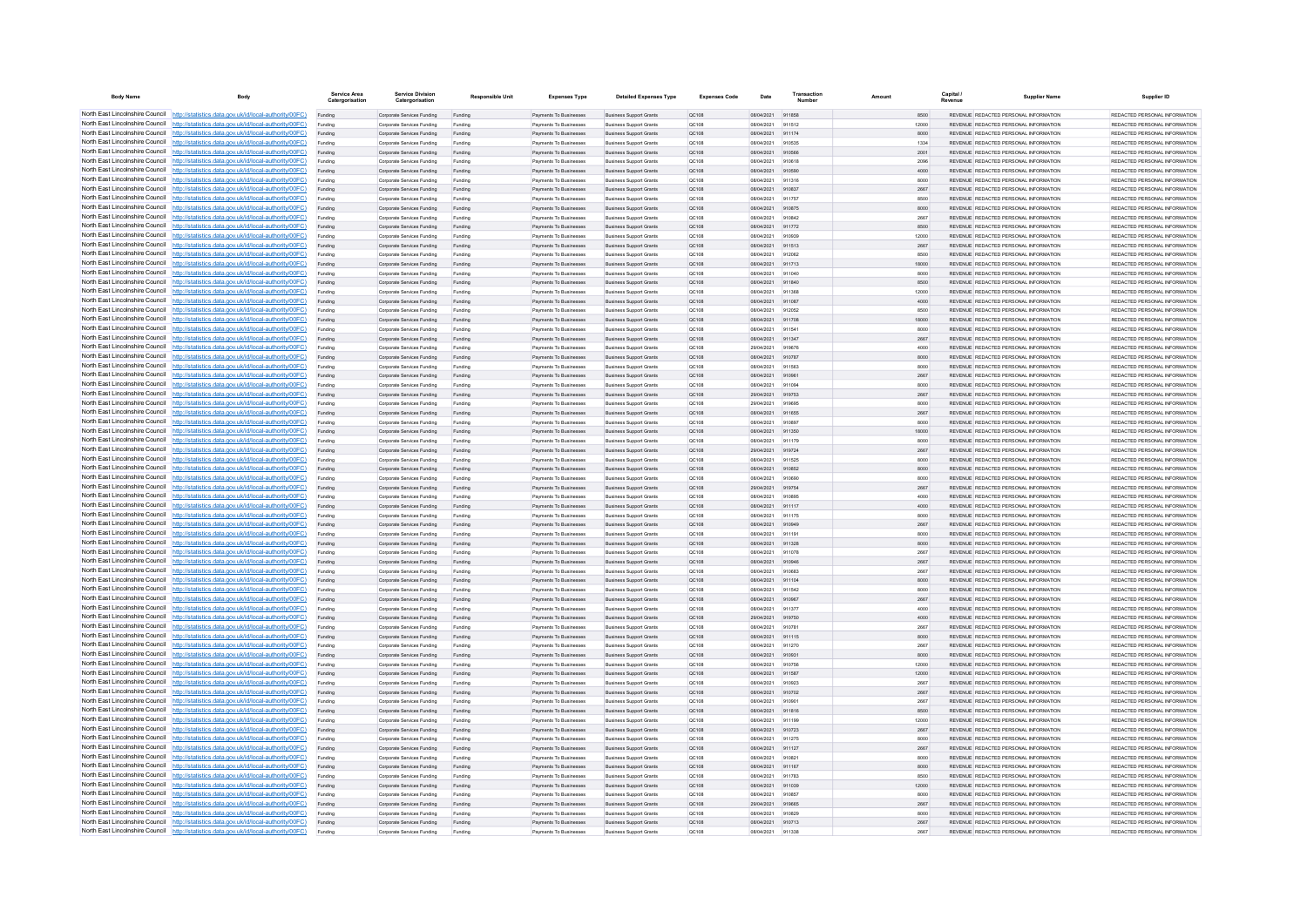| Body Name | Body | Service Area Catergorisation | Service Division Catergorisation | Responsible Unit | Expenses Type | Detailed Expenses Type | Expenses Code | Date | Transaction Number | Amount | Capital / Revenue | Supplier Name | Supplier ID |
|---|---|---|---|---|---|---|---|---|---|---|---|---|---|
| North East Lincolnshire Council | http://statistics.data.gov.uk/id/local-authority/00FC) | Funding | Corporate Services Funding | Funding | Payments To Businesses | Business Support Grants | QC108 | 08/04/2021 | 911858 | 8500 | REVENUE | REDACTED PERSONAL INFORMATION | REDACTED PERSONAL INFORMATION |
| North East Lincolnshire Council | http://statistics.data.gov.uk/id/local-authority/00FC) | Funding | Corporate Services Funding | Funding | Payments To Businesses | Business Support Grants | QC108 | 08/04/2021 | 911512 | 12000 | REVENUE | REDACTED PERSONAL INFORMATION | REDACTED PERSONAL INFORMATION |
| North East Lincolnshire Council | http://statistics.data.gov.uk/id/local-authority/00FC) | Funding | Corporate Services Funding | Funding | Payments To Businesses | Business Support Grants | QC108 | 08/04/2021 | 911174 | 8000 | REVENUE | REDACTED PERSONAL INFORMATION | REDACTED PERSONAL INFORMATION |
| North East Lincolnshire Council | http://statistics.data.gov.uk/id/local-authority/00FC) | Funding | Corporate Services Funding | Funding | Payments To Businesses | Business Support Grants | QC108 | 08/04/2021 | 910535 | 1334 | REVENUE | REDACTED PERSONAL INFORMATION | REDACTED PERSONAL INFORMATION |
| North East Lincolnshire Council | http://statistics.data.gov.uk/id/local-authority/00FC) | Funding | Corporate Services Funding | Funding | Payments To Businesses | Business Support Grants | QC108 | 08/04/2021 | 910566 | 2001 | REVENUE | REDACTED PERSONAL INFORMATION | REDACTED PERSONAL INFORMATION |
| North East Lincolnshire Council | http://statistics.data.gov.uk/id/local-authority/00FC) | Funding | Corporate Services Funding | Funding | Payments To Businesses | Business Support Grants | QC108 | 08/04/2021 | 910618 | 2096 | REVENUE | REDACTED PERSONAL INFORMATION | REDACTED PERSONAL INFORMATION |
| North East Lincolnshire Council | http://statistics.data.gov.uk/id/local-authority/00FC) | Funding | Corporate Services Funding | Funding | Payments To Businesses | Business Support Grants | QC108 | 08/04/2021 | 910580 | 4000 | REVENUE | REDACTED PERSONAL INFORMATION | REDACTED PERSONAL INFORMATION |
| North East Lincolnshire Council | http://statistics.data.gov.uk/id/local-authority/00FC) | Funding | Corporate Services Funding | Funding | Payments To Businesses | Business Support Grants | QC108 | 08/04/2021 | 911316 | 8000 | REVENUE | REDACTED PERSONAL INFORMATION | REDACTED PERSONAL INFORMATION |
| North East Lincolnshire Council | http://statistics.data.gov.uk/id/local-authority/00FC) | Funding | Corporate Services Funding | Funding | Payments To Businesses | Business Support Grants | QC108 | 08/04/2021 | 910837 | 2667 | REVENUE | REDACTED PERSONAL INFORMATION | REDACTED PERSONAL INFORMATION |
| North East Lincolnshire Council | http://statistics.data.gov.uk/id/local-authority/00FC) | Funding | Corporate Services Funding | Funding | Payments To Businesses | Business Support Grants | QC108 | 08/04/2021 | 911757 | 8500 | REVENUE | REDACTED PERSONAL INFORMATION | REDACTED PERSONAL INFORMATION |
| North East Lincolnshire Council | http://statistics.data.gov.uk/id/local-authority/00FC) | Funding | Corporate Services Funding | Funding | Payments To Businesses | Business Support Grants | QC108 | 08/04/2021 | 910875 | 8000 | REVENUE | REDACTED PERSONAL INFORMATION | REDACTED PERSONAL INFORMATION |
| North East Lincolnshire Council | http://statistics.data.gov.uk/id/local-authority/00FC) | Funding | Corporate Services Funding | Funding | Payments To Businesses | Business Support Grants | QC108 | 08/04/2021 | 910842 | 2667 | REVENUE | REDACTED PERSONAL INFORMATION | REDACTED PERSONAL INFORMATION |
| North East Lincolnshire Council | http://statistics.data.gov.uk/id/local-authority/00FC) | Funding | Corporate Services Funding | Funding | Payments To Businesses | Business Support Grants | QC108 | 08/04/2021 | 911772 | 8500 | REVENUE | REDACTED PERSONAL INFORMATION | REDACTED PERSONAL INFORMATION |
| North East Lincolnshire Council | http://statistics.data.gov.uk/id/local-authority/00FC) | Funding | Corporate Services Funding | Funding | Payments To Businesses | Business Support Grants | QC108 | 08/04/2021 | 910939 | 12000 | REVENUE | REDACTED PERSONAL INFORMATION | REDACTED PERSONAL INFORMATION |
| North East Lincolnshire Council | http://statistics.data.gov.uk/id/local-authority/00FC) | Funding | Corporate Services Funding | Funding | Payments To Businesses | Business Support Grants | QC108 | 08/04/2021 | 911513 | 2667 | REVENUE | REDACTED PERSONAL INFORMATION | REDACTED PERSONAL INFORMATION |
| North East Lincolnshire Council | http://statistics.data.gov.uk/id/local-authority/00FC) | Funding | Corporate Services Funding | Funding | Payments To Businesses | Business Support Grants | QC108 | 08/04/2021 | 912062 | 8500 | REVENUE | REDACTED PERSONAL INFORMATION | REDACTED PERSONAL INFORMATION |
| North East Lincolnshire Council | http://statistics.data.gov.uk/id/local-authority/00FC) | Funding | Corporate Services Funding | Funding | Payments To Businesses | Business Support Grants | QC108 | 08/04/2021 | 911713 | 18000 | REVENUE | REDACTED PERSONAL INFORMATION | REDACTED PERSONAL INFORMATION |
| North East Lincolnshire Council | http://statistics.data.gov.uk/id/local-authority/00FC) | Funding | Corporate Services Funding | Funding | Payments To Businesses | Business Support Grants | QC108 | 08/04/2021 | 911040 | 8000 | REVENUE | REDACTED PERSONAL INFORMATION | REDACTED PERSONAL INFORMATION |
| North East Lincolnshire Council | http://statistics.data.gov.uk/id/local-authority/00FC) | Funding | Corporate Services Funding | Funding | Payments To Businesses | Business Support Grants | QC108 | 08/04/2021 | 911840 | 8500 | REVENUE | REDACTED PERSONAL INFORMATION | REDACTED PERSONAL INFORMATION |
| North East Lincolnshire Council | http://statistics.data.gov.uk/id/local-authority/00FC) | Funding | Corporate Services Funding | Funding | Payments To Businesses | Business Support Grants | QC108 | 08/04/2021 | 911368 | 12000 | REVENUE | REDACTED PERSONAL INFORMATION | REDACTED PERSONAL INFORMATION |
| North East Lincolnshire Council | http://statistics.data.gov.uk/id/local-authority/00FC) | Funding | Corporate Services Funding | Funding | Payments To Businesses | Business Support Grants | QC108 | 08/04/2021 | 911087 | 4000 | REVENUE | REDACTED PERSONAL INFORMATION | REDACTED PERSONAL INFORMATION |
| North East Lincolnshire Council | http://statistics.data.gov.uk/id/local-authority/00FC) | Funding | Corporate Services Funding | Funding | Payments To Businesses | Business Support Grants | QC108 | 08/04/2021 | 912052 | 8500 | REVENUE | REDACTED PERSONAL INFORMATION | REDACTED PERSONAL INFORMATION |
| North East Lincolnshire Council | http://statistics.data.gov.uk/id/local-authority/00FC) | Funding | Corporate Services Funding | Funding | Payments To Businesses | Business Support Grants | QC108 | 08/04/2021 | 911708 | 18000 | REVENUE | REDACTED PERSONAL INFORMATION | REDACTED PERSONAL INFORMATION |
| North East Lincolnshire Council | http://statistics.data.gov.uk/id/local-authority/00FC) | Funding | Corporate Services Funding | Funding | Payments To Businesses | Business Support Grants | QC108 | 08/04/2021 | 911541 | 8000 | REVENUE | REDACTED PERSONAL INFORMATION | REDACTED PERSONAL INFORMATION |
| North East Lincolnshire Council | http://statistics.data.gov.uk/id/local-authority/00FC) | Funding | Corporate Services Funding | Funding | Payments To Businesses | Business Support Grants | QC108 | 08/04/2021 | 911347 | 2667 | REVENUE | REDACTED PERSONAL INFORMATION | REDACTED PERSONAL INFORMATION |
| North East Lincolnshire Council | http://statistics.data.gov.uk/id/local-authority/00FC) | Funding | Corporate Services Funding | Funding | Payments To Businesses | Business Support Grants | QC108 | 29/04/2021 | 919676 | 4000 | REVENUE | REDACTED PERSONAL INFORMATION | REDACTED PERSONAL INFORMATION |
| North East Lincolnshire Council | http://statistics.data.gov.uk/id/local-authority/00FC) | Funding | Corporate Services Funding | Funding | Payments To Businesses | Business Support Grants | QC108 | 08/04/2021 | 910787 | 8000 | REVENUE | REDACTED PERSONAL INFORMATION | REDACTED PERSONAL INFORMATION |
| North East Lincolnshire Council | http://statistics.data.gov.uk/id/local-authority/00FC) | Funding | Corporate Services Funding | Funding | Payments To Businesses | Business Support Grants | QC108 | 08/04/2021 | 911583 | 8000 | REVENUE | REDACTED PERSONAL INFORMATION | REDACTED PERSONAL INFORMATION |
| North East Lincolnshire Council | http://statistics.data.gov.uk/id/local-authority/00FC) | Funding | Corporate Services Funding | Funding | Payments To Businesses | Business Support Grants | QC108 | 08/04/2021 | 910661 | 2667 | REVENUE | REDACTED PERSONAL INFORMATION | REDACTED PERSONAL INFORMATION |
| North East Lincolnshire Council | http://statistics.data.gov.uk/id/local-authority/00FC) | Funding | Corporate Services Funding | Funding | Payments To Businesses | Business Support Grants | QC108 | 08/04/2021 | 911094 | 8000 | REVENUE | REDACTED PERSONAL INFORMATION | REDACTED PERSONAL INFORMATION |
| North East Lincolnshire Council | http://statistics.data.gov.uk/id/local-authority/00FC) | Funding | Corporate Services Funding | Funding | Payments To Businesses | Business Support Grants | QC108 | 29/04/2021 | 919753 | 2667 | REVENUE | REDACTED PERSONAL INFORMATION | REDACTED PERSONAL INFORMATION |
| North East Lincolnshire Council | http://statistics.data.gov.uk/id/local-authority/00FC) | Funding | Corporate Services Funding | Funding | Payments To Businesses | Business Support Grants | QC108 | 29/04/2021 | 919695 | 8000 | REVENUE | REDACTED PERSONAL INFORMATION | REDACTED PERSONAL INFORMATION |
| North East Lincolnshire Council | http://statistics.data.gov.uk/id/local-authority/00FC) | Funding | Corporate Services Funding | Funding | Payments To Businesses | Business Support Grants | QC108 | 08/04/2021 | 911655 | 2667 | REVENUE | REDACTED PERSONAL INFORMATION | REDACTED PERSONAL INFORMATION |
| North East Lincolnshire Council | http://statistics.data.gov.uk/id/local-authority/00FC) | Funding | Corporate Services Funding | Funding | Payments To Businesses | Business Support Grants | QC108 | 08/04/2021 | 910697 | 8000 | REVENUE | REDACTED PERSONAL INFORMATION | REDACTED PERSONAL INFORMATION |
| North East Lincolnshire Council | http://statistics.data.gov.uk/id/local-authority/00FC) | Funding | Corporate Services Funding | Funding | Payments To Businesses | Business Support Grants | QC108 | 08/04/2021 | 911350 | 18000 | REVENUE | REDACTED PERSONAL INFORMATION | REDACTED PERSONAL INFORMATION |
| North East Lincolnshire Council | http://statistics.data.gov.uk/id/local-authority/00FC) | Funding | Corporate Services Funding | Funding | Payments To Businesses | Business Support Grants | QC108 | 08/04/2021 | 911179 | 8000 | REVENUE | REDACTED PERSONAL INFORMATION | REDACTED PERSONAL INFORMATION |
| North East Lincolnshire Council | http://statistics.data.gov.uk/id/local-authority/00FC) | Funding | Corporate Services Funding | Funding | Payments To Businesses | Business Support Grants | QC108 | 29/04/2021 | 919724 | 2667 | REVENUE | REDACTED PERSONAL INFORMATION | REDACTED PERSONAL INFORMATION |
| North East Lincolnshire Council | http://statistics.data.gov.uk/id/local-authority/00FC) | Funding | Corporate Services Funding | Funding | Payments To Businesses | Business Support Grants | QC108 | 08/04/2021 | 911525 | 8000 | REVENUE | REDACTED PERSONAL INFORMATION | REDACTED PERSONAL INFORMATION |
| North East Lincolnshire Council | http://statistics.data.gov.uk/id/local-authority/00FC) | Funding | Corporate Services Funding | Funding | Payments To Businesses | Business Support Grants | QC108 | 08/04/2021 | 910852 | 8000 | REVENUE | REDACTED PERSONAL INFORMATION | REDACTED PERSONAL INFORMATION |
| North East Lincolnshire Council | http://statistics.data.gov.uk/id/local-authority/00FC) | Funding | Corporate Services Funding | Funding | Payments To Businesses | Business Support Grants | QC108 | 08/04/2021 | 910690 | 8000 | REVENUE | REDACTED PERSONAL INFORMATION | REDACTED PERSONAL INFORMATION |
| North East Lincolnshire Council | http://statistics.data.gov.uk/id/local-authority/00FC) | Funding | Corporate Services Funding | Funding | Payments To Businesses | Business Support Grants | QC108 | 29/04/2021 | 919754 | 2667 | REVENUE | REDACTED PERSONAL INFORMATION | REDACTED PERSONAL INFORMATION |
| North East Lincolnshire Council | http://statistics.data.gov.uk/id/local-authority/00FC) | Funding | Corporate Services Funding | Funding | Payments To Businesses | Business Support Grants | QC108 | 08/04/2021 | 910695 | 4000 | REVENUE | REDACTED PERSONAL INFORMATION | REDACTED PERSONAL INFORMATION |
| North East Lincolnshire Council | http://statistics.data.gov.uk/id/local-authority/00FC) | Funding | Corporate Services Funding | Funding | Payments To Businesses | Business Support Grants | QC108 | 08/04/2021 | 911117 | 4000 | REVENUE | REDACTED PERSONAL INFORMATION | REDACTED PERSONAL INFORMATION |
| North East Lincolnshire Council | http://statistics.data.gov.uk/id/local-authority/00FC) | Funding | Corporate Services Funding | Funding | Payments To Businesses | Business Support Grants | QC108 | 08/04/2021 | 911175 | 8000 | REVENUE | REDACTED PERSONAL INFORMATION | REDACTED PERSONAL INFORMATION |
| North East Lincolnshire Council | http://statistics.data.gov.uk/id/local-authority/00FC) | Funding | Corporate Services Funding | Funding | Payments To Businesses | Business Support Grants | QC108 | 08/04/2021 | 910949 | 2667 | REVENUE | REDACTED PERSONAL INFORMATION | REDACTED PERSONAL INFORMATION |
| North East Lincolnshire Council | http://statistics.data.gov.uk/id/local-authority/00FC) | Funding | Corporate Services Funding | Funding | Payments To Businesses | Business Support Grants | QC108 | 08/04/2021 | 911191 | 8000 | REVENUE | REDACTED PERSONAL INFORMATION | REDACTED PERSONAL INFORMATION |
| North East Lincolnshire Council | http://statistics.data.gov.uk/id/local-authority/00FC) | Funding | Corporate Services Funding | Funding | Payments To Businesses | Business Support Grants | QC108 | 08/04/2021 | 911328 | 8000 | REVENUE | REDACTED PERSONAL INFORMATION | REDACTED PERSONAL INFORMATION |
| North East Lincolnshire Council | http://statistics.data.gov.uk/id/local-authority/00FC) | Funding | Corporate Services Funding | Funding | Payments To Businesses | Business Support Grants | QC108 | 08/04/2021 | 911078 | 2667 | REVENUE | REDACTED PERSONAL INFORMATION | REDACTED PERSONAL INFORMATION |
| North East Lincolnshire Council | http://statistics.data.gov.uk/id/local-authority/00FC) | Funding | Corporate Services Funding | Funding | Payments To Businesses | Business Support Grants | QC108 | 08/04/2021 | 910946 | 2667 | REVENUE | REDACTED PERSONAL INFORMATION | REDACTED PERSONAL INFORMATION |
| North East Lincolnshire Council | http://statistics.data.gov.uk/id/local-authority/00FC) | Funding | Corporate Services Funding | Funding | Payments To Businesses | Business Support Grants | QC108 | 08/04/2021 | 910663 | 2667 | REVENUE | REDACTED PERSONAL INFORMATION | REDACTED PERSONAL INFORMATION |
| North East Lincolnshire Council | http://statistics.data.gov.uk/id/local-authority/00FC) | Funding | Corporate Services Funding | Funding | Payments To Businesses | Business Support Grants | QC108 | 08/04/2021 | 911104 | 8000 | REVENUE | REDACTED PERSONAL INFORMATION | REDACTED PERSONAL INFORMATION |
| North East Lincolnshire Council | http://statistics.data.gov.uk/id/local-authority/00FC) | Funding | Corporate Services Funding | Funding | Payments To Businesses | Business Support Grants | QC108 | 08/04/2021 | 911542 | 8000 | REVENUE | REDACTED PERSONAL INFORMATION | REDACTED PERSONAL INFORMATION |
| North East Lincolnshire Council | http://statistics.data.gov.uk/id/local-authority/00FC) | Funding | Corporate Services Funding | Funding | Payments To Businesses | Business Support Grants | QC108 | 08/04/2021 | 910967 | 2667 | REVENUE | REDACTED PERSONAL INFORMATION | REDACTED PERSONAL INFORMATION |
| North East Lincolnshire Council | http://statistics.data.gov.uk/id/local-authority/00FC) | Funding | Corporate Services Funding | Funding | Payments To Businesses | Business Support Grants | QC108 | 08/04/2021 | 911377 | 4000 | REVENUE | REDACTED PERSONAL INFORMATION | REDACTED PERSONAL INFORMATION |
| North East Lincolnshire Council | http://statistics.data.gov.uk/id/local-authority/00FC) | Funding | Corporate Services Funding | Funding | Payments To Businesses | Business Support Grants | QC108 | 29/04/2021 | 919750 | 4000 | REVENUE | REDACTED PERSONAL INFORMATION | REDACTED PERSONAL INFORMATION |
| North East Lincolnshire Council | http://statistics.data.gov.uk/id/local-authority/00FC) | Funding | Corporate Services Funding | Funding | Payments To Businesses | Business Support Grants | QC108 | 08/04/2021 | 910781 | 2667 | REVENUE | REDACTED PERSONAL INFORMATION | REDACTED PERSONAL INFORMATION |
| North East Lincolnshire Council | http://statistics.data.gov.uk/id/local-authority/00FC) | Funding | Corporate Services Funding | Funding | Payments To Businesses | Business Support Grants | QC108 | 08/04/2021 | 911115 | 8000 | REVENUE | REDACTED PERSONAL INFORMATION | REDACTED PERSONAL INFORMATION |
| North East Lincolnshire Council | http://statistics.data.gov.uk/id/local-authority/00FC) | Funding | Corporate Services Funding | Funding | Payments To Businesses | Business Support Grants | QC108 | 08/04/2021 | 911370 | 2667 | REVENUE | REDACTED PERSONAL INFORMATION | REDACTED PERSONAL INFORMATION |
| North East Lincolnshire Council | http://statistics.data.gov.uk/id/local-authority/00FC) | Funding | Corporate Services Funding | Funding | Payments To Businesses | Business Support Grants | QC108 | 08/04/2021 | 910931 | 8000 | REVENUE | REDACTED PERSONAL INFORMATION | REDACTED PERSONAL INFORMATION |
| North East Lincolnshire Council | http://statistics.data.gov.uk/id/local-authority/00FC) | Funding | Corporate Services Funding | Funding | Payments To Businesses | Business Support Grants | QC108 | 08/04/2021 | 910756 | 12000 | REVENUE | REDACTED PERSONAL INFORMATION | REDACTED PERSONAL INFORMATION |
| North East Lincolnshire Council | http://statistics.data.gov.uk/id/local-authority/00FC) | Funding | Corporate Services Funding | Funding | Payments To Businesses | Business Support Grants | QC108 | 08/04/2021 | 911587 | 12000 | REVENUE | REDACTED PERSONAL INFORMATION | REDACTED PERSONAL INFORMATION |
| North East Lincolnshire Council | http://statistics.data.gov.uk/id/local-authority/00FC) | Funding | Corporate Services Funding | Funding | Payments To Businesses | Business Support Grants | QC108 | 08/04/2021 | 910923 | 2667 | REVENUE | REDACTED PERSONAL INFORMATION | REDACTED PERSONAL INFORMATION |
| North East Lincolnshire Council | http://statistics.data.gov.uk/id/local-authority/00FC) | Funding | Corporate Services Funding | Funding | Payments To Businesses | Business Support Grants | QC108 | 08/04/2021 | 910702 | 2667 | REVENUE | REDACTED PERSONAL INFORMATION | REDACTED PERSONAL INFORMATION |
| North East Lincolnshire Council | http://statistics.data.gov.uk/id/local-authority/00FC) | Funding | Corporate Services Funding | Funding | Payments To Businesses | Business Support Grants | QC108 | 08/04/2021 | 910901 | 2667 | REVENUE | REDACTED PERSONAL INFORMATION | REDACTED PERSONAL INFORMATION |
| North East Lincolnshire Council | http://statistics.data.gov.uk/id/local-authority/00FC) | Funding | Corporate Services Funding | Funding | Payments To Businesses | Business Support Grants | QC108 | 08/04/2021 | 911818 | 8500 | REVENUE | REDACTED PERSONAL INFORMATION | REDACTED PERSONAL INFORMATION |
| North East Lincolnshire Council | http://statistics.data.gov.uk/id/local-authority/00FC) | Funding | Corporate Services Funding | Funding | Payments To Businesses | Business Support Grants | QC108 | 08/04/2021 | 911199 | 12000 | REVENUE | REDACTED PERSONAL INFORMATION | REDACTED PERSONAL INFORMATION |
| North East Lincolnshire Council | http://statistics.data.gov.uk/id/local-authority/00FC) | Funding | Corporate Services Funding | Funding | Payments To Businesses | Business Support Grants | QC108 | 08/04/2021 | 910723 | 2667 | REVENUE | REDACTED PERSONAL INFORMATION | REDACTED PERSONAL INFORMATION |
| North East Lincolnshire Council | http://statistics.data.gov.uk/id/local-authority/00FC) | Funding | Corporate Services Funding | Funding | Payments To Businesses | Business Support Grants | QC108 | 08/04/2021 | 911275 | 8000 | REVENUE | REDACTED PERSONAL INFORMATION | REDACTED PERSONAL INFORMATION |
| North East Lincolnshire Council | http://statistics.data.gov.uk/id/local-authority/00FC) | Funding | Corporate Services Funding | Funding | Payments To Businesses | Business Support Grants | QC108 | 08/04/2021 | 911127 | 2667 | REVENUE | REDACTED PERSONAL INFORMATION | REDACTED PERSONAL INFORMATION |
| North East Lincolnshire Council | http://statistics.data.gov.uk/id/local-authority/00FC) | Funding | Corporate Services Funding | Funding | Payments To Businesses | Business Support Grants | QC108 | 08/04/2021 | 910821 | 8000 | REVENUE | REDACTED PERSONAL INFORMATION | REDACTED PERSONAL INFORMATION |
| North East Lincolnshire Council | http://statistics.data.gov.uk/id/local-authority/00FC) | Funding | Corporate Services Funding | Funding | Payments To Businesses | Business Support Grants | QC108 | 08/04/2021 | 911167 | 8000 | REVENUE | REDACTED PERSONAL INFORMATION | REDACTED PERSONAL INFORMATION |
| North East Lincolnshire Council | http://statistics.data.gov.uk/id/local-authority/00FC) | Funding | Corporate Services Funding | Funding | Payments To Businesses | Business Support Grants | QC108 | 08/04/2021 | 911783 | 8500 | REVENUE | REDACTED PERSONAL INFORMATION | REDACTED PERSONAL INFORMATION |
| North East Lincolnshire Council | http://statistics.data.gov.uk/id/local-authority/00FC) | Funding | Corporate Services Funding | Funding | Payments To Businesses | Business Support Grants | QC108 | 08/04/2021 | 911039 | 12000 | REVENUE | REDACTED PERSONAL INFORMATION | REDACTED PERSONAL INFORMATION |
| North East Lincolnshire Council | http://statistics.data.gov.uk/id/local-authority/00FC) | Funding | Corporate Services Funding | Funding | Payments To Businesses | Business Support Grants | QC108 | 08/04/2021 | 910857 | 8000 | REVENUE | REDACTED PERSONAL INFORMATION | REDACTED PERSONAL INFORMATION |
| North East Lincolnshire Council | http://statistics.data.gov.uk/id/local-authority/00FC) | Funding | Corporate Services Funding | Funding | Payments To Businesses | Business Support Grants | QC108 | 29/04/2021 | 919665 | 2667 | REVENUE | REDACTED PERSONAL INFORMATION | REDACTED PERSONAL INFORMATION |
| North East Lincolnshire Council | http://statistics.data.gov.uk/id/local-authority/00FC) | Funding | Corporate Services Funding | Funding | Payments To Businesses | Business Support Grants | QC108 | 08/04/2021 | 910829 | 8000 | REVENUE | REDACTED PERSONAL INFORMATION | REDACTED PERSONAL INFORMATION |
| North East Lincolnshire Council | http://statistics.data.gov.uk/id/local-authority/00FC) | Funding | Corporate Services Funding | Funding | Payments To Businesses | Business Support Grants | QC108 | 08/04/2021 | 910713 | 2667 | REVENUE | REDACTED PERSONAL INFORMATION | REDACTED PERSONAL INFORMATION |
| North East Lincolnshire Council | http://statistics.data.gov.uk/id/local-authority/00FC) | Funding | Corporate Services Funding | Funding | Payments To Businesses | Business Support Grants | QC108 | 08/04/2021 | 911338 | 2667 | REVENUE | REDACTED PERSONAL INFORMATION | REDACTED PERSONAL INFORMATION |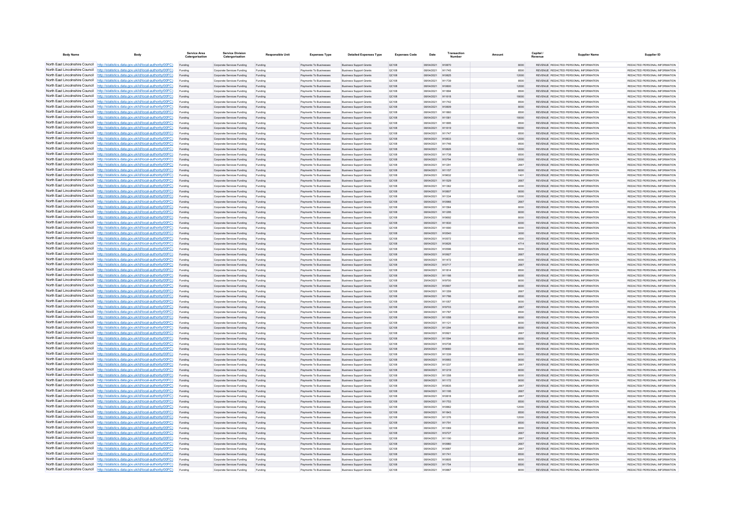| Body Name | Body | Service Area Catergorisation | Service Division Catergorisation | Responsible Unit | Expenses Type | Detailed Expenses Type | Expenses Code | Date | Transaction Number | Amount | Capital / Revenue | Supplier Name | Supplier ID |
|---|---|---|---|---|---|---|---|---|---|---|---|---|---|
| North East Lincolnshire Council | http://statistics.data.gov.uk/id/local-authority/00FC) | Funding | Corporate Services Funding | Funding | Payments To Businesses | Business Support Grants | QC108 | 08/04/2021 | 910870 | 8000 | REVENUE | REDACTED PERSONAL INFORMATION | REDACTED PERSONAL INFORMATION |
| North East Lincolnshire Council | http://statistics.data.gov.uk/id/local-authority/00FC) | Funding | Corporate Services Funding | Funding | Payments To Businesses | Business Support Grants | QC108 | 08/04/2021 | 911745 | 8500 | REVENUE | REDACTED PERSONAL INFORMATION | REDACTED PERSONAL INFORMATION |
| North East Lincolnshire Council | http://statistics.data.gov.uk/id/local-authority/00FC) | Funding | Corporate Services Funding | Funding | Payments To Businesses | Business Support Grants | QC108 | 08/04/2021 | 910825 | 12000 | REVENUE | REDACTED PERSONAL INFORMATION | REDACTED PERSONAL INFORMATION |
| North East Lincolnshire Council | http://statistics.data.gov.uk/id/local-authority/00FC) | Funding | Corporate Services Funding | Funding | Payments To Businesses | Business Support Grants | QC108 | 08/04/2021 | 911739 | 8500 | REVENUE | REDACTED PERSONAL INFORMATION | REDACTED PERSONAL INFORMATION |
| North East Lincolnshire Council | http://statistics.data.gov.uk/id/local-authority/00FC) | Funding | Corporate Services Funding | Funding | Payments To Businesses | Business Support Grants | QC108 | 08/04/2021 | 910800 | 12000 | REVENUE | REDACTED PERSONAL INFORMATION | REDACTED PERSONAL INFORMATION |
| North East Lincolnshire Council | http://statistics.data.gov.uk/id/local-authority/00FC) | Funding | Corporate Services Funding | Funding | Payments To Businesses | Business Support Grants | QC108 | 08/04/2021 | 911894 | 8500 | REVENUE | REDACTED PERSONAL INFORMATION | REDACTED PERSONAL INFORMATION |
| North East Lincolnshire Council | http://statistics.data.gov.uk/id/local-authority/00FC) | Funding | Corporate Services Funding | Funding | Payments To Businesses | Business Support Grants | QC108 | 08/04/2021 | 911618 | 18000 | REVENUE | REDACTED PERSONAL INFORMATION | REDACTED PERSONAL INFORMATION |
| North East Lincolnshire Council | http://statistics.data.gov.uk/id/local-authority/00FC) | Funding | Corporate Services Funding | Funding | Payments To Businesses | Business Support Grants | QC108 | 08/04/2021 | 911742 | 8500 | REVENUE | REDACTED PERSONAL INFORMATION | REDACTED PERSONAL INFORMATION |
| North East Lincolnshire Council | http://statistics.data.gov.uk/id/local-authority/00FC) | Funding | Corporate Services Funding | Funding | Payments To Businesses | Business Support Grants | QC108 | 08/04/2021 | 910809 | 8000 | REVENUE | REDACTED PERSONAL INFORMATION | REDACTED PERSONAL INFORMATION |
| North East Lincolnshire Council | http://statistics.data.gov.uk/id/local-authority/00FC) | Funding | Corporate Services Funding | Funding | Payments To Businesses | Business Support Grants | QC108 | 08/04/2021 | 911860 | 8500 | REVENUE | REDACTED PERSONAL INFORMATION | REDACTED PERSONAL INFORMATION |
| North East Lincolnshire Council | http://statistics.data.gov.uk/id/local-authority/00FC) | Funding | Corporate Services Funding | Funding | Payments To Businesses | Business Support Grants | QC108 | 08/04/2021 | 911581 | 18000 | REVENUE | REDACTED PERSONAL INFORMATION | REDACTED PERSONAL INFORMATION |
| North East Lincolnshire Council | http://statistics.data.gov.uk/id/local-authority/00FC) | Funding | Corporate Services Funding | Funding | Payments To Businesses | Business Support Grants | QC108 | 08/04/2021 | 911895 | 8500 | REVENUE | REDACTED PERSONAL INFORMATION | REDACTED PERSONAL INFORMATION |
| North East Lincolnshire Council | http://statistics.data.gov.uk/id/local-authority/00FC) | Funding | Corporate Services Funding | Funding | Payments To Businesses | Business Support Grants | QC108 | 08/04/2021 | 911619 | 18000 | REVENUE | REDACTED PERSONAL INFORMATION | REDACTED PERSONAL INFORMATION |
| North East Lincolnshire Council | http://statistics.data.gov.uk/id/local-authority/00FC) | Funding | Corporate Services Funding | Funding | Payments To Businesses | Business Support Grants | QC108 | 08/04/2021 | 911747 | 8500 | REVENUE | REDACTED PERSONAL INFORMATION | REDACTED PERSONAL INFORMATION |
| North East Lincolnshire Council | http://statistics.data.gov.uk/id/local-authority/00FC) | Funding | Corporate Services Funding | Funding | Payments To Businesses | Business Support Grants | QC108 | 08/04/2021 | 910833 | 12000 | REVENUE | REDACTED PERSONAL INFORMATION | REDACTED PERSONAL INFORMATION |
| North East Lincolnshire Council | http://statistics.data.gov.uk/id/local-authority/00FC) | Funding | Corporate Services Funding | Funding | Payments To Businesses | Business Support Grants | QC108 | 08/04/2021 | 911746 | 8500 | REVENUE | REDACTED PERSONAL INFORMATION | REDACTED PERSONAL INFORMATION |
| North East Lincolnshire Council | http://statistics.data.gov.uk/id/local-authority/00FC) | Funding | Corporate Services Funding | Funding | Payments To Businesses | Business Support Grants | QC108 | 08/04/2021 | 910826 | 12000 | REVENUE | REDACTED PERSONAL INFORMATION | REDACTED PERSONAL INFORMATION |
| North East Lincolnshire Council | http://statistics.data.gov.uk/id/local-authority/00FC) | Funding | Corporate Services Funding | Funding | Payments To Businesses | Business Support Grants | QC108 | 08/04/2021 | 911738 | 8500 | REVENUE | REDACTED PERSONAL INFORMATION | REDACTED PERSONAL INFORMATION |
| North East Lincolnshire Council | http://statistics.data.gov.uk/id/local-authority/00FC) | Funding | Corporate Services Funding | Funding | Payments To Businesses | Business Support Grants | QC108 | 08/04/2021 | 910794 | 12000 | REVENUE | REDACTED PERSONAL INFORMATION | REDACTED PERSONAL INFORMATION |
| North East Lincolnshire Council | http://statistics.data.gov.uk/id/local-authority/00FC) | Funding | Corporate Services Funding | Funding | Payments To Businesses | Business Support Grants | QC108 | 08/04/2021 | 911291 | 2667 | REVENUE | REDACTED PERSONAL INFORMATION | REDACTED PERSONAL INFORMATION |
| North East Lincolnshire Council | http://statistics.data.gov.uk/id/local-authority/00FC) | Funding | Corporate Services Funding | Funding | Payments To Businesses | Business Support Grants | QC108 | 08/04/2021 | 911157 | 8000 | REVENUE | REDACTED PERSONAL INFORMATION | REDACTED PERSONAL INFORMATION |
| North East Lincolnshire Council | http://statistics.data.gov.uk/id/local-authority/00FC) | Funding | Corporate Services Funding | Funding | Payments To Businesses | Business Support Grants | QC108 | 29/04/2021 | 919632 | 1401 | REVENUE | REDACTED PERSONAL INFORMATION | REDACTED PERSONAL INFORMATION |
| North East Lincolnshire Council | http://statistics.data.gov.uk/id/local-authority/00FC) | Funding | Corporate Services Funding | Funding | Payments To Businesses | Business Support Grants | QC108 | 08/04/2021 | 911529 | 2667 | REVENUE | REDACTED PERSONAL INFORMATION | REDACTED PERSONAL INFORMATION |
| North East Lincolnshire Council | http://statistics.data.gov.uk/id/local-authority/00FC) | Funding | Corporate Services Funding | Funding | Payments To Businesses | Business Support Grants | QC108 | 08/04/2021 | 911362 | 4000 | REVENUE | REDACTED PERSONAL INFORMATION | REDACTED PERSONAL INFORMATION |
| North East Lincolnshire Council | http://statistics.data.gov.uk/id/local-authority/00FC) | Funding | Corporate Services Funding | Funding | Payments To Businesses | Business Support Grants | QC108 | 08/04/2021 | 910607 | 8000 | REVENUE | REDACTED PERSONAL INFORMATION | REDACTED PERSONAL INFORMATION |
| North East Lincolnshire Council | http://statistics.data.gov.uk/id/local-authority/00FC) | Funding | Corporate Services Funding | Funding | Payments To Businesses | Business Support Grants | QC108 | 08/04/2021 | 911334 | 12000 | REVENUE | REDACTED PERSONAL INFORMATION | REDACTED PERSONAL INFORMATION |
| North East Lincolnshire Council | http://statistics.data.gov.uk/id/local-authority/00FC) | Funding | Corporate Services Funding | Funding | Payments To Businesses | Business Support Grants | QC108 | 08/04/2021 | 910966 | 2667 | REVENUE | REDACTED PERSONAL INFORMATION | REDACTED PERSONAL INFORMATION |
| North East Lincolnshire Council | http://statistics.data.gov.uk/id/local-authority/00FC) | Funding | Corporate Services Funding | Funding | Payments To Businesses | Business Support Grants | QC108 | 08/04/2021 | 911564 | 8000 | REVENUE | REDACTED PERSONAL INFORMATION | REDACTED PERSONAL INFORMATION |
| North East Lincolnshire Council | http://statistics.data.gov.uk/id/local-authority/00FC) | Funding | Corporate Services Funding | Funding | Payments To Businesses | Business Support Grants | QC108 | 08/04/2021 | 911295 | 8000 | REVENUE | REDACTED PERSONAL INFORMATION | REDACTED PERSONAL INFORMATION |
| North East Lincolnshire Council | http://statistics.data.gov.uk/id/local-authority/00FC) | Funding | Corporate Services Funding | Funding | Payments To Businesses | Business Support Grants | QC108 | 29/04/2021 | 919692 | 8000 | REVENUE | REDACTED PERSONAL INFORMATION | REDACTED PERSONAL INFORMATION |
| North East Lincolnshire Council | http://statistics.data.gov.uk/id/local-authority/00FC) | Funding | Corporate Services Funding | Funding | Payments To Businesses | Business Support Grants | QC108 | 08/04/2021 | 911830 | 6000 | REVENUE | REDACTED PERSONAL INFORMATION | REDACTED PERSONAL INFORMATION |
| North East Lincolnshire Council | http://statistics.data.gov.uk/id/local-authority/00FC) | Funding | Corporate Services Funding | Funding | Payments To Businesses | Business Support Grants | QC108 | 08/04/2021 | 911690 | 6000 | REVENUE | REDACTED PERSONAL INFORMATION | REDACTED PERSONAL INFORMATION |
| North East Lincolnshire Council | http://statistics.data.gov.uk/id/local-authority/00FC) | Funding | Corporate Services Funding | Funding | Payments To Businesses | Business Support Grants | QC108 | 08/04/2021 | 910640 | 3000 | REVENUE | REDACTED PERSONAL INFORMATION | REDACTED PERSONAL INFORMATION |
| North East Lincolnshire Council | http://statistics.data.gov.uk/id/local-authority/00FC) | Funding | Corporate Services Funding | Funding | Payments To Businesses | Business Support Grants | QC108 | 08/04/2021 | 910572 | 4500 | REVENUE | REDACTED PERSONAL INFORMATION | REDACTED PERSONAL INFORMATION |
| North East Lincolnshire Council | http://statistics.data.gov.uk/id/local-authority/00FC) | Funding | Corporate Services Funding | Funding | Payments To Businesses | Business Support Grants | QC108 | 08/04/2021 | 910626 | 4714 | REVENUE | REDACTED PERSONAL INFORMATION | REDACTED PERSONAL INFORMATION |
| North East Lincolnshire Council | http://statistics.data.gov.uk/id/local-authority/00FC) | Funding | Corporate Services Funding | Funding | Payments To Businesses | Business Support Grants | QC108 | 08/04/2021 | 910596 | 9000 | REVENUE | REDACTED PERSONAL INFORMATION | REDACTED PERSONAL INFORMATION |
| North East Lincolnshire Council | http://statistics.data.gov.uk/id/local-authority/00FC) | Funding | Corporate Services Funding | Funding | Payments To Businesses | Business Support Grants | QC108 | 08/04/2021 | 910927 | 2667 | REVENUE | REDACTED PERSONAL INFORMATION | REDACTED PERSONAL INFORMATION |
| North East Lincolnshire Council | http://statistics.data.gov.uk/id/local-authority/00FC) | Funding | Corporate Services Funding | Funding | Payments To Businesses | Business Support Grants | QC108 | 08/04/2021 | 911472 | 4000 | REVENUE | REDACTED PERSONAL INFORMATION | REDACTED PERSONAL INFORMATION |
| North East Lincolnshire Council | http://statistics.data.gov.uk/id/local-authority/00FC) | Funding | Corporate Services Funding | Funding | Payments To Businesses | Business Support Grants | QC108 | 08/04/2021 | 910717 | 2667 | REVENUE | REDACTED PERSONAL INFORMATION | REDACTED PERSONAL INFORMATION |
| North East Lincolnshire Council | http://statistics.data.gov.uk/id/local-authority/00FC) | Funding | Corporate Services Funding | Funding | Payments To Businesses | Business Support Grants | QC108 | 08/04/2021 | 911814 | 8500 | REVENUE | REDACTED PERSONAL INFORMATION | REDACTED PERSONAL INFORMATION |
| North East Lincolnshire Council | http://statistics.data.gov.uk/id/local-authority/00FC) | Funding | Corporate Services Funding | Funding | Payments To Businesses | Business Support Grants | QC108 | 08/04/2021 | 911188 | 8000 | REVENUE | REDACTED PERSONAL INFORMATION | REDACTED PERSONAL INFORMATION |
| North East Lincolnshire Council | http://statistics.data.gov.uk/id/local-authority/00FC) | Funding | Corporate Services Funding | Funding | Payments To Businesses | Business Support Grants | QC108 | 29/04/2021 | 919700 | 8000 | REVENUE | REDACTED PERSONAL INFORMATION | REDACTED PERSONAL INFORMATION |
| North East Lincolnshire Council | http://statistics.data.gov.uk/id/local-authority/00FC) | Funding | Corporate Services Funding | Funding | Payments To Businesses | Business Support Grants | QC108 | 08/04/2021 | 910907 | 8000 | REVENUE | REDACTED PERSONAL INFORMATION | REDACTED PERSONAL INFORMATION |
| North East Lincolnshire Council | http://statistics.data.gov.uk/id/local-authority/00FC) | Funding | Corporate Services Funding | Funding | Payments To Businesses | Business Support Grants | QC108 | 08/04/2021 | 911359 | 2667 | REVENUE | REDACTED PERSONAL INFORMATION | REDACTED PERSONAL INFORMATION |
| North East Lincolnshire Council | http://statistics.data.gov.uk/id/local-authority/00FC) | Funding | Corporate Services Funding | Funding | Payments To Businesses | Business Support Grants | QC108 | 08/04/2021 | 911786 | 8500 | REVENUE | REDACTED PERSONAL INFORMATION | REDACTED PERSONAL INFORMATION |
| North East Lincolnshire Council | http://statistics.data.gov.uk/id/local-authority/00FC) | Funding | Corporate Services Funding | Funding | Payments To Businesses | Business Support Grants | QC108 | 08/04/2021 | 911057 | 8000 | REVENUE | REDACTED PERSONAL INFORMATION | REDACTED PERSONAL INFORMATION |
| North East Lincolnshire Council | http://statistics.data.gov.uk/id/local-authority/00FC) | Funding | Corporate Services Funding | Funding | Payments To Businesses | Business Support Grants | QC108 | 29/04/2021 | 919703 | 2667 | REVENUE | REDACTED PERSONAL INFORMATION | REDACTED PERSONAL INFORMATION |
| North East Lincolnshire Council | http://statistics.data.gov.uk/id/local-authority/00FC) | Funding | Corporate Services Funding | Funding | Payments To Businesses | Business Support Grants | QC108 | 08/04/2021 | 911787 | 8500 | REVENUE | REDACTED PERSONAL INFORMATION | REDACTED PERSONAL INFORMATION |
| North East Lincolnshire Council | http://statistics.data.gov.uk/id/local-authority/00FC) | Funding | Corporate Services Funding | Funding | Payments To Businesses | Business Support Grants | QC108 | 08/04/2021 | 911058 | 8000 | REVENUE | REDACTED PERSONAL INFORMATION | REDACTED PERSONAL INFORMATION |
| North East Lincolnshire Council | http://statistics.data.gov.uk/id/local-authority/00FC) | Funding | Corporate Services Funding | Funding | Payments To Businesses | Business Support Grants | QC108 | 08/04/2021 | 911121 | 8000 | REVENUE | REDACTED PERSONAL INFORMATION | REDACTED PERSONAL INFORMATION |
| North East Lincolnshire Council | http://statistics.data.gov.uk/id/local-authority/00FC) | Funding | Corporate Services Funding | Funding | Payments To Businesses | Business Support Grants | QC108 | 08/04/2021 | 911294 | 8000 | REVENUE | REDACTED PERSONAL INFORMATION | REDACTED PERSONAL INFORMATION |
| North East Lincolnshire Council | http://statistics.data.gov.uk/id/local-authority/00FC) | Funding | Corporate Services Funding | Funding | Payments To Businesses | Business Support Grants | QC108 | 08/04/2021 | 910921 | 2667 | REVENUE | REDACTED PERSONAL INFORMATION | REDACTED PERSONAL INFORMATION |
| North East Lincolnshire Council | http://statistics.data.gov.uk/id/local-authority/00FC) | Funding | Corporate Services Funding | Funding | Payments To Businesses | Business Support Grants | QC108 | 08/04/2021 | 911594 | 8000 | REVENUE | REDACTED PERSONAL INFORMATION | REDACTED PERSONAL INFORMATION |
| North East Lincolnshire Council | http://statistics.data.gov.uk/id/local-authority/00FC) | Funding | Corporate Services Funding | Funding | Payments To Businesses | Business Support Grants | QC108 | 08/04/2021 | 910738 | 8000 | REVENUE | REDACTED PERSONAL INFORMATION | REDACTED PERSONAL INFORMATION |
| North East Lincolnshire Council | http://statistics.data.gov.uk/id/local-authority/00FC) | Funding | Corporate Services Funding | Funding | Payments To Businesses | Business Support Grants | QC108 | 29/04/2021 | 919680 | 4000 | REVENUE | REDACTED PERSONAL INFORMATION | REDACTED PERSONAL INFORMATION |
| North East Lincolnshire Council | http://statistics.data.gov.uk/id/local-authority/00FC) | Funding | Corporate Services Funding | Funding | Payments To Businesses | Business Support Grants | QC108 | 08/04/2021 | 911339 | 8000 | REVENUE | REDACTED PERSONAL INFORMATION | REDACTED PERSONAL INFORMATION |
| North East Lincolnshire Council | http://statistics.data.gov.uk/id/local-authority/00FC) | Funding | Corporate Services Funding | Funding | Payments To Businesses | Business Support Grants | QC108 | 08/04/2021 | 910993 | 8000 | REVENUE | REDACTED PERSONAL INFORMATION | REDACTED PERSONAL INFORMATION |
| North East Lincolnshire Council | http://statistics.data.gov.uk/id/local-authority/00FC) | Funding | Corporate Services Funding | Funding | Payments To Businesses | Business Support Grants | QC108 | 08/04/2021 | 911237 | 2667 | REVENUE | REDACTED PERSONAL INFORMATION | REDACTED PERSONAL INFORMATION |
| North East Lincolnshire Council | http://statistics.data.gov.uk/id/local-authority/00FC) | Funding | Corporate Services Funding | Funding | Payments To Businesses | Business Support Grants | QC108 | 08/04/2021 | 911219 | 8000 | REVENUE | REDACTED PERSONAL INFORMATION | REDACTED PERSONAL INFORMATION |
| North East Lincolnshire Council | http://statistics.data.gov.uk/id/local-authority/00FC) | Funding | Corporate Services Funding | Funding | Payments To Businesses | Business Support Grants | QC108 | 08/04/2021 | 911358 | 8000 | REVENUE | REDACTED PERSONAL INFORMATION | REDACTED PERSONAL INFORMATION |
| North East Lincolnshire Council | http://statistics.data.gov.uk/id/local-authority/00FC) | Funding | Corporate Services Funding | Funding | Payments To Businesses | Business Support Grants | QC108 | 08/04/2021 | 911172 | 8000 | REVENUE | REDACTED PERSONAL INFORMATION | REDACTED PERSONAL INFORMATION |
| North East Lincolnshire Council | http://statistics.data.gov.uk/id/local-authority/00FC) | Funding | Corporate Services Funding | Funding | Payments To Businesses | Business Support Grants | QC108 | 08/04/2021 | 910835 | 2667 | REVENUE | REDACTED PERSONAL INFORMATION | REDACTED PERSONAL INFORMATION |
| North East Lincolnshire Council | http://statistics.data.gov.uk/id/local-authority/00FC) | Funding | Corporate Services Funding | Funding | Payments To Businesses | Business Support Grants | QC108 | 08/04/2021 | 911195 | 2667 | REVENUE | REDACTED PERSONAL INFORMATION | REDACTED PERSONAL INFORMATION |
| North East Lincolnshire Council | http://statistics.data.gov.uk/id/local-authority/00FC) | Funding | Corporate Services Funding | Funding | Payments To Businesses | Business Support Grants | QC108 | 08/04/2021 | 910618 | 2667 | REVENUE | REDACTED PERSONAL INFORMATION | REDACTED PERSONAL INFORMATION |
| North East Lincolnshire Council | http://statistics.data.gov.uk/id/local-authority/00FC) | Funding | Corporate Services Funding | Funding | Payments To Businesses | Business Support Grants | QC108 | 08/04/2021 | 911753 | 8500 | REVENUE | REDACTED PERSONAL INFORMATION | REDACTED PERSONAL INFORMATION |
| North East Lincolnshire Council | http://statistics.data.gov.uk/id/local-authority/00FC) | Funding | Corporate Services Funding | Funding | Payments To Businesses | Business Support Grants | QC108 | 08/04/2021 | 910862 | 12000 | REVENUE | REDACTED PERSONAL INFORMATION | REDACTED PERSONAL INFORMATION |
| North East Lincolnshire Council | http://statistics.data.gov.uk/id/local-authority/00FC) | Funding | Corporate Services Funding | Funding | Payments To Businesses | Business Support Grants | QC108 | 08/04/2021 | 911843 | 8500 | REVENUE | REDACTED PERSONAL INFORMATION | REDACTED PERSONAL INFORMATION |
| North East Lincolnshire Council | http://statistics.data.gov.uk/id/local-authority/00FC) | Funding | Corporate Services Funding | Funding | Payments To Businesses | Business Support Grants | QC108 | 08/04/2021 | 911376 | 12000 | REVENUE | REDACTED PERSONAL INFORMATION | REDACTED PERSONAL INFORMATION |
| North East Lincolnshire Council | http://statistics.data.gov.uk/id/local-authority/00FC) | Funding | Corporate Services Funding | Funding | Payments To Businesses | Business Support Grants | QC108 | 08/04/2021 | 911791 | 8500 | REVENUE | REDACTED PERSONAL INFORMATION | REDACTED PERSONAL INFORMATION |
| North East Lincolnshire Council | http://statistics.data.gov.uk/id/local-authority/00FC) | Funding | Corporate Services Funding | Funding | Payments To Businesses | Business Support Grants | QC108 | 08/04/2021 | 911069 | 8000 | REVENUE | REDACTED PERSONAL INFORMATION | REDACTED PERSONAL INFORMATION |
| North East Lincolnshire Council | http://statistics.data.gov.uk/id/local-authority/00FC) | Funding | Corporate Services Funding | Funding | Payments To Businesses | Business Support Grants | QC108 | 08/04/2021 | 910727 | 2667 | REVENUE | REDACTED PERSONAL INFORMATION | REDACTED PERSONAL INFORMATION |
| North East Lincolnshire Council | http://statistics.data.gov.uk/id/local-authority/00FC) | Funding | Corporate Services Funding | Funding | Payments To Businesses | Business Support Grants | QC108 | 08/04/2021 | 911190 | 2667 | REVENUE | REDACTED PERSONAL INFORMATION | REDACTED PERSONAL INFORMATION |
| North East Lincolnshire Council | http://statistics.data.gov.uk/id/local-authority/00FC) | Funding | Corporate Services Funding | Funding | Payments To Businesses | Business Support Grants | QC108 | 08/04/2021 | 910980 | 2667 | REVENUE | REDACTED PERSONAL INFORMATION | REDACTED PERSONAL INFORMATION |
| North East Lincolnshire Council | http://statistics.data.gov.uk/id/local-authority/00FC) | Funding | Corporate Services Funding | Funding | Payments To Businesses | Business Support Grants | QC108 | 08/04/2021 | 910687 | 2667 | REVENUE | REDACTED PERSONAL INFORMATION | REDACTED PERSONAL INFORMATION |
| North East Lincolnshire Council | http://statistics.data.gov.uk/id/local-authority/00FC) | Funding | Corporate Services Funding | Funding | Payments To Businesses | Business Support Grants | QC108 | 08/04/2021 | 911741 | 8500 | REVENUE | REDACTED PERSONAL INFORMATION | REDACTED PERSONAL INFORMATION |
| North East Lincolnshire Council | http://statistics.data.gov.uk/id/local-authority/00FC) | Funding | Corporate Services Funding | Funding | Payments To Businesses | Business Support Grants | QC108 | 08/04/2021 | 910805 | 8000 | REVENUE | REDACTED PERSONAL INFORMATION | REDACTED PERSONAL INFORMATION |
| North East Lincolnshire Council | http://statistics.data.gov.uk/id/local-authority/00FC) | Funding | Corporate Services Funding | Funding | Payments To Businesses | Business Support Grants | QC108 | 08/04/2021 | 911754 | 8500 | REVENUE | REDACTED PERSONAL INFORMATION | REDACTED PERSONAL INFORMATION |
| North East Lincolnshire Council | http://statistics.data.gov.uk/id/local-authority/00FC) | Funding | Corporate Services Funding | Funding | Payments To Businesses | Business Support Grants | QC108 | 08/04/2021 | 910867 | 8000 | REVENUE | REDACTED PERSONAL INFORMATION | REDACTED PERSONAL INFORMATION |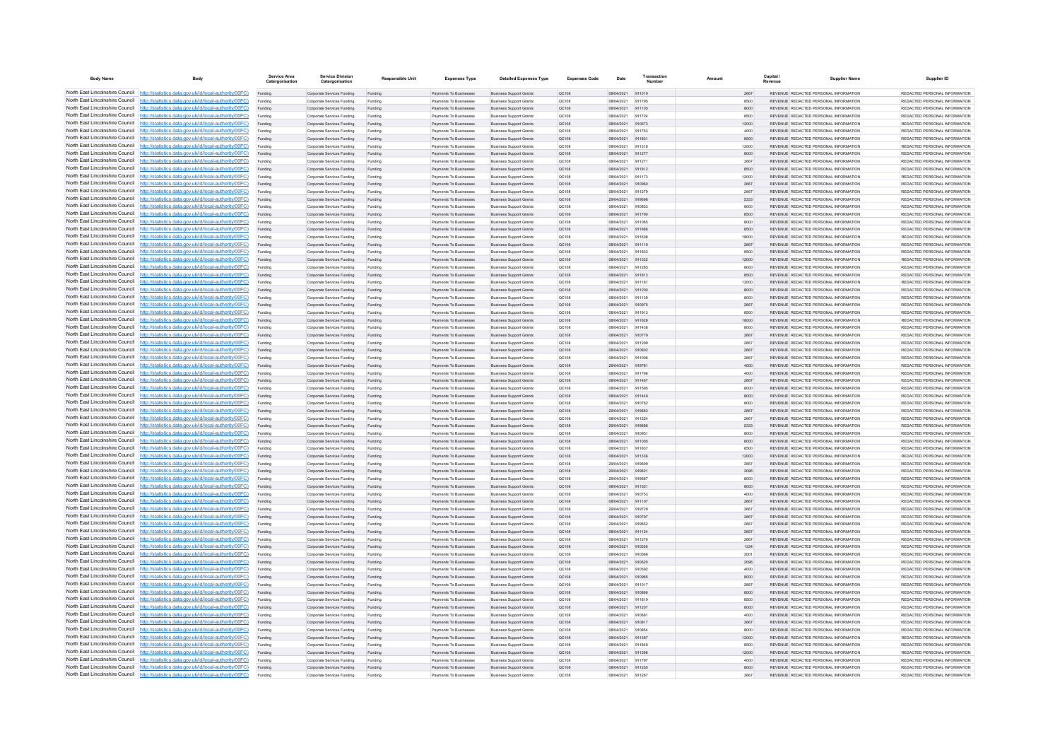| Body Name | Body | Service Area Catergorisation | Service Division Catergorisation | Responsible Unit | Expenses Type | Detailed Expenses Type | Expenses Code | Date | Transaction Number | Amount | Capital / Revenue | Supplier Name | Supplier ID |
|---|---|---|---|---|---|---|---|---|---|---|---|---|---|
| North East Lincolnshire Council | http://statistics.data.gov.uk/id/local-authority/00FC) | Funding | Corporate Services Funding | Funding | Payments To Businesses | Business Support Grants | QC108 | 08/04/2021 | 911019 | 2667 | REVENUE | REDACTED PERSONAL INFORMATION | REDACTED PERSONAL INFORMATION |
| North East Lincolnshire Council | http://statistics.data.gov.uk/id/local-authority/00FC) | Funding | Corporate Services Funding | Funding | Payments To Businesses | Business Support Grants | QC108 | 08/04/2021 | 911795 | 8500 | REVENUE | REDACTED PERSONAL INFORMATION | REDACTED PERSONAL INFORMATION |
| North East Lincolnshire Council | http://statistics.data.gov.uk/id/local-authority/00FC) | Funding | Corporate Services Funding | Funding | Payments To Businesses | Business Support Grants | QC108 | 08/04/2021 | 911105 | 8000 | REVENUE | REDACTED PERSONAL INFORMATION | REDACTED PERSONAL INFORMATION |
| North East Lincolnshire Council | http://statistics.data.gov.uk/id/local-authority/00FC) | Funding | Corporate Services Funding | Funding | Payments To Businesses | Business Support Grants | QC108 | 08/04/2021 | 911724 | 8500 | REVENUE | REDACTED PERSONAL INFORMATION | REDACTED PERSONAL INFORMATION |
| North East Lincolnshire Council | http://statistics.data.gov.uk/id/local-authority/00FC) | Funding | Corporate Services Funding | Funding | Payments To Businesses | Business Support Grants | QC108 | 08/04/2021 | 910673 | 12000 | REVENUE | REDACTED PERSONAL INFORMATION | REDACTED PERSONAL INFORMATION |
| North East Lincolnshire Council | http://statistics.data.gov.uk/id/local-authority/00FC) | Funding | Corporate Services Funding | Funding | Payments To Businesses | Business Support Grants | QC108 | 08/04/2021 | 911763 | 4000 | REVENUE | REDACTED PERSONAL INFORMATION | REDACTED PERSONAL INFORMATION |
| North East Lincolnshire Council | http://statistics.data.gov.uk/id/local-authority/00FC) | Funding | Corporate Services Funding | Funding | Payments To Businesses | Business Support Grants | QC108 | 08/04/2021 | 911831 | 8500 | REVENUE | REDACTED PERSONAL INFORMATION | REDACTED PERSONAL INFORMATION |
| North East Lincolnshire Council | http://statistics.data.gov.uk/id/local-authority/00FC) | Funding | Corporate Services Funding | Funding | Payments To Businesses | Business Support Grants | QC108 | 08/04/2021 | 911318 | 12000 | REVENUE | REDACTED PERSONAL INFORMATION | REDACTED PERSONAL INFORMATION |
| North East Lincolnshire Council | http://statistics.data.gov.uk/id/local-authority/00FC) | Funding | Corporate Services Funding | Funding | Payments To Businesses | Business Support Grants | QC108 | 08/04/2021 | 911277 | 8000 | REVENUE | REDACTED PERSONAL INFORMATION | REDACTED PERSONAL INFORMATION |
| North East Lincolnshire Council | http://statistics.data.gov.uk/id/local-authority/00FC) | Funding | Corporate Services Funding | Funding | Payments To Businesses | Business Support Grants | QC108 | 08/04/2021 | 911271 | 2667 | REVENUE | REDACTED PERSONAL INFORMATION | REDACTED PERSONAL INFORMATION |
| North East Lincolnshire Council | http://statistics.data.gov.uk/id/local-authority/00FC) | Funding | Corporate Services Funding | Funding | Payments To Businesses | Business Support Grants | QC108 | 08/04/2021 | 911812 | 8500 | REVENUE | REDACTED PERSONAL INFORMATION | REDACTED PERSONAL INFORMATION |
| North East Lincolnshire Council | http://statistics.data.gov.uk/id/local-authority/00FC) | Funding | Corporate Services Funding | Funding | Payments To Businesses | Business Support Grants | QC108 | 08/04/2021 | 911173 | 12000 | REVENUE | REDACTED PERSONAL INFORMATION | REDACTED PERSONAL INFORMATION |
| North East Lincolnshire Council | http://statistics.data.gov.uk/id/local-authority/00FC) | Funding | Corporate Services Funding | Funding | Payments To Businesses | Business Support Grants | QC108 | 08/04/2021 | 910960 | 2667 | REVENUE | REDACTED PERSONAL INFORMATION | REDACTED PERSONAL INFORMATION |
| North East Lincolnshire Council | http://statistics.data.gov.uk/id/local-authority/00FC) | Funding | Corporate Services Funding | Funding | Payments To Businesses | Business Support Grants | QC108 | 08/04/2021 | 911279 | 2667 | REVENUE | REDACTED PERSONAL INFORMATION | REDACTED PERSONAL INFORMATION |
| North East Lincolnshire Council | http://statistics.data.gov.uk/id/local-authority/00FC) | Funding | Corporate Services Funding | Funding | Payments To Businesses | Business Support Grants | QC108 | 29/04/2021 | 919698 | 5333 | REVENUE | REDACTED PERSONAL INFORMATION | REDACTED PERSONAL INFORMATION |
| North East Lincolnshire Council | http://statistics.data.gov.uk/id/local-authority/00FC) | Funding | Corporate Services Funding | Funding | Payments To Businesses | Business Support Grants | QC108 | 08/04/2021 | 910853 | 8000 | REVENUE | REDACTED PERSONAL INFORMATION | REDACTED PERSONAL INFORMATION |
| North East Lincolnshire Council | http://statistics.data.gov.uk/id/local-authority/00FC) | Funding | Corporate Services Funding | Funding | Payments To Businesses | Business Support Grants | QC108 | 08/04/2021 | 911790 | 8500 | REVENUE | REDACTED PERSONAL INFORMATION | REDACTED PERSONAL INFORMATION |
| North East Lincolnshire Council | http://statistics.data.gov.uk/id/local-authority/00FC) | Funding | Corporate Services Funding | Funding | Payments To Businesses | Business Support Grants | QC108 | 08/04/2021 | 911065 | 8000 | REVENUE | REDACTED PERSONAL INFORMATION | REDACTED PERSONAL INFORMATION |
| North East Lincolnshire Council | http://statistics.data.gov.uk/id/local-authority/00FC) | Funding | Corporate Services Funding | Funding | Payments To Businesses | Business Support Grants | QC108 | 08/04/2021 | 911886 | 8500 | REVENUE | REDACTED PERSONAL INFORMATION | REDACTED PERSONAL INFORMATION |
| North East Lincolnshire Council | http://statistics.data.gov.uk/id/local-authority/00FC) | Funding | Corporate Services Funding | Funding | Payments To Businesses | Business Support Grants | QC108 | 08/04/2021 | 911608 | 18000 | REVENUE | REDACTED PERSONAL INFORMATION | REDACTED PERSONAL INFORMATION |
| North East Lincolnshire Council | http://statistics.data.gov.uk/id/local-authority/00FC) | Funding | Corporate Services Funding | Funding | Payments To Businesses | Business Support Grants | QC108 | 08/04/2021 | 911119 | 2667 | REVENUE | REDACTED PERSONAL INFORMATION | REDACTED PERSONAL INFORMATION |
| North East Lincolnshire Council | http://statistics.data.gov.uk/id/local-authority/00FC) | Funding | Corporate Services Funding | Funding | Payments To Businesses | Business Support Grants | QC108 | 08/04/2021 | 911833 | 8500 | REVENUE | REDACTED PERSONAL INFORMATION | REDACTED PERSONAL INFORMATION |
| North East Lincolnshire Council | http://statistics.data.gov.uk/id/local-authority/00FC) | Funding | Corporate Services Funding | Funding | Payments To Businesses | Business Support Grants | QC108 | 08/04/2021 | 911322 | 12000 | REVENUE | REDACTED PERSONAL INFORMATION | REDACTED PERSONAL INFORMATION |
| North East Lincolnshire Council | http://statistics.data.gov.uk/id/local-authority/00FC) | Funding | Corporate Services Funding | Funding | Payments To Businesses | Business Support Grants | QC108 | 08/04/2021 | 911285 | 8000 | REVENUE | REDACTED PERSONAL INFORMATION | REDACTED PERSONAL INFORMATION |
| North East Lincolnshire Council | http://statistics.data.gov.uk/id/local-authority/00FC) | Funding | Corporate Services Funding | Funding | Payments To Businesses | Business Support Grants | QC108 | 08/04/2021 | 911813 | 8500 | REVENUE | REDACTED PERSONAL INFORMATION | REDACTED PERSONAL INFORMATION |
| North East Lincolnshire Council | http://statistics.data.gov.uk/id/local-authority/00FC) | Funding | Corporate Services Funding | Funding | Payments To Businesses | Business Support Grants | QC108 | 08/04/2021 | 911181 | 12000 | REVENUE | REDACTED PERSONAL INFORMATION | REDACTED PERSONAL INFORMATION |
| North East Lincolnshire Council | http://statistics.data.gov.uk/id/local-authority/00FC) | Funding | Corporate Services Funding | Funding | Payments To Businesses | Business Support Grants | QC108 | 08/04/2021 | 911200 | 8000 | REVENUE | REDACTED PERSONAL INFORMATION | REDACTED PERSONAL INFORMATION |
| North East Lincolnshire Council | http://statistics.data.gov.uk/id/local-authority/00FC) | Funding | Corporate Services Funding | Funding | Payments To Businesses | Business Support Grants | QC108 | 08/04/2021 | 911139 | 8000 | REVENUE | REDACTED PERSONAL INFORMATION | REDACTED PERSONAL INFORMATION |
| North East Lincolnshire Council | http://statistics.data.gov.uk/id/local-authority/00FC) | Funding | Corporate Services Funding | Funding | Payments To Businesses | Business Support Grants | QC108 | 08/04/2021 | 910975 | 2667 | REVENUE | REDACTED PERSONAL INFORMATION | REDACTED PERSONAL INFORMATION |
| North East Lincolnshire Council | http://statistics.data.gov.uk/id/local-authority/00FC) | Funding | Corporate Services Funding | Funding | Payments To Businesses | Business Support Grants | QC108 | 08/04/2021 | 911913 | 8500 | REVENUE | REDACTED PERSONAL INFORMATION | REDACTED PERSONAL INFORMATION |
| North East Lincolnshire Council | http://statistics.data.gov.uk/id/local-authority/00FC) | Funding | Corporate Services Funding | Funding | Payments To Businesses | Business Support Grants | QC108 | 08/04/2021 | 911628 | 18000 | REVENUE | REDACTED PERSONAL INFORMATION | REDACTED PERSONAL INFORMATION |
| North East Lincolnshire Council | http://statistics.data.gov.uk/id/local-authority/00FC) | Funding | Corporate Services Funding | Funding | Payments To Businesses | Business Support Grants | QC108 | 08/04/2021 | 911438 | 8000 | REVENUE | REDACTED PERSONAL INFORMATION | REDACTED PERSONAL INFORMATION |
| North East Lincolnshire Council | http://statistics.data.gov.uk/id/local-authority/00FC) | Funding | Corporate Services Funding | Funding | Payments To Businesses | Business Support Grants | QC108 | 08/04/2021 | 910779 | 2667 | REVENUE | REDACTED PERSONAL INFORMATION | REDACTED PERSONAL INFORMATION |
| North East Lincolnshire Council | http://statistics.data.gov.uk/id/local-authority/00FC) | Funding | Corporate Services Funding | Funding | Payments To Businesses | Business Support Grants | QC108 | 08/04/2021 | 911299 | 2667 | REVENUE | REDACTED PERSONAL INFORMATION | REDACTED PERSONAL INFORMATION |
| North East Lincolnshire Council | http://statistics.data.gov.uk/id/local-authority/00FC) | Funding | Corporate Services Funding | Funding | Payments To Businesses | Business Support Grants | QC108 | 08/04/2021 | 910802 | 2667 | REVENUE | REDACTED PERSONAL INFORMATION | REDACTED PERSONAL INFORMATION |
| North East Lincolnshire Council | http://statistics.data.gov.uk/id/local-authority/00FC) | Funding | Corporate Services Funding | Funding | Payments To Businesses | Business Support Grants | QC108 | 08/04/2021 | 911006 | 2667 | REVENUE | REDACTED PERSONAL INFORMATION | REDACTED PERSONAL INFORMATION |
| North East Lincolnshire Council | http://statistics.data.gov.uk/id/local-authority/00FC) | Funding | Corporate Services Funding | Funding | Payments To Businesses | Business Support Grants | QC108 | 29/04/2021 | 919781 | 4000 | REVENUE | REDACTED PERSONAL INFORMATION | REDACTED PERSONAL INFORMATION |
| North East Lincolnshire Council | http://statistics.data.gov.uk/id/local-authority/00FC) | Funding | Corporate Services Funding | Funding | Payments To Businesses | Business Support Grants | QC108 | 08/04/2021 | 911796 | 4000 | REVENUE | REDACTED PERSONAL INFORMATION | REDACTED PERSONAL INFORMATION |
| North East Lincolnshire Council | http://statistics.data.gov.uk/id/local-authority/00FC) | Funding | Corporate Services Funding | Funding | Payments To Businesses | Business Support Grants | QC108 | 08/04/2021 | 911467 | 2667 | REVENUE | REDACTED PERSONAL INFORMATION | REDACTED PERSONAL INFORMATION |
| North East Lincolnshire Council | http://statistics.data.gov.uk/id/local-authority/00FC) | Funding | Corporate Services Funding | Funding | Payments To Businesses | Business Support Grants | QC108 | 08/04/2021 | 911595 | 8000 | REVENUE | REDACTED PERSONAL INFORMATION | REDACTED PERSONAL INFORMATION |
| North East Lincolnshire Council | http://statistics.data.gov.uk/id/local-authority/00FC) | Funding | Corporate Services Funding | Funding | Payments To Businesses | Business Support Grants | QC108 | 08/04/2021 | 911449 | 8000 | REVENUE | REDACTED PERSONAL INFORMATION | REDACTED PERSONAL INFORMATION |
| North East Lincolnshire Council | http://statistics.data.gov.uk/id/local-authority/00FC) | Funding | Corporate Services Funding | Funding | Payments To Businesses | Business Support Grants | QC108 | 08/04/2021 | 910762 | 8000 | REVENUE | REDACTED PERSONAL INFORMATION | REDACTED PERSONAL INFORMATION |
| North East Lincolnshire Council | http://statistics.data.gov.uk/id/local-authority/00FC) | Funding | Corporate Services Funding | Funding | Payments To Businesses | Business Support Grants | QC108 | 29/04/2021 | 919683 | 2667 | REVENUE | REDACTED PERSONAL INFORMATION | REDACTED PERSONAL INFORMATION |
| North East Lincolnshire Council | http://statistics.data.gov.uk/id/local-authority/00FC) | Funding | Corporate Services Funding | Funding | Payments To Businesses | Business Support Grants | QC108 | 08/04/2021 | 911224 | 2667 | REVENUE | REDACTED PERSONAL INFORMATION | REDACTED PERSONAL INFORMATION |
| North East Lincolnshire Council | http://statistics.data.gov.uk/id/local-authority/00FC) | Funding | Corporate Services Funding | Funding | Payments To Businesses | Business Support Grants | QC108 | 29/04/2021 | 919686 | 5333 | REVENUE | REDACTED PERSONAL INFORMATION | REDACTED PERSONAL INFORMATION |
| North East Lincolnshire Council | http://statistics.data.gov.uk/id/local-authority/00FC) | Funding | Corporate Services Funding | Funding | Payments To Businesses | Business Support Grants | QC108 | 08/04/2021 | 910951 | 8000 | REVENUE | REDACTED PERSONAL INFORMATION | REDACTED PERSONAL INFORMATION |
| North East Lincolnshire Council | http://statistics.data.gov.uk/id/local-authority/00FC) | Funding | Corporate Services Funding | Funding | Payments To Businesses | Business Support Grants | QC108 | 08/04/2021 | 911005 | 8000 | REVENUE | REDACTED PERSONAL INFORMATION | REDACTED PERSONAL INFORMATION |
| North East Lincolnshire Council | http://statistics.data.gov.uk/id/local-authority/00FC) | Funding | Corporate Services Funding | Funding | Payments To Businesses | Business Support Grants | QC108 | 08/04/2021 | 911837 | 8500 | REVENUE | REDACTED PERSONAL INFORMATION | REDACTED PERSONAL INFORMATION |
| North East Lincolnshire Council | http://statistics.data.gov.uk/id/local-authority/00FC) | Funding | Corporate Services Funding | Funding | Payments To Businesses | Business Support Grants | QC108 | 08/04/2021 | 911336 | 12000 | REVENUE | REDACTED PERSONAL INFORMATION | REDACTED PERSONAL INFORMATION |
| North East Lincolnshire Council | http://statistics.data.gov.uk/id/local-authority/00FC) | Funding | Corporate Services Funding | Funding | Payments To Businesses | Business Support Grants | QC108 | 29/04/2021 | 919699 | 2667 | REVENUE | REDACTED PERSONAL INFORMATION | REDACTED PERSONAL INFORMATION |
| North East Lincolnshire Council | http://statistics.data.gov.uk/id/local-authority/00FC) | Funding | Corporate Services Funding | Funding | Payments To Businesses | Business Support Grants | QC108 | 29/04/2021 | 919621 | 2096 | REVENUE | REDACTED PERSONAL INFORMATION | REDACTED PERSONAL INFORMATION |
| North East Lincolnshire Council | http://statistics.data.gov.uk/id/local-authority/00FC) | Funding | Corporate Services Funding | Funding | Payments To Businesses | Business Support Grants | QC108 | 29/04/2021 | 919687 | 8000 | REVENUE | REDACTED PERSONAL INFORMATION | REDACTED PERSONAL INFORMATION |
| North East Lincolnshire Council | http://statistics.data.gov.uk/id/local-authority/00FC) | Funding | Corporate Services Funding | Funding | Payments To Businesses | Business Support Grants | QC108 | 08/04/2021 | 911521 | 8000 | REVENUE | REDACTED PERSONAL INFORMATION | REDACTED PERSONAL INFORMATION |
| North East Lincolnshire Council | http://statistics.data.gov.uk/id/local-authority/00FC) | Funding | Corporate Services Funding | Funding | Payments To Businesses | Business Support Grants | QC108 | 08/04/2021 | 910703 | 4000 | REVENUE | REDACTED PERSONAL INFORMATION | REDACTED PERSONAL INFORMATION |
| North East Lincolnshire Council | http://statistics.data.gov.uk/id/local-authority/00FC) | Funding | Corporate Services Funding | Funding | Payments To Businesses | Business Support Grants | QC108 | 08/04/2021 | 911107 | 2667 | REVENUE | REDACTED PERSONAL INFORMATION | REDACTED PERSONAL INFORMATION |
| North East Lincolnshire Council | http://statistics.data.gov.uk/id/local-authority/00FC) | Funding | Corporate Services Funding | Funding | Payments To Businesses | Business Support Grants | QC108 | 29/04/2021 | 919729 | 2667 | REVENUE | REDACTED PERSONAL INFORMATION | REDACTED PERSONAL INFORMATION |
| North East Lincolnshire Council | http://statistics.data.gov.uk/id/local-authority/00FC) | Funding | Corporate Services Funding | Funding | Payments To Businesses | Business Support Grants | QC108 | 08/04/2021 | 910797 | 2667 | REVENUE | REDACTED PERSONAL INFORMATION | REDACTED PERSONAL INFORMATION |
| North East Lincolnshire Council | http://statistics.data.gov.uk/id/local-authority/00FC) | Funding | Corporate Services Funding | Funding | Payments To Businesses | Business Support Grants | QC108 | 29/04/2021 | 919652 | 2667 | REVENUE | REDACTED PERSONAL INFORMATION | REDACTED PERSONAL INFORMATION |
| North East Lincolnshire Council | http://statistics.data.gov.uk/id/local-authority/00FC) | Funding | Corporate Services Funding | Funding | Payments To Businesses | Business Support Grants | QC108 | 08/04/2021 | 911124 | 2667 | REVENUE | REDACTED PERSONAL INFORMATION | REDACTED PERSONAL INFORMATION |
| North East Lincolnshire Council | http://statistics.data.gov.uk/id/local-authority/00FC) | Funding | Corporate Services Funding | Funding | Payments To Businesses | Business Support Grants | QC108 | 08/04/2021 | 911276 | 2667 | REVENUE | REDACTED PERSONAL INFORMATION | REDACTED PERSONAL INFORMATION |
| North East Lincolnshire Council | http://statistics.data.gov.uk/id/local-authority/00FC) | Funding | Corporate Services Funding | Funding | Payments To Businesses | Business Support Grants | QC108 | 08/04/2021 | 910536 | 1334 | REVENUE | REDACTED PERSONAL INFORMATION | REDACTED PERSONAL INFORMATION |
| North East Lincolnshire Council | http://statistics.data.gov.uk/id/local-authority/00FC) | Funding | Corporate Services Funding | Funding | Payments To Businesses | Business Support Grants | QC108 | 08/04/2021 | 910568 | 2001 | REVENUE | REDACTED PERSONAL INFORMATION | REDACTED PERSONAL INFORMATION |
| North East Lincolnshire Council | http://statistics.data.gov.uk/id/local-authority/00FC) | Funding | Corporate Services Funding | Funding | Payments To Businesses | Business Support Grants | QC108 | 08/04/2021 | 910620 | 2096 | REVENUE | REDACTED PERSONAL INFORMATION | REDACTED PERSONAL INFORMATION |
| North East Lincolnshire Council | http://statistics.data.gov.uk/id/local-authority/00FC) | Funding | Corporate Services Funding | Funding | Payments To Businesses | Business Support Grants | QC108 | 08/04/2021 | 910592 | 4000 | REVENUE | REDACTED PERSONAL INFORMATION | REDACTED PERSONAL INFORMATION |
| North East Lincolnshire Council | http://statistics.data.gov.uk/id/local-authority/00FC) | Funding | Corporate Services Funding | Funding | Payments To Businesses | Business Support Grants | QC108 | 08/04/2021 | 910985 | 8000 | REVENUE | REDACTED PERSONAL INFORMATION | REDACTED PERSONAL INFORMATION |
| North East Lincolnshire Council | http://statistics.data.gov.uk/id/local-authority/00FC) | Funding | Corporate Services Funding | Funding | Payments To Businesses | Business Support Grants | QC108 | 08/04/2021 | 911017 | 2667 | REVENUE | REDACTED PERSONAL INFORMATION | REDACTED PERSONAL INFORMATION |
| North East Lincolnshire Council | http://statistics.data.gov.uk/id/local-authority/00FC) | Funding | Corporate Services Funding | Funding | Payments To Businesses | Business Support Grants | QC108 | 08/04/2021 | 910866 | 8000 | REVENUE | REDACTED PERSONAL INFORMATION | REDACTED PERSONAL INFORMATION |
| North East Lincolnshire Council | http://statistics.data.gov.uk/id/local-authority/00FC) | Funding | Corporate Services Funding | Funding | Payments To Businesses | Business Support Grants | QC108 | 08/04/2021 | 911819 | 8500 | REVENUE | REDACTED PERSONAL INFORMATION | REDACTED PERSONAL INFORMATION |
| North East Lincolnshire Council | http://statistics.data.gov.uk/id/local-authority/00FC) | Funding | Corporate Services Funding | Funding | Payments To Businesses | Business Support Grants | QC108 | 08/04/2021 | 911207 | 8000 | REVENUE | REDACTED PERSONAL INFORMATION | REDACTED PERSONAL INFORMATION |
| North East Lincolnshire Council | http://statistics.data.gov.uk/id/local-authority/00FC) | Funding | Corporate Services Funding | Funding | Payments To Businesses | Business Support Grants | QC108 | 08/04/2021 | 910681 | 4000 | REVENUE | REDACTED PERSONAL INFORMATION | REDACTED PERSONAL INFORMATION |
| North East Lincolnshire Council | http://statistics.data.gov.uk/id/local-authority/00FC) | Funding | Corporate Services Funding | Funding | Payments To Businesses | Business Support Grants | QC108 | 08/04/2021 | 910817 | 2667 | REVENUE | REDACTED PERSONAL INFORMATION | REDACTED PERSONAL INFORMATION |
| North East Lincolnshire Council | http://statistics.data.gov.uk/id/local-authority/00FC) | Funding | Corporate Services Funding | Funding | Payments To Businesses | Business Support Grants | QC108 | 08/04/2021 | 910854 | 8000 | REVENUE | REDACTED PERSONAL INFORMATION | REDACTED PERSONAL INFORMATION |
| North East Lincolnshire Council | http://statistics.data.gov.uk/id/local-authority/00FC) | Funding | Corporate Services Funding | Funding | Payments To Businesses | Business Support Grants | QC108 | 08/04/2021 | 911387 | 12000 | REVENUE | REDACTED PERSONAL INFORMATION | REDACTED PERSONAL INFORMATION |
| North East Lincolnshire Council | http://statistics.data.gov.uk/id/local-authority/00FC) | Funding | Corporate Services Funding | Funding | Payments To Businesses | Business Support Grants | QC108 | 08/04/2021 | 911848 | 8500 | REVENUE | REDACTED PERSONAL INFORMATION | REDACTED PERSONAL INFORMATION |
| North East Lincolnshire Council | http://statistics.data.gov.uk/id/local-authority/00FC) | Funding | Corporate Services Funding | Funding | Payments To Businesses | Business Support Grants | QC108 | 08/04/2021 | 911396 | 12000 | REVENUE | REDACTED PERSONAL INFORMATION | REDACTED PERSONAL INFORMATION |
| North East Lincolnshire Council | http://statistics.data.gov.uk/id/local-authority/00FC) | Funding | Corporate Services Funding | Funding | Payments To Businesses | Business Support Grants | QC108 | 08/04/2021 | 911797 | 4000 | REVENUE | REDACTED PERSONAL INFORMATION | REDACTED PERSONAL INFORMATION |
| North East Lincolnshire Council | http://statistics.data.gov.uk/id/local-authority/00FC) | Funding | Corporate Services Funding | Funding | Payments To Businesses | Business Support Grants | QC108 | 08/04/2021 | 911250 | 8000 | REVENUE | REDACTED PERSONAL INFORMATION | REDACTED PERSONAL INFORMATION |
| North East Lincolnshire Council | http://statistics.data.gov.uk/id/local-authority/00FC) | Funding | Corporate Services Funding | Funding | Payments To Businesses | Business Support Grants | QC108 | 08/04/2021 | 911267 | 2667 | REVENUE | REDACTED PERSONAL INFORMATION | REDACTED PERSONAL INFORMATION |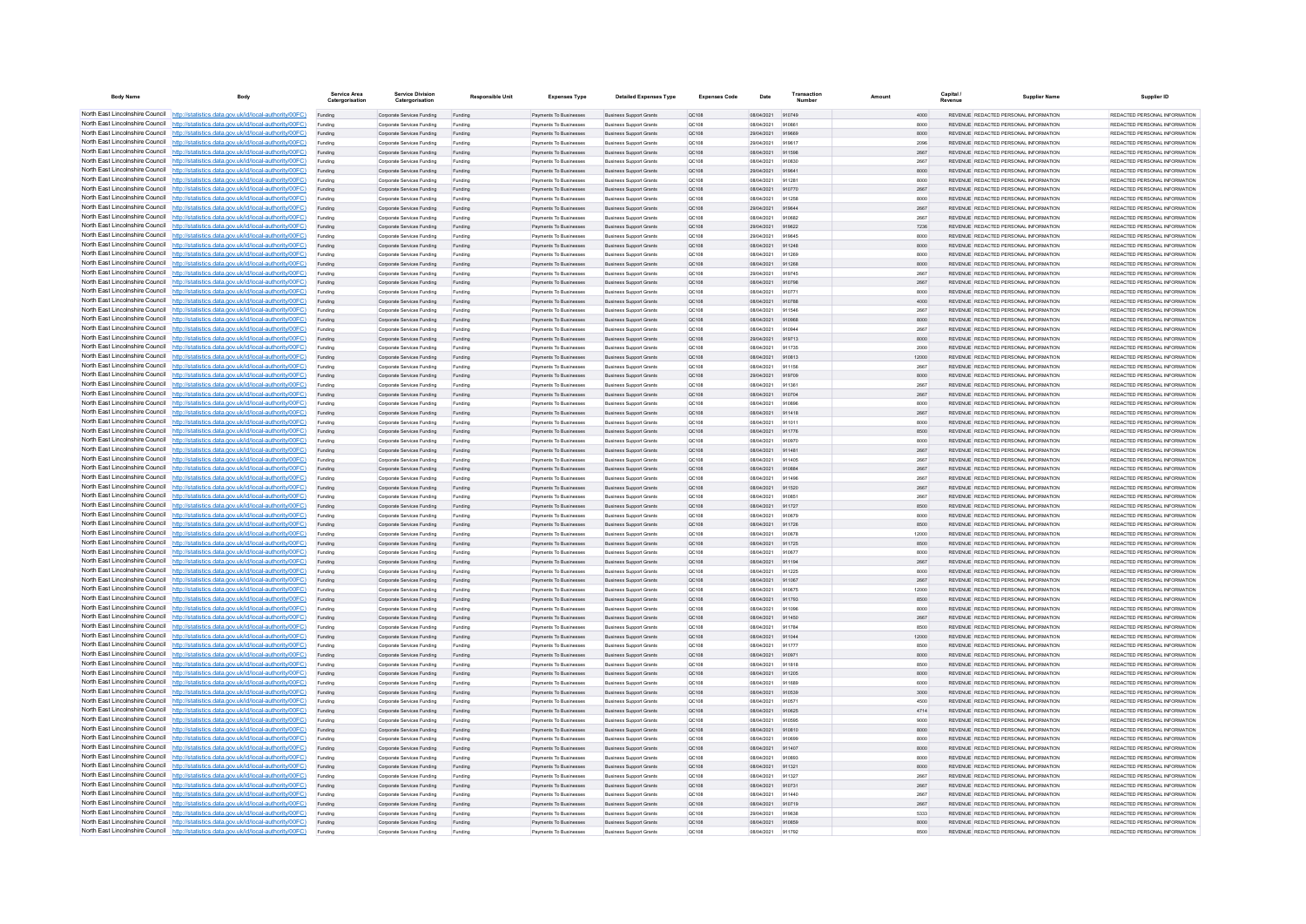| Body Name | Body | Service Area Catergorisation | Service Division Catergorisation | Responsible Unit | Expenses Type | Detailed Expenses Type | Expenses Code | Date | Transaction Number | Amount | Capital / Revenue | Supplier Name | Supplier ID |
|---|---|---|---|---|---|---|---|---|---|---|---|---|---|
| North East Lincolnshire Council | http://statistics.data.gov.uk/id/local-authority/00FC) | Funding | Corporate Services Funding | Funding | Payments To Businesses | Business Support Grants | QC108 | 08/04/2021 | 910749 | 4000 | REVENUE | REDACTED PERSONAL INFORMATION | REDACTED PERSONAL INFORMATION |
| North East Lincolnshire Council | http://statistics.data.gov.uk/id/local-authority/00FC) | Funding | Corporate Services Funding | Funding | Payments To Businesses | Business Support Grants | QC108 | 08/04/2021 | 910661 | 8000 | REVENUE | REDACTED PERSONAL INFORMATION | REDACTED PERSONAL INFORMATION |
| North East Lincolnshire Council | http://statistics.data.gov.uk/id/local-authority/00FC) | Funding | Corporate Services Funding | Funding | Payments To Businesses | Business Support Grants | QC108 | 29/04/2021 | 919669 | 8000 | REVENUE | REDACTED PERSONAL INFORMATION | REDACTED PERSONAL INFORMATION |
| North East Lincolnshire Council | http://statistics.data.gov.uk/id/local-authority/00FC) | Funding | Corporate Services Funding | Funding | Payments To Businesses | Business Support Grants | QC108 | 29/04/2021 | 919617 | 2096 | REVENUE | REDACTED PERSONAL INFORMATION | REDACTED PERSONAL INFORMATION |
| North East Lincolnshire Council | http://statistics.data.gov.uk/id/local-authority/00FC) | Funding | Corporate Services Funding | Funding | Payments To Businesses | Business Support Grants | QC108 | 08/04/2021 | 911598 | 2667 | REVENUE | REDACTED PERSONAL INFORMATION | REDACTED PERSONAL INFORMATION |
| North East Lincolnshire Council | http://statistics.data.gov.uk/id/local-authority/00FC) | Funding | Corporate Services Funding | Funding | Payments To Businesses | Business Support Grants | QC108 | 08/04/2021 | 910830 | 2667 | REVENUE | REDACTED PERSONAL INFORMATION | REDACTED PERSONAL INFORMATION |
| North East Lincolnshire Council | http://statistics.data.gov.uk/id/local-authority/00FC) | Funding | Corporate Services Funding | Funding | Payments To Businesses | Business Support Grants | QC108 | 29/04/2021 | 919641 | 8000 | REVENUE | REDACTED PERSONAL INFORMATION | REDACTED PERSONAL INFORMATION |
| North East Lincolnshire Council | http://statistics.data.gov.uk/id/local-authority/00FC) | Funding | Corporate Services Funding | Funding | Payments To Businesses | Business Support Grants | QC108 | 08/04/2021 | 911281 | 8000 | REVENUE | REDACTED PERSONAL INFORMATION | REDACTED PERSONAL INFORMATION |
| North East Lincolnshire Council | http://statistics.data.gov.uk/id/local-authority/00FC) | Funding | Corporate Services Funding | Funding | Payments To Businesses | Business Support Grants | QC108 | 08/04/2021 | 910770 | 2667 | REVENUE | REDACTED PERSONAL INFORMATION | REDACTED PERSONAL INFORMATION |
| North East Lincolnshire Council | http://statistics.data.gov.uk/id/local-authority/00FC) | Funding | Corporate Services Funding | Funding | Payments To Businesses | Business Support Grants | QC108 | 08/04/2021 | 911258 | 8000 | REVENUE | REDACTED PERSONAL INFORMATION | REDACTED PERSONAL INFORMATION |
| North East Lincolnshire Council | http://statistics.data.gov.uk/id/local-authority/00FC) | Funding | Corporate Services Funding | Funding | Payments To Businesses | Business Support Grants | QC108 | 29/04/2021 | 919644 | 2667 | REVENUE | REDACTED PERSONAL INFORMATION | REDACTED PERSONAL INFORMATION |
| North East Lincolnshire Council | http://statistics.data.gov.uk/id/local-authority/00FC) | Funding | Corporate Services Funding | Funding | Payments To Businesses | Business Support Grants | QC108 | 08/04/2021 | 910682 | 2667 | REVENUE | REDACTED PERSONAL INFORMATION | REDACTED PERSONAL INFORMATION |
| North East Lincolnshire Council | http://statistics.data.gov.uk/id/local-authority/00FC) | Funding | Corporate Services Funding | Funding | Payments To Businesses | Business Support Grants | QC108 | 29/04/2021 | 919622 | 7236 | REVENUE | REDACTED PERSONAL INFORMATION | REDACTED PERSONAL INFORMATION |
| North East Lincolnshire Council | http://statistics.data.gov.uk/id/local-authority/00FC) | Funding | Corporate Services Funding | Funding | Payments To Businesses | Business Support Grants | QC108 | 29/04/2021 | 919645 | 8000 | REVENUE | REDACTED PERSONAL INFORMATION | REDACTED PERSONAL INFORMATION |
| North East Lincolnshire Council | http://statistics.data.gov.uk/id/local-authority/00FC) | Funding | Corporate Services Funding | Funding | Payments To Businesses | Business Support Grants | QC108 | 08/04/2021 | 911248 | 8000 | REVENUE | REDACTED PERSONAL INFORMATION | REDACTED PERSONAL INFORMATION |
| North East Lincolnshire Council | http://statistics.data.gov.uk/id/local-authority/00FC) | Funding | Corporate Services Funding | Funding | Payments To Businesses | Business Support Grants | QC108 | 08/04/2021 | 911269 | 8000 | REVENUE | REDACTED PERSONAL INFORMATION | REDACTED PERSONAL INFORMATION |
| North East Lincolnshire Council | http://statistics.data.gov.uk/id/local-authority/00FC) | Funding | Corporate Services Funding | Funding | Payments To Businesses | Business Support Grants | QC108 | 08/04/2021 | 911268 | 8000 | REVENUE | REDACTED PERSONAL INFORMATION | REDACTED PERSONAL INFORMATION |
| North East Lincolnshire Council | http://statistics.data.gov.uk/id/local-authority/00FC) | Funding | Corporate Services Funding | Funding | Payments To Businesses | Business Support Grants | QC108 | 29/04/2021 | 919745 | 2667 | REVENUE | REDACTED PERSONAL INFORMATION | REDACTED PERSONAL INFORMATION |
| North East Lincolnshire Council | http://statistics.data.gov.uk/id/local-authority/00FC) | Funding | Corporate Services Funding | Funding | Payments To Businesses | Business Support Grants | QC108 | 08/04/2021 | 910798 | 2667 | REVENUE | REDACTED PERSONAL INFORMATION | REDACTED PERSONAL INFORMATION |
| North East Lincolnshire Council | http://statistics.data.gov.uk/id/local-authority/00FC) | Funding | Corporate Services Funding | Funding | Payments To Businesses | Business Support Grants | QC108 | 08/04/2021 | 910771 | 8000 | REVENUE | REDACTED PERSONAL INFORMATION | REDACTED PERSONAL INFORMATION |
| North East Lincolnshire Council | http://statistics.data.gov.uk/id/local-authority/00FC) | Funding | Corporate Services Funding | Funding | Payments To Businesses | Business Support Grants | QC108 | 08/04/2021 | 910788 | 4000 | REVENUE | REDACTED PERSONAL INFORMATION | REDACTED PERSONAL INFORMATION |
| North East Lincolnshire Council | http://statistics.data.gov.uk/id/local-authority/00FC) | Funding | Corporate Services Funding | Funding | Payments To Businesses | Business Support Grants | QC108 | 08/04/2021 | 911546 | 2667 | REVENUE | REDACTED PERSONAL INFORMATION | REDACTED PERSONAL INFORMATION |
| North East Lincolnshire Council | http://statistics.data.gov.uk/id/local-authority/00FC) | Funding | Corporate Services Funding | Funding | Payments To Businesses | Business Support Grants | QC108 | 08/04/2021 | 910968 | 8000 | REVENUE | REDACTED PERSONAL INFORMATION | REDACTED PERSONAL INFORMATION |
| North East Lincolnshire Council | http://statistics.data.gov.uk/id/local-authority/00FC) | Funding | Corporate Services Funding | Funding | Payments To Businesses | Business Support Grants | QC108 | 08/04/2021 | 910944 | 2667 | REVENUE | REDACTED PERSONAL INFORMATION | REDACTED PERSONAL INFORMATION |
| North East Lincolnshire Council | http://statistics.data.gov.uk/id/local-authority/00FC) | Funding | Corporate Services Funding | Funding | Payments To Businesses | Business Support Grants | QC108 | 29/04/2021 | 919713 | 8000 | REVENUE | REDACTED PERSONAL INFORMATION | REDACTED PERSONAL INFORMATION |
| North East Lincolnshire Council | http://statistics.data.gov.uk/id/local-authority/00FC) | Funding | Corporate Services Funding | Funding | Payments To Businesses | Business Support Grants | QC108 | 08/04/2021 | 911735 | 2000 | REVENUE | REDACTED PERSONAL INFORMATION | REDACTED PERSONAL INFORMATION |
| North East Lincolnshire Council | http://statistics.data.gov.uk/id/local-authority/00FC) | Funding | Corporate Services Funding | Funding | Payments To Businesses | Business Support Grants | QC108 | 08/04/2021 | 910613 | 12000 | REVENUE | REDACTED PERSONAL INFORMATION | REDACTED PERSONAL INFORMATION |
| North East Lincolnshire Council | http://statistics.data.gov.uk/id/local-authority/00FC) | Funding | Corporate Services Funding | Funding | Payments To Businesses | Business Support Grants | QC108 | 08/04/2021 | 911156 | 2667 | REVENUE | REDACTED PERSONAL INFORMATION | REDACTED PERSONAL INFORMATION |
| North East Lincolnshire Council | http://statistics.data.gov.uk/id/local-authority/00FC) | Funding | Corporate Services Funding | Funding | Payments To Businesses | Business Support Grants | QC108 | 29/04/2021 | 919709 | 8000 | REVENUE | REDACTED PERSONAL INFORMATION | REDACTED PERSONAL INFORMATION |
| North East Lincolnshire Council | http://statistics.data.gov.uk/id/local-authority/00FC) | Funding | Corporate Services Funding | Funding | Payments To Businesses | Business Support Grants | QC108 | 08/04/2021 | 911361 | 2667 | REVENUE | REDACTED PERSONAL INFORMATION | REDACTED PERSONAL INFORMATION |
| North East Lincolnshire Council | http://statistics.data.gov.uk/id/local-authority/00FC) | Funding | Corporate Services Funding | Funding | Payments To Businesses | Business Support Grants | QC108 | 08/04/2021 | 910704 | 2667 | REVENUE | REDACTED PERSONAL INFORMATION | REDACTED PERSONAL INFORMATION |
| North East Lincolnshire Council | http://statistics.data.gov.uk/id/local-authority/00FC) | Funding | Corporate Services Funding | Funding | Payments To Businesses | Business Support Grants | QC108 | 08/04/2021 | 910896 | 8000 | REVENUE | REDACTED PERSONAL INFORMATION | REDACTED PERSONAL INFORMATION |
| North East Lincolnshire Council | http://statistics.data.gov.uk/id/local-authority/00FC) | Funding | Corporate Services Funding | Funding | Payments To Businesses | Business Support Grants | QC108 | 08/04/2021 | 911418 | 2667 | REVENUE | REDACTED PERSONAL INFORMATION | REDACTED PERSONAL INFORMATION |
| North East Lincolnshire Council | http://statistics.data.gov.uk/id/local-authority/00FC) | Funding | Corporate Services Funding | Funding | Payments To Businesses | Business Support Grants | QC108 | 08/04/2021 | 911011 | 8000 | REVENUE | REDACTED PERSONAL INFORMATION | REDACTED PERSONAL INFORMATION |
| North East Lincolnshire Council | http://statistics.data.gov.uk/id/local-authority/00FC) | Funding | Corporate Services Funding | Funding | Payments To Businesses | Business Support Grants | QC108 | 08/04/2021 | 911776 | 8500 | REVENUE | REDACTED PERSONAL INFORMATION | REDACTED PERSONAL INFORMATION |
| North East Lincolnshire Council | http://statistics.data.gov.uk/id/local-authority/00FC) | Funding | Corporate Services Funding | Funding | Payments To Businesses | Business Support Grants | QC108 | 08/04/2021 | 910970 | 8000 | REVENUE | REDACTED PERSONAL INFORMATION | REDACTED PERSONAL INFORMATION |
| North East Lincolnshire Council | http://statistics.data.gov.uk/id/local-authority/00FC) | Funding | Corporate Services Funding | Funding | Payments To Businesses | Business Support Grants | QC108 | 08/04/2021 | 911481 | 2667 | REVENUE | REDACTED PERSONAL INFORMATION | REDACTED PERSONAL INFORMATION |
| North East Lincolnshire Council | http://statistics.data.gov.uk/id/local-authority/00FC) | Funding | Corporate Services Funding | Funding | Payments To Businesses | Business Support Grants | QC108 | 08/04/2021 | 911405 | 2667 | REVENUE | REDACTED PERSONAL INFORMATION | REDACTED PERSONAL INFORMATION |
| North East Lincolnshire Council | http://statistics.data.gov.uk/id/local-authority/00FC) | Funding | Corporate Services Funding | Funding | Payments To Businesses | Business Support Grants | QC108 | 08/04/2021 | 910884 | 2667 | REVENUE | REDACTED PERSONAL INFORMATION | REDACTED PERSONAL INFORMATION |
| North East Lincolnshire Council | http://statistics.data.gov.uk/id/local-authority/00FC) | Funding | Corporate Services Funding | Funding | Payments To Businesses | Business Support Grants | QC108 | 08/04/2021 | 911496 | 2667 | REVENUE | REDACTED PERSONAL INFORMATION | REDACTED PERSONAL INFORMATION |
| North East Lincolnshire Council | http://statistics.data.gov.uk/id/local-authority/00FC) | Funding | Corporate Services Funding | Funding | Payments To Businesses | Business Support Grants | QC108 | 08/04/2021 | 911520 | 2667 | REVENUE | REDACTED PERSONAL INFORMATION | REDACTED PERSONAL INFORMATION |
| North East Lincolnshire Council | http://statistics.data.gov.uk/id/local-authority/00FC) | Funding | Corporate Services Funding | Funding | Payments To Businesses | Business Support Grants | QC108 | 08/04/2021 | 910851 | 2667 | REVENUE | REDACTED PERSONAL INFORMATION | REDACTED PERSONAL INFORMATION |
| North East Lincolnshire Council | http://statistics.data.gov.uk/id/local-authority/00FC) | Funding | Corporate Services Funding | Funding | Payments To Businesses | Business Support Grants | QC108 | 08/04/2021 | 911727 | 8500 | REVENUE | REDACTED PERSONAL INFORMATION | REDACTED PERSONAL INFORMATION |
| North East Lincolnshire Council | http://statistics.data.gov.uk/id/local-authority/00FC) | Funding | Corporate Services Funding | Funding | Payments To Businesses | Business Support Grants | QC108 | 08/04/2021 | 910679 | 8000 | REVENUE | REDACTED PERSONAL INFORMATION | REDACTED PERSONAL INFORMATION |
| North East Lincolnshire Council | http://statistics.data.gov.uk/id/local-authority/00FC) | Funding | Corporate Services Funding | Funding | Payments To Businesses | Business Support Grants | QC108 | 08/04/2021 | 911726 | 8500 | REVENUE | REDACTED PERSONAL INFORMATION | REDACTED PERSONAL INFORMATION |
| North East Lincolnshire Council | http://statistics.data.gov.uk/id/local-authority/00FC) | Funding | Corporate Services Funding | Funding | Payments To Businesses | Business Support Grants | QC108 | 08/04/2021 | 910678 | 12000 | REVENUE | REDACTED PERSONAL INFORMATION | REDACTED PERSONAL INFORMATION |
| North East Lincolnshire Council | http://statistics.data.gov.uk/id/local-authority/00FC) | Funding | Corporate Services Funding | Funding | Payments To Businesses | Business Support Grants | QC108 | 08/04/2021 | 911725 | 8500 | REVENUE | REDACTED PERSONAL INFORMATION | REDACTED PERSONAL INFORMATION |
| North East Lincolnshire Council | http://statistics.data.gov.uk/id/local-authority/00FC) | Funding | Corporate Services Funding | Funding | Payments To Businesses | Business Support Grants | QC108 | 08/04/2021 | 910677 | 8000 | REVENUE | REDACTED PERSONAL INFORMATION | REDACTED PERSONAL INFORMATION |
| North East Lincolnshire Council | http://statistics.data.gov.uk/id/local-authority/00FC) | Funding | Corporate Services Funding | Funding | Payments To Businesses | Business Support Grants | QC108 | 08/04/2021 | 911194 | 2667 | REVENUE | REDACTED PERSONAL INFORMATION | REDACTED PERSONAL INFORMATION |
| North East Lincolnshire Council | http://statistics.data.gov.uk/id/local-authority/00FC) | Funding | Corporate Services Funding | Funding | Payments To Businesses | Business Support Grants | QC108 | 08/04/2021 | 911225 | 8000 | REVENUE | REDACTED PERSONAL INFORMATION | REDACTED PERSONAL INFORMATION |
| North East Lincolnshire Council | http://statistics.data.gov.uk/id/local-authority/00FC) | Funding | Corporate Services Funding | Funding | Payments To Businesses | Business Support Grants | QC108 | 08/04/2021 | 911067 | 2667 | REVENUE | REDACTED PERSONAL INFORMATION | REDACTED PERSONAL INFORMATION |
| North East Lincolnshire Council | http://statistics.data.gov.uk/id/local-authority/00FC) | Funding | Corporate Services Funding | Funding | Payments To Businesses | Business Support Grants | QC108 | 08/04/2021 | 910675 | 12000 | REVENUE | REDACTED PERSONAL INFORMATION | REDACTED PERSONAL INFORMATION |
| North East Lincolnshire Council | http://statistics.data.gov.uk/id/local-authority/00FC) | Funding | Corporate Services Funding | Funding | Payments To Businesses | Business Support Grants | QC108 | 08/04/2021 | 911793 | 8500 | REVENUE | REDACTED PERSONAL INFORMATION | REDACTED PERSONAL INFORMATION |
| North East Lincolnshire Council | http://statistics.data.gov.uk/id/local-authority/00FC) | Funding | Corporate Services Funding | Funding | Payments To Businesses | Business Support Grants | QC108 | 08/04/2021 | 911096 | 8000 | REVENUE | REDACTED PERSONAL INFORMATION | REDACTED PERSONAL INFORMATION |
| North East Lincolnshire Council | http://statistics.data.gov.uk/id/local-authority/00FC) | Funding | Corporate Services Funding | Funding | Payments To Businesses | Business Support Grants | QC108 | 08/04/2021 | 911450 | 2667 | REVENUE | REDACTED PERSONAL INFORMATION | REDACTED PERSONAL INFORMATION |
| North East Lincolnshire Council | http://statistics.data.gov.uk/id/local-authority/00FC) | Funding | Corporate Services Funding | Funding | Payments To Businesses | Business Support Grants | QC108 | 08/04/2021 | 911784 | 8500 | REVENUE | REDACTED PERSONAL INFORMATION | REDACTED PERSONAL INFORMATION |
| North East Lincolnshire Council | http://statistics.data.gov.uk/id/local-authority/00FC) | Funding | Corporate Services Funding | Funding | Payments To Businesses | Business Support Grants | QC108 | 08/04/2021 | 911044 | 12000 | REVENUE | REDACTED PERSONAL INFORMATION | REDACTED PERSONAL INFORMATION |
| North East Lincolnshire Council | http://statistics.data.gov.uk/id/local-authority/00FC) | Funding | Corporate Services Funding | Funding | Payments To Businesses | Business Support Grants | QC108 | 08/04/2021 | 911777 | 8500 | REVENUE | REDACTED PERSONAL INFORMATION | REDACTED PERSONAL INFORMATION |
| North East Lincolnshire Council | http://statistics.data.gov.uk/id/local-authority/00FC) | Funding | Corporate Services Funding | Funding | Payments To Businesses | Business Support Grants | QC108 | 08/04/2021 | 910971 | 8000 | REVENUE | REDACTED PERSONAL INFORMATION | REDACTED PERSONAL INFORMATION |
| North East Lincolnshire Council | http://statistics.data.gov.uk/id/local-authority/00FC) | Funding | Corporate Services Funding | Funding | Payments To Businesses | Business Support Grants | QC108 | 08/04/2021 | 911818 | 8500 | REVENUE | REDACTED PERSONAL INFORMATION | REDACTED PERSONAL INFORMATION |
| North East Lincolnshire Council | http://statistics.data.gov.uk/id/local-authority/00FC) | Funding | Corporate Services Funding | Funding | Payments To Businesses | Business Support Grants | QC108 | 08/04/2021 | 911205 | 8000 | REVENUE | REDACTED PERSONAL INFORMATION | REDACTED PERSONAL INFORMATION |
| North East Lincolnshire Council | http://statistics.data.gov.uk/id/local-authority/00FC) | Funding | Corporate Services Funding | Funding | Payments To Businesses | Business Support Grants | QC108 | 08/04/2021 | 911889 | 6000 | REVENUE | REDACTED PERSONAL INFORMATION | REDACTED PERSONAL INFORMATION |
| North East Lincolnshire Council | http://statistics.data.gov.uk/id/local-authority/00FC) | Funding | Corporate Services Funding | Funding | Payments To Businesses | Business Support Grants | QC108 | 08/04/2021 | 910539 | 3000 | REVENUE | REDACTED PERSONAL INFORMATION | REDACTED PERSONAL INFORMATION |
| North East Lincolnshire Council | http://statistics.data.gov.uk/id/local-authority/00FC) | Funding | Corporate Services Funding | Funding | Payments To Businesses | Business Support Grants | QC108 | 08/04/2021 | 910571 | 4500 | REVENUE | REDACTED PERSONAL INFORMATION | REDACTED PERSONAL INFORMATION |
| North East Lincolnshire Council | http://statistics.data.gov.uk/id/local-authority/00FC) | Funding | Corporate Services Funding | Funding | Payments To Businesses | Business Support Grants | QC108 | 08/04/2021 | 910625 | 4714 | REVENUE | REDACTED PERSONAL INFORMATION | REDACTED PERSONAL INFORMATION |
| North East Lincolnshire Council | http://statistics.data.gov.uk/id/local-authority/00FC) | Funding | Corporate Services Funding | Funding | Payments To Businesses | Business Support Grants | QC108 | 08/04/2021 | 910595 | 9000 | REVENUE | REDACTED PERSONAL INFORMATION | REDACTED PERSONAL INFORMATION |
| North East Lincolnshire Council | http://statistics.data.gov.uk/id/local-authority/00FC) | Funding | Corporate Services Funding | Funding | Payments To Businesses | Business Support Grants | QC108 | 08/04/2021 | 910610 | 8000 | REVENUE | REDACTED PERSONAL INFORMATION | REDACTED PERSONAL INFORMATION |
| North East Lincolnshire Council | http://statistics.data.gov.uk/id/local-authority/00FC) | Funding | Corporate Services Funding | Funding | Payments To Businesses | Business Support Grants | QC108 | 08/04/2021 | 910699 | 8000 | REVENUE | REDACTED PERSONAL INFORMATION | REDACTED PERSONAL INFORMATION |
| North East Lincolnshire Council | http://statistics.data.gov.uk/id/local-authority/00FC) | Funding | Corporate Services Funding | Funding | Payments To Businesses | Business Support Grants | QC108 | 08/04/2021 | 911407 | 8000 | REVENUE | REDACTED PERSONAL INFORMATION | REDACTED PERSONAL INFORMATION |
| North East Lincolnshire Council | http://statistics.data.gov.uk/id/local-authority/00FC) | Funding | Corporate Services Funding | Funding | Payments To Businesses | Business Support Grants | QC108 | 08/04/2021 | 910893 | 8000 | REVENUE | REDACTED PERSONAL INFORMATION | REDACTED PERSONAL INFORMATION |
| North East Lincolnshire Council | http://statistics.data.gov.uk/id/local-authority/00FC) | Funding | Corporate Services Funding | Funding | Payments To Businesses | Business Support Grants | QC108 | 08/04/2021 | 911321 | 8000 | REVENUE | REDACTED PERSONAL INFORMATION | REDACTED PERSONAL INFORMATION |
| North East Lincolnshire Council | http://statistics.data.gov.uk/id/local-authority/00FC) | Funding | Corporate Services Funding | Funding | Payments To Businesses | Business Support Grants | QC108 | 08/04/2021 | 911327 | 2667 | REVENUE | REDACTED PERSONAL INFORMATION | REDACTED PERSONAL INFORMATION |
| North East Lincolnshire Council | http://statistics.data.gov.uk/id/local-authority/00FC) | Funding | Corporate Services Funding | Funding | Payments To Businesses | Business Support Grants | QC108 | 08/04/2021 | 910731 | 2667 | REVENUE | REDACTED PERSONAL INFORMATION | REDACTED PERSONAL INFORMATION |
| North East Lincolnshire Council | http://statistics.data.gov.uk/id/local-authority/00FC) | Funding | Corporate Services Funding | Funding | Payments To Businesses | Business Support Grants | QC108 | 08/04/2021 | 911440 | 2667 | REVENUE | REDACTED PERSONAL INFORMATION | REDACTED PERSONAL INFORMATION |
| North East Lincolnshire Council | http://statistics.data.gov.uk/id/local-authority/00FC) | Funding | Corporate Services Funding | Funding | Payments To Businesses | Business Support Grants | QC108 | 08/04/2021 | 910719 | 2667 | REVENUE | REDACTED PERSONAL INFORMATION | REDACTED PERSONAL INFORMATION |
| North East Lincolnshire Council | http://statistics.data.gov.uk/id/local-authority/00FC) | Funding | Corporate Services Funding | Funding | Payments To Businesses | Business Support Grants | QC108 | 29/04/2021 | 919638 | 5333 | REVENUE | REDACTED PERSONAL INFORMATION | REDACTED PERSONAL INFORMATION |
| North East Lincolnshire Council | http://statistics.data.gov.uk/id/local-authority/00FC) | Funding | Corporate Services Funding | Funding | Payments To Businesses | Business Support Grants | QC108 | 08/04/2021 | 910859 | 8000 | REVENUE | REDACTED PERSONAL INFORMATION | REDACTED PERSONAL INFORMATION |
| North East Lincolnshire Council | http://statistics.data.gov.uk/id/local-authority/00FC) | Funding | Corporate Services Funding | Funding | Payments To Businesses | Business Support Grants | QC108 | 08/04/2021 | 911792 | 8500 | REVENUE | REDACTED PERSONAL INFORMATION | REDACTED PERSONAL INFORMATION |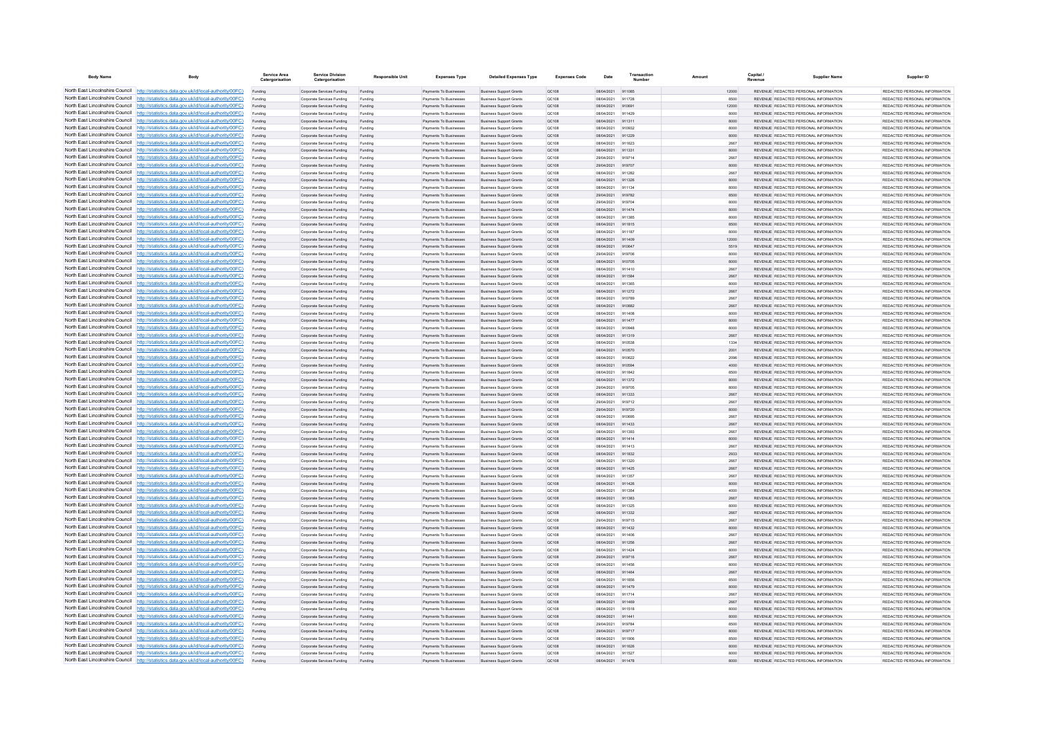| Body Name | Body | Service Area Catergorisation | Service Division Catergorisation | Responsible Unit | Expenses Type | Detailed Expenses Type | Expenses Code | Date | Transaction Number | Amount | Capital / Revenue | Supplier Name | Supplier ID |
|---|---|---|---|---|---|---|---|---|---|---|---|---|---|
| North East Lincolnshire Council | http://statistics.data.gov.uk/id/local-authority/00FC) | Funding | Corporate Services Funding | Funding | Payments To Businesses | Business Support Grants | QC108 | 08/04/2021 | 911085 | 12000 | REVENUE | REDACTED PERSONAL INFORMATION | REDACTED PERSONAL INFORMATION |
| North East Lincolnshire Council | http://statistics.data.gov.uk/id/local-authority/00FC) | Funding | Corporate Services Funding | Funding | Payments To Businesses | Business Support Grants | QC108 | 08/04/2021 | 911728 | 8500 | REVENUE | REDACTED PERSONAL INFORMATION | REDACTED PERSONAL INFORMATION |
| North East Lincolnshire Council | http://statistics.data.gov.uk/id/local-authority/00FC) | Funding | Corporate Services Funding | Funding | Payments To Businesses | Business Support Grants | QC108 | 08/04/2021 | 910691 | 12000 | REVENUE | REDACTED PERSONAL INFORMATION | REDACTED PERSONAL INFORMATION |
| North East Lincolnshire Council | http://statistics.data.gov.uk/id/local-authority/00FC) | Funding | Corporate Services Funding | Funding | Payments To Businesses | Business Support Grants | QC108 | 08/04/2021 | 911429 | 8000 | REVENUE | REDACTED PERSONAL INFORMATION | REDACTED PERSONAL INFORMATION |
| North East Lincolnshire Council | http://statistics.data.gov.uk/id/local-authority/00FC) | Funding | Corporate Services Funding | Funding | Payments To Businesses | Business Support Grants | QC108 | 08/04/2021 | 911311 | 8000 | REVENUE | REDACTED PERSONAL INFORMATION | REDACTED PERSONAL INFORMATION |
| North East Lincolnshire Council | http://statistics.data.gov.uk/id/local-authority/00FC) | Funding | Corporate Services Funding | Funding | Payments To Businesses | Business Support Grants | QC108 | 08/04/2021 | 910932 | 8000 | REVENUE | REDACTED PERSONAL INFORMATION | REDACTED PERSONAL INFORMATION |
| North East Lincolnshire Council | http://statistics.data.gov.uk/id/local-authority/00FC) | Funding | Corporate Services Funding | Funding | Payments To Businesses | Business Support Grants | QC108 | 08/04/2021 | 911229 | 8000 | REVENUE | REDACTED PERSONAL INFORMATION | REDACTED PERSONAL INFORMATION |
| North East Lincolnshire Council | http://statistics.data.gov.uk/id/local-authority/00FC) | Funding | Corporate Services Funding | Funding | Payments To Businesses | Business Support Grants | QC108 | 08/04/2021 | 911623 | 2667 | REVENUE | REDACTED PERSONAL INFORMATION | REDACTED PERSONAL INFORMATION |
| North East Lincolnshire Council | http://statistics.data.gov.uk/id/local-authority/00FC) | Funding | Corporate Services Funding | Funding | Payments To Businesses | Business Support Grants | QC108 | 08/04/2021 | 911331 | 8000 | REVENUE | REDACTED PERSONAL INFORMATION | REDACTED PERSONAL INFORMATION |
| North East Lincolnshire Council | http://statistics.data.gov.uk/id/local-authority/00FC) | Funding | Corporate Services Funding | Funding | Payments To Businesses | Business Support Grants | QC108 | 29/04/2021 | 919714 | 2667 | REVENUE | REDACTED PERSONAL INFORMATION | REDACTED PERSONAL INFORMATION |
| North East Lincolnshire Council | http://statistics.data.gov.uk/id/local-authority/00FC) | Funding | Corporate Services Funding | Funding | Payments To Businesses | Business Support Grants | QC108 | 29/04/2021 | 919707 | 8000 | REVENUE | REDACTED PERSONAL INFORMATION | REDACTED PERSONAL INFORMATION |
| North East Lincolnshire Council | http://statistics.data.gov.uk/id/local-authority/00FC) | Funding | Corporate Services Funding | Funding | Payments To Businesses | Business Support Grants | QC108 | 08/04/2021 | 911282 | 2667 | REVENUE | REDACTED PERSONAL INFORMATION | REDACTED PERSONAL INFORMATION |
| North East Lincolnshire Council | http://statistics.data.gov.uk/id/local-authority/00FC) | Funding | Corporate Services Funding | Funding | Payments To Businesses | Business Support Grants | QC108 | 08/04/2021 | 911326 | 8000 | REVENUE | REDACTED PERSONAL INFORMATION | REDACTED PERSONAL INFORMATION |
| North East Lincolnshire Council | http://statistics.data.gov.uk/id/local-authority/00FC) | Funding | Corporate Services Funding | Funding | Payments To Businesses | Business Support Grants | QC108 | 08/04/2021 | 911134 | 8000 | REVENUE | REDACTED PERSONAL INFORMATION | REDACTED PERSONAL INFORMATION |
| North East Lincolnshire Council | http://statistics.data.gov.uk/id/local-authority/00FC) | Funding | Corporate Services Funding | Funding | Payments To Businesses | Business Support Grants | QC108 | 29/04/2021 | 919782 | 8500 | REVENUE | REDACTED PERSONAL INFORMATION | REDACTED PERSONAL INFORMATION |
| North East Lincolnshire Council | http://statistics.data.gov.uk/id/local-authority/00FC) | Funding | Corporate Services Funding | Funding | Payments To Businesses | Business Support Grants | QC108 | 29/04/2021 | 919704 | 8000 | REVENUE | REDACTED PERSONAL INFORMATION | REDACTED PERSONAL INFORMATION |
| North East Lincolnshire Council | http://statistics.data.gov.uk/id/local-authority/00FC) | Funding | Corporate Services Funding | Funding | Payments To Businesses | Business Support Grants | QC108 | 08/04/2021 | 911474 | 8000 | REVENUE | REDACTED PERSONAL INFORMATION | REDACTED PERSONAL INFORMATION |
| North East Lincolnshire Council | http://statistics.data.gov.uk/id/local-authority/00FC) | Funding | Corporate Services Funding | Funding | Payments To Businesses | Business Support Grants | QC108 | 08/04/2021 | 911385 | 8000 | REVENUE | REDACTED PERSONAL INFORMATION | REDACTED PERSONAL INFORMATION |
| North East Lincolnshire Council | http://statistics.data.gov.uk/id/local-authority/00FC) | Funding | Corporate Services Funding | Funding | Payments To Businesses | Business Support Grants | QC108 | 08/04/2021 | 911815 | 8500 | REVENUE | REDACTED PERSONAL INFORMATION | REDACTED PERSONAL INFORMATION |
| North East Lincolnshire Council | http://statistics.data.gov.uk/id/local-authority/00FC) | Funding | Corporate Services Funding | Funding | Payments To Businesses | Business Support Grants | QC108 | 08/04/2021 | 911187 | 8000 | REVENUE | REDACTED PERSONAL INFORMATION | REDACTED PERSONAL INFORMATION |
| North East Lincolnshire Council | http://statistics.data.gov.uk/id/local-authority/00FC) | Funding | Corporate Services Funding | Funding | Payments To Businesses | Business Support Grants | QC108 | 08/04/2021 | 911409 | 12000 | REVENUE | REDACTED PERSONAL INFORMATION | REDACTED PERSONAL INFORMATION |
| North East Lincolnshire Council | http://statistics.data.gov.uk/id/local-authority/00FC) | Funding | Corporate Services Funding | Funding | Payments To Businesses | Business Support Grants | QC108 | 08/04/2021 | 910647 | 5519 | REVENUE | REDACTED PERSONAL INFORMATION | REDACTED PERSONAL INFORMATION |
| North East Lincolnshire Council | http://statistics.data.gov.uk/id/local-authority/00FC) | Funding | Corporate Services Funding | Funding | Payments To Businesses | Business Support Grants | QC108 | 29/04/2021 | 919706 | 8000 | REVENUE | REDACTED PERSONAL INFORMATION | REDACTED PERSONAL INFORMATION |
| North East Lincolnshire Council | http://statistics.data.gov.uk/id/local-authority/00FC) | Funding | Corporate Services Funding | Funding | Payments To Businesses | Business Support Grants | QC108 | 08/04/2021 | 910705 | 8000 | REVENUE | REDACTED PERSONAL INFORMATION | REDACTED PERSONAL INFORMATION |
| North East Lincolnshire Council | http://statistics.data.gov.uk/id/local-authority/00FC) | Funding | Corporate Services Funding | Funding | Payments To Businesses | Business Support Grants | QC108 | 08/04/2021 | 911410 | 2667 | REVENUE | REDACTED PERSONAL INFORMATION | REDACTED PERSONAL INFORMATION |
| North East Lincolnshire Council | http://statistics.data.gov.uk/id/local-authority/00FC) | Funding | Corporate Services Funding | Funding | Payments To Businesses | Business Support Grants | QC108 | 08/04/2021 | 911584 | 2667 | REVENUE | REDACTED PERSONAL INFORMATION | REDACTED PERSONAL INFORMATION |
| North East Lincolnshire Council | http://statistics.data.gov.uk/id/local-authority/00FC) | Funding | Corporate Services Funding | Funding | Payments To Businesses | Business Support Grants | QC108 | 08/04/2021 | 911365 | 8000 | REVENUE | REDACTED PERSONAL INFORMATION | REDACTED PERSONAL INFORMATION |
| North East Lincolnshire Council | http://statistics.data.gov.uk/id/local-authority/00FC) | Funding | Corporate Services Funding | Funding | Payments To Businesses | Business Support Grants | QC108 | 08/04/2021 | 911272 | 2667 | REVENUE | REDACTED PERSONAL INFORMATION | REDACTED PERSONAL INFORMATION |
| North East Lincolnshire Council | http://statistics.data.gov.uk/id/local-authority/00FC) | Funding | Corporate Services Funding | Funding | Payments To Businesses | Business Support Grants | QC108 | 08/04/2021 | 910789 | 2667 | REVENUE | REDACTED PERSONAL INFORMATION | REDACTED PERSONAL INFORMATION |
| North East Lincolnshire Council | http://statistics.data.gov.uk/id/local-authority/00FC) | Funding | Corporate Services Funding | Funding | Payments To Businesses | Business Support Grants | QC108 | 08/04/2021 | 910882 | 2667 | REVENUE | REDACTED PERSONAL INFORMATION | REDACTED PERSONAL INFORMATION |
| North East Lincolnshire Council | http://statistics.data.gov.uk/id/local-authority/00FC) | Funding | Corporate Services Funding | Funding | Payments To Businesses | Business Support Grants | QC108 | 08/04/2021 | 911408 | 8000 | REVENUE | REDACTED PERSONAL INFORMATION | REDACTED PERSONAL INFORMATION |
| North East Lincolnshire Council | http://statistics.data.gov.uk/id/local-authority/00FC) | Funding | Corporate Services Funding | Funding | Payments To Businesses | Business Support Grants | QC108 | 08/04/2021 | 911477 | 8000 | REVENUE | REDACTED PERSONAL INFORMATION | REDACTED PERSONAL INFORMATION |
| North East Lincolnshire Council | http://statistics.data.gov.uk/id/local-authority/00FC) | Funding | Corporate Services Funding | Funding | Payments To Businesses | Business Support Grants | QC108 | 08/04/2021 | 910948 | 8000 | REVENUE | REDACTED PERSONAL INFORMATION | REDACTED PERSONAL INFORMATION |
| North East Lincolnshire Council | http://statistics.data.gov.uk/id/local-authority/00FC) | Funding | Corporate Services Funding | Funding | Payments To Businesses | Business Support Grants | QC108 | 08/04/2021 | 911319 | 2667 | REVENUE | REDACTED PERSONAL INFORMATION | REDACTED PERSONAL INFORMATION |
| North East Lincolnshire Council | http://statistics.data.gov.uk/id/local-authority/00FC) | Funding | Corporate Services Funding | Funding | Payments To Businesses | Business Support Grants | QC108 | 08/04/2021 | 910538 | 1334 | REVENUE | REDACTED PERSONAL INFORMATION | REDACTED PERSONAL INFORMATION |
| North East Lincolnshire Council | http://statistics.data.gov.uk/id/local-authority/00FC) | Funding | Corporate Services Funding | Funding | Payments To Businesses | Business Support Grants | QC108 | 08/04/2021 | 910570 | 2001 | REVENUE | REDACTED PERSONAL INFORMATION | REDACTED PERSONAL INFORMATION |
| North East Lincolnshire Council | http://statistics.data.gov.uk/id/local-authority/00FC) | Funding | Corporate Services Funding | Funding | Payments To Businesses | Business Support Grants | QC108 | 08/04/2021 | 910622 | 2096 | REVENUE | REDACTED PERSONAL INFORMATION | REDACTED PERSONAL INFORMATION |
| North East Lincolnshire Council | http://statistics.data.gov.uk/id/local-authority/00FC) | Funding | Corporate Services Funding | Funding | Payments To Businesses | Business Support Grants | QC108 | 08/04/2021 | 910594 | 4000 | REVENUE | REDACTED PERSONAL INFORMATION | REDACTED PERSONAL INFORMATION |
| North East Lincolnshire Council | http://statistics.data.gov.uk/id/local-authority/00FC) | Funding | Corporate Services Funding | Funding | Payments To Businesses | Business Support Grants | QC108 | 08/04/2021 | 911842 | 8500 | REVENUE | REDACTED PERSONAL INFORMATION | REDACTED PERSONAL INFORMATION |
| North East Lincolnshire Council | http://statistics.data.gov.uk/id/local-authority/00FC) | Funding | Corporate Services Funding | Funding | Payments To Businesses | Business Support Grants | QC108 | 08/04/2021 | 911372 | 8000 | REVENUE | REDACTED PERSONAL INFORMATION | REDACTED PERSONAL INFORMATION |
| North East Lincolnshire Council | http://statistics.data.gov.uk/id/local-authority/00FC) | Funding | Corporate Services Funding | Funding | Payments To Businesses | Business Support Grants | QC108 | 29/04/2021 | 919705 | 8000 | REVENUE | REDACTED PERSONAL INFORMATION | REDACTED PERSONAL INFORMATION |
| North East Lincolnshire Council | http://statistics.data.gov.uk/id/local-authority/00FC) | Funding | Corporate Services Funding | Funding | Payments To Businesses | Business Support Grants | QC108 | 08/04/2021 | 911333 | 2667 | REVENUE | REDACTED PERSONAL INFORMATION | REDACTED PERSONAL INFORMATION |
| North East Lincolnshire Council | http://statistics.data.gov.uk/id/local-authority/00FC) | Funding | Corporate Services Funding | Funding | Payments To Businesses | Business Support Grants | QC108 | 29/04/2021 | 919712 | 2667 | REVENUE | REDACTED PERSONAL INFORMATION | REDACTED PERSONAL INFORMATION |
| North East Lincolnshire Council | http://statistics.data.gov.uk/id/local-authority/00FC) | Funding | Corporate Services Funding | Funding | Payments To Businesses | Business Support Grants | QC108 | 29/04/2021 | 919720 | 8000 | REVENUE | REDACTED PERSONAL INFORMATION | REDACTED PERSONAL INFORMATION |
| North East Lincolnshire Council | http://statistics.data.gov.uk/id/local-authority/00FC) | Funding | Corporate Services Funding | Funding | Payments To Businesses | Business Support Grants | QC108 | 08/04/2021 | 910695 | 2667 | REVENUE | REDACTED PERSONAL INFORMATION | REDACTED PERSONAL INFORMATION |
| North East Lincolnshire Council | http://statistics.data.gov.uk/id/local-authority/00FC) | Funding | Corporate Services Funding | Funding | Payments To Businesses | Business Support Grants | QC108 | 08/04/2021 | 911433 | 2667 | REVENUE | REDACTED PERSONAL INFORMATION | REDACTED PERSONAL INFORMATION |
| North East Lincolnshire Council | http://statistics.data.gov.uk/id/local-authority/00FC) | Funding | Corporate Services Funding | Funding | Payments To Businesses | Business Support Grants | QC108 | 08/04/2021 | 911393 | 2667 | REVENUE | REDACTED PERSONAL INFORMATION | REDACTED PERSONAL INFORMATION |
| North East Lincolnshire Council | http://statistics.data.gov.uk/id/local-authority/00FC) | Funding | Corporate Services Funding | Funding | Payments To Businesses | Business Support Grants | QC108 | 08/04/2021 | 911414 | 8000 | REVENUE | REDACTED PERSONAL INFORMATION | REDACTED PERSONAL INFORMATION |
| North East Lincolnshire Council | http://statistics.data.gov.uk/id/local-authority/00FC) | Funding | Corporate Services Funding | Funding | Payments To Businesses | Business Support Grants | QC108 | 08/04/2021 | 911413 | 2667 | REVENUE | REDACTED PERSONAL INFORMATION | REDACTED PERSONAL INFORMATION |
| North East Lincolnshire Council | http://statistics.data.gov.uk/id/local-authority/00FC) | Funding | Corporate Services Funding | Funding | Payments To Businesses | Business Support Grants | QC108 | 08/04/2021 | 910832 | 2933 | REVENUE | REDACTED PERSONAL INFORMATION | REDACTED PERSONAL INFORMATION |
| North East Lincolnshire Council | http://statistics.data.gov.uk/id/local-authority/00FC) | Funding | Corporate Services Funding | Funding | Payments To Businesses | Business Support Grants | QC108 | 08/04/2021 | 911320 | 2667 | REVENUE | REDACTED PERSONAL INFORMATION | REDACTED PERSONAL INFORMATION |
| North East Lincolnshire Council | http://statistics.data.gov.uk/id/local-authority/00FC) | Funding | Corporate Services Funding | Funding | Payments To Businesses | Business Support Grants | QC108 | 08/04/2021 | 911425 | 2667 | REVENUE | REDACTED PERSONAL INFORMATION | REDACTED PERSONAL INFORMATION |
| North East Lincolnshire Council | http://statistics.data.gov.uk/id/local-authority/00FC) | Funding | Corporate Services Funding | Funding | Payments To Businesses | Business Support Grants | QC108 | 08/04/2021 | 911357 | 2667 | REVENUE | REDACTED PERSONAL INFORMATION | REDACTED PERSONAL INFORMATION |
| North East Lincolnshire Council | http://statistics.data.gov.uk/id/local-authority/00FC) | Funding | Corporate Services Funding | Funding | Payments To Businesses | Business Support Grants | QC108 | 08/04/2021 | 911426 | 8000 | REVENUE | REDACTED PERSONAL INFORMATION | REDACTED PERSONAL INFORMATION |
| North East Lincolnshire Council | http://statistics.data.gov.uk/id/local-authority/00FC) | Funding | Corporate Services Funding | Funding | Payments To Businesses | Business Support Grants | QC108 | 08/04/2021 | 911354 | 4000 | REVENUE | REDACTED PERSONAL INFORMATION | REDACTED PERSONAL INFORMATION |
| North East Lincolnshire Council | http://statistics.data.gov.uk/id/local-authority/00FC) | Funding | Corporate Services Funding | Funding | Payments To Businesses | Business Support Grants | QC108 | 08/04/2021 | 911383 | 2667 | REVENUE | REDACTED PERSONAL INFORMATION | REDACTED PERSONAL INFORMATION |
| North East Lincolnshire Council | http://statistics.data.gov.uk/id/local-authority/00FC) | Funding | Corporate Services Funding | Funding | Payments To Businesses | Business Support Grants | QC108 | 08/04/2021 | 911225 | 8000 | REVENUE | REDACTED PERSONAL INFORMATION | REDACTED PERSONAL INFORMATION |
| North East Lincolnshire Council | http://statistics.data.gov.uk/id/local-authority/00FC) | Funding | Corporate Services Funding | Funding | Payments To Businesses | Business Support Grants | QC108 | 08/04/2021 | 911332 | 2667 | REVENUE | REDACTED PERSONAL INFORMATION | REDACTED PERSONAL INFORMATION |
| North East Lincolnshire Council | http://statistics.data.gov.uk/id/local-authority/00FC) | Funding | Corporate Services Funding | Funding | Payments To Businesses | Business Support Grants | QC108 | 29/04/2021 | 919715 | 2667 | REVENUE | REDACTED PERSONAL INFORMATION | REDACTED PERSONAL INFORMATION |
| North East Lincolnshire Council | http://statistics.data.gov.uk/id/local-authority/00FC) | Funding | Corporate Services Funding | Funding | Payments To Businesses | Business Support Grants | QC108 | 08/04/2021 | 911432 | 8000 | REVENUE | REDACTED PERSONAL INFORMATION | REDACTED PERSONAL INFORMATION |
| North East Lincolnshire Council | http://statistics.data.gov.uk/id/local-authority/00FC) | Funding | Corporate Services Funding | Funding | Payments To Businesses | Business Support Grants | QC108 | 08/04/2021 | 911406 | 2667 | REVENUE | REDACTED PERSONAL INFORMATION | REDACTED PERSONAL INFORMATION |
| North East Lincolnshire Council | http://statistics.data.gov.uk/id/local-authority/00FC) | Funding | Corporate Services Funding | Funding | Payments To Businesses | Business Support Grants | QC108 | 08/04/2021 | 911256 | 2667 | REVENUE | REDACTED PERSONAL INFORMATION | REDACTED PERSONAL INFORMATION |
| North East Lincolnshire Council | http://statistics.data.gov.uk/id/local-authority/00FC) | Funding | Corporate Services Funding | Funding | Payments To Businesses | Business Support Grants | QC108 | 08/04/2021 | 911424 | 8000 | REVENUE | REDACTED PERSONAL INFORMATION | REDACTED PERSONAL INFORMATION |
| North East Lincolnshire Council | http://statistics.data.gov.uk/id/local-authority/00FC) | Funding | Corporate Services Funding | Funding | Payments To Businesses | Business Support Grants | QC108 | 29/04/2021 | 919716 | 2667 | REVENUE | REDACTED PERSONAL INFORMATION | REDACTED PERSONAL INFORMATION |
| North East Lincolnshire Council | http://statistics.data.gov.uk/id/local-authority/00FC) | Funding | Corporate Services Funding | Funding | Payments To Businesses | Business Support Grants | QC108 | 08/04/2021 | 911456 | 8000 | REVENUE | REDACTED PERSONAL INFORMATION | REDACTED PERSONAL INFORMATION |
| North East Lincolnshire Council | http://statistics.data.gov.uk/id/local-authority/00FC) | Funding | Corporate Services Funding | Funding | Payments To Businesses | Business Support Grants | QC108 | 08/04/2021 | 911464 | 2667 | REVENUE | REDACTED PERSONAL INFORMATION | REDACTED PERSONAL INFORMATION |
| North East Lincolnshire Council | http://statistics.data.gov.uk/id/local-authority/00FC) | Funding | Corporate Services Funding | Funding | Payments To Businesses | Business Support Grants | QC108 | 08/04/2021 | 911856 | 8500 | REVENUE | REDACTED PERSONAL INFORMATION | REDACTED PERSONAL INFORMATION |
| North East Lincolnshire Council | http://statistics.data.gov.uk/id/local-authority/00FC) | Funding | Corporate Services Funding | Funding | Payments To Businesses | Business Support Grants | QC108 | 08/04/2021 | 911479 | 8000 | REVENUE | REDACTED PERSONAL INFORMATION | REDACTED PERSONAL INFORMATION |
| North East Lincolnshire Council | http://statistics.data.gov.uk/id/local-authority/00FC) | Funding | Corporate Services Funding | Funding | Payments To Businesses | Business Support Grants | QC108 | 08/04/2021 | 911714 | 2667 | REVENUE | REDACTED PERSONAL INFORMATION | REDACTED PERSONAL INFORMATION |
| North East Lincolnshire Council | http://statistics.data.gov.uk/id/local-authority/00FC) | Funding | Corporate Services Funding | Funding | Payments To Businesses | Business Support Grants | QC108 | 08/04/2021 | 911469 | 2667 | REVENUE | REDACTED PERSONAL INFORMATION | REDACTED PERSONAL INFORMATION |
| North East Lincolnshire Council | http://statistics.data.gov.uk/id/local-authority/00FC) | Funding | Corporate Services Funding | Funding | Payments To Businesses | Business Support Grants | QC108 | 08/04/2021 | 911518 | 8000 | REVENUE | REDACTED PERSONAL INFORMATION | REDACTED PERSONAL INFORMATION |
| North East Lincolnshire Council | http://statistics.data.gov.uk/id/local-authority/00FC) | Funding | Corporate Services Funding | Funding | Payments To Businesses | Business Support Grants | QC108 | 08/04/2021 | 911441 | 8000 | REVENUE | REDACTED PERSONAL INFORMATION | REDACTED PERSONAL INFORMATION |
| North East Lincolnshire Council | http://statistics.data.gov.uk/id/local-authority/00FC) | Funding | Corporate Services Funding | Funding | Payments To Businesses | Business Support Grants | QC108 | 29/04/2021 | 919784 | 8500 | REVENUE | REDACTED PERSONAL INFORMATION | REDACTED PERSONAL INFORMATION |
| North East Lincolnshire Council | http://statistics.data.gov.uk/id/local-authority/00FC) | Funding | Corporate Services Funding | Funding | Payments To Businesses | Business Support Grants | QC108 | 29/04/2021 | 919717 | 8000 | REVENUE | REDACTED PERSONAL INFORMATION | REDACTED PERSONAL INFORMATION |
| North East Lincolnshire Council | http://statistics.data.gov.uk/id/local-authority/00FC) | Funding | Corporate Services Funding | Funding | Payments To Businesses | Business Support Grants | QC108 | 08/04/2021 | 911906 | 8500 | REVENUE | REDACTED PERSONAL INFORMATION | REDACTED PERSONAL INFORMATION |
| North East Lincolnshire Council | http://statistics.data.gov.uk/id/local-authority/00FC) | Funding | Corporate Services Funding | Funding | Payments To Businesses | Business Support Grants | QC108 | 08/04/2021 | 911626 | 8000 | REVENUE | REDACTED PERSONAL INFORMATION | REDACTED PERSONAL INFORMATION |
| North East Lincolnshire Council | http://statistics.data.gov.uk/id/local-authority/00FC) | Funding | Corporate Services Funding | Funding | Payments To Businesses | Business Support Grants | QC108 | 08/04/2021 | 911527 | 8000 | REVENUE | REDACTED PERSONAL INFORMATION | REDACTED PERSONAL INFORMATION |
| North East Lincolnshire Council | http://statistics.data.gov.uk/id/local-authority/00FC) | Funding | Corporate Services Funding | Funding | Payments To Businesses | Business Support Grants | QC108 | 08/04/2021 | 911478 | 8000 | REVENUE | REDACTED PERSONAL INFORMATION | REDACTED PERSONAL INFORMATION |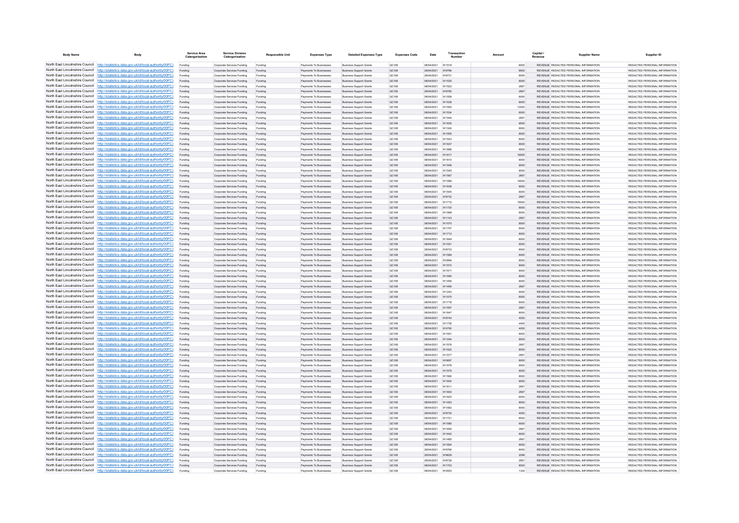| Body Name | Body | Service Area Catergorisation | Service Division Catergorisation | Responsible Unit | Expenses Type | Detailed Expenses Type | Expenses Code | Date | Transaction Number | Amount | Capital / Revenue | Supplier Name | Supplier ID |
|---|---|---|---|---|---|---|---|---|---|---|---|---|---|
| North East Lincolnshire Council | http://statistics.data.gov.uk/id/local-authority/00FC) | Funding | Corporate Services Funding | Funding | Payments To Businesses | Business Support Grants | QC108 | 08/04/2021 | 911519 | 8000 | REVENUE | REDACTED PERSONAL INFORMATION | REDACTED PERSONAL INFORMATION |
| North East Lincolnshire Council | http://statistics.data.gov.uk/id/local-authority/00FC) | Funding | Corporate Services Funding | Funding | Payments To Businesses | Business Support Grants | QC108 | 29/04/2021 | 919786 | 8500 | REVENUE | REDACTED PERSONAL INFORMATION | REDACTED PERSONAL INFORMATION |
| North East Lincolnshire Council | http://statistics.data.gov.uk/id/local-authority/00FC) | Funding | Corporate Services Funding | Funding | Payments To Businesses | Business Support Grants | QC108 | 29/04/2021 | 919731 | 8000 | REVENUE | REDACTED PERSONAL INFORMATION | REDACTED PERSONAL INFORMATION |
| North East Lincolnshire Council | http://statistics.data.gov.uk/id/local-authority/00FC) | Funding | Corporate Services Funding | Funding | Payments To Businesses | Business Support Grants | QC108 | 08/04/2021 | 911530 | 8000 | REVENUE | REDACTED PERSONAL INFORMATION | REDACTED PERSONAL INFORMATION |
| North East Lincolnshire Council | http://statistics.data.gov.uk/id/local-authority/00FC) | Funding | Corporate Services Funding | Funding | Payments To Businesses | Business Support Grants | QC108 | 08/04/2021 | 911523 | 2667 | REVENUE | REDACTED PERSONAL INFORMATION | REDACTED PERSONAL INFORMATION |
| North East Lincolnshire Council | http://statistics.data.gov.uk/id/local-authority/00FC) | Funding | Corporate Services Funding | Funding | Payments To Businesses | Business Support Grants | QC108 | 29/04/2021 | 919785 | 2667 | REVENUE | REDACTED PERSONAL INFORMATION | REDACTED PERSONAL INFORMATION |
| North East Lincolnshire Council | http://statistics.data.gov.uk/id/local-authority/00FC) | Funding | Corporate Services Funding | Funding | Payments To Businesses | Business Support Grants | QC108 | 08/04/2021 | 911559 | 8000 | REVENUE | REDACTED PERSONAL INFORMATION | REDACTED PERSONAL INFORMATION |
| North East Lincolnshire Council | http://statistics.data.gov.uk/id/local-authority/00FC) | Funding | Corporate Services Funding | Funding | Payments To Businesses | Business Support Grants | QC108 | 08/04/2021 | 911536 | 8000 | REVENUE | REDACTED PERSONAL INFORMATION | REDACTED PERSONAL INFORMATION |
| North East Lincolnshire Council | http://statistics.data.gov.uk/id/local-authority/00FC) | Funding | Corporate Services Funding | Funding | Payments To Businesses | Business Support Grants | QC108 | 08/04/2021 | 911550 | 12000 | REVENUE | REDACTED PERSONAL INFORMATION | REDACTED PERSONAL INFORMATION |
| North East Lincolnshire Council | http://statistics.data.gov.uk/id/local-authority/00FC) | Funding | Corporate Services Funding | Funding | Payments To Businesses | Business Support Grants | QC108 | 08/04/2021 | 911534 | 8000 | REVENUE | REDACTED PERSONAL INFORMATION | REDACTED PERSONAL INFORMATION |
| North East Lincolnshire Council | http://statistics.data.gov.uk/id/local-authority/00FC) | Funding | Corporate Services Funding | Funding | Payments To Businesses | Business Support Grants | QC108 | 08/04/2021 | 911549 | 2667 | REVENUE | REDACTED PERSONAL INFORMATION | REDACTED PERSONAL INFORMATION |
| North East Lincolnshire Council | http://statistics.data.gov.uk/id/local-authority/00FC) | Funding | Corporate Services Funding | Funding | Payments To Businesses | Business Support Grants | QC108 | 08/04/2021 | 911635 | 8500 | REVENUE | REDACTED PERSONAL INFORMATION | REDACTED PERSONAL INFORMATION |
| North East Lincolnshire Council | http://statistics.data.gov.uk/id/local-authority/00FC) | Funding | Corporate Services Funding | Funding | Payments To Businesses | Business Support Grants | QC108 | 08/04/2021 | 911324 | 8000 | REVENUE | REDACTED PERSONAL INFORMATION | REDACTED PERSONAL INFORMATION |
| North East Lincolnshire Council | http://statistics.data.gov.uk/id/local-authority/00FC) | Funding | Corporate Services Funding | Funding | Payments To Businesses | Business Support Grants | QC108 | 08/04/2021 | 911555 | 8000 | REVENUE | REDACTED PERSONAL INFORMATION | REDACTED PERSONAL INFORMATION |
| North East Lincolnshire Council | http://statistics.data.gov.uk/id/local-authority/00FC) | Funding | Corporate Services Funding | Funding | Payments To Businesses | Business Support Grants | QC108 | 08/04/2021 | 911543 | 8000 | REVENUE | REDACTED PERSONAL INFORMATION | REDACTED PERSONAL INFORMATION |
| North East Lincolnshire Council | http://statistics.data.gov.uk/id/local-authority/00FC) | Funding | Corporate Services Funding | Funding | Payments To Businesses | Business Support Grants | QC108 | 08/04/2021 | 911637 | 8000 | REVENUE | REDACTED PERSONAL INFORMATION | REDACTED PERSONAL INFORMATION |
| North East Lincolnshire Council | http://statistics.data.gov.uk/id/local-authority/00FC) | Funding | Corporate Services Funding | Funding | Payments To Businesses | Business Support Grants | QC108 | 08/04/2021 | 911686 | 8500 | REVENUE | REDACTED PERSONAL INFORMATION | REDACTED PERSONAL INFORMATION |
| North East Lincolnshire Council | http://statistics.data.gov.uk/id/local-authority/00FC) | Funding | Corporate Services Funding | Funding | Payments To Businesses | Business Support Grants | QC108 | 08/04/2021 | 911617 | 18000 | REVENUE | REDACTED PERSONAL INFORMATION | REDACTED PERSONAL INFORMATION |
| North East Lincolnshire Council | http://statistics.data.gov.uk/id/local-authority/00FC) | Funding | Corporate Services Funding | Funding | Payments To Businesses | Business Support Grants | QC108 | 08/04/2021 | 911610 | 8000 | REVENUE | REDACTED PERSONAL INFORMATION | REDACTED PERSONAL INFORMATION |
| North East Lincolnshire Council | http://statistics.data.gov.uk/id/local-authority/00FC) | Funding | Corporate Services Funding | Funding | Payments To Businesses | Business Support Grants | QC108 | 08/04/2021 | 911548 | 8000 | REVENUE | REDACTED PERSONAL INFORMATION | REDACTED PERSONAL INFORMATION |
| North East Lincolnshire Council | http://statistics.data.gov.uk/id/local-authority/00FC) | Funding | Corporate Services Funding | Funding | Payments To Businesses | Business Support Grants | QC108 | 08/04/2021 | 911545 | 8000 | REVENUE | REDACTED PERSONAL INFORMATION | REDACTED PERSONAL INFORMATION |
| North East Lincolnshire Council | http://statistics.data.gov.uk/id/local-authority/00FC) | Funding | Corporate Services Funding | Funding | Payments To Businesses | Business Support Grants | QC108 | 08/04/2021 | 911567 | 2667 | REVENUE | REDACTED PERSONAL INFORMATION | REDACTED PERSONAL INFORMATION |
| North East Lincolnshire Council | http://statistics.data.gov.uk/id/local-authority/00FC) | Funding | Corporate Services Funding | Funding | Payments To Businesses | Business Support Grants | QC108 | 08/04/2021 | 911589 | 18000 | REVENUE | REDACTED PERSONAL INFORMATION | REDACTED PERSONAL INFORMATION |
| North East Lincolnshire Council | http://statistics.data.gov.uk/id/local-authority/00FC) | Funding | Corporate Services Funding | Funding | Payments To Businesses | Business Support Grants | QC108 | 08/04/2021 | 911638 | 8000 | REVENUE | REDACTED PERSONAL INFORMATION | REDACTED PERSONAL INFORMATION |
| North East Lincolnshire Council | http://statistics.data.gov.uk/id/local-authority/00FC) | Funding | Corporate Services Funding | Funding | Payments To Businesses | Business Support Grants | QC108 | 08/04/2021 | 911544 | 8000 | REVENUE | REDACTED PERSONAL INFORMATION | REDACTED PERSONAL INFORMATION |
| North East Lincolnshire Council | http://statistics.data.gov.uk/id/local-authority/00FC) | Funding | Corporate Services Funding | Funding | Payments To Businesses | Business Support Grants | QC108 | 29/04/2021 | 919732 | 2667 | REVENUE | REDACTED PERSONAL INFORMATION | REDACTED PERSONAL INFORMATION |
| North East Lincolnshire Council | http://statistics.data.gov.uk/id/local-authority/00FC) | Funding | Corporate Services Funding | Funding | Payments To Businesses | Business Support Grants | QC108 | 08/04/2021 | 911715 | 18000 | REVENUE | REDACTED PERSONAL INFORMATION | REDACTED PERSONAL INFORMATION |
| North East Lincolnshire Council | http://statistics.data.gov.uk/id/local-authority/00FC) | Funding | Corporate Services Funding | Funding | Payments To Businesses | Business Support Grants | QC108 | 08/04/2021 | 911720 | 8000 | REVENUE | REDACTED PERSONAL INFORMATION | REDACTED PERSONAL INFORMATION |
| North East Lincolnshire Council | http://statistics.data.gov.uk/id/local-authority/00FC) | Funding | Corporate Services Funding | Funding | Payments To Businesses | Business Support Grants | QC108 | 08/04/2021 | 911568 | 8000 | REVENUE | REDACTED PERSONAL INFORMATION | REDACTED PERSONAL INFORMATION |
| North East Lincolnshire Council | http://statistics.data.gov.uk/id/local-authority/00FC) | Funding | Corporate Services Funding | Funding | Payments To Businesses | Business Support Grants | QC108 | 08/04/2021 | 911143 | 2667 | REVENUE | REDACTED PERSONAL INFORMATION | REDACTED PERSONAL INFORMATION |
| North East Lincolnshire Council | http://statistics.data.gov.uk/id/local-authority/00FC) | Funding | Corporate Services Funding | Funding | Payments To Businesses | Business Support Grants | QC108 | 08/04/2021 | 911570 | 8000 | REVENUE | REDACTED PERSONAL INFORMATION | REDACTED PERSONAL INFORMATION |
| North East Lincolnshire Council | http://statistics.data.gov.uk/id/local-authority/00FC) | Funding | Corporate Services Funding | Funding | Payments To Businesses | Business Support Grants | QC108 | 08/04/2021 | 911707 | 8000 | REVENUE | REDACTED PERSONAL INFORMATION | REDACTED PERSONAL INFORMATION |
| North East Lincolnshire Council | http://statistics.data.gov.uk/id/local-authority/00FC) | Funding | Corporate Services Funding | Funding | Payments To Businesses | Business Support Grants | QC108 | 08/04/2021 | 911712 | 8000 | REVENUE | REDACTED PERSONAL INFORMATION | REDACTED PERSONAL INFORMATION |
| North East Lincolnshire Council | http://statistics.data.gov.uk/id/local-authority/00FC) | Funding | Corporate Services Funding | Funding | Payments To Businesses | Business Support Grants | QC108 | 08/04/2021 | 911649 | 8000 | REVENUE | REDACTED PERSONAL INFORMATION | REDACTED PERSONAL INFORMATION |
| North East Lincolnshire Council | http://statistics.data.gov.uk/id/local-authority/00FC) | Funding | Corporate Services Funding | Funding | Payments To Businesses | Business Support Grants | QC108 | 08/04/2021 | 911021 | 8000 | REVENUE | REDACTED PERSONAL INFORMATION | REDACTED PERSONAL INFORMATION |
| North East Lincolnshire Council | http://statistics.data.gov.uk/id/local-authority/00FC) | Funding | Corporate Services Funding | Funding | Payments To Businesses | Business Support Grants | QC108 | 29/04/2021 | 919733 | 8000 | REVENUE | REDACTED PERSONAL INFORMATION | REDACTED PERSONAL INFORMATION |
| North East Lincolnshire Council | http://statistics.data.gov.uk/id/local-authority/00FC) | Funding | Corporate Services Funding | Funding | Payments To Businesses | Business Support Grants | QC108 | 08/04/2021 | 911569 | 8000 | REVENUE | REDACTED PERSONAL INFORMATION | REDACTED PERSONAL INFORMATION |
| North East Lincolnshire Council | http://statistics.data.gov.uk/id/local-authority/00FC) | Funding | Corporate Services Funding | Funding | Payments To Businesses | Business Support Grants | QC108 | 08/04/2021 | 910994 | 8000 | REVENUE | REDACTED PERSONAL INFORMATION | REDACTED PERSONAL INFORMATION |
| North East Lincolnshire Council | http://statistics.data.gov.uk/id/local-authority/00FC) | Funding | Corporate Services Funding | Funding | Payments To Businesses | Business Support Grants | QC108 | 08/04/2021 | 911572 | 8000 | REVENUE | REDACTED PERSONAL INFORMATION | REDACTED PERSONAL INFORMATION |
| North East Lincolnshire Council | http://statistics.data.gov.uk/id/local-authority/00FC) | Funding | Corporate Services Funding | Funding | Payments To Businesses | Business Support Grants | QC108 | 08/04/2021 | 911571 | 8000 | REVENUE | REDACTED PERSONAL INFORMATION | REDACTED PERSONAL INFORMATION |
| North East Lincolnshire Council | http://statistics.data.gov.uk/id/local-authority/00FC) | Funding | Corporate Services Funding | Funding | Payments To Businesses | Business Support Grants | QC108 | 08/04/2021 | 911590 | 8000 | REVENUE | REDACTED PERSONAL INFORMATION | REDACTED PERSONAL INFORMATION |
| North East Lincolnshire Council | http://statistics.data.gov.uk/id/local-authority/00FC) | Funding | Corporate Services Funding | Funding | Payments To Businesses | Business Support Grants | QC108 | 08/04/2021 | 911494 | 8000 | REVENUE | REDACTED PERSONAL INFORMATION | REDACTED PERSONAL INFORMATION |
| North East Lincolnshire Council | http://statistics.data.gov.uk/id/local-authority/00FC) | Funding | Corporate Services Funding | Funding | Payments To Businesses | Business Support Grants | QC108 | 08/04/2021 | 911495 | 2667 | REVENUE | REDACTED PERSONAL INFORMATION | REDACTED PERSONAL INFORMATION |
| North East Lincolnshire Council | http://statistics.data.gov.uk/id/local-authority/00FC) | Funding | Corporate Services Funding | Funding | Payments To Businesses | Business Support Grants | QC108 | 08/04/2021 | 911243 | 8000 | REVENUE | REDACTED PERSONAL INFORMATION | REDACTED PERSONAL INFORMATION |
| North East Lincolnshire Council | http://statistics.data.gov.uk/id/local-authority/00FC) | Funding | Corporate Services Funding | Funding | Payments To Businesses | Business Support Grants | QC108 | 08/04/2021 | 911575 | 8000 | REVENUE | REDACTED PERSONAL INFORMATION | REDACTED PERSONAL INFORMATION |
| North East Lincolnshire Council | http://statistics.data.gov.uk/id/local-authority/00FC) | Funding | Corporate Services Funding | Funding | Payments To Businesses | Business Support Grants | QC108 | 08/04/2021 | 911716 | 8000 | REVENUE | REDACTED PERSONAL INFORMATION | REDACTED PERSONAL INFORMATION |
| North East Lincolnshire Council | http://statistics.data.gov.uk/id/local-authority/00FC) | Funding | Corporate Services Funding | Funding | Payments To Businesses | Business Support Grants | QC108 | 08/04/2021 | 911597 | 2667 | REVENUE | REDACTED PERSONAL INFORMATION | REDACTED PERSONAL INFORMATION |
| North East Lincolnshire Council | http://statistics.data.gov.uk/id/local-authority/00FC) | Funding | Corporate Services Funding | Funding | Payments To Businesses | Business Support Grants | QC108 | 08/04/2021 | 911647 | 8000 | REVENUE | REDACTED PERSONAL INFORMATION | REDACTED PERSONAL INFORMATION |
| North East Lincolnshire Council | http://statistics.data.gov.uk/id/local-authority/00FC) | Funding | Corporate Services Funding | Funding | Payments To Businesses | Business Support Grants | QC108 | 29/04/2021 | 919740 | 4000 | REVENUE | REDACTED PERSONAL INFORMATION | REDACTED PERSONAL INFORMATION |
| North East Lincolnshire Council | http://statistics.data.gov.uk/id/local-authority/00FC) | Funding | Corporate Services Funding | Funding | Payments To Businesses | Business Support Grants | QC108 | 08/04/2021 | 911736 | 4400 | REVENUE | REDACTED PERSONAL INFORMATION | REDACTED PERSONAL INFORMATION |
| North East Lincolnshire Council | http://statistics.data.gov.uk/id/local-authority/00FC) | Funding | Corporate Services Funding | Funding | Payments To Businesses | Business Support Grants | QC108 | 08/04/2021 | 910792 | 4000 | REVENUE | REDACTED PERSONAL INFORMATION | REDACTED PERSONAL INFORMATION |
| North East Lincolnshire Council | http://statistics.data.gov.uk/id/local-authority/00FC) | Funding | Corporate Services Funding | Funding | Payments To Businesses | Business Support Grants | QC108 | 08/04/2021 | 911551 | 8000 | REVENUE | REDACTED PERSONAL INFORMATION | REDACTED PERSONAL INFORMATION |
| North East Lincolnshire Council | http://statistics.data.gov.uk/id/local-authority/00FC) | Funding | Corporate Services Funding | Funding | Payments To Businesses | Business Support Grants | QC108 | 08/04/2021 | 911244 | 8000 | REVENUE | REDACTED PERSONAL INFORMATION | REDACTED PERSONAL INFORMATION |
| North East Lincolnshire Council | http://statistics.data.gov.uk/id/local-authority/00FC) | Funding | Corporate Services Funding | Funding | Payments To Businesses | Business Support Grants | QC108 | 08/04/2021 | 911576 | 2667 | REVENUE | REDACTED PERSONAL INFORMATION | REDACTED PERSONAL INFORMATION |
| North East Lincolnshire Council | http://statistics.data.gov.uk/id/local-authority/00FC) | Funding | Corporate Services Funding | Funding | Payments To Businesses | Business Support Grants | QC108 | 08/04/2021 | 911522 | 8000 | REVENUE | REDACTED PERSONAL INFORMATION | REDACTED PERSONAL INFORMATION |
| North East Lincolnshire Council | http://statistics.data.gov.uk/id/local-authority/00FC) | Funding | Corporate Services Funding | Funding | Payments To Businesses | Business Support Grants | QC108 | 08/04/2021 | 911577 | 2667 | REVENUE | REDACTED PERSONAL INFORMATION | REDACTED PERSONAL INFORMATION |
| North East Lincolnshire Council | http://statistics.data.gov.uk/id/local-authority/00FC) | Funding | Corporate Services Funding | Funding | Payments To Businesses | Business Support Grants | QC108 | 08/04/2021 | 910697 | 8000 | REVENUE | REDACTED PERSONAL INFORMATION | REDACTED PERSONAL INFORMATION |
| North East Lincolnshire Council | http://statistics.data.gov.uk/id/local-authority/00FC) | Funding | Corporate Services Funding | Funding | Payments To Businesses | Business Support Grants | QC108 | 08/04/2021 | 911578 | 8000 | REVENUE | REDACTED PERSONAL INFORMATION | REDACTED PERSONAL INFORMATION |
| North East Lincolnshire Council | http://statistics.data.gov.uk/id/local-authority/00FC) | Funding | Corporate Services Funding | Funding | Payments To Businesses | Business Support Grants | QC108 | 08/04/2021 | 911579 | 8000 | REVENUE | REDACTED PERSONAL INFORMATION | REDACTED PERSONAL INFORMATION |
| North East Lincolnshire Council | http://statistics.data.gov.uk/id/local-authority/00FC) | Funding | Corporate Services Funding | Funding | Payments To Businesses | Business Support Grants | QC108 | 08/04/2021 | 911580 | 8000 | REVENUE | REDACTED PERSONAL INFORMATION | REDACTED PERSONAL INFORMATION |
| North East Lincolnshire Council | http://statistics.data.gov.uk/id/local-authority/00FC) | Funding | Corporate Services Funding | Funding | Payments To Businesses | Business Support Grants | QC108 | 08/04/2021 | 911604 | 8000 | REVENUE | REDACTED PERSONAL INFORMATION | REDACTED PERSONAL INFORMATION |
| North East Lincolnshire Council | http://statistics.data.gov.uk/id/local-authority/00FC) | Funding | Corporate Services Funding | Funding | Payments To Businesses | Business Support Grants | QC108 | 08/04/2021 | 911611 | 2667 | REVENUE | REDACTED PERSONAL INFORMATION | REDACTED PERSONAL INFORMATION |
| North East Lincolnshire Council | http://statistics.data.gov.uk/id/local-authority/00FC) | Funding | Corporate Services Funding | Funding | Payments To Businesses | Business Support Grants | QC108 | 08/04/2021 | 911600 | 2667 | REVENUE | REDACTED PERSONAL INFORMATION | REDACTED PERSONAL INFORMATION |
| North East Lincolnshire Council | http://statistics.data.gov.uk/id/local-authority/00FC) | Funding | Corporate Services Funding | Funding | Payments To Businesses | Business Support Grants | QC108 | 08/04/2021 | 911603 | 8000 | REVENUE | REDACTED PERSONAL INFORMATION | REDACTED PERSONAL INFORMATION |
| North East Lincolnshire Council | http://statistics.data.gov.uk/id/local-authority/00FC) | Funding | Corporate Services Funding | Funding | Payments To Businesses | Business Support Grants | QC108 | 08/04/2021 | 911453 | 8000 | REVENUE | REDACTED PERSONAL INFORMATION | REDACTED PERSONAL INFORMATION |
| North East Lincolnshire Council | http://statistics.data.gov.uk/id/local-authority/00FC) | Funding | Corporate Services Funding | Funding | Payments To Businesses | Business Support Grants | QC108 | 08/04/2021 | 911583 | 8000 | REVENUE | REDACTED PERSONAL INFORMATION | REDACTED PERSONAL INFORMATION |
| North East Lincolnshire Council | http://statistics.data.gov.uk/id/local-authority/00FC) | Funding | Corporate Services Funding | Funding | Payments To Businesses | Business Support Grants | QC108 | 29/04/2021 | 919735 | 4000 | REVENUE | REDACTED PERSONAL INFORMATION | REDACTED PERSONAL INFORMATION |
| North East Lincolnshire Council | http://statistics.data.gov.uk/id/local-authority/00FC) | Funding | Corporate Services Funding | Funding | Payments To Businesses | Business Support Grants | QC108 | 08/04/2021 | 911721 | 8000 | REVENUE | REDACTED PERSONAL INFORMATION | REDACTED PERSONAL INFORMATION |
| North East Lincolnshire Council | http://statistics.data.gov.uk/id/local-authority/00FC) | Funding | Corporate Services Funding | Funding | Payments To Businesses | Business Support Grants | QC108 | 08/04/2021 | 911585 | 8000 | REVENUE | REDACTED PERSONAL INFORMATION | REDACTED PERSONAL INFORMATION |
| North East Lincolnshire Council | http://statistics.data.gov.uk/id/local-authority/00FC) | Funding | Corporate Services Funding | Funding | Payments To Businesses | Business Support Grants | QC108 | 08/04/2021 | 911654 | 2667 | REVENUE | REDACTED PERSONAL INFORMATION | REDACTED PERSONAL INFORMATION |
| North East Lincolnshire Council | http://statistics.data.gov.uk/id/local-authority/00FC) | Funding | Corporate Services Funding | Funding | Payments To Businesses | Business Support Grants | QC108 | 08/04/2021 | 911642 | 8000 | REVENUE | REDACTED PERSONAL INFORMATION | REDACTED PERSONAL INFORMATION |
| North East Lincolnshire Council | http://statistics.data.gov.uk/id/local-authority/00FC) | Funding | Corporate Services Funding | Funding | Payments To Businesses | Business Support Grants | QC108 | 08/04/2021 | 911465 | 2667 | REVENUE | REDACTED PERSONAL INFORMATION | REDACTED PERSONAL INFORMATION |
| North East Lincolnshire Council | http://statistics.data.gov.uk/id/local-authority/00FC) | Funding | Corporate Services Funding | Funding | Payments To Businesses | Business Support Grants | QC108 | 08/04/2021 | 911584 | 8000 | REVENUE | REDACTED PERSONAL INFORMATION | REDACTED PERSONAL INFORMATION |
| North East Lincolnshire Council | http://statistics.data.gov.uk/id/local-authority/00FC) | Funding | Corporate Services Funding | Funding | Payments To Businesses | Business Support Grants | QC108 | 29/04/2021 | 919766 | 8000 | REVENUE | REDACTED PERSONAL INFORMATION | REDACTED PERSONAL INFORMATION |
| North East Lincolnshire Council | http://statistics.data.gov.uk/id/local-authority/00FC) | Funding | Corporate Services Funding | Funding | Payments To Businesses | Business Support Grants | QC108 | 29/04/2021 | 919629 | 2096 | REVENUE | REDACTED PERSONAL INFORMATION | REDACTED PERSONAL INFORMATION |
| North East Lincolnshire Council | http://statistics.data.gov.uk/id/local-authority/00FC) | Funding | Corporate Services Funding | Funding | Payments To Businesses | Business Support Grants | QC108 | 29/04/2021 | 919736 | 2667 | REVENUE | REDACTED PERSONAL INFORMATION | REDACTED PERSONAL INFORMATION |
| North East Lincolnshire Council | http://statistics.data.gov.uk/id/local-authority/00FC) | Funding | Corporate Services Funding | Funding | Payments To Businesses | Business Support Grants | QC108 | 08/04/2021 | 911703 | 8000 | REVENUE | REDACTED PERSONAL INFORMATION | REDACTED PERSONAL INFORMATION |
| North East Lincolnshire Council | http://statistics.data.gov.uk/id/local-authority/00FC) | Funding | Corporate Services Funding | Funding | Payments To Businesses | Business Support Grants | QC108 | 08/04/2021 | 910553 | 1334 | REVENUE | REDACTED PERSONAL INFORMATION | REDACTED PERSONAL INFORMATION |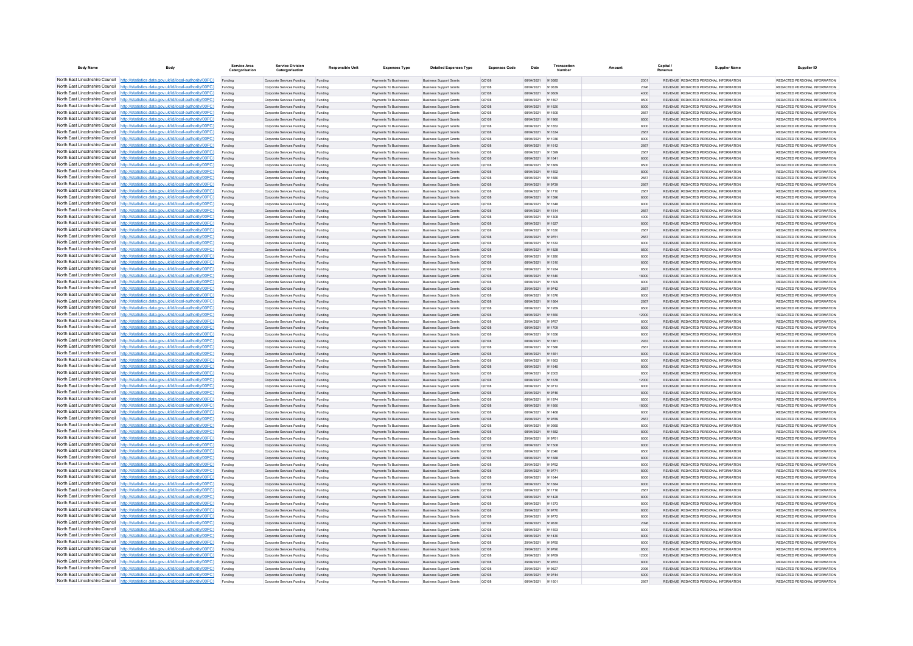| Body Name | Body | Service Area Catergorisation | Service Division Catergorisation | Responsible Unit | Expenses Type | Detailed Expenses Type | Expenses Code | Date | Transaction Number | Amount | Capital / Revenue | Supplier Name | Supplier ID |
|---|---|---|---|---|---|---|---|---|---|---|---|---|---|
| North East Lincolnshire Council | http://statistics.data.gov.uk/id/local-authority/00FC) | Funding | Corporate Services Funding | Funding | Payments To Businesses | Business Support Grants | QC108 | 08/04/2021 | 910585 | 2001 | REVENUE | REDACTED PERSONAL INFORMATION | REDACTED PERSONAL INFORMATION |
| North East Lincolnshire Council | http://statistics.data.gov.uk/id/local-authority/00FC) | Funding | Corporate Services Funding | Funding | Payments To Businesses | Business Support Grants | QC108 | 08/04/2021 | 910639 | 2096 | REVENUE | REDACTED PERSONAL INFORMATION | REDACTED PERSONAL INFORMATION |
| North East Lincolnshire Council | http://statistics.data.gov.uk/id/local-authority/00FC) | Funding | Corporate Services Funding | Funding | Payments To Businesses | Business Support Grants | QC108 | 08/04/2021 | 910609 | 4000 | REVENUE | REDACTED PERSONAL INFORMATION | REDACTED PERSONAL INFORMATION |
| North East Lincolnshire Council | http://statistics.data.gov.uk/id/local-authority/00FC) | Funding | Corporate Services Funding | Funding | Payments To Businesses | Business Support Grants | QC108 | 08/04/2021 | 911897 | 8500 | REVENUE | REDACTED PERSONAL INFORMATION | REDACTED PERSONAL INFORMATION |
| North East Lincolnshire Council | http://statistics.data.gov.uk/id/local-authority/00FC) | Funding | Corporate Services Funding | Funding | Payments To Businesses | Business Support Grants | QC108 | 08/04/2021 | 911620 | 8000 | REVENUE | REDACTED PERSONAL INFORMATION | REDACTED PERSONAL INFORMATION |
| North East Lincolnshire Council | http://statistics.data.gov.uk/id/local-authority/00FC) | Funding | Corporate Services Funding | Funding | Payments To Businesses | Business Support Grants | QC108 | 08/04/2021 | 911605 | 2667 | REVENUE | REDACTED PERSONAL INFORMATION | REDACTED PERSONAL INFORMATION |
| North East Lincolnshire Council | http://statistics.data.gov.uk/id/local-authority/00FC) | Funding | Corporate Services Funding | Funding | Payments To Businesses | Business Support Grants | QC108 | 08/04/2021 | 911960 | 8500 | REVENUE | REDACTED PERSONAL INFORMATION | REDACTED PERSONAL INFORMATION |
| North East Lincolnshire Council | http://statistics.data.gov.uk/id/local-authority/00FC) | Funding | Corporate Services Funding | Funding | Payments To Businesses | Business Support Grants | QC108 | 08/04/2021 | 911652 | 8000 | REVENUE | REDACTED PERSONAL INFORMATION | REDACTED PERSONAL INFORMATION |
| North East Lincolnshire Council | http://statistics.data.gov.uk/id/local-authority/00FC) | Funding | Corporate Services Funding | Funding | Payments To Businesses | Business Support Grants | QC108 | 08/04/2021 | 911634 | 2667 | REVENUE | REDACTED PERSONAL INFORMATION | REDACTED PERSONAL INFORMATION |
| North East Lincolnshire Council | http://statistics.data.gov.uk/id/local-authority/00FC) | Funding | Corporate Services Funding | Funding | Payments To Businesses | Business Support Grants | QC108 | 08/04/2021 | 911036 | 8000 | REVENUE | REDACTED PERSONAL INFORMATION | REDACTED PERSONAL INFORMATION |
| North East Lincolnshire Council | http://statistics.data.gov.uk/id/local-authority/00FC) | Funding | Corporate Services Funding | Funding | Payments To Businesses | Business Support Grants | QC108 | 08/04/2021 | 911612 | 2667 | REVENUE | REDACTED PERSONAL INFORMATION | REDACTED PERSONAL INFORMATION |
| North East Lincolnshire Council | http://statistics.data.gov.uk/id/local-authority/00FC) | Funding | Corporate Services Funding | Funding | Payments To Businesses | Business Support Grants | QC108 | 08/04/2021 | 911599 | 2667 | REVENUE | REDACTED PERSONAL INFORMATION | REDACTED PERSONAL INFORMATION |
| North East Lincolnshire Council | http://statistics.data.gov.uk/id/local-authority/00FC) | Funding | Corporate Services Funding | Funding | Payments To Businesses | Business Support Grants | QC108 | 08/04/2021 | 911641 | 8000 | REVENUE | REDACTED PERSONAL INFORMATION | REDACTED PERSONAL INFORMATION |
| North East Lincolnshire Council | http://statistics.data.gov.uk/id/local-authority/00FC) | Funding | Corporate Services Funding | Funding | Payments To Businesses | Business Support Grants | QC108 | 08/04/2021 | 911869 | 8500 | REVENUE | REDACTED PERSONAL INFORMATION | REDACTED PERSONAL INFORMATION |
| North East Lincolnshire Council | http://statistics.data.gov.uk/id/local-authority/00FC) | Funding | Corporate Services Funding | Funding | Payments To Businesses | Business Support Grants | QC108 | 08/04/2021 | 911592 | 8000 | REVENUE | REDACTED PERSONAL INFORMATION | REDACTED PERSONAL INFORMATION |
| North East Lincolnshire Council | http://statistics.data.gov.uk/id/local-authority/00FC) | Funding | Corporate Services Funding | Funding | Payments To Businesses | Business Support Grants | QC108 | 08/04/2021 | 911680 | 2667 | REVENUE | REDACTED PERSONAL INFORMATION | REDACTED PERSONAL INFORMATION |
| North East Lincolnshire Council | http://statistics.data.gov.uk/id/local-authority/00FC) | Funding | Corporate Services Funding | Funding | Payments To Businesses | Business Support Grants | QC108 | 29/04/2021 | 919739 | 2667 | REVENUE | REDACTED PERSONAL INFORMATION | REDACTED PERSONAL INFORMATION |
| North East Lincolnshire Council | http://statistics.data.gov.uk/id/local-authority/00FC) | Funding | Corporate Services Funding | Funding | Payments To Businesses | Business Support Grants | QC108 | 08/04/2021 | 911710 | 2667 | REVENUE | REDACTED PERSONAL INFORMATION | REDACTED PERSONAL INFORMATION |
| North East Lincolnshire Council | http://statistics.data.gov.uk/id/local-authority/00FC) | Funding | Corporate Services Funding | Funding | Payments To Businesses | Business Support Grants | QC108 | 08/04/2021 | 911596 | 8000 | REVENUE | REDACTED PERSONAL INFORMATION | REDACTED PERSONAL INFORMATION |
| North East Lincolnshire Council | http://statistics.data.gov.uk/id/local-authority/00FC) | Funding | Corporate Services Funding | Funding | Payments To Businesses | Business Support Grants | QC108 | 08/04/2021 | 911648 | 8000 | REVENUE | REDACTED PERSONAL INFORMATION | REDACTED PERSONAL INFORMATION |
| North East Lincolnshire Council | http://statistics.data.gov.uk/id/local-authority/00FC) | Funding | Corporate Services Funding | Funding | Payments To Businesses | Business Support Grants | QC108 | 08/04/2021 | 911514 | 2667 | REVENUE | REDACTED PERSONAL INFORMATION | REDACTED PERSONAL INFORMATION |
| North East Lincolnshire Council | http://statistics.data.gov.uk/id/local-authority/00FC) | Funding | Corporate Services Funding | Funding | Payments To Businesses | Business Support Grants | QC108 | 08/04/2021 | 911308 | 4000 | REVENUE | REDACTED PERSONAL INFORMATION | REDACTED PERSONAL INFORMATION |
| North East Lincolnshire Council | http://statistics.data.gov.uk/id/local-authority/00FC) | Funding | Corporate Services Funding | Funding | Payments To Businesses | Business Support Grants | QC108 | 08/04/2021 | 911627 | 8000 | REVENUE | REDACTED PERSONAL INFORMATION | REDACTED PERSONAL INFORMATION |
| North East Lincolnshire Council | http://statistics.data.gov.uk/id/local-authority/00FC) | Funding | Corporate Services Funding | Funding | Payments To Businesses | Business Support Grants | QC108 | 08/04/2021 | 911630 | 2667 | REVENUE | REDACTED PERSONAL INFORMATION | REDACTED PERSONAL INFORMATION |
| North East Lincolnshire Council | http://statistics.data.gov.uk/id/local-authority/00FC) | Funding | Corporate Services Funding | Funding | Payments To Businesses | Business Support Grants | QC108 | 29/04/2021 | 919751 | 2667 | REVENUE | REDACTED PERSONAL INFORMATION | REDACTED PERSONAL INFORMATION |
| North East Lincolnshire Council | http://statistics.data.gov.uk/id/local-authority/00FC) | Funding | Corporate Services Funding | Funding | Payments To Businesses | Business Support Grants | QC108 | 08/04/2021 | 911632 | 8000 | REVENUE | REDACTED PERSONAL INFORMATION | REDACTED PERSONAL INFORMATION |
| North East Lincolnshire Council | http://statistics.data.gov.uk/id/local-authority/00FC) | Funding | Corporate Services Funding | Funding | Payments To Businesses | Business Support Grants | QC108 | 08/04/2021 | 911828 | 8500 | REVENUE | REDACTED PERSONAL INFORMATION | REDACTED PERSONAL INFORMATION |
| North East Lincolnshire Council | http://statistics.data.gov.uk/id/local-authority/00FC) | Funding | Corporate Services Funding | Funding | Payments To Businesses | Business Support Grants | QC108 | 08/04/2021 | 911280 | 8000 | REVENUE | REDACTED PERSONAL INFORMATION | REDACTED PERSONAL INFORMATION |
| North East Lincolnshire Council | http://statistics.data.gov.uk/id/local-authority/00FC) | Funding | Corporate Services Funding | Funding | Payments To Businesses | Business Support Grants | QC108 | 08/04/2021 | 911510 | 8000 | REVENUE | REDACTED PERSONAL INFORMATION | REDACTED PERSONAL INFORMATION |
| North East Lincolnshire Council | http://statistics.data.gov.uk/id/local-authority/00FC) | Funding | Corporate Services Funding | Funding | Payments To Businesses | Business Support Grants | QC108 | 08/04/2021 | 911934 | 8500 | REVENUE | REDACTED PERSONAL INFORMATION | REDACTED PERSONAL INFORMATION |
| North East Lincolnshire Council | http://statistics.data.gov.uk/id/local-authority/00FC) | Funding | Corporate Services Funding | Funding | Payments To Businesses | Business Support Grants | QC108 | 08/04/2021 | 911640 | 18000 | REVENUE | REDACTED PERSONAL INFORMATION | REDACTED PERSONAL INFORMATION |
| North East Lincolnshire Council | http://statistics.data.gov.uk/id/local-authority/00FC) | Funding | Corporate Services Funding | Funding | Payments To Businesses | Business Support Grants | QC108 | 08/04/2021 | 911509 | 8000 | REVENUE | REDACTED PERSONAL INFORMATION | REDACTED PERSONAL INFORMATION |
| North East Lincolnshire Council | http://statistics.data.gov.uk/id/local-authority/00FC) | Funding | Corporate Services Funding | Funding | Payments To Businesses | Business Support Grants | QC108 | 29/04/2021 | 919742 | 2667 | REVENUE | REDACTED PERSONAL INFORMATION | REDACTED PERSONAL INFORMATION |
| North East Lincolnshire Council | http://statistics.data.gov.uk/id/local-authority/00FC) | Funding | Corporate Services Funding | Funding | Payments To Businesses | Business Support Grants | QC108 | 08/04/2021 | 911676 | 8000 | REVENUE | REDACTED PERSONAL INFORMATION | REDACTED PERSONAL INFORMATION |
| North East Lincolnshire Council | http://statistics.data.gov.uk/id/local-authority/00FC) | Funding | Corporate Services Funding | Funding | Payments To Businesses | Business Support Grants | QC108 | 08/04/2021 | 911664 | 2667 | REVENUE | REDACTED PERSONAL INFORMATION | REDACTED PERSONAL INFORMATION |
| North East Lincolnshire Council | http://statistics.data.gov.uk/id/local-authority/00FC) | Funding | Corporate Services Funding | Funding | Payments To Businesses | Business Support Grants | QC108 | 08/04/2021 | 911959 | 8500 | REVENUE | REDACTED PERSONAL INFORMATION | REDACTED PERSONAL INFORMATION |
| North East Lincolnshire Council | http://statistics.data.gov.uk/id/local-authority/00FC) | Funding | Corporate Services Funding | Funding | Payments To Businesses | Business Support Grants | QC108 | 08/04/2021 | 911650 | 12000 | REVENUE | REDACTED PERSONAL INFORMATION | REDACTED PERSONAL INFORMATION |
| North East Lincolnshire Council | http://statistics.data.gov.uk/id/local-authority/00FC) | Funding | Corporate Services Funding | Funding | Payments To Businesses | Business Support Grants | QC108 | 29/04/2021 | 919767 | 8000 | REVENUE | REDACTED PERSONAL INFORMATION | REDACTED PERSONAL INFORMATION |
| North East Lincolnshire Council | http://statistics.data.gov.uk/id/local-authority/00FC) | Funding | Corporate Services Funding | Funding | Payments To Businesses | Business Support Grants | QC108 | 08/04/2021 | 911709 | 8000 | REVENUE | REDACTED PERSONAL INFORMATION | REDACTED PERSONAL INFORMATION |
| North East Lincolnshire Council | http://statistics.data.gov.uk/id/local-authority/00FC) | Funding | Corporate Services Funding | Funding | Payments To Businesses | Business Support Grants | QC108 | 08/04/2021 | 911656 | 8000 | REVENUE | REDACTED PERSONAL INFORMATION | REDACTED PERSONAL INFORMATION |
| North East Lincolnshire Council | http://statistics.data.gov.uk/id/local-authority/00FC) | Funding | Corporate Services Funding | Funding | Payments To Businesses | Business Support Grants | QC108 | 08/04/2021 | 911861 | 2933 | REVENUE | REDACTED PERSONAL INFORMATION | REDACTED PERSONAL INFORMATION |
| North East Lincolnshire Council | http://statistics.data.gov.uk/id/local-authority/00FC) | Funding | Corporate Services Funding | Funding | Payments To Businesses | Business Support Grants | QC108 | 08/04/2021 | 911586 | 2667 | REVENUE | REDACTED PERSONAL INFORMATION | REDACTED PERSONAL INFORMATION |
| North East Lincolnshire Council | http://statistics.data.gov.uk/id/local-authority/00FC) | Funding | Corporate Services Funding | Funding | Payments To Businesses | Business Support Grants | QC108 | 08/04/2021 | 911651 | 8000 | REVENUE | REDACTED PERSONAL INFORMATION | REDACTED PERSONAL INFORMATION |
| North East Lincolnshire Council | http://statistics.data.gov.uk/id/local-authority/00FC) | Funding | Corporate Services Funding | Funding | Payments To Businesses | Business Support Grants | QC108 | 08/04/2021 | 911663 | 8000 | REVENUE | REDACTED PERSONAL INFORMATION | REDACTED PERSONAL INFORMATION |
| North East Lincolnshire Council | http://statistics.data.gov.uk/id/local-authority/00FC) | Funding | Corporate Services Funding | Funding | Payments To Businesses | Business Support Grants | QC108 | 08/04/2021 | 911645 | 8000 | REVENUE | REDACTED PERSONAL INFORMATION | REDACTED PERSONAL INFORMATION |
| North East Lincolnshire Council | http://statistics.data.gov.uk/id/local-authority/00FC) | Funding | Corporate Services Funding | Funding | Payments To Businesses | Business Support Grants | QC108 | 08/04/2021 | 912005 | 8500 | REVENUE | REDACTED PERSONAL INFORMATION | REDACTED PERSONAL INFORMATION |
| North East Lincolnshire Council | http://statistics.data.gov.uk/id/local-authority/00FC) | Funding | Corporate Services Funding | Funding | Payments To Businesses | Business Support Grants | QC108 | 08/04/2021 | 911678 | 12000 | REVENUE | REDACTED PERSONAL INFORMATION | REDACTED PERSONAL INFORMATION |
| North East Lincolnshire Council | http://statistics.data.gov.uk/id/local-authority/00FC) | Funding | Corporate Services Funding | Funding | Payments To Businesses | Business Support Grants | QC108 | 08/04/2021 | 910712 | 8000 | REVENUE | REDACTED PERSONAL INFORMATION | REDACTED PERSONAL INFORMATION |
| North East Lincolnshire Council | http://statistics.data.gov.uk/id/local-authority/00FC) | Funding | Corporate Services Funding | Funding | Payments To Businesses | Business Support Grants | QC108 | 29/04/2021 | 919746 | 8000 | REVENUE | REDACTED PERSONAL INFORMATION | REDACTED PERSONAL INFORMATION |
| North East Lincolnshire Council | http://statistics.data.gov.uk/id/local-authority/00FC) | Funding | Corporate Services Funding | Funding | Payments To Businesses | Business Support Grants | QC108 | 08/04/2021 | 911974 | 8500 | REVENUE | REDACTED PERSONAL INFORMATION | REDACTED PERSONAL INFORMATION |
| North East Lincolnshire Council | http://statistics.data.gov.uk/id/local-authority/00FC) | Funding | Corporate Services Funding | Funding | Payments To Businesses | Business Support Grants | QC108 | 08/04/2021 | 911660 | 18000 | REVENUE | REDACTED PERSONAL INFORMATION | REDACTED PERSONAL INFORMATION |
| North East Lincolnshire Council | http://statistics.data.gov.uk/id/local-authority/00FC) | Funding | Corporate Services Funding | Funding | Payments To Businesses | Business Support Grants | QC108 | 08/04/2021 | 911468 | 8000 | REVENUE | REDACTED PERSONAL INFORMATION | REDACTED PERSONAL INFORMATION |
| North East Lincolnshire Council | http://statistics.data.gov.uk/id/local-authority/00FC) | Funding | Corporate Services Funding | Funding | Payments To Businesses | Business Support Grants | QC108 | 29/04/2021 | 919789 | 2667 | REVENUE | REDACTED PERSONAL INFORMATION | REDACTED PERSONAL INFORMATION |
| North East Lincolnshire Council | http://statistics.data.gov.uk/id/local-authority/00FC) | Funding | Corporate Services Funding | Funding | Payments To Businesses | Business Support Grants | QC108 | 08/04/2021 | 910955 | 8000 | REVENUE | REDACTED PERSONAL INFORMATION | REDACTED PERSONAL INFORMATION |
| North East Lincolnshire Council | http://statistics.data.gov.uk/id/local-authority/00FC) | Funding | Corporate Services Funding | Funding | Payments To Businesses | Business Support Grants | QC108 | 08/04/2021 | 911682 | 8000 | REVENUE | REDACTED PERSONAL INFORMATION | REDACTED PERSONAL INFORMATION |
| North East Lincolnshire Council | http://statistics.data.gov.uk/id/local-authority/00FC) | Funding | Corporate Services Funding | Funding | Payments To Businesses | Business Support Grants | QC108 | 29/04/2021 | 919761 | 8000 | REVENUE | REDACTED PERSONAL INFORMATION | REDACTED PERSONAL INFORMATION |
| North East Lincolnshire Council | http://statistics.data.gov.uk/id/local-authority/00FC) | Funding | Corporate Services Funding | Funding | Payments To Businesses | Business Support Grants | QC108 | 08/04/2021 | 911508 | 8000 | REVENUE | REDACTED PERSONAL INFORMATION | REDACTED PERSONAL INFORMATION |
| North East Lincolnshire Council | http://statistics.data.gov.uk/id/local-authority/00FC) | Funding | Corporate Services Funding | Funding | Payments To Businesses | Business Support Grants | QC108 | 08/04/2021 | 912040 | 8500 | REVENUE | REDACTED PERSONAL INFORMATION | REDACTED PERSONAL INFORMATION |
| North East Lincolnshire Council | http://statistics.data.gov.uk/id/local-authority/00FC) | Funding | Corporate Services Funding | Funding | Payments To Businesses | Business Support Grants | QC108 | 08/04/2021 | 911688 | 8000 | REVENUE | REDACTED PERSONAL INFORMATION | REDACTED PERSONAL INFORMATION |
| North East Lincolnshire Council | http://statistics.data.gov.uk/id/local-authority/00FC) | Funding | Corporate Services Funding | Funding | Payments To Businesses | Business Support Grants | QC108 | 29/04/2021 | 919762 | 8000 | REVENUE | REDACTED PERSONAL INFORMATION | REDACTED PERSONAL INFORMATION |
| North East Lincolnshire Council | http://statistics.data.gov.uk/id/local-authority/00FC) | Funding | Corporate Services Funding | Funding | Payments To Businesses | Business Support Grants | QC108 | 29/04/2021 | 919771 | 8000 | REVENUE | REDACTED PERSONAL INFORMATION | REDACTED PERSONAL INFORMATION |
| North East Lincolnshire Council | http://statistics.data.gov.uk/id/local-authority/00FC) | Funding | Corporate Services Funding | Funding | Payments To Businesses | Business Support Grants | QC108 | 08/04/2021 | 911644 | 8000 | REVENUE | REDACTED PERSONAL INFORMATION | REDACTED PERSONAL INFORMATION |
| North East Lincolnshire Council | http://statistics.data.gov.uk/id/local-authority/00FC) | Funding | Corporate Services Funding | Funding | Payments To Businesses | Business Support Grants | QC108 | 08/04/2021 | 911684 | 8000 | REVENUE | REDACTED PERSONAL INFORMATION | REDACTED PERSONAL INFORMATION |
| North East Lincolnshire Council | http://statistics.data.gov.uk/id/local-authority/00FC) | Funding | Corporate Services Funding | Funding | Payments To Businesses | Business Support Grants | QC108 | 08/04/2021 | 911716 | 2667 | REVENUE | REDACTED PERSONAL INFORMATION | REDACTED PERSONAL INFORMATION |
| North East Lincolnshire Council | http://statistics.data.gov.uk/id/local-authority/00FC) | Funding | Corporate Services Funding | Funding | Payments To Businesses | Business Support Grants | QC108 | 08/04/2021 | 911428 | 8000 | REVENUE | REDACTED PERSONAL INFORMATION | REDACTED PERSONAL INFORMATION |
| North East Lincolnshire Council | http://statistics.data.gov.uk/id/local-authority/00FC) | Funding | Corporate Services Funding | Funding | Payments To Businesses | Business Support Grants | QC108 | 08/04/2021 | 911573 | 8000 | REVENUE | REDACTED PERSONAL INFORMATION | REDACTED PERSONAL INFORMATION |
| North East Lincolnshire Council | http://statistics.data.gov.uk/id/local-authority/00FC) | Funding | Corporate Services Funding | Funding | Payments To Businesses | Business Support Grants | QC108 | 29/04/2021 | 919770 | 8000 | REVENUE | REDACTED PERSONAL INFORMATION | REDACTED PERSONAL INFORMATION |
| North East Lincolnshire Council | http://statistics.data.gov.uk/id/local-authority/00FC) | Funding | Corporate Services Funding | Funding | Payments To Businesses | Business Support Grants | QC108 | 29/04/2021 | 919772 | 8000 | REVENUE | REDACTED PERSONAL INFORMATION | REDACTED PERSONAL INFORMATION |
| North East Lincolnshire Council | http://statistics.data.gov.uk/id/local-authority/00FC) | Funding | Corporate Services Funding | Funding | Payments To Businesses | Business Support Grants | QC108 | 29/04/2021 | 919630 | 2096 | REVENUE | REDACTED PERSONAL INFORMATION | REDACTED PERSONAL INFORMATION |
| North East Lincolnshire Council | http://statistics.data.gov.uk/id/local-authority/00FC) | Funding | Corporate Services Funding | Funding | Payments To Businesses | Business Support Grants | QC108 | 08/04/2021 | 911593 | 8000 | REVENUE | REDACTED PERSONAL INFORMATION | REDACTED PERSONAL INFORMATION |
| North East Lincolnshire Council | http://statistics.data.gov.uk/id/local-authority/00FC) | Funding | Corporate Services Funding | Funding | Payments To Businesses | Business Support Grants | QC108 | 08/04/2021 | 911430 | 8000 | REVENUE | REDACTED PERSONAL INFORMATION | REDACTED PERSONAL INFORMATION |
| North East Lincolnshire Council | http://statistics.data.gov.uk/id/local-authority/00FC) | Funding | Corporate Services Funding | Funding | Payments To Businesses | Business Support Grants | QC108 | 29/04/2021 | 919765 | 8000 | REVENUE | REDACTED PERSONAL INFORMATION | REDACTED PERSONAL INFORMATION |
| North East Lincolnshire Council | http://statistics.data.gov.uk/id/local-authority/00FC) | Funding | Corporate Services Funding | Funding | Payments To Businesses | Business Support Grants | QC108 | 29/04/2021 | 919790 | 8500 | REVENUE | REDACTED PERSONAL INFORMATION | REDACTED PERSONAL INFORMATION |
| North East Lincolnshire Council | http://statistics.data.gov.uk/id/local-authority/00FC) | Funding | Corporate Services Funding | Funding | Payments To Businesses | Business Support Grants | QC108 | 29/04/2021 | 919769 | 12000 | REVENUE | REDACTED PERSONAL INFORMATION | REDACTED PERSONAL INFORMATION |
| North East Lincolnshire Council | http://statistics.data.gov.uk/id/local-authority/00FC) | Funding | Corporate Services Funding | Funding | Payments To Businesses | Business Support Grants | QC108 | 29/04/2021 | 919763 | 8000 | REVENUE | REDACTED PERSONAL INFORMATION | REDACTED PERSONAL INFORMATION |
| North East Lincolnshire Council | http://statistics.data.gov.uk/id/local-authority/00FC) | Funding | Corporate Services Funding | Funding | Payments To Businesses | Business Support Grants | QC108 | 29/04/2021 | 919627 | 2096 | REVENUE | REDACTED PERSONAL INFORMATION | REDACTED PERSONAL INFORMATION |
| North East Lincolnshire Council | http://statistics.data.gov.uk/id/local-authority/00FC) | Funding | Corporate Services Funding | Funding | Payments To Businesses | Business Support Grants | QC108 | 29/04/2021 | 919744 | 8000 | REVENUE | REDACTED PERSONAL INFORMATION | REDACTED PERSONAL INFORMATION |
| North East Lincolnshire Council | http://statistics.data.gov.uk/id/local-authority/00FC) | Funding | Corporate Services Funding | Funding | Payments To Businesses | Business Support Grants | QC108 | 08/04/2021 | 911601 | 2667 | REVENUE | REDACTED PERSONAL INFORMATION | REDACTED PERSONAL INFORMATION |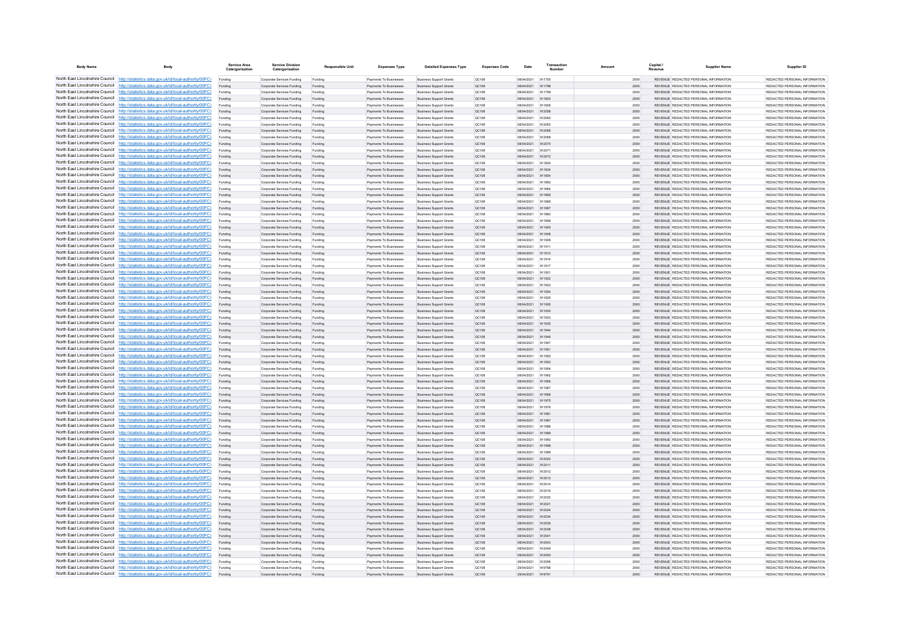| Body Name | Body | Service Area Catergorisation | Service Division Catergorisation | Responsible Unit | Expenses Type | Detailed Expenses Type | Expenses Code | Date | Transaction Number | Amount | Capital / Revenue | Supplier Name | Supplier ID |
|---|---|---|---|---|---|---|---|---|---|---|---|---|---|
| North East Lincolnshire Council | http://statistics.data.gov.uk/id/local-authority/00FC) | Funding | Corporate Services Funding | Funding | Payments To Businesses | Business Support Grants | QC108 | 08/04/2021 | 911755 | 2000 | REVENUE | REDACTED PERSONAL INFORMATION | REDACTED PERSONAL INFORMATION |
| North East Lincolnshire Council | http://statistics.data.gov.uk/id/local-authority/00FC) | Funding | Corporate Services Funding | Funding | Payments To Businesses | Business Support Grants | QC108 | 08/04/2021 | 911798 | 2000 | REVENUE | REDACTED PERSONAL INFORMATION | REDACTED PERSONAL INFORMATION |
| North East Lincolnshire Council | http://statistics.data.gov.uk/id/local-authority/00FC) | Funding | Corporate Services Funding | Funding | Payments To Businesses | Business Support Grants | QC108 | 08/04/2021 | 911799 | 2000 | REVENUE | REDACTED PERSONAL INFORMATION | REDACTED PERSONAL INFORMATION |
| North East Lincolnshire Council | http://statistics.data.gov.uk/id/local-authority/00FC) | Funding | Corporate Services Funding | Funding | Payments To Businesses | Business Support Grants | QC108 | 08/04/2021 | 911803 | 2000 | REVENUE | REDACTED PERSONAL INFORMATION | REDACTED PERSONAL INFORMATION |
| North East Lincolnshire Council | http://statistics.data.gov.uk/id/local-authority/00FC) | Funding | Corporate Services Funding | Funding | Payments To Businesses | Business Support Grants | QC108 | 08/04/2021 | 911806 | 2000 | REVENUE | REDACTED PERSONAL INFORMATION | REDACTED PERSONAL INFORMATION |
| North East Lincolnshire Council | http://statistics.data.gov.uk/id/local-authority/00FC) | Funding | Corporate Services Funding | Funding | Payments To Businesses | Business Support Grants | QC108 | 08/04/2021 | 912058 | 2000 | REVENUE | REDACTED PERSONAL INFORMATION | REDACTED PERSONAL INFORMATION |
| North East Lincolnshire Council | http://statistics.data.gov.uk/id/local-authority/00FC) | Funding | Corporate Services Funding | Funding | Payments To Businesses | Business Support Grants | QC108 | 08/04/2021 | 912060 | 2000 | REVENUE | REDACTED PERSONAL INFORMATION | REDACTED PERSONAL INFORMATION |
| North East Lincolnshire Council | http://statistics.data.gov.uk/id/local-authority/00FC) | Funding | Corporate Services Funding | Funding | Payments To Businesses | Business Support Grants | QC108 | 08/04/2021 | 912063 | 2000 | REVENUE | REDACTED PERSONAL INFORMATION | REDACTED PERSONAL INFORMATION |
| North East Lincolnshire Council | http://statistics.data.gov.uk/id/local-authority/00FC) | Funding | Corporate Services Funding | Funding | Payments To Businesses | Business Support Grants | QC108 | 08/04/2021 | 912066 | 2000 | REVENUE | REDACTED PERSONAL INFORMATION | REDACTED PERSONAL INFORMATION |
| North East Lincolnshire Council | http://statistics.data.gov.uk/id/local-authority/00FC) | Funding | Corporate Services Funding | Funding | Payments To Businesses | Business Support Grants | QC108 | 08/04/2021 | 912068 | 2000 | REVENUE | REDACTED PERSONAL INFORMATION | REDACTED PERSONAL INFORMATION |
| North East Lincolnshire Council | http://statistics.data.gov.uk/id/local-authority/00FC) | Funding | Corporate Services Funding | Funding | Payments To Businesses | Business Support Grants | QC108 | 08/04/2021 | 912070 | 2000 | REVENUE | REDACTED PERSONAL INFORMATION | REDACTED PERSONAL INFORMATION |
| North East Lincolnshire Council | http://statistics.data.gov.uk/id/local-authority/00FC) | Funding | Corporate Services Funding | Funding | Payments To Businesses | Business Support Grants | QC108 | 08/04/2021 | 912071 | 2000 | REVENUE | REDACTED PERSONAL INFORMATION | REDACTED PERSONAL INFORMATION |
| North East Lincolnshire Council | http://statistics.data.gov.uk/id/local-authority/00FC) | Funding | Corporate Services Funding | Funding | Payments To Businesses | Business Support Grants | QC108 | 08/04/2021 | 912072 | 2000 | REVENUE | REDACTED PERSONAL INFORMATION | REDACTED PERSONAL INFORMATION |
| North East Lincolnshire Council | http://statistics.data.gov.uk/id/local-authority/00FC) | Funding | Corporate Services Funding | Funding | Payments To Businesses | Business Support Grants | QC108 | 08/04/2021 | 911824 | 2000 | REVENUE | REDACTED PERSONAL INFORMATION | REDACTED PERSONAL INFORMATION |
| North East Lincolnshire Council | http://statistics.data.gov.uk/id/local-authority/00FC) | Funding | Corporate Services Funding | Funding | Payments To Businesses | Business Support Grants | QC108 | 08/04/2021 | 911834 | 2000 | REVENUE | REDACTED PERSONAL INFORMATION | REDACTED PERSONAL INFORMATION |
| North East Lincolnshire Council | http://statistics.data.gov.uk/id/local-authority/00FC) | Funding | Corporate Services Funding | Funding | Payments To Businesses | Business Support Grants | QC108 | 08/04/2021 | 911854 | 2000 | REVENUE | REDACTED PERSONAL INFORMATION | REDACTED PERSONAL INFORMATION |
| North East Lincolnshire Council | http://statistics.data.gov.uk/id/local-authority/00FC) | Funding | Corporate Services Funding | Funding | Payments To Businesses | Business Support Grants | QC108 | 08/04/2021 | 911862 | 2000 | REVENUE | REDACTED PERSONAL INFORMATION | REDACTED PERSONAL INFORMATION |
| North East Lincolnshire Council | http://statistics.data.gov.uk/id/local-authority/00FC) | Funding | Corporate Services Funding | Funding | Payments To Businesses | Business Support Grants | QC108 | 08/04/2021 | 911864 | 2000 | REVENUE | REDACTED PERSONAL INFORMATION | REDACTED PERSONAL INFORMATION |
| North East Lincolnshire Council | http://statistics.data.gov.uk/id/local-authority/00FC) | Funding | Corporate Services Funding | Funding | Payments To Businesses | Business Support Grants | QC108 | 08/04/2021 | 911865 | 2000 | REVENUE | REDACTED PERSONAL INFORMATION | REDACTED PERSONAL INFORMATION |
| North East Lincolnshire Council | http://statistics.data.gov.uk/id/local-authority/00FC) | Funding | Corporate Services Funding | Funding | Payments To Businesses | Business Support Grants | QC108 | 08/04/2021 | 911866 | 2000 | REVENUE | REDACTED PERSONAL INFORMATION | REDACTED PERSONAL INFORMATION |
| North East Lincolnshire Council | http://statistics.data.gov.uk/id/local-authority/00FC) | Funding | Corporate Services Funding | Funding | Payments To Businesses | Business Support Grants | QC108 | 08/04/2021 | 911867 | 2000 | REVENUE | REDACTED PERSONAL INFORMATION | REDACTED PERSONAL INFORMATION |
| North East Lincolnshire Council | http://statistics.data.gov.uk/id/local-authority/00FC) | Funding | Corporate Services Funding | Funding | Payments To Businesses | Business Support Grants | QC108 | 08/04/2021 | 911883 | 2000 | REVENUE | REDACTED PERSONAL INFORMATION | REDACTED PERSONAL INFORMATION |
| North East Lincolnshire Council | http://statistics.data.gov.uk/id/local-authority/00FC) | Funding | Corporate Services Funding | Funding | Payments To Businesses | Business Support Grants | QC108 | 08/04/2021 | 911899 | 2000 | REVENUE | REDACTED PERSONAL INFORMATION | REDACTED PERSONAL INFORMATION |
| North East Lincolnshire Council | http://statistics.data.gov.uk/id/local-authority/00FC) | Funding | Corporate Services Funding | Funding | Payments To Businesses | Business Support Grants | QC108 | 08/04/2021 | 911905 | 2000 | REVENUE | REDACTED PERSONAL INFORMATION | REDACTED PERSONAL INFORMATION |
| North East Lincolnshire Council | http://statistics.data.gov.uk/id/local-authority/00FC) | Funding | Corporate Services Funding | Funding | Payments To Businesses | Business Support Grants | QC108 | 08/04/2021 | 911908 | 2000 | REVENUE | REDACTED PERSONAL INFORMATION | REDACTED PERSONAL INFORMATION |
| North East Lincolnshire Council | http://statistics.data.gov.uk/id/local-authority/00FC) | Funding | Corporate Services Funding | Funding | Payments To Businesses | Business Support Grants | QC108 | 08/04/2021 | 911909 | 2000 | REVENUE | REDACTED PERSONAL INFORMATION | REDACTED PERSONAL INFORMATION |
| North East Lincolnshire Council | http://statistics.data.gov.uk/id/local-authority/00FC) | Funding | Corporate Services Funding | Funding | Payments To Businesses | Business Support Grants | QC108 | 08/04/2021 | 911911 | 2000 | REVENUE | REDACTED PERSONAL INFORMATION | REDACTED PERSONAL INFORMATION |
| North East Lincolnshire Council | http://statistics.data.gov.uk/id/local-authority/00FC) | Funding | Corporate Services Funding | Funding | Payments To Businesses | Business Support Grants | QC108 | 08/04/2021 | 911912 | 2000 | REVENUE | REDACTED PERSONAL INFORMATION | REDACTED PERSONAL INFORMATION |
| North East Lincolnshire Council | http://statistics.data.gov.uk/id/local-authority/00FC) | Funding | Corporate Services Funding | Funding | Payments To Businesses | Business Support Grants | QC108 | 08/04/2021 | 911914 | 2000 | REVENUE | REDACTED PERSONAL INFORMATION | REDACTED PERSONAL INFORMATION |
| North East Lincolnshire Council | http://statistics.data.gov.uk/id/local-authority/00FC) | Funding | Corporate Services Funding | Funding | Payments To Businesses | Business Support Grants | QC108 | 08/04/2021 | 911917 | 2000 | REVENUE | REDACTED PERSONAL INFORMATION | REDACTED PERSONAL INFORMATION |
| North East Lincolnshire Council | http://statistics.data.gov.uk/id/local-authority/00FC) | Funding | Corporate Services Funding | Funding | Payments To Businesses | Business Support Grants | QC108 | 08/04/2021 | 911921 | 2000 | REVENUE | REDACTED PERSONAL INFORMATION | REDACTED PERSONAL INFORMATION |
| North East Lincolnshire Council | http://statistics.data.gov.uk/id/local-authority/00FC) | Funding | Corporate Services Funding | Funding | Payments To Businesses | Business Support Grants | QC108 | 08/04/2021 | 911922 | 2000 | REVENUE | REDACTED PERSONAL INFORMATION | REDACTED PERSONAL INFORMATION |
| North East Lincolnshire Council | http://statistics.data.gov.uk/id/local-authority/00FC) | Funding | Corporate Services Funding | Funding | Payments To Businesses | Business Support Grants | QC108 | 08/04/2021 | 911923 | 2000 | REVENUE | REDACTED PERSONAL INFORMATION | REDACTED PERSONAL INFORMATION |
| North East Lincolnshire Council | http://statistics.data.gov.uk/id/local-authority/00FC) | Funding | Corporate Services Funding | Funding | Payments To Businesses | Business Support Grants | QC108 | 08/04/2021 | 911924 | 2000 | REVENUE | REDACTED PERSONAL INFORMATION | REDACTED PERSONAL INFORMATION |
| North East Lincolnshire Council | http://statistics.data.gov.uk/id/local-authority/00FC) | Funding | Corporate Services Funding | Funding | Payments To Businesses | Business Support Grants | QC108 | 08/04/2021 | 911925 | 2000 | REVENUE | REDACTED PERSONAL INFORMATION | REDACTED PERSONAL INFORMATION |
| North East Lincolnshire Council | http://statistics.data.gov.uk/id/local-authority/00FC) | Funding | Corporate Services Funding | Funding | Payments To Businesses | Business Support Grants | QC108 | 08/04/2021 | 911926 | 2000 | REVENUE | REDACTED PERSONAL INFORMATION | REDACTED PERSONAL INFORMATION |
| North East Lincolnshire Council | http://statistics.data.gov.uk/id/local-authority/00FC) | Funding | Corporate Services Funding | Funding | Payments To Businesses | Business Support Grants | QC108 | 08/04/2021 | 911930 | 2000 | REVENUE | REDACTED PERSONAL INFORMATION | REDACTED PERSONAL INFORMATION |
| North East Lincolnshire Council | http://statistics.data.gov.uk/id/local-authority/00FC) | Funding | Corporate Services Funding | Funding | Payments To Businesses | Business Support Grants | QC108 | 08/04/2021 | 911933 | 2000 | REVENUE | REDACTED PERSONAL INFORMATION | REDACTED PERSONAL INFORMATION |
| North East Lincolnshire Council | http://statistics.data.gov.uk/id/local-authority/00FC) | Funding | Corporate Services Funding | Funding | Payments To Businesses | Business Support Grants | QC108 | 08/04/2021 | 911935 | 2000 | REVENUE | REDACTED PERSONAL INFORMATION | REDACTED PERSONAL INFORMATION |
| North East Lincolnshire Council | http://statistics.data.gov.uk/id/local-authority/00FC) | Funding | Corporate Services Funding | Funding | Payments To Businesses | Business Support Grants | QC108 | 08/04/2021 | 911944 | 2000 | REVENUE | REDACTED PERSONAL INFORMATION | REDACTED PERSONAL INFORMATION |
| North East Lincolnshire Council | http://statistics.data.gov.uk/id/local-authority/00FC) | Funding | Corporate Services Funding | Funding | Payments To Businesses | Business Support Grants | QC108 | 08/04/2021 | 911946 | 2000 | REVENUE | REDACTED PERSONAL INFORMATION | REDACTED PERSONAL INFORMATION |
| North East Lincolnshire Council | http://statistics.data.gov.uk/id/local-authority/00FC) | Funding | Corporate Services Funding | Funding | Payments To Businesses | Business Support Grants | QC108 | 08/04/2021 | 911947 | 2000 | REVENUE | REDACTED PERSONAL INFORMATION | REDACTED PERSONAL INFORMATION |
| North East Lincolnshire Council | http://statistics.data.gov.uk/id/local-authority/00FC) | Funding | Corporate Services Funding | Funding | Payments To Businesses | Business Support Grants | QC108 | 08/04/2021 | 911951 | 2000 | REVENUE | REDACTED PERSONAL INFORMATION | REDACTED PERSONAL INFORMATION |
| North East Lincolnshire Council | http://statistics.data.gov.uk/id/local-authority/00FC) | Funding | Corporate Services Funding | Funding | Payments To Businesses | Business Support Grants | QC108 | 08/04/2021 | 911952 | 2000 | REVENUE | REDACTED PERSONAL INFORMATION | REDACTED PERSONAL INFORMATION |
| North East Lincolnshire Council | http://statistics.data.gov.uk/id/local-authority/00FC) | Funding | Corporate Services Funding | Funding | Payments To Businesses | Business Support Grants | QC108 | 08/04/2021 | 911953 | 2000 | REVENUE | REDACTED PERSONAL INFORMATION | REDACTED PERSONAL INFORMATION |
| North East Lincolnshire Council | http://statistics.data.gov.uk/id/local-authority/00FC) | Funding | Corporate Services Funding | Funding | Payments To Businesses | Business Support Grants | QC108 | 08/04/2021 | 911954 | 2000 | REVENUE | REDACTED PERSONAL INFORMATION | REDACTED PERSONAL INFORMATION |
| North East Lincolnshire Council | http://statistics.data.gov.uk/id/local-authority/00FC) | Funding | Corporate Services Funding | Funding | Payments To Businesses | Business Support Grants | QC108 | 08/04/2021 | 911962 | 2000 | REVENUE | REDACTED PERSONAL INFORMATION | REDACTED PERSONAL INFORMATION |
| North East Lincolnshire Council | http://statistics.data.gov.uk/id/local-authority/00FC) | Funding | Corporate Services Funding | Funding | Payments To Businesses | Business Support Grants | QC108 | 08/04/2021 | 911966 | 2000 | REVENUE | REDACTED PERSONAL INFORMATION | REDACTED PERSONAL INFORMATION |
| North East Lincolnshire Council | http://statistics.data.gov.uk/id/local-authority/00FC) | Funding | Corporate Services Funding | Funding | Payments To Businesses | Business Support Grants | QC108 | 08/04/2021 | 911967 | 2000 | REVENUE | REDACTED PERSONAL INFORMATION | REDACTED PERSONAL INFORMATION |
| North East Lincolnshire Council | http://statistics.data.gov.uk/id/local-authority/00FC) | Funding | Corporate Services Funding | Funding | Payments To Businesses | Business Support Grants | QC108 | 08/04/2021 | 911968 | 2000 | REVENUE | REDACTED PERSONAL INFORMATION | REDACTED PERSONAL INFORMATION |
| North East Lincolnshire Council | http://statistics.data.gov.uk/id/local-authority/00FC) | Funding | Corporate Services Funding | Funding | Payments To Businesses | Business Support Grants | QC108 | 08/04/2021 | 911975 | 2000 | REVENUE | REDACTED PERSONAL INFORMATION | REDACTED PERSONAL INFORMATION |
| North East Lincolnshire Council | http://statistics.data.gov.uk/id/local-authority/00FC) | Funding | Corporate Services Funding | Funding | Payments To Businesses | Business Support Grants | QC108 | 08/04/2021 | 911976 | 2000 | REVENUE | REDACTED PERSONAL INFORMATION | REDACTED PERSONAL INFORMATION |
| North East Lincolnshire Council | http://statistics.data.gov.uk/id/local-authority/00FC) | Funding | Corporate Services Funding | Funding | Payments To Businesses | Business Support Grants | QC108 | 08/04/2021 | 911981 | 2000 | REVENUE | REDACTED PERSONAL INFORMATION | REDACTED PERSONAL INFORMATION |
| North East Lincolnshire Council | http://statistics.data.gov.uk/id/local-authority/00FC) | Funding | Corporate Services Funding | Funding | Payments To Businesses | Business Support Grants | QC108 | 08/04/2021 | 911987 | 2000 | REVENUE | REDACTED PERSONAL INFORMATION | REDACTED PERSONAL INFORMATION |
| North East Lincolnshire Council | http://statistics.data.gov.uk/id/local-authority/00FC) | Funding | Corporate Services Funding | Funding | Payments To Businesses | Business Support Grants | QC108 | 08/04/2021 | 911988 | 2000 | REVENUE | REDACTED PERSONAL INFORMATION | REDACTED PERSONAL INFORMATION |
| North East Lincolnshire Council | http://statistics.data.gov.uk/id/local-authority/00FC) | Funding | Corporate Services Funding | Funding | Payments To Businesses | Business Support Grants | QC108 | 08/04/2021 | 911989 | 2000 | REVENUE | REDACTED PERSONAL INFORMATION | REDACTED PERSONAL INFORMATION |
| North East Lincolnshire Council | http://statistics.data.gov.uk/id/local-authority/00FC) | Funding | Corporate Services Funding | Funding | Payments To Businesses | Business Support Grants | QC108 | 08/04/2021 | 911993 | 2000 | REVENUE | REDACTED PERSONAL INFORMATION | REDACTED PERSONAL INFORMATION |
| North East Lincolnshire Council | http://statistics.data.gov.uk/id/local-authority/00FC) | Funding | Corporate Services Funding | Funding | Payments To Businesses | Business Support Grants | QC108 | 08/04/2021 | 911998 | 2000 | REVENUE | REDACTED PERSONAL INFORMATION | REDACTED PERSONAL INFORMATION |
| North East Lincolnshire Council | http://statistics.data.gov.uk/id/local-authority/00FC) | Funding | Corporate Services Funding | Funding | Payments To Businesses | Business Support Grants | QC108 | 08/04/2021 | 911999 | 2000 | REVENUE | REDACTED PERSONAL INFORMATION | REDACTED PERSONAL INFORMATION |
| North East Lincolnshire Council | http://statistics.data.gov.uk/id/local-authority/00FC) | Funding | Corporate Services Funding | Funding | Payments To Businesses | Business Support Grants | QC108 | 08/04/2021 | 912002 | 2000 | REVENUE | REDACTED PERSONAL INFORMATION | REDACTED PERSONAL INFORMATION |
| North East Lincolnshire Council | http://statistics.data.gov.uk/id/local-authority/00FC) | Funding | Corporate Services Funding | Funding | Payments To Businesses | Business Support Grants | QC108 | 08/04/2021 | 912011 | 2000 | REVENUE | REDACTED PERSONAL INFORMATION | REDACTED PERSONAL INFORMATION |
| North East Lincolnshire Council | http://statistics.data.gov.uk/id/local-authority/00FC) | Funding | Corporate Services Funding | Funding | Payments To Businesses | Business Support Grants | QC108 | 08/04/2021 | 912012 | 2000 | REVENUE | REDACTED PERSONAL INFORMATION | REDACTED PERSONAL INFORMATION |
| North East Lincolnshire Council | http://statistics.data.gov.uk/id/local-authority/00FC) | Funding | Corporate Services Funding | Funding | Payments To Businesses | Business Support Grants | QC108 | 08/04/2021 | 912013 | 2000 | REVENUE | REDACTED PERSONAL INFORMATION | REDACTED PERSONAL INFORMATION |
| North East Lincolnshire Council | http://statistics.data.gov.uk/id/local-authority/00FC) | Funding | Corporate Services Funding | Funding | Payments To Businesses | Business Support Grants | QC108 | 08/04/2021 | 912014 | 2000 | REVENUE | REDACTED PERSONAL INFORMATION | REDACTED PERSONAL INFORMATION |
| North East Lincolnshire Council | http://statistics.data.gov.uk/id/local-authority/00FC) | Funding | Corporate Services Funding | Funding | Payments To Businesses | Business Support Grants | QC108 | 08/04/2021 | 912018 | 2000 | REVENUE | REDACTED PERSONAL INFORMATION | REDACTED PERSONAL INFORMATION |
| North East Lincolnshire Council | http://statistics.data.gov.uk/id/local-authority/00FC) | Funding | Corporate Services Funding | Funding | Payments To Businesses | Business Support Grants | QC108 | 08/04/2021 | 912020 | 2000 | REVENUE | REDACTED PERSONAL INFORMATION | REDACTED PERSONAL INFORMATION |
| North East Lincolnshire Council | http://statistics.data.gov.uk/id/local-authority/00FC) | Funding | Corporate Services Funding | Funding | Payments To Businesses | Business Support Grants | QC108 | 08/04/2021 | 912021 | 2000 | REVENUE | REDACTED PERSONAL INFORMATION | REDACTED PERSONAL INFORMATION |
| North East Lincolnshire Council | http://statistics.data.gov.uk/id/local-authority/00FC) | Funding | Corporate Services Funding | Funding | Payments To Businesses | Business Support Grants | QC108 | 08/04/2021 | 912024 | 2000 | REVENUE | REDACTED PERSONAL INFORMATION | REDACTED PERSONAL INFORMATION |
| North East Lincolnshire Council | http://statistics.data.gov.uk/id/local-authority/00FC) | Funding | Corporate Services Funding | Funding | Payments To Businesses | Business Support Grants | QC108 | 08/04/2021 | 912034 | 2000 | REVENUE | REDACTED PERSONAL INFORMATION | REDACTED PERSONAL INFORMATION |
| North East Lincolnshire Council | http://statistics.data.gov.uk/id/local-authority/00FC) | Funding | Corporate Services Funding | Funding | Payments To Businesses | Business Support Grants | QC108 | 08/04/2021 | 912036 | 2000 | REVENUE | REDACTED PERSONAL INFORMATION | REDACTED PERSONAL INFORMATION |
| North East Lincolnshire Council | http://statistics.data.gov.uk/id/local-authority/00FC) | Funding | Corporate Services Funding | Funding | Payments To Businesses | Business Support Grants | QC108 | 08/04/2021 | 912038 | 2000 | REVENUE | REDACTED PERSONAL INFORMATION | REDACTED PERSONAL INFORMATION |
| North East Lincolnshire Council | http://statistics.data.gov.uk/id/local-authority/00FC) | Funding | Corporate Services Funding | Funding | Payments To Businesses | Business Support Grants | QC108 | 08/04/2021 | 912041 | 2000 | REVENUE | REDACTED PERSONAL INFORMATION | REDACTED PERSONAL INFORMATION |
| North East Lincolnshire Council | http://statistics.data.gov.uk/id/local-authority/00FC) | Funding | Corporate Services Funding | Funding | Payments To Businesses | Business Support Grants | QC108 | 08/04/2021 | 912043 | 2000 | REVENUE | REDACTED PERSONAL INFORMATION | REDACTED PERSONAL INFORMATION |
| North East Lincolnshire Council | http://statistics.data.gov.uk/id/local-authority/00FC) | Funding | Corporate Services Funding | Funding | Payments To Businesses | Business Support Grants | QC108 | 08/04/2021 | 912049 | 2000 | REVENUE | REDACTED PERSONAL INFORMATION | REDACTED PERSONAL INFORMATION |
| North East Lincolnshire Council | http://statistics.data.gov.uk/id/local-authority/00FC) | Funding | Corporate Services Funding | Funding | Payments To Businesses | Business Support Grants | QC108 | 08/04/2021 | 912050 | 2000 | REVENUE | REDACTED PERSONAL INFORMATION | REDACTED PERSONAL INFORMATION |
| North East Lincolnshire Council | http://statistics.data.gov.uk/id/local-authority/00FC) | Funding | Corporate Services Funding | Funding | Payments To Businesses | Business Support Grants | QC108 | 08/04/2021 | 912056 | 2000 | REVENUE | REDACTED PERSONAL INFORMATION | REDACTED PERSONAL INFORMATION |
| North East Lincolnshire Council | http://statistics.data.gov.uk/id/local-authority/00FC) | Funding | Corporate Services Funding | Funding | Payments To Businesses | Business Support Grants | QC108 | 29/04/2021 | 919788 | 2000 | REVENUE | REDACTED PERSONAL INFORMATION | REDACTED PERSONAL INFORMATION |
| North East Lincolnshire Council | http://statistics.data.gov.uk/id/local-authority/00FC) | Funding | Corporate Services Funding | Funding | Payments To Businesses | Business Support Grants | QC108 | 29/04/2021 | 919791 | 2000 | REVENUE | REDACTED PERSONAL INFORMATION | REDACTED PERSONAL INFORMATION |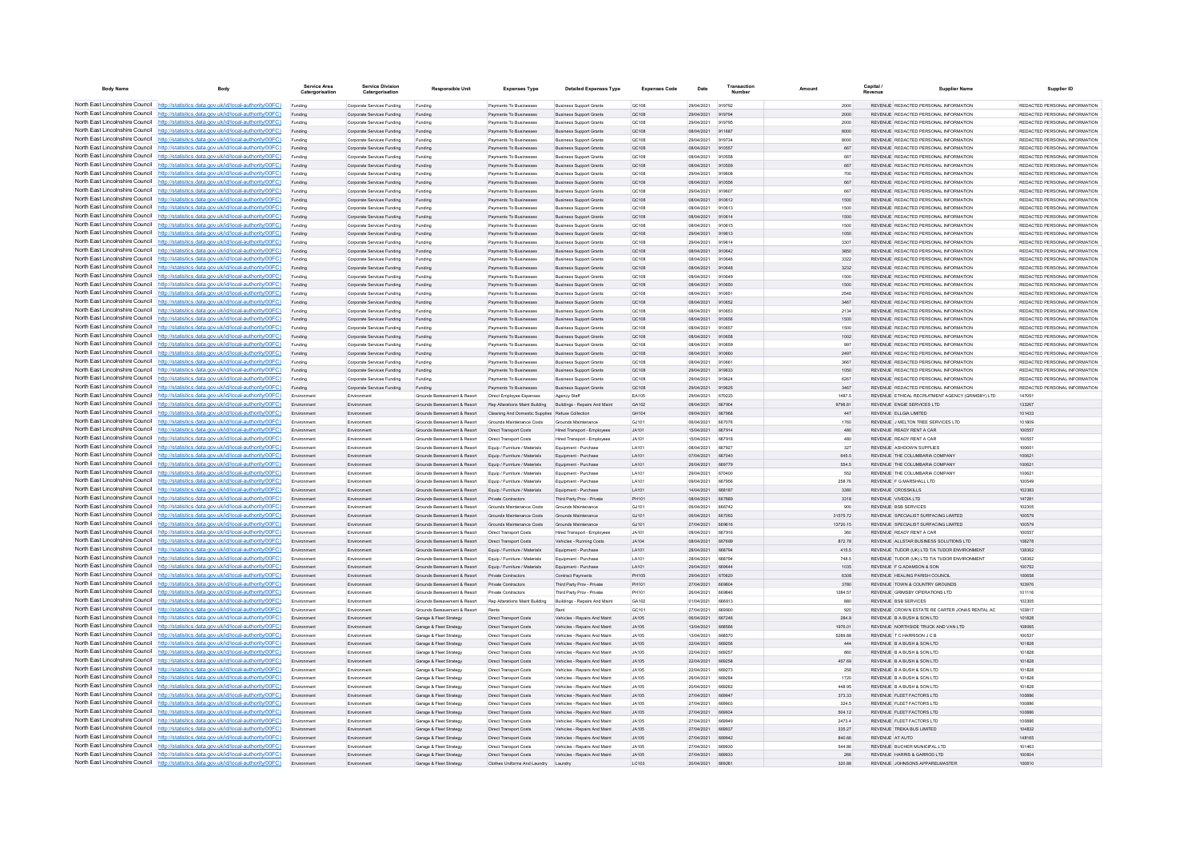| Body Name | Body | Service Area Catergorisation | Service Division Catergorisation | Responsible Unit | Expenses Type | Detailed Expenses Type | Expenses Code | Date | Transaction Number | Amount | Capital / Revenue | Supplier Name | Supplier ID |
|---|---|---|---|---|---|---|---|---|---|---|---|---|---|
| North East Lincolnshire Council | http://statistics.data.gov.uk/id/local-authority/00FC) | Funding | Corporate Services Funding | Funding | Payments To Businesses | Business Support Grants | QC108 | 29/04/2021 | 919792 | 2000 | REVENUE | REDACTED PERSONAL INFORMATION | REDACTED PERSONAL INFORMATION |
| North East Lincolnshire Council | http://statistics.data.gov.uk/id/local-authority/00FC) | Funding | Corporate Services Funding | Funding | Payments To Businesses | Business Support Grants | QC108 | 29/04/2021 | 919794 | 2000 | REVENUE | REDACTED PERSONAL INFORMATION | REDACTED PERSONAL INFORMATION |
| North East Lincolnshire Council | http://statistics.data.gov.uk/id/local-authority/00FC) | Funding | Corporate Services Funding | Funding | Payments To Businesses | Business Support Grants | QC108 | 29/04/2021 | 919795 | 2000 | REVENUE | REDACTED PERSONAL INFORMATION | REDACTED PERSONAL INFORMATION |
| North East Lincolnshire Council | http://statistics.data.gov.uk/id/local-authority/00FC) | Funding | Corporate Services Funding | Funding | Payments To Businesses | Business Support Grants | QC108 | 08/04/2021 | 911687 | 8000 | REVENUE | REDACTED PERSONAL INFORMATION | REDACTED PERSONAL INFORMATION |
| North East Lincolnshire Council | http://statistics.data.gov.uk/id/local-authority/00FC) | Funding | Corporate Services Funding | Funding | Payments To Businesses | Business Support Grants | QC108 | 29/04/2021 | 919734 | 8000 | REVENUE | REDACTED PERSONAL INFORMATION | REDACTED PERSONAL INFORMATION |
| North East Lincolnshire Council | http://statistics.data.gov.uk/id/local-authority/00FC) | Funding | Corporate Services Funding | Funding | Payments To Businesses | Business Support Grants | QC108 | 08/04/2021 | 910557 | 667 | REVENUE | REDACTED PERSONAL INFORMATION | REDACTED PERSONAL INFORMATION |
| North East Lincolnshire Council | http://statistics.data.gov.uk/id/local-authority/00FC) | Funding | Corporate Services Funding | Funding | Payments To Businesses | Business Support Grants | QC108 | 08/04/2021 | 910558 | 667 | REVENUE | REDACTED PERSONAL INFORMATION | REDACTED PERSONAL INFORMATION |
| North East Lincolnshire Council | http://statistics.data.gov.uk/id/local-authority/00FC) | Funding | Corporate Services Funding | Funding | Payments To Businesses | Business Support Grants | QC108 | 08/04/2021 | 910559 | 667 | REVENUE | REDACTED PERSONAL INFORMATION | REDACTED PERSONAL INFORMATION |
| North East Lincolnshire Council | http://statistics.data.gov.uk/id/local-authority/00FC) | Funding | Corporate Services Funding | Funding | Payments To Businesses | Business Support Grants | QC108 | 29/04/2021 | 919608 | 700 | REVENUE | REDACTED PERSONAL INFORMATION | REDACTED PERSONAL INFORMATION |
| North East Lincolnshire Council | http://statistics.data.gov.uk/id/local-authority/00FC) | Funding | Corporate Services Funding | Funding | Payments To Businesses | Business Support Grants | QC108 | 08/04/2021 | 910556 | 667 | REVENUE | REDACTED PERSONAL INFORMATION | REDACTED PERSONAL INFORMATION |
| North East Lincolnshire Council | http://statistics.data.gov.uk/id/local-authority/00FC) | Funding | Corporate Services Funding | Funding | Payments To Businesses | Business Support Grants | QC108 | 29/04/2021 | 919607 | 667 | REVENUE | REDACTED PERSONAL INFORMATION | REDACTED PERSONAL INFORMATION |
| North East Lincolnshire Council | http://statistics.data.gov.uk/id/local-authority/00FC) | Funding | Corporate Services Funding | Funding | Payments To Businesses | Business Support Grants | QC108 | 08/04/2021 | 910612 | 1500 | REVENUE | REDACTED PERSONAL INFORMATION | REDACTED PERSONAL INFORMATION |
| North East Lincolnshire Council | http://statistics.data.gov.uk/id/local-authority/00FC) | Funding | Corporate Services Funding | Funding | Payments To Businesses | Business Support Grants | QC108 | 08/04/2021 | 910613 | 1500 | REVENUE | REDACTED PERSONAL INFORMATION | REDACTED PERSONAL INFORMATION |
| North East Lincolnshire Council | http://statistics.data.gov.uk/id/local-authority/00FC) | Funding | Corporate Services Funding | Funding | Payments To Businesses | Business Support Grants | QC108 | 08/04/2021 | 910614 | 1500 | REVENUE | REDACTED PERSONAL INFORMATION | REDACTED PERSONAL INFORMATION |
| North East Lincolnshire Council | http://statistics.data.gov.uk/id/local-authority/00FC) | Funding | Corporate Services Funding | Funding | Payments To Businesses | Business Support Grants | QC108 | 08/04/2021 | 910615 | 1500 | REVENUE | REDACTED PERSONAL INFORMATION | REDACTED PERSONAL INFORMATION |
| North East Lincolnshire Council | http://statistics.data.gov.uk/id/local-authority/00FC) | Funding | Corporate Services Funding | Funding | Payments To Businesses | Business Support Grants | QC108 | 29/04/2021 | 919613 | 1050 | REVENUE | REDACTED PERSONAL INFORMATION | REDACTED PERSONAL INFORMATION |
| North East Lincolnshire Council | http://statistics.data.gov.uk/id/local-authority/00FC) | Funding | Corporate Services Funding | Funding | Payments To Businesses | Business Support Grants | QC108 | 29/04/2021 | 919614 | 3307 | REVENUE | REDACTED PERSONAL INFORMATION | REDACTED PERSONAL INFORMATION |
| North East Lincolnshire Council | http://statistics.data.gov.uk/id/local-authority/00FC) | Funding | Corporate Services Funding | Funding | Payments To Businesses | Business Support Grants | QC108 | 08/04/2021 | 910642 | 3850 | REVENUE | REDACTED PERSONAL INFORMATION | REDACTED PERSONAL INFORMATION |
| North East Lincolnshire Council | http://statistics.data.gov.uk/id/local-authority/00FC) | Funding | Corporate Services Funding | Funding | Payments To Businesses | Business Support Grants | QC108 | 08/04/2021 | 910646 | 3322 | REVENUE | REDACTED PERSONAL INFORMATION | REDACTED PERSONAL INFORMATION |
| North East Lincolnshire Council | http://statistics.data.gov.uk/id/local-authority/00FC) | Funding | Corporate Services Funding | Funding | Payments To Businesses | Business Support Grants | QC108 | 08/04/2021 | 910648 | 3232 | REVENUE | REDACTED PERSONAL INFORMATION | REDACTED PERSONAL INFORMATION |
| North East Lincolnshire Council | http://statistics.data.gov.uk/id/local-authority/00FC) | Funding | Corporate Services Funding | Funding | Payments To Businesses | Business Support Grants | QC108 | 08/04/2021 | 910649 | 1500 | REVENUE | REDACTED PERSONAL INFORMATION | REDACTED PERSONAL INFORMATION |
| North East Lincolnshire Council | http://statistics.data.gov.uk/id/local-authority/00FC) | Funding | Corporate Services Funding | Funding | Payments To Businesses | Business Support Grants | QC108 | 08/04/2021 | 910650 | 1500 | REVENUE | REDACTED PERSONAL INFORMATION | REDACTED PERSONAL INFORMATION |
| North East Lincolnshire Council | http://statistics.data.gov.uk/id/local-authority/00FC) | Funding | Corporate Services Funding | Funding | Payments To Businesses | Business Support Grants | QC108 | 08/04/2021 | 910651 | 2548 | REVENUE | REDACTED PERSONAL INFORMATION | REDACTED PERSONAL INFORMATION |
| North East Lincolnshire Council | http://statistics.data.gov.uk/id/local-authority/00FC) | Funding | Corporate Services Funding | Funding | Payments To Businesses | Business Support Grants | QC108 | 08/04/2021 | 910652 | 3467 | REVENUE | REDACTED PERSONAL INFORMATION | REDACTED PERSONAL INFORMATION |
| North East Lincolnshire Council | http://statistics.data.gov.uk/id/local-authority/00FC) | Funding | Corporate Services Funding | Funding | Payments To Businesses | Business Support Grants | QC108 | 08/04/2021 | 910653 | 2134 | REVENUE | REDACTED PERSONAL INFORMATION | REDACTED PERSONAL INFORMATION |
| North East Lincolnshire Council | http://statistics.data.gov.uk/id/local-authority/00FC) | Funding | Corporate Services Funding | Funding | Payments To Businesses | Business Support Grants | QC108 | 08/04/2021 | 910656 | 1500 | REVENUE | REDACTED PERSONAL INFORMATION | REDACTED PERSONAL INFORMATION |
| North East Lincolnshire Council | http://statistics.data.gov.uk/id/local-authority/00FC) | Funding | Corporate Services Funding | Funding | Payments To Businesses | Business Support Grants | QC108 | 08/04/2021 | 910657 | 1500 | REVENUE | REDACTED PERSONAL INFORMATION | REDACTED PERSONAL INFORMATION |
| North East Lincolnshire Council | http://statistics.data.gov.uk/id/local-authority/00FC) | Funding | Corporate Services Funding | Funding | Payments To Businesses | Business Support Grants | QC108 | 08/04/2021 | 910658 | 1002 | REVENUE | REDACTED PERSONAL INFORMATION | REDACTED PERSONAL INFORMATION |
| North East Lincolnshire Council | http://statistics.data.gov.uk/id/local-authority/00FC) | Funding | Corporate Services Funding | Funding | Payments To Businesses | Business Support Grants | QC108 | 08/04/2021 | 910659 | 997 | REVENUE | REDACTED PERSONAL INFORMATION | REDACTED PERSONAL INFORMATION |
| North East Lincolnshire Council | http://statistics.data.gov.uk/id/local-authority/00FC) | Funding | Corporate Services Funding | Funding | Payments To Businesses | Business Support Grants | QC108 | 08/04/2021 | 910660 | 2497 | REVENUE | REDACTED PERSONAL INFORMATION | REDACTED PERSONAL INFORMATION |
| North East Lincolnshire Council | http://statistics.data.gov.uk/id/local-authority/00FC) | Funding | Corporate Services Funding | Funding | Payments To Businesses | Business Support Grants | QC108 | 08/04/2021 | 910661 | 3667 | REVENUE | REDACTED PERSONAL INFORMATION | REDACTED PERSONAL INFORMATION |
| North East Lincolnshire Council | http://statistics.data.gov.uk/id/local-authority/00FC) | Funding | Corporate Services Funding | Funding | Payments To Businesses | Business Support Grants | QC108 | 29/04/2021 | 919633 | 1050 | REVENUE | REDACTED PERSONAL INFORMATION | REDACTED PERSONAL INFORMATION |
| North East Lincolnshire Council | http://statistics.data.gov.uk/id/local-authority/00FC) | Funding | Corporate Services Funding | Funding | Payments To Businesses | Business Support Grants | QC108 | 29/04/2021 | 919624 | 6267 | REVENUE | REDACTED PERSONAL INFORMATION | REDACTED PERSONAL INFORMATION |
| North East Lincolnshire Council | http://statistics.data.gov.uk/id/local-authority/00FC) | Funding | Corporate Services Funding | Funding | Payments To Businesses | Business Support Grants | QC108 | 29/04/2021 | 919625 | 3467 | REVENUE | REDACTED PERSONAL INFORMATION | REDACTED PERSONAL INFORMATION |
| North East Lincolnshire Council | http://statistics.data.gov.uk/id/local-authority/00FC) | Environment | Environment | Grounds Bereavement & Resort | Direct Employee Expenses | Agency Staff | EA105 | 29/04/2021 | 670223 | 1487.5 | REVENUE | ETHICAL RECRUITMENT AGENCY (GRIMSBY) LTD | 147051 |
| North East Lincolnshire Council | http://statistics.data.gov.uk/id/local-authority/00FC) | Environment | Environment | Grounds Bereavement & Resort | Rep Alterations Maint Building | Buildings - Repairs And Maint | GA102 | 08/04/2021 | 667904 | 9798.81 | REVENUE | ENGIE SERVICES LTD | 133267 |
| North East Lincolnshire Council | http://statistics.data.gov.uk/id/local-authority/00FC) | Environment | Environment | Grounds Bereavement & Resort | Cleaning And Domestic Supplies | Refuse Collection | GH104 | 09/04/2021 | 667968 | 447 | REVENUE | ELLGIA LIMITED | 101433 |
| North East Lincolnshire Council | http://statistics.data.gov.uk/id/local-authority/00FC) | Environment | Environment | Grounds Bereavement & Resort | Grounds Maintenance Costs | Grounds Maintenance | GJ101 | 06/04/2021 | 667076 | 1760 | REVENUE | J MELTON TREE SERVICES LTD | 101809 |
| North East Lincolnshire Council | http://statistics.data.gov.uk/id/local-authority/00FC) | Environment | Environment | Grounds Bereavement & Resort | Direct Transport Costs | Hired Transport - Employees | JA101 | 15/04/2021 | 667914 | 480 | REVENUE | READY RENT A CAR | 100557 |
| North East Lincolnshire Council | http://statistics.data.gov.uk/id/local-authority/00FC) | Environment | Environment | Grounds Bereavement & Resort | Direct Transport Costs | Hired Transport - Employees | JA101 | 15/04/2021 | 667918 | 480 | REVENUE | READY RENT A CAR | 100557 |
| North East Lincolnshire Council | http://statistics.data.gov.uk/id/local-authority/00FC) | Environment | Environment | Grounds Bereavement & Resort | Equip / Furniture / Materials | Equipment - Purchase | LA101 | 08/04/2021 | 667927 | 327 | REVENUE | ASHDOWN SUPPLIES | 100651 |
| North East Lincolnshire Council | http://statistics.data.gov.uk/id/local-authority/00FC) | Environment | Environment | Grounds Bereavement & Resort | Equip / Furniture / Materials | Equipment - Purchase | LA101 | 07/04/2021 | 667040 | 645.5 | REVENUE | THE COLUMBARIA COMPANY | 100621 |
| North East Lincolnshire Council | http://statistics.data.gov.uk/id/local-authority/00FC) | Environment | Environment | Grounds Bereavement & Resort | Equip / Furniture / Materials | Equipment - Purchase | LA101 | 26/04/2021 | 669779 | 554.5 | REVENUE | THE COLUMBARIA COMPANY | 100621 |
| North East Lincolnshire Council | http://statistics.data.gov.uk/id/local-authority/00FC) | Environment | Environment | Grounds Bereavement & Resort | Equip / Furniture / Materials | Equipment - Purchase | LA101 | 29/04/2021 | 670400 | 552 | REVENUE | THE COLUMBARIA COMPANY | 100621 |
| North East Lincolnshire Council | http://statistics.data.gov.uk/id/local-authority/00FC) | Environment | Environment | Grounds Bereavement & Resort | Equip / Furniture / Materials | Equipment - Purchase | LA101 | 09/04/2021 | 667956 | 258.76 | REVENUE | F G MARSHALL LTD | 100549 |
| North East Lincolnshire Council | http://statistics.data.gov.uk/id/local-authority/00FC) | Environment | Environment | Grounds Bereavement & Resort | Equip / Furniture / Materials | Equipment - Purchase | LA101 | 14/04/2021 | 668187 | 3380 | REVENUE | CROSSKILLS | 102383 |
| North East Lincolnshire Council | http://statistics.data.gov.uk/id/local-authority/00FC) | Environment | Environment | Grounds Bereavement & Resort | Private Contractors | Third Party Prov - Private | PH101 | 08/04/2021 | 667889 | 3318 | REVENUE | VIVEDIA LTD | 147281 |
| North East Lincolnshire Council | http://statistics.data.gov.uk/id/local-authority/00FC) | Environment | Environment | Grounds Bereavement & Resort | Grounds Maintenance Costs | Grounds Maintenance | GJ101 | 06/04/2021 | 666742 | 900 | REVENUE | BSB SERVICES | 102305 |
| North East Lincolnshire Council | http://statistics.data.gov.uk/id/local-authority/00FC) | Environment | Environment | Grounds Bereavement & Resort | Grounds Maintenance Costs | Grounds Maintenance | GJ101 | 06/04/2021 | 667093 | 31575.72 | REVENUE | SPECIALIST SURFACING LIMITED | 100579 |
| North East Lincolnshire Council | http://statistics.data.gov.uk/id/local-authority/00FC) | Environment | Environment | Grounds Bereavement & Resort | Grounds Maintenance Costs | Grounds Maintenance | GJ101 | 27/04/2021 | 669818 | 13720.15 | REVENUE | SPECIALIST SURFACING LIMITED | 100579 |
| North East Lincolnshire Council | http://statistics.data.gov.uk/id/local-authority/00FC) | Environment | Environment | Grounds Bereavement & Resort | Direct Transport Costs | Hired Transport - Employees | JA101 | 08/04/2021 | 667916 | 360 | REVENUE | READY RENT A CAR | 100557 |
| North East Lincolnshire Council | http://statistics.data.gov.uk/id/local-authority/00FC) | Environment | Environment | Grounds Bereavement & Resort | Direct Transport Costs | Vehicles - Running Costs | JA104 | 08/04/2021 | 667689 | 872.78 | REVENUE | ALLSTAR BUSINESS SOLUTIONS LTD | 108278 |
| North East Lincolnshire Council | http://statistics.data.gov.uk/id/local-authority/00FC) | Environment | Environment | Grounds Bereavement & Resort | Equip / Furniture / Materials | Equipment - Purchase | LA101 | 28/04/2021 | 668794 | 415.5 | REVENUE | TUDOR (UK) LTD T/A TUDOR ENVIRONMENT | 138362 |
| North East Lincolnshire Council | http://statistics.data.gov.uk/id/local-authority/00FC) | Environment | Environment | Grounds Bereavement & Resort | Equip / Furniture / Materials | Equipment - Purchase | LA101 | 28/04/2021 | 668794 | 748.5 | REVENUE | TUDOR (UK) LTD T/A TUDOR ENVIRONMENT | 138362 |
| North East Lincolnshire Council | http://statistics.data.gov.uk/id/local-authority/00FC) | Environment | Environment | Grounds Bereavement & Resort | Equip / Furniture / Materials | Equipment - Purchase | LA101 | 29/04/2021 | 669644 | 1035 | REVENUE | F G ADAMSON & SON | 100752 |
| North East Lincolnshire Council | http://statistics.data.gov.uk/id/local-authority/00FC) | Environment | Environment | Grounds Bereavement & Resort | Private Contractors | Contract Payments | PH105 | 29/04/2021 | 670820 | 8308 | REVENUE | HEALING PARISH COUNCIL | 100658 |
| North East Lincolnshire Council | http://statistics.data.gov.uk/id/local-authority/00FC) | Environment | Environment | Grounds Bereavement & Resort | Private Contractors | Third Party Prov - Private | PH101 | 27/04/2021 | 669804 | 3780 | REVENUE | TOWN & COUNTRY GROUNDS | 103976 |
| North East Lincolnshire Council | http://statistics.data.gov.uk/id/local-authority/00FC) | Environment | Environment | Grounds Bereavement & Resort | Private Contractors | Third Party Prov - Private | PH101 | 26/04/2021 | 669846 | 1284.57 | REVENUE | GRIMSBY OPERATIONS LTD | 101116 |
| North East Lincolnshire Council | http://statistics.data.gov.uk/id/local-authority/00FC) | Environment | Environment | Grounds Bereavement & Resort | Rep Alterations Maint Building | Buildings - Repairs And Maint | GA102 | 01/04/2021 | 666813 | 880 | REVENUE | BSB SERVICES | 102305 |
| North East Lincolnshire Council | http://statistics.data.gov.uk/id/local-authority/00FC) | Environment | Environment | Grounds Bereavement & Resort | Rents | Rent | GC101 | 27/04/2021 | 669900 | 920 | REVENUE | CROWN ESTATE RE CARTER JONAS RENTAL AC | 103817 |
| North East Lincolnshire Council | http://statistics.data.gov.uk/id/local-authority/00FC) | Environment | Environment | Garage & Fleet Strategy | Direct Transport Costs | Vehicles - Repairs And Maint | JA105 | 06/04/2021 | 667246 | 284.9 | REVENUE | B A BUSH & SON LTD | 101828 |
| North East Lincolnshire Council | http://statistics.data.gov.uk/id/local-authority/00FC) | Environment | Environment | Garage & Fleet Strategy | Direct Transport Costs | Vehicles - Repairs And Maint | JA105 | 13/04/2021 | 668566 | 1976.01 | REVENUE | NORTHSIDE TRUCK AND VAN LTD | 108065 |
| North East Lincolnshire Council | http://statistics.data.gov.uk/id/local-authority/00FC) | Environment | Environment | Garage & Fleet Strategy | Direct Transport Costs | Vehicles - Repairs And Maint | JA105 | 13/04/2021 | 668570 | 5289.88 | REVENUE | T C HARRISON J C B | 100537 |
| North East Lincolnshire Council | http://statistics.data.gov.uk/id/local-authority/00FC) | Environment | Environment | Garage & Fleet Strategy | Direct Transport Costs | Vehicles - Repairs And Maint | JA105 | 22/04/2021 | 669256 | 444 | REVENUE | B A BUSH & SON LTD | 101828 |
| North East Lincolnshire Council | http://statistics.data.gov.uk/id/local-authority/00FC) | Environment | Environment | Garage & Fleet Strategy | Direct Transport Costs | Vehicles - Repairs And Maint | JA105 | 22/04/2021 | 669257 | 860 | REVENUE | B A BUSH & SON LTD | 101828 |
| North East Lincolnshire Council | http://statistics.data.gov.uk/id/local-authority/00FC) | Environment | Environment | Garage & Fleet Strategy | Direct Transport Costs | Vehicles - Repairs And Maint | JA105 | 22/04/2021 | 669258 | 457.69 | REVENUE | B A BUSH & SON LTD | 101828 |
| North East Lincolnshire Council | http://statistics.data.gov.uk/id/local-authority/00FC) | Environment | Environment | Garage & Fleet Strategy | Direct Transport Costs | Vehicles - Repairs And Maint | JA105 | 22/04/2021 | 669273 | 258 | REVENUE | B A BUSH & SON LTD | 101828 |
| North East Lincolnshire Council | http://statistics.data.gov.uk/id/local-authority/00FC) | Environment | Environment | Garage & Fleet Strategy | Direct Transport Costs | Vehicles - Repairs And Maint | JA105 | 20/04/2021 | 669284 | 1720 | REVENUE | B A BUSH & SON LTD | 101828 |
| North East Lincolnshire Council | http://statistics.data.gov.uk/id/local-authority/00FC) | Environment | Environment | Garage & Fleet Strategy | Direct Transport Costs | Vehicles - Repairs And Maint | JA105 | 20/04/2021 | 669282 | 448.95 | REVENUE | B A BUSH & SON LTD | 101828 |
| North East Lincolnshire Council | http://statistics.data.gov.uk/id/local-authority/00FC) | Environment | Environment | Garage & Fleet Strategy | Direct Transport Costs | Vehicles - Repairs And Maint | JA105 | 27/04/2021 | 669947 | 373.33 | REVENUE | FLEET FACTORS LTD | 100886 |
| North East Lincolnshire Council | http://statistics.data.gov.uk/id/local-authority/00FC) | Environment | Environment | Garage & Fleet Strategy | Direct Transport Costs | Vehicles - Repairs And Maint | JA105 | 27/04/2021 | 669903 | 324.5 | REVENUE | FLEET FACTORS LTD | 100886 |
| North East Lincolnshire Council | http://statistics.data.gov.uk/id/local-authority/00FC) | Environment | Environment | Garage & Fleet Strategy | Direct Transport Costs | Vehicles - Repairs And Maint | JA105 | 27/04/2021 | 669934 | 504.12 | REVENUE | FLEET FACTORS LTD | 100886 |
| North East Lincolnshire Council | http://statistics.data.gov.uk/id/local-authority/00FC) | Environment | Environment | Garage & Fleet Strategy | Direct Transport Costs | Vehicles - Repairs And Maint | JA105 | 27/04/2021 | 669949 | 2473.4 | REVENUE | FLEET FACTORS LTD | 100886 |
| North East Lincolnshire Council | http://statistics.data.gov.uk/id/local-authority/00FC) | Environment | Environment | Garage & Fleet Strategy | Direct Transport Costs | Vehicles - Repairs And Maint | JA105 | 27/04/2021 | 669937 | 335.27 | REVENUE | TREKA BUS LIMITED | 104832 |
| North East Lincolnshire Council | http://statistics.data.gov.uk/id/local-authority/00FC) | Environment | Environment | Garage & Fleet Strategy | Direct Transport Costs | Vehicles - Repairs And Maint | JA105 | 27/04/2021 | 669942 | 840.66 | REVENUE | AT AUTO | 148165 |
| North East Lincolnshire Council | http://statistics.data.gov.uk/id/local-authority/00FC) | Environment | Environment | Garage & Fleet Strategy | Direct Transport Costs | Vehicles - Repairs And Maint | JA105 | 27/04/2021 | 669930 | 544.86 | REVENUE | BUCHER MUNICIPAL LTD | 101463 |
| North East Lincolnshire Council | http://statistics.data.gov.uk/id/local-authority/00FC) | Environment | Environment | Garage & Fleet Strategy | Direct Transport Costs | Vehicles - Repairs And Maint | JA105 | 27/04/2021 | 669933 | 266 | REVENUE | HARRIS & GARROD LTD | 100904 |
| North East Lincolnshire Council | http://statistics.data.gov.uk/id/local-authority/00FC) | Environment | Environment | Garage & Fleet Strategy | Clothes Uniforms And Laundry | Laundry | LC103 | 20/04/2021 | 669261 | 320.88 | REVENUE | JOHNSONS APPARELMASTER | 100810 |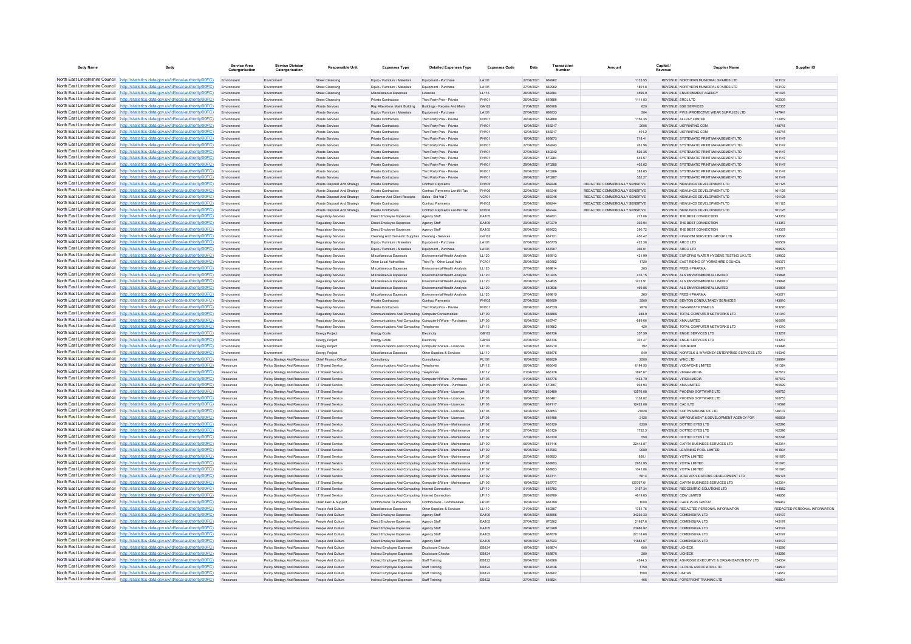| Body Name | Body | Service Area Catergorisation | Service Division Catergorisation | Responsible Unit | Expenses Type | Detailed Expenses Type | Expenses Code | Date | Transaction Number | Amount | Capital / Revenue | Supplier Name | Supplier ID |
|---|---|---|---|---|---|---|---|---|---|---|---|---|---|
| North East Lincolnshire Council | http://statistics.data.gov.uk/id/local-authority/00FC) | Environment | Environment | Street Cleansing | Equip / Furniture / Materials | Equipment - Purchase | LA101 | 27/04/2021 | 669962 | 1135.55 | REVENUE | NORTHERN MUNICIPAL SPARES LTD | 103102 |
| North East Lincolnshire Council | http://statistics.data.gov.uk/id/local-authority/00FC) | Environment | Environment | Street Cleansing | Equip / Furniture / Materials | Equipment - Purchase | LA101 | 27/04/2021 | 669962 | 1801.6 | REVENUE | NORTHERN MUNICIPAL SPARES LTD | 103102 |
| North East Lincolnshire Council | http://statistics.data.gov.uk/id/local-authority/00FC) | Environment | Environment | Street Cleansing | Miscellaneous Expenses | Licences | LL116 | 26/04/2021 | 669884 | 4599.9 | REVENUE | ENVIRONMENT AGENCY | 101076 |
| North East Lincolnshire Council | http://statistics.data.gov.uk/id/local-authority/00FC) | Environment | Environment | Street Cleansing | Private Contractors | Third Party Prov - Private | PH101 | 26/04/2021 | 669886 | 1111.83 | REVENUE | SRCL LTD | 102009 |
| North East Lincolnshire Council | http://statistics.data.gov.uk/id/local-authority/00FC) | Environment | Environment | Waste Services | Rep Alterations Maint Building | Buildings - Repairs And Maint | GA102 | 01/04/2021 | 666908 | 620 | REVENUE | BSB SERVICES | 102305 |
| North East Lincolnshire Council | http://statistics.data.gov.uk/id/local-authority/00FC) | Environment | Environment | Waste Services | Equip / Furniture / Materials | Equipment - Purchase | LA101 | 27/04/2021 | 668833 | 504 | REVENUE | PWS (PROTECTIVE WEAR SUPPLIES) LTD | 147941 |
| North East Lincolnshire Council | http://statistics.data.gov.uk/id/local-authority/00FC) | Environment | Environment | Waste Services | Private Contractors | Third Party Prov - Private | PH101 | 26/04/2021 | 669880 | 1156.35 | REVENUE | ALLPAY LIMITED | 112919 |
| North East Lincolnshire Council | http://statistics.data.gov.uk/id/local-authority/00FC) | Environment | Environment | Waste Services | Private Contractors | Third Party Prov - Private | PH101 | 12/04/2021 | 668217 | 2006 | REVENUE | UKPRINTING.COM | 148715 |
| North East Lincolnshire Council | http://statistics.data.gov.uk/id/local-authority/00FC) | Environment | Environment | Waste Services | Private Contractors | Third Party Prov - Private | PH101 | 12/04/2021 | 668217 | 401.2 | REVENUE | UKPRINTING.COM | 148715 |
| North East Lincolnshire Council | http://statistics.data.gov.uk/id/local-authority/00FC) | Environment | Environment | Waste Services | Private Contractors | Third Party Prov - Private | PH101 | 16/04/2021 | 668673 | 718.41 | REVENUE | SYSTEMATIC PRINT MANAGEMENT LTD | 101147 |
| North East Lincolnshire Council | http://statistics.data.gov.uk/id/local-authority/00FC) | Environment | Environment | Waste Services | Private Contractors | Third Party Prov - Private | PH101 | 27/04/2021 | 669243 | 261.96 | REVENUE | SYSTEMATIC PRINT MANAGEMENT LTD | 101147 |
| North East Lincolnshire Council | http://statistics.data.gov.uk/id/local-authority/00FC) | Environment | Environment | Waste Services | Private Contractors | Third Party Prov - Private | PH101 | 27/04/2021 | 669242 | 526.35 | REVENUE | SYSTEMATIC PRINT MANAGEMENT LTD | 101147 |
| North East Lincolnshire Council | http://statistics.data.gov.uk/id/local-authority/00FC) | Environment | Environment | Waste Services | Private Contractors | Third Party Prov - Private | PH101 | 29/04/2021 | 670284 | 645.57 | REVENUE | SYSTEMATIC PRINT MANAGEMENT LTD | 101147 |
| North East Lincolnshire Council | http://statistics.data.gov.uk/id/local-authority/00FC) | Environment | Environment | Waste Services | Private Contractors | Third Party Prov - Private | PH101 | 29/04/2021 | 670285 | 402.62 | REVENUE | SYSTEMATIC PRINT MANAGEMENT LTD | 101147 |
| North East Lincolnshire Council | http://statistics.data.gov.uk/id/local-authority/00FC) | Environment | Environment | Waste Services | Private Contractors | Third Party Prov - Private | PH101 | 29/04/2021 | 670286 | 388.85 | REVENUE | SYSTEMATIC PRINT MANAGEMENT LTD | 101147 |
| North East Lincolnshire Council | http://statistics.data.gov.uk/id/local-authority/00FC) | Environment | Environment | Waste Services | Private Contractors | Third Party Prov - Private | PH101 | 29/04/2021 | 670287 | 552.27 | REVENUE | SYSTEMATIC PRINT MANAGEMENT LTD | 101147 |
| North East Lincolnshire Council | http://statistics.data.gov.uk/id/local-authority/00FC) | Environment | Environment | Waste Disposal And Strategy | Private Contractors | Contract Payments | PH105 | 22/04/2021 | 669246 | REDACTED COMMERCIALLY SENSITIVE | REVENUE | NEWLINCS DEVELOPMENT LTD | 101125 |
| North East Lincolnshire Council | http://statistics.data.gov.uk/id/local-authority/00FC) | Environment | Environment | Waste Disposal And Strategy | Private Contractors | Contract Payments Landfill Tax | PH106 | 22/04/2021 | 669246 | REDACTED COMMERCIALLY SENSITIVE | REVENUE | NEWLINCS DEVELOPMENT LTD | 101125 |
| North East Lincolnshire Council | http://statistics.data.gov.uk/id/local-authority/00FC) | Environment | Environment | Waste Disposal And Strategy | Customer And Client Receipts | Sales - Std Vat 7 | VC101 | 22/04/2021 | 669246 | REDACTED COMMERCIALLY SENSITIVE | REVENUE | NEWLINCS DEVELOPMENT LTD | 101125 |
| North East Lincolnshire Council | http://statistics.data.gov.uk/id/local-authority/00FC) | Environment | Environment | Waste Disposal And Strategy | Private Contractors | Contract Payments | PH105 | 22/04/2021 | 669244 | REDACTED COMMERCIALLY SENSITIVE | REVENUE | NEWLINCS DEVELOPMENT LTD | 101125 |
| North East Lincolnshire Council | http://statistics.data.gov.uk/id/local-authority/00FC) | Environment | Environment | Waste Disposal And Strategy | Private Contractors | Contract Payments Landfill Tax | PH106 | 22/04/2021 | 669244 | REDACTED COMMERCIALLY SENSITIVE | REVENUE | NEWLINCS DEVELOPMENT LTD | 101125 |
| North East Lincolnshire Council | http://statistics.data.gov.uk/id/local-authority/00FC) | Environment | Environment | Regulatory Services | Direct Employee Expenses | Agency Staff | EA105 | 26/04/2021 | 669821 | 273.06 | REVENUE | THE BEST CONNECTION | 143357 |
| North East Lincolnshire Council | http://statistics.data.gov.uk/id/local-authority/00FC) | Environment | Environment | Regulatory Services | Direct Employee Expenses | Agency Staff | EA105 | 29/04/2021 | 670279 | 392.94 | REVENUE | THE BEST CONNECTION | 143357 |
| North East Lincolnshire Council | http://statistics.data.gov.uk/id/local-authority/00FC) | Environment | Environment | Regulatory Services | Direct Employee Expenses | Agency Staff | EA105 | 26/04/2021 | 669823 | 390.72 | REVENUE | THE BEST CONNECTION | 143357 |
| North East Lincolnshire Council | http://statistics.data.gov.uk/id/local-authority/00FC) | Environment | Environment | Regulatory Services | Cleaning And Domestic Supplies | Cleaning - Services | GH102 | 06/04/2021 | 667121 | 450.42 | REVENUE | KINGDOM SERVICES GROUP LTD | 138536 |
| North East Lincolnshire Council | http://statistics.data.gov.uk/id/local-authority/00FC) | Environment | Environment | Regulatory Services | Equip / Furniture / Materials | Equipment - Purchase | LA101 | 07/04/2021 | 666775 | 422.38 | REVENUE | ARCO LTD | 100509 |
| North East Lincolnshire Council | http://statistics.data.gov.uk/id/local-authority/00FC) | Environment | Environment | Regulatory Services | Equip / Furniture / Materials | Equipment - Purchase | LA101 | 16/04/2021 | 667907 | 388.01 | REVENUE | ARCO LTD | 100509 |
| North East Lincolnshire Council | http://statistics.data.gov.uk/id/local-authority/00FC) | Environment | Environment | Regulatory Services | Miscellaneous Expenses | Environmental/Health Analysis | LL120 | 06/04/2021 | 666913 | 421.99 | REVENUE | EUROFINS WATER HYGIENE TESTING UK LTD | 139602 |
| North East Lincolnshire Council | http://statistics.data.gov.uk/id/local-authority/00FC) | Environment | Environment | Regulatory Services | Other Local Authorities | Third Pp - Other Local Auth | PC101 | 26/04/2021 | 669882 | 1720 | REVENUE | EAST RIDING OF YORKSHIRE COUNCIL | 100377 |
| North East Lincolnshire Council | http://statistics.data.gov.uk/id/local-authority/00FC) | Environment | Environment | Regulatory Services | Miscellaneous Expenses | Environmental/Health Analysis | LL120 | 27/04/2021 | 669814 | 265 | REVENUE | FRESH PHARMA | 143071 |
| North East Lincolnshire Council | http://statistics.data.gov.uk/id/local-authority/00FC) | Environment | Environment | Regulatory Services | Miscellaneous Expenses | Environmental/Health Analysis | LL120 | 27/04/2021 | 670225 | 476.15 | REVENUE | ALS ENVIRONMENTAL LIMITED | 139898 |
| North East Lincolnshire Council | http://statistics.data.gov.uk/id/local-authority/00FC) | Environment | Environment | Regulatory Services | Miscellaneous Expenses | Environmental/Health Analysis | LL120 | 26/04/2021 | 669835 | 1473.91 | REVENUE | ALS ENVIRONMENTAL LIMITED | 139898 |
| North East Lincolnshire Council | http://statistics.data.gov.uk/id/local-authority/00FC) | Environment | Environment | Regulatory Services | Miscellaneous Expenses | Environmental/Health Analysis | LL120 | 26/04/2021 | 669836 | 469.85 | REVENUE | ALS ENVIRONMENTAL LIMITED | 139898 |
| North East Lincolnshire Council | http://statistics.data.gov.uk/id/local-authority/00FC) | Environment | Environment | Regulatory Services | Miscellaneous Expenses | Environmental/Health Analysis | LL120 | 27/04/2021 | 669815 | 265 | REVENUE | FRESH PHARMA | 143071 |
| North East Lincolnshire Council | http://statistics.data.gov.uk/id/local-authority/00FC) | Environment | Environment | Regulatory Services | Private Contractors | Contract Payments | PH105 | 27/04/2021 | 669959 | 3500 | REVENUE | BENTON CONSULTANCY SERVICES | 143810 |
| North East Lincolnshire Council | http://statistics.data.gov.uk/id/local-authority/00FC) | Environment | Environment | Regulatory Services | Private Contractors | Third Party Prov - Private | PH101 | 08/04/2021 | 667529 | 2878 | REVENUE | SANGREAT KENNELS | 103270 |
| North East Lincolnshire Council | http://statistics.data.gov.uk/id/local-authority/00FC) | Environment | Environment | Regulatory Services | Communications And Computing | Computer Consumables | LF109 | 19/04/2021 | 668886 | 288.9 | REVENUE | TOTAL COMPUTER NETWORKS LTD | 141310 |
| North East Lincolnshire Council | http://statistics.data.gov.uk/id/local-authority/00FC) | Environment | Environment | Regulatory Services | Communications And Computing | Computer H/Ware - Purchases | LF105 | 15/04/2021 | 668747 | -889.66 | REVENUE | XMA LIMITED | 100699 |
| North East Lincolnshire Council | http://statistics.data.gov.uk/id/local-authority/00FC) | Environment | Environment | Regulatory Services | Communications And Computing | Telephones | LF112 | 26/04/2021 | 669862 | 420 | REVENUE | TOTAL COMPUTER NETWORKS LTD | 141310 |
| North East Lincolnshire Council | http://statistics.data.gov.uk/id/local-authority/00FC) | Environment | Environment | Energy Project | Energy Costs | Electricity | GB102 | 20/04/2021 | 668736 | 357.59 | REVENUE | ENGIE SERVICES LTD | 133267 |
| North East Lincolnshire Council | http://statistics.data.gov.uk/id/local-authority/00FC) | Environment | Environment | Energy Project | Energy Costs | Electricity | GB102 | 20/04/2021 | 668736 | 301.47 | REVENUE | ENGIE SERVICES LTD | 133267 |
| North East Lincolnshire Council | http://statistics.data.gov.uk/id/local-authority/00FC) | Environment | Environment | Energy Project | Communications And Computing | Computer S/Ware - Licences | LF103 | 12/04/2021 | 668210 | 792 | REVENUE | OPENCRM | 139996 |
| North East Lincolnshire Council | http://statistics.data.gov.uk/id/local-authority/00FC) | Environment | Environment | Energy Project | Miscellaneous Expenses | Other Supplies & Services | LL110 | 15/04/2021 | 668675 | 540 | REVENUE | NORFOLK & WAVENEY ENTERPRISE SERVICES LTD | 145349 |
| North East Lincolnshire Council | http://statistics.data.gov.uk/id/local-authority/00FC) | Resources | Policy Strategy And Resources | Chief Finance Officer | Consultancy | Consultancy | PL101 | 16/04/2021 | 668829 | 2500 | REVENUE | WNC LTD | 138884 |
| North East Lincolnshire Council | http://statistics.data.gov.uk/id/local-authority/00FC) | Resources | Policy Strategy And Resources | I.T Shared Service | Communications And Computing | Telephones | LF112 | 06/04/2021 | 666645 | 6194.55 | REVENUE | VODAFONE LIMITED | 101324 |
| North East Lincolnshire Council | http://statistics.data.gov.uk/id/local-authority/00FC) | Resources | Policy Strategy And Resources | I.T Shared Service | Communications And Computing | Telephones | LF112 | 01/04/2021 | 666778 | 1697.67 | REVENUE | VIRGIN MEDIA | 107612 |
| North East Lincolnshire Council | http://statistics.data.gov.uk/id/local-authority/00FC) | Resources | Policy Strategy And Resources | I.T Shared Service | Communications And Computing | Computer H/Ware - Purchases | LF105 | 01/04/2021 | 666778 | 1433.79 | REVENUE | VIRGIN MEDIA | 107612 |
| North East Lincolnshire Council | http://statistics.data.gov.uk/id/local-authority/00FC) | Resources | Policy Strategy And Resources | I.T Shared Service | Communications And Computing | Computer H/Ware - Purchases | LF105 | 30/04/2021 | 670657 | 904.93 | REVENUE | XMA LIMITED | 100699 |
| North East Lincolnshire Council | http://statistics.data.gov.uk/id/local-authority/00FC) | Resources | Policy Strategy And Resources | I.T Shared Service | Communications And Computing | Computer S/Ware - Licences | LF103 | 19/04/2021 | 663480 | 13576.08 | REVENUE | PHOENIX SOFTWARE LTD | 100753 |
| North East Lincolnshire Council | http://statistics.data.gov.uk/id/local-authority/00FC) | Resources | Policy Strategy And Resources | I.T Shared Service | Communications And Computing | Computer S/Ware - Licences | LF103 | 19/04/2021 | 663481 | 1138.82 | REVENUE | PHOENIX SOFTWARE LTD | 100753 |
| North East Lincolnshire Council | http://statistics.data.gov.uk/id/local-authority/00FC) | Resources | Policy Strategy And Resources | I.T Shared Service | Communications And Computing | Computer S/Ware - Licences | LF103 | 06/04/2021 | 667117 | 12423.08 | REVENUE | CACI LTD | 110398 |
| North East Lincolnshire Council | http://statistics.data.gov.uk/id/local-authority/00FC) | Resources | Policy Strategy And Resources | I.T Shared Service | Communications And Computing | Computer S/Ware - Licences | LF103 | 19/04/2021 | 668653 | 27828 | REVENUE | SOFTWAREONE UK LTD | 146137 |
| North East Lincolnshire Council | http://statistics.data.gov.uk/id/local-authority/00FC) | Resources | Policy Strategy And Resources | I.T Shared Service | Communications And Computing | Computer S/Ware - Licences | LF103 | 16/04/2021 | 668186 | 2125 | REVENUE | IMPROVEMENT & DEVELOPMENT AGENCY FOR | 106838 |
| North East Lincolnshire Council | http://statistics.data.gov.uk/id/local-authority/00FC) | Resources | Policy Strategy And Resources | I.T Shared Service | Communications And Computing | Computer S/Ware - Maintenance | LF102 | 27/04/2021 | 663120 | 8250 | REVENUE | DOTTED EYES LTD | 102296 |
| North East Lincolnshire Council | http://statistics.data.gov.uk/id/local-authority/00FC) | Resources | Policy Strategy And Resources | I.T Shared Service | Communications And Computing | Computer S/Ware - Maintenance | LF102 | 27/04/2021 | 663120 | 1732.5 | REVENUE | DOTTED EYES LTD | 102296 |
| North East Lincolnshire Council | http://statistics.data.gov.uk/id/local-authority/00FC) | Resources | Policy Strategy And Resources | I.T Shared Service | Communications And Computing | Computer S/Ware - Maintenance | LF102 | 27/04/2021 | 663120 | 550 | REVENUE | DOTTED EYES LTD | 102296 |
| North East Lincolnshire Council | http://statistics.data.gov.uk/id/local-authority/00FC) | Resources | Policy Strategy And Resources | I.T Shared Service | Communications And Computing | Computer S/Ware - Maintenance | LF102 | 06/04/2021 | 667116 | 22413.87 | REVENUE | CAPITA BUSINESS SERVICES LTD | 102314 |
| North East Lincolnshire Council | http://statistics.data.gov.uk/id/local-authority/00FC) | Resources | Policy Strategy And Resources | I.T Shared Service | Communications And Computing | Computer S/Ware - Maintenance | LF102 | 16/04/2021 | 667965 | 9080 | REVENUE | LEARNING POOL LIMITED | 101834 |
| North East Lincolnshire Council | http://statistics.data.gov.uk/id/local-authority/00FC) | Resources | Policy Strategy And Resources | I.T Shared Service | Communications And Computing | Computer S/Ware - Maintenance | LF102 | 20/04/2021 | 668653 | 926.1 | REVENUE | YOTTA LIMITED | 101670 |
| North East Lincolnshire Council | http://statistics.data.gov.uk/id/local-authority/00FC) | Resources | Policy Strategy And Resources | I.T Shared Service | Communications And Computing | Computer S/Ware - Maintenance | LF102 | 20/04/2021 | 668653 | 2951.95 | REVENUE | YOTTA LIMITED | 101670 |
| North East Lincolnshire Council | http://statistics.data.gov.uk/id/local-authority/00FC) | Resources | Policy Strategy And Resources | I.T Shared Service | Communications And Computing | Computer S/Ware - Maintenance | LF102 | 20/04/2021 | 668653 | 1041.86 | REVENUE | YOTTA LIMITED | 101670 |
| North East Lincolnshire Council | http://statistics.data.gov.uk/id/local-authority/00FC) | Resources | Policy Strategy And Resources | I.T Shared Service | Communications And Computing | Computer S/Ware - Maintenance | LF102 | 16/04/2021 | 667311 | 5614 | REVENUE | JCAD APPLICATIONS DEVELOPMENT LTD | 106178 |
| North East Lincolnshire Council | http://statistics.data.gov.uk/id/local-authority/00FC) | Resources | Policy Strategy And Resources | I.T Shared Service | Communications And Computing | Computer S/Ware - Maintenance | LF102 | 19/04/2021 | 668777 | 120767.61 | REVENUE | CAPITA BUSINESS SERVICES LTD | 102314 |
| North East Lincolnshire Council | http://statistics.data.gov.uk/id/local-authority/00FC) | Resources | Policy Strategy And Resources | I.T Shared Service | Communications And Computing | Internet Connection | LF110 | 01/04/2021 | 666783 | 3157.34 | REVENUE | REDCENTRIC SOLUTIONS LTD | 144852 |
| North East Lincolnshire Council | http://statistics.data.gov.uk/id/local-authority/00FC) | Resources | Policy Strategy And Resources | I.T Shared Service | Communications And Computing | Internet Connection | LF110 | 26/04/2021 | 669780 | 4619.65 | REVENUE | CDW LIMITED | 148656 |
| North East Lincolnshire Council | http://statistics.data.gov.uk/id/local-authority/00FC) | Resources | Policy Strategy And Resources | Chief Exec & Support | Contributions To Provisions | Contributions - Communities | LK101 | 16/04/2021 | 668799 | 1000 | REVENUE | CARE PLUS GROUP | 106467 |
| North East Lincolnshire Council | http://statistics.data.gov.uk/id/local-authority/00FC) | Resources | Policy Strategy And Resources | People And Culture | Miscellaneous Expenses | Other Supplies & Services | LL110 | 21/04/2021 | 669057 | 1751.76 | REVENUE | REDACTED PERSONAL INFORMATION | REDACTED PERSONAL INFORMATION |
| North East Lincolnshire Council | http://statistics.data.gov.uk/id/local-authority/00FC) | Resources | Policy Strategy And Resources | People And Culture | Direct Employee Expenses | Agency Staff | EA105 | 15/04/2021 | 668595 | 34230.33 | REVENUE | COMENSURA LTD | 145197 |
| North East Lincolnshire Council | http://statistics.data.gov.uk/id/local-authority/00FC) | Resources | Policy Strategy And Resources | People And Culture | Direct Employee Expenses | Agency Staff | EA105 | 27/04/2021 | 670262 | 21937.8 | REVENUE | COMENSURA LTD | 145197 |
| North East Lincolnshire Council | http://statistics.data.gov.uk/id/local-authority/00FC) | Resources | Policy Strategy And Resources | People And Culture | Direct Employee Expenses | Agency Staff | EA105 | 29/04/2021 | 670289 | 23886.92 | REVENUE | COMENSURA LTD | 145197 |
| North East Lincolnshire Council | http://statistics.data.gov.uk/id/local-authority/00FC) | Resources | Policy Strategy And Resources | People And Culture | Direct Employee Expenses | Agency Staff | EA105 | 08/04/2021 | 667679 | 27118.68 | REVENUE | COMENSURA LTD | 145197 |
| North East Lincolnshire Council | http://statistics.data.gov.uk/id/local-authority/00FC) | Resources | Policy Strategy And Resources | People And Culture | Direct Employee Expenses | Agency Staff | EA105 | 19/04/2021 | 667923 | 11884.67 | REVENUE | COMENSURA LTD | 145197 |
| North East Lincolnshire Council | http://statistics.data.gov.uk/id/local-authority/00FC) | Resources | Policy Strategy And Resources | People And Culture | Indirect Employee Expenses | Disclosure Checks | EB124 | 19/04/2021 | 668874 | 600 | REVENUE | UCHECK | 148286 |
| North East Lincolnshire Council | http://statistics.data.gov.uk/id/local-authority/00FC) | Resources | Policy Strategy And Resources | People And Culture | Indirect Employee Expenses | Disclosure Checks | EB124 | 19/04/2021 | 668876 | 280 | REVENUE | UCHECK | 148286 |
| North East Lincolnshire Council | http://statistics.data.gov.uk/id/local-authority/00FC) | Resources | Policy Strategy And Resources | People And Culture | Indirect Employee Expenses | Staff Training | EB122 | 29/04/2021 | 669068 | 4244.5 | REVENUE | ASHRIDGE EXECUTIVE & ORGANISATION DEV LTD | 124504 |
| North East Lincolnshire Council | http://statistics.data.gov.uk/id/local-authority/00FC) | Resources | Policy Strategy And Resources | People And Culture | Indirect Employee Expenses | Staff Training | EB122 | 16/04/2021 | 667636 | 1750 | REVENUE | CLOSHA ASSOCIATES LTD | 148503 |
| North East Lincolnshire Council | http://statistics.data.gov.uk/id/local-authority/00FC) | Resources | Policy Strategy And Resources | People And Culture | Indirect Employee Expenses | Staff Training | EB122 | 19/04/2021 | 666902 | 1500 | REVENUE | UNITAS | 114657 |
| North East Lincolnshire Council | http://statistics.data.gov.uk/id/local-authority/00FC) | Resources | Policy Strategy And Resources | People And Culture | Indirect Employee Expenses | Staff Training | EB122 | 27/04/2021 | 668824 | 405 | REVENUE | FOREFRONT TRAINING LTD | 105501 |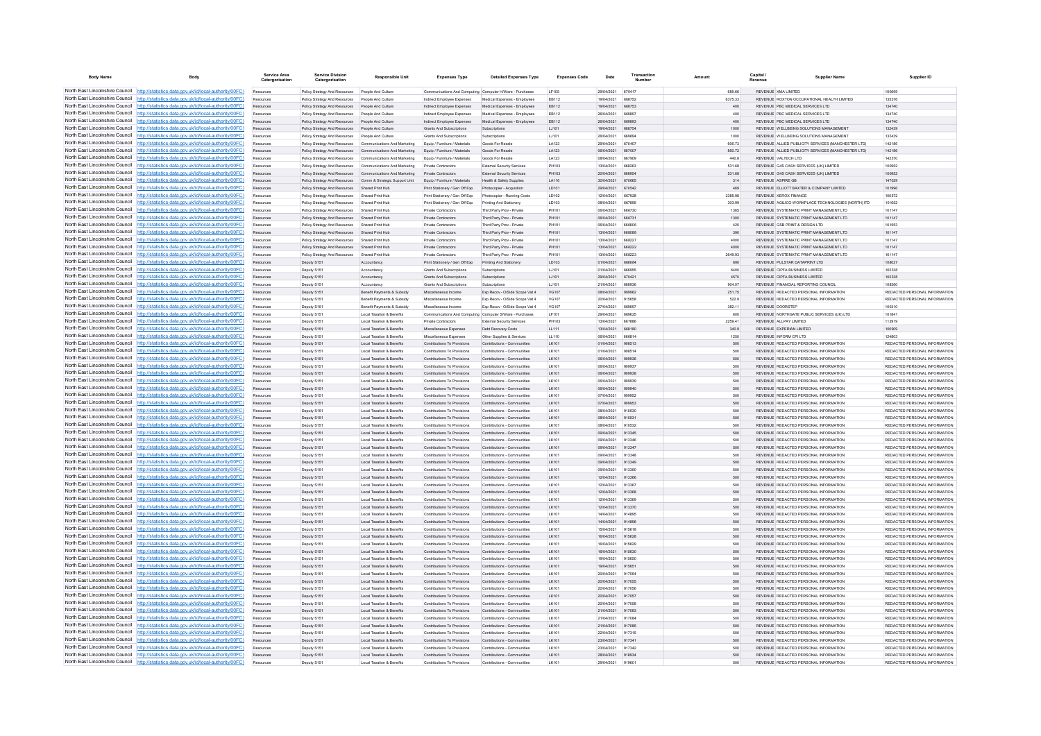| Body Name | Body | Service Area Catergorisation | Service Division Catergorisation | Responsible Unit | Expenses Type | Detailed Expenses Type | Expenses Code | Date | Transaction Number | Amount | Capital / Revenue | Supplier Name | Supplier ID |
|---|---|---|---|---|---|---|---|---|---|---|---|---|---|
| North East Lincolnshire Council | http://statistics.data.gov.uk/id/local-authority/00FC) | Resources | Policy Strategy And Resources | People And Culture | Communications And Computing | Computer H/Ware - Purchases | LF105 | 29/04/2021 | 670417 | 689.66 | REVENUE | XMA LIMITED | 100699 |
| North East Lincolnshire Council | http://statistics.data.gov.uk/id/local-authority/00FC) | Resources | Policy Strategy And Resources | People And Culture | Indirect Employee Expenses | Medical Expenses - Employees | EB112 | 19/04/2021 | 668752 | 6375.33 | REVENUE | ROXTON OCCUPATIONAL HEALTH LIMITED | 135376 |
| North East Lincolnshire Council | http://statistics.data.gov.uk/id/local-authority/00FC) | Resources | Policy Strategy And Resources | People And Culture | Indirect Employee Expenses | Medical Expenses - Employees | EB112 | 19/04/2021 | 668753 | 400 | REVENUE | PBC MEDICAL SERVICES LTD | 134740 |
| North East Lincolnshire Council | http://statistics.data.gov.uk/id/local-authority/00FC) | Resources | Policy Strategy And Resources | People And Culture | Indirect Employee Expenses | Medical Expenses - Employees | EB112 | 26/04/2021 | 669697 | 400 | REVENUE | PBC MEDICAL SERVICES LTD | 134740 |
| North East Lincolnshire Council | http://statistics.data.gov.uk/id/local-authority/00FC) | Resources | Policy Strategy And Resources | People And Culture | Indirect Employee Expenses | Medical Expenses - Employees | EB112 | 26/04/2021 | 669693 | 400 | REVENUE | PBC MEDICAL SERVICES LTD | 134740 |
| North East Lincolnshire Council | http://statistics.data.gov.uk/id/local-authority/00FC) | Resources | Policy Strategy And Resources | People And Culture | Grants And Subscriptions | Subscriptions | LJ101 | 19/04/2021 | 668754 | 1000 | REVENUE | WELLBEING SOLUTIONS MANAGEMENT | 132439 |
| North East Lincolnshire Council | http://statistics.data.gov.uk/id/local-authority/00FC) | Resources | Policy Strategy And Resources | People And Culture | Grants And Subscriptions | Subscriptions | LJ101 | 26/04/2021 | 669694 | 1000 | REVENUE | WELLBEING SOLUTIONS MANAGEMENT | 132439 |
| North East Lincolnshire Council | http://statistics.data.gov.uk/id/local-authority/00FC) | Resources | Policy Strategy And Resources | Communications And Marketing | Equip / Furniture / Materials | Goods For Resale | LA123 | 29/04/2021 | 670407 | 606.73 | REVENUE | ALLIED PUBLICITY SERVICES (MANCHESTER LTD) | 142186 |
| North East Lincolnshire Council | http://statistics.data.gov.uk/id/local-authority/00FC) | Resources | Policy Strategy And Resources | Communications And Marketing | Equip / Furniture / Materials | Goods For Resale | LA123 | 06/04/2021 | 667007 | 850.72 | REVENUE | ALLIED PUBLICITY SERVICES (MANCHESTER LTD) | 142186 |
| North East Lincolnshire Council | http://statistics.data.gov.uk/id/local-authority/00FC) | Resources | Policy Strategy And Resources | Communications And Marketing | Equip / Furniture / Materials | Goods For Resale | LA123 | 08/04/2021 | 667909 | 440.8 | REVENUE | VALTECH LTD | 142370 |
| North East Lincolnshire Council | http://statistics.data.gov.uk/id/local-authority/00FC) | Resources | Policy Strategy And Resources | Communications And Marketing | Private Contractors | External Security Services | PH103 | 13/04/2021 | 668263 | 531.68 | REVENUE | G4S CASH SERVICES (UK) LIMITED | 100952 |
| North East Lincolnshire Council | http://statistics.data.gov.uk/id/local-authority/00FC) | Resources | Policy Strategy And Resources | Communications And Marketing | Private Contractors | External Security Services | PH103 | 20/04/2021 | 668954 | 531.68 | REVENUE | G4S CASH SERVICES (UK) LIMITED | 100952 |
| North East Lincolnshire Council | http://statistics.data.gov.uk/id/local-authority/00FC) | Resources | Policy Strategy And Resources | Comm & Strategic Support Unit | Equip / Furniture / Materials | Health & Safety Supplies | LA116 | 30/04/2021 | 670685 | 314 | REVENUE | ASPIRE GB | 147029 |
| North East Lincolnshire Council | http://statistics.data.gov.uk/id/local-authority/00FC) | Resources | Policy Strategy And Resources | Shared Print Hub | Print Stationery / Gen Off Exp | Photocopier - Acquisition | LD101 | 29/04/2021 | 670542 | 469 | REVENUE | ELLIOTT BAXTER & COMPANY LIMITED | 101996 |
| North East Lincolnshire Council | http://statistics.data.gov.uk/id/local-authority/00FC) | Resources | Policy Strategy And Resources | Shared Print Hub | Print Stationery / Gen Off Exp | Photocopier - Running Costs | LD102 | 12/04/2021 | 667928 | 2385.98 | REVENUE | XEROX FINANCE | 100572 |
| North East Lincolnshire Council | http://statistics.data.gov.uk/id/local-authority/00FC) | Resources | Policy Strategy And Resources | Shared Print Hub | Print Stationery / Gen Off Exp | Printing And Stationery | LD103 | 08/04/2021 | 667895 | 303.99 | REVENUE | AGILICO WORKPLACE TECHNOLOGIES (NORTH) ITD | 101652 |
| North East Lincolnshire Council | http://statistics.data.gov.uk/id/local-authority/00FC) | Resources | Policy Strategy And Resources | Shared Print Hub | Private Contractors | Third Party Prov - Private | PH101 | 06/04/2021 | 666730 | 1365 | REVENUE | SYSTEMATIC PRINT MANAGEMENT LTD | 101147 |
| North East Lincolnshire Council | http://statistics.data.gov.uk/id/local-authority/00FC) | Resources | Policy Strategy And Resources | Shared Print Hub | Private Contractors | Third Party Prov - Private | PH101 | 06/04/2021 | 666731 | 1300 | REVENUE | SYSTEMATIC PRINT MANAGEMENT LTD | 101147 |
| North East Lincolnshire Council | http://statistics.data.gov.uk/id/local-authority/00FC) | Resources | Policy Strategy And Resources | Shared Print Hub | Private Contractors | Third Party Prov - Private | PH101 | 06/04/2021 | 666606 | 425 | REVENUE | GSB PRINT & DESIGN LTD | 101553 |
| North East Lincolnshire Council | http://statistics.data.gov.uk/id/local-authority/00FC) | Resources | Policy Strategy And Resources | Shared Print Hub | Private Contractors | Third Party Prov - Private | PH101 | 13/04/2021 | 668088 | 390 | REVENUE | SYSTEMATIC PRINT MANAGEMENT LTD | 101147 |
| North East Lincolnshire Council | http://statistics.data.gov.uk/id/local-authority/00FC) | Resources | Policy Strategy And Resources | Shared Print Hub | Private Contractors | Third Party Prov - Private | PH101 | 13/04/2021 | 668227 | 4000 | REVENUE | SYSTEMATIC PRINT MANAGEMENT LTD | 101147 |
| North East Lincolnshire Council | http://statistics.data.gov.uk/id/local-authority/00FC) | Resources | Policy Strategy And Resources | Shared Print Hub | Private Contractors | Third Party Prov - Private | PH101 | 13/04/2021 | 668222 | 4000 | REVENUE | SYSTEMATIC PRINT MANAGEMENT LTD | 101147 |
| North East Lincolnshire Council | http://statistics.data.gov.uk/id/local-authority/00FC) | Resources | Policy Strategy And Resources | Shared Print Hub | Private Contractors | Third Party Prov - Private | PH101 | 13/04/2021 | 668223 | 2649.93 | REVENUE | SYSTEMATIC PRINT MANAGEMENT LTD | 101147 |
| North East Lincolnshire Council | http://statistics.data.gov.uk/id/local-authority/00FC) | Resources | Deputy S151 | Accountancy | Print Stationery / Gen Off Exp | Printing And Stationery | LD103 | 01/04/2021 | 666684 | 690 | REVENUE | PULSTAR DATAPRINT LTD | 108027 |
| North East Lincolnshire Council | http://statistics.data.gov.uk/id/local-authority/00FC) | Resources | Deputy S151 | Accountancy | Grants And Subscriptions | Subscriptions | LJ101 | 01/04/2021 | 666685 | 6400 | REVENUE | CIPFA BUSINESS LIMITED | 102338 |
| North East Lincolnshire Council | http://statistics.data.gov.uk/id/local-authority/00FC) | Resources | Deputy S151 | Accountancy | Grants And Subscriptions | Subscriptions | LJ101 | 29/04/2021 | 670421 | 4570 | REVENUE | CIPFA BUSINESS LIMITED | 102338 |
| North East Lincolnshire Council | http://statistics.data.gov.uk/id/local-authority/00FC) | Resources | Deputy S151 | Accountancy | Grants And Subscriptions | Subscriptions | LJ101 | 21/04/2021 | 668936 | 904.07 | REVENUE | FINANCIAL REPORTING COUNCIL | 108360 |
| North East Lincolnshire Council | http://statistics.data.gov.uk/id/local-authority/00FC) | Resources | Deputy S151 | Benefit Payments & Subsidy | Miscellaneous Income | Exp Recov - O/Side Scope Vat 4 | VG107 | 08/04/2021 | 909962 | 251.75 | REVENUE | REDACTED PERSONAL INFORMATION | REDACTED PERSONAL INFORMATION |
| North East Lincolnshire Council | http://statistics.data.gov.uk/id/local-authority/00FC) | Resources | Deputy S151 | Benefit Payments & Subsidy | Miscellaneous Income | Exp Recov - O/Side Scope Vat 4 | VG107 | 20/04/2021 | 915658 | 522.9 | REVENUE | REDACTED PERSONAL INFORMATION | REDACTED PERSONAL INFORMATION |
| North East Lincolnshire Council | http://statistics.data.gov.uk/id/local-authority/00FC) | Resources | Deputy S151 | Benefit Payments & Subsidy | Miscellaneous Income | Exp Recov - O/Side Scope Vat 4 | VG107 | 27/04/2021 | 669697 | 382.11 | REVENUE | DOORSTEP | 100310 |
| North East Lincolnshire Council | http://statistics.data.gov.uk/id/local-authority/00FC) | Resources | Deputy S151 | Local Taxation & Benefits | Communications And Computing | Computer S/Ware - Purchases | LF101 | 29/04/2021 | 669625 | 600 | REVENUE | NORTHGATE PUBLIC SERVICES (UK) LTD | 101841 |
| North East Lincolnshire Council | http://statistics.data.gov.uk/id/local-authority/00FC) | Resources | Deputy S151 | Local Taxation & Benefits | Private Contractors | External Security Services | PH103 | 13/04/2021 | 667886 | 2259.41 | REVENUE | ALLPAY LIMITED | 112919 |
| North East Lincolnshire Council | http://statistics.data.gov.uk/id/local-authority/00FC) | Resources | Deputy S151 | Local Taxation & Benefits | Miscellaneous Expenses | Debt Recovery Costs | LL111 | 13/04/2021 | 668180 | 340.9 | REVENUE | EXPERIAN LIMITED | 100909 |
| North East Lincolnshire Council | http://statistics.data.gov.uk/id/local-authority/00FC) | Resources | Deputy S151 | Local Taxation & Benefits | Miscellaneous Expenses | Other Supplies & Services | LL110 | 06/04/2021 | 666814 | 1250 | REVENUE | INFORM CPI LTD | 124863 |
| North East Lincolnshire Council | http://statistics.data.gov.uk/id/local-authority/00FC) | Resources | Deputy S151 | Local Taxation & Benefits | Contributions To Provisions | Contributions - Communities | LK101 | 01/04/2021 | 908513 | 500 | REVENUE | REDACTED PERSONAL INFORMATION | REDACTED PERSONAL INFORMATION |
| North East Lincolnshire Council | http://statistics.data.gov.uk/id/local-authority/00FC) | Resources | Deputy S151 | Local Taxation & Benefits | Contributions To Provisions | Contributions - Communities | LK101 | 01/04/2021 | 908514 | 500 | REVENUE | REDACTED PERSONAL INFORMATION | REDACTED PERSONAL INFORMATION |
| North East Lincolnshire Council | http://statistics.data.gov.uk/id/local-authority/00FC) | Resources | Deputy S151 | Local Taxation & Benefits | Contributions To Provisions | Contributions - Communities | LK101 | 06/04/2021 | 909936 | 500 | REVENUE | REDACTED PERSONAL INFORMATION | REDACTED PERSONAL INFORMATION |
| North East Lincolnshire Council | http://statistics.data.gov.uk/id/local-authority/00FC) | Resources | Deputy S151 | Local Taxation & Benefits | Contributions To Provisions | Contributions - Communities | LK101 | 06/04/2021 | 909937 | 500 | REVENUE | REDACTED PERSONAL INFORMATION | REDACTED PERSONAL INFORMATION |
| North East Lincolnshire Council | http://statistics.data.gov.uk/id/local-authority/00FC) | Resources | Deputy S151 | Local Taxation & Benefits | Contributions To Provisions | Contributions - Communities | LK101 | 06/04/2021 | 909938 | 500 | REVENUE | REDACTED PERSONAL INFORMATION | REDACTED PERSONAL INFORMATION |
| North East Lincolnshire Council | http://statistics.data.gov.uk/id/local-authority/00FC) | Resources | Deputy S151 | Local Taxation & Benefits | Contributions To Provisions | Contributions - Communities | LK101 | 06/04/2021 | 909939 | 500 | REVENUE | REDACTED PERSONAL INFORMATION | REDACTED PERSONAL INFORMATION |
| North East Lincolnshire Council | http://statistics.data.gov.uk/id/local-authority/00FC) | Resources | Deputy S151 | Local Taxation & Benefits | Contributions To Provisions | Contributions - Communities | LK101 | 06/04/2021 | 909940 | 500 | REVENUE | REDACTED PERSONAL INFORMATION | REDACTED PERSONAL INFORMATION |
| North East Lincolnshire Council | http://statistics.data.gov.uk/id/local-authority/00FC) | Resources | Deputy S151 | Local Taxation & Benefits | Contributions To Provisions | Contributions - Communities | LK101 | 07/04/2021 | 909952 | 500 | REVENUE | REDACTED PERSONAL INFORMATION | REDACTED PERSONAL INFORMATION |
| North East Lincolnshire Council | http://statistics.data.gov.uk/id/local-authority/00FC) | Resources | Deputy S151 | Local Taxation & Benefits | Contributions To Provisions | Contributions - Communities | LK101 | 07/04/2021 | 909953 | 500 | REVENUE | REDACTED PERSONAL INFORMATION | REDACTED PERSONAL INFORMATION |
| North East Lincolnshire Council | http://statistics.data.gov.uk/id/local-authority/00FC) | Resources | Deputy S151 | Local Taxation & Benefits | Contributions To Provisions | Contributions - Communities | LK101 | 08/04/2021 | 910530 | 500 | REVENUE | REDACTED PERSONAL INFORMATION | REDACTED PERSONAL INFORMATION |
| North East Lincolnshire Council | http://statistics.data.gov.uk/id/local-authority/00FC) | Resources | Deputy S151 | Local Taxation & Benefits | Contributions To Provisions | Contributions - Communities | LK101 | 08/04/2021 | 910531 | 500 | REVENUE | REDACTED PERSONAL INFORMATION | REDACTED PERSONAL INFORMATION |
| North East Lincolnshire Council | http://statistics.data.gov.uk/id/local-authority/00FC) | Resources | Deputy S151 | Local Taxation & Benefits | Contributions To Provisions | Contributions - Communities | LK101 | 08/04/2021 | 910532 | 500 | REVENUE | REDACTED PERSONAL INFORMATION | REDACTED PERSONAL INFORMATION |
| North East Lincolnshire Council | http://statistics.data.gov.uk/id/local-authority/00FC) | Resources | Deputy S151 | Local Taxation & Benefits | Contributions To Provisions | Contributions - Communities | LK101 | 09/04/2021 | 913245 | 500 | REVENUE | REDACTED PERSONAL INFORMATION | REDACTED PERSONAL INFORMATION |
| North East Lincolnshire Council | http://statistics.data.gov.uk/id/local-authority/00FC) | Resources | Deputy S151 | Local Taxation & Benefits | Contributions To Provisions | Contributions - Communities | LK101 | 09/04/2021 | 913246 | 500 | REVENUE | REDACTED PERSONAL INFORMATION | REDACTED PERSONAL INFORMATION |
| North East Lincolnshire Council | http://statistics.data.gov.uk/id/local-authority/00FC) | Resources | Deputy S151 | Local Taxation & Benefits | Contributions To Provisions | Contributions - Communities | LK101 | 09/04/2021 | 913247 | 500 | REVENUE | REDACTED PERSONAL INFORMATION | REDACTED PERSONAL INFORMATION |
| North East Lincolnshire Council | http://statistics.data.gov.uk/id/local-authority/00FC) | Resources | Deputy S151 | Local Taxation & Benefits | Contributions To Provisions | Contributions - Communities | LK101 | 09/04/2021 | 913248 | 500 | REVENUE | REDACTED PERSONAL INFORMATION | REDACTED PERSONAL INFORMATION |
| North East Lincolnshire Council | http://statistics.data.gov.uk/id/local-authority/00FC) | Resources | Deputy S151 | Local Taxation & Benefits | Contributions To Provisions | Contributions - Communities | LK101 | 09/04/2021 | 913249 | 500 | REVENUE | REDACTED PERSONAL INFORMATION | REDACTED PERSONAL INFORMATION |
| North East Lincolnshire Council | http://statistics.data.gov.uk/id/local-authority/00FC) | Resources | Deputy S151 | Local Taxation & Benefits | Contributions To Provisions | Contributions - Communities | LK101 | 09/04/2021 | 913250 | 500 | REVENUE | REDACTED PERSONAL INFORMATION | REDACTED PERSONAL INFORMATION |
| North East Lincolnshire Council | http://statistics.data.gov.uk/id/local-authority/00FC) | Resources | Deputy S151 | Local Taxation & Benefits | Contributions To Provisions | Contributions - Communities | LK101 | 12/04/2021 | 913266 | 500 | REVENUE | REDACTED PERSONAL INFORMATION | REDACTED PERSONAL INFORMATION |
| North East Lincolnshire Council | http://statistics.data.gov.uk/id/local-authority/00FC) | Resources | Deputy S151 | Local Taxation & Benefits | Contributions To Provisions | Contributions - Communities | LK101 | 12/04/2021 | 913267 | 500 | REVENUE | REDACTED PERSONAL INFORMATION | REDACTED PERSONAL INFORMATION |
| North East Lincolnshire Council | http://statistics.data.gov.uk/id/local-authority/00FC) | Resources | Deputy S151 | Local Taxation & Benefits | Contributions To Provisions | Contributions - Communities | LK101 | 12/04/2021 | 913268 | 500 | REVENUE | REDACTED PERSONAL INFORMATION | REDACTED PERSONAL INFORMATION |
| North East Lincolnshire Council | http://statistics.data.gov.uk/id/local-authority/00FC) | Resources | Deputy S151 | Local Taxation & Benefits | Contributions To Provisions | Contributions - Communities | LK101 | 12/04/2021 | 913269 | 500 | REVENUE | REDACTED PERSONAL INFORMATION | REDACTED PERSONAL INFORMATION |
| North East Lincolnshire Council | http://statistics.data.gov.uk/id/local-authority/00FC) | Resources | Deputy S151 | Local Taxation & Benefits | Contributions To Provisions | Contributions - Communities | LK101 | 12/04/2021 | 913270 | 500 | REVENUE | REDACTED PERSONAL INFORMATION | REDACTED PERSONAL INFORMATION |
| North East Lincolnshire Council | http://statistics.data.gov.uk/id/local-authority/00FC) | Resources | Deputy S151 | Local Taxation & Benefits | Contributions To Provisions | Contributions - Communities | LK101 | 14/04/2021 | 914695 | 500 | REVENUE | REDACTED PERSONAL INFORMATION | REDACTED PERSONAL INFORMATION |
| North East Lincolnshire Council | http://statistics.data.gov.uk/id/local-authority/00FC) | Resources | Deputy S151 | Local Taxation & Benefits | Contributions To Provisions | Contributions - Communities | LK101 | 14/04/2021 | 914696 | 500 | REVENUE | REDACTED PERSONAL INFORMATION | REDACTED PERSONAL INFORMATION |
| North East Lincolnshire Council | http://statistics.data.gov.uk/id/local-authority/00FC) | Resources | Deputy S151 | Local Taxation & Benefits | Contributions To Provisions | Contributions - Communities | LK101 | 15/04/2021 | 915618 | 500 | REVENUE | REDACTED PERSONAL INFORMATION | REDACTED PERSONAL INFORMATION |
| North East Lincolnshire Council | http://statistics.data.gov.uk/id/local-authority/00FC) | Resources | Deputy S151 | Local Taxation & Benefits | Contributions To Provisions | Contributions - Communities | LK101 | 16/04/2021 | 915628 | 500 | REVENUE | REDACTED PERSONAL INFORMATION | REDACTED PERSONAL INFORMATION |
| North East Lincolnshire Council | http://statistics.data.gov.uk/id/local-authority/00FC) | Resources | Deputy S151 | Local Taxation & Benefits | Contributions To Provisions | Contributions - Communities | LK101 | 16/04/2021 | 915629 | 500 | REVENUE | REDACTED PERSONAL INFORMATION | REDACTED PERSONAL INFORMATION |
| North East Lincolnshire Council | http://statistics.data.gov.uk/id/local-authority/00FC) | Resources | Deputy S151 | Local Taxation & Benefits | Contributions To Provisions | Contributions - Communities | LK101 | 16/04/2021 | 915630 | 500 | REVENUE | REDACTED PERSONAL INFORMATION | REDACTED PERSONAL INFORMATION |
| North East Lincolnshire Council | http://statistics.data.gov.uk/id/local-authority/00FC) | Resources | Deputy S151 | Local Taxation & Benefits | Contributions To Provisions | Contributions - Communities | LK101 | 19/04/2021 | 915650 | 500 | REVENUE | REDACTED PERSONAL INFORMATION | REDACTED PERSONAL INFORMATION |
| North East Lincolnshire Council | http://statistics.data.gov.uk/id/local-authority/00FC) | Resources | Deputy S151 | Local Taxation & Benefits | Contributions To Provisions | Contributions - Communities | LK101 | 19/04/2021 | 915651 | 500 | REVENUE | REDACTED PERSONAL INFORMATION | REDACTED PERSONAL INFORMATION |
| North East Lincolnshire Council | http://statistics.data.gov.uk/id/local-authority/00FC) | Resources | Deputy S151 | Local Taxation & Benefits | Contributions To Provisions | Contributions - Communities | LK101 | 20/04/2021 | 917054 | 500 | REVENUE | REDACTED PERSONAL INFORMATION | REDACTED PERSONAL INFORMATION |
| North East Lincolnshire Council | http://statistics.data.gov.uk/id/local-authority/00FC) | Resources | Deputy S151 | Local Taxation & Benefits | Contributions To Provisions | Contributions - Communities | LK101 | 20/04/2021 | 917055 | 500 | REVENUE | REDACTED PERSONAL INFORMATION | REDACTED PERSONAL INFORMATION |
| North East Lincolnshire Council | http://statistics.data.gov.uk/id/local-authority/00FC) | Resources | Deputy S151 | Local Taxation & Benefits | Contributions To Provisions | Contributions - Communities | LK101 | 20/04/2021 | 917056 | 500 | REVENUE | REDACTED PERSONAL INFORMATION | REDACTED PERSONAL INFORMATION |
| North East Lincolnshire Council | http://statistics.data.gov.uk/id/local-authority/00FC) | Resources | Deputy S151 | Local Taxation & Benefits | Contributions To Provisions | Contributions - Communities | LK101 | 20/04/2021 | 917057 | 500 | REVENUE | REDACTED PERSONAL INFORMATION | REDACTED PERSONAL INFORMATION |
| North East Lincolnshire Council | http://statistics.data.gov.uk/id/local-authority/00FC) | Resources | Deputy S151 | Local Taxation & Benefits | Contributions To Provisions | Contributions - Communities | LK101 | 20/04/2021 | 917058 | 500 | REVENUE | REDACTED PERSONAL INFORMATION | REDACTED PERSONAL INFORMATION |
| North East Lincolnshire Council | http://statistics.data.gov.uk/id/local-authority/00FC) | Resources | Deputy S151 | Local Taxation & Benefits | Contributions To Provisions | Contributions - Communities | LK101 | 21/04/2021 | 917083 | 500 | REVENUE | REDACTED PERSONAL INFORMATION | REDACTED PERSONAL INFORMATION |
| North East Lincolnshire Council | http://statistics.data.gov.uk/id/local-authority/00FC) | Resources | Deputy S151 | Local Taxation & Benefits | Contributions To Provisions | Contributions - Communities | LK101 | 21/04/2021 | 917084 | 500 | REVENUE | REDACTED PERSONAL INFORMATION | REDACTED PERSONAL INFORMATION |
| North East Lincolnshire Council | http://statistics.data.gov.uk/id/local-authority/00FC) | Resources | Deputy S151 | Local Taxation & Benefits | Contributions To Provisions | Contributions - Communities | LK101 | 21/04/2021 | 917085 | 500 | REVENUE | REDACTED PERSONAL INFORMATION | REDACTED PERSONAL INFORMATION |
| North East Lincolnshire Council | http://statistics.data.gov.uk/id/local-authority/00FC) | Resources | Deputy S151 | Local Taxation & Benefits | Contributions To Provisions | Contributions - Communities | LK101 | 22/04/2021 | 917315 | 500 | REVENUE | REDACTED PERSONAL INFORMATION | REDACTED PERSONAL INFORMATION |
| North East Lincolnshire Council | http://statistics.data.gov.uk/id/local-authority/00FC) | Resources | Deputy S151 | Local Taxation & Benefits | Contributions To Provisions | Contributions - Communities | LK101 | 23/04/2021 | 917341 | 500 | REVENUE | REDACTED PERSONAL INFORMATION | REDACTED PERSONAL INFORMATION |
| North East Lincolnshire Council | http://statistics.data.gov.uk/id/local-authority/00FC) | Resources | Deputy S151 | Local Taxation & Benefits | Contributions To Provisions | Contributions - Communities | LK101 | 23/04/2021 | 917342 | 500 | REVENUE | REDACTED PERSONAL INFORMATION | REDACTED PERSONAL INFORMATION |
| North East Lincolnshire Council | http://statistics.data.gov.uk/id/local-authority/00FC) | Resources | Deputy S151 | Local Taxation & Benefits | Contributions To Provisions | Contributions - Communities | LK101 | 28/04/2021 | 918934 | 500 | REVENUE | REDACTED PERSONAL INFORMATION | REDACTED PERSONAL INFORMATION |
| North East Lincolnshire Council | http://statistics.data.gov.uk/id/local-authority/00FC) | Resources | Deputy S151 | Local Taxation & Benefits | Contributions To Provisions | Contributions - Communities | LK101 | 29/04/2021 | 919601 | 500 | REVENUE | REDACTED PERSONAL INFORMATION | REDACTED PERSONAL INFORMATION |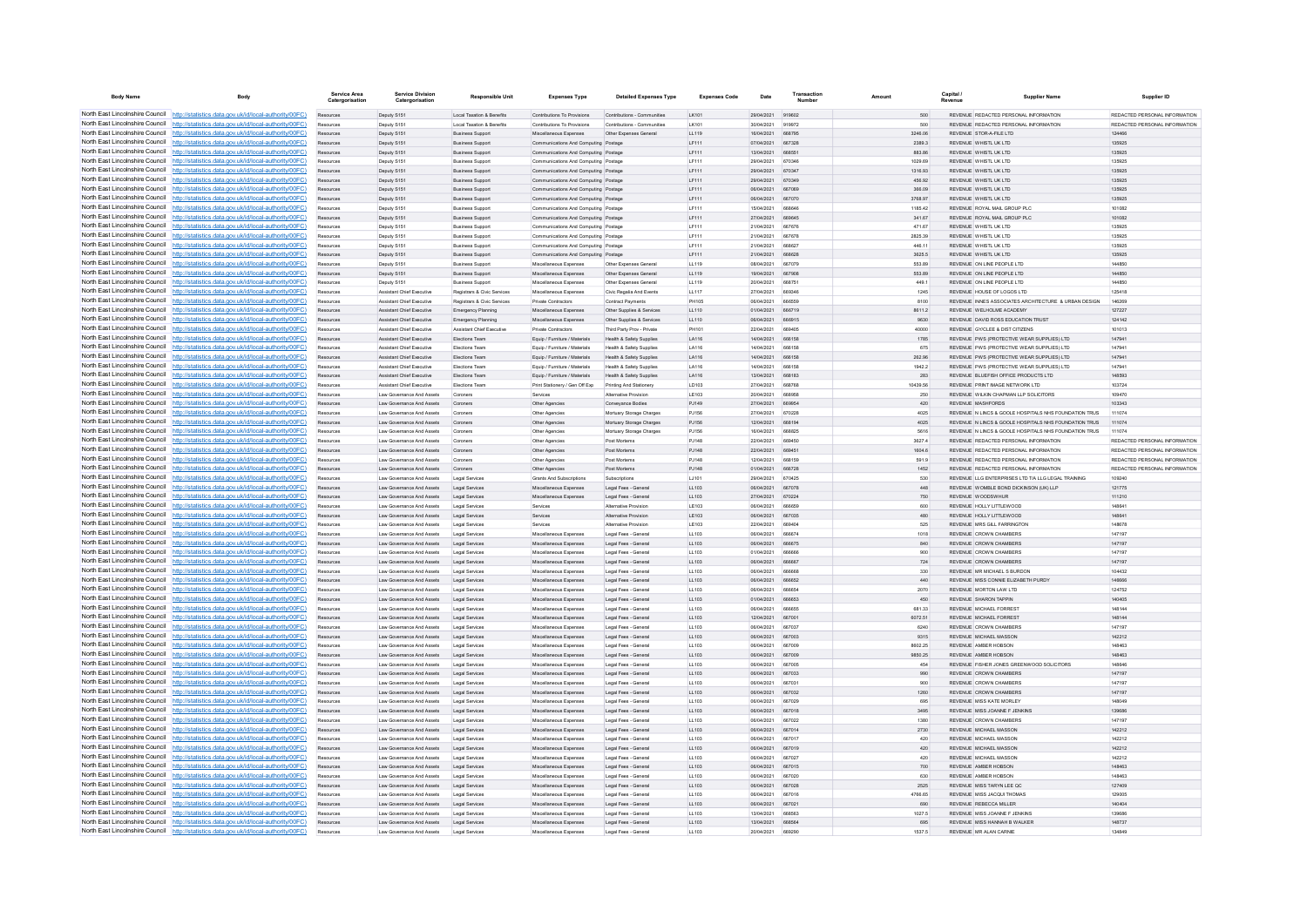| Body Name | Body | Service Area Catergorisation | Service Division Catergorisation | Responsible Unit | Expenses Type | Detailed Expenses Type | Expenses Code | Date | Transaction Number | Amount | Capital / Revenue | Supplier Name | Supplier ID |
|---|---|---|---|---|---|---|---|---|---|---|---|---|---|
| North East Lincolnshire Council | http://statistics.data.gov.uk/id/local-authority/00FC) | Resources | Deputy S151 | Local Taxation & Benefits | Contributions To Provisions | Contributions - Communities | LK101 | 29/04/2021 | 919602 | 500 | REVENUE | REDACTED PERSONAL INFORMATION | REDACTED PERSONAL INFORMATION |
| North East Lincolnshire Council | http://statistics.data.gov.uk/id/local-authority/00FC) | Resources | Deputy S151 | Local Taxation & Benefits | Contributions To Provisions | Contributions - Communities | LK101 | 30/04/2021 | 919972 | 500 | REVENUE | REDACTED PERSONAL INFORMATION | REDACTED PERSONAL INFORMATION |
| North East Lincolnshire Council | http://statistics.data.gov.uk/id/local-authority/00FC) | Resources | Deputy S151 | Business Support | Miscellaneous Expenses | Other Expenses General | LL119 | 16/04/2021 | 668795 | 3246.06 | REVENUE | STOR-A-FILE LTD | 134466 |
| North East Lincolnshire Council | http://statistics.data.gov.uk/id/local-authority/00FC) | Resources | Deputy S151 | Business Support | Communications And Computing | Postage | LF111 | 07/04/2021 | 667328 | 2389.3 | REVENUE | WHISTL UK LTD | 135925 |
| North East Lincolnshire Council | http://statistics.data.gov.uk/id/local-authority/00FC) | Resources | Deputy S151 | Business Support | Communications And Computing | Postage | LF111 | 13/04/2021 | 668551 | 883.66 | REVENUE | WHISTL UK LTD | 135925 |
| North East Lincolnshire Council | http://statistics.data.gov.uk/id/local-authority/00FC) | Resources | Deputy S151 | Business Support | Communications And Computing | Postage | LF111 | 29/04/2021 | 670346 | 1029.69 | REVENUE | WHISTL UK LTD | 135925 |
| North East Lincolnshire Council | http://statistics.data.gov.uk/id/local-authority/00FC) | Resources | Deputy S151 | Business Support | Communications And Computing | Postage | LF111 | 29/04/2021 | 670347 | 1316.93 | REVENUE | WHISTL UK LTD | 135925 |
| North East Lincolnshire Council | http://statistics.data.gov.uk/id/local-authority/00FC) | Resources | Deputy S151 | Business Support | Communications And Computing | Postage | LF111 | 29/04/2021 | 670349 | 456.92 | REVENUE | WHISTL UK LTD | 135925 |
| North East Lincolnshire Council | http://statistics.data.gov.uk/id/local-authority/00FC) | Resources | Deputy S151 | Business Support | Communications And Computing | Postage | LF111 | 06/04/2021 | 667069 | 366.09 | REVENUE | WHISTL UK LTD | 135925 |
| North East Lincolnshire Council | http://statistics.data.gov.uk/id/local-authority/00FC) | Resources | Deputy S151 | Business Support | Communications And Computing | Postage | LF111 | 06/04/2021 | 667070 | 3768.97 | REVENUE | WHISTL UK LTD | 135925 |
| North East Lincolnshire Council | http://statistics.data.gov.uk/id/local-authority/00FC) | Resources | Deputy S151 | Business Support | Communications And Computing | Postage | LF111 | 15/04/2021 | 668646 | 1185.42 | REVENUE | ROYAL MAIL GROUP PLC | 101082 |
| North East Lincolnshire Council | http://statistics.data.gov.uk/id/local-authority/00FC) | Resources | Deputy S151 | Business Support | Communications And Computing | Postage | LF111 | 27/04/2021 | 669645 | 341.67 | REVENUE | ROYAL MAIL GROUP PLC | 101082 |
| North East Lincolnshire Council | http://statistics.data.gov.uk/id/local-authority/00FC) | Resources | Deputy S151 | Business Support | Communications And Computing | Postage | LF111 | 21/04/2021 | 667676 | 471.67 | REVENUE | WHISTL UK LTD | 135925 |
| North East Lincolnshire Council | http://statistics.data.gov.uk/id/local-authority/00FC) | Resources | Deputy S151 | Business Support | Communications And Computing | Postage | LF111 | 21/04/2021 | 667678 | 2825.39 | REVENUE | WHISTL UK LTD | 135925 |
| North East Lincolnshire Council | http://statistics.data.gov.uk/id/local-authority/00FC) | Resources | Deputy S151 | Business Support | Communications And Computing | Postage | LF111 | 21/04/2021 | 668627 | 446.11 | REVENUE | WHISTL UK LTD | 135925 |
| North East Lincolnshire Council | http://statistics.data.gov.uk/id/local-authority/00FC) | Resources | Deputy S151 | Business Support | Communications And Computing | Postage | LF111 | 21/04/2021 | 668628 | 3625.5 | REVENUE | WHISTL UK LTD | 135925 |
| North East Lincolnshire Council | http://statistics.data.gov.uk/id/local-authority/00FC) | Resources | Deputy S151 | Business Support | Miscellaneous Expenses | Other Expenses General | LL119 | 08/04/2021 | 667079 | 553.89 | REVENUE | ON LINE PEOPLE LTD | 144850 |
| North East Lincolnshire Council | http://statistics.data.gov.uk/id/local-authority/00FC) | Resources | Deputy S151 | Business Support | Miscellaneous Expenses | Other Expenses General | LL119 | 19/04/2021 | 667968 | 553.89 | REVENUE | ON LINE PEOPLE LTD | 144850 |
| North East Lincolnshire Council | http://statistics.data.gov.uk/id/local-authority/00FC) | Resources | Deputy S151 | Business Support | Miscellaneous Expenses | Other Expenses General | LL119 | 20/04/2021 | 668751 | 449.1 | REVENUE | ON LINE PEOPLE LTD | 144850 |
| North East Lincolnshire Council | http://statistics.data.gov.uk/id/local-authority/00FC) | Resources | Assistant Chief Executive | Registrars & Civic Services | Miscellaneous Expenses | Civic Regalia And Events | LL117 | 27/04/2021 | 669346 | 1245 | REVENUE | HOUSE OF LOGOS LTD | 125418 |
| North East Lincolnshire Council | http://statistics.data.gov.uk/id/local-authority/00FC) | Resources | Assistant Chief Executive | Registrars & Civic Services | Private Contractors | Contract Payments | PH105 | 06/04/2021 | 666559 | 8100 | REVENUE | INNES ASSOCIATES ARCHITECTURE & URBAN DESIGN | 146269 |
| North East Lincolnshire Council | http://statistics.data.gov.uk/id/local-authority/00FC) | Resources | Assistant Chief Executive | Emergency Planning | Miscellaneous Expenses | Other Supplies & Services | LL110 | 01/04/2021 | 666719 | 8611.2 | REVENUE | WELHOLME ACADEMY | 127227 |
| North East Lincolnshire Council | http://statistics.data.gov.uk/id/local-authority/00FC) | Resources | Assistant Chief Executive | Emergency Planning | Miscellaneous Expenses | Other Supplies & Services | LL110 | 06/04/2021 | 666915 | 9630 | REVENUE | DAVID ROSS EDUCATION TRUST | 124142 |
| North East Lincolnshire Council | http://statistics.data.gov.uk/id/local-authority/00FC) | Resources | Assistant Chief Executive | Assistant Chief Executive | Private Contractors | Third Party Prov - Private | PH101 | 22/04/2021 | 669405 | 40000 | REVENUE | GY/CLEE & DIST CITIZENS | 101013 |
| North East Lincolnshire Council | http://statistics.data.gov.uk/id/local-authority/00FC) | Resources | Assistant Chief Executive | Elections Team | Equip / Furniture / Materials | Health & Safety Supplies | LA116 | 14/04/2021 | 666158 | 1785 | REVENUE | PWS (PROTECTIVE WEAR SUPPLIES) LTD | 147941 |
| North East Lincolnshire Council | http://statistics.data.gov.uk/id/local-authority/00FC) | Resources | Assistant Chief Executive | Elections Team | Equip / Furniture / Materials | Health & Safety Supplies | LA116 | 14/04/2021 | 666158 | 675 | REVENUE | PWS (PROTECTIVE WEAR SUPPLIES) LTD | 147941 |
| North East Lincolnshire Council | http://statistics.data.gov.uk/id/local-authority/00FC) | Resources | Assistant Chief Executive | Elections Team | Equip / Furniture / Materials | Health & Safety Supplies | LA116 | 14/04/2021 | 666158 | 262.96 | REVENUE | PWS (PROTECTIVE WEAR SUPPLIES) LTD | 147941 |
| North East Lincolnshire Council | http://statistics.data.gov.uk/id/local-authority/00FC) | Resources | Assistant Chief Executive | Elections Team | Equip / Furniture / Materials | Health & Safety Supplies | LA116 | 14/04/2021 | 666158 | 1942.2 | REVENUE | PWS (PROTECTIVE WEAR SUPPLIES) LTD | 147941 |
| North East Lincolnshire Council | http://statistics.data.gov.uk/id/local-authority/00FC) | Resources | Assistant Chief Executive | Elections Team | Equip / Furniture / Materials | Health & Safety Supplies | LA116 | 13/04/2021 | 668183 | 283 | REVENUE | BLUEFISH OFFICE PRODUCTS LTD | 148593 |
| North East Lincolnshire Council | http://statistics.data.gov.uk/id/local-authority/00FC) | Resources | Assistant Chief Executive | Elections Team | Print Stationery / Gen Off Exp | Printing And Stationery | LD103 | 27/04/2021 | 668768 | 10439.56 | REVENUE | PRINT IMAGE NETWORK LTD | 103724 |
| North East Lincolnshire Council | http://statistics.data.gov.uk/id/local-authority/00FC) | Resources | Law Governance And Assets | Coroners | Services | Alternative Provision | LE103 | 20/04/2021 | 668958 | 250 | REVENUE | WILKIN CHAPMAN LLP SOLICITORS | 109470 |
| North East Lincolnshire Council | http://statistics.data.gov.uk/id/local-authority/00FC) | Resources | Law Governance And Assets | Coroners | Other Agencies | Conveyance Bodies | PJ149 | 27/04/2021 | 669954 | 420 | REVENUE | MASHFORDS | 103343 |
| North East Lincolnshire Council | http://statistics.data.gov.uk/id/local-authority/00FC) | Resources | Law Governance And Assets | Coroners | Other Agencies | Mortuary Storage Charges | PJ156 | 27/04/2021 | 670226 | 4025 | REVENUE | N LINCS & GOOLE HOSPITALS NHS FOUNDATION TRUS | 111074 |
| North East Lincolnshire Council | http://statistics.data.gov.uk/id/local-authority/00FC) | Resources | Law Governance And Assets | Coroners | Other Agencies | Mortuary Storage Charges | PJ156 | 12/04/2021 | 668194 | 4025 | REVENUE | N LINCS & GOOLE HOSPITALS NHS FOUNDATION TRUS | 111074 |
| North East Lincolnshire Council | http://statistics.data.gov.uk/id/local-authority/00FC) | Resources | Law Governance And Assets | Coroners | Other Agencies | Mortuary Storage Charges | PJ156 | 16/04/2021 | 668825 | 5616 | REVENUE | N LINCS & GOOLE HOSPITALS NHS FOUNDATION TRUS | 111074 |
| North East Lincolnshire Council | http://statistics.data.gov.uk/id/local-authority/00FC) | Resources | Law Governance And Assets | Coroners | Other Agencies | Post Mortems | PJ148 | 22/04/2021 | 669450 | 3027.4 | REVENUE | REDACTED PERSONAL INFORMATION | REDACTED PERSONAL INFORMATION |
| North East Lincolnshire Council | http://statistics.data.gov.uk/id/local-authority/00FC) | Resources | Law Governance And Assets | Coroners | Other Agencies | Post Mortems | PJ148 | 22/04/2021 | 669451 | 1604.6 | REVENUE | REDACTED PERSONAL INFORMATION | REDACTED PERSONAL INFORMATION |
| North East Lincolnshire Council | http://statistics.data.gov.uk/id/local-authority/00FC) | Resources | Law Governance And Assets | Coroners | Other Agencies | Post Mortems | PJ148 | 12/04/2021 | 668159 | 591.9 | REVENUE | REDACTED PERSONAL INFORMATION | REDACTED PERSONAL INFORMATION |
| North East Lincolnshire Council | http://statistics.data.gov.uk/id/local-authority/00FC) | Resources | Law Governance And Assets | Coroners | Other Agencies | Post Mortems | PJ148 | 01/04/2021 | 666728 | 1452 | REVENUE | REDACTED PERSONAL INFORMATION | REDACTED PERSONAL INFORMATION |
| North East Lincolnshire Council | http://statistics.data.gov.uk/id/local-authority/00FC) | Resources | Law Governance And Assets | Legal Services | Grants And Subscriptions | Subscriptions | LJ101 | 29/04/2021 | 670425 | 530 | REVENUE | LLG ENTERPRISES LTD T/A LLG LEGAL TRAINING | 109240 |
| North East Lincolnshire Council | http://statistics.data.gov.uk/id/local-authority/00FC) | Resources | Law Governance And Assets | Legal Services | Miscellaneous Expenses | Legal Fees - General | LL103 | 06/04/2021 | 667078 | 448 | REVENUE | WOMBLE BOND DICKINSON (UK) LLP | 121775 |
| North East Lincolnshire Council | http://statistics.data.gov.uk/id/local-authority/00FC) | Resources | Law Governance And Assets | Legal Services | Miscellaneous Expenses | Legal Fees - General | LL103 | 27/04/2021 | 670224 | 750 | REVENUE | WOODSWHUR | 111210 |
| North East Lincolnshire Council | http://statistics.data.gov.uk/id/local-authority/00FC) | Resources | Law Governance And Assets | Legal Services | Services | Alternative Provision | LE103 | 06/04/2021 | 666689 | 600 | REVENUE | HOLLY LITTLEWOOD | 148641 |
| North East Lincolnshire Council | http://statistics.data.gov.uk/id/local-authority/00FC) | Resources | Law Governance And Assets | Legal Services | Services | Alternative Provision | LE103 | 06/04/2021 | 667035 | 480 | REVENUE | HOLLY LITTLEWOOD | 148641 |
| North East Lincolnshire Council | http://statistics.data.gov.uk/id/local-authority/00FC) | Resources | Law Governance And Assets | Legal Services | Services | Alternative Provision | LE103 | 22/04/2021 | 669404 | 525 | REVENUE | MRS GILL FARRINGTON | 148678 |
| North East Lincolnshire Council | http://statistics.data.gov.uk/id/local-authority/00FC) | Resources | Law Governance And Assets | Legal Services | Miscellaneous Expenses | Legal Fees - General | LL103 | 06/04/2021 | 666674 | 1018 | REVENUE | CROWN CHAMBERS | 147197 |
| North East Lincolnshire Council | http://statistics.data.gov.uk/id/local-authority/00FC) | Resources | Law Governance And Assets | Legal Services | Miscellaneous Expenses | Legal Fees - General | LL103 | 06/04/2021 | 666675 | 840 | REVENUE | CROWN CHAMBERS | 147197 |
| North East Lincolnshire Council | http://statistics.data.gov.uk/id/local-authority/00FC) | Resources | Law Governance And Assets | Legal Services | Miscellaneous Expenses | Legal Fees - General | LL103 | 01/04/2021 | 666666 | 900 | REVENUE | CROWN CHAMBERS | 147197 |
| North East Lincolnshire Council | http://statistics.data.gov.uk/id/local-authority/00FC) | Resources | Law Governance And Assets | Legal Services | Miscellaneous Expenses | Legal Fees - General | LL103 | 06/04/2021 | 666667 | 724 | REVENUE | CROWN CHAMBERS | 147197 |
| North East Lincolnshire Council | http://statistics.data.gov.uk/id/local-authority/00FC) | Resources | Law Governance And Assets | Legal Services | Miscellaneous Expenses | Legal Fees - General | LL103 | 06/04/2021 | 666668 | 330 | REVENUE | MR MICHAEL S BURDON | 104432 |
| North East Lincolnshire Council | http://statistics.data.gov.uk/id/local-authority/00FC) | Resources | Law Governance And Assets | Legal Services | Miscellaneous Expenses | Legal Fees - General | LL103 | 06/04/2021 | 666652 | 440 | REVENUE | MISS CONNIE ELIZABETH PURDY | 146666 |
| North East Lincolnshire Council | http://statistics.data.gov.uk/id/local-authority/00FC) | Resources | Law Governance And Assets | Legal Services | Miscellaneous Expenses | Legal Fees - General | LL103 | 06/04/2021 | 666654 | 2070 | REVENUE | MORTON LAW LTD | 124752 |
| North East Lincolnshire Council | http://statistics.data.gov.uk/id/local-authority/00FC) | Resources | Law Governance And Assets | Legal Services | Miscellaneous Expenses | Legal Fees - General | LL103 | 01/04/2021 | 666653 | 450 | REVENUE | SHARON TAPPIN | 146405 |
| North East Lincolnshire Council | http://statistics.data.gov.uk/id/local-authority/00FC) | Resources | Law Governance And Assets | Legal Services | Miscellaneous Expenses | Legal Fees - General | LL103 | 06/04/2021 | 666655 | 681.33 | REVENUE | MICHAEL FORREST | 148144 |
| North East Lincolnshire Council | http://statistics.data.gov.uk/id/local-authority/00FC) | Resources | Law Governance And Assets | Legal Services | Miscellaneous Expenses | Legal Fees - General | LL103 | 12/04/2021 | 667001 | 6072.51 | REVENUE | MICHAEL FORREST | 148144 |
| North East Lincolnshire Council | http://statistics.data.gov.uk/id/local-authority/00FC) | Resources | Law Governance And Assets | Legal Services | Miscellaneous Expenses | Legal Fees - General | LL103 | 06/04/2021 | 667037 | 6240 | REVENUE | CROWN CHAMBERS | 147197 |
| North East Lincolnshire Council | http://statistics.data.gov.uk/id/local-authority/00FC) | Resources | Law Governance And Assets | Legal Services | Miscellaneous Expenses | Legal Fees - General | LL103 | 06/04/2021 | 667003 | 9315 | REVENUE | MICHAEL MASSON | 142212 |
| North East Lincolnshire Council | http://statistics.data.gov.uk/id/local-authority/00FC) | Resources | Law Governance And Assets | Legal Services | Miscellaneous Expenses | Legal Fees - General | LL103 | 06/04/2021 | 667009 | 8602.25 | REVENUE | AMBER HOBSON | 148463 |
| North East Lincolnshire Council | http://statistics.data.gov.uk/id/local-authority/00FC) | Resources | Law Governance And Assets | Legal Services | Miscellaneous Expenses | Legal Fees - General | LL103 | 06/04/2021 | 667009 | 9850.25 | REVENUE | AMBER HOBSON | 148463 |
| North East Lincolnshire Council | http://statistics.data.gov.uk/id/local-authority/00FC) | Resources | Law Governance And Assets | Legal Services | Miscellaneous Expenses | Legal Fees - General | LL103 | 06/04/2021 | 667005 | 454 | REVENUE | FISHER JONES GREENWOOD SOLICITORS | 148646 |
| North East Lincolnshire Council | http://statistics.data.gov.uk/id/local-authority/00FC) | Resources | Law Governance And Assets | Legal Services | Miscellaneous Expenses | Legal Fees - General | LL103 | 06/04/2021 | 667033 | 990 | REVENUE | CROWN CHAMBERS | 147197 |
| North East Lincolnshire Council | http://statistics.data.gov.uk/id/local-authority/00FC) | Resources | Law Governance And Assets | Legal Services | Miscellaneous Expenses | Legal Fees - General | LL103 | 06/04/2021 | 667031 | 900 | REVENUE | CROWN CHAMBERS | 147197 |
| North East Lincolnshire Council | http://statistics.data.gov.uk/id/local-authority/00FC) | Resources | Law Governance And Assets | Legal Services | Miscellaneous Expenses | Legal Fees - General | LL103 | 06/04/2021 | 667032 | 1260 | REVENUE | CROWN CHAMBERS | 147197 |
| North East Lincolnshire Council | http://statistics.data.gov.uk/id/local-authority/00FC) | Resources | Law Governance And Assets | Legal Services | Miscellaneous Expenses | Legal Fees - General | LL103 | 06/04/2021 | 667029 | 695 | REVENUE | MISS KATE MORLEY | 148049 |
| North East Lincolnshire Council | http://statistics.data.gov.uk/id/local-authority/00FC) | Resources | Law Governance And Assets | Legal Services | Miscellaneous Expenses | Legal Fees - General | LL103 | 06/04/2021 | 667018 | 3495 | REVENUE | MISS JOANNE F JENKINS | 139686 |
| North East Lincolnshire Council | http://statistics.data.gov.uk/id/local-authority/00FC) | Resources | Law Governance And Assets | Legal Services | Miscellaneous Expenses | Legal Fees - General | LL103 | 06/04/2021 | 667022 | 1380 | REVENUE | CROWN CHAMBERS | 147197 |
| North East Lincolnshire Council | http://statistics.data.gov.uk/id/local-authority/00FC) | Resources | Law Governance And Assets | Legal Services | Miscellaneous Expenses | Legal Fees - General | LL103 | 06/04/2021 | 667014 | 2730 | REVENUE | MICHAEL MASSON | 142212 |
| North East Lincolnshire Council | http://statistics.data.gov.uk/id/local-authority/00FC) | Resources | Law Governance And Assets | Legal Services | Miscellaneous Expenses | Legal Fees - General | LL103 | 06/04/2021 | 667017 | 420 | REVENUE | MICHAEL MASSON | 142212 |
| North East Lincolnshire Council | http://statistics.data.gov.uk/id/local-authority/00FC) | Resources | Law Governance And Assets | Legal Services | Miscellaneous Expenses | Legal Fees - General | LL103 | 06/04/2021 | 667019 | 420 | REVENUE | MICHAEL MASSON | 142212 |
| North East Lincolnshire Council | http://statistics.data.gov.uk/id/local-authority/00FC) | Resources | Law Governance And Assets | Legal Services | Miscellaneous Expenses | Legal Fees - General | LL103 | 06/04/2021 | 667027 | 420 | REVENUE | MICHAEL MASSON | 142212 |
| North East Lincolnshire Council | http://statistics.data.gov.uk/id/local-authority/00FC) | Resources | Law Governance And Assets | Legal Services | Miscellaneous Expenses | Legal Fees - General | LL103 | 06/04/2021 | 667015 | 700 | REVENUE | AMBER HOBSON | 148463 |
| North East Lincolnshire Council | http://statistics.data.gov.uk/id/local-authority/00FC) | Resources | Law Governance And Assets | Legal Services | Miscellaneous Expenses | Legal Fees - General | LL103 | 06/04/2021 | 667020 | 630 | REVENUE | AMBER HOBSON | 148463 |
| North East Lincolnshire Council | http://statistics.data.gov.uk/id/local-authority/00FC) | Resources | Law Governance And Assets | Legal Services | Miscellaneous Expenses | Legal Fees - General | LL103 | 06/04/2021 | 667028 | 2525 | REVENUE | MISS TARYN LEE QC | 127409 |
| North East Lincolnshire Council | http://statistics.data.gov.uk/id/local-authority/00FC) | Resources | Law Governance And Assets | Legal Services | Miscellaneous Expenses | Legal Fees - General | LL103 | 06/04/2021 | 667016 | 4766.65 | REVENUE | MISS JACQUI THOMAS | 129005 |
| North East Lincolnshire Council | http://statistics.data.gov.uk/id/local-authority/00FC) | Resources | Law Governance And Assets | Legal Services | Miscellaneous Expenses | Legal Fees - General | LL103 | 06/04/2021 | 667021 | 690 | REVENUE | REBECCA MILLER | 140404 |
| North East Lincolnshire Council | http://statistics.data.gov.uk/id/local-authority/00FC) | Resources | Law Governance And Assets | Legal Services | Miscellaneous Expenses | Legal Fees - General | LL103 | 13/04/2021 | 668563 | 1027.5 | REVENUE | MISS JOANNE F JENKINS | 139686 |
| North East Lincolnshire Council | http://statistics.data.gov.uk/id/local-authority/00FC) | Resources | Law Governance And Assets | Legal Services | Miscellaneous Expenses | Legal Fees - General | LL103 | 13/04/2021 | 668564 | 695 | REVENUE | MISS HANNAH B WALKER | 148737 |
| North East Lincolnshire Council | http://statistics.data.gov.uk/id/local-authority/00FC) | Resources | Law Governance And Assets | Legal Services | Miscellaneous Expenses | Legal Fees - General | LL103 | 20/04/2021 | 669290 | 1537.5 | REVENUE | MR ALAN CARNIE | 134849 |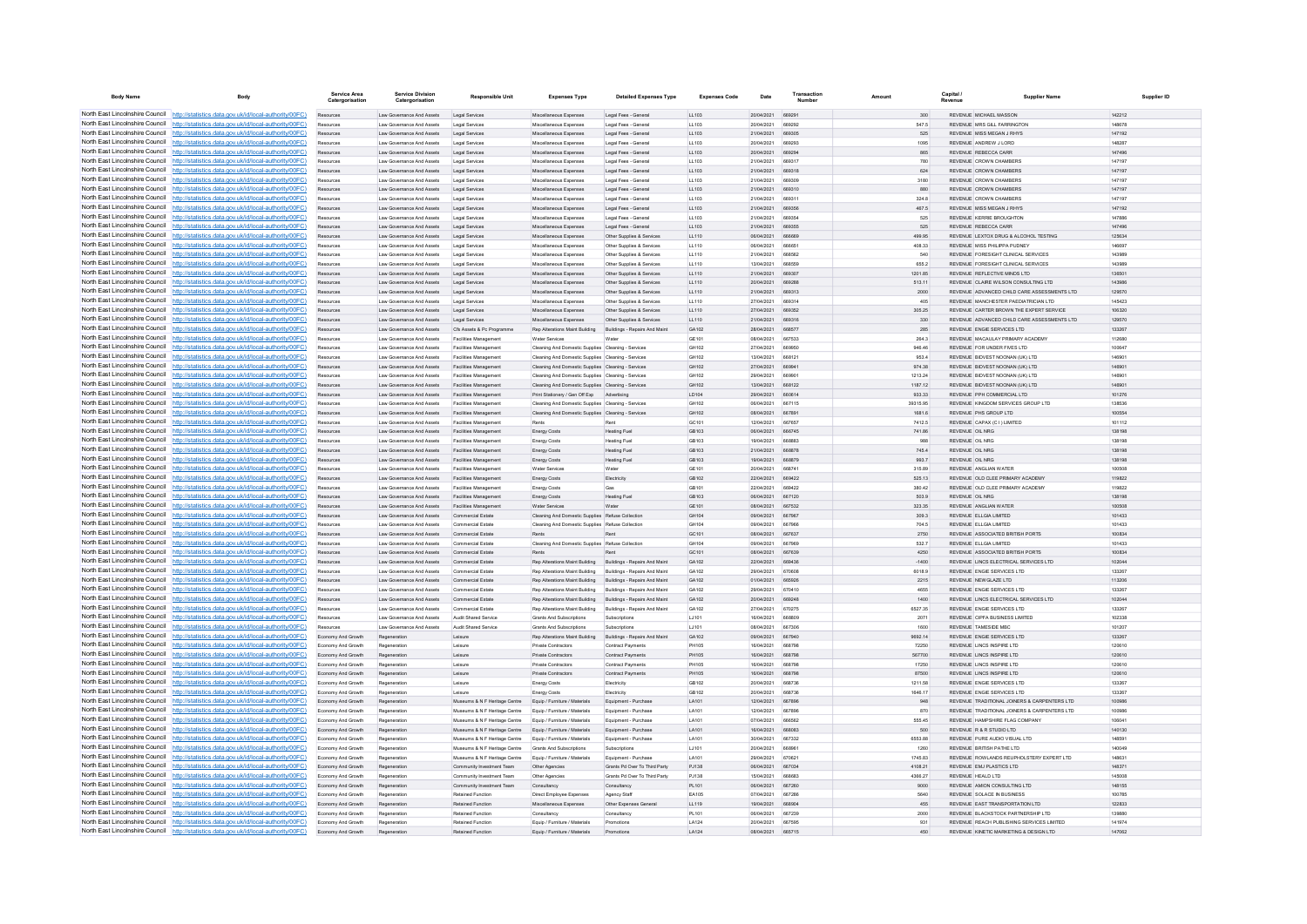| Body Name | Body | Service Area Catergorisation | Service Division Catergorisation | Responsible Unit | Expenses Type | Detailed Expenses Type | Expenses Code | Date | Transaction Number | Amount | Capital / Revenue | Supplier Name | Supplier ID |
|---|---|---|---|---|---|---|---|---|---|---|---|---|---|
| North East Lincolnshire Council | http://statistics.data.gov.uk/id/local-authority/00FC) | Resources | Law Governance And Assets | Legal Services | Miscellaneous Expenses | Legal Fees - General | LL103 | 20/04/2021 | 669291 | 300 | REVENUE | MICHAEL MASSON | 142212 |
| North East Lincolnshire Council | http://statistics.data.gov.uk/id/local-authority/00FC) | Resources | Law Governance And Assets | Legal Services | Miscellaneous Expenses | Legal Fees - General | LL103 | 20/04/2021 | 669292 | 547.5 | REVENUE | MRS GILL FARRINGTON | 148678 |
| North East Lincolnshire Council | http://statistics.data.gov.uk/id/local-authority/00FC) | Resources | Law Governance And Assets | Legal Services | Miscellaneous Expenses | Legal Fees - General | LL103 | 21/04/2021 | 669305 | 525 | REVENUE | MISS MEGAN J RHYS | 147192 |
| North East Lincolnshire Council | http://statistics.data.gov.uk/id/local-authority/00FC) | Resources | Law Governance And Assets | Legal Services | Miscellaneous Expenses | Legal Fees - General | LL103 | 20/04/2021 | 669293 | 1095 | REVENUE | ANDREW J LORD | 148287 |
| North East Lincolnshire Council | http://statistics.data.gov.uk/id/local-authority/00FC) | Resources | Law Governance And Assets | Legal Services | Miscellaneous Expenses | Legal Fees - General | LL103 | 20/04/2021 | 669294 | 865 | REVENUE | REBECCA CARR | 147496 |
| North East Lincolnshire Council | http://statistics.data.gov.uk/id/local-authority/00FC) | Resources | Law Governance And Assets | Legal Services | Miscellaneous Expenses | Legal Fees - General | LL103 | 21/04/2021 | 669317 | 780 | REVENUE | CROWN CHAMBERS | 147197 |
| North East Lincolnshire Council | http://statistics.data.gov.uk/id/local-authority/00FC) | Resources | Law Governance And Assets | Legal Services | Miscellaneous Expenses | Legal Fees - General | LL103 | 21/04/2021 | 669318 | 624 | REVENUE | CROWN CHAMBERS | 147197 |
| North East Lincolnshire Council | http://statistics.data.gov.uk/id/local-authority/00FC) | Resources | Law Governance And Assets | Legal Services | Miscellaneous Expenses | Legal Fees - General | LL103 | 21/04/2021 | 669309 | 3180 | REVENUE | CROWN CHAMBERS | 147197 |
| North East Lincolnshire Council | http://statistics.data.gov.uk/id/local-authority/00FC) | Resources | Law Governance And Assets | Legal Services | Miscellaneous Expenses | Legal Fees - General | LL103 | 21/04/2021 | 669310 | 880 | REVENUE | CROWN CHAMBERS | 147197 |
| North East Lincolnshire Council | http://statistics.data.gov.uk/id/local-authority/00FC) | Resources | Law Governance And Assets | Legal Services | Miscellaneous Expenses | Legal Fees - General | LL103 | 21/04/2021 | 669311 | 324.8 | REVENUE | CROWN CHAMBERS | 147197 |
| North East Lincolnshire Council | http://statistics.data.gov.uk/id/local-authority/00FC) | Resources | Law Governance And Assets | Legal Services | Miscellaneous Expenses | Legal Fees - General | LL103 | 21/04/2021 | 669358 | 467.5 | REVENUE | MISS MEGAN J RHYS | 147192 |
| North East Lincolnshire Council | http://statistics.data.gov.uk/id/local-authority/00FC) | Resources | Law Governance And Assets | Legal Services | Miscellaneous Expenses | Legal Fees - General | LL103 | 21/04/2021 | 669254 | 525 | REVENUE | KERRIE BROUGHTON | 147886 |
| North East Lincolnshire Council | http://statistics.data.gov.uk/id/local-authority/00FC) | Resources | Law Governance And Assets | Legal Services | Miscellaneous Expenses | Legal Fees - General | LL103 | 21/04/2021 | 669355 | 525 | REVENUE | REBECCA CARR | 147496 |
| North East Lincolnshire Council | http://statistics.data.gov.uk/id/local-authority/00FC) | Resources | Law Governance And Assets | Legal Services | Miscellaneous Expenses | Other Supplies & Services | LL110 | 06/04/2021 | 666669 | 499.95 | REVENUE | LEXTOX DRUG & ALCOHOL TESTING | 125634 |
| North East Lincolnshire Council | http://statistics.data.gov.uk/id/local-authority/00FC) | Resources | Law Governance And Assets | Legal Services | Miscellaneous Expenses | Other Supplies & Services | LL110 | 06/04/2021 | 666651 | 408.33 | REVENUE | MISS PHILIPPA PUDNEY | 146697 |
| North East Lincolnshire Council | http://statistics.data.gov.uk/id/local-authority/00FC) | Resources | Law Governance And Assets | Legal Services | Miscellaneous Expenses | Other Supplies & Services | LL110 | 21/04/2021 | 668562 | 540 | REVENUE | FORESIGHT CLINICAL SERVICES | 143989 |
| North East Lincolnshire Council | http://statistics.data.gov.uk/id/local-authority/00FC) | Resources | Law Governance And Assets | Legal Services | Miscellaneous Expenses | Other Supplies & Services | LL110 | 13/04/2021 | 668559 | 655.2 | REVENUE | FORESIGHT CLINICAL SERVICES | 143989 |
| North East Lincolnshire Council | http://statistics.data.gov.uk/id/local-authority/00FC) | Resources | Law Governance And Assets | Legal Services | Miscellaneous Expenses | Other Supplies & Services | LL110 | 21/04/2021 | 669307 | 1201.85 | REVENUE | REFLECTIVE MINDS LTD | 136501 |
| North East Lincolnshire Council | http://statistics.data.gov.uk/id/local-authority/00FC) | Resources | Law Governance And Assets | Legal Services | Miscellaneous Expenses | Other Supplies & Services | LL110 | 20/04/2021 | 669288 | 513.11 | REVENUE | CLAIRE WILSON CONSULTING LTD | 143986 |
| North East Lincolnshire Council | http://statistics.data.gov.uk/id/local-authority/00FC) | Resources | Law Governance And Assets | Legal Services | Miscellaneous Expenses | Other Supplies & Services | LL110 | 21/04/2021 | 669313 | 2000 | REVENUE | ADVANCED CHILD CARE ASSESSMENTS LTD | 129570 |
| North East Lincolnshire Council | http://statistics.data.gov.uk/id/local-authority/00FC) | Resources | Law Governance And Assets | Legal Services | Miscellaneous Expenses | Other Supplies & Services | LL110 | 27/04/2021 | 669314 | 405 | REVENUE | MANCHESTER PAEDIATRICIAN LTD | 145423 |
| North East Lincolnshire Council | http://statistics.data.gov.uk/id/local-authority/00FC) | Resources | Law Governance And Assets | Legal Services | Miscellaneous Expenses | Other Supplies & Services | LL110 | 27/04/2021 | 669352 | 305.25 | REVENUE | CARTER BROWN THE EXPERT SERVICE | 106320 |
| North East Lincolnshire Council | http://statistics.data.gov.uk/id/local-authority/00FC) | Resources | Law Governance And Assets | Legal Services | Miscellaneous Expenses | Other Supplies & Services | LL110 | 21/04/2021 | 669316 | 330 | REVENUE | ADVANCED CHILD CARE ASSESSMENTS LTD | 129570 |
| North East Lincolnshire Council | http://statistics.data.gov.uk/id/local-authority/00FC) | Resources | Law Governance And Assets | Cfs Assets & Pc Programme | Rep Alterations Maint Building | Buildings - Repairs And Maint | GA102 | 28/04/2021 | 668577 | 285 | REVENUE | ENGIE SERVICES LTD | 133267 |
| North East Lincolnshire Council | http://statistics.data.gov.uk/id/local-authority/00FC) | Resources | Law Governance And Assets | Facilities Management | Water Services | Water | GE101 | 08/04/2021 | 667533 | 264.3 | REVENUE | MACAULAY PRIMARY ACADEMY | 112680 |
| North East Lincolnshire Council | http://statistics.data.gov.uk/id/local-authority/00FC) | Resources | Law Governance And Assets | Facilities Management | Cleaning And Domestic Supplies | Cleaning - Services | GH102 | 27/04/2021 | 669650 | 946.46 | REVENUE | FOR UNDER FIVES LTD | 100647 |
| North East Lincolnshire Council | http://statistics.data.gov.uk/id/local-authority/00FC) | Resources | Law Governance And Assets | Facilities Management | Cleaning And Domestic Supplies | Cleaning - Services | GH102 | 13/04/2021 | 668121 | 953.4 | REVENUE | BIDVEST NOONAN (UK) LTD | 146901 |
| North East Lincolnshire Council | http://statistics.data.gov.uk/id/local-authority/00FC) | Resources | Law Governance And Assets | Facilities Management | Cleaning And Domestic Supplies | Cleaning - Services | GH102 | 27/04/2021 | 669641 | 974.38 | REVENUE | BIDVEST NOONAN (UK) LTD | 146901 |
| North East Lincolnshire Council | http://statistics.data.gov.uk/id/local-authority/00FC) | Resources | Law Governance And Assets | Facilities Management | Cleaning And Domestic Supplies | Cleaning - Services | GH102 | 29/04/2021 | 669901 | 1213.24 | REVENUE | BIDVEST NOONAN (UK) LTD | 146901 |
| North East Lincolnshire Council | http://statistics.data.gov.uk/id/local-authority/00FC) | Resources | Law Governance And Assets | Facilities Management | Cleaning And Domestic Supplies | Cleaning - Services | GH102 | 13/04/2021 | 668122 | 1187.12 | REVENUE | BIDVEST NOONAN (UK) LTD | 146901 |
| North East Lincolnshire Council | http://statistics.data.gov.uk/id/local-authority/00FC) | Resources | Law Governance And Assets | Facilities Management | Print Stationery / Gen Off Exp | Advertising | LD104 | 29/04/2021 | 660614 | 933.33 | REVENUE | PPH COMMERCIAL LTD | 101276 |
| North East Lincolnshire Council | http://statistics.data.gov.uk/id/local-authority/00FC) | Resources | Law Governance And Assets | Facilities Management | Cleaning And Domestic Supplies | Cleaning - Services | GH102 | 06/04/2021 | 667115 | 39315.95 | REVENUE | KINGDOM SERVICES GROUP LTD | 138536 |
| North East Lincolnshire Council | http://statistics.data.gov.uk/id/local-authority/00FC) | Resources | Law Governance And Assets | Facilities Management | Cleaning And Domestic Supplies | Cleaning - Services | GH102 | 08/04/2021 | 667891 | 1681.6 | REVENUE | PHS GROUP LTD | 100554 |
| North East Lincolnshire Council | http://statistics.data.gov.uk/id/local-authority/00FC) | Resources | Law Governance And Assets | Facilities Management | Rents | Rent | GC101 | 12/04/2021 | 667657 | 7412.5 | REVENUE | CAPAX (C I ) LIMITED | 101112 |
| North East Lincolnshire Council | http://statistics.data.gov.uk/id/local-authority/00FC) | Resources | Law Governance And Assets | Facilities Management | Energy Costs | Heating Fuel | GB103 | 06/04/2021 | 666745 | 741.86 | REVENUE | OIL NRG | 138198 |
| North East Lincolnshire Council | http://statistics.data.gov.uk/id/local-authority/00FC) | Resources | Law Governance And Assets | Facilities Management | Energy Costs | Heating Fuel | GB103 | 19/04/2021 | 668883 | 988 | REVENUE | OIL NRG | 138198 |
| North East Lincolnshire Council | http://statistics.data.gov.uk/id/local-authority/00FC) | Resources | Law Governance And Assets | Facilities Management | Energy Costs | Heating Fuel | GB103 | 21/04/2021 | 668878 | 745.4 | REVENUE | OIL NRG | 138198 |
| North East Lincolnshire Council | http://statistics.data.gov.uk/id/local-authority/00FC) | Resources | Law Governance And Assets | Facilities Management | Energy Costs | Heating Fuel | GB103 | 19/04/2021 | 668879 | 993.7 | REVENUE | OIL NRG | 138198 |
| North East Lincolnshire Council | http://statistics.data.gov.uk/id/local-authority/00FC) | Resources | Law Governance And Assets | Facilities Management | Water Services | Water | GE101 | 20/04/2021 | 668741 | 315.89 | REVENUE | ANGLIAN WATER | 100508 |
| North East Lincolnshire Council | http://statistics.data.gov.uk/id/local-authority/00FC) | Resources | Law Governance And Assets | Facilities Management | Energy Costs | Electricity | GB102 | 22/04/2021 | 669422 | 525.13 | REVENUE | OLD CLEE PRIMARY ACADEMY | 119822 |
| North East Lincolnshire Council | http://statistics.data.gov.uk/id/local-authority/00FC) | Resources | Law Governance And Assets | Facilities Management | Energy Costs | Gas | GB101 | 22/04/2021 | 669422 | 380.42 | REVENUE | OLD CLEE PRIMARY ACADEMY | 119822 |
| North East Lincolnshire Council | http://statistics.data.gov.uk/id/local-authority/00FC) | Resources | Law Governance And Assets | Facilities Management | Energy Costs | Heating Fuel | GB103 | 06/04/2021 | 667120 | 503.9 | REVENUE | OIL NRG | 138198 |
| North East Lincolnshire Council | http://statistics.data.gov.uk/id/local-authority/00FC) | Resources | Law Governance And Assets | Facilities Management | Water Services | Water | GE101 | 08/04/2021 | 667532 | 323.35 | REVENUE | ANGLIAN WATER | 100508 |
| North East Lincolnshire Council | http://statistics.data.gov.uk/id/local-authority/00FC) | Resources | Law Governance And Assets | Commercial Estate | Cleaning And Domestic Supplies | Refuse Collection | GH104 | 09/04/2021 | 667967 | 309.3 | REVENUE | ELLGIA LIMITED | 101433 |
| North East Lincolnshire Council | http://statistics.data.gov.uk/id/local-authority/00FC) | Resources | Law Governance And Assets | Commercial Estate | Cleaning And Domestic Supplies | Refuse Collection | GH104 | 09/04/2021 | 667968 | 704.5 | REVENUE | ELLGIA LIMITED | 101433 |
| North East Lincolnshire Council | http://statistics.data.gov.uk/id/local-authority/00FC) | Resources | Law Governance And Assets | Commercial Estate | Rents | Rent | GC101 | 08/04/2021 | 667637 | 2750 | REVENUE | ASSOCIATED BRITISH PORTS | 100834 |
| North East Lincolnshire Council | http://statistics.data.gov.uk/id/local-authority/00FC) | Resources | Law Governance And Assets | Commercial Estate | Cleaning And Domestic Supplies | Refuse Collection | GH104 | 09/04/2021 | 667969 | 532.7 | REVENUE | ELLGIA LIMITED | 101433 |
| North East Lincolnshire Council | http://statistics.data.gov.uk/id/local-authority/00FC) | Resources | Law Governance And Assets | Commercial Estate | Rents | Rent | GC101 | 08/04/2021 | 667639 | 4250 | REVENUE | ASSOCIATED BRITISH PORTS | 100834 |
| North East Lincolnshire Council | http://statistics.data.gov.uk/id/local-authority/00FC) | Resources | Law Governance And Assets | Commercial Estate | Rep Alterations Maint Building | Buildings - Repairs And Maint | GA102 | 22/04/2021 | 669436 | -1400 | REVENUE | LINCS ELECTRICAL SERVICES LTD | 102044 |
| North East Lincolnshire Council | http://statistics.data.gov.uk/id/local-authority/00FC) | Resources | Law Governance And Assets | Commercial Estate | Rep Alterations Maint Building | Buildings - Repairs And Maint | GA102 | 29/04/2021 | 670408 | 6018.9 | REVENUE | ENGIE SERVICES LTD | 133267 |
| North East Lincolnshire Council | http://statistics.data.gov.uk/id/local-authority/00FC) | Resources | Law Governance And Assets | Commercial Estate | Rep Alterations Maint Building | Buildings - Repairs And Maint | GA102 | 01/04/2021 | 665926 | 2215 | REVENUE | NEWGLAZE LTD | 113206 |
| North East Lincolnshire Council | http://statistics.data.gov.uk/id/local-authority/00FC) | Resources | Law Governance And Assets | Commercial Estate | Rep Alterations Maint Building | Buildings - Repairs And Maint | GA102 | 29/04/2021 | 670410 | 4655 | REVENUE | ENGIE SERVICES LTD | 133267 |
| North East Lincolnshire Council | http://statistics.data.gov.uk/id/local-authority/00FC) | Resources | Law Governance And Assets | Commercial Estate | Rep Alterations Maint Building | Buildings - Repairs And Maint | GA102 | 20/04/2021 | 669248 | 1400 | REVENUE | LINCS ELECTRICAL SERVICES LTD | 102044 |
| North East Lincolnshire Council | http://statistics.data.gov.uk/id/local-authority/00FC) | Resources | Law Governance And Assets | Commercial Estate | Rep Alterations Maint Building | Buildings - Repairs And Maint | GA102 | 27/04/2021 | 670275 | 6527.35 | REVENUE | ENGIE SERVICES LTD | 133267 |
| North East Lincolnshire Council | http://statistics.data.gov.uk/id/local-authority/00FC) | Resources | Law Governance And Assets | Audit Shared Service | Grants And Subscriptions | Subscriptions | LJ101 | 16/04/2021 | 668809 | 2071 | REVENUE | CIPFA BUSINESS LIMITED | 102338 |
| North East Lincolnshire Council | http://statistics.data.gov.uk/id/local-authority/00FC) | Resources | Law Governance And Assets | Audit Shared Service | Grants And Subscriptions | Subscriptions | LJ101 | 08/04/2021 | 667306 | 1600 | REVENUE | TAMESIDE MBC | 101207 |
| North East Lincolnshire Council | http://statistics.data.gov.uk/id/local-authority/00FC) | Economy And Growth | Regeneration | Leisure | Rep Alterations Maint Building | Buildings - Repairs And Maint | GA102 | 09/04/2021 | 667940 | 9692.14 | REVENUE | ENGIE SERVICES LTD | 133267 |
| North East Lincolnshire Council | http://statistics.data.gov.uk/id/local-authority/00FC) | Economy And Growth | Regeneration | Leisure | Private Contractors | Contract Payments | PH105 | 16/04/2021 | 668798 | 72250 | REVENUE | LINCS INSPIRE LTD | 120610 |
| North East Lincolnshire Council | http://statistics.data.gov.uk/id/local-authority/00FC) | Economy And Growth | Regeneration | Leisure | Private Contractors | Contract Payments | PH105 | 16/04/2021 | 668798 | 567700 | REVENUE | LINCS INSPIRE LTD | 120610 |
| North East Lincolnshire Council | http://statistics.data.gov.uk/id/local-authority/00FC) | Economy And Growth | Regeneration | Leisure | Private Contractors | Contract Payments | PH105 | 16/04/2021 | 668798 | 17250 | REVENUE | LINCS INSPIRE LTD | 120610 |
| North East Lincolnshire Council | http://statistics.data.gov.uk/id/local-authority/00FC) | Economy And Growth | Regeneration | Leisure | Private Contractors | Contract Payments | PH105 | 16/04/2021 | 668798 | 87500 | REVENUE | LINCS INSPIRE LTD | 120610 |
| North East Lincolnshire Council | http://statistics.data.gov.uk/id/local-authority/00FC) | Economy And Growth | Regeneration | Leisure | Energy Costs | Electricity | GB102 | 20/04/2021 | 668736 | 1211.58 | REVENUE | ENGIE SERVICES LTD | 133267 |
| North East Lincolnshire Council | http://statistics.data.gov.uk/id/local-authority/00FC) | Economy And Growth | Regeneration | Leisure | Energy Costs | Electricity | GB102 | 20/04/2021 | 668736 | 1646.17 | REVENUE | ENGIE SERVICES LTD | 133267 |
| North East Lincolnshire Council | http://statistics.data.gov.uk/id/local-authority/00FC) | Economy And Growth | Regeneration | Museums & N F Heritage Centre | Equip / Furniture / Materials | Equipment - Purchase | LA101 | 12/04/2021 | 667696 | 948 | REVENUE | TRADITIONAL JOINERS & CARPENTERS LTD | 100986 |
| North East Lincolnshire Council | http://statistics.data.gov.uk/id/local-authority/00FC) | Economy And Growth | Regeneration | Museums & N F Heritage Centre | Equip / Furniture / Materials | Equipment - Purchase | LA101 | 12/04/2021 | 667696 | 870 | REVENUE | TRADITIONAL JOINERS & CARPENTERS LTD | 100986 |
| North East Lincolnshire Council | http://statistics.data.gov.uk/id/local-authority/00FC) | Economy And Growth | Regeneration | Museums & N F Heritage Centre | Equip / Furniture / Materials | Equipment - Purchase | LA101 | 07/04/2021 | 666582 | 555.45 | REVENUE | HAMPSHIRE FLAG COMPANY | 109041 |
| North East Lincolnshire Council | http://statistics.data.gov.uk/id/local-authority/00FC) | Economy And Growth | Regeneration | Museums & N F Heritage Centre | Equip / Furniture / Materials | Equipment - Purchase | LA101 | 16/04/2021 | 668063 | 500 | REVENUE | R & R STUDIO LTD | 140130 |
| North East Lincolnshire Council | http://statistics.data.gov.uk/id/local-authority/00FC) | Economy And Growth | Regeneration | Museums & N F Heritage Centre | Equip / Furniture / Materials | Equipment - Purchase | LA101 | 30/04/2021 | 667332 | 6553.88 | REVENUE | PURE AUDIO VISUAL LTD | 148591 |
| North East Lincolnshire Council | http://statistics.data.gov.uk/id/local-authority/00FC) | Economy And Growth | Regeneration | Museums & N F Heritage Centre | Grants And Subscriptions | Subscriptions | LJ101 | 20/04/2021 | 668961 | 1260 | REVENUE | BRITISH PATHE LTD | 140049 |
| North East Lincolnshire Council | http://statistics.data.gov.uk/id/local-authority/00FC) | Economy And Growth | Regeneration | Museums & N F Heritage Centre | Equip / Furniture / Materials | Equipment - Purchase | LA101 | 29/04/2021 | 670621 | 1745.83 | REVENUE | ROWLANDS REUPHOLSTERY EXPERT LTD | 148631 |
| North East Lincolnshire Council | http://statistics.data.gov.uk/id/local-authority/00FC) | Economy And Growth | Regeneration | Community Investment Team | Other Agencies | Grants Pd Over To Third Party | PJ138 | 06/04/2021 | 667034 | 4108.21 | REVENUE | EMJ PLASTICS LTD | 148371 |
| North East Lincolnshire Council | http://statistics.data.gov.uk/id/local-authority/00FC) | Economy And Growth | Regeneration | Community Investment Team | Other Agencies | Grants Pd Over To Third Party | PJ138 | 15/04/2021 | 668683 | 4366.27 | REVENUE | HEALD LTD | 145008 |
| North East Lincolnshire Council | http://statistics.data.gov.uk/id/local-authority/00FC) | Economy And Growth | Regeneration | Community Investment Team | Consultancy | Consultancy | PL101 | 06/04/2021 | 667260 | 9000 | REVENUE | AMION CONSULTING LTD | 148155 |
| North East Lincolnshire Council | http://statistics.data.gov.uk/id/local-authority/00FC) | Economy And Growth | Regeneration | Retained Function | Direct Employee Expenses | Agency Staff | EA105 | 07/04/2021 | 667286 | 5640 | REVENUE | SOLACE IN BUSINESS | 100785 |
| North East Lincolnshire Council | http://statistics.data.gov.uk/id/local-authority/00FC) | Economy And Growth | Regeneration | Retained Function | Miscellaneous Expenses | Other Expenses General | LL119 | 19/04/2021 | 668904 | 455 | REVENUE | EAST TRANSPORTATION LTD | 122833 |
| North East Lincolnshire Council | http://statistics.data.gov.uk/id/local-authority/00FC) | Economy And Growth | Regeneration | Retained Function | Consultancy | Consultancy | PL101 | 06/04/2021 | 667239 | 2000 | REVENUE | BLACKSTOCK PARTNERSHIP LTD | 139880 |
| North East Lincolnshire Council | http://statistics.data.gov.uk/id/local-authority/00FC) | Economy And Growth | Regeneration | Retained Function | Equip / Furniture / Materials | Promotions | LA124 | 20/04/2021 | 667595 | 931 | REVENUE | REACH PUBLISHING SERVICES LIMITED | 141974 |
| North East Lincolnshire Council | http://statistics.data.gov.uk/id/local-authority/00FC) | Economy And Growth | Regeneration | Retained Function | Equip / Furniture / Materials | Promotions | LA124 | 08/04/2021 | 665715 | 450 | REVENUE | KINETIC MARKETING & DESIGN LTD | 147062 |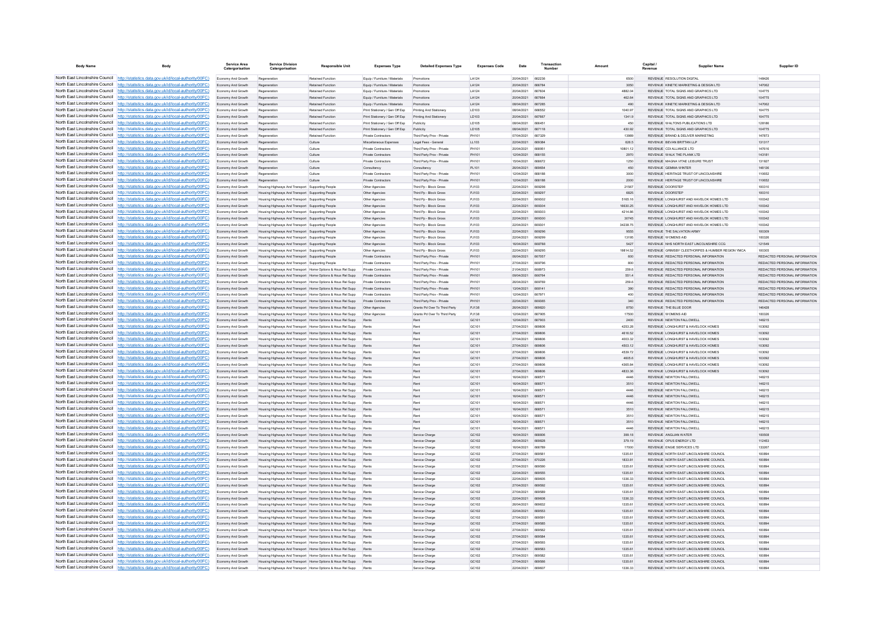| Body Name | Body | Service Area Catergorisation | Service Division Catergorisation | Responsible Unit | Expenses Type | Detailed Expenses Type | Expenses Code | Date | Transaction Number | Amount | Capital / Revenue | Supplier Name | Supplier ID |
|---|---|---|---|---|---|---|---|---|---|---|---|---|---|
| North East Lincolnshire Council | http://statistics.data.gov.uk/id/local-authority/00FC) | Economy And Growth | Regeneration | Retained Function | Equip / Furniture / Materials | Promotions | LA124 | 20/04/2021 | 662236 | 6500 | REVENUE | RESOLUTION DIGITAL | 148426 |
| North East Lincolnshire Council | http://statistics.data.gov.uk/id/local-authority/00FC) | Economy And Growth | Regeneration | Retained Function | Equip / Furniture / Materials | Promotions | LA124 | 20/04/2021 | 666784 | 3050 | REVENUE | KINETIC MARKETING & DESIGN LTD | 147062 |
| North East Lincolnshire Council | http://statistics.data.gov.uk/id/local-authority/00FC) | Economy And Growth | Regeneration | Retained Function | Equip / Furniture / Materials | Promotions | LA124 | 20/04/2021 | 667604 | 4882.04 | REVENUE | TOTAL SIGNS AND GRAPHICS LTD | 104775 |
| North East Lincolnshire Council | http://statistics.data.gov.uk/id/local-authority/00FC) | Economy And Growth | Regeneration | Retained Function | Equip / Furniture / Materials | Promotions | LA124 | 20/04/2021 | 667664 | 462.64 | REVENUE | TOTAL SIGNS AND GRAPHICS LTD | 104775 |
| North East Lincolnshire Council | http://statistics.data.gov.uk/id/local-authority/00FC) | Economy And Growth | Regeneration | Retained Function | Equip / Furniture / Materials | Promotions | LA124 | 08/04/2021 | 667285 | 490 | REVENUE | KINETIC MARKETING & DESIGN LTD | 147062 |
| North East Lincolnshire Council | http://statistics.data.gov.uk/id/local-authority/00FC) | Economy And Growth | Regeneration | Retained Function | Print Stationery / Gen Off Exp | Printing And Stationery | LD103 | 08/04/2021 | 666552 | 1040.97 | REVENUE | TOTAL SIGNS AND GRAPHICS LTD | 104775 |
| North East Lincolnshire Council | http://statistics.data.gov.uk/id/local-authority/00FC) | Economy And Growth | Regeneration | Retained Function | Print Stationery / Gen Off Exp | Printing And Stationery | LD103 | 20/04/2021 | 667667 | 1341.9 | REVENUE | TOTAL SIGNS AND GRAPHICS LTD | 104775 |
| North East Lincolnshire Council | http://statistics.data.gov.uk/id/local-authority/00FC) | Economy And Growth | Regeneration | Retained Function | Print Stationery / Gen Off Exp | Publicity | LD105 | 08/04/2021 | 666451 | 450 | REVENUE | WALTONS PUBLICATIONS LTD | 128186 |
| North East Lincolnshire Council | http://statistics.data.gov.uk/id/local-authority/00FC) | Economy And Growth | Regeneration | Retained Function | Print Stationery / Gen Off Exp | Publicity | LD105 | 08/04/2021 | 667118 | 430.92 | REVENUE | TOTAL SIGNS AND GRAPHICS LTD | 104775 |
| North East Lincolnshire Council | http://statistics.data.gov.uk/id/local-authority/00FC) | Economy And Growth | Regeneration | Retained Function | Private Contractors | Third Party Prov - Private | PH101 | 07/04/2021 | 667329 | 13989 | REVENUE | BRAND & DELIVER MARKETING | 147873 |
| North East Lincolnshire Council | http://statistics.data.gov.uk/id/local-authority/00FC) | Economy And Growth | Regeneration | Culture | Miscellaneous Expenses | Legal Fees - General | LL103 | 22/04/2021 | 669384 | 626.5 | REVENUE | BEVAN BRITTAN LLP | 131317 |
| North East Lincolnshire Council | http://statistics.data.gov.uk/id/local-authority/00FC) | Economy And Growth | Regeneration | Culture | Private Contractors | Third Party Prov - Private | PH101 | 20/04/2021 | 668951 | 10801.12 | REVENUE | CDI ALLIANCE LTD | 147616 |
| North East Lincolnshire Council | http://statistics.data.gov.uk/id/local-authority/00FC) | Economy And Growth | Regeneration | Culture | Private Contractors | Third Party Prov - Private | PH101 | 12/04/2021 | 668155 | 2970 | REVENUE | WALK THE PLANK LTD | 143181 |
| North East Lincolnshire Council | http://statistics.data.gov.uk/id/local-authority/00FC) | Economy And Growth | Regeneration | Culture | Private Contractors | Third Party Prov - Private | PH101 | 15/04/2021 | 668672 | 1250 | REVENUE | MAGNA VITAE LEISURE TRUST | 131927 |
| North East Lincolnshire Council | http://statistics.data.gov.uk/id/local-authority/00FC) | Economy And Growth | Regeneration | Culture | Consultancy | Consultancy | PL101 | 26/04/2021 | 669654 | 450 | REVENUE | GEMMA WINTER | 148136 |
| North East Lincolnshire Council | http://statistics.data.gov.uk/id/local-authority/00FC) | Economy And Growth | Regeneration | Culture | Private Contractors | Third Party Prov - Private | PH101 | 12/04/2021 | 668188 | 3000 | REVENUE | HERITAGE TRUST OF LINCOLNSHIRE | 110652 |
| North East Lincolnshire Council | http://statistics.data.gov.uk/id/local-authority/00FC) | Economy And Growth | Regeneration | Culture | Private Contractors | Third Party Prov - Private | PH101 | 12/04/2021 | 668188 | 2000 | REVENUE | HERITAGE TRUST OF LINCOLNSHIRE | 110652 |
| North East Lincolnshire Council | http://statistics.data.gov.uk/id/local-authority/00FC) | Economy And Growth | Housing Highways And Transport | Supporting People | Other Agencies | Third Pp - Block Gross | PJ103 | 22/04/2021 | 669298 | 21567 | REVENUE | DOORSTEP | 100310 |
| North East Lincolnshire Council | http://statistics.data.gov.uk/id/local-authority/00FC) | Economy And Growth | Housing Highways And Transport | Supporting People | Other Agencies | Third Pp - Block Gross | PJ103 | 22/04/2021 | 669297 | 6825 | REVENUE | DOORSTEP | 100310 |
| North East Lincolnshire Council | http://statistics.data.gov.uk/id/local-authority/00FC) | Economy And Growth | Housing Highways And Transport | Supporting People | Other Agencies | Third Pp - Block Gross | PJ103 | 22/04/2021 | 669302 | 5165.16 | REVENUE | LONGHURST AND HAVELOK HOMES LTD | 100342 |
| North East Lincolnshire Council | http://statistics.data.gov.uk/id/local-authority/00FC) | Economy And Growth | Housing Highways And Transport | Supporting People | Other Agencies | Third Pp - Block Gross | PJ103 | 22/04/2021 | 669304 | 18630.25 | REVENUE | LONGHURST AND HAVELOK HOMES LTD | 100342 |
| North East Lincolnshire Council | http://statistics.data.gov.uk/id/local-authority/00FC) | Economy And Growth | Housing Highways And Transport | Supporting People | Other Agencies | Third Pp - Block Gross | PJ103 | 22/04/2021 | 669303 | 4214.86 | REVENUE | LONGHURST AND HAVELOK HOMES LTD | 100342 |
| North East Lincolnshire Council | http://statistics.data.gov.uk/id/local-authority/00FC) | Economy And Growth | Housing Highways And Transport | Supporting People | Other Agencies | Third Pp - Block Gross | PJ103 | 22/04/2021 | 669300 | 30745 | REVENUE | LONGHURST AND HAVELOK HOMES LTD | 100342 |
| North East Lincolnshire Council | http://statistics.data.gov.uk/id/local-authority/00FC) | Economy And Growth | Housing Highways And Transport | Supporting People | Other Agencies | Third Pp - Block Gross | PJ103 | 22/04/2021 | 669301 | 34238.75 | REVENUE | LONGHURST AND HAVELOK HOMES LTD | 100342 |
| North East Lincolnshire Council | http://statistics.data.gov.uk/id/local-authority/00FC) | Economy And Growth | Housing Highways And Transport | Supporting People | Other Agencies | Third Pp - Block Gross | PJ103 | 22/04/2021 | 669296 | 9555 | REVENUE | THE SALVATION ARMY | 100309 |
| North East Lincolnshire Council | http://statistics.data.gov.uk/id/local-authority/00FC) | Economy And Growth | Housing Highways And Transport | Supporting People | Other Agencies | Third Pp - Block Gross | PJ103 | 22/04/2021 | 669299 | 13195 | REVENUE | WOMENS AID | 100326 |
| North East Lincolnshire Council | http://statistics.data.gov.uk/id/local-authority/00FC) | Economy And Growth | Housing Highways And Transport | Supporting People | Other Agencies | Third Pp - Block Gross | PJ103 | 16/04/2021 | 666788 | 5427 | REVENUE | NHS NORTH EAST LINCOLNSHIRE CCG | 121549 |
| North East Lincolnshire Council | http://statistics.data.gov.uk/id/local-authority/00FC) | Economy And Growth | Housing Highways And Transport | Supporting People | Other Agencies | Third Pp - Block Gross | PJ103 | 22/04/2021 | 669295 | 19814.52 | REVENUE | GRIMSBY CLEETHORPES & HUMBER REGION YMCA | 100305 |
| North East Lincolnshire Council | http://statistics.data.gov.uk/id/local-authority/00FC) | Economy And Growth | Housing Highways And Transport | Supporting People | Private Contractors | Third Party Prov - Private | PH101 | 06/04/2021 | 667057 | 600 | REVENUE | REDACTED PERSONAL INFORMATION | REDACTED PERSONAL INFORMATION |
| North East Lincolnshire Council | http://statistics.data.gov.uk/id/local-authority/00FC) | Economy And Growth | Housing Highways And Transport | Supporting People | Private Contractors | Third Party Prov - Private | PH101 | 27/04/2021 | 669796 | 800 | REVENUE | REDACTED PERSONAL INFORMATION | REDACTED PERSONAL INFORMATION |
| North East Lincolnshire Council | http://statistics.data.gov.uk/id/local-authority/00FC) | Economy And Growth | Housing Highways And Transport | Home Options & Hous Rel Supp | Private Contractors | Third Party Prov - Private | PH101 | 21/04/2021 | 668973 | 259.6 | REVENUE | REDACTED PERSONAL INFORMATION | REDACTED PERSONAL INFORMATION |
| North East Lincolnshire Council | http://statistics.data.gov.uk/id/local-authority/00FC) | Economy And Growth | Housing Highways And Transport | Home Options & Hous Rel Supp | Private Contractors | Third Party Prov - Private | PH101 | 09/04/2021 | 666764 | 551.4 | REVENUE | REDACTED PERSONAL INFORMATION | REDACTED PERSONAL INFORMATION |
| North East Lincolnshire Council | http://statistics.data.gov.uk/id/local-authority/00FC) | Economy And Growth | Housing Highways And Transport | Home Options & Hous Rel Supp | Private Contractors | Third Party Prov - Private | PH101 | 26/04/2021 | 669769 | 259.6 | REVENUE | REDACTED PERSONAL INFORMATION | REDACTED PERSONAL INFORMATION |
| North East Lincolnshire Council | http://statistics.data.gov.uk/id/local-authority/00FC) | Economy And Growth | Housing Highways And Transport | Home Options & Hous Rel Supp | Private Contractors | Third Party Prov - Private | PH101 | 13/04/2021 | 668141 | 390 | REVENUE | REDACTED PERSONAL INFORMATION | REDACTED PERSONAL INFORMATION |
| North East Lincolnshire Council | http://statistics.data.gov.uk/id/local-authority/00FC) | Economy And Growth | Housing Highways And Transport | Home Options & Hous Rel Supp | Private Contractors | Third Party Prov - Private | PH101 | 12/04/2021 | 667971 | 400 | REVENUE | REDACTED PERSONAL INFORMATION | REDACTED PERSONAL INFORMATION |
| North East Lincolnshire Council | http://statistics.data.gov.uk/id/local-authority/00FC) | Economy And Growth | Housing Highways And Transport | Home Options & Hous Rel Supp | Private Contractors | Third Party Prov - Private | PH101 | 22/04/2021 | 669365 | 340 | REVENUE | REDACTED PERSONAL INFORMATION | REDACTED PERSONAL INFORMATION |
| North East Lincolnshire Council | http://statistics.data.gov.uk/id/local-authority/00FC) | Economy And Growth | Housing Highways And Transport | Home Options & Hous Rel Supp | Other Agencies | Grants Pd Over To Third Party | PJ138 | 26/04/2021 | 669620 | 8750 | REVENUE | THE BLUE DOOR | 146428 |
| North East Lincolnshire Council | http://statistics.data.gov.uk/id/local-authority/00FC) | Economy And Growth | Housing Highways And Transport | Home Options & Hous Rel Supp | Other Agencies | Grants Pd Over To Third Party | PJ138 | 12/04/2021 | 667905 | 17500 | REVENUE | WOMENS AID | 100326 |
| North East Lincolnshire Council | http://statistics.data.gov.uk/id/local-authority/00FC) | Economy And Growth | Housing Highways And Transport | Home Options & Hous Rel Supp | Rents | Rent | GC101 | 12/04/2021 | 667903 | 2400 | REVENUE | NEWTON FALLOWELL | 146215 |
| North East Lincolnshire Council | http://statistics.data.gov.uk/id/local-authority/00FC) | Economy And Growth | Housing Highways And Transport | Home Options & Hous Rel Supp | Rents | Rent | GC101 | 27/04/2021 | 669806 | 4253.28 | REVENUE | LONGHURST & HAVELOCK HOMES | 103092 |
| North East Lincolnshire Council | http://statistics.data.gov.uk/id/local-authority/00FC) | Economy And Growth | Housing Highways And Transport | Home Options & Hous Rel Supp | Rents | Rent | GC101 | 27/04/2021 | 669806 | 4616.52 | REVENUE | LONGHURST & HAVELOCK HOMES | 103092 |
| North East Lincolnshire Council | http://statistics.data.gov.uk/id/local-authority/00FC) | Economy And Growth | Housing Highways And Transport | Home Options & Hous Rel Supp | Rents | Rent | GC101 | 27/04/2021 | 669806 | 4003.32 | REVENUE | LONGHURST & HAVELOCK HOMES | 103092 |
| North East Lincolnshire Council | http://statistics.data.gov.uk/id/local-authority/00FC) | Economy And Growth | Housing Highways And Transport | Home Options & Hous Rel Supp | Rents | Rent | GC101 | 27/04/2021 | 669806 | 4503.12 | REVENUE | LONGHURST & HAVELOCK HOMES | 103092 |
| North East Lincolnshire Council | http://statistics.data.gov.uk/id/local-authority/00FC) | Economy And Growth | Housing Highways And Transport | Home Options & Hous Rel Supp | Rents | Rent | GC101 | 27/04/2021 | 669806 | 4539.72 | REVENUE | LONGHURST & HAVELOCK HOMES | 103092 |
| North East Lincolnshire Council | http://statistics.data.gov.uk/id/local-authority/00FC) | Economy And Growth | Housing Highways And Transport | Home Options & Hous Rel Supp | Rents | Rent | GC101 | 27/04/2021 | 669806 | 4605.6 | REVENUE | LONGHURST & HAVELOCK HOMES | 103092 |
| North East Lincolnshire Council | http://statistics.data.gov.uk/id/local-authority/00FC) | Economy And Growth | Housing Highways And Transport | Home Options & Hous Rel Supp | Rents | Rent | GC101 | 27/04/2021 | 669806 | 4365.84 | REVENUE | LONGHURST & HAVELOCK HOMES | 103092 |
| North East Lincolnshire Council | http://statistics.data.gov.uk/id/local-authority/00FC) | Economy And Growth | Housing Highways And Transport | Home Options & Hous Rel Supp | Rents | Rent | GC101 | 27/04/2021 | 669806 | 4833.36 | REVENUE | LONGHURST & HAVELOCK HOMES | 103092 |
| North East Lincolnshire Council | http://statistics.data.gov.uk/id/local-authority/00FC) | Economy And Growth | Housing Highways And Transport | Home Options & Hous Rel Supp | Rents | Rent | GC101 | 16/04/2021 | 668571 | 4446 | REVENUE | NEWTON FALLOWELL | 146215 |
| North East Lincolnshire Council | http://statistics.data.gov.uk/id/local-authority/00FC) | Economy And Growth | Housing Highways And Transport | Home Options & Hous Rel Supp | Rents | Rent | GC101 | 16/04/2021 | 668571 | 3510 | REVENUE | NEWTON FALLOWELL | 146215 |
| North East Lincolnshire Council | http://statistics.data.gov.uk/id/local-authority/00FC) | Economy And Growth | Housing Highways And Transport | Home Options & Hous Rel Supp | Rents | Rent | GC101 | 16/04/2021 | 668571 | 4446 | REVENUE | NEWTON FALLOWELL | 146215 |
| North East Lincolnshire Council | http://statistics.data.gov.uk/id/local-authority/00FC) | Economy And Growth | Housing Highways And Transport | Home Options & Hous Rel Supp | Rents | Rent | GC101 | 16/04/2021 | 668571 | 4446 | REVENUE | NEWTON FALLOWELL | 146215 |
| North East Lincolnshire Council | http://statistics.data.gov.uk/id/local-authority/00FC) | Economy And Growth | Housing Highways And Transport | Home Options & Hous Rel Supp | Rents | Rent | GC101 | 16/04/2021 | 668571 | 4446 | REVENUE | NEWTON FALLOWELL | 146215 |
| North East Lincolnshire Council | http://statistics.data.gov.uk/id/local-authority/00FC) | Economy And Growth | Housing Highways And Transport | Home Options & Hous Rel Supp | Rents | Rent | GC101 | 16/04/2021 | 668571 | 3510 | REVENUE | NEWTON FALLOWELL | 146215 |
| North East Lincolnshire Council | http://statistics.data.gov.uk/id/local-authority/00FC) | Economy And Growth | Housing Highways And Transport | Home Options & Hous Rel Supp | Rents | Rent | GC101 | 16/04/2021 | 668571 | 3510 | REVENUE | NEWTON FALLOWELL | 146215 |
| North East Lincolnshire Council | http://statistics.data.gov.uk/id/local-authority/00FC) | Economy And Growth | Housing Highways And Transport | Home Options & Hous Rel Supp | Rents | Rent | GC101 | 16/04/2021 | 668571 | 3510 | REVENUE | NEWTON FALLOWELL | 146215 |
| North East Lincolnshire Council | http://statistics.data.gov.uk/id/local-authority/00FC) | Economy And Growth | Housing Highways And Transport | Home Options & Hous Rel Supp | Rents | Rent | GC101 | 16/04/2021 | 668571 | 4446 | REVENUE | NEWTON FALLOWELL | 146215 |
| North East Lincolnshire Council | http://statistics.data.gov.uk/id/local-authority/00FC) | Economy And Growth | Housing Highways And Transport | Home Options & Hous Rel Supp | Rents | Service Charge | GC102 | 16/04/2021 | 668606 | 399.18 | REVENUE | ANGLIAN WATER | 100508 |
| North East Lincolnshire Council | http://statistics.data.gov.uk/id/local-authority/00FC) | Economy And Growth | Housing Highways And Transport | Home Options & Hous Rel Supp | Rents | Service Charge | GC102 | 26/04/2021 | 669628 | 379.19 | REVENUE | OPUS ENERGY LTD | 112453 |
| North East Lincolnshire Council | http://statistics.data.gov.uk/id/local-authority/00FC) | Economy And Growth | Housing Highways And Transport | Home Options & Hous Rel Supp | Rents | Service Charge | GC102 | 16/04/2021 | 666789 | 17000 | REVENUE | ENGIE SERVICES LTD | 133267 |
| North East Lincolnshire Council | http://statistics.data.gov.uk/id/local-authority/00FC) | Economy And Growth | Housing Highways And Transport | Home Options & Hous Rel Supp | Rents | Service Charge | GC102 | 27/04/2021 | 669561 | 1335.61 | REVENUE | NORTH EAST LINCOLNSHIRE COUNCIL | 100894 |
| North East Lincolnshire Council | http://statistics.data.gov.uk/id/local-authority/00FC) | Economy And Growth | Housing Highways And Transport | Home Options & Hous Rel Supp | Rents | Service Charge | GC102 | 27/04/2021 | 670226 | 1833.81 | REVENUE | NORTH EAST LINCOLNSHIRE COUNCIL | 100894 |
| North East Lincolnshire Council | http://statistics.data.gov.uk/id/local-authority/00FC) | Economy And Growth | Housing Highways And Transport | Home Options & Hous Rel Supp | Rents | Service Charge | GC102 | 27/04/2021 | 669590 | 1335.61 | REVENUE | NORTH EAST LINCOLNSHIRE COUNCIL | 100894 |
| North East Lincolnshire Council | http://statistics.data.gov.uk/id/local-authority/00FC) | Economy And Growth | Housing Highways And Transport | Home Options & Hous Rel Supp | Rents | Service Charge | GC102 | 22/04/2021 | 669585 | 1335.61 | REVENUE | NORTH EAST LINCOLNSHIRE COUNCIL | 100894 |
| North East Lincolnshire Council | http://statistics.data.gov.uk/id/local-authority/00FC) | Economy And Growth | Housing Highways And Transport | Home Options & Hous Rel Supp | Rents | Service Charge | GC102 | 22/04/2021 | 669605 | 1336.33 | REVENUE | NORTH EAST LINCOLNSHIRE COUNCIL | 100894 |
| North East Lincolnshire Council | http://statistics.data.gov.uk/id/local-authority/00FC) | Economy And Growth | Housing Highways And Transport | Home Options & Hous Rel Supp | Rents | Service Charge | GC102 | 27/04/2021 | 669592 | 1335.61 | REVENUE | NORTH EAST LINCOLNSHIRE COUNCIL | 100894 |
| North East Lincolnshire Council | http://statistics.data.gov.uk/id/local-authority/00FC) | Economy And Growth | Housing Highways And Transport | Home Options & Hous Rel Supp | Rents | Service Charge | GC102 | 27/04/2021 | 669589 | 1335.61 | REVENUE | NORTH EAST LINCOLNSHIRE COUNCIL | 100894 |
| North East Lincolnshire Council | http://statistics.data.gov.uk/id/local-authority/00FC) | Economy And Growth | Housing Highways And Transport | Home Options & Hous Rel Supp | Rents | Service Charge | GC102 | 22/04/2021 | 669608 | 1336.33 | REVENUE | NORTH EAST LINCOLNSHIRE COUNCIL | 100894 |
| North East Lincolnshire Council | http://statistics.data.gov.uk/id/local-authority/00FC) | Economy And Growth | Housing Highways And Transport | Home Options & Hous Rel Supp | Rents | Service Charge | GC102 | 26/04/2021 | 669632 | 1335.61 | REVENUE | NORTH EAST LINCOLNSHIRE COUNCIL | 100894 |
| North East Lincolnshire Council | http://statistics.data.gov.uk/id/local-authority/00FC) | Economy And Growth | Housing Highways And Transport | Home Options & Hous Rel Supp | Rents | Service Charge | GC102 | 22/04/2021 | 669553 | 1335.61 | REVENUE | NORTH EAST LINCOLNSHIRE COUNCIL | 100894 |
| North East Lincolnshire Council | http://statistics.data.gov.uk/id/local-authority/00FC) | Economy And Growth | Housing Highways And Transport | Home Options & Hous Rel Supp | Rents | Service Charge | GC102 | 27/04/2021 | 669591 | 1335.61 | REVENUE | NORTH EAST LINCOLNSHIRE COUNCIL | 100894 |
| North East Lincolnshire Council | http://statistics.data.gov.uk/id/local-authority/00FC) | Economy And Growth | Housing Highways And Transport | Home Options & Hous Rel Supp | Rents | Service Charge | GC102 | 27/04/2021 | 669585 | 1335.61 | REVENUE | NORTH EAST LINCOLNSHIRE COUNCIL | 100894 |
| North East Lincolnshire Council | http://statistics.data.gov.uk/id/local-authority/00FC) | Economy And Growth | Housing Highways And Transport | Home Options & Hous Rel Supp | Rents | Service Charge | GC102 | 27/04/2021 | 669582 | 1335.61 | REVENUE | NORTH EAST LINCOLNSHIRE COUNCIL | 100894 |
| North East Lincolnshire Council | http://statistics.data.gov.uk/id/local-authority/00FC) | Economy And Growth | Housing Highways And Transport | Home Options & Hous Rel Supp | Rents | Service Charge | GC102 | 27/04/2021 | 669584 | 1335.61 | REVENUE | NORTH EAST LINCOLNSHIRE COUNCIL | 100894 |
| North East Lincolnshire Council | http://statistics.data.gov.uk/id/local-authority/00FC) | Economy And Growth | Housing Highways And Transport | Home Options & Hous Rel Supp | Rents | Service Charge | GC102 | 27/04/2021 | 669593 | 1335.61 | REVENUE | NORTH EAST LINCOLNSHIRE COUNCIL | 100894 |
| North East Lincolnshire Council | http://statistics.data.gov.uk/id/local-authority/00FC) | Economy And Growth | Housing Highways And Transport | Home Options & Hous Rel Supp | Rents | Service Charge | GC102 | 27/04/2021 | 669583 | 1335.61 | REVENUE | NORTH EAST LINCOLNSHIRE COUNCIL | 100894 |
| North East Lincolnshire Council | http://statistics.data.gov.uk/id/local-authority/00FC) | Economy And Growth | Housing Highways And Transport | Home Options & Hous Rel Supp | Rents | Service Charge | GC102 | 27/04/2021 | 669582 | 1335.61 | REVENUE | NORTH EAST LINCOLNSHIRE COUNCIL | 100894 |
| North East Lincolnshire Council | http://statistics.data.gov.uk/id/local-authority/00FC) | Economy And Growth | Housing Highways And Transport | Home Options & Hous Rel Supp | Rents | Service Charge | GC102 | 27/04/2021 | 669566 | 1335.61 | REVENUE | NORTH EAST LINCOLNSHIRE COUNCIL | 100894 |
| North East Lincolnshire Council | http://statistics.data.gov.uk/id/local-authority/00FC) | Economy And Growth | Housing Highways And Transport | Home Options & Hous Rel Supp | Rents | Service Charge | GC102 | 22/04/2021 | 669607 | 1336.33 | REVENUE | NORTH EAST LINCOLNSHIRE COUNCIL | 100894 |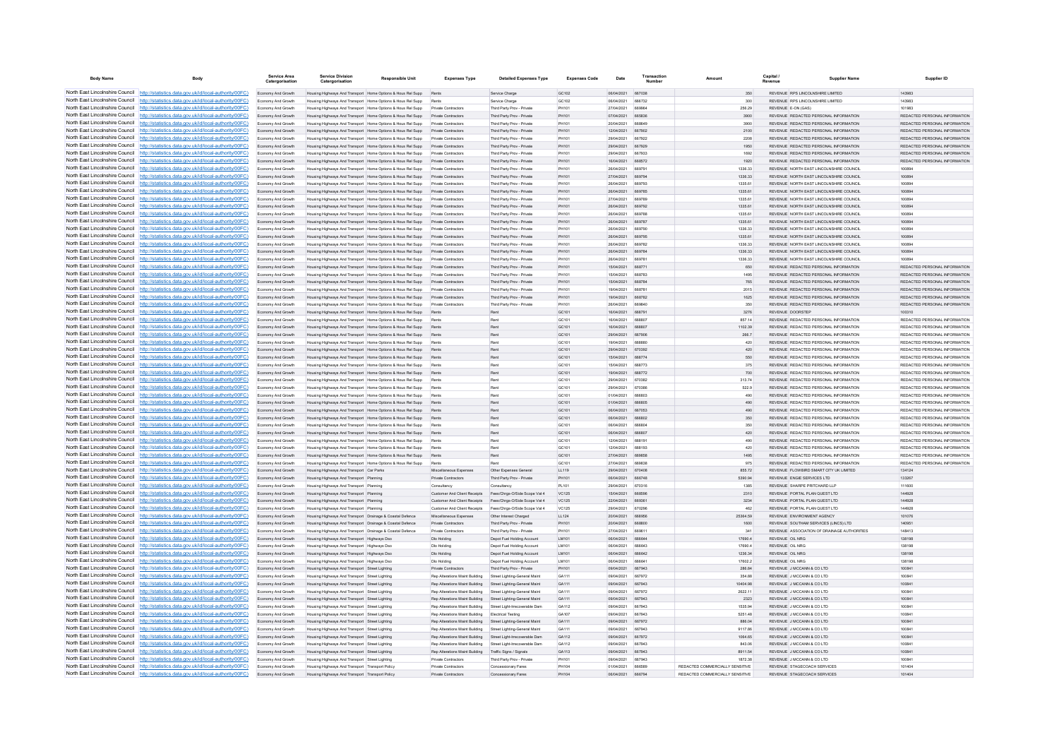| Body Name | Body | Service Area Catergorisation | Service Division Catergorisation | Responsible Unit | Expenses Type | Detailed Expenses Type | Expenses Code | Date | Transaction Number | Amount | Capital / Revenue | Supplier Name | Supplier ID |
|---|---|---|---|---|---|---|---|---|---|---|---|---|---|
| North East Lincolnshire Council | http://statistics.data.gov.uk/id/local-authority/00FC) | Economy And Growth | Housing Highways And Transport | Home Options & Hous Rel Supp | Rents | Service Charge | GC102 | 06/04/2021 | 667108 | 350 | REVENUE | RPS LINCOLNSHIRE LIMITED | 143983 |
| North East Lincolnshire Council | http://statistics.data.gov.uk/id/local-authority/00FC) | Economy And Growth | Housing Highways And Transport | Home Options & Hous Rel Supp | Rents | Service Charge | GC102 | 06/04/2021 | 666732 | 300 | REVENUE | RPS LINCOLNSHIRE LIMITED | 143983 |
| North East Lincolnshire Council | http://statistics.data.gov.uk/id/local-authority/00FC) | Economy And Growth | Housing Highways And Transport | Home Options & Hous Rel Supp | Private Contractors | Third Party Prov - Private | PH101 | 27/04/2021 | 669964 | 256.29 | REVENUE | E-ON (GAS) | 101983 |
| North East Lincolnshire Council | http://statistics.data.gov.uk/id/local-authority/00FC) | Economy And Growth | Housing Highways And Transport | Home Options & Hous Rel Supp | Private Contractors | Third Party Prov - Private | PH101 | 07/04/2021 | 665836 | 3900 | REVENUE | REDACTED PERSONAL INFORMATION | REDACTED PERSONAL INFORMATION |
| North East Lincolnshire Council | http://statistics.data.gov.uk/id/local-authority/00FC) | Economy And Growth | Housing Highways And Transport | Home Options & Hous Rel Supp | Private Contractors | Third Party Prov - Private | PH101 | 20/04/2021 | 668649 | 3900 | REVENUE | REDACTED PERSONAL INFORMATION | REDACTED PERSONAL INFORMATION |
| North East Lincolnshire Council | http://statistics.data.gov.uk/id/local-authority/00FC) | Economy And Growth | Housing Highways And Transport | Home Options & Hous Rel Supp | Private Contractors | Third Party Prov - Private | PH101 | 12/04/2021 | 667902 | 2100 | REVENUE | REDACTED PERSONAL INFORMATION | REDACTED PERSONAL INFORMATION |
| North East Lincolnshire Council | http://statistics.data.gov.uk/id/local-authority/00FC) | Economy And Growth | Housing Highways And Transport | Home Options & Hous Rel Supp | Private Contractors | Third Party Prov - Private | PH101 | 29/04/2021 | 667922 | 2208 | REVENUE | REDACTED PERSONAL INFORMATION | REDACTED PERSONAL INFORMATION |
| North East Lincolnshire Council | http://statistics.data.gov.uk/id/local-authority/00FC) | Economy And Growth | Housing Highways And Transport | Home Options & Hous Rel Supp | Private Contractors | Third Party Prov - Private | PH101 | 29/04/2021 | 667929 | 1950 | REVENUE | REDACTED PERSONAL INFORMATION | REDACTED PERSONAL INFORMATION |
| North East Lincolnshire Council | http://statistics.data.gov.uk/id/local-authority/00FC) | Economy And Growth | Housing Highways And Transport | Home Options & Hous Rel Supp | Private Contractors | Third Party Prov - Private | PH101 | 29/04/2021 | 667933 | 1692 | REVENUE | REDACTED PERSONAL INFORMATION | REDACTED PERSONAL INFORMATION |
| North East Lincolnshire Council | http://statistics.data.gov.uk/id/local-authority/00FC) | Economy And Growth | Housing Highways And Transport | Home Options & Hous Rel Supp | Private Contractors | Third Party Prov - Private | PH101 | 16/04/2021 | 666572 | 1920 | REVENUE | REDACTED PERSONAL INFORMATION | REDACTED PERSONAL INFORMATION |
| North East Lincolnshire Council | http://statistics.data.gov.uk/id/local-authority/00FC) | Economy And Growth | Housing Highways And Transport | Home Options & Hous Rel Supp | Private Contractors | Third Party Prov - Private | PH101 | 26/04/2021 | 669791 | 1336.33 | REVENUE | NORTH EAST LINCOLNSHIRE COUNCIL | 100894 |
| North East Lincolnshire Council | http://statistics.data.gov.uk/id/local-authority/00FC) | Economy And Growth | Housing Highways And Transport | Home Options & Hous Rel Supp | Private Contractors | Third Party Prov - Private | PH101 | 27/04/2021 | 669794 | 1336.33 | REVENUE | NORTH EAST LINCOLNSHIRE COUNCIL | 100894 |
| North East Lincolnshire Council | http://statistics.data.gov.uk/id/local-authority/00FC) | Economy And Growth | Housing Highways And Transport | Home Options & Hous Rel Supp | Private Contractors | Third Party Prov - Private | PH101 | 26/04/2021 | 669793 | 1335.61 | REVENUE | NORTH EAST LINCOLNSHIRE COUNCIL | 100894 |
| North East Lincolnshire Council | http://statistics.data.gov.uk/id/local-authority/00FC) | Economy And Growth | Housing Highways And Transport | Home Options & Hous Rel Supp | Private Contractors | Third Party Prov - Private | PH101 | 26/04/2021 | 669785 | 1335.61 | REVENUE | NORTH EAST LINCOLNSHIRE COUNCIL | 100894 |
| North East Lincolnshire Council | http://statistics.data.gov.uk/id/local-authority/00FC) | Economy And Growth | Housing Highways And Transport | Home Options & Hous Rel Supp | Private Contractors | Third Party Prov - Private | PH101 | 27/04/2021 | 669789 | 1335.61 | REVENUE | NORTH EAST LINCOLNSHIRE COUNCIL | 100894 |
| North East Lincolnshire Council | http://statistics.data.gov.uk/id/local-authority/00FC) | Economy And Growth | Housing Highways And Transport | Home Options & Hous Rel Supp | Private Contractors | Third Party Prov - Private | PH101 | 26/04/2021 | 669792 | 1335.61 | REVENUE | NORTH EAST LINCOLNSHIRE COUNCIL | 100894 |
| North East Lincolnshire Council | http://statistics.data.gov.uk/id/local-authority/00FC) | Economy And Growth | Housing Highways And Transport | Home Options & Hous Rel Supp | Private Contractors | Third Party Prov - Private | PH101 | 26/04/2021 | 669788 | 1335.61 | REVENUE | NORTH EAST LINCOLNSHIRE COUNCIL | 100894 |
| North East Lincolnshire Council | http://statistics.data.gov.uk/id/local-authority/00FC) | Economy And Growth | Housing Highways And Transport | Home Options & Hous Rel Supp | Private Contractors | Third Party Prov - Private | PH101 | 26/04/2021 | 669787 | 1335.61 | REVENUE | NORTH EAST LINCOLNSHIRE COUNCIL | 100894 |
| North East Lincolnshire Council | http://statistics.data.gov.uk/id/local-authority/00FC) | Economy And Growth | Housing Highways And Transport | Home Options & Hous Rel Supp | Private Contractors | Third Party Prov - Private | PH101 | 26/04/2021 | 669790 | 1336.33 | REVENUE | NORTH EAST LINCOLNSHIRE COUNCIL | 100894 |
| North East Lincolnshire Council | http://statistics.data.gov.uk/id/local-authority/00FC) | Economy And Growth | Housing Highways And Transport | Home Options & Hous Rel Supp | Private Contractors | Third Party Prov - Private | PH101 | 26/04/2021 | 669795 | 1335.61 | REVENUE | NORTH EAST LINCOLNSHIRE COUNCIL | 100894 |
| North East Lincolnshire Council | http://statistics.data.gov.uk/id/local-authority/00FC) | Economy And Growth | Housing Highways And Transport | Home Options & Hous Rel Supp | Private Contractors | Third Party Prov - Private | PH101 | 26/04/2021 | 669782 | 1336.33 | REVENUE | NORTH EAST LINCOLNSHIRE COUNCIL | 100894 |
| North East Lincolnshire Council | http://statistics.data.gov.uk/id/local-authority/00FC) | Economy And Growth | Housing Highways And Transport | Home Options & Hous Rel Supp | Private Contractors | Third Party Prov - Private | PH101 | 26/04/2021 | 669784 | 1336.33 | REVENUE | NORTH EAST LINCOLNSHIRE COUNCIL | 100894 |
| North East Lincolnshire Council | http://statistics.data.gov.uk/id/local-authority/00FC) | Economy And Growth | Housing Highways And Transport | Home Options & Hous Rel Supp | Private Contractors | Third Party Prov - Private | PH101 | 26/04/2021 | 669781 | 1336.33 | REVENUE | NORTH EAST LINCOLNSHIRE COUNCIL | 100894 |
| North East Lincolnshire Council | http://statistics.data.gov.uk/id/local-authority/00FC) | Economy And Growth | Housing Highways And Transport | Home Options & Hous Rel Supp | Private Contractors | Third Party Prov - Private | PH101 | 15/04/2021 | 668771 | 650 | REVENUE | REDACTED PERSONAL INFORMATION | REDACTED PERSONAL INFORMATION |
| North East Lincolnshire Council | http://statistics.data.gov.uk/id/local-authority/00FC) | Economy And Growth | Housing Highways And Transport | Home Options & Hous Rel Supp | Private Contractors | Third Party Prov - Private | PH101 | 15/04/2021 | 668783 | 1495 | REVENUE | REDACTED PERSONAL INFORMATION | REDACTED PERSONAL INFORMATION |
| North East Lincolnshire Council | http://statistics.data.gov.uk/id/local-authority/00FC) | Economy And Growth | Housing Highways And Transport | Home Options & Hous Rel Supp | Private Contractors | Third Party Prov - Private | PH101 | 15/04/2021 | 668784 | 765 | REVENUE | REDACTED PERSONAL INFORMATION | REDACTED PERSONAL INFORMATION |
| North East Lincolnshire Council | http://statistics.data.gov.uk/id/local-authority/00FC) | Economy And Growth | Housing Highways And Transport | Home Options & Hous Rel Supp | Private Contractors | Third Party Prov - Private | PH101 | 19/04/2021 | 668781 | 2015 | REVENUE | REDACTED PERSONAL INFORMATION | REDACTED PERSONAL INFORMATION |
| North East Lincolnshire Council | http://statistics.data.gov.uk/id/local-authority/00FC) | Economy And Growth | Housing Highways And Transport | Home Options & Hous Rel Supp | Private Contractors | Third Party Prov - Private | PH101 | 19/04/2021 | 668782 | 1625 | REVENUE | REDACTED PERSONAL INFORMATION | REDACTED PERSONAL INFORMATION |
| North East Lincolnshire Council | http://statistics.data.gov.uk/id/local-authority/00FC) | Economy And Growth | Housing Highways And Transport | Home Options & Hous Rel Supp | Private Contractors | Third Party Prov - Private | PH101 | 26/04/2021 | 669840 | 350 | REVENUE | REDACTED PERSONAL INFORMATION | REDACTED PERSONAL INFORMATION |
| North East Lincolnshire Council | http://statistics.data.gov.uk/id/local-authority/00FC) | Economy And Growth | Housing Highways And Transport | Home Options & Hous Rel Supp | Rents | Rent | GC101 | 16/04/2021 | 668791 | 3276 | REVENUE | DOORSTEP | 100310 |
| North East Lincolnshire Council | http://statistics.data.gov.uk/id/local-authority/00FC) | Economy And Growth | Housing Highways And Transport | Home Options & Hous Rel Supp | Rents | Rent | GC101 | 16/04/2021 | 668807 | 857.14 | REVENUE | REDACTED PERSONAL INFORMATION | REDACTED PERSONAL INFORMATION |
| North East Lincolnshire Council | http://statistics.data.gov.uk/id/local-authority/00FC) | Economy And Growth | Housing Highways And Transport | Home Options & Hous Rel Supp | Rents | Rent | GC101 | 16/04/2021 | 668807 | 1102.39 | REVENUE | REDACTED PERSONAL INFORMATION | REDACTED PERSONAL INFORMATION |
| North East Lincolnshire Council | http://statistics.data.gov.uk/id/local-authority/00FC) | Economy And Growth | Housing Highways And Transport | Home Options & Hous Rel Supp | Rents | Rent | GC101 | 29/04/2021 | 667906 | 268.7 | REVENUE | REDACTED PERSONAL INFORMATION | REDACTED PERSONAL INFORMATION |
| North East Lincolnshire Council | http://statistics.data.gov.uk/id/local-authority/00FC) | Economy And Growth | Housing Highways And Transport | Home Options & Hous Rel Supp | Rents | Rent | GC101 | 19/04/2021 | 668880 | 420 | REVENUE | REDACTED PERSONAL INFORMATION | REDACTED PERSONAL INFORMATION |
| North East Lincolnshire Council | http://statistics.data.gov.uk/id/local-authority/00FC) | Economy And Growth | Housing Highways And Transport | Home Options & Hous Rel Supp | Rents | Rent | GC101 | 29/04/2021 | 670392 | 420 | REVENUE | REDACTED PERSONAL INFORMATION | REDACTED PERSONAL INFORMATION |
| North East Lincolnshire Council | http://statistics.data.gov.uk/id/local-authority/00FC) | Economy And Growth | Housing Highways And Transport | Home Options & Hous Rel Supp | Rents | Rent | GC101 | 15/04/2021 | 668774 | 550 | REVENUE | REDACTED PERSONAL INFORMATION | REDACTED PERSONAL INFORMATION |
| North East Lincolnshire Council | http://statistics.data.gov.uk/id/local-authority/00FC) | Economy And Growth | Housing Highways And Transport | Home Options & Hous Rel Supp | Rents | Rent | GC101 | 15/04/2021 | 668773 | 375 | REVENUE | REDACTED PERSONAL INFORMATION | REDACTED PERSONAL INFORMATION |
| North East Lincolnshire Council | http://statistics.data.gov.uk/id/local-authority/00FC) | Economy And Growth | Housing Highways And Transport | Home Options & Hous Rel Supp | Rents | Rent | GC101 | 19/04/2021 | 668772 | 700 | REVENUE | REDACTED PERSONAL INFORMATION | REDACTED PERSONAL INFORMATION |
| North East Lincolnshire Council | http://statistics.data.gov.uk/id/local-authority/00FC) | Economy And Growth | Housing Highways And Transport | Home Options & Hous Rel Supp | Rents | Rent | GC101 | 29/04/2021 | 670382 | 313.74 | REVENUE | REDACTED PERSONAL INFORMATION | REDACTED PERSONAL INFORMATION |
| North East Lincolnshire Council | http://statistics.data.gov.uk/id/local-authority/00FC) | Economy And Growth | Housing Highways And Transport | Home Options & Hous Rel Supp | Rents | Rent | GC101 | 29/04/2021 | 670386 | 522.9 | REVENUE | REDACTED PERSONAL INFORMATION | REDACTED PERSONAL INFORMATION |
| North East Lincolnshire Council | http://statistics.data.gov.uk/id/local-authority/00FC) | Economy And Growth | Housing Highways And Transport | Home Options & Hous Rel Supp | Rents | Rent | GC101 | 01/04/2021 | 666603 | 490 | REVENUE | REDACTED PERSONAL INFORMATION | REDACTED PERSONAL INFORMATION |
| North East Lincolnshire Council | http://statistics.data.gov.uk/id/local-authority/00FC) | Economy And Growth | Housing Highways And Transport | Home Options & Hous Rel Supp | Rents | Rent | GC101 | 01/04/2021 | 666605 | 490 | REVENUE | REDACTED PERSONAL INFORMATION | REDACTED PERSONAL INFORMATION |
| North East Lincolnshire Council | http://statistics.data.gov.uk/id/local-authority/00FC) | Economy And Growth | Housing Highways And Transport | Home Options & Hous Rel Supp | Rents | Rent | GC101 | 06/04/2021 | 667053 | 490 | REVENUE | REDACTED PERSONAL INFORMATION | REDACTED PERSONAL INFORMATION |
| North East Lincolnshire Council | http://statistics.data.gov.uk/id/local-authority/00FC) | Economy And Growth | Housing Highways And Transport | Home Options & Hous Rel Supp | Rents | Rent | GC101 | 06/04/2021 | 666602 | 350 | REVENUE | REDACTED PERSONAL INFORMATION | REDACTED PERSONAL INFORMATION |
| North East Lincolnshire Council | http://statistics.data.gov.uk/id/local-authority/00FC) | Economy And Growth | Housing Highways And Transport | Home Options & Hous Rel Supp | Rents | Rent | GC101 | 06/04/2021 | 666604 | 350 | REVENUE | REDACTED PERSONAL INFORMATION | REDACTED PERSONAL INFORMATION |
| North East Lincolnshire Council | http://statistics.data.gov.uk/id/local-authority/00FC) | Economy And Growth | Housing Highways And Transport | Home Options & Hous Rel Supp | Rents | Rent | GC101 | 06/04/2021 | 666607 | 420 | REVENUE | REDACTED PERSONAL INFORMATION | REDACTED PERSONAL INFORMATION |
| North East Lincolnshire Council | http://statistics.data.gov.uk/id/local-authority/00FC) | Economy And Growth | Housing Highways And Transport | Home Options & Hous Rel Supp | Rents | Rent | GC101 | 12/04/2021 | 668191 | 490 | REVENUE | REDACTED PERSONAL INFORMATION | REDACTED PERSONAL INFORMATION |
| North East Lincolnshire Council | http://statistics.data.gov.uk/id/local-authority/00FC) | Economy And Growth | Housing Highways And Transport | Home Options & Hous Rel Supp | Rents | Rent | GC101 | 12/04/2021 | 668193 | 420 | REVENUE | REDACTED PERSONAL INFORMATION | REDACTED PERSONAL INFORMATION |
| North East Lincolnshire Council | http://statistics.data.gov.uk/id/local-authority/00FC) | Economy And Growth | Housing Highways And Transport | Home Options & Hous Rel Supp | Rents | Rent | GC101 | 27/04/2021 | 669858 | 1495 | REVENUE | REDACTED PERSONAL INFORMATION | REDACTED PERSONAL INFORMATION |
| North East Lincolnshire Council | http://statistics.data.gov.uk/id/local-authority/00FC) | Economy And Growth | Housing Highways And Transport | Home Options & Hous Rel Supp | Rents | Rent | GC101 | 27/04/2021 | 669838 | 975 | REVENUE | REDACTED PERSONAL INFORMATION | REDACTED PERSONAL INFORMATION |
| North East Lincolnshire Council | http://statistics.data.gov.uk/id/local-authority/00FC) | Economy And Growth | Housing Highways And Transport | Car Parks | Miscellaneous Expenses | Other Expenses General | LL119 | 29/04/2021 | 670406 | 855.72 | REVENUE | FLOWBIRD SMART CITY UK LIMITED | 134124 |
| North East Lincolnshire Council | http://statistics.data.gov.uk/id/local-authority/00FC) | Economy And Growth | Housing Highways And Transport | Planning | Private Contractors | Third Party Prov - Private | PH101 | 06/04/2021 | 666748 | 5390.94 | REVENUE | ENGIE SERVICES LTD | 133267 |
| North East Lincolnshire Council | http://statistics.data.gov.uk/id/local-authority/00FC) | Economy And Growth | Housing Highways And Transport | Planning | Consultancy | Consultancy | PL101 | 29/04/2021 | 670316 | 1385 | REVENUE | SHARPE PRITCHARD LLP | 111600 |
| North East Lincolnshire Council | http://statistics.data.gov.uk/id/local-authority/00FC) | Economy And Growth | Housing Highways And Transport | Planning | Customer And Client Receipts | Fees/Chrgs-O/Side Scope Vat 4 | VC125 | 15/04/2021 | 668596 | 2310 | REVENUE | PORTAL PLANQUEST LTD | 144928 |
| North East Lincolnshire Council | http://statistics.data.gov.uk/id/local-authority/00FC) | Economy And Growth | Housing Highways And Transport | Planning | Customer And Client Receipts | Fees/Chrgs-O/Side Scope Vat 4 | VC125 | 22/04/2021 | 669061 | 3234 | REVENUE | PORTAL PLANQUEST LTD | 144928 |
| North East Lincolnshire Council | http://statistics.data.gov.uk/id/local-authority/00FC) | Economy And Growth | Housing Highways And Transport | Planning | Customer And Client Receipts | Fees/Chrgs-O/Side Scope Vat 4 | VC125 | 29/04/2021 | 670296 | 462 | REVENUE | PORTAL PLANQUEST LTD | 144928 |
| North East Lincolnshire Council | http://statistics.data.gov.uk/id/local-authority/00FC) | Economy And Growth | Housing Highways And Transport | Drainage & Coastal Defence | Miscellaneous Expenses | Other Interest Charged | LL124 | 20/04/2021 | 668956 | 25364.59 | REVENUE | ENVIRONMENT AGENCY | 101076 |
| North East Lincolnshire Council | http://statistics.data.gov.uk/id/local-authority/00FC) | Economy And Growth | Housing Highways And Transport | Drainage & Coastal Defence | Private Contractors | Third Party Prov - Private | PH101 | 20/04/2021 | 668800 | 1600 | REVENUE | SOUTHAM SERVICES (LINCS) LTD | 140951 |
| North East Lincolnshire Council | http://statistics.data.gov.uk/id/local-authority/00FC) | Economy And Growth | Housing Highways And Transport | Drainage & Coastal Defence | Private Contractors | Third Party Prov - Private | PH101 | 27/04/2021 | 669611 | 341 | REVENUE | ASSOCIATION OF DRAINAGE AUTHORITIES | 148413 |
| North East Lincolnshire Council | http://statistics.data.gov.uk/id/local-authority/00FC) | Economy And Growth | Housing Highways And Transport | Highways Dso | Dlo Holding | Depot Fuel Holding Account | LM101 | 06/04/2021 | 666644 | 17690.4 | REVENUE | OIL NRG | 138198 |
| North East Lincolnshire Council | http://statistics.data.gov.uk/id/local-authority/00FC) | Economy And Growth | Housing Highways And Transport | Highways Dso | Dlo Holding | Depot Fuel Holding Account | LM101 | 06/04/2021 | 666643 | 17690.4 | REVENUE | OIL NRG | 138198 |
| North East Lincolnshire Council | http://statistics.data.gov.uk/id/local-authority/00FC) | Economy And Growth | Housing Highways And Transport | Highways Dso | Dlo Holding | Depot Fuel Holding Account | LM101 | 06/04/2021 | 666642 | 1236.34 | REVENUE | OIL NRG | 138198 |
| North East Lincolnshire Council | http://statistics.data.gov.uk/id/local-authority/00FC) | Economy And Growth | Housing Highways And Transport | Highways Dso | Dlo Holding | Depot Fuel Holding Account | LM101 | 06/04/2021 | 666641 | 17602.2 | REVENUE | OIL NRG | 138198 |
| North East Lincolnshire Council | http://statistics.data.gov.uk/id/local-authority/00FC) | Economy And Growth | Housing Highways And Transport | Street Lighting | Private Contractors | Third Party Prov - Private | PH101 | 09/04/2021 | 667943 | 286.84 | REVENUE | J MCCANN & CO LTD | 100841 |
| North East Lincolnshire Council | http://statistics.data.gov.uk/id/local-authority/00FC) | Economy And Growth | Housing Highways And Transport | Street Lighting | Rep Alterations Maint Building | Street Lighting-General Maint | GA111 | 09/04/2021 | 667972 | 354.88 | REVENUE | J MCCANN & CO LTD | 100841 |
| North East Lincolnshire Council | http://statistics.data.gov.uk/id/local-authority/00FC) | Economy And Growth | Housing Highways And Transport | Street Lighting | Rep Alterations Maint Building | Street Lighting-General Maint | GA111 | 09/04/2021 | 667943 | 10404.98 | REVENUE | J MCCANN & CO LTD | 100841 |
| North East Lincolnshire Council | http://statistics.data.gov.uk/id/local-authority/00FC) | Economy And Growth | Housing Highways And Transport | Street Lighting | Rep Alterations Maint Building | Street Lighting-General Maint | GA111 | 09/04/2021 | 667943 | 2323 | REVENUE | J MCCANN & CO LTD | 100841 |
| North East Lincolnshire Council | http://statistics.data.gov.uk/id/local-authority/00FC) | Economy And Growth | Housing Highways And Transport | Street Lighting | Rep Alterations Maint Building | Street Light-Irrecoverable Dam | GA112 | 09/04/2021 | 667943 | 1535.94 | REVENUE | J MCCANN & CO LTD | 100841 |
| North East Lincolnshire Council | http://statistics.data.gov.uk/id/local-authority/00FC) | Economy And Growth | Housing Highways And Transport | Street Lighting | Rep Alterations Maint Building | Electrical Testing | GA107 | 09/04/2021 | 667943 | 5251.48 | REVENUE | J MCCANN & CO LTD | 100841 |
| North East Lincolnshire Council | http://statistics.data.gov.uk/id/local-authority/00FC) | Economy And Growth | Housing Highways And Transport | Street Lighting | Rep Alterations Maint Building | Street Lighting-General Maint | GA111 | 09/04/2021 | 667972 | 886.04 | REVENUE | J MCCANN & CO LTD | 100841 |
| North East Lincolnshire Council | http://statistics.data.gov.uk/id/local-authority/00FC) | Economy And Growth | Housing Highways And Transport | Street Lighting | Rep Alterations Maint Building | Street Lighting-General Maint | GA111 | 09/04/2021 | 667943 | 9117.86 | REVENUE | J MCCANN & CO LTD | 100841 |
| North East Lincolnshire Council | http://statistics.data.gov.uk/id/local-authority/00FC) | Economy And Growth | Housing Highways And Transport | Street Lighting | Rep Alterations Maint Building | Street Light-Irrecoverable Dam | GA112 | 09/04/2021 | 667972 | 1064.65 | REVENUE | J MCCANN & CO LTD | 100841 |
| North East Lincolnshire Council | http://statistics.data.gov.uk/id/local-authority/00FC) | Economy And Growth | Housing Highways And Transport | Street Lighting | Rep Alterations Maint Building | Street Light-Irrecoverable Dam | GA112 | 09/04/2021 | 667943 | 843.06 | REVENUE | J MCCANN & CO LTD | 100841 |
| North East Lincolnshire Council | http://statistics.data.gov.uk/id/local-authority/00FC) | Economy And Growth | Housing Highways And Transport | Street Lighting | Rep Alterations Maint Building | Street Lighting-General Maint | GA111 | 09/04/2021 | 667972 | 2622.11 | REVENUE | J MCCANN & CO LTD | 100841 |
| North East Lincolnshire Council | http://statistics.data.gov.uk/id/local-authority/00FC) | Economy And Growth | Housing Highways And Transport | Street Lighting | Rep Alterations Maint Building | Traffic Signs / Signals | GA113 | 09/04/2021 | 667943 | 8911.54 | REVENUE | J MCCANN & CO LTD | 100841 |
| North East Lincolnshire Council | http://statistics.data.gov.uk/id/local-authority/00FC) | Economy And Growth | Housing Highways And Transport | Street Lighting | Private Contractors | Third Party Prov - Private | PH101 | 09/04/2021 | 667943 | 1872.38 | REVENUE | J MCCANN & CO LTD | 100841 |
| North East Lincolnshire Council | http://statistics.data.gov.uk/id/local-authority/00FC) | Economy And Growth | Housing Highways And Transport | Transport Policy | Private Contractors | Concessionary Fares | PH104 | 01/04/2021 | 666589 | REDACTED COMMERCIALLY SENSITIVE | REVENUE | STAGECOACH SERVICES | 101404 |
| North East Lincolnshire Council | http://statistics.data.gov.uk/id/local-authority/00FC) | Economy And Growth | Housing Highways And Transport | Transport Policy | Private Contractors | Concessionary Fares | PH104 | 06/04/2021 | 666794 | REDACTED COMMERCIALLY SENSITIVE | REVENUE | STAGECOACH SERVICES | 101404 |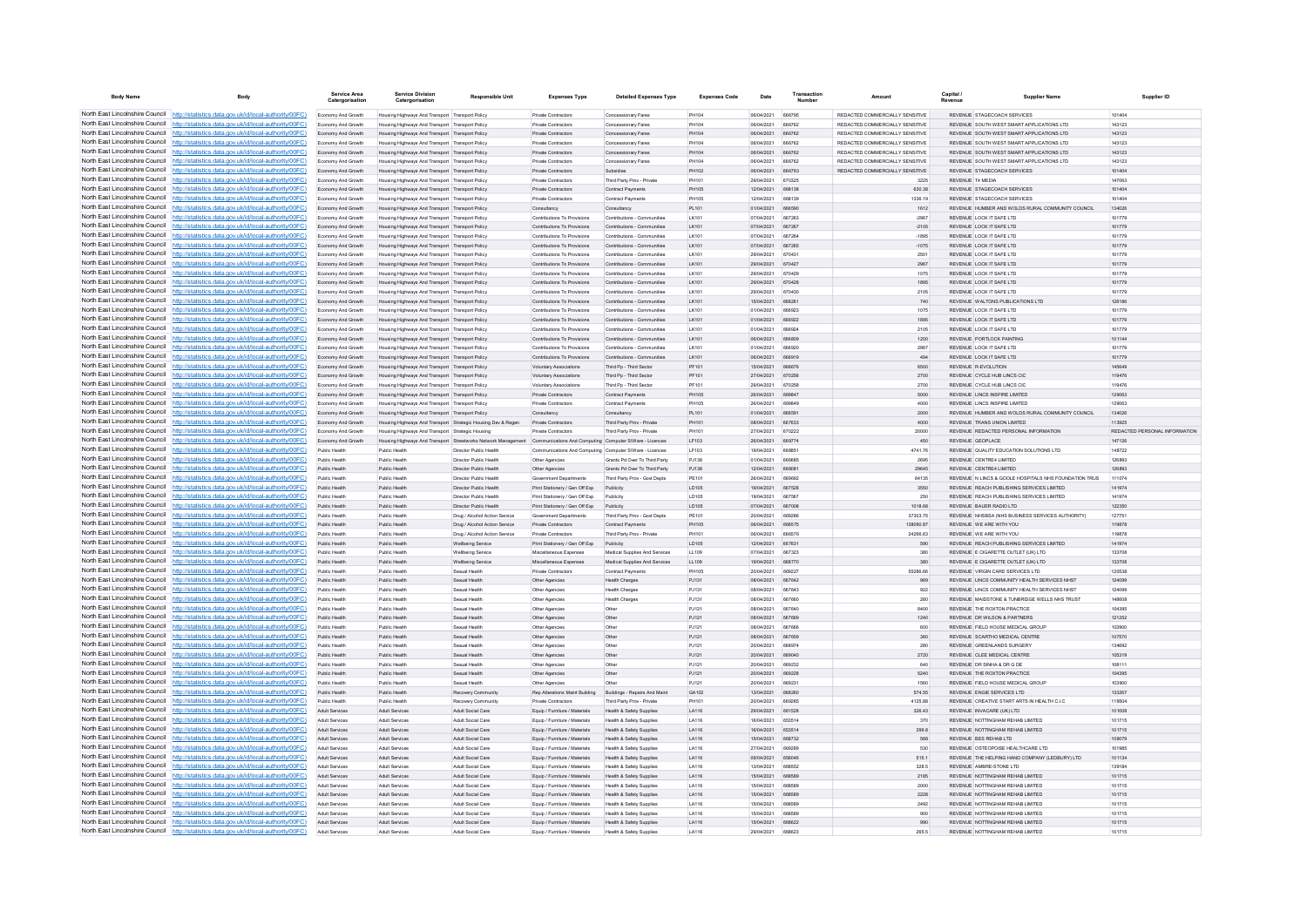| Body Name | Body | Service Area Catergorisation | Service Division Catergorisation | Responsible Unit | Expenses Type | Detailed Expenses Type | Expenses Code | Date | Transaction Number | Amount | Capital / Revenue | Supplier Name | Supplier ID |
|---|---|---|---|---|---|---|---|---|---|---|---|---|---|
| North East Lincolnshire Council | http://statistics.data.gov.uk/id/local-authority/00FC) | Economy And Growth | Housing Highways And Transport | Transport Policy | Private Contractors | Concessionary Fares | PH104 | 06/04/2021 | 666795 | REDACTED COMMERCIALLY SENSITIVE | REVENUE | STAGECOACH SERVICES | 101404 |
| North East Lincolnshire Council | http://statistics.data.gov.uk/id/local-authority/00FC) | Economy And Growth | Housing Highways And Transport | Transport Policy | Private Contractors | Concessionary Fares | PH104 | 06/04/2021 | 666762 | REDACTED COMMERCIALLY SENSITIVE | REVENUE | SOUTH WEST SMART APPLICATIONS LTD | 143123 |
| North East Lincolnshire Council | http://statistics.data.gov.uk/id/local-authority/00FC) | Economy And Growth | Housing Highways And Transport | Transport Policy | Private Contractors | Concessionary Fares | PH104 | 06/04/2021 | 666762 | REDACTED COMMERCIALLY SENSITIVE | REVENUE | SOUTH WEST SMART APPLICATIONS LTD | 143123 |
| North East Lincolnshire Council | http://statistics.data.gov.uk/id/local-authority/00FC) | Economy And Growth | Housing Highways And Transport | Transport Policy | Private Contractors | Concessionary Fares | PH104 | 06/04/2021 | 666762 | REDACTED COMMERCIALLY SENSITIVE | REVENUE | SOUTH WEST SMART APPLICATIONS LTD | 143123 |
| North East Lincolnshire Council | http://statistics.data.gov.uk/id/local-authority/00FC) | Economy And Growth | Housing Highways And Transport | Transport Policy | Private Contractors | Concessionary Fares | PH104 | 06/04/2021 | 666762 | REDACTED COMMERCIALLY SENSITIVE | REVENUE | SOUTH WEST SMART APPLICATIONS LTD | 143123 |
| North East Lincolnshire Council | http://statistics.data.gov.uk/id/local-authority/00FC) | Economy And Growth | Housing Highways And Transport | Transport Policy | Private Contractors | Concessionary Fares | PH104 | 06/04/2021 | 666762 | REDACTED COMMERCIALLY SENSITIVE | REVENUE | SOUTH WEST SMART APPLICATIONS LTD | 143123 |
| North East Lincolnshire Council | http://statistics.data.gov.uk/id/local-authority/00FC) | Economy And Growth | Housing Highways And Transport | Transport Policy | Private Contractors | Subsidies | PH102 | 06/04/2021 | 666793 | REDACTED COMMERCIALLY SENSITIVE | REVENUE | STAGECOACH SERVICES | 101404 |
| North East Lincolnshire Council | http://statistics.data.gov.uk/id/local-authority/00FC) | Economy And Growth | Housing Highways And Transport | Transport Policy | Private Contractors | Third Party Prov - Private | PH101 | 29/04/2021 | 670025 | 3225 | REVENUE | T4 MEDIA | 147063 |
| North East Lincolnshire Council | http://statistics.data.gov.uk/id/local-authority/00FC) | Economy And Growth | Housing Highways And Transport | Transport Policy | Private Contractors | Contract Payments | PH105 | 12/04/2021 | 668138 | 630.38 | REVENUE | STAGECOACH SERVICES | 101404 |
| North East Lincolnshire Council | http://statistics.data.gov.uk/id/local-authority/00FC) | Economy And Growth | Housing Highways And Transport | Transport Policy | Private Contractors | Contract Payments | PH105 | 12/04/2021 | 668139 | 1336.19 | REVENUE | STAGECOACH SERVICES | 101404 |
| North East Lincolnshire Council | http://statistics.data.gov.uk/id/local-authority/00FC) | Economy And Growth | Housing Highways And Transport | Transport Policy | Consultancy | Consultancy | PL101 | 01/04/2021 | 666590 | 1612 | REVENUE | HUMBER AND WOLDS RURAL COMMUNITY COUNCIL | 134026 |
| North East Lincolnshire Council | http://statistics.data.gov.uk/id/local-authority/00FC) | Economy And Growth | Housing Highways And Transport | Transport Policy | Contributions To Provisions | Contributions - Communities | LK101 | 07/04/2021 | 667263 | -2967 | REVENUE | LOCK IT SAFE LTD | 101779 |
| North East Lincolnshire Council | http://statistics.data.gov.uk/id/local-authority/00FC) | Economy And Growth | Housing Highways And Transport | Transport Policy | Contributions To Provisions | Contributions - Communities | LK101 | 07/04/2021 | 667267 | -2105 | REVENUE | LOCK IT SAFE LTD | 101779 |
| North East Lincolnshire Council | http://statistics.data.gov.uk/id/local-authority/00FC) | Economy And Growth | Housing Highways And Transport | Transport Policy | Contributions To Provisions | Contributions - Communities | LK101 | 07/04/2021 | 667264 | -1895 | REVENUE | LOCK IT SAFE LTD | 101779 |
| North East Lincolnshire Council | http://statistics.data.gov.uk/id/local-authority/00FC) | Economy And Growth | Housing Highways And Transport | Transport Policy | Contributions To Provisions | Contributions - Communities | LK101 | 07/04/2021 | 667265 | -1075 | REVENUE | LOCK IT SAFE LTD | 101779 |
| North East Lincolnshire Council | http://statistics.data.gov.uk/id/local-authority/00FC) | Economy And Growth | Housing Highways And Transport | Transport Policy | Contributions To Provisions | Contributions - Communities | LK101 | 29/04/2021 | 670431 | 2501 | REVENUE | LOCK IT SAFE LTD | 101779 |
| North East Lincolnshire Council | http://statistics.data.gov.uk/id/local-authority/00FC) | Economy And Growth | Housing Highways And Transport | Transport Policy | Contributions To Provisions | Contributions - Communities | LK101 | 29/04/2021 | 670427 | 2967 | REVENUE | LOCK IT SAFE LTD | 101779 |
| North East Lincolnshire Council | http://statistics.data.gov.uk/id/local-authority/00FC) | Economy And Growth | Housing Highways And Transport | Transport Policy | Contributions To Provisions | Contributions - Communities | LK101 | 29/04/2021 | 670429 | 1075 | REVENUE | LOCK IT SAFE LTD | 101779 |
| North East Lincolnshire Council | http://statistics.data.gov.uk/id/local-authority/00FC) | Economy And Growth | Housing Highways And Transport | Transport Policy | Contributions To Provisions | Contributions - Communities | LK101 | 29/04/2021 | 670428 | 1895 | REVENUE | LOCK IT SAFE LTD | 101779 |
| North East Lincolnshire Council | http://statistics.data.gov.uk/id/local-authority/00FC) | Economy And Growth | Housing Highways And Transport | Transport Policy | Contributions To Provisions | Contributions - Communities | LK101 | 29/04/2021 | 670430 | 2105 | REVENUE | LOCK IT SAFE LTD | 101779 |
| North East Lincolnshire Council | http://statistics.data.gov.uk/id/local-authority/00FC) | Economy And Growth | Housing Highways And Transport | Transport Policy | Contributions To Provisions | Contributions - Communities | LK101 | 15/04/2021 | 668261 | 740 | REVENUE | WALTONS PUBLICATIONS LTD | 128186 |
| North East Lincolnshire Council | http://statistics.data.gov.uk/id/local-authority/00FC) | Economy And Growth | Housing Highways And Transport | Transport Policy | Contributions To Provisions | Contributions - Communities | LK101 | 01/04/2021 | 666923 | 1075 | REVENUE | LOCK IT SAFE LTD | 101779 |
| North East Lincolnshire Council | http://statistics.data.gov.uk/id/local-authority/00FC) | Economy And Growth | Housing Highways And Transport | Transport Policy | Contributions To Provisions | Contributions - Communities | LK101 | 01/04/2021 | 666922 | 1895 | REVENUE | LOCK IT SAFE LTD | 101779 |
| North East Lincolnshire Council | http://statistics.data.gov.uk/id/local-authority/00FC) | Economy And Growth | Housing Highways And Transport | Transport Policy | Contributions To Provisions | Contributions - Communities | LK101 | 01/04/2021 | 666924 | 2105 | REVENUE | LOCK IT SAFE LTD | 101779 |
| North East Lincolnshire Council | http://statistics.data.gov.uk/id/local-authority/00FC) | Economy And Growth | Housing Highways And Transport | Transport Policy | Contributions To Provisions | Contributions - Communities | LK101 | 06/04/2021 | 666809 | 1200 | REVENUE | PORTLOCK PAINTING | 101144 |
| North East Lincolnshire Council | http://statistics.data.gov.uk/id/local-authority/00FC) | Economy And Growth | Housing Highways And Transport | Transport Policy | Contributions To Provisions | Contributions - Communities | LK101 | 01/04/2021 | 666920 | 2967 | REVENUE | LOCK IT SAFE LTD | 101779 |
| North East Lincolnshire Council | http://statistics.data.gov.uk/id/local-authority/00FC) | Economy And Growth | Housing Highways And Transport | Transport Policy | Contributions To Provisions | Contributions - Communities | LK101 | 06/04/2021 | 666919 | 494 | REVENUE | LOCK IT SAFE LTD | 101779 |
| North East Lincolnshire Council | http://statistics.data.gov.uk/id/local-authority/00FC) | Economy And Growth | Housing Highways And Transport | Transport Policy | Voluntary Associations | Third Pp - Third Sector | PF101 | 15/04/2021 | 668676 | 6500 | REVENUE | R-EVOLUTION | 145649 |
| North East Lincolnshire Council | http://statistics.data.gov.uk/id/local-authority/00FC) | Economy And Growth | Housing Highways And Transport | Transport Policy | Voluntary Associations | Third Pp - Third Sector | PF101 | 27/04/2021 | 670258 | 2700 | REVENUE | CYCLE HUB LINCS CIC | 119476 |
| North East Lincolnshire Council | http://statistics.data.gov.uk/id/local-authority/00FC) | Economy And Growth | Housing Highways And Transport | Transport Policy | Voluntary Associations | Third Pp - Third Sector | PF101 | 29/04/2021 | 670258 | 2700 | REVENUE | CYCLE HUB LINCS CIC | 119476 |
| North East Lincolnshire Council | http://statistics.data.gov.uk/id/local-authority/00FC) | Economy And Growth | Housing Highways And Transport | Transport Policy | Private Contractors | Contract Payments | PH105 | 26/04/2021 | 669847 | 5000 | REVENUE | LINCS INSPIRE LIMITED | 129063 |
| North East Lincolnshire Council | http://statistics.data.gov.uk/id/local-authority/00FC) | Economy And Growth | Housing Highways And Transport | Transport Policy | Private Contractors | Contract Payments | PH105 | 26/04/2021 | 669849 | 4000 | REVENUE | LINCS INSPIRE LIMITED | 129063 |
| North East Lincolnshire Council | http://statistics.data.gov.uk/id/local-authority/00FC) | Economy And Growth | Housing Highways And Transport | Transport Policy | Consultancy | Consultancy | PL101 | 01/04/2021 | 666591 | 2000 | REVENUE | HUMBER AND WOLDS RURAL COMMUNITY COUNCIL | 134026 |
| North East Lincolnshire Council | http://statistics.data.gov.uk/id/local-authority/00FC) | Economy And Growth | Housing Highways And Transport | Strategic Housing Dev & Regen | Private Contractors | Third Party Prov - Private | PH101 | 08/04/2021 | 667633 | 4000 | REVENUE | TRANS UNION LIMITED | 113925 |
| North East Lincolnshire Council | http://statistics.data.gov.uk/id/local-authority/00FC) | Economy And Growth | Housing Highways And Transport | Strategic Housing | Private Contractors | Third Party Prov - Private | PH101 | 27/04/2021 | 670222 | 20000 | REVENUE | REDACTED PERSONAL INFORMATION | REDACTED PERSONAL INFORMATION |
| North East Lincolnshire Council | http://statistics.data.gov.uk/id/local-authority/00FC) | Economy And Growth | Housing Highways And Transport | Streetworks Network Management | Communications And Computing | Computer S/Ware - Licences | LF103 | 26/04/2021 | 669774 | 450 | REVENUE | GEOPLACE | 147126 |
| North East Lincolnshire Council | http://statistics.data.gov.uk/id/local-authority/00FC) | Public Health | Public Health | Director Public Health | Communications And Computing | Computer S/Ware - Licences | LF103 | 19/04/2021 | 668851 | 4741.76 | REVENUE | QUALITY EDUCATION SOLUTIONS LTD | 148722 |
| North East Lincolnshire Council | http://statistics.data.gov.uk/id/local-authority/00FC) | Public Health | Public Health | Director Public Health | Other Agencies | Grants Pd Over To Third Party | PJ138 | 01/04/2021 | 666685 | 2695 | REVENUE | CENTRE4 LIMITED | 126893 |
| North East Lincolnshire Council | http://statistics.data.gov.uk/id/local-authority/00FC) | Public Health | Public Health | Director Public Health | Other Agencies | Grants Pd Over To Third Party | PJ138 | 12/04/2021 | 668081 | 29645 | REVENUE | CENTRE4 LIMITED | 126893 |
| North East Lincolnshire Council | http://statistics.data.gov.uk/id/local-authority/00FC) | Public Health | Public Health | Director Public Health | Government Departments | Third Party Prov - Govt Depts | PE101 | 26/04/2021 | 669692 | 64135 | REVENUE | N LINCS & GOOLE HOSPITALS NHS FOUNDATION TRUS | 111074 |
| North East Lincolnshire Council | http://statistics.data.gov.uk/id/local-authority/00FC) | Public Health | Public Health | Director Public Health | Print Stationery / Gen Off Exp | Publicity | LD105 | 19/04/2021 | 667528 | 3550 | REVENUE | REACH PUBLISHING SERVICES LIMITED | 141974 |
| North East Lincolnshire Council | http://statistics.data.gov.uk/id/local-authority/00FC) | Public Health | Public Health | Director Public Health | Print Stationery / Gen Off Exp | Publicity | LD105 | 19/04/2021 | 667587 | 250 | REVENUE | REACH PUBLISHING SERVICES LIMITED | 141974 |
| North East Lincolnshire Council | http://statistics.data.gov.uk/id/local-authority/00FC) | Public Health | Public Health | Director Public Health | Print Stationery / Gen Off Exp | Publicity | LD105 | 07/04/2021 | 667008 | 1018.68 | REVENUE | BAUER RADIO LTD | 122350 |
| North East Lincolnshire Council | http://statistics.data.gov.uk/id/local-authority/00FC) | Public Health | Public Health | Drug / Alcohol Action Service | Government Departments | Third Party Prov - Govt Depts | PE101 | 20/04/2021 | 669288 | 37303.75 | REVENUE | NHSBSA (NHS BUSINESS SERVICES AUTHORITY) | 127751 |
| North East Lincolnshire Council | http://statistics.data.gov.uk/id/local-authority/00FC) | Public Health | Public Health | Drug / Alcohol Action Service | Private Contractors | Contract Payments | PH105 | 06/04/2021 | 666575 | 138090.87 | REVENUE | WE ARE WITH YOU | 119878 |
| North East Lincolnshire Council | http://statistics.data.gov.uk/id/local-authority/00FC) | Public Health | Public Health | Drug / Alcohol Action Service | Private Contractors | Third Party Prov - Private | PH101 | 06/04/2021 | 666576 | 24288.63 | REVENUE | WE ARE WITH YOU | 119878 |
| North East Lincolnshire Council | http://statistics.data.gov.uk/id/local-authority/00FC) | Public Health | Public Health | Wellbeing Service | Print Stationery / Gen Off Exp | Publicity | LD105 | 12/04/2021 | 667631 | 590 | REVENUE | REACH PUBLISHING SERVICES LIMITED | 141974 |
| North East Lincolnshire Council | http://statistics.data.gov.uk/id/local-authority/00FC) | Public Health | Public Health | Wellbeing Service | Miscellaneous Expenses | Medical Supplies And Services | LL109 | 07/04/2021 | 667323 | 380 | REVENUE | E CIGARETTE OUTLET (UK) LTD | 133708 |
| North East Lincolnshire Council | http://statistics.data.gov.uk/id/local-authority/00FC) | Public Health | Public Health | Wellbeing Service | Miscellaneous Expenses | Medical Supplies And Services | LL109 | 19/04/2021 | 668770 | 380 | REVENUE | E CIGARETTE OUTLET (UK) LTD | 133708 |
| North East Lincolnshire Council | http://statistics.data.gov.uk/id/local-authority/00FC) | Public Health | Public Health | Sexual Health | Private Contractors | Contract Payments | PH105 | 20/04/2021 | 669227 | 55286.66 | REVENUE | VIRGIN CARE SERVICES LTD | 120538 |
| North East Lincolnshire Council | http://statistics.data.gov.uk/id/local-authority/00FC) | Public Health | Public Health | Sexual Health | Other Agencies | Health Charges | PJ131 | 08/04/2021 | 667642 | 969 | REVENUE | LINCS COMMUNITY HEALTH SERVICES NHST | 124099 |
| North East Lincolnshire Council | http://statistics.data.gov.uk/id/local-authority/00FC) | Public Health | Public Health | Sexual Health | Other Agencies | Health Charges | PJ131 | 08/04/2021 | 667643 | 922 | REVENUE | LINCS COMMUNITY HEALTH SERVICES NHST | 124099 |
| North East Lincolnshire Council | http://statistics.data.gov.uk/id/local-authority/00FC) | Public Health | Public Health | Sexual Health | Other Agencies | Health Charges | PJ131 | 08/04/2021 | 667660 | 260 | REVENUE | MAIDSTONE & TUNBRIDGE WELLS NHS TRUST | 148608 |
| North East Lincolnshire Council | http://statistics.data.gov.uk/id/local-authority/00FC) | Public Health | Public Health | Sexual Health | Other Agencies | Other | PJ121 | 08/04/2021 | 667040 | 8400 | REVENUE | THE ROXTON PRACTICE | 104395 |
| North East Lincolnshire Council | http://statistics.data.gov.uk/id/local-authority/00FC) | Public Health | Public Health | Sexual Health | Other Agencies | Other | PJ121 | 08/04/2021 | 667669 | 1240 | REVENUE | DR WILSON & PARTNERS | 121252 |
| North East Lincolnshire Council | http://statistics.data.gov.uk/id/local-authority/00FC) | Public Health | Public Health | Sexual Health | Other Agencies | Other | PJ121 | 08/04/2021 | 667666 | 600 | REVENUE | FIELD HOUSE MEDICAL GROUP | 103900 |
| North East Lincolnshire Council | http://statistics.data.gov.uk/id/local-authority/00FC) | Public Health | Public Health | Sexual Health | Other Agencies | Other | PJ121 | 08/04/2021 | 667659 | 360 | REVENUE | SCARTHO MEDICAL CENTRE | 107570 |
| North East Lincolnshire Council | http://statistics.data.gov.uk/id/local-authority/00FC) | Public Health | Public Health | Sexual Health | Other Agencies | Other | PJ121 | 20/04/2021 | 668974 | 280 | REVENUE | GREENLANDS SURGERY | 134692 |
| North East Lincolnshire Council | http://statistics.data.gov.uk/id/local-authority/00FC) | Public Health | Public Health | Sexual Health | Other Agencies | Other | PJ121 | 20/04/2021 | 669040 | 2720 | REVENUE | CLEE MEDICAL CENTRE | 105319 |
| North East Lincolnshire Council | http://statistics.data.gov.uk/id/local-authority/00FC) | Public Health | Public Health | Sexual Health | Other Agencies | Other | PJ121 | 20/04/2021 | 669232 | 640 | REVENUE | DR SINHA & DR G DE | 108111 |
| North East Lincolnshire Council | http://statistics.data.gov.uk/id/local-authority/00FC) | Public Health | Public Health | Sexual Health | Other Agencies | Other | PJ121 | 20/04/2021 | 669228 | 5240 | REVENUE | THE ROXTON PRACTICE | 104395 |
| North East Lincolnshire Council | http://statistics.data.gov.uk/id/local-authority/00FC) | Public Health | Public Health | Sexual Health | Other Agencies | Other | PJ121 | 20/04/2021 | 669231 | 1560 | REVENUE | FIELD HOUSE MEDICAL GROUP | 103900 |
| North East Lincolnshire Council | http://statistics.data.gov.uk/id/local-authority/00FC) | Public Health | Public Health | Recovery Community | Rep Alterations Maint Building | Buildings - Repairs And Maint | GA102 | 13/04/2021 | 668260 | 574.55 | REVENUE | ENGIE SERVICES LTD | 133267 |
| North East Lincolnshire Council | http://statistics.data.gov.uk/id/local-authority/00FC) | Public Health | Public Health | Recovery Community | Private Contractors | Third Party Prov - Private | PH101 | 20/04/2021 | 669285 | 4125.88 | REVENUE | CREATIVE START ARTS IN HEALTH C.I.C | 119504 |
| North East Lincolnshire Council | http://statistics.data.gov.uk/id/local-authority/00FC) | Adult Services | Adult Services | Adult Social Care | Equip / Furniture / Materials | Health & Safety Supplies | LA116 | 29/04/2021 | 661528 | 326.43 | REVENUE | INVACARE (UK) LTD | 101008 |
| North East Lincolnshire Council | http://statistics.data.gov.uk/id/local-authority/00FC) | Adult Services | Adult Services | Adult Social Care | Equip / Furniture / Materials | Health & Safety Supplies | LA116 | 16/04/2021 | 653514 | 370 | REVENUE | NOTTINGHAM REHAB LIMITED | 101715 |
| North East Lincolnshire Council | http://statistics.data.gov.uk/id/local-authority/00FC) | Adult Services | Adult Services | Adult Social Care | Equip / Furniture / Materials | Health & Safety Supplies | LA116 | 16/04/2021 | 653514 | 299.8 | REVENUE | NOTTINGHAM REHAB LIMITED | 101715 |
| North East Lincolnshire Council | http://statistics.data.gov.uk/id/local-authority/00FC) | Adult Services | Adult Services | Adult Social Care | Equip / Furniture / Materials | Health & Safety Supplies | LA116 | 15/04/2021 | 668732 | 568 | REVENUE | BES REHAB LTD | 109079 |
| North East Lincolnshire Council | http://statistics.data.gov.uk/id/local-authority/00FC) | Adult Services | Adult Services | Adult Social Care | Equip / Furniture / Materials | Health & Safety Supplies | LA116 | 27/04/2021 | 669289 | 530 | REVENUE | OSTEOPOISE HEALTHCARE LTD | 101985 |
| North East Lincolnshire Council | http://statistics.data.gov.uk/id/local-authority/00FC) | Adult Services | Adult Services | Adult Social Care | Equip / Furniture / Materials | Health & Safety Supplies | LA116 | 09/04/2021 | 656046 | 515.1 | REVENUE | THE HELPING HAND COMPANY (LEDBURY) LTD | 101134 |
| North East Lincolnshire Council | http://statistics.data.gov.uk/id/local-authority/00FC) | Adult Services | Adult Services | Adult Social Care | Equip / Furniture / Materials | Health & Safety Supplies | LA116 | 13/04/2021 | 668552 | 328.5 | REVENUE | AMBRE-STONE LTD | 139184 |
| North East Lincolnshire Council | http://statistics.data.gov.uk/id/local-authority/00FC) | Adult Services | Adult Services | Adult Social Care | Equip / Furniture / Materials | Health & Safety Supplies | LA116 | 15/04/2021 | 668589 | 2185 | REVENUE | NOTTINGHAM REHAB LIMITED | 101715 |
| North East Lincolnshire Council | http://statistics.data.gov.uk/id/local-authority/00FC) | Adult Services | Adult Services | Adult Social Care | Equip / Furniture / Materials | Health & Safety Supplies | LA116 | 15/04/2021 | 668589 | 2000 | REVENUE | NOTTINGHAM REHAB LIMITED | 101715 |
| North East Lincolnshire Council | http://statistics.data.gov.uk/id/local-authority/00FC) | Adult Services | Adult Services | Adult Social Care | Equip / Furniture / Materials | Health & Safety Supplies | LA116 | 15/04/2021 | 668589 | 2228 | REVENUE | NOTTINGHAM REHAB LIMITED | 101715 |
| North East Lincolnshire Council | http://statistics.data.gov.uk/id/local-authority/00FC) | Adult Services | Adult Services | Adult Social Care | Equip / Furniture / Materials | Health & Safety Supplies | LA116 | 15/04/2021 | 668589 | 2492 | REVENUE | NOTTINGHAM REHAB LIMITED | 101715 |
| North East Lincolnshire Council | http://statistics.data.gov.uk/id/local-authority/00FC) | Adult Services | Adult Services | Adult Social Care | Equip / Furniture / Materials | Health & Safety Supplies | LA116 | 15/04/2021 | 668589 | 900 | REVENUE | NOTTINGHAM REHAB LIMITED | 101715 |
| North East Lincolnshire Council | http://statistics.data.gov.uk/id/local-authority/00FC) | Adult Services | Adult Services | Adult Social Care | Equip / Furniture / Materials | Health & Safety Supplies | LA116 | 15/04/2021 | 668622 | 990 | REVENUE | NOTTINGHAM REHAB LIMITED | 101715 |
| North East Lincolnshire Council | http://statistics.data.gov.uk/id/local-authority/00FC) | Adult Services | Adult Services | Adult Social Care | Equip / Furniture / Materials | Health & Safety Supplies | LA116 | 29/04/2021 | 668623 | 265.5 | REVENUE | NOTTINGHAM REHAB LIMITED | 101715 |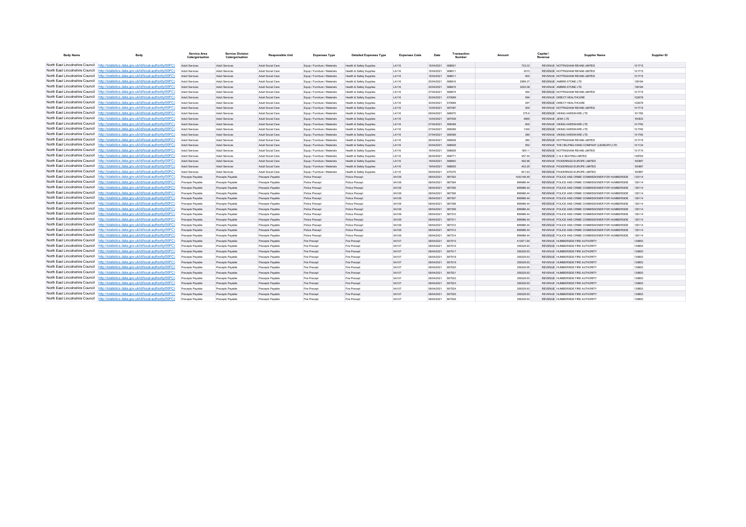| Body Name | Body | Service Area Catergorisation | Service Division Catergorisation | Responsible Unit | Expenses Type | Detailed Expenses Type | Expenses Code | Date | Transaction Number | Amount | Capital / Revenue | Supplier Name | Supplier ID |
|---|---|---|---|---|---|---|---|---|---|---|---|---|---|
| North East Lincolnshire Council | http://statistics.data.gov.uk/id/local-authority/00FC) | Adult Services | Adult Services | Adult Social Care | Equip / Furniture / Materials | Health & Safety Supplies | LA116 | 15/04/2021 | 668621 | 723.03 | REVENUE | NOTTINGHAM REHAB LIMITED | 101715 |
| North East Lincolnshire Council | http://statistics.data.gov.uk/id/local-authority/00FC) | Adult Services | Adult Services | Adult Social Care | Equip / Furniture / Materials | Health & Safety Supplies | LA116 | 15/04/2021 | 668611 | 2015 | REVENUE | NOTTINGHAM REHAB LIMITED | 101715 |
| North East Lincolnshire Council | http://statistics.data.gov.uk/id/local-authority/00FC) | Adult Services | Adult Services | Adult Social Care | Equip / Furniture / Materials | Health & Safety Supplies | LA116 | 15/04/2021 | 668611 | 900 | REVENUE | NOTTINGHAM REHAB LIMITED | 101715 |
| North East Lincolnshire Council | http://statistics.data.gov.uk/id/local-authority/00FC) | Adult Services | Adult Services | Adult Social Care | Equip / Furniture / Materials | Health & Safety Supplies | LA116 | 20/04/2021 | 668616 | 2989.37 | REVENUE | AMBRE-STONE LTD | 139184 |
| North East Lincolnshire Council | http://statistics.data.gov.uk/id/local-authority/00FC) | Adult Services | Adult Services | Adult Social Care | Equip / Furniture / Materials | Health & Safety Supplies | LA116 | 20/04/2021 | 668615 | 3020.08 | REVENUE | AMBRE-STONE LTD | 139184 |
| North East Lincolnshire Council | http://statistics.data.gov.uk/id/local-authority/00FC) | Adult Services | Adult Services | Adult Social Care | Equip / Furniture / Materials | Health & Safety Supplies | LA116 | 27/04/2021 | 669674 | 492 | REVENUE | NOTTINGHAM REHAB LIMITED | 101715 |
| North East Lincolnshire Council | http://statistics.data.gov.uk/id/local-authority/00FC) | Adult Services | Adult Services | Adult Social Care | Equip / Furniture / Materials | Health & Safety Supplies | LA116 | 30/04/2021 | 670669 | 594 | REVENUE | DIRECT HEALTHCARE | 102678 |
| North East Lincolnshire Council | http://statistics.data.gov.uk/id/local-authority/00FC) | Adult Services | Adult Services | Adult Social Care | Equip / Furniture / Materials | Health & Safety Supplies | LA116 | 30/04/2021 | 670669 | 297 | REVENUE | DIRECT HEALTHCARE | 102678 |
| North East Lincolnshire Council | http://statistics.data.gov.uk/id/local-authority/00FC) | Adult Services | Adult Services | Adult Social Care | Equip / Furniture / Materials | Health & Safety Supplies | LA116 | 12/04/2021 | 667087 | 500 | REVENUE | NOTTINGHAM REHAB LIMITED | 101715 |
| North East Lincolnshire Council | http://statistics.data.gov.uk/id/local-authority/00FC) | Adult Services | Adult Services | Adult Social Care | Equip / Furniture / Materials | Health & Safety Supplies | LA116 | 09/04/2021 | 666970 | 375.6 | REVENUE | VIKING HARDWARE LTD | 101792 |
| North East Lincolnshire Council | http://statistics.data.gov.uk/id/local-authority/00FC) | Adult Services | Adult Services | Adult Social Care | Equip / Furniture / Materials | Health & Safety Supplies | LA116 | 12/04/2021 | 667939 | 4665 | REVENUE | JENX LTD | 100833 |
| North East Lincolnshire Council | http://statistics.data.gov.uk/id/local-authority/00FC) | Adult Services | Adult Services | Adult Social Care | Equip / Furniture / Materials | Health & Safety Supplies | LA116 | 27/04/2021 | 669369 | 600 | REVENUE | VIKING HARDWARE LTD | 101792 |
| North East Lincolnshire Council | http://statistics.data.gov.uk/id/local-authority/00FC) | Adult Services | Adult Services | Adult Social Care | Equip / Furniture / Materials | Health & Safety Supplies | LA116 | 27/04/2021 | 669369 | 1300 | REVENUE | VIKING HARDWARE LTD | 101792 |
| North East Lincolnshire Council | http://statistics.data.gov.uk/id/local-authority/00FC) | Adult Services | Adult Services | Adult Social Care | Equip / Furniture / Materials | Health & Safety Supplies | LA116 | 27/04/2021 | 669369 | 280 | REVENUE | VIKING HARDWARE LTD | 101792 |
| North East Lincolnshire Council | http://statistics.data.gov.uk/id/local-authority/00FC) | Adult Services | Adult Services | Adult Social Care | Equip / Furniture / Materials | Health & Safety Supplies | LA116 | 26/04/2021 | 669628 | 280 | REVENUE | NOTTINGHAM REHAB LIMITED | 101715 |
| North East Lincolnshire Council | http://statistics.data.gov.uk/id/local-authority/00FC) | Adult Services | Adult Services | Adult Social Care | Equip / Furniture / Materials | Health & Safety Supplies | LA116 | 20/04/2021 | 668929 | 552 | REVENUE | THE HELPING HAND COMPANY (LEDBURY) LTD | 101134 |
| North East Lincolnshire Council | http://statistics.data.gov.uk/id/local-authority/00FC) | Adult Services | Adult Services | Adult Social Care | Equip / Furniture / Materials | Health & Safety Supplies | LA116 | 16/04/2021 | 668828 | 1851.1 | REVENUE | NOTTINGHAM REHAB LIMITED | 101715 |
| North East Lincolnshire Council | http://statistics.data.gov.uk/id/local-authority/00FC) | Adult Services | Adult Services | Adult Social Care | Equip / Furniture / Materials | Health & Safety Supplies | LA116 | 26/04/2021 | 669771 | 457.44 | REVENUE | C & S SEATING LIMITED | 148764 |
| North East Lincolnshire Council | http://statistics.data.gov.uk/id/local-authority/00FC) | Adult Services | Adult Services | Adult Social Care | Equip / Furniture / Materials | Health & Safety Supplies | LA116 | 19/04/2021 | 668840 | 492.96 | REVENUE | PICKERINGS EUROPE LIMITED | 100897 |
| North East Lincolnshire Council | http://statistics.data.gov.uk/id/local-authority/00FC) | Adult Services | Adult Services | Adult Social Care | Equip / Furniture / Materials | Health & Safety Supplies | LA116 | 19/04/2021 | 668835 | 403.25 | REVENUE | PICKERINGS EUROPE LIMITED | 100897 |
| North East Lincolnshire Council | http://statistics.data.gov.uk/id/local-authority/00FC) | Adult Services | Adult Services | Adult Social Care | Equip / Furniture / Materials | Health & Safety Supplies | LA116 | 29/04/2021 | 670375 | 601.63 | REVENUE | PICKERINGS EUROPE LIMITED | 100897 |
| North East Lincolnshire Council | http://statistics.data.gov.uk/id/local-authority/00FC) | Precepts Payable | Precepts Payable | Precepts Payable | Police Precept | Police Precept | XA106 | 08/04/2021 | 667503 | 1043146.49 | REVENUE | POLICE AND CRIME COMMISSIONER FOR HUMBERSIDE | 135114 |
| North East Lincolnshire Council | http://statistics.data.gov.uk/id/local-authority/00FC) | Precepts Payable | Precepts Payable | Precepts Payable | Police Precept | Police Precept | XA106 | 08/04/2021 | 667504 | 899986.44 | REVENUE | POLICE AND CRIME COMMISSIONER FOR HUMBERSIDE | 135114 |
| North East Lincolnshire Council | http://statistics.data.gov.uk/id/local-authority/00FC) | Precepts Payable | Precepts Payable | Precepts Payable | Police Precept | Police Precept | XA106 | 08/04/2021 | 667505 | 899986.44 | REVENUE | POLICE AND CRIME COMMISSIONER FOR HUMBERSIDE | 135114 |
| North East Lincolnshire Council | http://statistics.data.gov.uk/id/local-authority/00FC) | Precepts Payable | Precepts Payable | Precepts Payable | Police Precept | Police Precept | XA106 | 08/04/2021 | 667506 | 899986.44 | REVENUE | POLICE AND CRIME COMMISSIONER FOR HUMBERSIDE | 135114 |
| North East Lincolnshire Council | http://statistics.data.gov.uk/id/local-authority/00FC) | Precepts Payable | Precepts Payable | Precepts Payable | Police Precept | Police Precept | XA106 | 08/04/2021 | 667507 | 899986.44 | REVENUE | POLICE AND CRIME COMMISSIONER FOR HUMBERSIDE | 135114 |
| North East Lincolnshire Council | http://statistics.data.gov.uk/id/local-authority/00FC) | Precepts Payable | Precepts Payable | Precepts Payable | Police Precept | Police Precept | XA106 | 08/04/2021 | 667508 | 899986.44 | REVENUE | POLICE AND CRIME COMMISSIONER FOR HUMBERSIDE | 135114 |
| North East Lincolnshire Council | http://statistics.data.gov.uk/id/local-authority/00FC) | Precepts Payable | Precepts Payable | Precepts Payable | Police Precept | Police Precept | XA106 | 08/04/2021 | 667509 | 899986.44 | REVENUE | POLICE AND CRIME COMMISSIONER FOR HUMBERSIDE | 135114 |
| North East Lincolnshire Council | http://statistics.data.gov.uk/id/local-authority/00FC) | Precepts Payable | Precepts Payable | Precepts Payable | Police Precept | Police Precept | XA106 | 08/04/2021 | 667510 | 899986.44 | REVENUE | POLICE AND CRIME COMMISSIONER FOR HUMBERSIDE | 135114 |
| North East Lincolnshire Council | http://statistics.data.gov.uk/id/local-authority/00FC) | Precepts Payable | Precepts Payable | Precepts Payable | Police Precept | Police Precept | XA106 | 08/04/2021 | 667511 | 899986.44 | REVENUE | POLICE AND CRIME COMMISSIONER FOR HUMBERSIDE | 135114 |
| North East Lincolnshire Council | http://statistics.data.gov.uk/id/local-authority/00FC) | Precepts Payable | Precepts Payable | Precepts Payable | Police Precept | Police Precept | XA106 | 08/04/2021 | 667512 | 899986.44 | REVENUE | POLICE AND CRIME COMMISSIONER FOR HUMBERSIDE | 135114 |
| North East Lincolnshire Council | http://statistics.data.gov.uk/id/local-authority/00FC) | Precepts Payable | Precepts Payable | Precepts Payable | Police Precept | Police Precept | XA106 | 08/04/2021 | 667513 | 899986.44 | REVENUE | POLICE AND CRIME COMMISSIONER FOR HUMBERSIDE | 135114 |
| North East Lincolnshire Council | http://statistics.data.gov.uk/id/local-authority/00FC) | Precepts Payable | Precepts Payable | Precepts Payable | Police Precept | Police Precept | XA106 | 08/04/2021 | 667514 | 899986.44 | REVENUE | POLICE AND CRIME COMMISSIONER FOR HUMBERSIDE | 135114 |
| North East Lincolnshire Council | http://statistics.data.gov.uk/id/local-authority/00FC) | Precepts Payable | Precepts Payable | Precepts Payable | Fire Precept | Fire Precept | XA107 | 08/04/2021 | 667515 | 413671.84 | REVENUE | HUMBERSIDE FIRE AUTHORITY | 139853 |
| North East Lincolnshire Council | http://statistics.data.gov.uk/id/local-authority/00FC) | Precepts Payable | Precepts Payable | Precepts Payable | Fire Precept | Fire Precept | XA107 | 08/04/2021 | 667516 | 359329.93 | REVENUE | HUMBERSIDE FIRE AUTHORITY | 139853 |
| North East Lincolnshire Council | http://statistics.data.gov.uk/id/local-authority/00FC) | Precepts Payable | Precepts Payable | Precepts Payable | Fire Precept | Fire Precept | XA107 | 08/04/2021 | 667517 | 359329.93 | REVENUE | HUMBERSIDE FIRE AUTHORITY | 139853 |
| North East Lincolnshire Council | http://statistics.data.gov.uk/id/local-authority/00FC) | Precepts Payable | Precepts Payable | Precepts Payable | Fire Precept | Fire Precept | XA107 | 08/04/2021 | 667518 | 359329.93 | REVENUE | HUMBERSIDE FIRE AUTHORITY | 139853 |
| North East Lincolnshire Council | http://statistics.data.gov.uk/id/local-authority/00FC) | Precepts Payable | Precepts Payable | Precepts Payable | Fire Precept | Fire Precept | XA107 | 08/04/2021 | 667519 | 359329.93 | REVENUE | HUMBERSIDE FIRE AUTHORITY | 139853 |
| North East Lincolnshire Council | http://statistics.data.gov.uk/id/local-authority/00FC) | Precepts Payable | Precepts Payable | Precepts Payable | Fire Precept | Fire Precept | XA107 | 08/04/2021 | 667520 | 359329.95 | REVENUE | HUMBERSIDE FIRE AUTHORITY | 139853 |
| North East Lincolnshire Council | http://statistics.data.gov.uk/id/local-authority/00FC) | Precepts Payable | Precepts Payable | Precepts Payable | Fire Precept | Fire Precept | XA107 | 08/04/2021 | 667521 | 359329.93 | REVENUE | HUMBERSIDE FIRE AUTHORITY | 139853 |
| North East Lincolnshire Council | http://statistics.data.gov.uk/id/local-authority/00FC) | Precepts Payable | Precepts Payable | Precepts Payable | Fire Precept | Fire Precept | XA107 | 08/04/2021 | 667522 | 359329.93 | REVENUE | HUMBERSIDE FIRE AUTHORITY | 139853 |
| North East Lincolnshire Council | http://statistics.data.gov.uk/id/local-authority/00FC) | Precepts Payable | Precepts Payable | Precepts Payable | Fire Precept | Fire Precept | XA107 | 08/04/2021 | 667523 | 359329.93 | REVENUE | HUMBERSIDE FIRE AUTHORITY | 139853 |
| North East Lincolnshire Council | http://statistics.data.gov.uk/id/local-authority/00FC) | Precepts Payable | Precepts Payable | Precepts Payable | Fire Precept | Fire Precept | XA107 | 08/04/2021 | 667524 | 359329.93 | REVENUE | HUMBERSIDE FIRE AUTHORITY | 139853 |
| North East Lincolnshire Council | http://statistics.data.gov.uk/id/local-authority/00FC) | Precepts Payable | Precepts Payable | Precepts Payable | Fire Precept | Fire Precept | XA107 | 08/04/2021 | 667525 | 359329.93 | REVENUE | HUMBERSIDE FIRE AUTHORITY | 139853 |
| North East Lincolnshire Council | http://statistics.data.gov.uk/id/local-authority/00FC) | Precepts Payable | Precepts Payable | Precepts Payable | Fire Precept | Fire Precept | XA107 | 08/04/2021 | 667526 | 359329.93 | REVENUE | HUMBERSIDE FIRE AUTHORITY | 139853 |